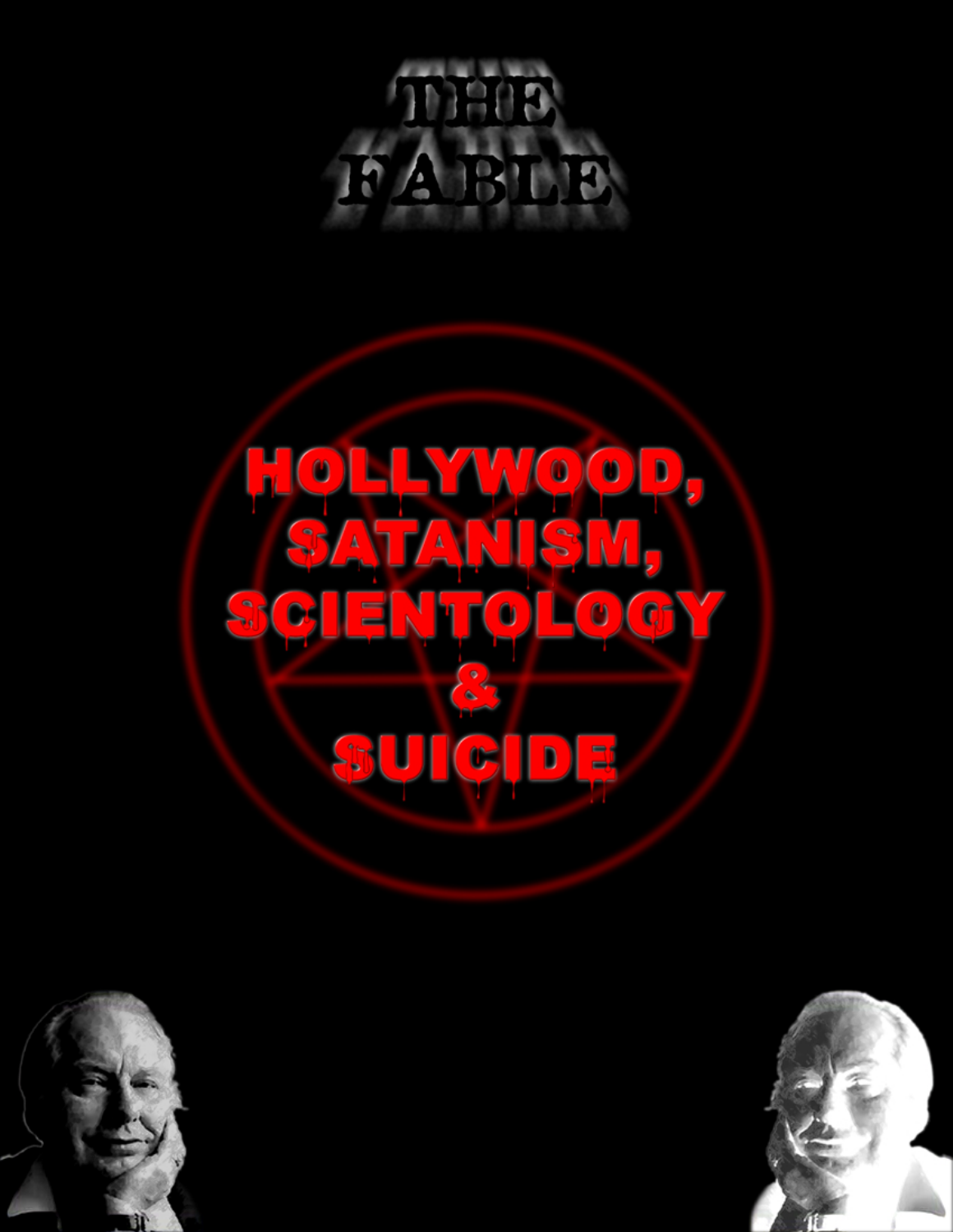# THE FABLE

# HOLLYWOOD, SATANISM, SCIENTOLOGY & SUICIDE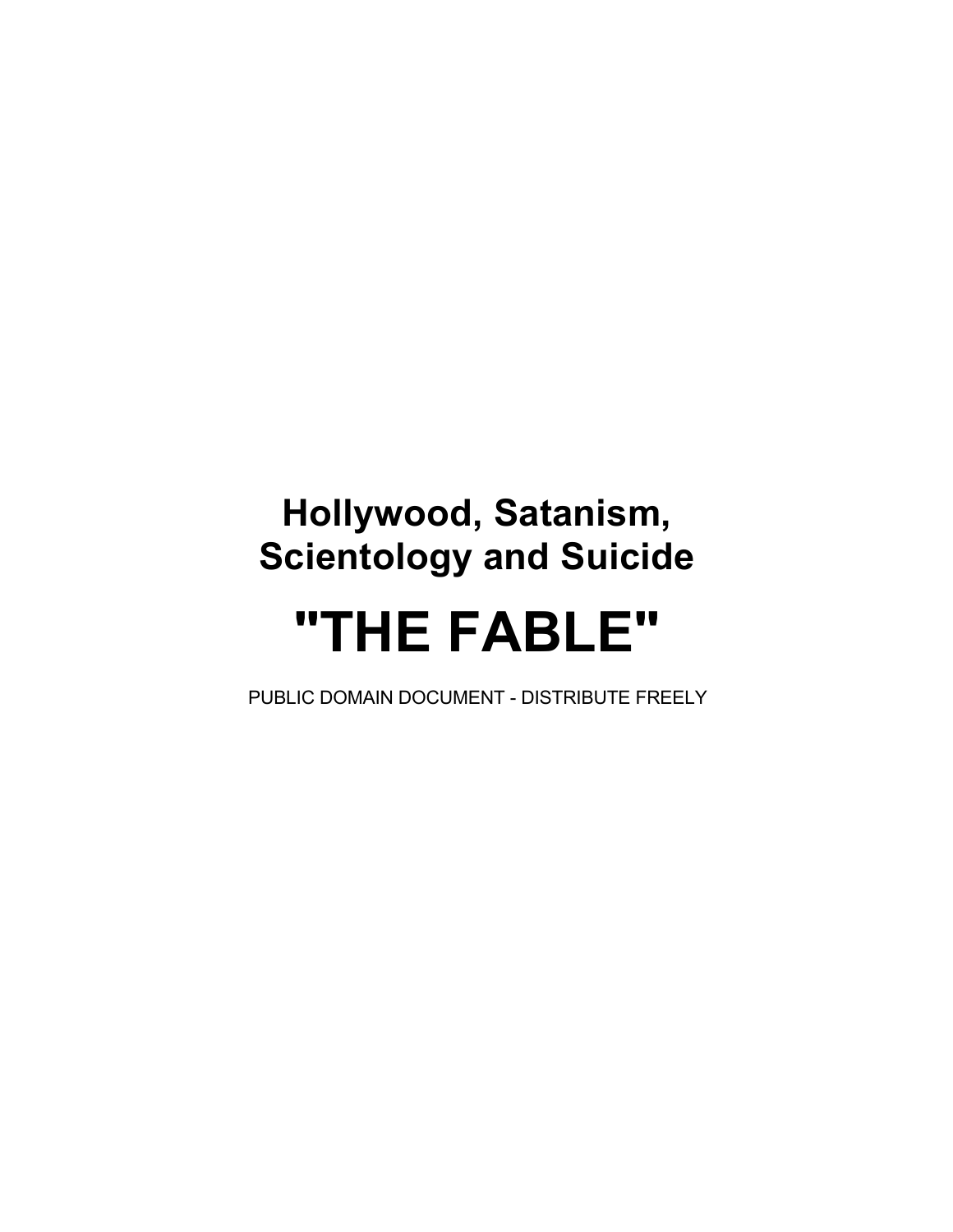# Hollywood, Satanism, Scientology and Suicide

# "THE FABLE"

PUBLIC DOMAIN DOCUMENT - DISTRIBUTE FREELY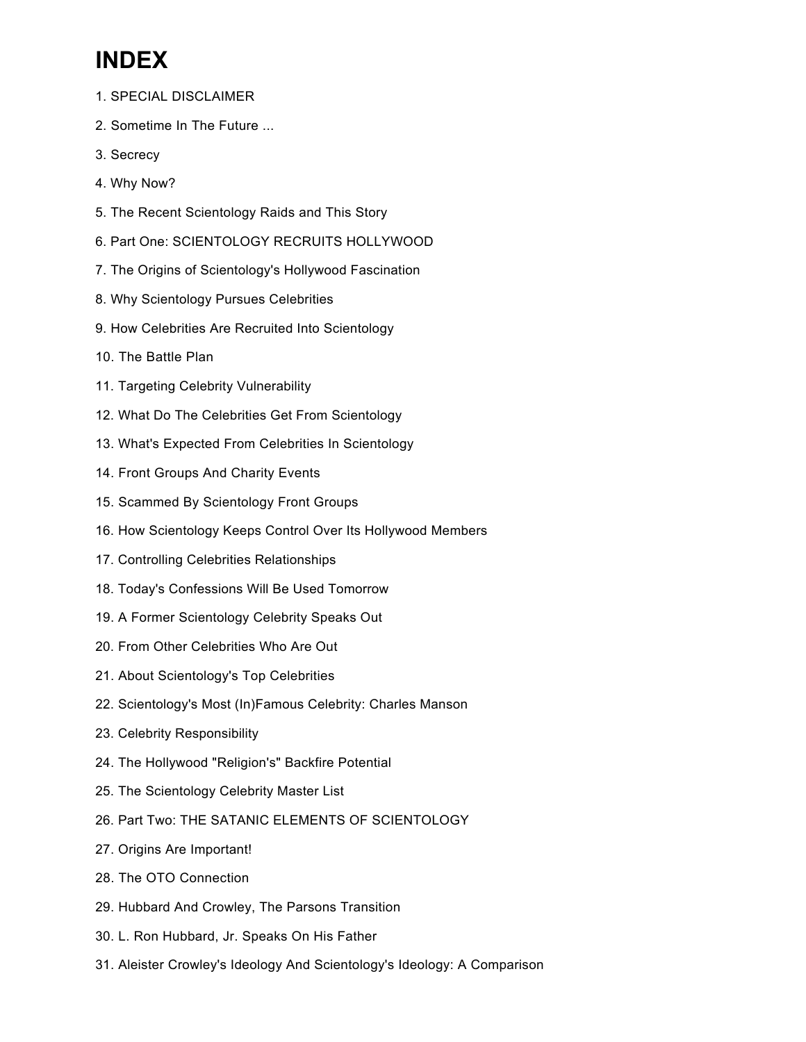# INDEX

1. SPECIAL DISCLAIMER
2. Sometime In The Future ...
3. Secrecy
4. Why Now?
5. The Recent Scientology Raids and This Story
6. Part One: SCIENTOLOGY RECRUITS HOLLYWOOD
7. The Origins of Scientology's Hollywood Fascination
8. Why Scientology Pursues Celebrities
9. How Celebrities Are Recruited Into Scientology
10. The Battle Plan
11. Targeting Celebrity Vulnerability
12. What Do The Celebrities Get From Scientology
13. What's Expected From Celebrities In Scientology
14. Front Groups And Charity Events
15. Scammed By Scientology Front Groups
16. How Scientology Keeps Control Over Its Hollywood Members
17. Controlling Celebrities Relationships
18. Today's Confessions Will Be Used Tomorrow
19. A Former Scientology Celebrity Speaks Out
20. From Other Celebrities Who Are Out
21. About Scientology's Top Celebrities
22. Scientology's Most (In)Famous Celebrity: Charles Manson
23. Celebrity Responsibility
24. The Hollywood "Religion's" Backfire Potential
25. The Scientology Celebrity Master List
26. Part Two: THE SATANIC ELEMENTS OF SCIENTOLOGY
27. Origins Are Important!
28. The OTO Connection
29. Hubbard And Crowley, The Parsons Transition
30. L. Ron Hubbard, Jr. Speaks On His Father
31. Aleister Crowley's Ideology And Scientology's Ideology: A Comparison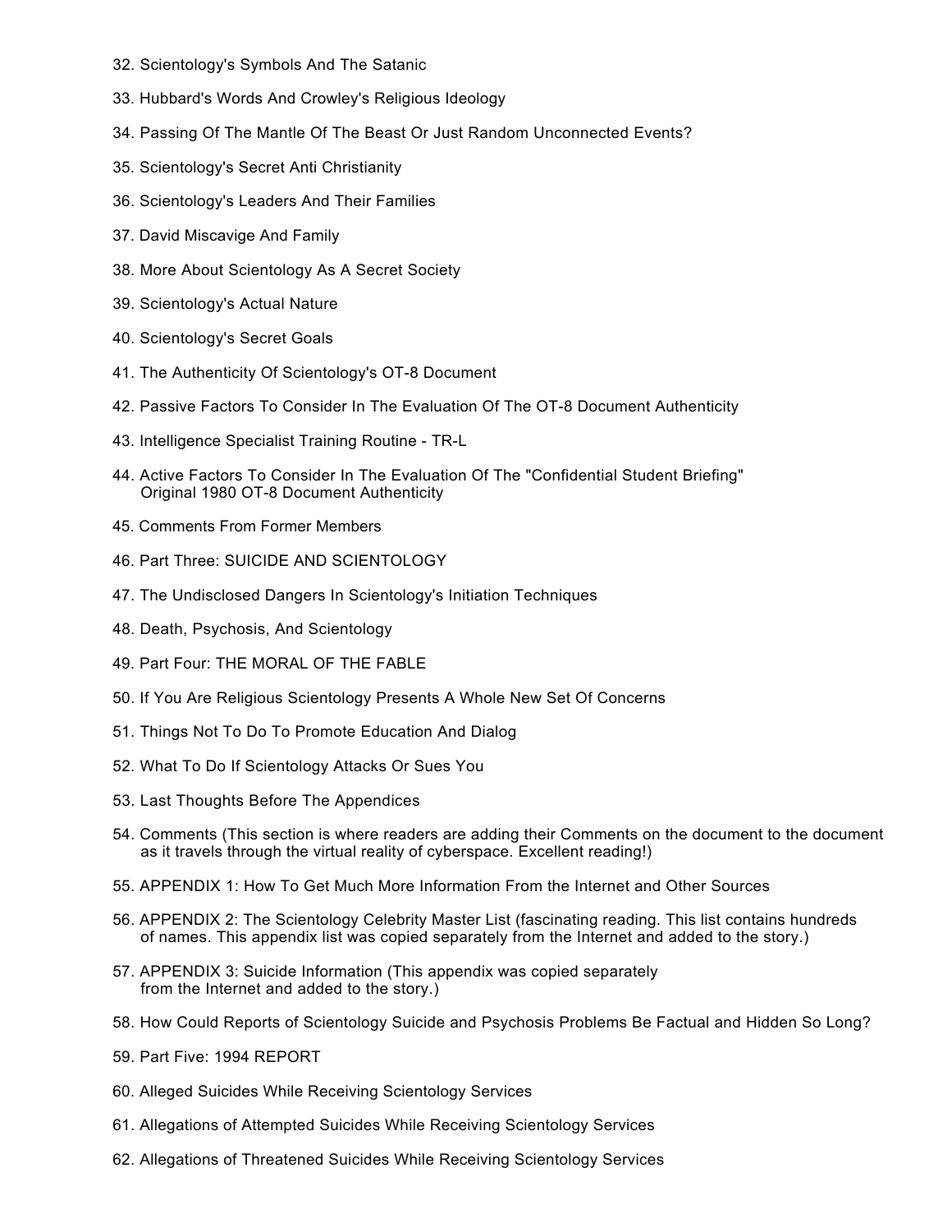32. Scientology's Symbols And The Satanic

33. Hubbard's Words And Crowley's Religious Ideology

34. Passing Of The Mantle Of The Beast Or Just Random Unconnected Events?

35. Scientology's Secret Anti Christianity

36. Scientology's Leaders And Their Families

37. David Miscavige And Family

38. More About Scientology As A Secret Society

39. Scientology's Actual Nature

40. Scientology's Secret Goals

41. The Authenticity Of Scientology's OT-8 Document

42. Passive Factors To Consider In The Evaluation Of The OT-8 Document Authenticity

43. Intelligence Specialist Training Routine - TR-L

44. Active Factors To Consider In The Evaluation Of The "Confidential Student Briefing" Original 1980 OT-8 Document Authenticity

45. Comments From Former Members

46. Part Three: SUICIDE AND SCIENTOLOGY

47. The Undisclosed Dangers In Scientology's Initiation Techniques

48. Death, Psychosis, And Scientology

49. Part Four: THE MORAL OF THE FABLE

50. If You Are Religious Scientology Presents A Whole New Set Of Concerns

51. Things Not To Do To Promote Education And Dialog

52. What To Do If Scientology Attacks Or Sues You

53. Last Thoughts Before The Appendices

54. Comments (This section is where readers are adding their Comments on the document to the document as it travels through the virtual reality of cyberspace. Excellent reading!)

55. APPENDIX 1: How To Get Much More Information From the Internet and Other Sources

56. APPENDIX 2: The Scientology Celebrity Master List (fascinating reading. This list contains hundreds of names. This appendix list was copied separately from the Internet and added to the story.)

57. APPENDIX 3: Suicide Information (This appendix was copied separately from the Internet and added to the story.)

58. How Could Reports of Scientology Suicide and Psychosis Problems Be Factual and Hidden So Long?

59. Part Five: 1994 REPORT

60. Alleged Suicides While Receiving Scientology Services

61. Allegations of Attempted Suicides While Receiving Scientology Services

62. Allegations of Threatened Suicides While Receiving Scientology Services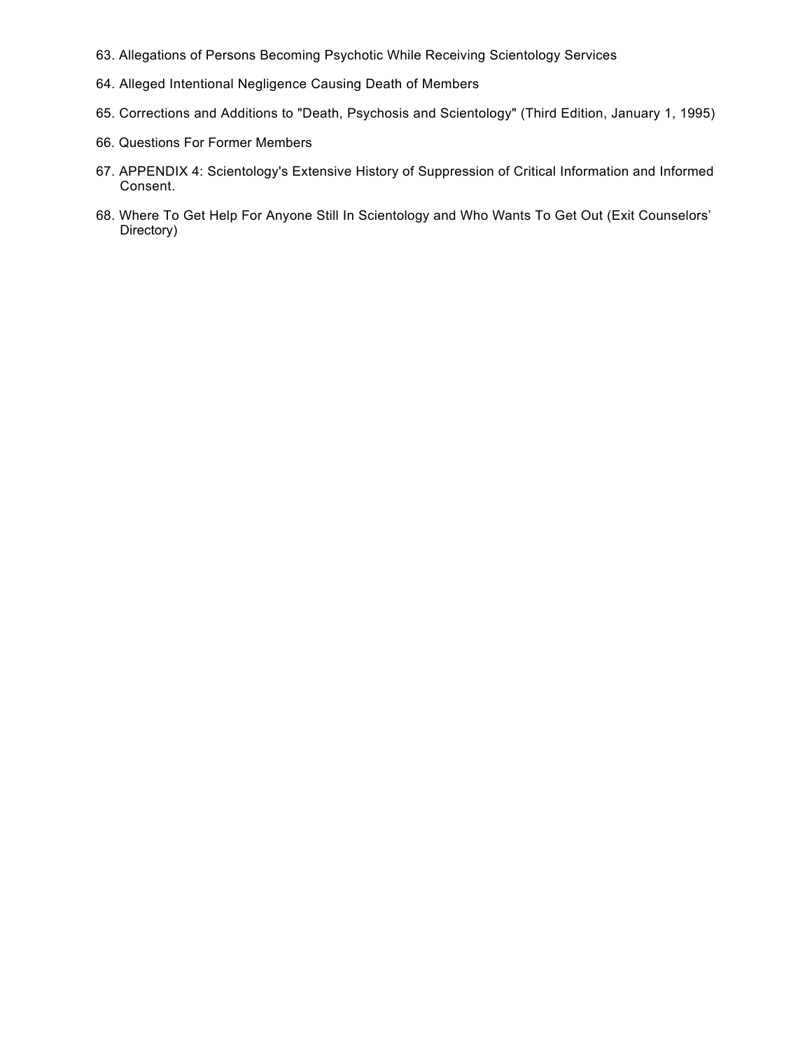63. Allegations of Persons Becoming Psychotic While Receiving Scientology Services

64. Alleged Intentional Negligence Causing Death of Members

65. Corrections and Additions to "Death, Psychosis and Scientology" (Third Edition, January 1, 1995)

66. Questions For Former Members

67. APPENDIX 4: Scientology's Extensive History of Suppression of Critical Information and Informed Consent.

68. Where To Get Help For Anyone Still In Scientology and Who Wants To Get Out (Exit Counselors' Directory)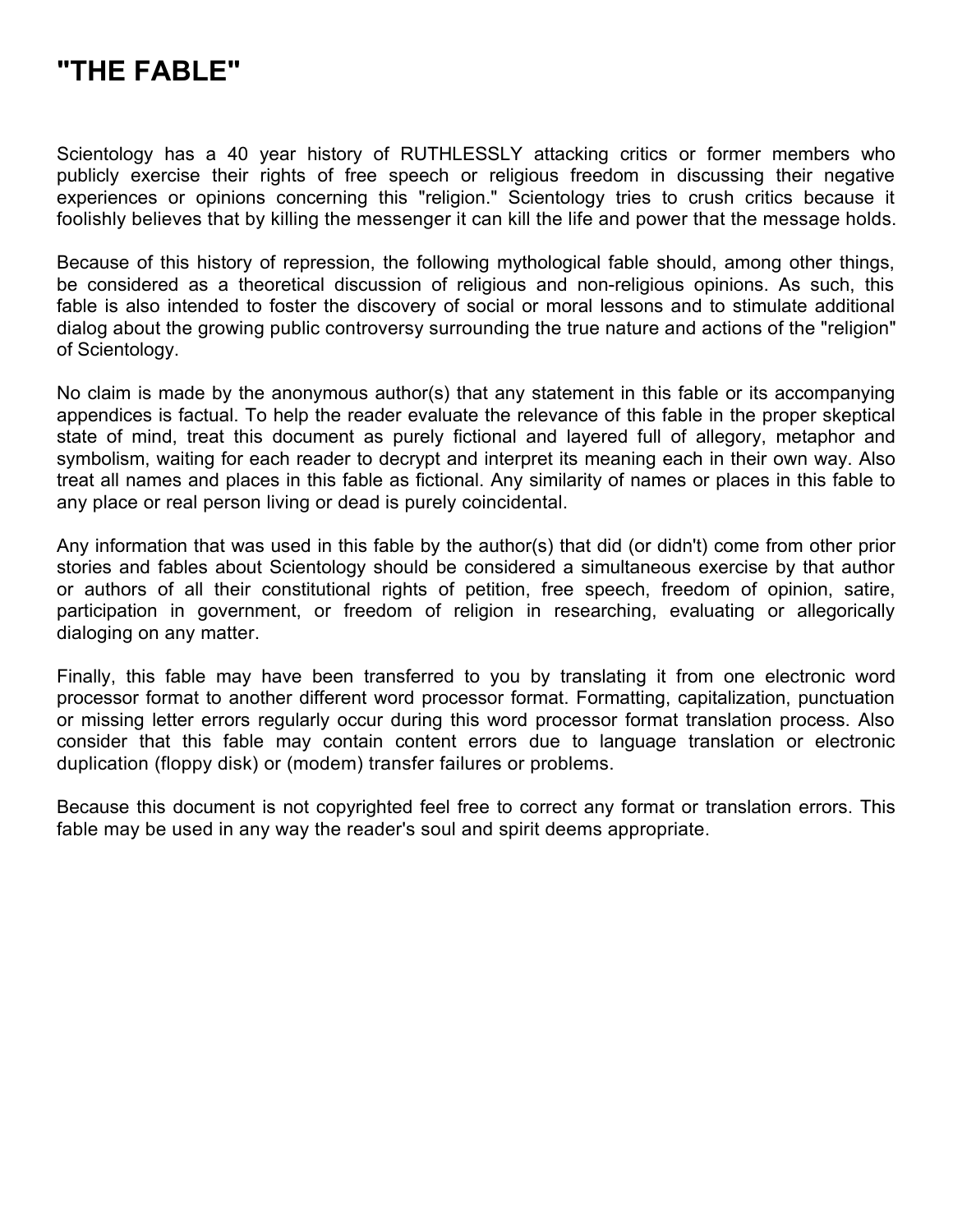# "THE FABLE"

Scientology has a 40 year history of RUTHLESSLY attacking critics or former members who publicly exercise their rights of free speech or religious freedom in discussing their negative experiences or opinions concerning this "religion." Scientology tries to crush critics because it foolishly believes that by killing the messenger it can kill the life and power that the message holds.

Because of this history of repression, the following mythological fable should, among other things, be considered as a theoretical discussion of religious and non-religious opinions. As such, this fable is also intended to foster the discovery of social or moral lessons and to stimulate additional dialog about the growing public controversy surrounding the true nature and actions of the "religion" of Scientology.

No claim is made by the anonymous author(s) that any statement in this fable or its accompanying appendices is factual. To help the reader evaluate the relevance of this fable in the proper skeptical state of mind, treat this document as purely fictional and layered full of allegory, metaphor and symbolism, waiting for each reader to decrypt and interpret its meaning each in their own way. Also treat all names and places in this fable as fictional. Any similarity of names or places in this fable to any place or real person living or dead is purely coincidental.

Any information that was used in this fable by the author(s) that did (or didn't) come from other prior stories and fables about Scientology should be considered a simultaneous exercise by that author or authors of all their constitutional rights of petition, free speech, freedom of opinion, satire, participation in government, or freedom of religion in researching, evaluating or allegorically dialoging on any matter.

Finally, this fable may have been transferred to you by translating it from one electronic word processor format to another different word processor format. Formatting, capitalization, punctuation or missing letter errors regularly occur during this word processor format translation process. Also consider that this fable may contain content errors due to language translation or electronic duplication (floppy disk) or (modem) transfer failures or problems.

Because this document is not copyrighted feel free to correct any format or translation errors. This fable may be used in any way the reader's soul and spirit deems appropriate.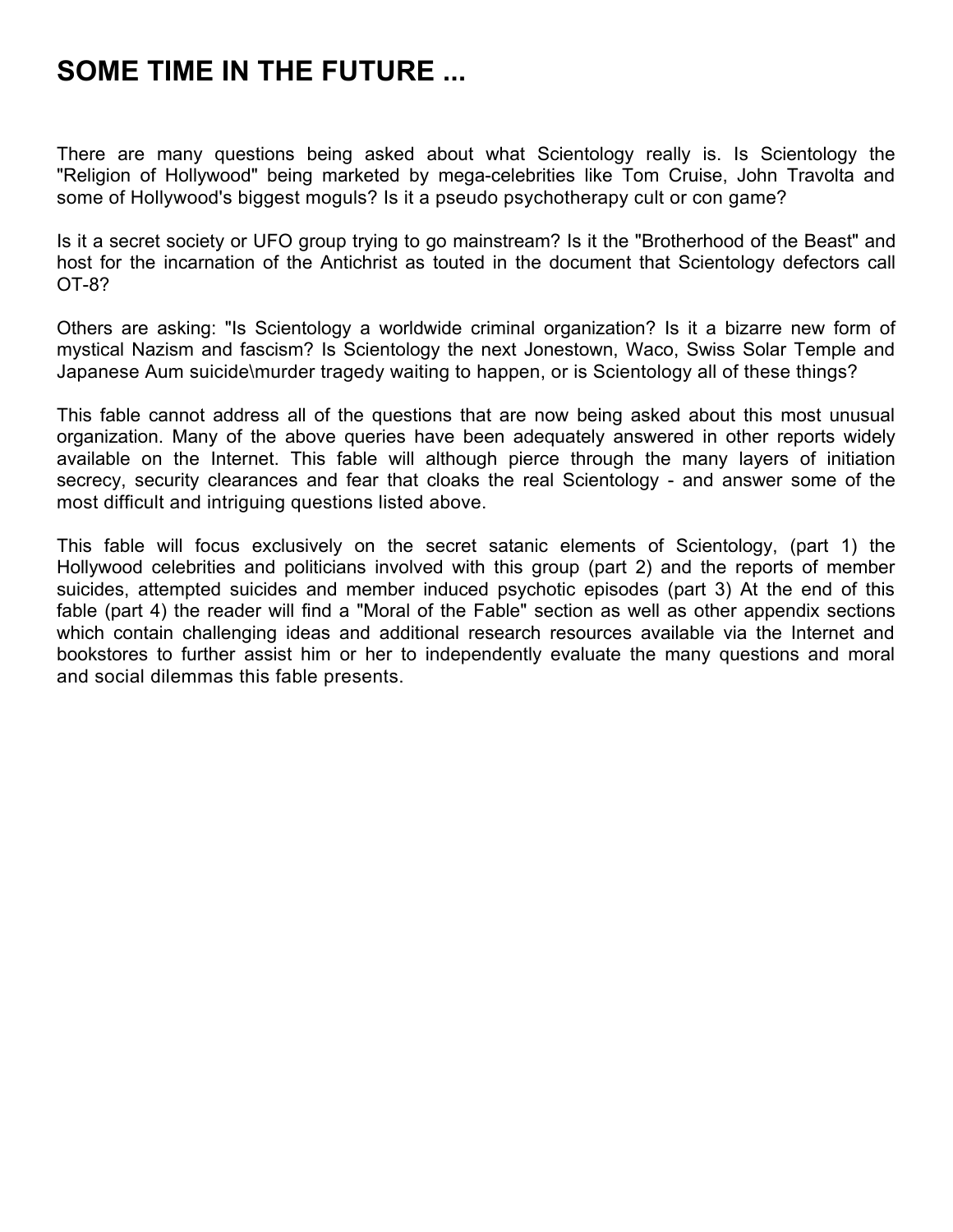# SOME TIME IN THE FUTURE ...

There are many questions being asked about what Scientology really is. Is Scientology the "Religion of Hollywood" being marketed by mega-celebrities like Tom Cruise, John Travolta and some of Hollywood's biggest moguls? Is it a pseudo psychotherapy cult or con game?

Is it a secret society or UFO group trying to go mainstream? Is it the "Brotherhood of the Beast" and host for the incarnation of the Antichrist as touted in the document that Scientology defectors call OT-8?

Others are asking: "Is Scientology a worldwide criminal organization? Is it a bizarre new form of mystical Nazism and fascism? Is Scientology the next Jonestown, Waco, Swiss Solar Temple and Japanese Aum suicide\murder tragedy waiting to happen, or is Scientology all of these things?

This fable cannot address all of the questions that are now being asked about this most unusual organization. Many of the above queries have been adequately answered in other reports widely available on the Internet. This fable will although pierce through the many layers of initiation secrecy, security clearances and fear that cloaks the real Scientology - and answer some of the most difficult and intriguing questions listed above.

This fable will focus exclusively on the secret satanic elements of Scientology, (part 1) the Hollywood celebrities and politicians involved with this group (part 2) and the reports of member suicides, attempted suicides and member induced psychotic episodes (part 3) At the end of this fable (part 4) the reader will find a "Moral of the Fable" section as well as other appendix sections which contain challenging ideas and additional research resources available via the Internet and bookstores to further assist him or her to independently evaluate the many questions and moral and social dilemmas this fable presents.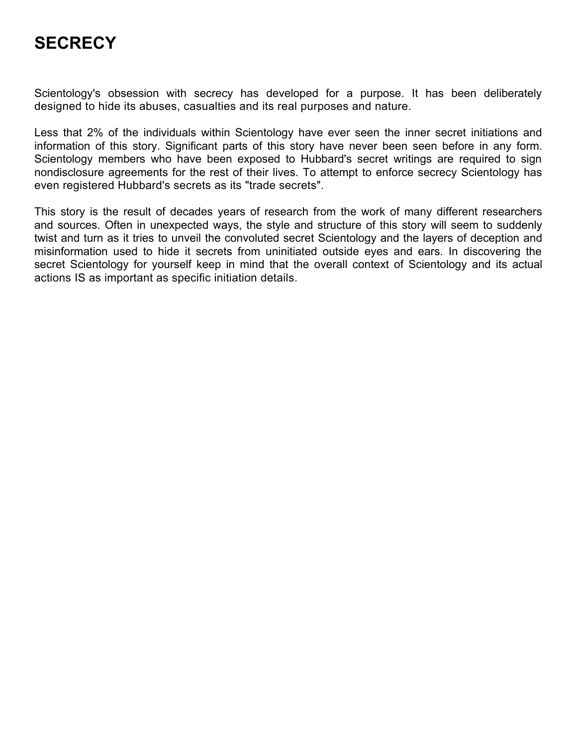# SECRECY

Scientology's obsession with secrecy has developed for a purpose. It has been deliberately designed to hide its abuses, casualties and its real purposes and nature.

Less that 2% of the individuals within Scientology have ever seen the inner secret initiations and information of this story. Significant parts of this story have never been seen before in any form. Scientology members who have been exposed to Hubbard's secret writings are required to sign nondisclosure agreements for the rest of their lives. To attempt to enforce secrecy Scientology has even registered Hubbard's secrets as its "trade secrets".

This story is the result of decades years of research from the work of many different researchers and sources. Often in unexpected ways, the style and structure of this story will seem to suddenly twist and turn as it tries to unveil the convoluted secret Scientology and the layers of deception and misinformation used to hide it secrets from uninitiated outside eyes and ears. In discovering the secret Scientology for yourself keep in mind that the overall context of Scientology and its actual actions IS as important as specific initiation details.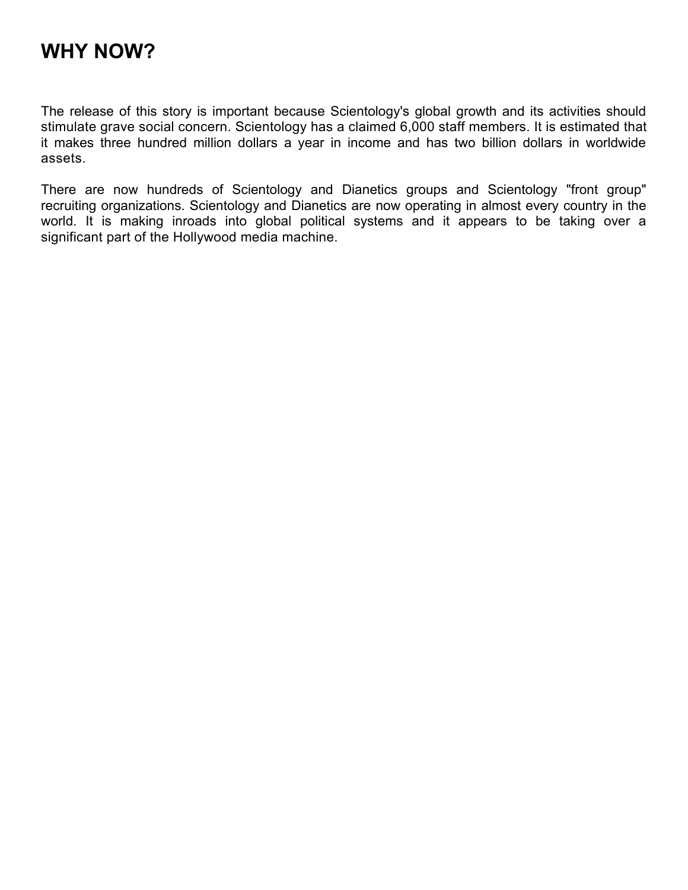# WHY NOW?

The release of this story is important because Scientology's global growth and its activities should stimulate grave social concern. Scientology has a claimed 6,000 staff members. It is estimated that it makes three hundred million dollars a year in income and has two billion dollars in worldwide assets.

There are now hundreds of Scientology and Dianetics groups and Scientology "front group" recruiting organizations. Scientology and Dianetics are now operating in almost every country in the world. It is making inroads into global political systems and it appears to be taking over a significant part of the Hollywood media machine.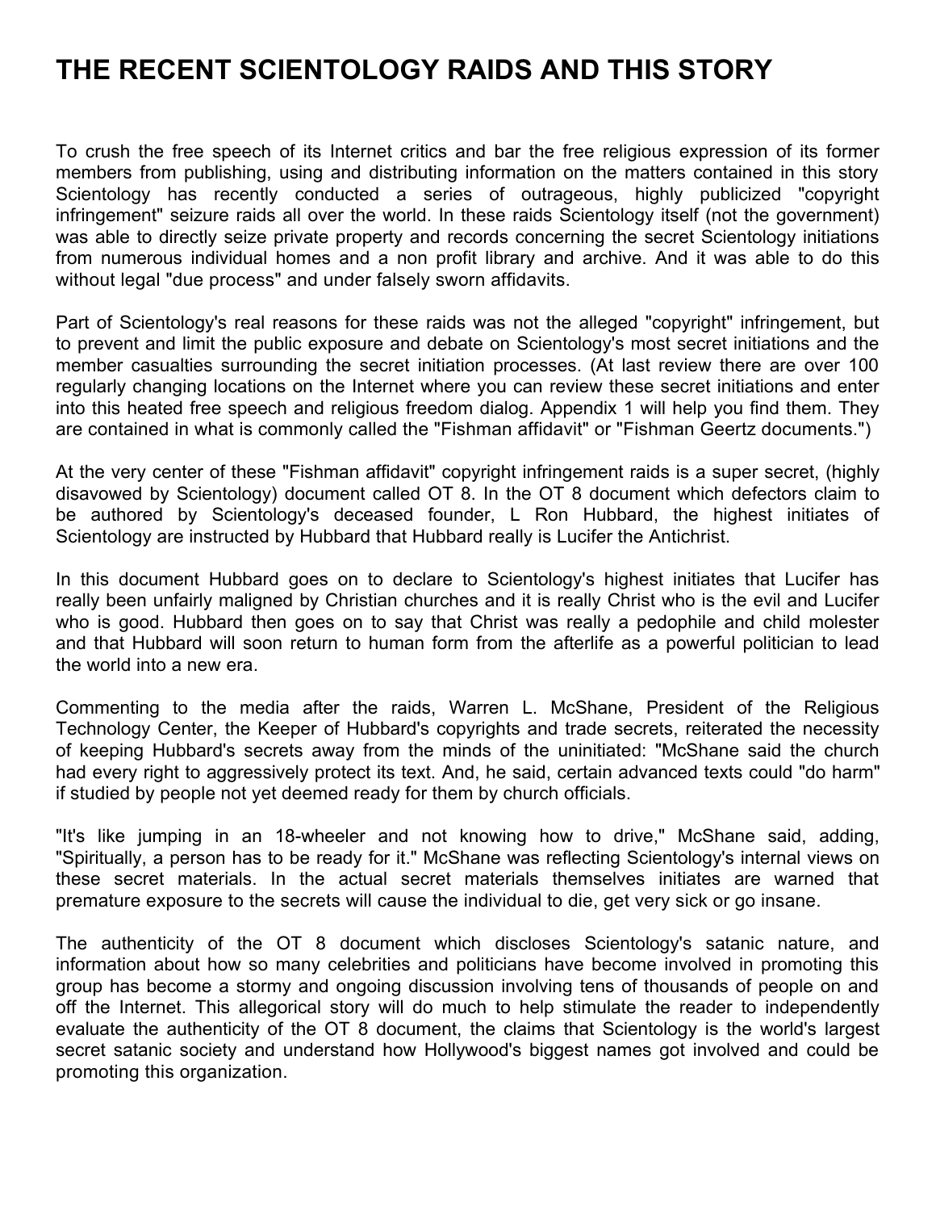# THE RECENT SCIENTOLOGY RAIDS AND THIS STORY

To crush the free speech of its Internet critics and bar the free religious expression of its former members from publishing, using and distributing information on the matters contained in this story Scientology has recently conducted a series of outrageous, highly publicized "copyright infringement" seizure raids all over the world. In these raids Scientology itself (not the government) was able to directly seize private property and records concerning the secret Scientology initiations from numerous individual homes and a non profit library and archive. And it was able to do this without legal "due process" and under falsely sworn affidavits.

Part of Scientology's real reasons for these raids was not the alleged "copyright" infringement, but to prevent and limit the public exposure and debate on Scientology's most secret initiations and the member casualties surrounding the secret initiation processes. (At last review there are over 100 regularly changing locations on the Internet where you can review these secret initiations and enter into this heated free speech and religious freedom dialog. Appendix 1 will help you find them. They are contained in what is commonly called the "Fishman affidavit" or "Fishman Geertz documents.")

At the very center of these "Fishman affidavit" copyright infringement raids is a super secret, (highly disavowed by Scientology) document called OT 8. In the OT 8 document which defectors claim to be authored by Scientology's deceased founder, L Ron Hubbard, the highest initiates of Scientology are instructed by Hubbard that Hubbard really is Lucifer the Antichrist.

In this document Hubbard goes on to declare to Scientology's highest initiates that Lucifer has really been unfairly maligned by Christian churches and it is really Christ who is the evil and Lucifer who is good. Hubbard then goes on to say that Christ was really a pedophile and child molester and that Hubbard will soon return to human form from the afterlife as a powerful politician to lead the world into a new era.

Commenting to the media after the raids, Warren L. McShane, President of the Religious Technology Center, the Keeper of Hubbard's copyrights and trade secrets, reiterated the necessity of keeping Hubbard's secrets away from the minds of the uninitiated: "McShane said the church had every right to aggressively protect its text. And, he said, certain advanced texts could "do harm" if studied by people not yet deemed ready for them by church officials.

"It's like jumping in an 18-wheeler and not knowing how to drive," McShane said, adding, "Spiritually, a person has to be ready for it." McShane was reflecting Scientology's internal views on these secret materials. In the actual secret materials themselves initiates are warned that premature exposure to the secrets will cause the individual to die, get very sick or go insane.

The authenticity of the OT 8 document which discloses Scientology's satanic nature, and information about how so many celebrities and politicians have become involved in promoting this group has become a stormy and ongoing discussion involving tens of thousands of people on and off the Internet. This allegorical story will do much to help stimulate the reader to independently evaluate the authenticity of the OT 8 document, the claims that Scientology is the world's largest secret satanic society and understand how Hollywood's biggest names got involved and could be promoting this organization.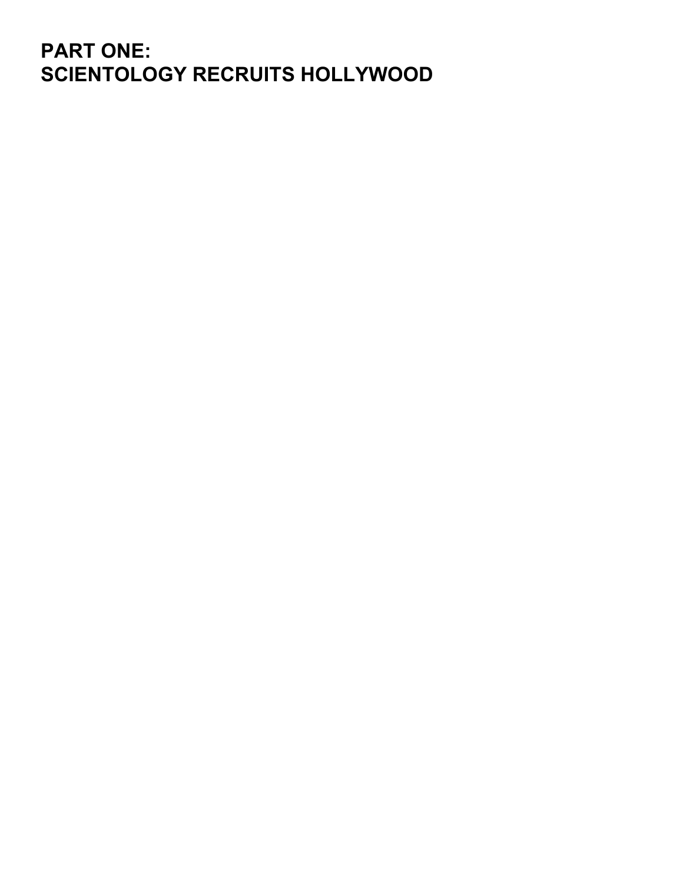# PART ONE:
# SCIENTOLOGY RECRUITS HOLLYWOOD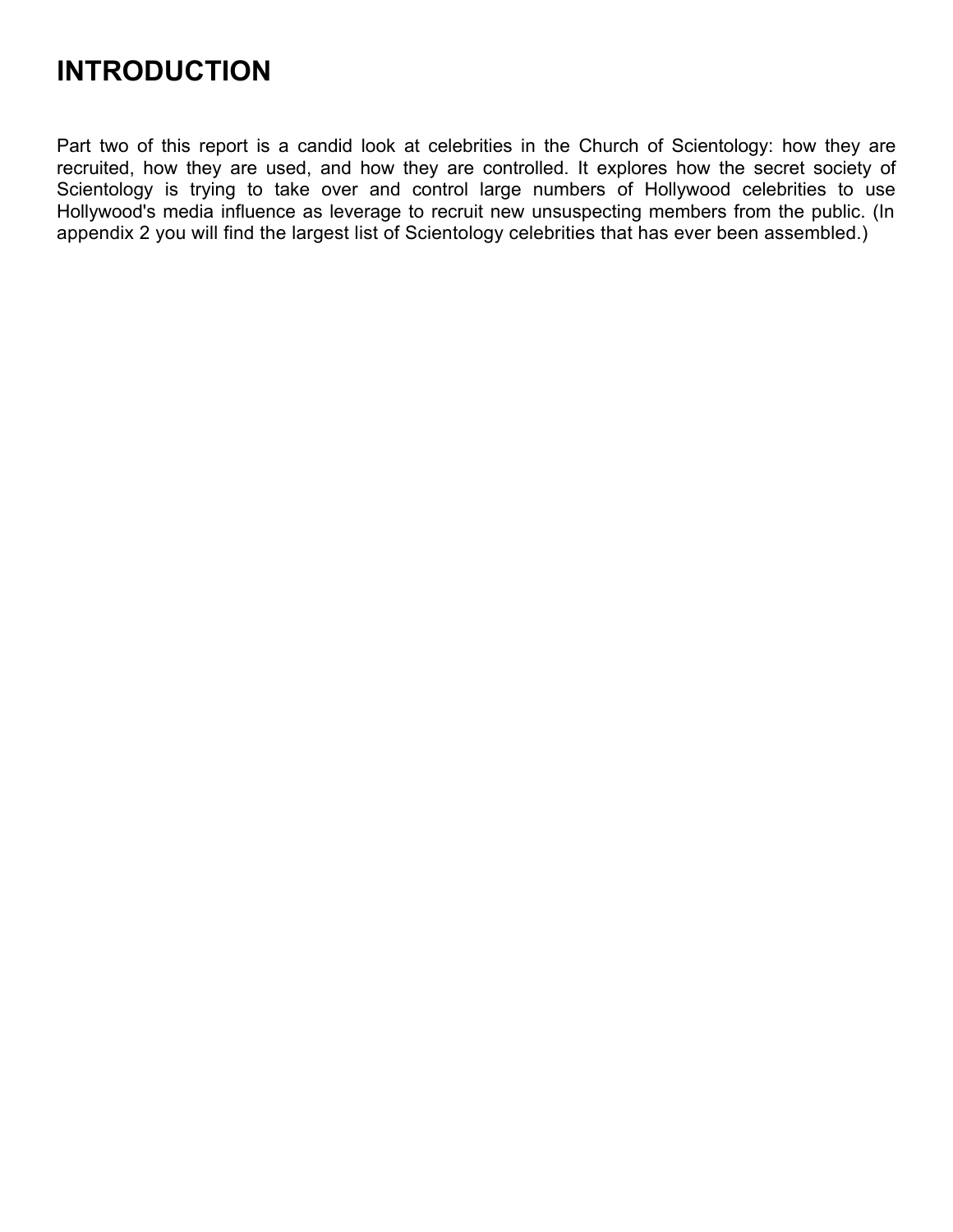# INTRODUCTION

Part two of this report is a candid look at celebrities in the Church of Scientology: how they are recruited, how they are used, and how they are controlled. It explores how the secret society of Scientology is trying to take over and control large numbers of Hollywood celebrities to use Hollywood's media influence as leverage to recruit new unsuspecting members from the public. (In appendix 2 you will find the largest list of Scientology celebrities that has ever been assembled.)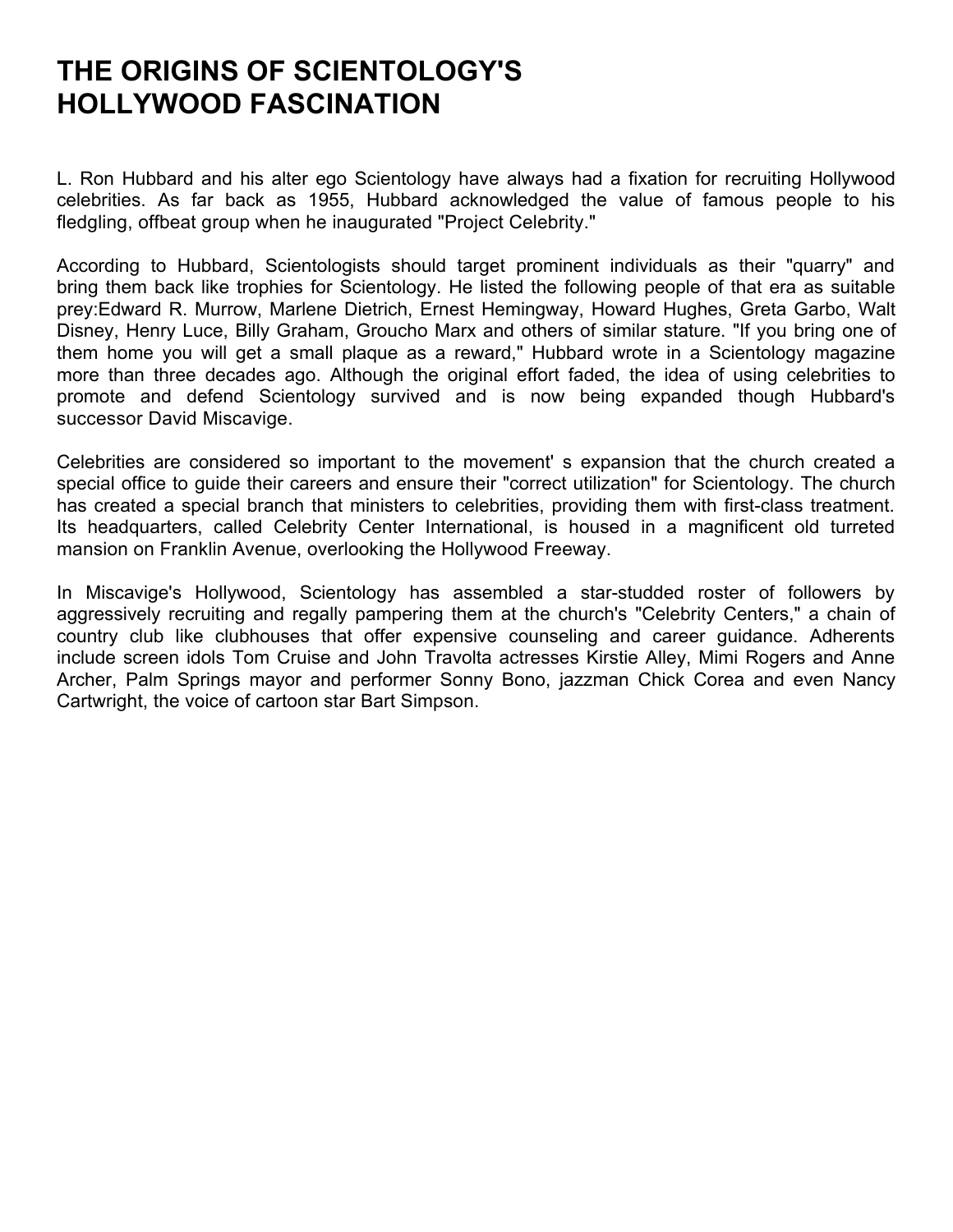# THE ORIGINS OF SCIENTOLOGY'S HOLLYWOOD FASCINATION

L. Ron Hubbard and his alter ego Scientology have always had a fixation for recruiting Hollywood celebrities. As far back as 1955, Hubbard acknowledged the value of famous people to his fledgling, offbeat group when he inaugurated "Project Celebrity."

According to Hubbard, Scientologists should target prominent individuals as their "quarry" and bring them back like trophies for Scientology. He listed the following people of that era as suitable prey:Edward R. Murrow, Marlene Dietrich, Ernest Hemingway, Howard Hughes, Greta Garbo, Walt Disney, Henry Luce, Billy Graham, Groucho Marx and others of similar stature. "If you bring one of them home you will get a small plaque as a reward," Hubbard wrote in a Scientology magazine more than three decades ago. Although the original effort faded, the idea of using celebrities to promote and defend Scientology survived and is now being expanded though Hubbard's successor David Miscavige.

Celebrities are considered so important to the movement' s expansion that the church created a special office to guide their careers and ensure their "correct utilization" for Scientology. The church has created a special branch that ministers to celebrities, providing them with first-class treatment. Its headquarters, called Celebrity Center International, is housed in a magnificent old turreted mansion on Franklin Avenue, overlooking the Hollywood Freeway.

In Miscavige's Hollywood, Scientology has assembled a star-studded roster of followers by aggressively recruiting and regally pampering them at the church's "Celebrity Centers," a chain of country club like clubhouses that offer expensive counseling and career guidance. Adherents include screen idols Tom Cruise and John Travolta actresses Kirstie Alley, Mimi Rogers and Anne Archer, Palm Springs mayor and performer Sonny Bono, jazzman Chick Corea and even Nancy Cartwright, the voice of cartoon star Bart Simpson.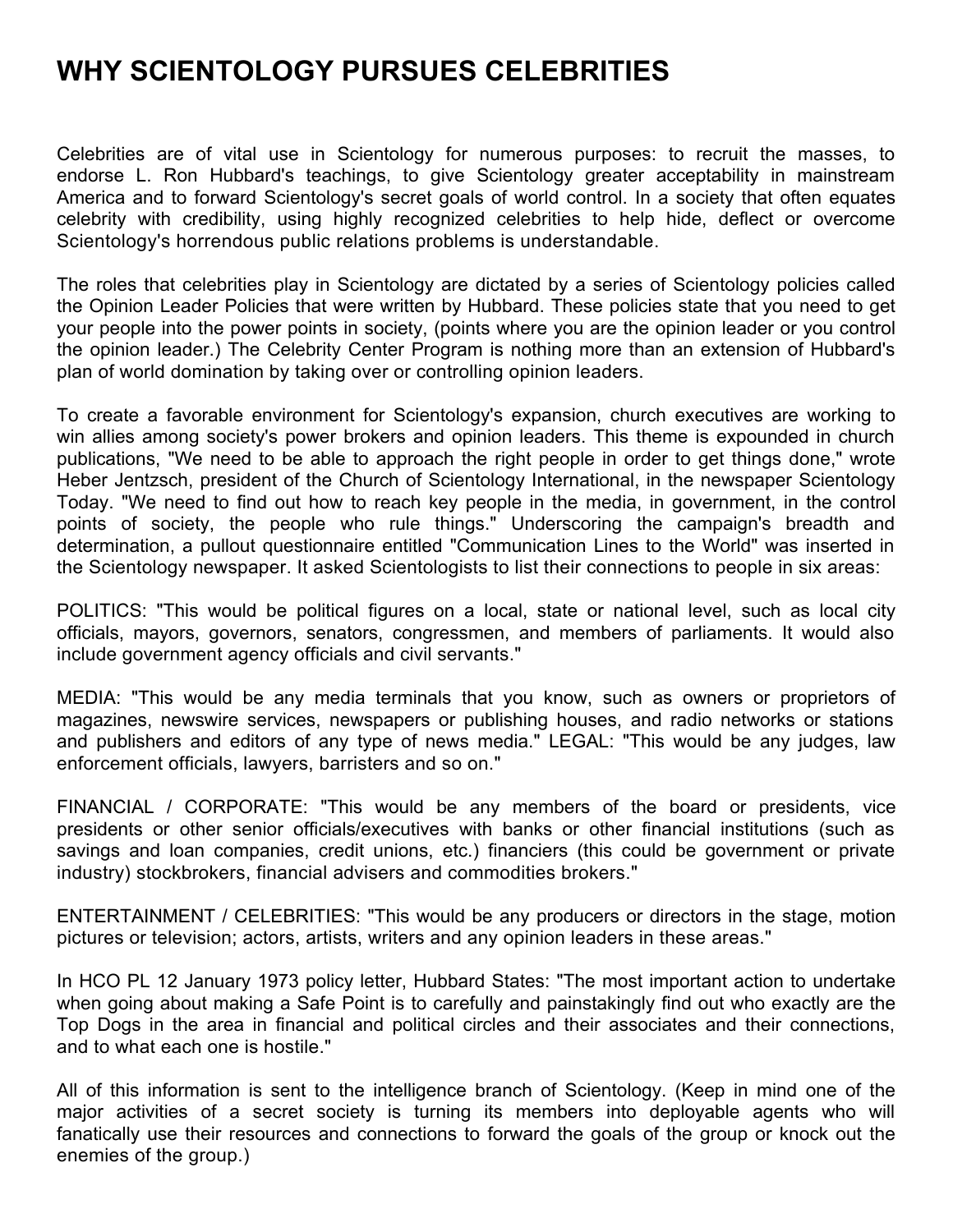# WHY SCIENTOLOGY PURSUES CELEBRITIES

Celebrities are of vital use in Scientology for numerous purposes: to recruit the masses, to endorse L. Ron Hubbard's teachings, to give Scientology greater acceptability in mainstream America and to forward Scientology's secret goals of world control. In a society that often equates celebrity with credibility, using highly recognized celebrities to help hide, deflect or overcome Scientology's horrendous public relations problems is understandable.

The roles that celebrities play in Scientology are dictated by a series of Scientology policies called the Opinion Leader Policies that were written by Hubbard. These policies state that you need to get your people into the power points in society, (points where you are the opinion leader or you control the opinion leader.) The Celebrity Center Program is nothing more than an extension of Hubbard's plan of world domination by taking over or controlling opinion leaders.

To create a favorable environment for Scientology's expansion, church executives are working to win allies among society's power brokers and opinion leaders. This theme is expounded in church publications, "We need to be able to approach the right people in order to get things done," wrote Heber Jentzsch, president of the Church of Scientology International, in the newspaper Scientology Today. "We need to find out how to reach key people in the media, in government, in the control points of society, the people who rule things." Underscoring the campaign's breadth and determination, a pullout questionnaire entitled "Communication Lines to the World" was inserted in the Scientology newspaper. It asked Scientologists to list their connections to people in six areas:

POLITICS: "This would be political figures on a local, state or national level, such as local city officials, mayors, governors, senators, congressmen, and members of parliaments. It would also include government agency officials and civil servants."

MEDIA: "This would be any media terminals that you know, such as owners or proprietors of magazines, newswire services, newspapers or publishing houses, and radio networks or stations and publishers and editors of any type of news media." LEGAL: "This would be any judges, law enforcement officials, lawyers, barristers and so on."

FINANCIAL / CORPORATE: "This would be any members of the board or presidents, vice presidents or other senior officials/executives with banks or other financial institutions (such as savings and loan companies, credit unions, etc.) financiers (this could be government or private industry) stockbrokers, financial advisers and commodities brokers."

ENTERTAINMENT / CELEBRITIES: "This would be any producers or directors in the stage, motion pictures or television; actors, artists, writers and any opinion leaders in these areas."

In HCO PL 12 January 1973 policy letter, Hubbard States: "The most important action to undertake when going about making a Safe Point is to carefully and painstakingly find out who exactly are the Top Dogs in the area in financial and political circles and their associates and their connections, and to what each one is hostile."

All of this information is sent to the intelligence branch of Scientology. (Keep in mind one of the major activities of a secret society is turning its members into deployable agents who will fanatically use their resources and connections to forward the goals of the group or knock out the enemies of the group.)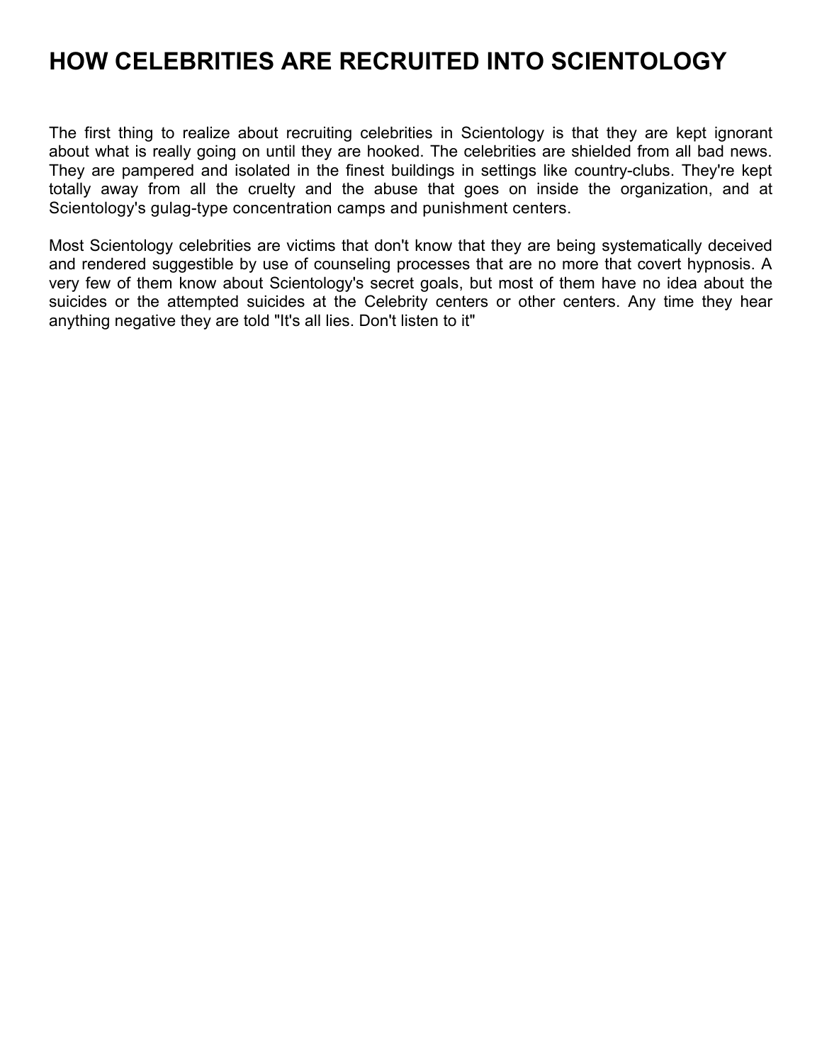# HOW CELEBRITIES ARE RECRUITED INTO SCIENTOLOGY

The first thing to realize about recruiting celebrities in Scientology is that they are kept ignorant about what is really going on until they are hooked. The celebrities are shielded from all bad news. They are pampered and isolated in the finest buildings in settings like country-clubs. They're kept totally away from all the cruelty and the abuse that goes on inside the organization, and at Scientology's gulag-type concentration camps and punishment centers.

Most Scientology celebrities are victims that don't know that they are being systematically deceived and rendered suggestible by use of counseling processes that are no more that covert hypnosis. A very few of them know about Scientology's secret goals, but most of them have no idea about the suicides or the attempted suicides at the Celebrity centers or other centers. Any time they hear anything negative they are told "It's all lies. Don't listen to it"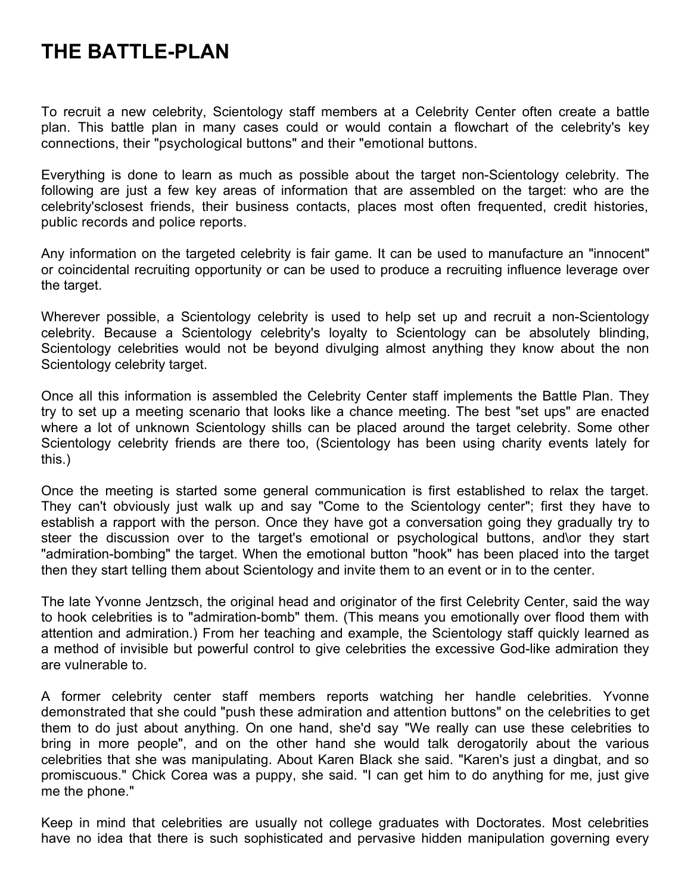# THE BATTLE-PLAN

To recruit a new celebrity, Scientology staff members at a Celebrity Center often create a battle plan. This battle plan in many cases could or would contain a flowchart of the celebrity's key connections, their "psychological buttons" and their "emotional buttons.

Everything is done to learn as much as possible about the target non-Scientology celebrity. The following are just a few key areas of information that are assembled on the target: who are the celebrity'sclosest friends, their business contacts, places most often frequented, credit histories, public records and police reports.

Any information on the targeted celebrity is fair game. It can be used to manufacture an "innocent" or coincidental recruiting opportunity or can be used to produce a recruiting influence leverage over the target.

Wherever possible, a Scientology celebrity is used to help set up and recruit a non-Scientology celebrity. Because a Scientology celebrity's loyalty to Scientology can be absolutely blinding, Scientology celebrities would not be beyond divulging almost anything they know about the non Scientology celebrity target.

Once all this information is assembled the Celebrity Center staff implements the Battle Plan. They try to set up a meeting scenario that looks like a chance meeting. The best "set ups" are enacted where a lot of unknown Scientology shills can be placed around the target celebrity. Some other Scientology celebrity friends are there too, (Scientology has been using charity events lately for this.)

Once the meeting is started some general communication is first established to relax the target. They can't obviously just walk up and say "Come to the Scientology center"; first they have to establish a rapport with the person. Once they have got a conversation going they gradually try to steer the discussion over to the target's emotional or psychological buttons, and\or they start "admiration-bombing" the target. When the emotional button "hook" has been placed into the target then they start telling them about Scientology and invite them to an event or in to the center.

The late Yvonne Jentzsch, the original head and originator of the first Celebrity Center, said the way to hook celebrities is to "admiration-bomb" them. (This means you emotionally over flood them with attention and admiration.) From her teaching and example, the Scientology staff quickly learned as a method of invisible but powerful control to give celebrities the excessive God-like admiration they are vulnerable to.

A former celebrity center staff members reports watching her handle celebrities. Yvonne demonstrated that she could "push these admiration and attention buttons" on the celebrities to get them to do just about anything. On one hand, she'd say "We really can use these celebrities to bring in more people", and on the other hand she would talk derogatorily about the various celebrities that she was manipulating. About Karen Black she said. "Karen's just a dingbat, and so promiscuous." Chick Corea was a puppy, she said. "I can get him to do anything for me, just give me the phone."

Keep in mind that celebrities are usually not college graduates with Doctorates. Most celebrities have no idea that there is such sophisticated and pervasive hidden manipulation governing every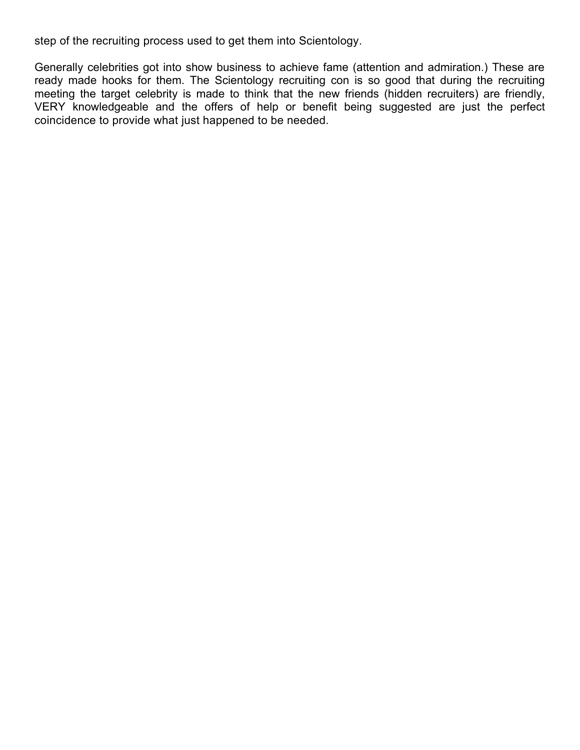step of the recruiting process used to get them into Scientology.

Generally celebrities got into show business to achieve fame (attention and admiration.) These are ready made hooks for them. The Scientology recruiting con is so good that during the recruiting meeting the target celebrity is made to think that the new friends (hidden recruiters) are friendly, VERY knowledgeable and the offers of help or benefit being suggested are just the perfect coincidence to provide what just happened to be needed.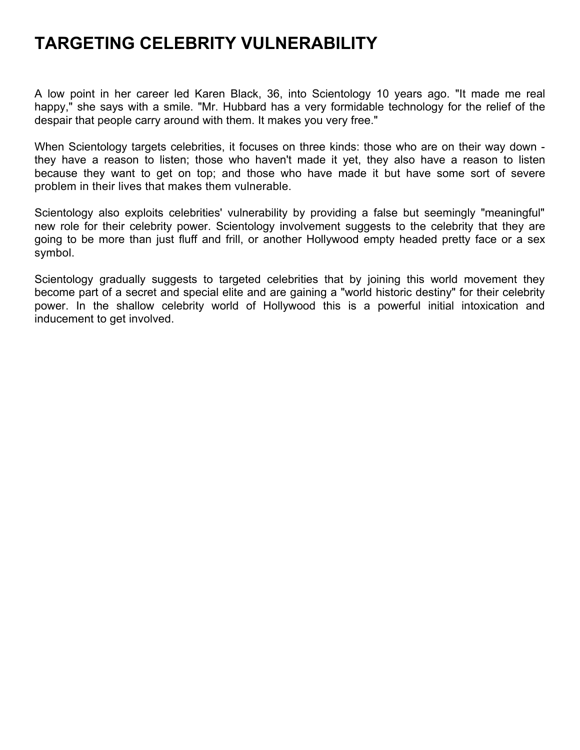# TARGETING CELEBRITY VULNERABILITY

A low point in her career led Karen Black, 36, into Scientology 10 years ago. "It made me real happy," she says with a smile. "Mr. Hubbard has a very formidable technology for the relief of the despair that people carry around with them. It makes you very free."

When Scientology targets celebrities, it focuses on three kinds: those who are on their way down - they have a reason to listen; those who haven't made it yet, they also have a reason to listen because they want to get on top; and those who have made it but have some sort of severe problem in their lives that makes them vulnerable.

Scientology also exploits celebrities' vulnerability by providing a false but seemingly "meaningful" new role for their celebrity power. Scientology involvement suggests to the celebrity that they are going to be more than just fluff and frill, or another Hollywood empty headed pretty face or a sex symbol.

Scientology gradually suggests to targeted celebrities that by joining this world movement they become part of a secret and special elite and are gaining a "world historic destiny" for their celebrity power. In the shallow celebrity world of Hollywood this is a powerful initial intoxication and inducement to get involved.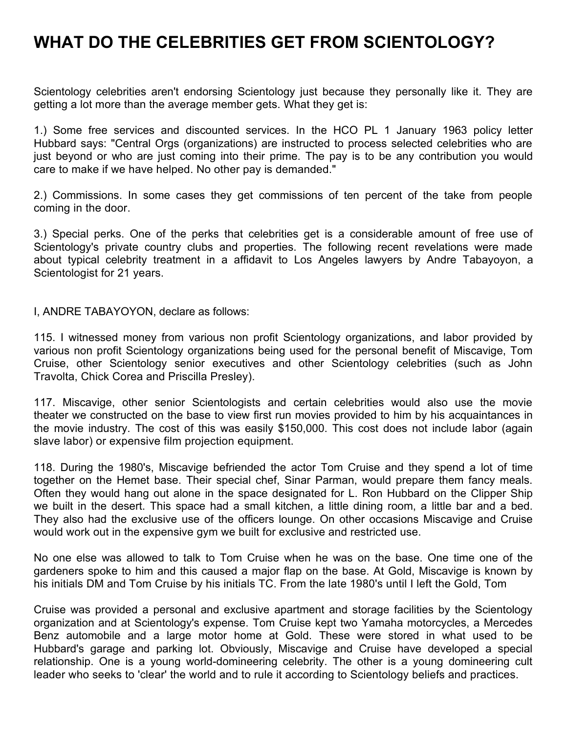# WHAT DO THE CELEBRITIES GET FROM SCIENTOLOGY?

Scientology celebrities aren't endorsing Scientology just because they personally like it. They are getting a lot more than the average member gets. What they get is:

1.) Some free services and discounted services. In the HCO PL 1 January 1963 policy letter Hubbard says: "Central Orgs (organizations) are instructed to process selected celebrities who are just beyond or who are just coming into their prime. The pay is to be any contribution you would care to make if we have helped. No other pay is demanded."

2.) Commissions. In some cases they get commissions of ten percent of the take from people coming in the door.

3.) Special perks. One of the perks that celebrities get is a considerable amount of free use of Scientology's private country clubs and properties. The following recent revelations were made about typical celebrity treatment in a affidavit to Los Angeles lawyers by Andre Tabayoyon, a Scientologist for 21 years.

I, ANDRE TABAYOYON, declare as follows:

115. I witnessed money from various non profit Scientology organizations, and labor provided by various non profit Scientology organizations being used for the personal benefit of Miscavige, Tom Cruise, other Scientology senior executives and other Scientology celebrities (such as John Travolta, Chick Corea and Priscilla Presley).

117. Miscavige, other senior Scientologists and certain celebrities would also use the movie theater we constructed on the base to view first run movies provided to him by his acquaintances in the movie industry. The cost of this was easily $150,000. This cost does not include labor (again slave labor) or expensive film projection equipment.

118. During the 1980's, Miscavige befriended the actor Tom Cruise and they spend a lot of time together on the Hemet base. Their special chef, Sinar Parman, would prepare them fancy meals. Often they would hang out alone in the space designated for L. Ron Hubbard on the Clipper Ship we built in the desert. This space had a small kitchen, a little dining room, a little bar and a bed. They also had the exclusive use of the officers lounge. On other occasions Miscavige and Cruise would work out in the expensive gym we built for exclusive and restricted use.

No one else was allowed to talk to Tom Cruise when he was on the base. One time one of the gardeners spoke to him and this caused a major flap on the base. At Gold, Miscavige is known by his initials DM and Tom Cruise by his initials TC. From the late 1980's until I left the Gold, Tom Cruise was provided a personal and exclusive apartment and storage facilities by the Scientology organization and at Scientology's expense. Tom Cruise kept two Yamaha motorcycles, a Mercedes Benz automobile and a large motor home at Gold. These were stored in what used to be Hubbard's garage and parking lot. Obviously, Miscavige and Cruise have developed a special relationship. One is a young world-domineering celebrity. The other is a young domineering cult leader who seeks to 'clear' the world and to rule it according to Scientology beliefs and practices.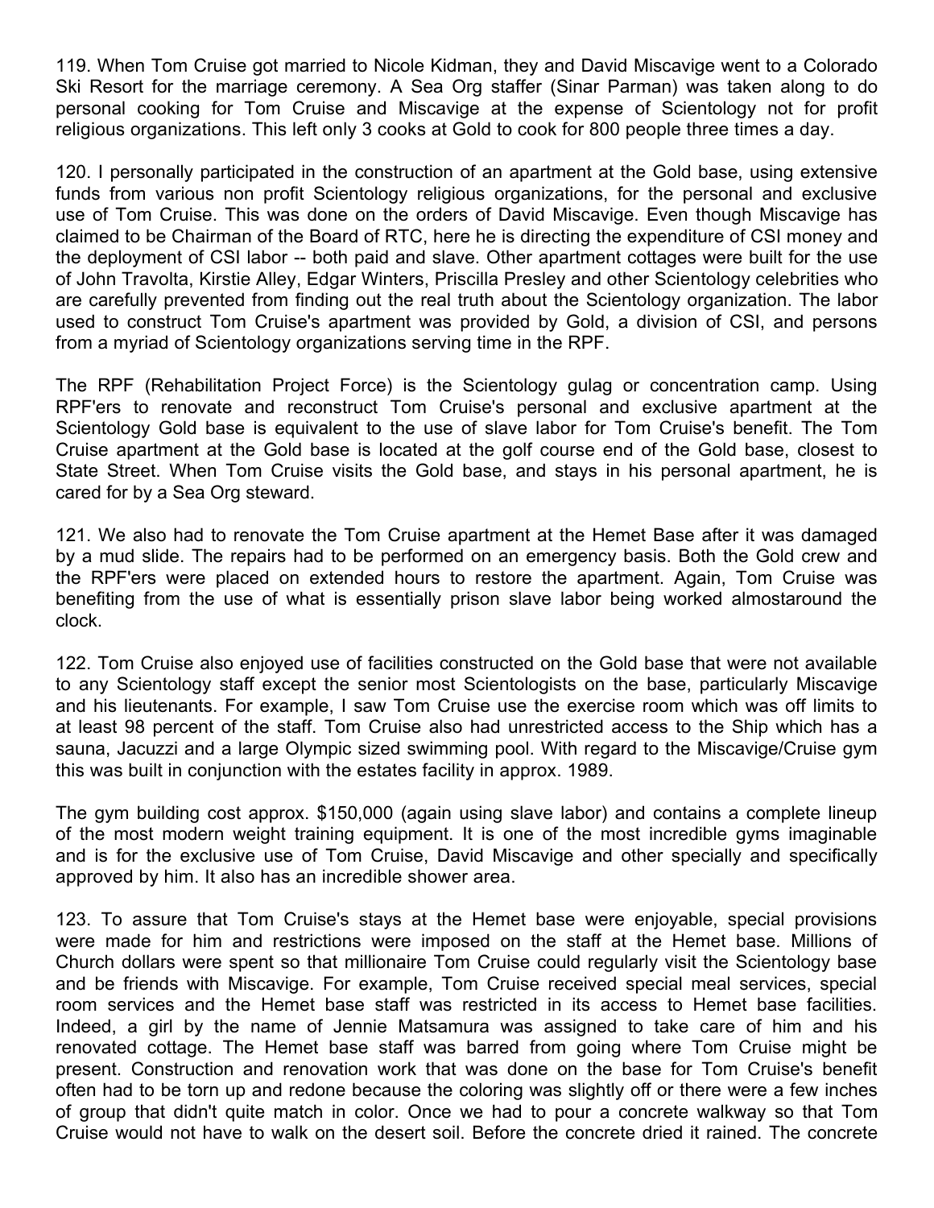119. When Tom Cruise got married to Nicole Kidman, they and David Miscavige went to a Colorado Ski Resort for the marriage ceremony. A Sea Org staffer (Sinar Parman) was taken along to do personal cooking for Tom Cruise and Miscavige at the expense of Scientology not for profit religious organizations. This left only 3 cooks at Gold to cook for 800 people three times a day.

120. I personally participated in the construction of an apartment at the Gold base, using extensive funds from various non profit Scientology religious organizations, for the personal and exclusive use of Tom Cruise. This was done on the orders of David Miscavige. Even though Miscavige has claimed to be Chairman of the Board of RTC, here he is directing the expenditure of CSI money and the deployment of CSI labor -- both paid and slave. Other apartment cottages were built for the use of John Travolta, Kirstie Alley, Edgar Winters, Priscilla Presley and other Scientology celebrities who are carefully prevented from finding out the real truth about the Scientology organization. The labor used to construct Tom Cruise's apartment was provided by Gold, a division of CSI, and persons from a myriad of Scientology organizations serving time in the RPF.

The RPF (Rehabilitation Project Force) is the Scientology gulag or concentration camp. Using RPF'ers to renovate and reconstruct Tom Cruise's personal and exclusive apartment at the Scientology Gold base is equivalent to the use of slave labor for Tom Cruise's benefit. The Tom Cruise apartment at the Gold base is located at the golf course end of the Gold base, closest to State Street. When Tom Cruise visits the Gold base, and stays in his personal apartment, he is cared for by a Sea Org steward.

121. We also had to renovate the Tom Cruise apartment at the Hemet Base after it was damaged by a mud slide. The repairs had to be performed on an emergency basis. Both the Gold crew and the RPF'ers were placed on extended hours to restore the apartment. Again, Tom Cruise was benefiting from the use of what is essentially prison slave labor being worked almostaround the clock.

122. Tom Cruise also enjoyed use of facilities constructed on the Gold base that were not available to any Scientology staff except the senior most Scientologists on the base, particularly Miscavige and his lieutenants. For example, I saw Tom Cruise use the exercise room which was off limits to at least 98 percent of the staff. Tom Cruise also had unrestricted access to the Ship which has a sauna, Jacuzzi and a large Olympic sized swimming pool. With regard to the Miscavige/Cruise gym this was built in conjunction with the estates facility in approx. 1989.

The gym building cost approx. $150,000 (again using slave labor) and contains a complete lineup of the most modern weight training equipment. It is one of the most incredible gyms imaginable and is for the exclusive use of Tom Cruise, David Miscavige and other specially and specifically approved by him. It also has an incredible shower area.

123. To assure that Tom Cruise's stays at the Hemet base were enjoyable, special provisions were made for him and restrictions were imposed on the staff at the Hemet base. Millions of Church dollars were spent so that millionaire Tom Cruise could regularly visit the Scientology base and be friends with Miscavige. For example, Tom Cruise received special meal services, special room services and the Hemet base staff was restricted in its access to Hemet base facilities. Indeed, a girl by the name of Jennie Matsamura was assigned to take care of him and his renovated cottage. The Hemet base staff was barred from going where Tom Cruise might be present. Construction and renovation work that was done on the base for Tom Cruise's benefit often had to be torn up and redone because the coloring was slightly off or there were a few inches of group that didn't quite match in color. Once we had to pour a concrete walkway so that Tom Cruise would not have to walk on the desert soil. Before the concrete dried it rained. The concrete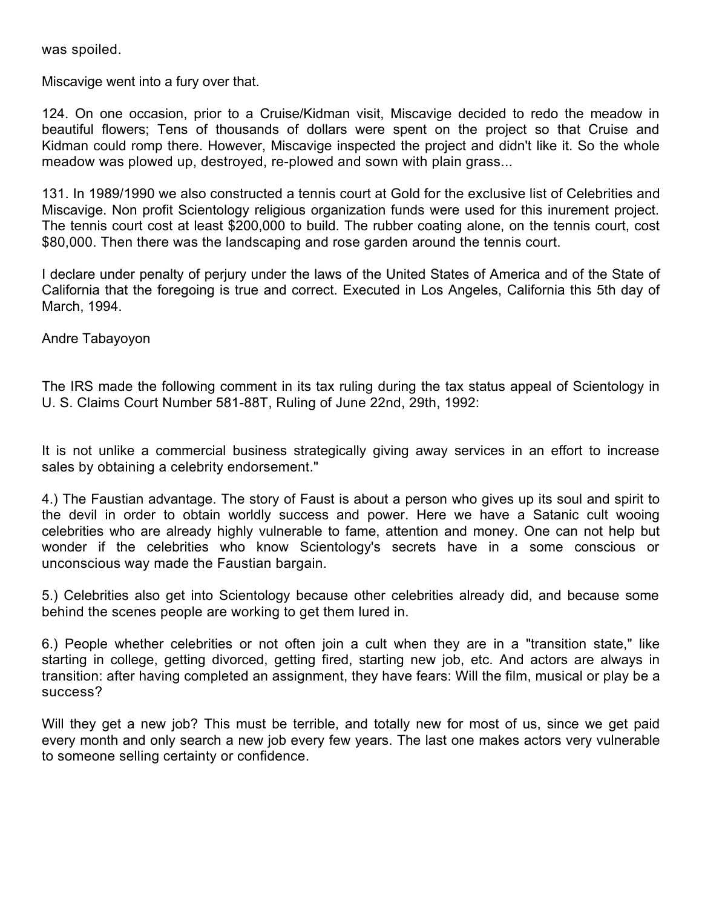was spoiled.

Miscavige went into a fury over that.

124. On one occasion, prior to a Cruise/Kidman visit, Miscavige decided to redo the meadow in beautiful flowers; Tens of thousands of dollars were spent on the project so that Cruise and Kidman could romp there. However, Miscavige inspected the project and didn't like it. So the whole meadow was plowed up, destroyed, re-plowed and sown with plain grass...

131. In 1989/1990 we also constructed a tennis court at Gold for the exclusive list of Celebrities and Miscavige. Non profit Scientology religious organization funds were used for this inurement project. The tennis court cost at least $200,000 to build. The rubber coating alone, on the tennis court, cost $80,000. Then there was the landscaping and rose garden around the tennis court.

I declare under penalty of perjury under the laws of the United States of America and of the State of California that the foregoing is true and correct. Executed in Los Angeles, California this 5th day of March, 1994.

Andre Tabayoyon

The IRS made the following comment in its tax ruling during the tax status appeal of Scientology in U. S. Claims Court Number 581-88T, Ruling of June 22nd, 29th, 1992:

It is not unlike a commercial business strategically giving away services in an effort to increase sales by obtaining a celebrity endorsement."

4.) The Faustian advantage. The story of Faust is about a person who gives up its soul and spirit to the devil in order to obtain worldly success and power. Here we have a Satanic cult wooing celebrities who are already highly vulnerable to fame, attention and money. One can not help but wonder if the celebrities who know Scientology's secrets have in a some conscious or unconscious way made the Faustian bargain.

5.) Celebrities also get into Scientology because other celebrities already did, and because some behind the scenes people are working to get them lured in.

6.) People whether celebrities or not often join a cult when they are in a "transition state," like starting in college, getting divorced, getting fired, starting new job, etc. And actors are always in transition: after having completed an assignment, they have fears: Will the film, musical or play be a success?

Will they get a new job? This must be terrible, and totally new for most of us, since we get paid every month and only search a new job every few years. The last one makes actors very vulnerable to someone selling certainty or confidence.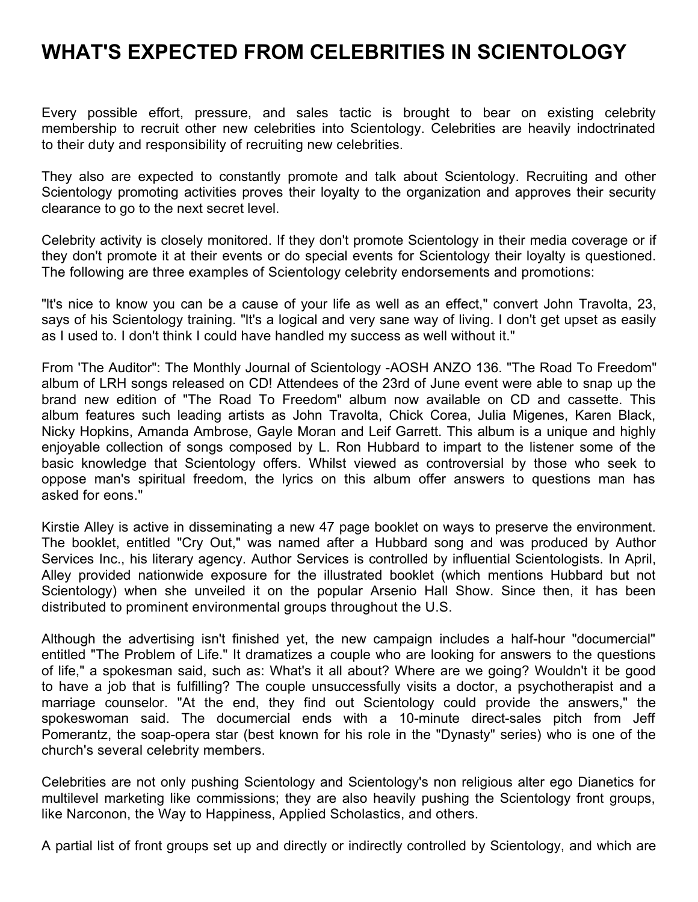# WHAT'S EXPECTED FROM CELEBRITIES IN SCIENTOLOGY

Every possible effort, pressure, and sales tactic is brought to bear on existing celebrity membership to recruit other new celebrities into Scientology. Celebrities are heavily indoctrinated to their duty and responsibility of recruiting new celebrities.

They also are expected to constantly promote and talk about Scientology. Recruiting and other Scientology promoting activities proves their loyalty to the organization and approves their security clearance to go to the next secret level.

Celebrity activity is closely monitored. If they don't promote Scientology in their media coverage or if they don't promote it at their events or do special events for Scientology their loyalty is questioned. The following are three examples of Scientology celebrity endorsements and promotions:

"It's nice to know you can be a cause of your life as well as an effect," convert John Travolta, 23, says of his Scientology training. "It's a logical and very sane way of living. I don't get upset as easily as I used to. I don't think I could have handled my success as well without it."

From 'The Auditor": The Monthly Journal of Scientology -AOSH ANZO 136. "The Road To Freedom" album of LRH songs released on CD! Attendees of the 23rd of June event were able to snap up the brand new edition of "The Road To Freedom" album now available on CD and cassette. This album features such leading artists as John Travolta, Chick Corea, Julia Migenes, Karen Black, Nicky Hopkins, Amanda Ambrose, Gayle Moran and Leif Garrett. This album is a unique and highly enjoyable collection of songs composed by L. Ron Hubbard to impart to the listener some of the basic knowledge that Scientology offers. Whilst viewed as controversial by those who seek to oppose man's spiritual freedom, the lyrics on this album offer answers to questions man has asked for eons."

Kirstie Alley is active in disseminating a new 47 page booklet on ways to preserve the environment. The booklet, entitled "Cry Out," was named after a Hubbard song and was produced by Author Services Inc., his literary agency. Author Services is controlled by influential Scientologists. In April, Alley provided nationwide exposure for the illustrated booklet (which mentions Hubbard but not Scientology) when she unveiled it on the popular Arsenio Hall Show. Since then, it has been distributed to prominent environmental groups throughout the U.S.

Although the advertising isn't finished yet, the new campaign includes a half-hour "documercial" entitled "The Problem of Life." It dramatizes a couple who are looking for answers to the questions of life," a spokesman said, such as: What's it all about? Where are we going? Wouldn't it be good to have a job that is fulfilling? The couple unsuccessfully visits a doctor, a psychotherapist and a marriage counselor. "At the end, they find out Scientology could provide the answers," the spokeswoman said. The documercial ends with a 10-minute direct-sales pitch from Jeff Pomerantz, the soap-opera star (best known for his role in the "Dynasty" series) who is one of the church's several celebrity members.

Celebrities are not only pushing Scientology and Scientology's non religious alter ego Dianetics for multilevel marketing like commissions; they are also heavily pushing the Scientology front groups, like Narconon, the Way to Happiness, Applied Scholastics, and others.

A partial list of front groups set up and directly or indirectly controlled by Scientology, and which are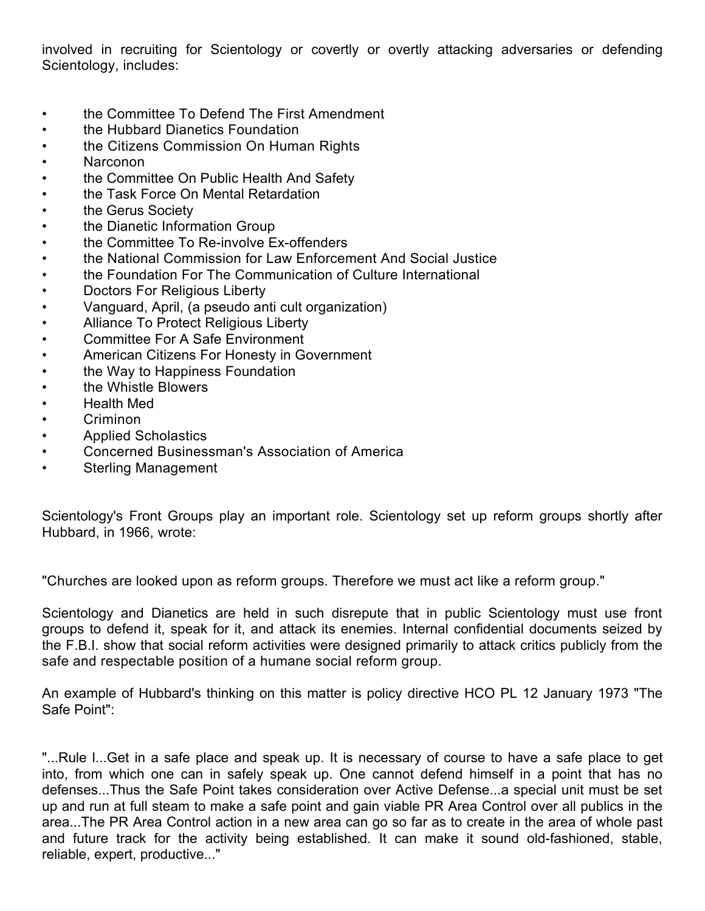involved in recruiting for Scientology or covertly or overtly attacking adversaries or defending Scientology, includes:

- the Committee To Defend The First Amendment
- the Hubbard Dianetics Foundation
- the Citizens Commission On Human Rights
- Narconon
- the Committee On Public Health And Safety
- the Task Force On Mental Retardation
- the Gerus Society
- the Dianetic Information Group
- the Committee To Re-involve Ex-offenders
- the National Commission for Law Enforcement And Social Justice
- the Foundation For The Communication of Culture International
- Doctors For Religious Liberty
- Vanguard, April, (a pseudo anti cult organization)
- Alliance To Protect Religious Liberty
- Committee For A Safe Environment
- American Citizens For Honesty in Government
- the Way to Happiness Foundation
- the Whistle Blowers
- Health Med
- Criminon
- Applied Scholastics
- Concerned Businessman's Association of America
- Sterling Management

Scientology's Front Groups play an important role. Scientology set up reform groups shortly after Hubbard, in 1966, wrote:

"Churches are looked upon as reform groups. Therefore we must act like a reform group."

Scientology and Dianetics are held in such disrepute that in public Scientology must use front groups to defend it, speak for it, and attack its enemies. Internal confidential documents seized by the F.B.I. show that social reform activities were designed primarily to attack critics publicly from the safe and respectable position of a humane social reform group.

An example of Hubbard's thinking on this matter is policy directive HCO PL 12 January 1973 "The Safe Point":

"...Rule I...Get in a safe place and speak up. It is necessary of course to have a safe place to get into, from which one can in safely speak up. One cannot defend himself in a point that has no defenses...Thus the Safe Point takes consideration over Active Defense...a special unit must be set up and run at full steam to make a safe point and gain viable PR Area Control over all publics in the area...The PR Area Control action in a new area can go so far as to create in the area of whole past and future track for the activity being established. It can make it sound old-fashioned, stable, reliable, expert, productive..."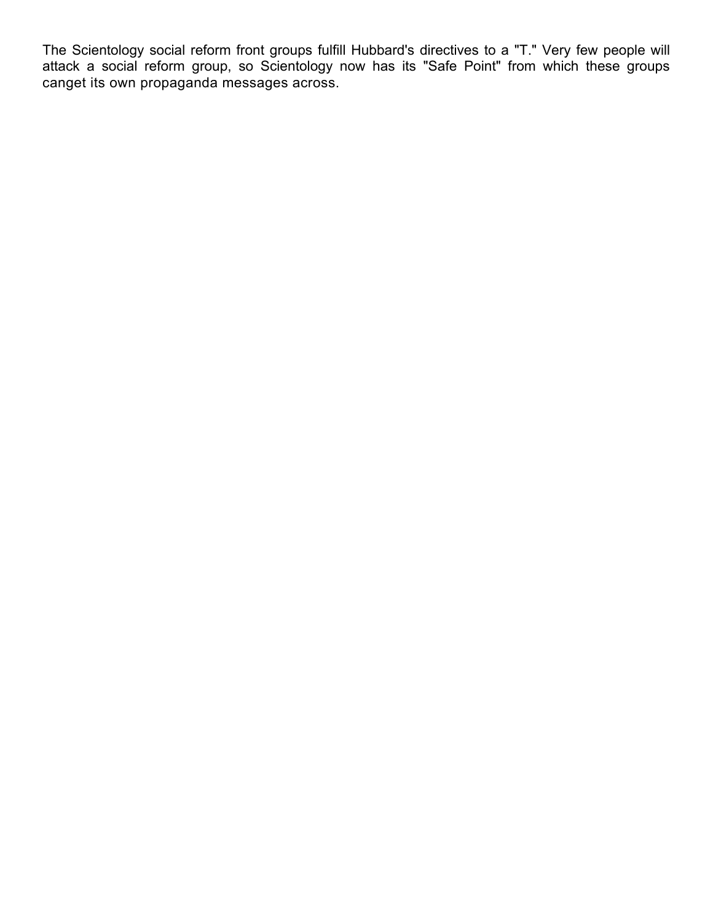The Scientology social reform front groups fulfill Hubbard's directives to a "T." Very few people will attack a social reform group, so Scientology now has its "Safe Point" from which these groups canget its own propaganda messages across.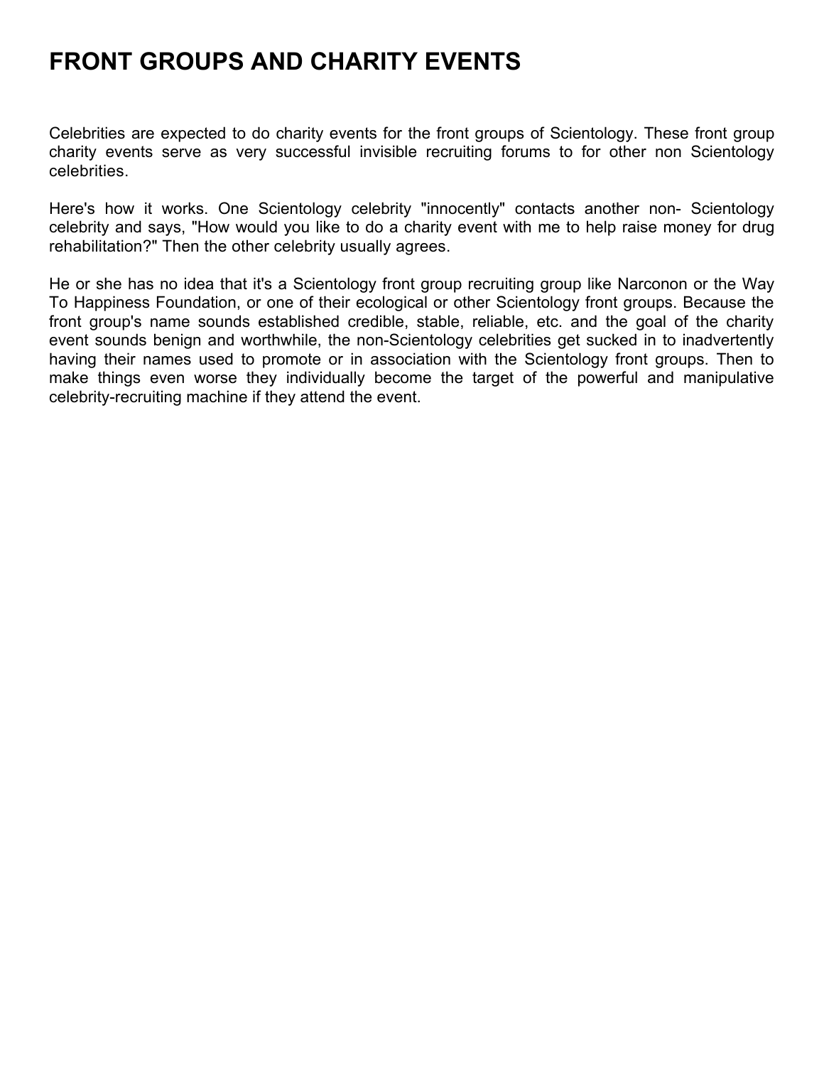# FRONT GROUPS AND CHARITY EVENTS

Celebrities are expected to do charity events for the front groups of Scientology. These front group charity events serve as very successful invisible recruiting forums to for other non Scientology celebrities.

Here's how it works. One Scientology celebrity "innocently" contacts another non- Scientology celebrity and says, "How would you like to do a charity event with me to help raise money for drug rehabilitation?" Then the other celebrity usually agrees.

He or she has no idea that it's a Scientology front group recruiting group like Narconon or the Way To Happiness Foundation, or one of their ecological or other Scientology front groups. Because the front group's name sounds established credible, stable, reliable, etc. and the goal of the charity event sounds benign and worthwhile, the non-Scientology celebrities get sucked in to inadvertently having their names used to promote or in association with the Scientology front groups. Then to make things even worse they individually become the target of the powerful and manipulative celebrity-recruiting machine if they attend the event.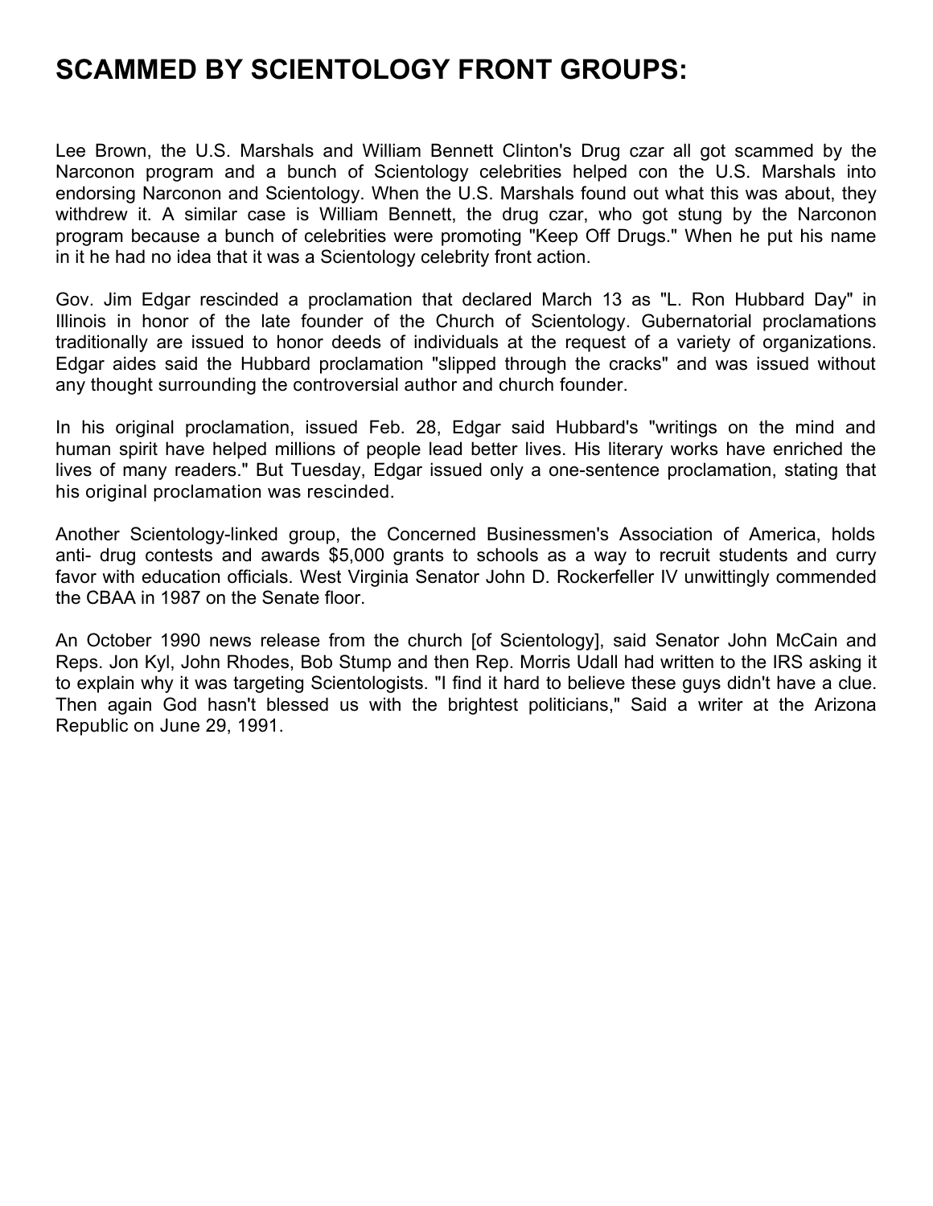# SCAMMED BY SCIENTOLOGY FRONT GROUPS:

Lee Brown, the U.S. Marshals and William Bennett Clinton's Drug czar all got scammed by the Narconon program and a bunch of Scientology celebrities helped con the U.S. Marshals into endorsing Narconon and Scientology. When the U.S. Marshals found out what this was about, they withdrew it. A similar case is William Bennett, the drug czar, who got stung by the Narconon program because a bunch of celebrities were promoting "Keep Off Drugs." When he put his name in it he had no idea that it was a Scientology celebrity front action.

Gov. Jim Edgar rescinded a proclamation that declared March 13 as "L. Ron Hubbard Day" in Illinois in honor of the late founder of the Church of Scientology. Gubernatorial proclamations traditionally are issued to honor deeds of individuals at the request of a variety of organizations. Edgar aides said the Hubbard proclamation "slipped through the cracks" and was issued without any thought surrounding the controversial author and church founder.

In his original proclamation, issued Feb. 28, Edgar said Hubbard's "writings on the mind and human spirit have helped millions of people lead better lives. His literary works have enriched the lives of many readers." But Tuesday, Edgar issued only a one-sentence proclamation, stating that his original proclamation was rescinded.

Another Scientology-linked group, the Concerned Businessmen's Association of America, holds anti- drug contests and awards $5,000 grants to schools as a way to recruit students and curry favor with education officials. West Virginia Senator John D. Rockerfeller IV unwittingly commended the CBAA in 1987 on the Senate floor.

An October 1990 news release from the church [of Scientology], said Senator John McCain and Reps. Jon Kyl, John Rhodes, Bob Stump and then Rep. Morris Udall had written to the IRS asking it to explain why it was targeting Scientologists. "I find it hard to believe these guys didn't have a clue. Then again God hasn't blessed us with the brightest politicians," Said a writer at the Arizona Republic on June 29, 1991.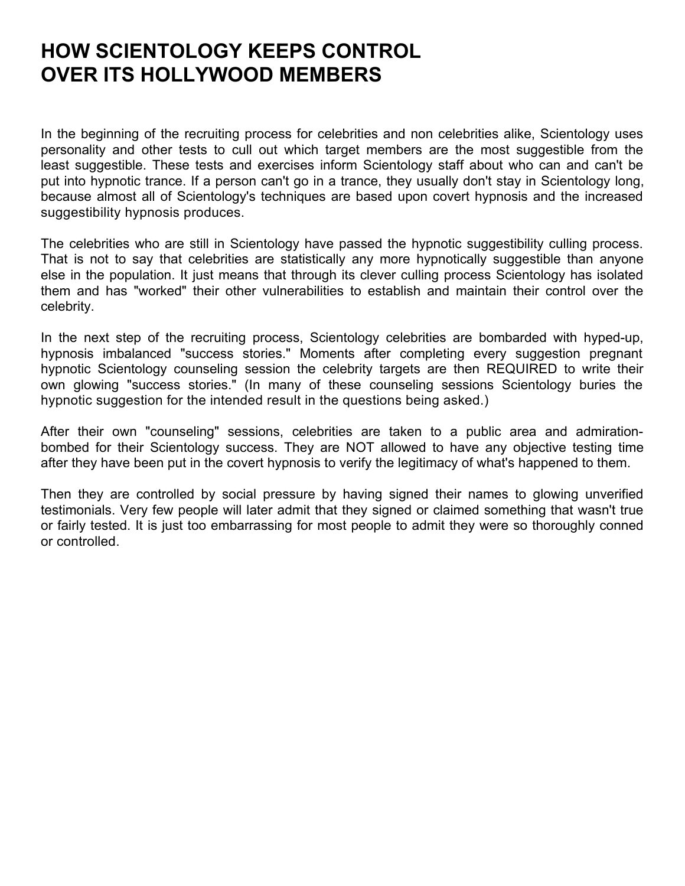# HOW SCIENTOLOGY KEEPS CONTROL OVER ITS HOLLYWOOD MEMBERS

In the beginning of the recruiting process for celebrities and non celebrities alike, Scientology uses personality and other tests to cull out which target members are the most suggestible from the least suggestible. These tests and exercises inform Scientology staff about who can and can't be put into hypnotic trance. If a person can't go in a trance, they usually don't stay in Scientology long, because almost all of Scientology's techniques are based upon covert hypnosis and the increased suggestibility hypnosis produces.

The celebrities who are still in Scientology have passed the hypnotic suggestibility culling process. That is not to say that celebrities are statistically any more hypnotically suggestible than anyone else in the population. It just means that through its clever culling process Scientology has isolated them and has "worked" their other vulnerabilities to establish and maintain their control over the celebrity.

In the next step of the recruiting process, Scientology celebrities are bombarded with hyped-up, hypnosis imbalanced "success stories." Moments after completing every suggestion pregnant hypnotic Scientology counseling session the celebrity targets are then REQUIRED to write their own glowing "success stories." (In many of these counseling sessions Scientology buries the hypnotic suggestion for the intended result in the questions being asked.)

After their own "counseling" sessions, celebrities are taken to a public area and admiration-bombed for their Scientology success. They are NOT allowed to have any objective testing time after they have been put in the covert hypnosis to verify the legitimacy of what's happened to them.

Then they are controlled by social pressure by having signed their names to glowing unverified testimonials. Very few people will later admit that they signed or claimed something that wasn't true or fairly tested. It is just too embarrassing for most people to admit they were so thoroughly conned or controlled.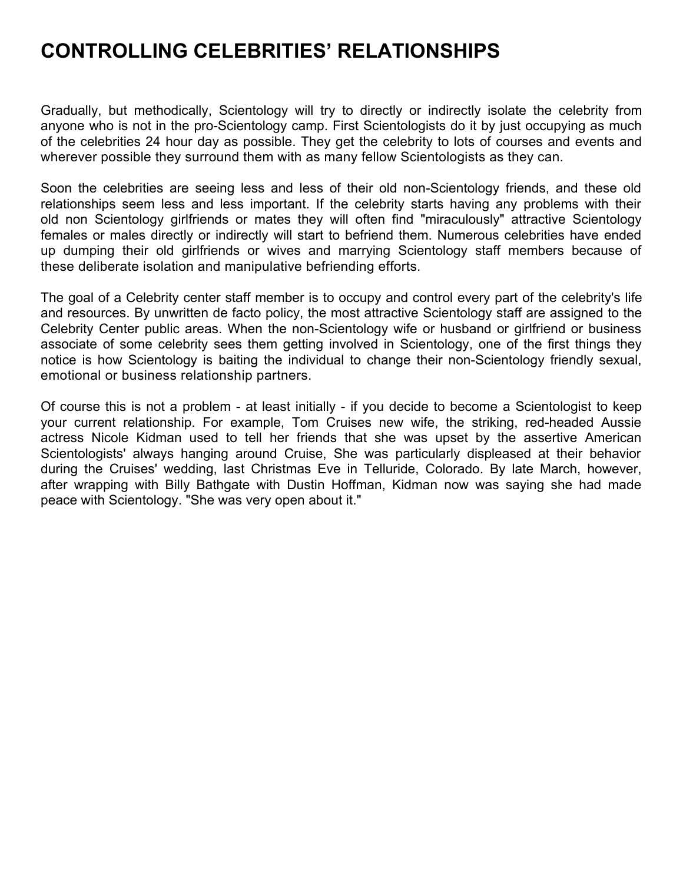# CONTROLLING CELEBRITIES' RELATIONSHIPS

Gradually, but methodically, Scientology will try to directly or indirectly isolate the celebrity from anyone who is not in the pro-Scientology camp. First Scientologists do it by just occupying as much of the celebrities 24 hour day as possible. They get the celebrity to lots of courses and events and wherever possible they surround them with as many fellow Scientologists as they can.

Soon the celebrities are seeing less and less of their old non-Scientology friends, and these old relationships seem less and less important. If the celebrity starts having any problems with their old non Scientology girlfriends or mates they will often find "miraculously" attractive Scientology females or males directly or indirectly will start to befriend them. Numerous celebrities have ended up dumping their old girlfriends or wives and marrying Scientology staff members because of these deliberate isolation and manipulative befriending efforts.

The goal of a Celebrity center staff member is to occupy and control every part of the celebrity's life and resources. By unwritten de facto policy, the most attractive Scientology staff are assigned to the Celebrity Center public areas. When the non-Scientology wife or husband or girlfriend or business associate of some celebrity sees them getting involved in Scientology, one of the first things they notice is how Scientology is baiting the individual to change their non-Scientology friendly sexual, emotional or business relationship partners.

Of course this is not a problem - at least initially - if you decide to become a Scientologist to keep your current relationship. For example, Tom Cruises new wife, the striking, red-headed Aussie actress Nicole Kidman used to tell her friends that she was upset by the assertive American Scientologists' always hanging around Cruise, She was particularly displeased at their behavior during the Cruises' wedding, last Christmas Eve in Telluride, Colorado. By late March, however, after wrapping with Billy Bathgate with Dustin Hoffman, Kidman now was saying she had made peace with Scientology. "She was very open about it."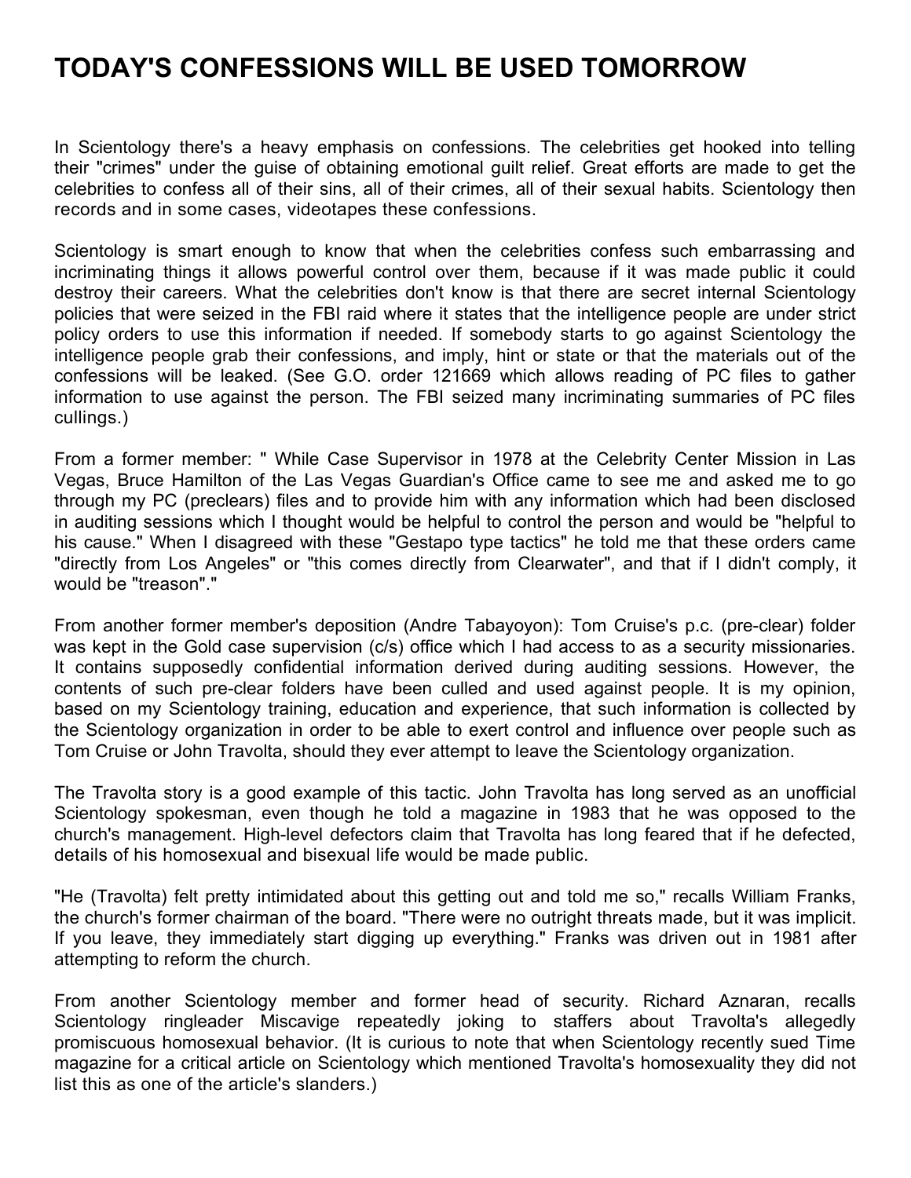# TODAY'S CONFESSIONS WILL BE USED TOMORROW

In Scientology there's a heavy emphasis on confessions. The celebrities get hooked into telling their "crimes" under the guise of obtaining emotional guilt relief. Great efforts are made to get the celebrities to confess all of their sins, all of their crimes, all of their sexual habits. Scientology then records and in some cases, videotapes these confessions.

Scientology is smart enough to know that when the celebrities confess such embarrassing and incriminating things it allows powerful control over them, because if it was made public it could destroy their careers. What the celebrities don't know is that there are secret internal Scientology policies that were seized in the FBI raid where it states that the intelligence people are under strict policy orders to use this information if needed. If somebody starts to go against Scientology the intelligence people grab their confessions, and imply, hint or state or that the materials out of the confessions will be leaked. (See G.O. order 121669 which allows reading of PC files to gather information to use against the person. The FBI seized many incriminating summaries of PC files cullings.)

From a former member: " While Case Supervisor in 1978 at the Celebrity Center Mission in Las Vegas, Bruce Hamilton of the Las Vegas Guardian's Office came to see me and asked me to go through my PC (preclears) files and to provide him with any information which had been disclosed in auditing sessions which I thought would be helpful to control the person and would be "helpful to his cause." When I disagreed with these "Gestapo type tactics" he told me that these orders came "directly from Los Angeles" or "this comes directly from Clearwater", and that if I didn't comply, it would be "treason"."

From another former member's deposition (Andre Tabayoyon): Tom Cruise's p.c. (pre-clear) folder was kept in the Gold case supervision (c/s) office which I had access to as a security missionaries. It contains supposedly confidential information derived during auditing sessions. However, the contents of such pre-clear folders have been culled and used against people. It is my opinion, based on my Scientology training, education and experience, that such information is collected by the Scientology organization in order to be able to exert control and influence over people such as Tom Cruise or John Travolta, should they ever attempt to leave the Scientology organization.

The Travolta story is a good example of this tactic. John Travolta has long served as an unofficial Scientology spokesman, even though he told a magazine in 1983 that he was opposed to the church's management. High-level defectors claim that Travolta has long feared that if he defected, details of his homosexual and bisexual life would be made public.

"He (Travolta) felt pretty intimidated about this getting out and told me so," recalls William Franks, the church's former chairman of the board. "There were no outright threats made, but it was implicit. If you leave, they immediately start digging up everything." Franks was driven out in 1981 after attempting to reform the church.

From another Scientology member and former head of security. Richard Aznaran, recalls Scientology ringleader Miscavige repeatedly joking to staffers about Travolta's allegedly promiscuous homosexual behavior. (It is curious to note that when Scientology recently sued Time magazine for a critical article on Scientology which mentioned Travolta's homosexuality they did not list this as one of the article's slanders.)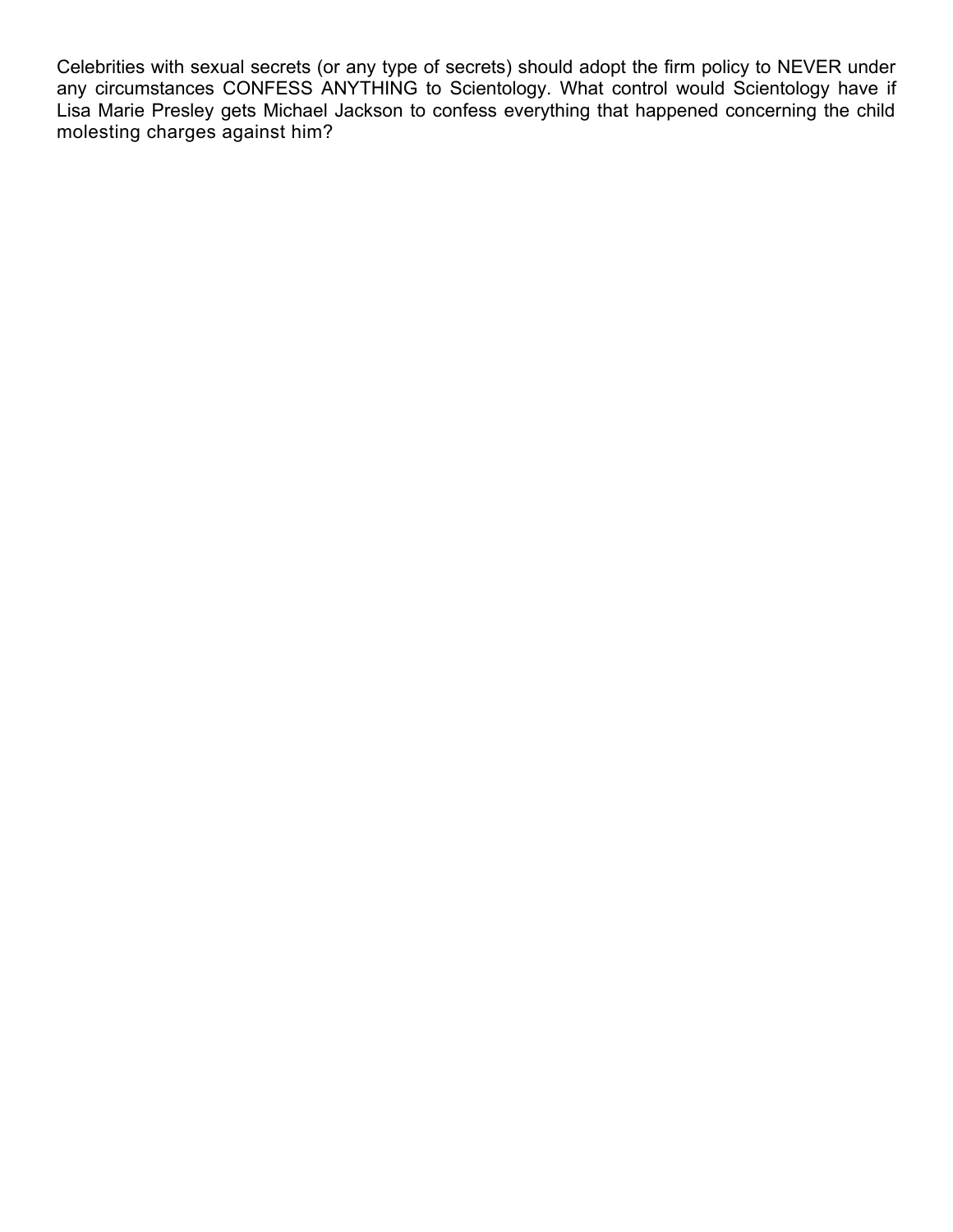Celebrities with sexual secrets (or any type of secrets) should adopt the firm policy to NEVER under any circumstances CONFESS ANYTHING to Scientology. What control would Scientology have if Lisa Marie Presley gets Michael Jackson to confess everything that happened concerning the child molesting charges against him?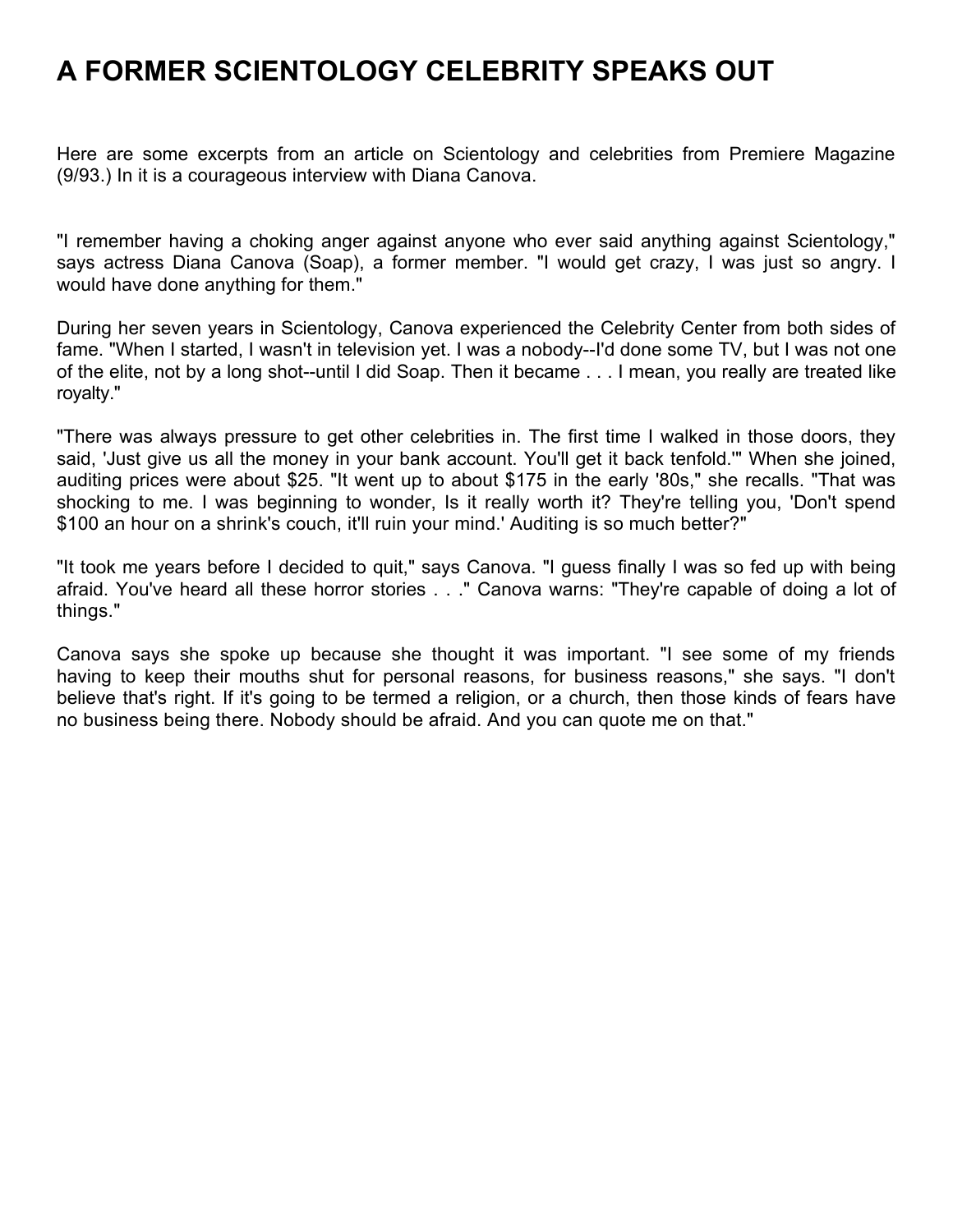# A FORMER SCIENTOLOGY CELEBRITY SPEAKS OUT

Here are some excerpts from an article on Scientology and celebrities from Premiere Magazine (9/93.) In it is a courageous interview with Diana Canova.

"I remember having a choking anger against anyone who ever said anything against Scientology," says actress Diana Canova (Soap), a former member. "I would get crazy, I was just so angry. I would have done anything for them."

During her seven years in Scientology, Canova experienced the Celebrity Center from both sides of fame. "When I started, I wasn't in television yet. I was a nobody--I'd done some TV, but I was not one of the elite, not by a long shot--until I did Soap. Then it became . . . I mean, you really are treated like royalty."

"There was always pressure to get other celebrities in. The first time I walked in those doors, they said, 'Just give us all the money in your bank account. You'll get it back tenfold.'" When she joined, auditing prices were about $25. "It went up to about $175 in the early '80s," she recalls. "That was shocking to me. I was beginning to wonder, Is it really worth it? They're telling you, 'Don't spend $100 an hour on a shrink's couch, it'll ruin your mind.' Auditing is so much better?"

"It took me years before I decided to quit," says Canova. "I guess finally I was so fed up with being afraid. You've heard all these horror stories . . ." Canova warns: "They're capable of doing a lot of things."

Canova says she spoke up because she thought it was important. "I see some of my friends having to keep their mouths shut for personal reasons, for business reasons," she says. "I don't believe that's right. If it's going to be termed a religion, or a church, then those kinds of fears have no business being there. Nobody should be afraid. And you can quote me on that."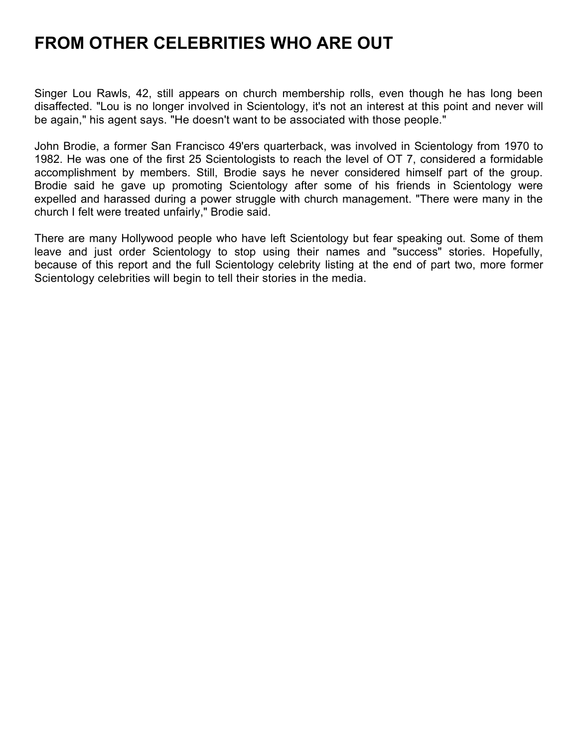# FROM OTHER CELEBRITIES WHO ARE OUT

Singer Lou Rawls, 42, still appears on church membership rolls, even though he has long been disaffected. "Lou is no longer involved in Scientology, it's not an interest at this point and never will be again," his agent says. "He doesn't want to be associated with those people."

John Brodie, a former San Francisco 49'ers quarterback, was involved in Scientology from 1970 to 1982. He was one of the first 25 Scientologists to reach the level of OT 7, considered a formidable accomplishment by members. Still, Brodie says he never considered himself part of the group. Brodie said he gave up promoting Scientology after some of his friends in Scientology were expelled and harassed during a power struggle with church management. "There were many in the church I felt were treated unfairly," Brodie said.

There are many Hollywood people who have left Scientology but fear speaking out. Some of them leave and just order Scientology to stop using their names and "success" stories. Hopefully, because of this report and the full Scientology celebrity listing at the end of part two, more former Scientology celebrities will begin to tell their stories in the media.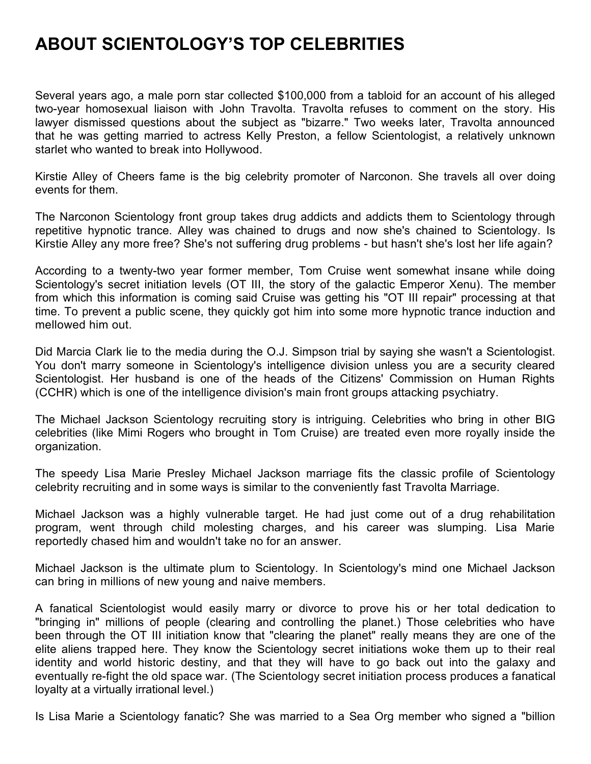# ABOUT SCIENTOLOGY'S TOP CELEBRITIES

Several years ago, a male porn star collected $100,000 from a tabloid for an account of his alleged two-year homosexual liaison with John Travolta. Travolta refuses to comment on the story. His lawyer dismissed questions about the subject as "bizarre." Two weeks later, Travolta announced that he was getting married to actress Kelly Preston, a fellow Scientologist, a relatively unknown starlet who wanted to break into Hollywood.

Kirstie Alley of Cheers fame is the big celebrity promoter of Narconon. She travels all over doing events for them.

The Narconon Scientology front group takes drug addicts and addicts them to Scientology through repetitive hypnotic trance. Alley was chained to drugs and now she's chained to Scientology. Is Kirstie Alley any more free? She's not suffering drug problems - but hasn't she's lost her life again?

According to a twenty-two year former member, Tom Cruise went somewhat insane while doing Scientology's secret initiation levels (OT III, the story of the galactic Emperor Xenu). The member from which this information is coming said Cruise was getting his "OT III repair" processing at that time. To prevent a public scene, they quickly got him into some more hypnotic trance induction and mellowed him out.

Did Marcia Clark lie to the media during the O.J. Simpson trial by saying she wasn't a Scientologist. You don't marry someone in Scientology's intelligence division unless you are a security cleared Scientologist. Her husband is one of the heads of the Citizens' Commission on Human Rights (CCHR) which is one of the intelligence division's main front groups attacking psychiatry.

The Michael Jackson Scientology recruiting story is intriguing. Celebrities who bring in other BIG celebrities (like Mimi Rogers who brought in Tom Cruise) are treated even more royally inside the organization.

The speedy Lisa Marie Presley Michael Jackson marriage fits the classic profile of Scientology celebrity recruiting and in some ways is similar to the conveniently fast Travolta Marriage.

Michael Jackson was a highly vulnerable target. He had just come out of a drug rehabilitation program, went through child molesting charges, and his career was slumping. Lisa Marie reportedly chased him and wouldn't take no for an answer.

Michael Jackson is the ultimate plum to Scientology. In Scientology's mind one Michael Jackson can bring in millions of new young and naive members.

A fanatical Scientologist would easily marry or divorce to prove his or her total dedication to "bringing in" millions of people (clearing and controlling the planet.) Those celebrities who have been through the OT III initiation know that "clearing the planet" really means they are one of the elite aliens trapped here. They know the Scientology secret initiations woke them up to their real identity and world historic destiny, and that they will have to go back out into the galaxy and eventually re-fight the old space war. (The Scientology secret initiation process produces a fanatical loyalty at a virtually irrational level.)

Is Lisa Marie a Scientology fanatic? She was married to a Sea Org member who signed a "billion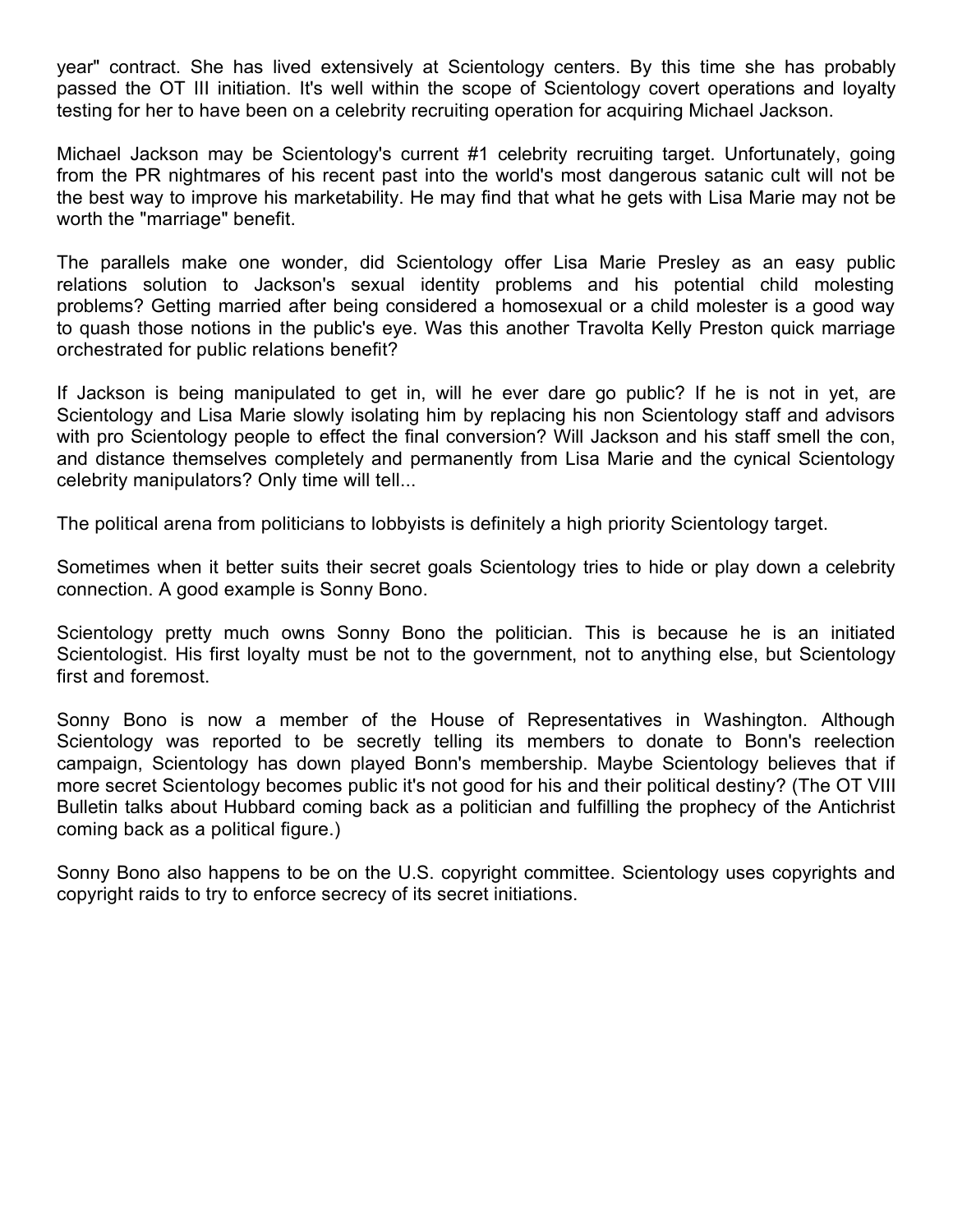year" contract. She has lived extensively at Scientology centers. By this time she has probably passed the OT III initiation. It's well within the scope of Scientology covert operations and loyalty testing for her to have been on a celebrity recruiting operation for acquiring Michael Jackson.

Michael Jackson may be Scientology's current #1 celebrity recruiting target. Unfortunately, going from the PR nightmares of his recent past into the world's most dangerous satanic cult will not be the best way to improve his marketability. He may find that what he gets with Lisa Marie may not be worth the "marriage" benefit.

The parallels make one wonder, did Scientology offer Lisa Marie Presley as an easy public relations solution to Jackson's sexual identity problems and his potential child molesting problems? Getting married after being considered a homosexual or a child molester is a good way to quash those notions in the public's eye. Was this another Travolta Kelly Preston quick marriage orchestrated for public relations benefit?

If Jackson is being manipulated to get in, will he ever dare go public? If he is not in yet, are Scientology and Lisa Marie slowly isolating him by replacing his non Scientology staff and advisors with pro Scientology people to effect the final conversion? Will Jackson and his staff smell the con, and distance themselves completely and permanently from Lisa Marie and the cynical Scientology celebrity manipulators? Only time will tell...

The political arena from politicians to lobbyists is definitely a high priority Scientology target.

Sometimes when it better suits their secret goals Scientology tries to hide or play down a celebrity connection. A good example is Sonny Bono.

Scientology pretty much owns Sonny Bono the politician. This is because he is an initiated Scientologist. His first loyalty must be not to the government, not to anything else, but Scientology first and foremost.

Sonny Bono is now a member of the House of Representatives in Washington. Although Scientology was reported to be secretly telling its members to donate to Bonn's reelection campaign, Scientology has down played Bonn's membership. Maybe Scientology believes that if more secret Scientology becomes public it's not good for his and their political destiny? (The OT VIII Bulletin talks about Hubbard coming back as a politician and fulfilling the prophecy of the Antichrist coming back as a political figure.)

Sonny Bono also happens to be on the U.S. copyright committee. Scientology uses copyrights and copyright raids to try to enforce secrecy of its secret initiations.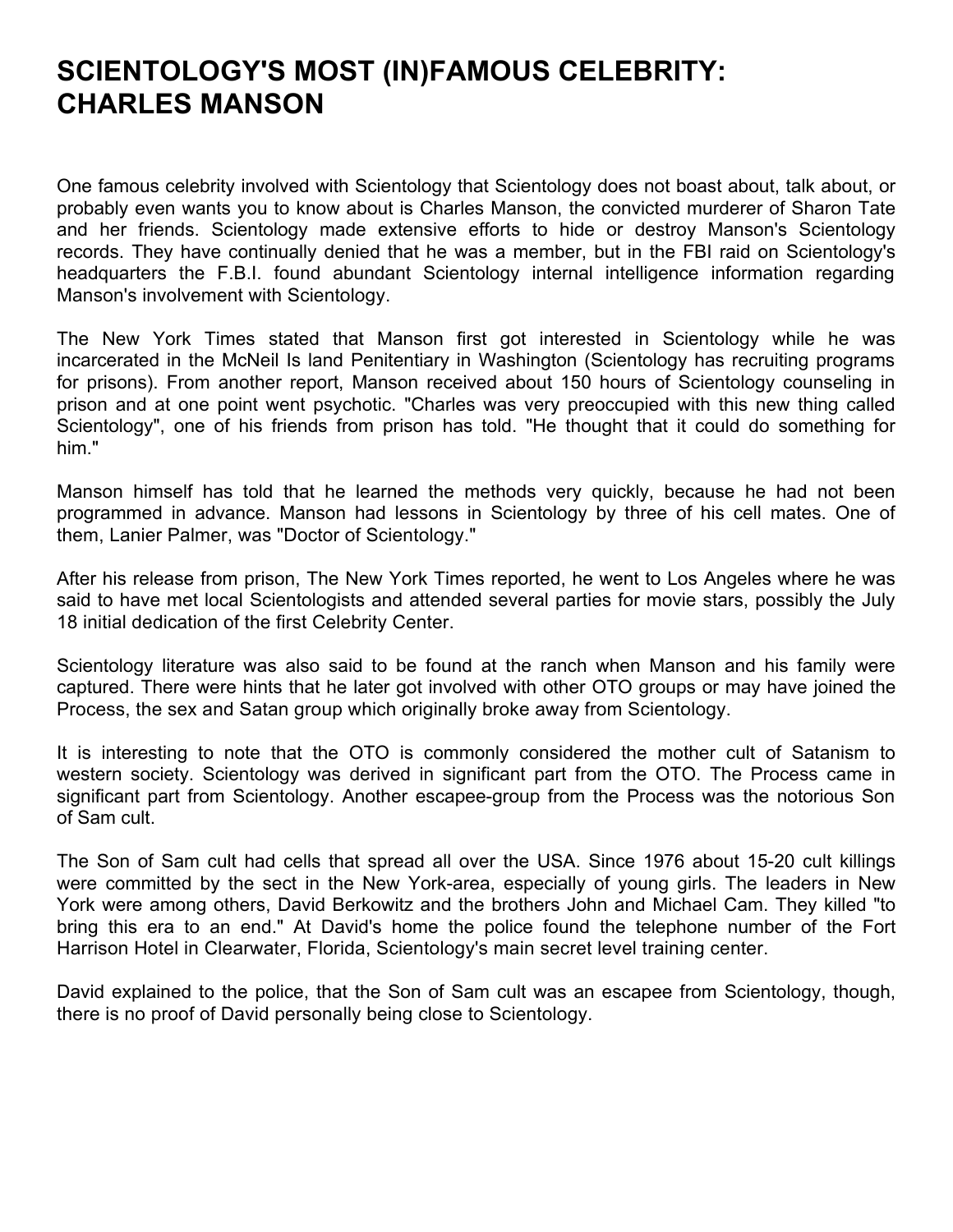# SCIENTOLOGY'S MOST (IN)FAMOUS CELEBRITY: CHARLES MANSON

One famous celebrity involved with Scientology that Scientology does not boast about, talk about, or probably even wants you to know about is Charles Manson, the convicted murderer of Sharon Tate and her friends. Scientology made extensive efforts to hide or destroy Manson's Scientology records. They have continually denied that he was a member, but in the FBI raid on Scientology's headquarters the F.B.I. found abundant Scientology internal intelligence information regarding Manson's involvement with Scientology.

The New York Times stated that Manson first got interested in Scientology while he was incarcerated in the McNeil Is land Penitentiary in Washington (Scientology has recruiting programs for prisons). From another report, Manson received about 150 hours of Scientology counseling in prison and at one point went psychotic. "Charles was very preoccupied with this new thing called Scientology", one of his friends from prison has told. "He thought that it could do something for him."

Manson himself has told that he learned the methods very quickly, because he had not been programmed in advance. Manson had lessons in Scientology by three of his cell mates. One of them, Lanier Palmer, was "Doctor of Scientology."

After his release from prison, The New York Times reported, he went to Los Angeles where he was said to have met local Scientologists and attended several parties for movie stars, possibly the July 18 initial dedication of the first Celebrity Center.

Scientology literature was also said to be found at the ranch when Manson and his family were captured. There were hints that he later got involved with other OTO groups or may have joined the Process, the sex and Satan group which originally broke away from Scientology.

It is interesting to note that the OTO is commonly considered the mother cult of Satanism to western society. Scientology was derived in significant part from the OTO. The Process came in significant part from Scientology. Another escapee-group from the Process was the notorious Son of Sam cult.

The Son of Sam cult had cells that spread all over the USA. Since 1976 about 15-20 cult killings were committed by the sect in the New York-area, especially of young girls. The leaders in New York were among others, David Berkowitz and the brothers John and Michael Cam. They killed "to bring this era to an end." At David's home the police found the telephone number of the Fort Harrison Hotel in Clearwater, Florida, Scientology's main secret level training center.

David explained to the police, that the Son of Sam cult was an escapee from Scientology, though, there is no proof of David personally being close to Scientology.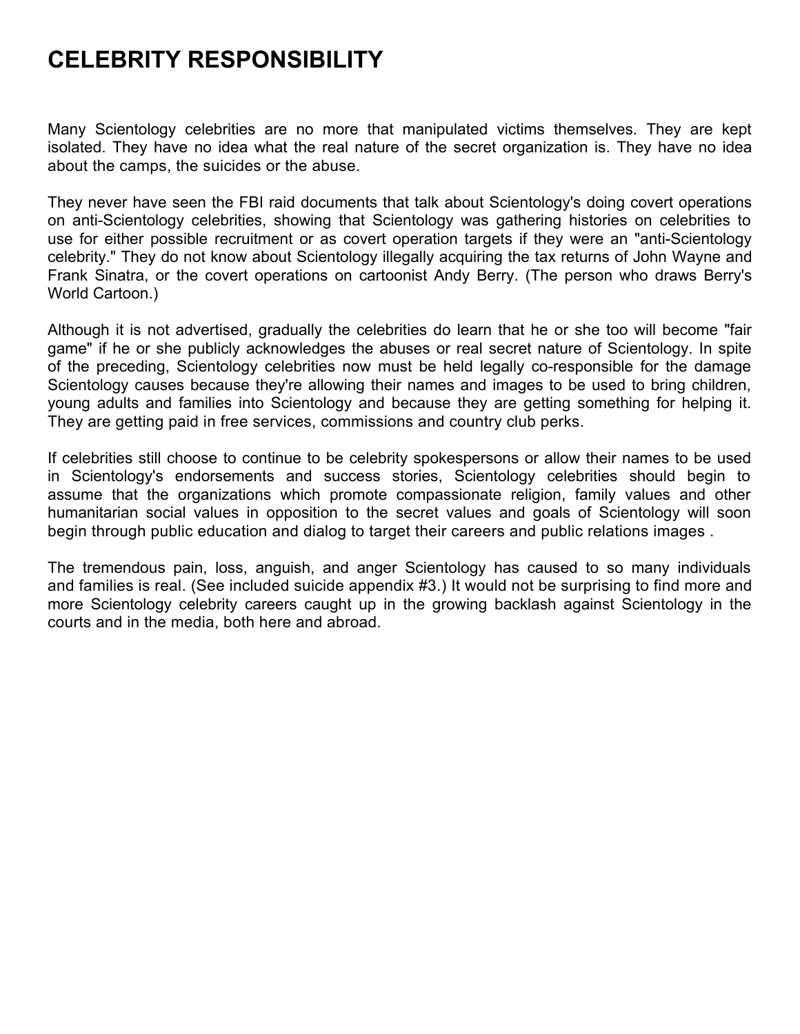# CELEBRITY RESPONSIBILITY

Many Scientology celebrities are no more that manipulated victims themselves. They are kept isolated. They have no idea what the real nature of the secret organization is. They have no idea about the camps, the suicides or the abuse.

They never have seen the FBI raid documents that talk about Scientology's doing covert operations on anti-Scientology celebrities, showing that Scientology was gathering histories on celebrities to use for either possible recruitment or as covert operation targets if they were an "anti-Scientology celebrity." They do not know about Scientology illegally acquiring the tax returns of John Wayne and Frank Sinatra, or the covert operations on cartoonist Andy Berry. (The person who draws Berry's World Cartoon.)

Although it is not advertised, gradually the celebrities do learn that he or she too will become "fair game" if he or she publicly acknowledges the abuses or real secret nature of Scientology. In spite of the preceding, Scientology celebrities now must be held legally co-responsible for the damage Scientology causes because they're allowing their names and images to be used to bring children, young adults and families into Scientology and because they are getting something for helping it. They are getting paid in free services, commissions and country club perks.

If celebrities still choose to continue to be celebrity spokespersons or allow their names to be used in Scientology's endorsements and success stories, Scientology celebrities should begin to assume that the organizations which promote compassionate religion, family values and other humanitarian social values in opposition to the secret values and goals of Scientology will soon begin through public education and dialog to target their careers and public relations images .

The tremendous pain, loss, anguish, and anger Scientology has caused to so many individuals and families is real. (See included suicide appendix #3.) It would not be surprising to find more and more Scientology celebrity careers caught up in the growing backlash against Scientology in the courts and in the media, both here and abroad.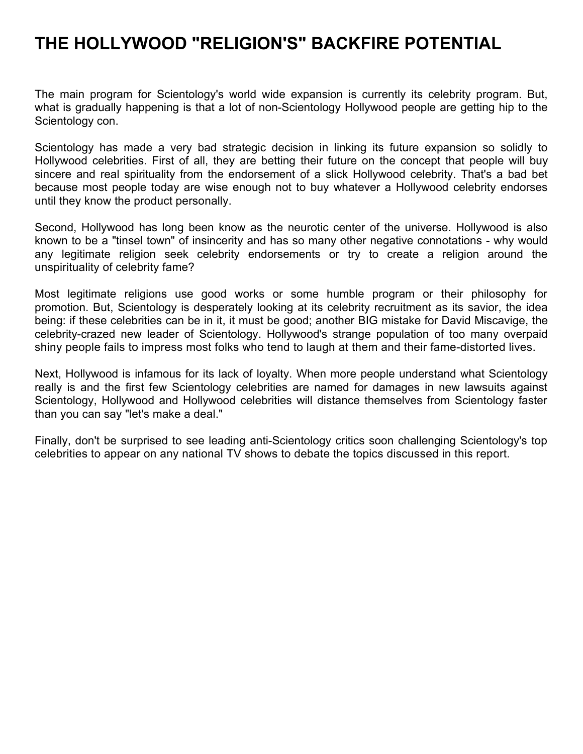# THE HOLLYWOOD "RELIGION'S" BACKFIRE POTENTIAL

The main program for Scientology's world wide expansion is currently its celebrity program. But, what is gradually happening is that a lot of non-Scientology Hollywood people are getting hip to the Scientology con.

Scientology has made a very bad strategic decision in linking its future expansion so solidly to Hollywood celebrities. First of all, they are betting their future on the concept that people will buy sincere and real spirituality from the endorsement of a slick Hollywood celebrity. That's a bad bet because most people today are wise enough not to buy whatever a Hollywood celebrity endorses until they know the product personally.

Second, Hollywood has long been know as the neurotic center of the universe. Hollywood is also known to be a "tinsel town" of insincerity and has so many other negative connotations - why would any legitimate religion seek celebrity endorsements or try to create a religion around the unspirituality of celebrity fame?

Most legitimate religions use good works or some humble program or their philosophy for promotion. But, Scientology is desperately looking at its celebrity recruitment as its savior, the idea being: if these celebrities can be in it, it must be good; another BIG mistake for David Miscavige, the celebrity-crazed new leader of Scientology. Hollywood's strange population of too many overpaid shiny people fails to impress most folks who tend to laugh at them and their fame-distorted lives.

Next, Hollywood is infamous for its lack of loyalty. When more people understand what Scientology really is and the first few Scientology celebrities are named for damages in new lawsuits against Scientology, Hollywood and Hollywood celebrities will distance themselves from Scientology faster than you can say "let's make a deal."

Finally, don't be surprised to see leading anti-Scientology critics soon challenging Scientology's top celebrities to appear on any national TV shows to debate the topics discussed in this report.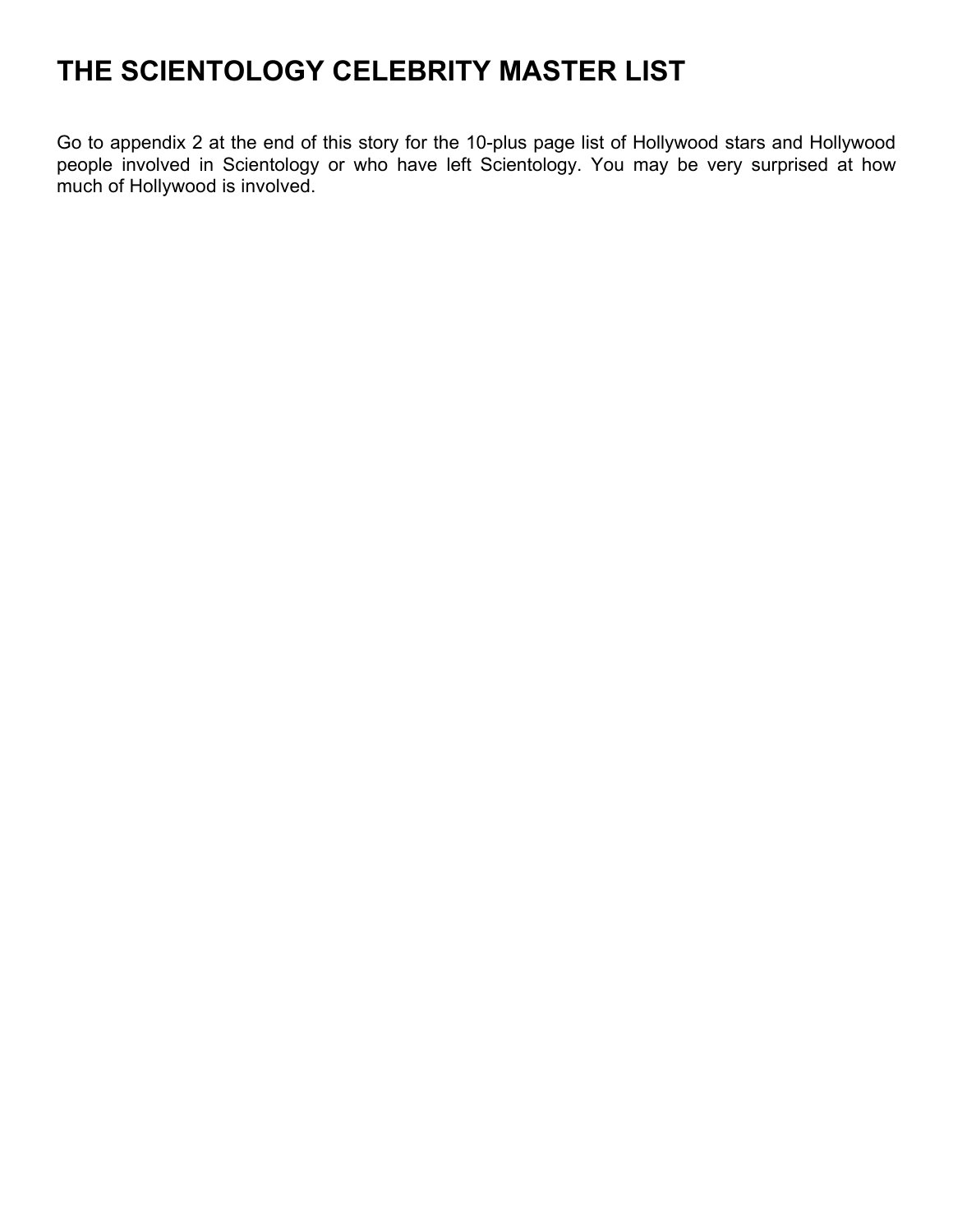# THE SCIENTOLOGY CELEBRITY MASTER LIST

Go to appendix 2 at the end of this story for the 10-plus page list of Hollywood stars and Hollywood people involved in Scientology or who have left Scientology. You may be very surprised at how much of Hollywood is involved.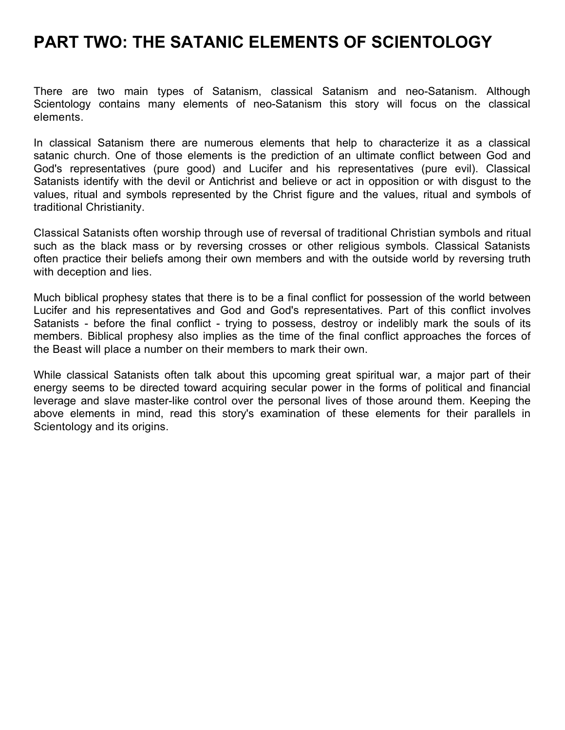# PART TWO: THE SATANIC ELEMENTS OF SCIENTOLOGY

There are two main types of Satanism, classical Satanism and neo-Satanism. Although Scientology contains many elements of neo-Satanism this story will focus on the classical elements.

In classical Satanism there are numerous elements that help to characterize it as a classical satanic church. One of those elements is the prediction of an ultimate conflict between God and God's representatives (pure good) and Lucifer and his representatives (pure evil). Classical Satanists identify with the devil or Antichrist and believe or act in opposition or with disgust to the values, ritual and symbols represented by the Christ figure and the values, ritual and symbols of traditional Christianity.

Classical Satanists often worship through use of reversal of traditional Christian symbols and ritual such as the black mass or by reversing crosses or other religious symbols. Classical Satanists often practice their beliefs among their own members and with the outside world by reversing truth with deception and lies.

Much biblical prophesy states that there is to be a final conflict for possession of the world between Lucifer and his representatives and God and God's representatives. Part of this conflict involves Satanists - before the final conflict - trying to possess, destroy or indelibly mark the souls of its members. Biblical prophesy also implies as the time of the final conflict approaches the forces of the Beast will place a number on their members to mark their own.

While classical Satanists often talk about this upcoming great spiritual war, a major part of their energy seems to be directed toward acquiring secular power in the forms of political and financial leverage and slave master-like control over the personal lives of those around them. Keeping the above elements in mind, read this story's examination of these elements for their parallels in Scientology and its origins.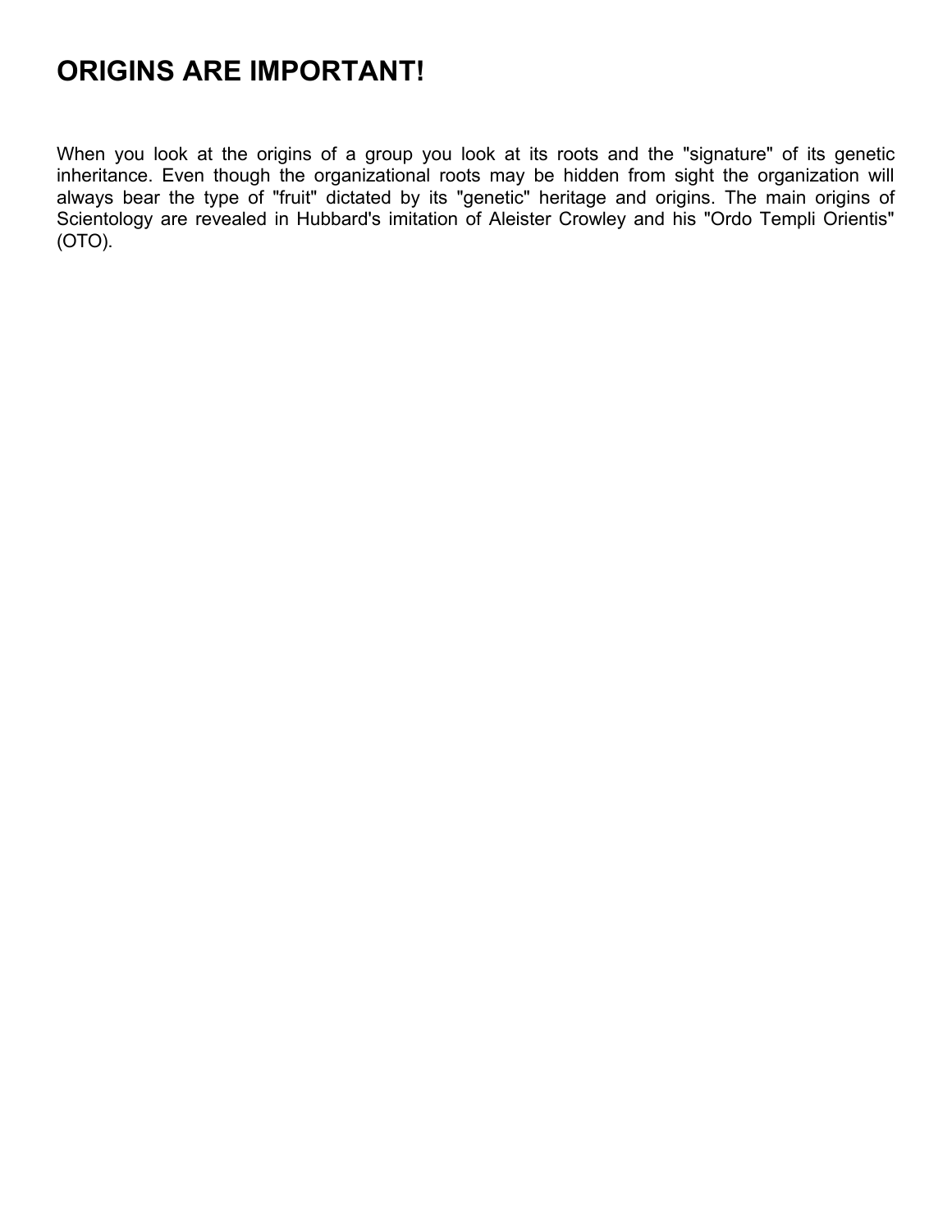# ORIGINS ARE IMPORTANT!

When you look at the origins of a group you look at its roots and the "signature" of its genetic inheritance. Even though the organizational roots may be hidden from sight the organization will always bear the type of "fruit" dictated by its "genetic" heritage and origins. The main origins of Scientology are revealed in Hubbard's imitation of Aleister Crowley and his "Ordo Templi Orientis" (OTO).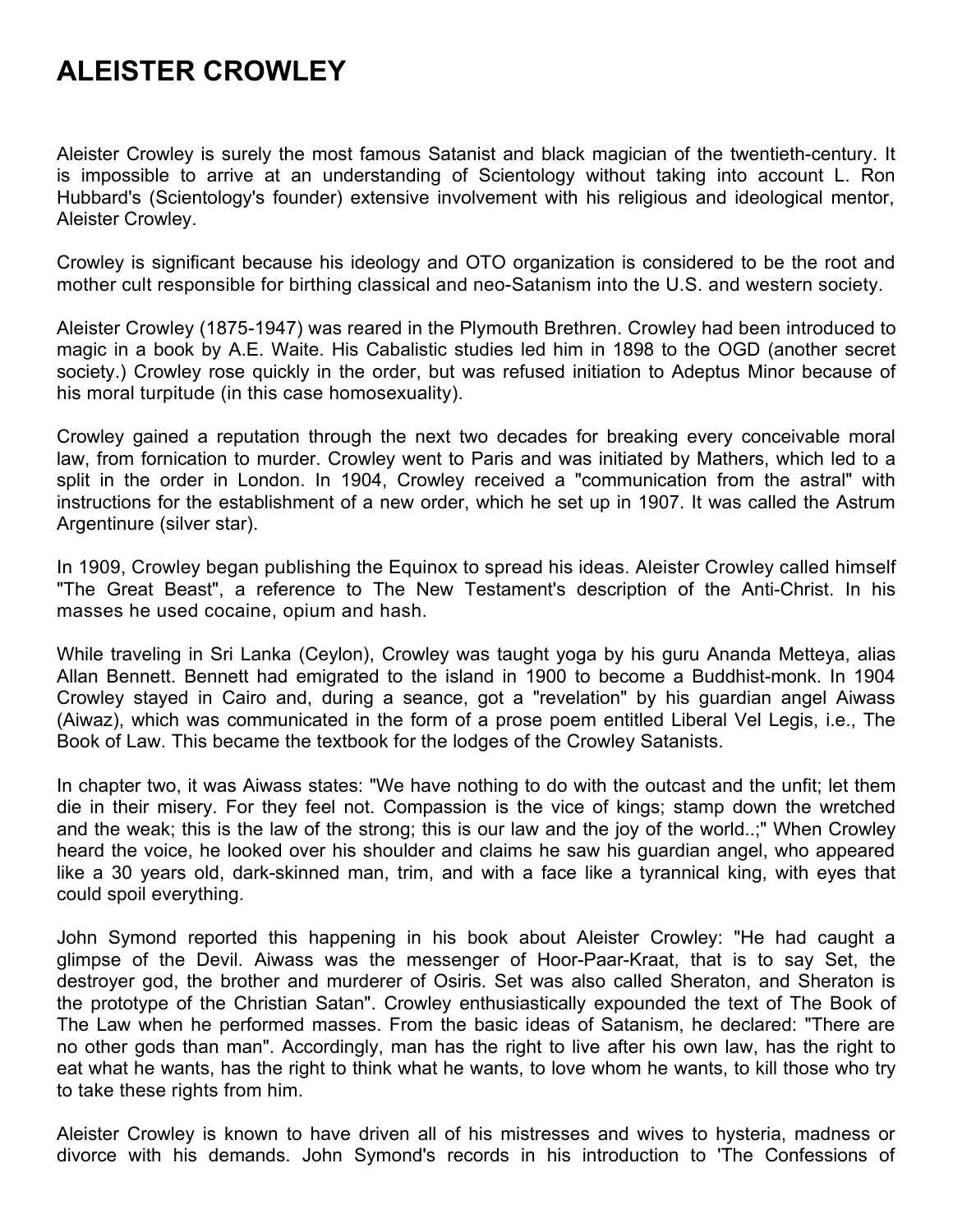# ALEISTER CROWLEY

Aleister Crowley is surely the most famous Satanist and black magician of the twentieth-century. It is impossible to arrive at an understanding of Scientology without taking into account L. Ron Hubbard's (Scientology's founder) extensive involvement with his religious and ideological mentor, Aleister Crowley.

Crowley is significant because his ideology and OTO organization is considered to be the root and mother cult responsible for birthing classical and neo-Satanism into the U.S. and western society.

Aleister Crowley (1875-1947) was reared in the Plymouth Brethren. Crowley had been introduced to magic in a book by A.E. Waite. His Cabalistic studies led him in 1898 to the OGD (another secret society.) Crowley rose quickly in the order, but was refused initiation to Adeptus Minor because of his moral turpitude (in this case homosexuality).

Crowley gained a reputation through the next two decades for breaking every conceivable moral law, from fornication to murder. Crowley went to Paris and was initiated by Mathers, which led to a split in the order in London. In 1904, Crowley received a "communication from the astral" with instructions for the establishment of a new order, which he set up in 1907. It was called the Astrum Argentinure (silver star).

In 1909, Crowley began publishing the Equinox to spread his ideas. Aleister Crowley called himself "The Great Beast", a reference to The New Testament's description of the Anti-Christ. In his masses he used cocaine, opium and hash.

While traveling in Sri Lanka (Ceylon), Crowley was taught yoga by his guru Ananda Metteya, alias Allan Bennett. Bennett had emigrated to the island in 1900 to become a Buddhist-monk. In 1904 Crowley stayed in Cairo and, during a seance, got a "revelation" by his guardian angel Aiwass (Aiwaz), which was communicated in the form of a prose poem entitled Liberal Vel Legis, i.e., The Book of Law. This became the textbook for the lodges of the Crowley Satanists.

In chapter two, it was Aiwass states: "We have nothing to do with the outcast and the unfit; let them die in their misery. For they feel not. Compassion is the vice of kings; stamp down the wretched and the weak; this is the law of the strong; this is our law and the joy of the world..;" When Crowley heard the voice, he looked over his shoulder and claims he saw his guardian angel, who appeared like a 30 years old, dark-skinned man, trim, and with a face like a tyrannical king, with eyes that could spoil everything.

John Symond reported this happening in his book about Aleister Crowley: "He had caught a glimpse of the Devil. Aiwass was the messenger of Hoor-Paar-Kraat, that is to say Set, the destroyer god, the brother and murderer of Osiris. Set was also called Sheraton, and Sheraton is the prototype of the Christian Satan". Crowley enthusiastically expounded the text of The Book of The Law when he performed masses. From the basic ideas of Satanism, he declared: "There are no other gods than man". Accordingly, man has the right to live after his own law, has the right to eat what he wants, has the right to think what he wants, to love whom he wants, to kill those who try to take these rights from him.

Aleister Crowley is known to have driven all of his mistresses and wives to hysteria, madness or divorce with his demands. John Symond's records in his introduction to 'The Confessions of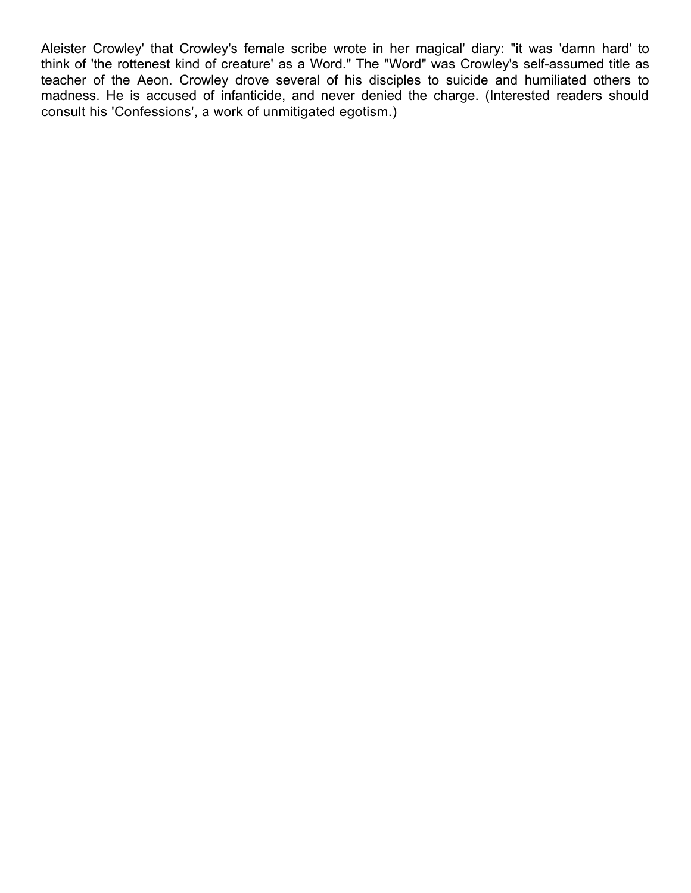Aleister Crowley' that Crowley's female scribe wrote in her magical' diary: "it was 'damn hard' to think of 'the rottenest kind of creature' as a Word." The "Word" was Crowley's self-assumed title as teacher of the Aeon. Crowley drove several of his disciples to suicide and humiliated others to madness. He is accused of infanticide, and never denied the charge. (Interested readers should consult his 'Confessions', a work of unmitigated egotism.)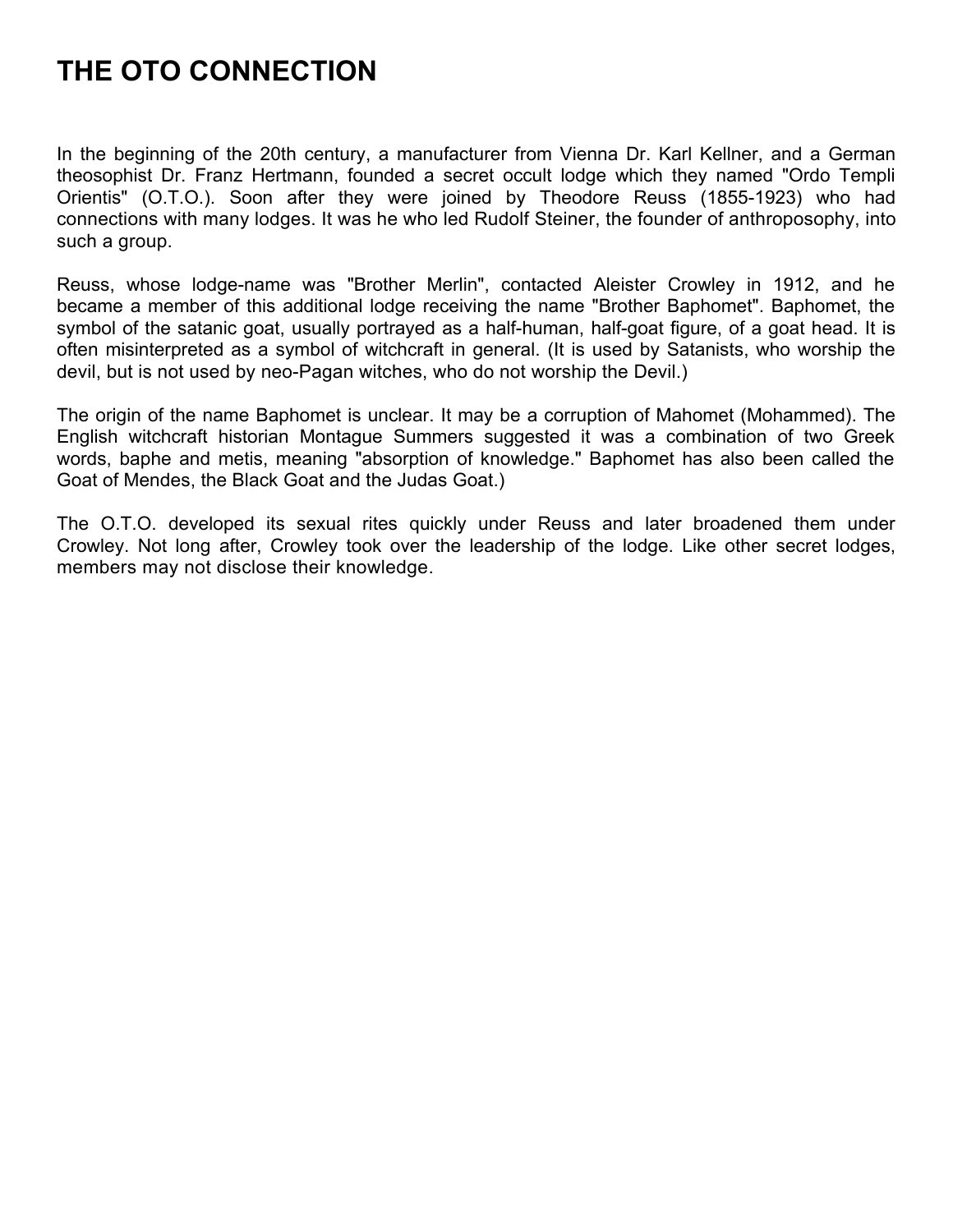# THE OTO CONNECTION

In the beginning of the 20th century, a manufacturer from Vienna Dr. Karl Kellner, and a German theosophist Dr. Franz Hertmann, founded a secret occult lodge which they named "Ordo Templi Orientis" (O.T.O.). Soon after they were joined by Theodore Reuss (1855-1923) who had connections with many lodges. It was he who led Rudolf Steiner, the founder of anthroposophy, into such a group.

Reuss, whose lodge-name was "Brother Merlin", contacted Aleister Crowley in 1912, and he became a member of this additional lodge receiving the name "Brother Baphomet". Baphomet, the symbol of the satanic goat, usually portrayed as a half-human, half-goat figure, of a goat head. It is often misinterpreted as a symbol of witchcraft in general. (It is used by Satanists, who worship the devil, but is not used by neo-Pagan witches, who do not worship the Devil.)

The origin of the name Baphomet is unclear. It may be a corruption of Mahomet (Mohammed). The English witchcraft historian Montague Summers suggested it was a combination of two Greek words, baphe and metis, meaning "absorption of knowledge." Baphomet has also been called the Goat of Mendes, the Black Goat and the Judas Goat.)

The O.T.O. developed its sexual rites quickly under Reuss and later broadened them under Crowley. Not long after, Crowley took over the leadership of the lodge. Like other secret lodges, members may not disclose their knowledge.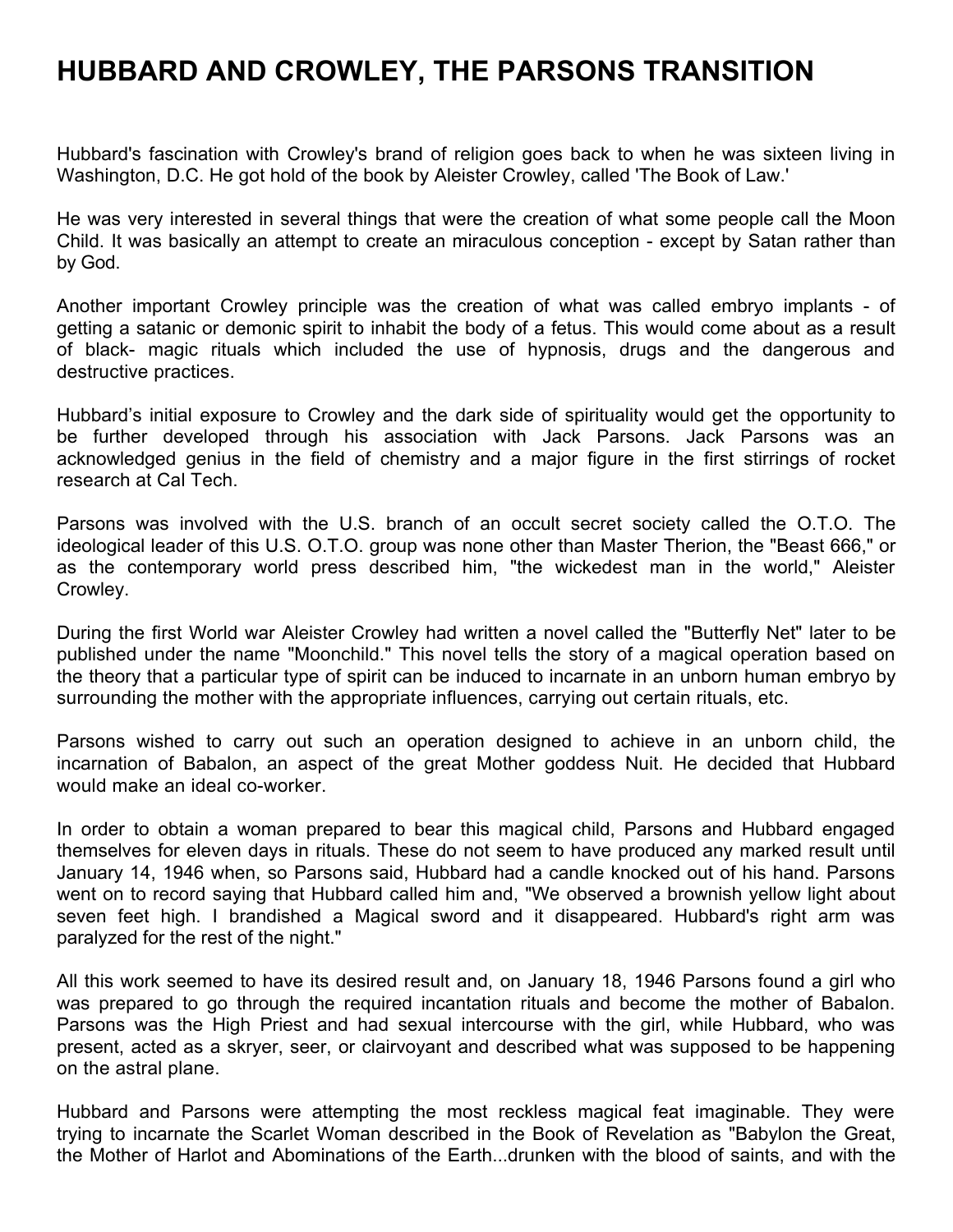# HUBBARD AND CROWLEY, THE PARSONS TRANSITION

Hubbard's fascination with Crowley's brand of religion goes back to when he was sixteen living in Washington, D.C. He got hold of the book by Aleister Crowley, called 'The Book of Law.'

He was very interested in several things that were the creation of what some people call the Moon Child. It was basically an attempt to create an miraculous conception - except by Satan rather than by God.

Another important Crowley principle was the creation of what was called embryo implants - of getting a satanic or demonic spirit to inhabit the body of a fetus. This would come about as a result of black- magic rituals which included the use of hypnosis, drugs and the dangerous and destructive practices.

Hubbard's initial exposure to Crowley and the dark side of spirituality would get the opportunity to be further developed through his association with Jack Parsons. Jack Parsons was an acknowledged genius in the field of chemistry and a major figure in the first stirrings of rocket research at Cal Tech.

Parsons was involved with the U.S. branch of an occult secret society called the O.T.O. The ideological leader of this U.S. O.T.O. group was none other than Master Therion, the "Beast 666," or as the contemporary world press described him, "the wickedest man in the world," Aleister Crowley.

During the first World war Aleister Crowley had written a novel called the "Butterfly Net" later to be published under the name "Moonchild." This novel tells the story of a magical operation based on the theory that a particular type of spirit can be induced to incarnate in an unborn human embryo by surrounding the mother with the appropriate influences, carrying out certain rituals, etc.

Parsons wished to carry out such an operation designed to achieve in an unborn child, the incarnation of Babalon, an aspect of the great Mother goddess Nuit. He decided that Hubbard would make an ideal co-worker.

In order to obtain a woman prepared to bear this magical child, Parsons and Hubbard engaged themselves for eleven days in rituals. These do not seem to have produced any marked result until January 14, 1946 when, so Parsons said, Hubbard had a candle knocked out of his hand. Parsons went on to record saying that Hubbard called him and, "We observed a brownish yellow light about seven feet high. I brandished a Magical sword and it disappeared. Hubbard's right arm was paralyzed for the rest of the night."

All this work seemed to have its desired result and, on January 18, 1946 Parsons found a girl who was prepared to go through the required incantation rituals and become the mother of Babalon. Parsons was the High Priest and had sexual intercourse with the girl, while Hubbard, who was present, acted as a skryer, seer, or clairvoyant and described what was supposed to be happening on the astral plane.

Hubbard and Parsons were attempting the most reckless magical feat imaginable. They were trying to incarnate the Scarlet Woman described in the Book of Revelation as "Babylon the Great, the Mother of Harlot and Abominations of the Earth...drunken with the blood of saints, and with the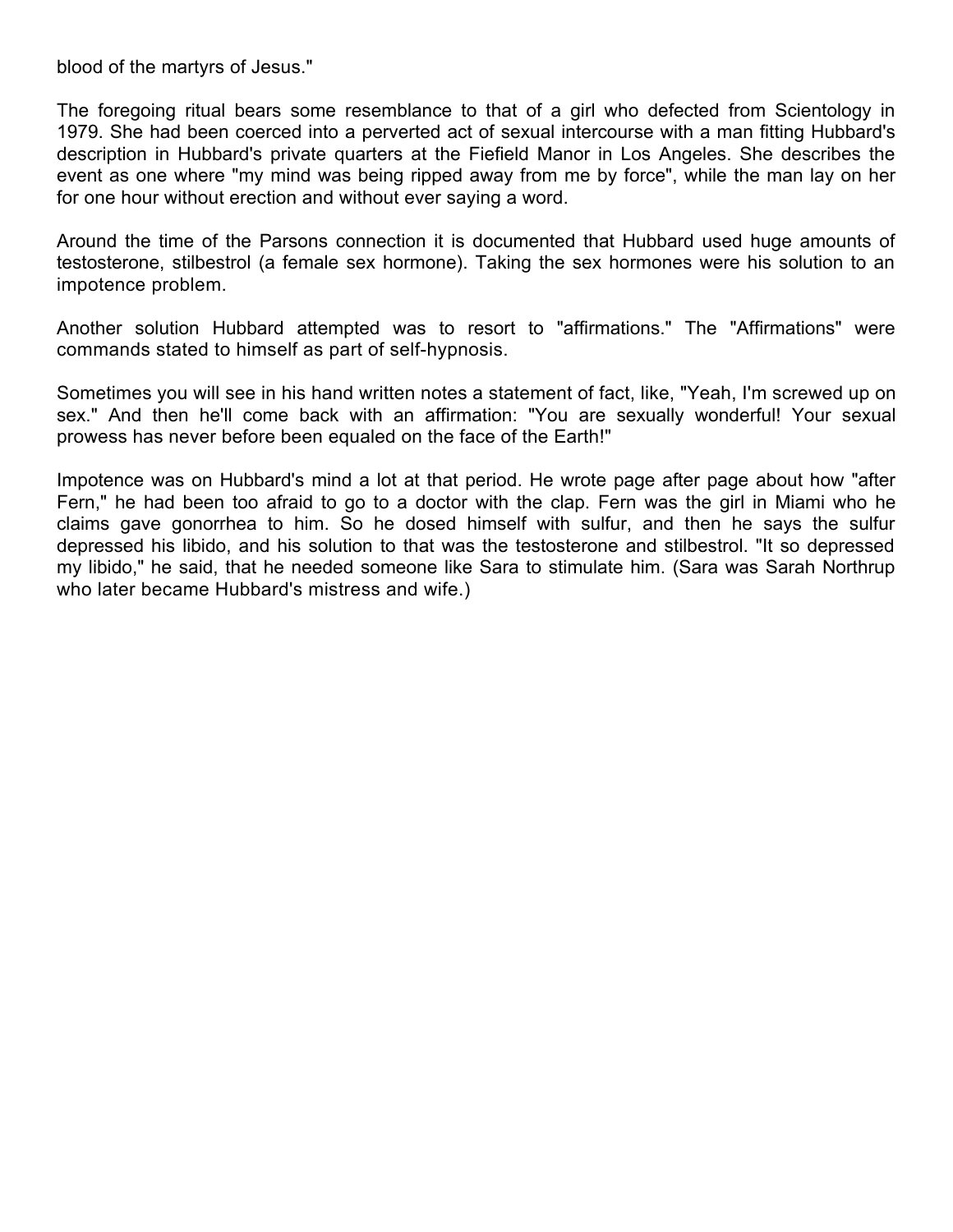blood of the martyrs of Jesus."

The foregoing ritual bears some resemblance to that of a girl who defected from Scientology in 1979. She had been coerced into a perverted act of sexual intercourse with a man fitting Hubbard's description in Hubbard's private quarters at the Fiefield Manor in Los Angeles. She describes the event as one where "my mind was being ripped away from me by force", while the man lay on her for one hour without erection and without ever saying a word.

Around the time of the Parsons connection it is documented that Hubbard used huge amounts of testosterone, stilbestrol (a female sex hormone). Taking the sex hormones were his solution to an impotence problem.

Another solution Hubbard attempted was to resort to "affirmations." The "Affirmations" were commands stated to himself as part of self-hypnosis.

Sometimes you will see in his hand written notes a statement of fact, like, "Yeah, I'm screwed up on sex." And then he'll come back with an affirmation: "You are sexually wonderful! Your sexual prowess has never before been equaled on the face of the Earth!"

Impotence was on Hubbard's mind a lot at that period. He wrote page after page about how "after Fern," he had been too afraid to go to a doctor with the clap. Fern was the girl in Miami who he claims gave gonorrhea to him. So he dosed himself with sulfur, and then he says the sulfur depressed his libido, and his solution to that was the testosterone and stilbestrol. "It so depressed my libido," he said, that he needed someone like Sara to stimulate him. (Sara was Sarah Northrup who later became Hubbard's mistress and wife.)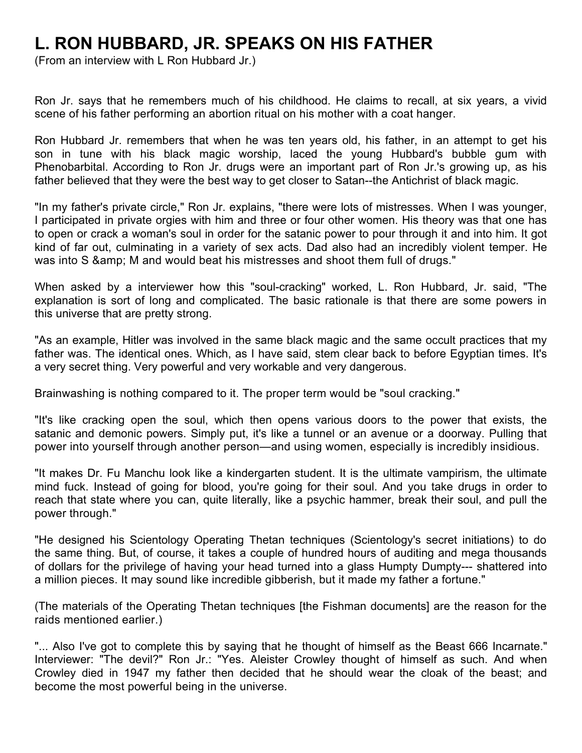# L. RON HUBBARD, JR. SPEAKS ON HIS FATHER

(From an interview with L Ron Hubbard Jr.)

Ron Jr. says that he remembers much of his childhood. He claims to recall, at six years, a vivid scene of his father performing an abortion ritual on his mother with a coat hanger.

Ron Hubbard Jr. remembers that when he was ten years old, his father, in an attempt to get his son in tune with his black magic worship, laced the young Hubbard's bubble gum with Phenobarbital. According to Ron Jr. drugs were an important part of Ron Jr.'s growing up, as his father believed that they were the best way to get closer to Satan--the Antichrist of black magic.

"In my father's private circle," Ron Jr. explains, "there were lots of mistresses. When I was younger, I participated in private orgies with him and three or four other women. His theory was that one has to open or crack a woman's soul in order for the satanic power to pour through it and into him. It got kind of far out, culminating in a variety of sex acts. Dad also had an incredibly violent temper. He was into S &amp; M and would beat his mistresses and shoot them full of drugs."

When asked by a interviewer how this "soul-cracking" worked, L. Ron Hubbard, Jr. said, "The explanation is sort of long and complicated. The basic rationale is that there are some powers in this universe that are pretty strong.

"As an example, Hitler was involved in the same black magic and the same occult practices that my father was. The identical ones. Which, as I have said, stem clear back to before Egyptian times. It's a very secret thing. Very powerful and very workable and very dangerous.

Brainwashing is nothing compared to it. The proper term would be "soul cracking."

"It's like cracking open the soul, which then opens various doors to the power that exists, the satanic and demonic powers. Simply put, it's like a tunnel or an avenue or a doorway. Pulling that power into yourself through another person—and using women, especially is incredibly insidious.

"It makes Dr. Fu Manchu look like a kindergarten student. It is the ultimate vampirism, the ultimate mind fuck. Instead of going for blood, you're going for their soul. And you take drugs in order to reach that state where you can, quite literally, like a psychic hammer, break their soul, and pull the power through."

"He designed his Scientology Operating Thetan techniques (Scientology's secret initiations) to do the same thing. But, of course, it takes a couple of hundred hours of auditing and mega thousands of dollars for the privilege of having your head turned into a glass Humpty Dumpty--- shattered into a million pieces. It may sound like incredible gibberish, but it made my father a fortune."

(The materials of the Operating Thetan techniques [the Fishman documents] are the reason for the raids mentioned earlier.)

"... Also I've got to complete this by saying that he thought of himself as the Beast 666 Incarnate." Interviewer: "The devil?" Ron Jr.: "Yes. Aleister Crowley thought of himself as such. And when Crowley died in 1947 my father then decided that he should wear the cloak of the beast; and become the most powerful being in the universe.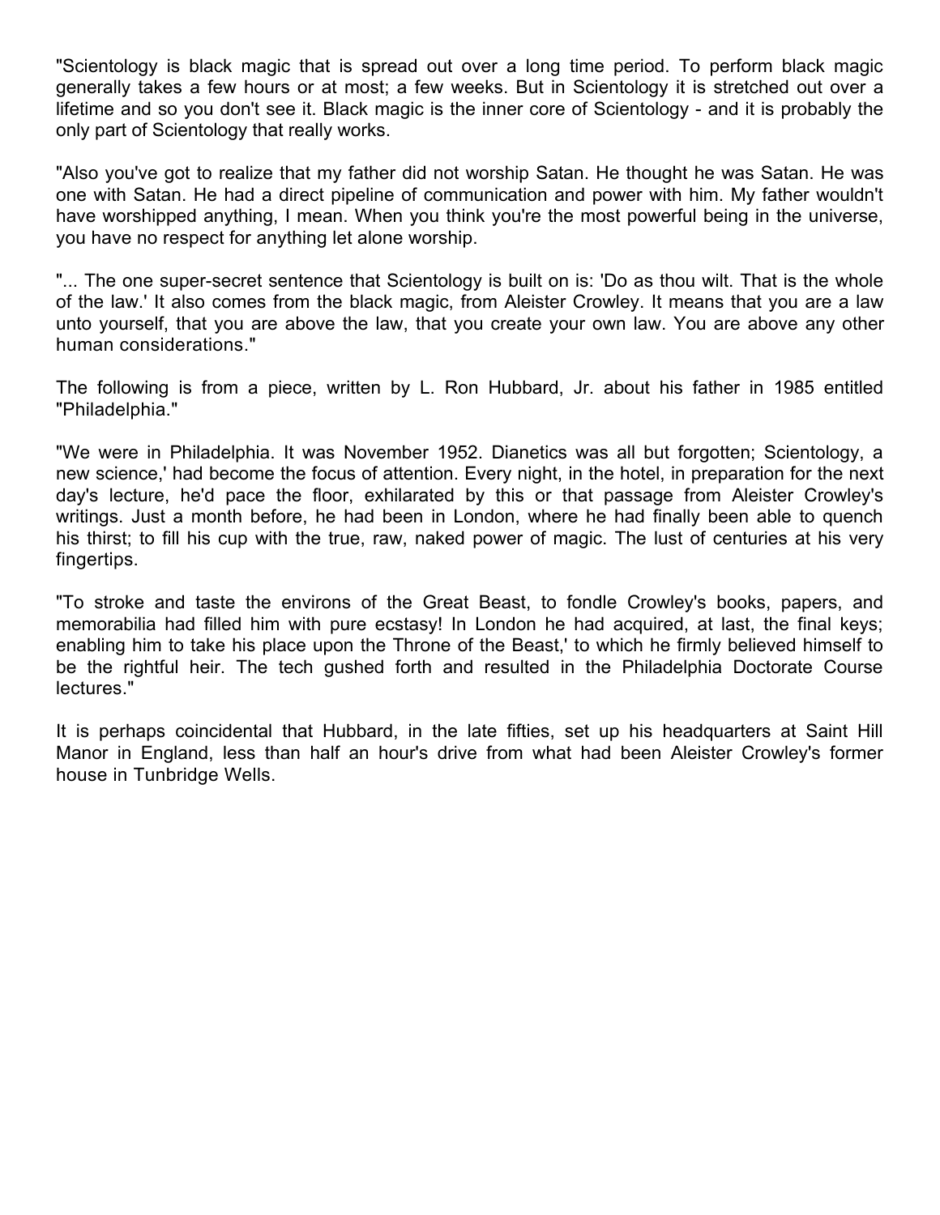"Scientology is black magic that is spread out over a long time period. To perform black magic generally takes a few hours or at most; a few weeks. But in Scientology it is stretched out over a lifetime and so you don't see it. Black magic is the inner core of Scientology - and it is probably the only part of Scientology that really works.

"Also you've got to realize that my father did not worship Satan. He thought he was Satan. He was one with Satan. He had a direct pipeline of communication and power with him. My father wouldn't have worshipped anything, I mean. When you think you're the most powerful being in the universe, you have no respect for anything let alone worship.

"... The one super-secret sentence that Scientology is built on is: 'Do as thou wilt. That is the whole of the law.' It also comes from the black magic, from Aleister Crowley. It means that you are a law unto yourself, that you are above the law, that you create your own law. You are above any other human considerations."

The following is from a piece, written by L. Ron Hubbard, Jr. about his father in 1985 entitled "Philadelphia."

"We were in Philadelphia. It was November 1952. Dianetics was all but forgotten; Scientology, a new science,' had become the focus of attention. Every night, in the hotel, in preparation for the next day's lecture, he'd pace the floor, exhilarated by this or that passage from Aleister Crowley's writings. Just a month before, he had been in London, where he had finally been able to quench his thirst; to fill his cup with the true, raw, naked power of magic. The lust of centuries at his very fingertips.

"To stroke and taste the environs of the Great Beast, to fondle Crowley's books, papers, and memorabilia had filled him with pure ecstasy! In London he had acquired, at last, the final keys; enabling him to take his place upon the Throne of the Beast,' to which he firmly believed himself to be the rightful heir. The tech gushed forth and resulted in the Philadelphia Doctorate Course lectures."

It is perhaps coincidental that Hubbard, in the late fifties, set up his headquarters at Saint Hill Manor in England, less than half an hour's drive from what had been Aleister Crowley's former house in Tunbridge Wells.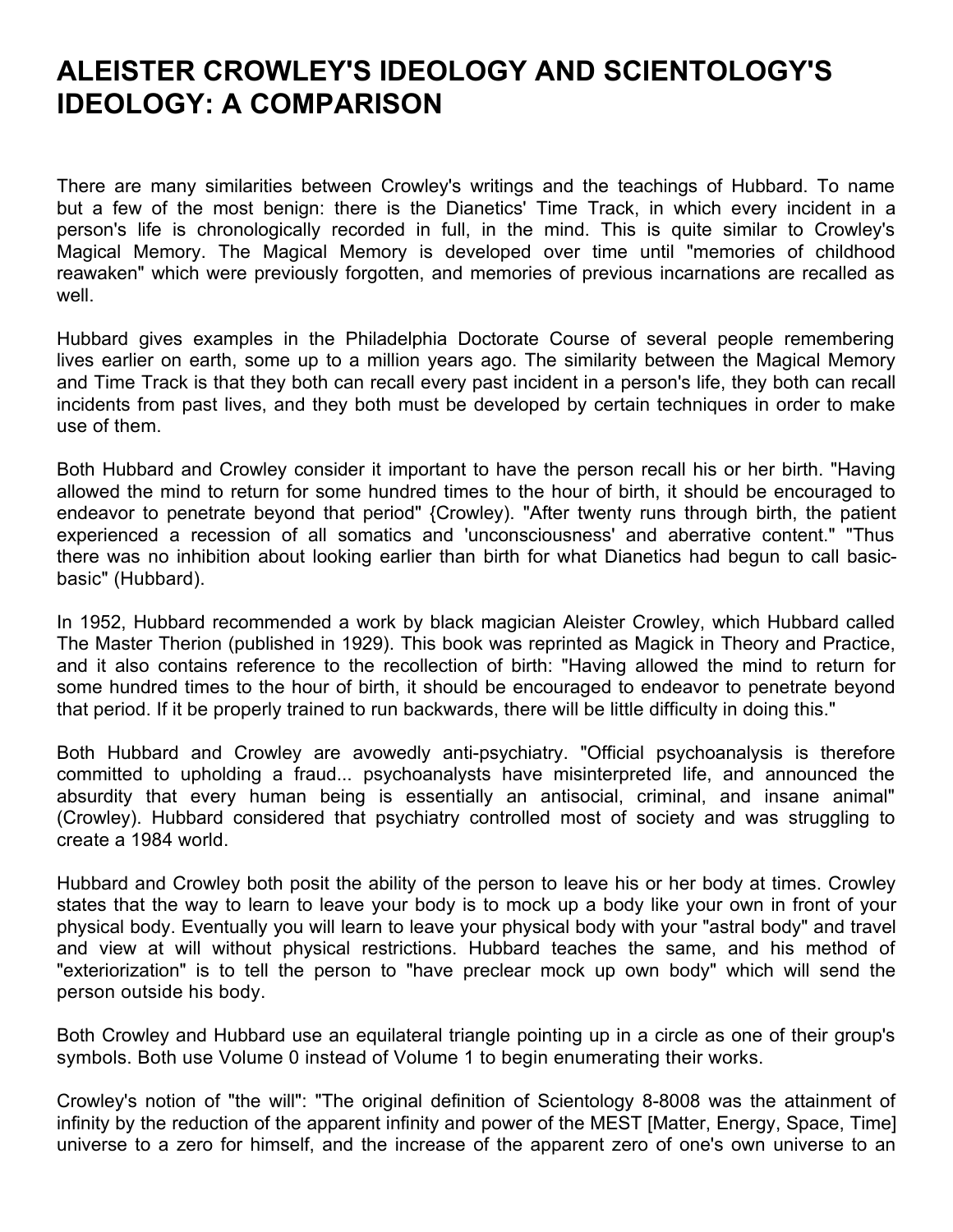# ALEISTER CROWLEY'S IDEOLOGY AND SCIENTOLOGY'S IDEOLOGY: A COMPARISON

There are many similarities between Crowley's writings and the teachings of Hubbard. To name but a few of the most benign: there is the Dianetics' Time Track, in which every incident in a person's life is chronologically recorded in full, in the mind. This is quite similar to Crowley's Magical Memory. The Magical Memory is developed over time until "memories of childhood reawaken" which were previously forgotten, and memories of previous incarnations are recalled as well.

Hubbard gives examples in the Philadelphia Doctorate Course of several people remembering lives earlier on earth, some up to a million years ago. The similarity between the Magical Memory and Time Track is that they both can recall every past incident in a person's life, they both can recall incidents from past lives, and they both must be developed by certain techniques in order to make use of them.

Both Hubbard and Crowley consider it important to have the person recall his or her birth. "Having allowed the mind to return for some hundred times to the hour of birth, it should be encouraged to endeavor to penetrate beyond that period" {Crowley). "After twenty runs through birth, the patient experienced a recession of all somatics and 'unconsciousness' and aberrative content." "Thus there was no inhibition about looking earlier than birth for what Dianetics had begun to call basic-basic" (Hubbard).

In 1952, Hubbard recommended a work by black magician Aleister Crowley, which Hubbard called The Master Therion (published in 1929). This book was reprinted as Magick in Theory and Practice, and it also contains reference to the recollection of birth: "Having allowed the mind to return for some hundred times to the hour of birth, it should be encouraged to endeavor to penetrate beyond that period. If it be properly trained to run backwards, there will be little difficulty in doing this."

Both Hubbard and Crowley are avowedly anti-psychiatry. "Official psychoanalysis is therefore committed to upholding a fraud... psychoanalysts have misinterpreted life, and announced the absurdity that every human being is essentially an antisocial, criminal, and insane animal" (Crowley). Hubbard considered that psychiatry controlled most of society and was struggling to create a 1984 world.

Hubbard and Crowley both posit the ability of the person to leave his or her body at times. Crowley states that the way to learn to leave your body is to mock up a body like your own in front of your physical body. Eventually you will learn to leave your physical body with your "astral body" and travel and view at will without physical restrictions. Hubbard teaches the same, and his method of "exteriorization" is to tell the person to "have preclear mock up own body" which will send the person outside his body.

Both Crowley and Hubbard use an equilateral triangle pointing up in a circle as one of their group's symbols. Both use Volume 0 instead of Volume 1 to begin enumerating their works.

Crowley's notion of "the will": "The original definition of Scientology 8-8008 was the attainment of infinity by the reduction of the apparent infinity and power of the MEST [Matter, Energy, Space, Time] universe to a zero for himself, and the increase of the apparent zero of one's own universe to an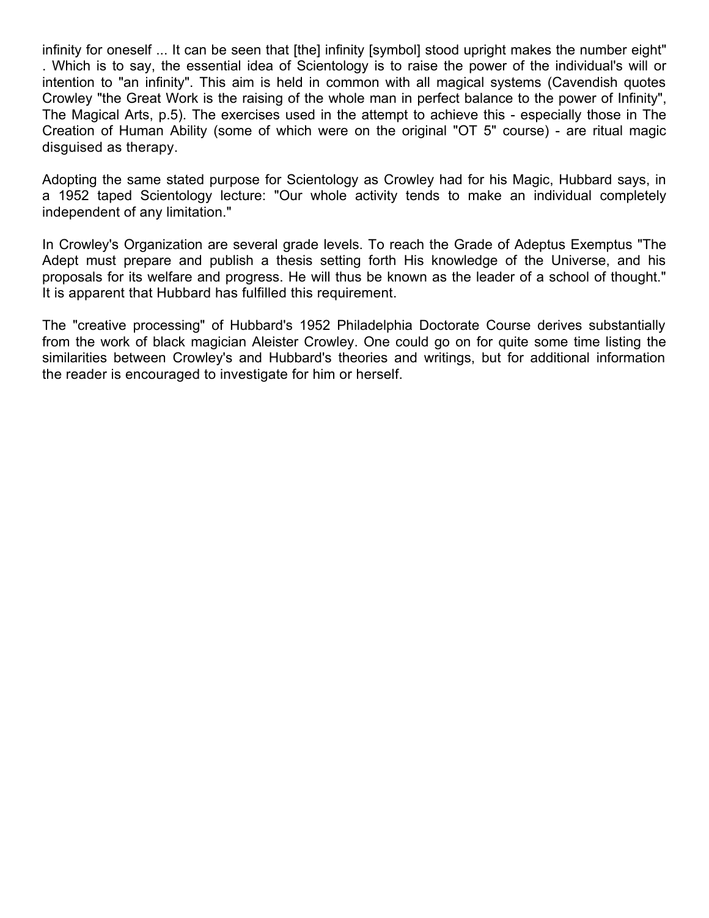infinity for oneself ... It can be seen that [the] infinity [symbol] stood upright makes the number eight" . Which is to say, the essential idea of Scientology is to raise the power of the individual's will or intention to "an infinity". This aim is held in common with all magical systems (Cavendish quotes Crowley "the Great Work is the raising of the whole man in perfect balance to the power of Infinity", The Magical Arts, p.5). The exercises used in the attempt to achieve this - especially those in The Creation of Human Ability (some of which were on the original "OT 5" course) - are ritual magic disguised as therapy.

Adopting the same stated purpose for Scientology as Crowley had for his Magic, Hubbard says, in a 1952 taped Scientology lecture: "Our whole activity tends to make an individual completely independent of any limitation."

In Crowley's Organization are several grade levels. To reach the Grade of Adeptus Exemptus "The Adept must prepare and publish a thesis setting forth His knowledge of the Universe, and his proposals for its welfare and progress. He will thus be known as the leader of a school of thought." It is apparent that Hubbard has fulfilled this requirement.

The "creative processing" of Hubbard's 1952 Philadelphia Doctorate Course derives substantially from the work of black magician Aleister Crowley. One could go on for quite some time listing the similarities between Crowley's and Hubbard's theories and writings, but for additional information the reader is encouraged to investigate for him or herself.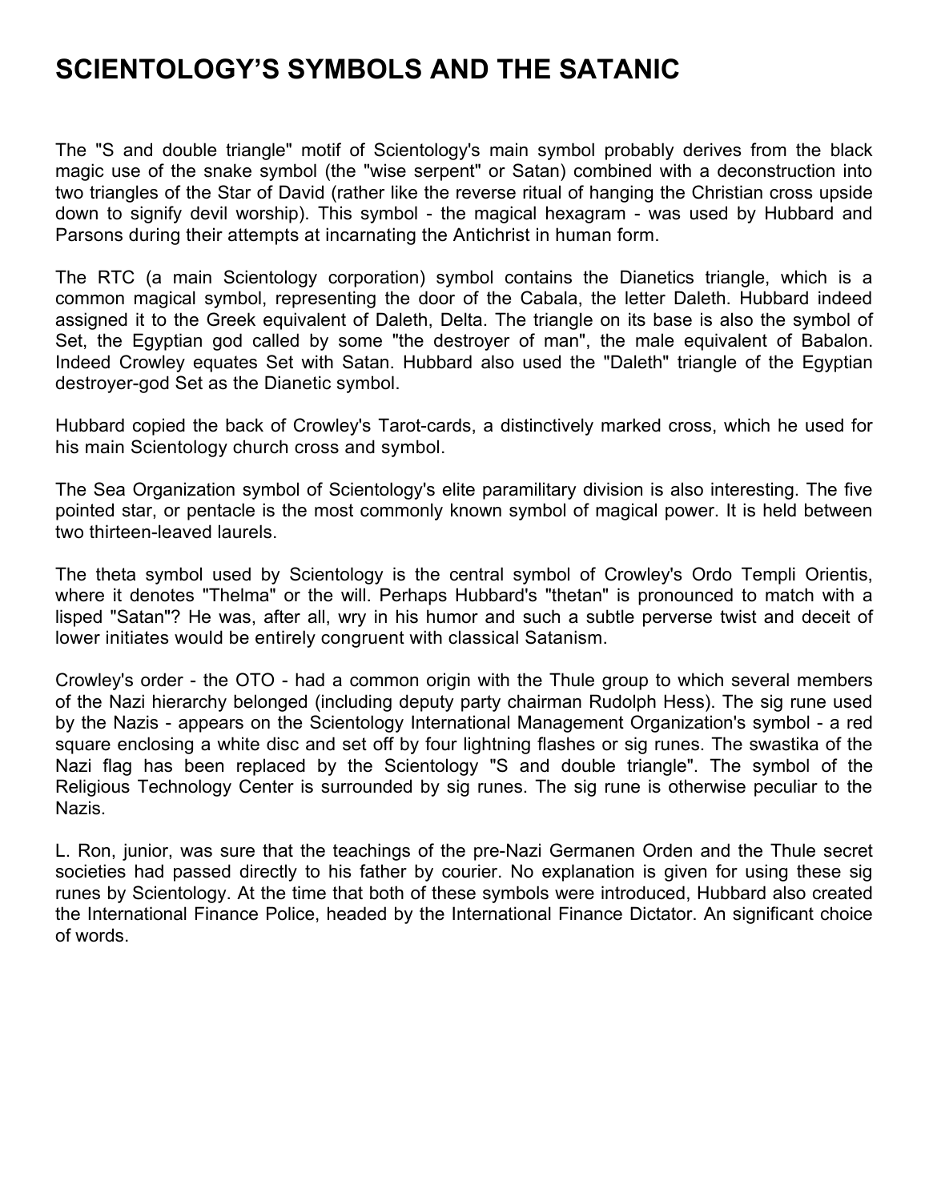# SCIENTOLOGY'S SYMBOLS AND THE SATANIC

The "S and double triangle" motif of Scientology's main symbol probably derives from the black magic use of the snake symbol (the "wise serpent" or Satan) combined with a deconstruction into two triangles of the Star of David (rather like the reverse ritual of hanging the Christian cross upside down to signify devil worship). This symbol - the magical hexagram - was used by Hubbard and Parsons during their attempts at incarnating the Antichrist in human form.

The RTC (a main Scientology corporation) symbol contains the Dianetics triangle, which is a common magical symbol, representing the door of the Cabala, the letter Daleth. Hubbard indeed assigned it to the Greek equivalent of Daleth, Delta. The triangle on its base is also the symbol of Set, the Egyptian god called by some "the destroyer of man", the male equivalent of Babalon. Indeed Crowley equates Set with Satan. Hubbard also used the "Daleth" triangle of the Egyptian destroyer-god Set as the Dianetic symbol.

Hubbard copied the back of Crowley's Tarot-cards, a distinctively marked cross, which he used for his main Scientology church cross and symbol.

The Sea Organization symbol of Scientology's elite paramilitary division is also interesting. The five pointed star, or pentacle is the most commonly known symbol of magical power. It is held between two thirteen-leaved laurels.

The theta symbol used by Scientology is the central symbol of Crowley's Ordo Templi Orientis, where it denotes "Thelma" or the will. Perhaps Hubbard's "thetan" is pronounced to match with a lisped "Satan"? He was, after all, wry in his humor and such a subtle perverse twist and deceit of lower initiates would be entirely congruent with classical Satanism.

Crowley's order - the OTO - had a common origin with the Thule group to which several members of the Nazi hierarchy belonged (including deputy party chairman Rudolph Hess). The sig rune used by the Nazis - appears on the Scientology International Management Organization's symbol - a red square enclosing a white disc and set off by four lightning flashes or sig runes. The swastika of the Nazi flag has been replaced by the Scientology "S and double triangle". The symbol of the Religious Technology Center is surrounded by sig runes. The sig rune is otherwise peculiar to the Nazis.

L. Ron, junior, was sure that the teachings of the pre-Nazi Germanen Orden and the Thule secret societies had passed directly to his father by courier. No explanation is given for using these sig runes by Scientology. At the time that both of these symbols were introduced, Hubbard also created the International Finance Police, headed by the International Finance Dictator. An significant choice of words.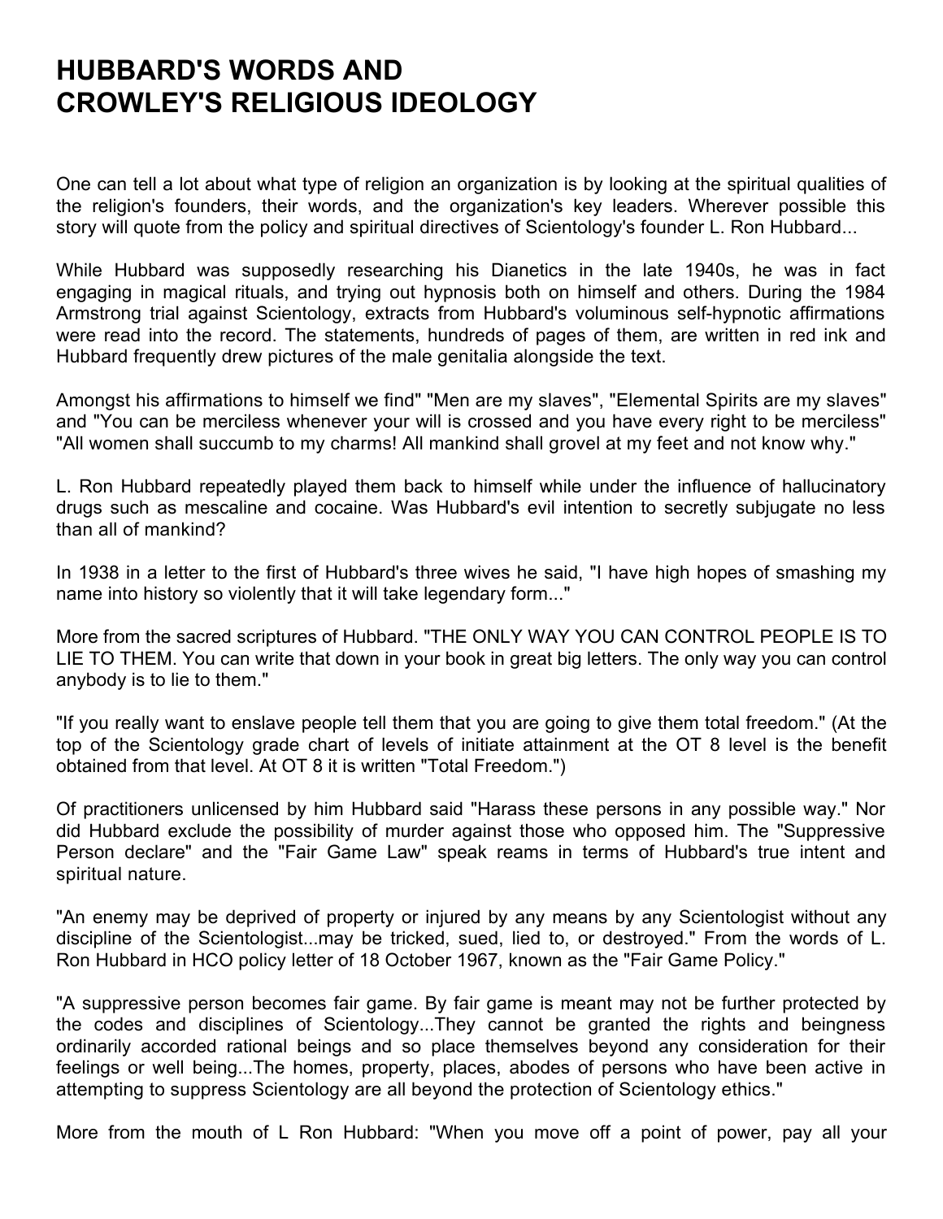# HUBBARD'S WORDS AND CROWLEY'S RELIGIOUS IDEOLOGY

One can tell a lot about what type of religion an organization is by looking at the spiritual qualities of the religion's founders, their words, and the organization's key leaders. Wherever possible this story will quote from the policy and spiritual directives of Scientology's founder L. Ron Hubbard...

While Hubbard was supposedly researching his Dianetics in the late 1940s, he was in fact engaging in magical rituals, and trying out hypnosis both on himself and others. During the 1984 Armstrong trial against Scientology, extracts from Hubbard's voluminous self-hypnotic affirmations were read into the record. The statements, hundreds of pages of them, are written in red ink and Hubbard frequently drew pictures of the male genitalia alongside the text.

Amongst his affirmations to himself we find" "Men are my slaves", "Elemental Spirits are my slaves" and "You can be merciless whenever your will is crossed and you have every right to be merciless" "All women shall succumb to my charms! All mankind shall grovel at my feet and not know why."

L. Ron Hubbard repeatedly played them back to himself while under the influence of hallucinatory drugs such as mescaline and cocaine. Was Hubbard's evil intention to secretly subjugate no less than all of mankind?

In 1938 in a letter to the first of Hubbard's three wives he said, "I have high hopes of smashing my name into history so violently that it will take legendary form..."

More from the sacred scriptures of Hubbard. "THE ONLY WAY YOU CAN CONTROL PEOPLE IS TO LIE TO THEM. You can write that down in your book in great big letters. The only way you can control anybody is to lie to them."

"If you really want to enslave people tell them that you are going to give them total freedom." (At the top of the Scientology grade chart of levels of initiate attainment at the OT 8 level is the benefit obtained from that level. At OT 8 it is written "Total Freedom.")

Of practitioners unlicensed by him Hubbard said "Harass these persons in any possible way." Nor did Hubbard exclude the possibility of murder against those who opposed him. The "Suppressive Person declare" and the "Fair Game Law" speak reams in terms of Hubbard's true intent and spiritual nature.

"An enemy may be deprived of property or injured by any means by any Scientologist without any discipline of the Scientologist...may be tricked, sued, lied to, or destroyed." From the words of L. Ron Hubbard in HCO policy letter of 18 October 1967, known as the "Fair Game Policy."

"A suppressive person becomes fair game. By fair game is meant may not be further protected by the codes and disciplines of Scientology...They cannot be granted the rights and beingness ordinarily accorded rational beings and so place themselves beyond any consideration for their feelings or well being...The homes, property, places, abodes of persons who have been active in attempting to suppress Scientology are all beyond the protection of Scientology ethics."

More from the mouth of L Ron Hubbard: "When you move off a point of power, pay all your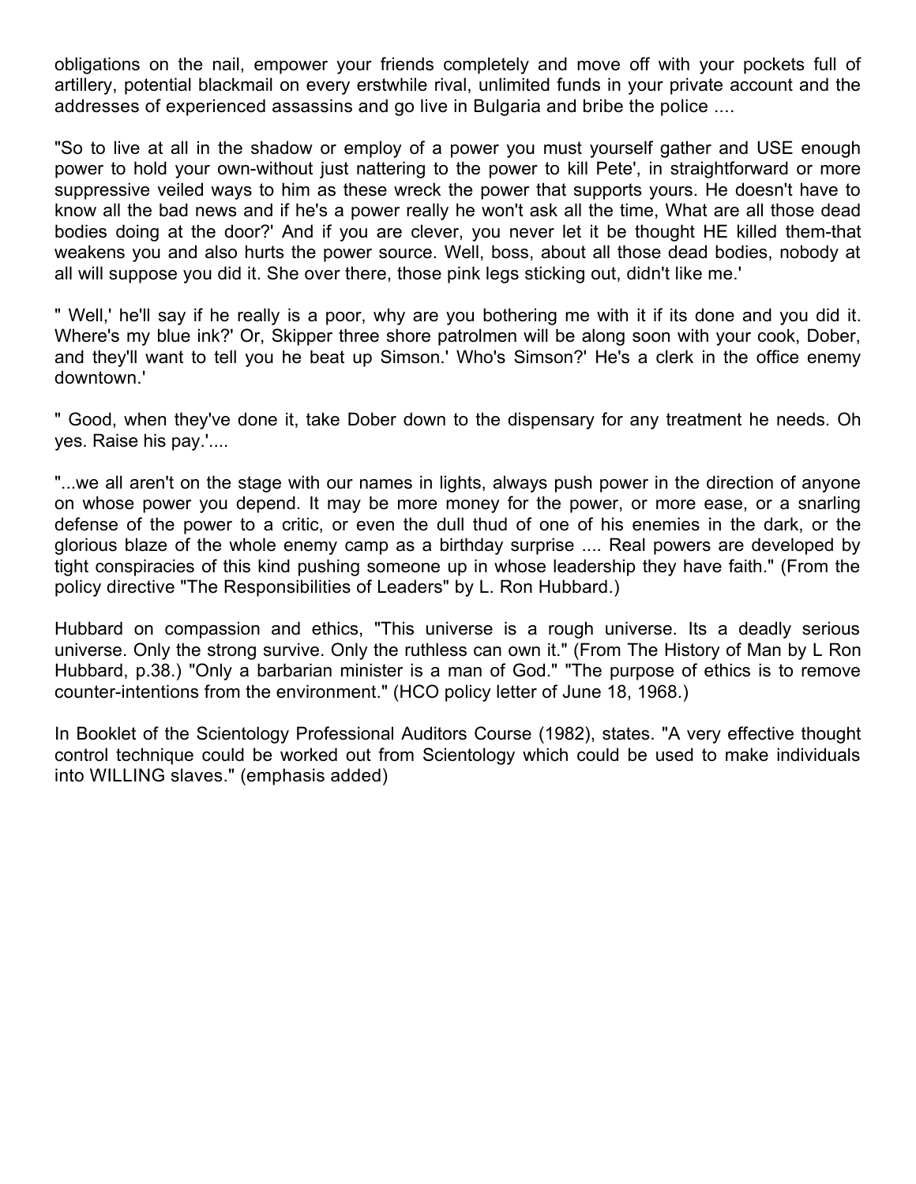obligations on the nail, empower your friends completely and move off with your pockets full of artillery, potential blackmail on every erstwhile rival, unlimited funds in your private account and the addresses of experienced assassins and go live in Bulgaria and bribe the police ....

"So to live at all in the shadow or employ of a power you must yourself gather and USE enough power to hold your own-without just nattering to the power to kill Pete', in straightforward or more suppressive veiled ways to him as these wreck the power that supports yours. He doesn't have to know all the bad news and if he's a power really he won't ask all the time, What are all those dead bodies doing at the door?' And if you are clever, you never let it be thought HE killed them-that weakens you and also hurts the power source. Well, boss, about all those dead bodies, nobody at all will suppose you did it. She over there, those pink legs sticking out, didn't like me.'

" Well,' he'll say if he really is a poor, why are you bothering me with it if its done and you did it. Where's my blue ink?' Or, Skipper three shore patrolmen will be along soon with your cook, Dober, and they'll want to tell you he beat up Simson.' Who's Simson?' He's a clerk in the office enemy downtown.'

" Good, when they've done it, take Dober down to the dispensary for any treatment he needs. Oh yes. Raise his pay.'....

"...we all aren't on the stage with our names in lights, always push power in the direction of anyone on whose power you depend. It may be more money for the power, or more ease, or a snarling defense of the power to a critic, or even the dull thud of one of his enemies in the dark, or the glorious blaze of the whole enemy camp as a birthday surprise .... Real powers are developed by tight conspiracies of this kind pushing someone up in whose leadership they have faith." (From the policy directive "The Responsibilities of Leaders" by L. Ron Hubbard.)

Hubbard on compassion and ethics, "This universe is a rough universe. Its a deadly serious universe. Only the strong survive. Only the ruthless can own it." (From The History of Man by L Ron Hubbard, p.38.) "Only a barbarian minister is a man of God." "The purpose of ethics is to remove counter-intentions from the environment." (HCO policy letter of June 18, 1968.)

In Booklet of the Scientology Professional Auditors Course (1982), states. "A very effective thought control technique could be worked out from Scientology which could be used to make individuals into WILLING slaves." (emphasis added)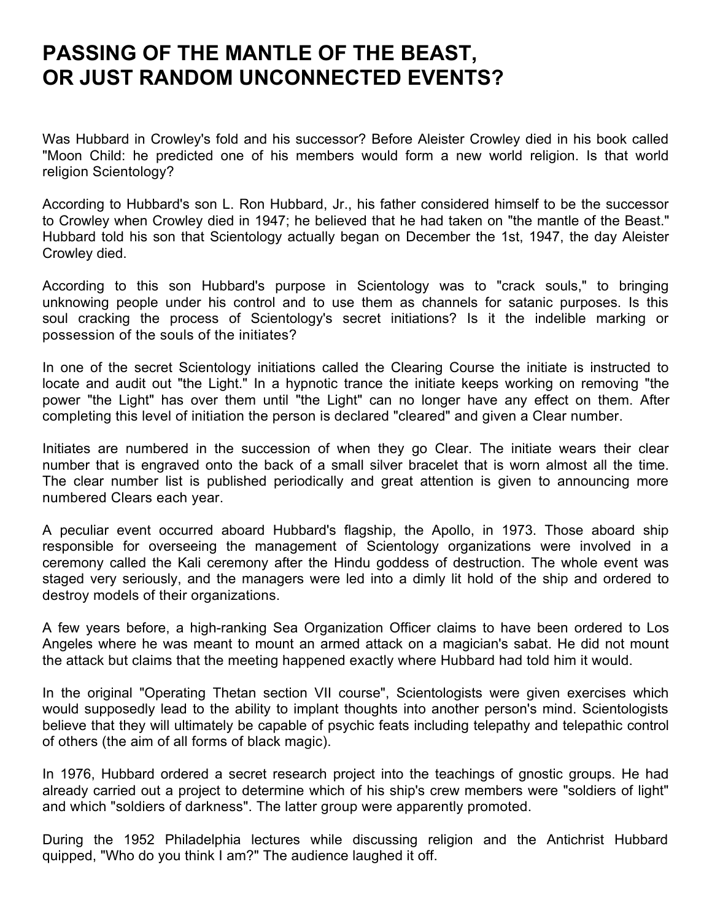# PASSING OF THE MANTLE OF THE BEAST, OR JUST RANDOM UNCONNECTED EVENTS?

Was Hubbard in Crowley's fold and his successor? Before Aleister Crowley died in his book called "Moon Child: he predicted one of his members would form a new world religion. Is that world religion Scientology?

According to Hubbard's son L. Ron Hubbard, Jr., his father considered himself to be the successor to Crowley when Crowley died in 1947; he believed that he had taken on "the mantle of the Beast." Hubbard told his son that Scientology actually began on December the 1st, 1947, the day Aleister Crowley died.

According to this son Hubbard's purpose in Scientology was to "crack souls," to bringing unknowing people under his control and to use them as channels for satanic purposes. Is this soul cracking the process of Scientology's secret initiations? Is it the indelible marking or possession of the souls of the initiates?

In one of the secret Scientology initiations called the Clearing Course the initiate is instructed to locate and audit out "the Light." In a hypnotic trance the initiate keeps working on removing "the power "the Light" has over them until "the Light" can no longer have any effect on them. After completing this level of initiation the person is declared "cleared" and given a Clear number.

Initiates are numbered in the succession of when they go Clear. The initiate wears their clear number that is engraved onto the back of a small silver bracelet that is worn almost all the time. The clear number list is published periodically and great attention is given to announcing more numbered Clears each year.

A peculiar event occurred aboard Hubbard's flagship, the Apollo, in 1973. Those aboard ship responsible for overseeing the management of Scientology organizations were involved in a ceremony called the Kali ceremony after the Hindu goddess of destruction. The whole event was staged very seriously, and the managers were led into a dimly lit hold of the ship and ordered to destroy models of their organizations.

A few years before, a high-ranking Sea Organization Officer claims to have been ordered to Los Angeles where he was meant to mount an armed attack on a magician's sabat. He did not mount the attack but claims that the meeting happened exactly where Hubbard had told him it would.

In the original "Operating Thetan section VII course", Scientologists were given exercises which would supposedly lead to the ability to implant thoughts into another person's mind. Scientologists believe that they will ultimately be capable of psychic feats including telepathy and telepathic control of others (the aim of all forms of black magic).

In 1976, Hubbard ordered a secret research project into the teachings of gnostic groups. He had already carried out a project to determine which of his ship's crew members were "soldiers of light" and which "soldiers of darkness". The latter group were apparently promoted.

During the 1952 Philadelphia lectures while discussing religion and the Antichrist Hubbard quipped, "Who do you think I am?" The audience laughed it off.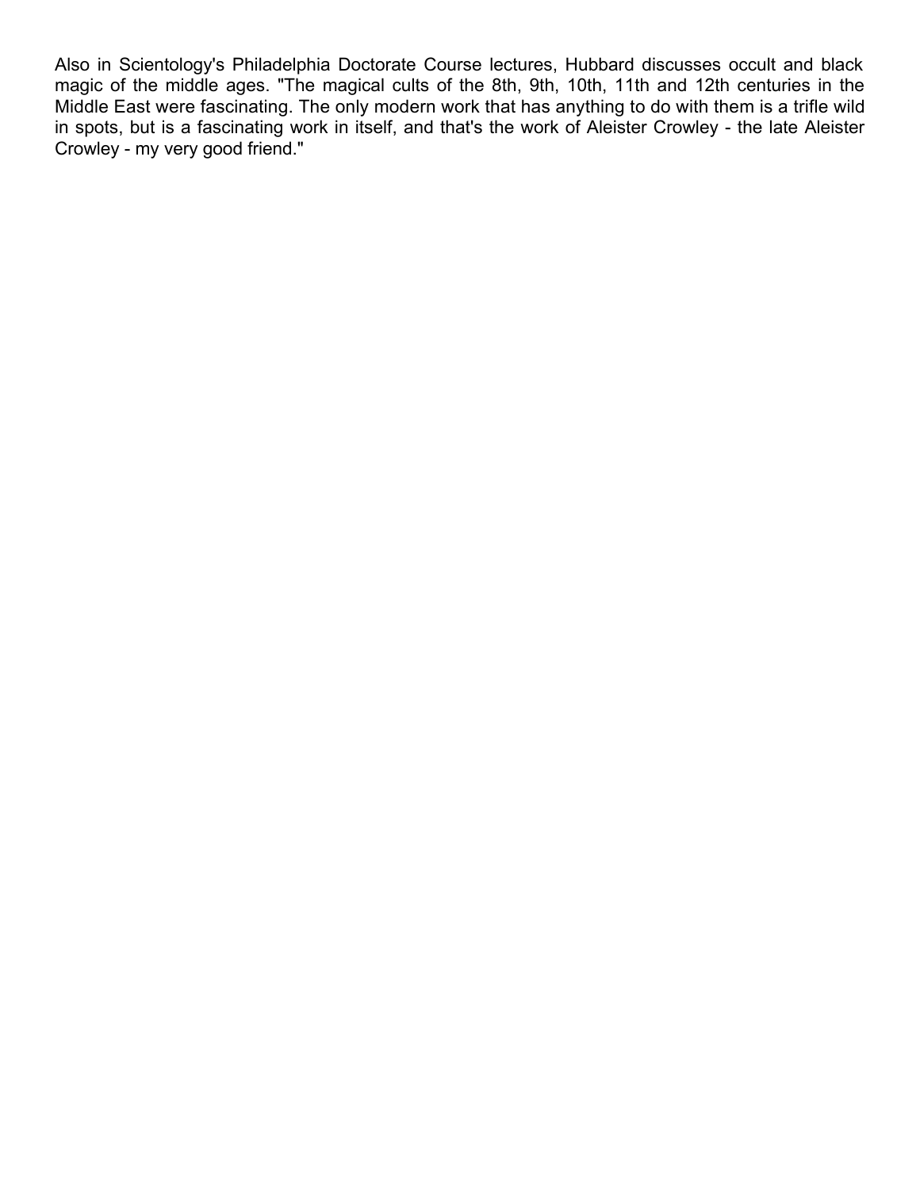Also in Scientology's Philadelphia Doctorate Course lectures, Hubbard discusses occult and black magic of the middle ages. "The magical cults of the 8th, 9th, 10th, 11th and 12th centuries in the Middle East were fascinating. The only modern work that has anything to do with them is a trifle wild in spots, but is a fascinating work in itself, and that's the work of Aleister Crowley - the late Aleister Crowley - my very good friend."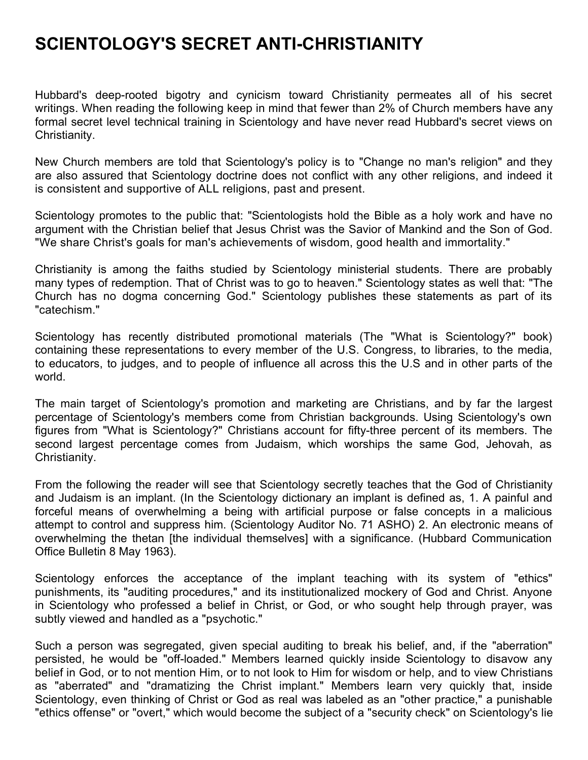# SCIENTOLOGY'S SECRET ANTI-CHRISTIANITY

Hubbard's deep-rooted bigotry and cynicism toward Christianity permeates all of his secret writings. When reading the following keep in mind that fewer than 2% of Church members have any formal secret level technical training in Scientology and have never read Hubbard's secret views on Christianity.

New Church members are told that Scientology's policy is to "Change no man's religion" and they are also assured that Scientology doctrine does not conflict with any other religions, and indeed it is consistent and supportive of ALL religions, past and present.

Scientology promotes to the public that: "Scientologists hold the Bible as a holy work and have no argument with the Christian belief that Jesus Christ was the Savior of Mankind and the Son of God. "We share Christ's goals for man's achievements of wisdom, good health and immortality."

Christianity is among the faiths studied by Scientology ministerial students. There are probably many types of redemption. That of Christ was to go to heaven." Scientology states as well that: "The Church has no dogma concerning God." Scientology publishes these statements as part of its "catechism."

Scientology has recently distributed promotional materials (The "What is Scientology?" book) containing these representations to every member of the U.S. Congress, to libraries, to the media, to educators, to judges, and to people of influence all across this the U.S and in other parts of the world.

The main target of Scientology's promotion and marketing are Christians, and by far the largest percentage of Scientology's members come from Christian backgrounds. Using Scientology's own figures from "What is Scientology?" Christians account for fifty-three percent of its members. The second largest percentage comes from Judaism, which worships the same God, Jehovah, as Christianity.

From the following the reader will see that Scientology secretly teaches that the God of Christianity and Judaism is an implant. (In the Scientology dictionary an implant is defined as, 1. A painful and forceful means of overwhelming a being with artificial purpose or false concepts in a malicious attempt to control and suppress him. (Scientology Auditor No. 71 ASHO) 2. An electronic means of overwhelming the thetan [the individual themselves] with a significance. (Hubbard Communication Office Bulletin 8 May 1963).

Scientology enforces the acceptance of the implant teaching with its system of "ethics" punishments, its "auditing procedures," and its institutionalized mockery of God and Christ. Anyone in Scientology who professed a belief in Christ, or God, or who sought help through prayer, was subtly viewed and handled as a "psychotic."

Such a person was segregated, given special auditing to break his belief, and, if the "aberration" persisted, he would be "off-loaded." Members learned quickly inside Scientology to disavow any belief in God, or to not mention Him, or to not look to Him for wisdom or help, and to view Christians as "aberrated" and "dramatizing the Christ implant." Members learn very quickly that, inside Scientology, even thinking of Christ or God as real was labeled as an "other practice," a punishable "ethics offense" or "overt," which would become the subject of a "security check" on Scientology's lie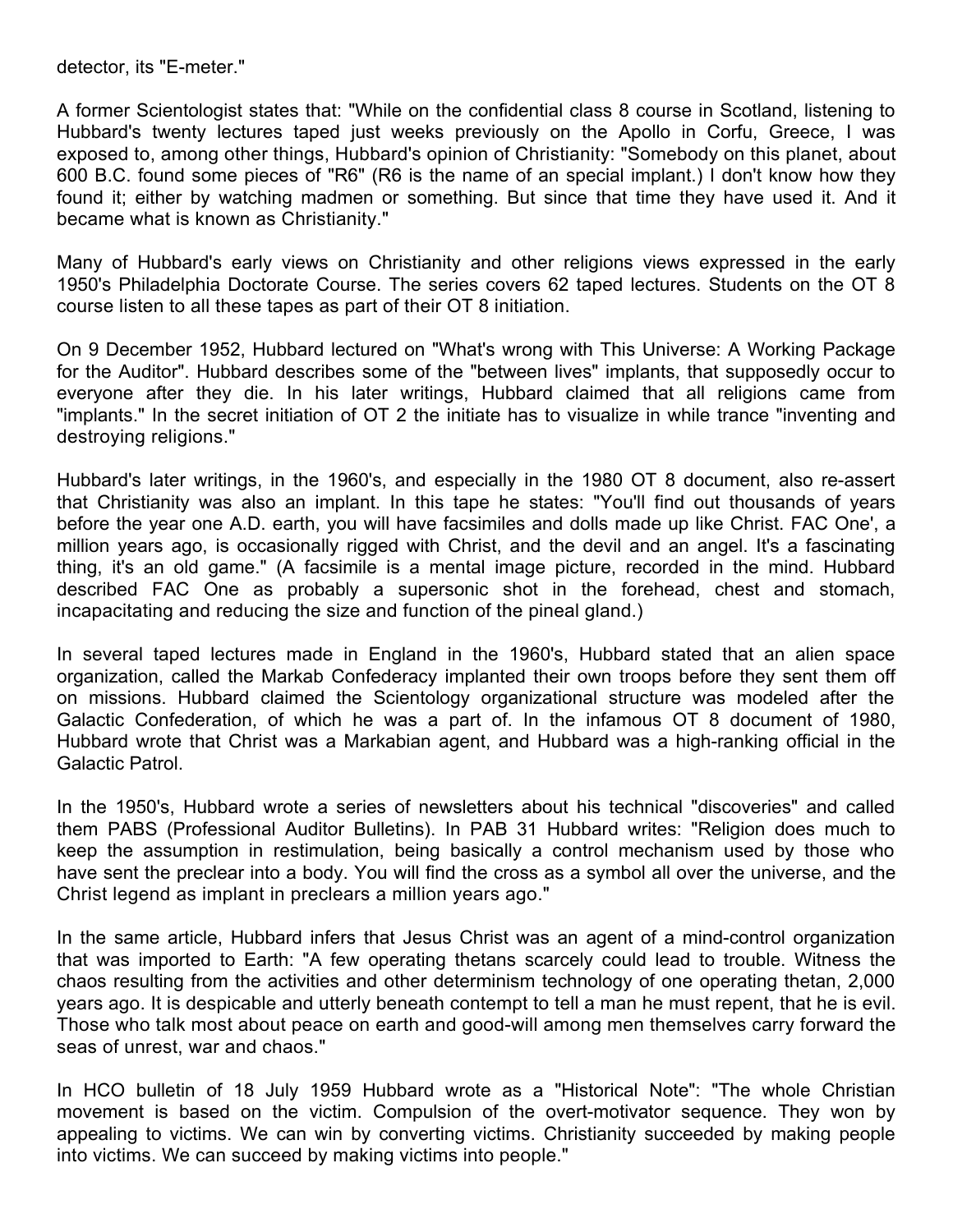detector, its "E-meter."

A former Scientologist states that: "While on the confidential class 8 course in Scotland, listening to Hubbard's twenty lectures taped just weeks previously on the Apollo in Corfu, Greece, I was exposed to, among other things, Hubbard's opinion of Christianity: "Somebody on this planet, about 600 B.C. found some pieces of "R6" (R6 is the name of an special implant.) I don't know how they found it; either by watching madmen or something. But since that time they have used it. And it became what is known as Christianity."

Many of Hubbard's early views on Christianity and other religions views expressed in the early 1950's Philadelphia Doctorate Course. The series covers 62 taped lectures. Students on the OT 8 course listen to all these tapes as part of their OT 8 initiation.

On 9 December 1952, Hubbard lectured on "What's wrong with This Universe: A Working Package for the Auditor". Hubbard describes some of the "between lives" implants, that supposedly occur to everyone after they die. In his later writings, Hubbard claimed that all religions came from "implants." In the secret initiation of OT 2 the initiate has to visualize in while trance "inventing and destroying religions."

Hubbard's later writings, in the 1960's, and especially in the 1980 OT 8 document, also re-assert that Christianity was also an implant. In this tape he states: "You'll find out thousands of years before the year one A.D. earth, you will have facsimiles and dolls made up like Christ. FAC One', a million years ago, is occasionally rigged with Christ, and the devil and an angel. It's a fascinating thing, it's an old game." (A facsimile is a mental image picture, recorded in the mind. Hubbard described FAC One as probably a supersonic shot in the forehead, chest and stomach, incapacitating and reducing the size and function of the pineal gland.)

In several taped lectures made in England in the 1960's, Hubbard stated that an alien space organization, called the Markab Confederacy implanted their own troops before they sent them off on missions. Hubbard claimed the Scientology organizational structure was modeled after the Galactic Confederation, of which he was a part of. In the infamous OT 8 document of 1980, Hubbard wrote that Christ was a Markabian agent, and Hubbard was a high-ranking official in the Galactic Patrol.

In the 1950's, Hubbard wrote a series of newsletters about his technical "discoveries" and called them PABS (Professional Auditor Bulletins). In PAB 31 Hubbard writes: "Religion does much to keep the assumption in restimulation, being basically a control mechanism used by those who have sent the preclear into a body. You will find the cross as a symbol all over the universe, and the Christ legend as implant in preclears a million years ago."

In the same article, Hubbard infers that Jesus Christ was an agent of a mind-control organization that was imported to Earth: "A few operating thetans scarcely could lead to trouble. Witness the chaos resulting from the activities and other determinism technology of one operating thetan, 2,000 years ago. It is despicable and utterly beneath contempt to tell a man he must repent, that he is evil. Those who talk most about peace on earth and good-will among men themselves carry forward the seas of unrest, war and chaos."

In HCO bulletin of 18 July 1959 Hubbard wrote as a "Historical Note": "The whole Christian movement is based on the victim. Compulsion of the overt-motivator sequence. They won by appealing to victims. We can win by converting victims. Christianity succeeded by making people into victims. We can succeed by making victims into people."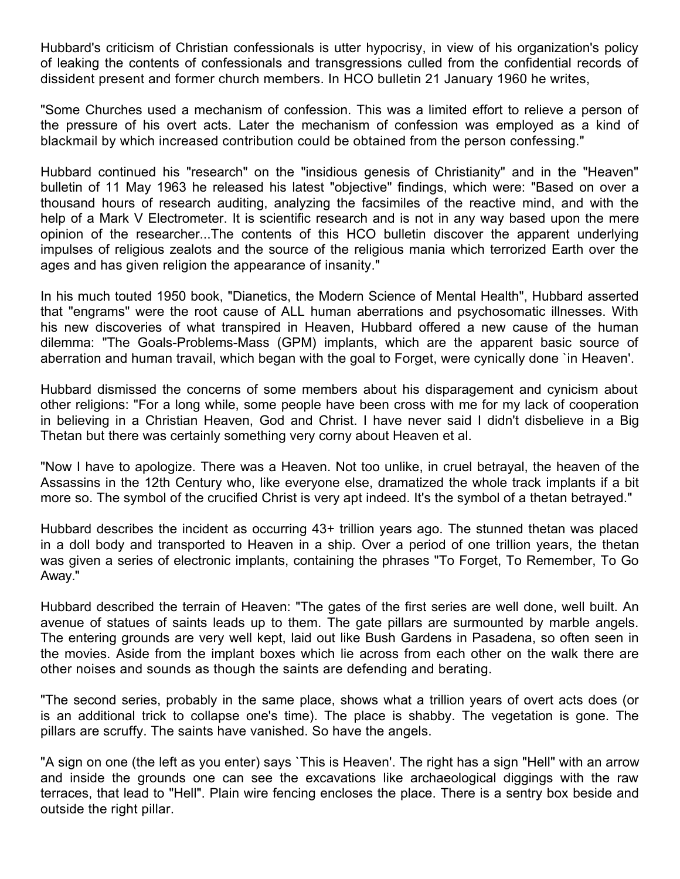Hubbard's criticism of Christian confessionals is utter hypocrisy, in view of his organization's policy of leaking the contents of confessionals and transgressions culled from the confidential records of dissident present and former church members. In HCO bulletin 21 January 1960 he writes,

"Some Churches used a mechanism of confession. This was a limited effort to relieve a person of the pressure of his overt acts. Later the mechanism of confession was employed as a kind of blackmail by which increased contribution could be obtained from the person confessing."

Hubbard continued his "research" on the "insidious genesis of Christianity" and in the "Heaven" bulletin of 11 May 1963 he released his latest "objective" findings, which were: "Based on over a thousand hours of research auditing, analyzing the facsimiles of the reactive mind, and with the help of a Mark V Electrometer. It is scientific research and is not in any way based upon the mere opinion of the researcher...The contents of this HCO bulletin discover the apparent underlying impulses of religious zealots and the source of the religious mania which terrorized Earth over the ages and has given religion the appearance of insanity."

In his much touted 1950 book, "Dianetics, the Modern Science of Mental Health", Hubbard asserted that "engrams" were the root cause of ALL human aberrations and psychosomatic illnesses. With his new discoveries of what transpired in Heaven, Hubbard offered a new cause of the human dilemma: "The Goals-Problems-Mass (GPM) implants, which are the apparent basic source of aberration and human travail, which began with the goal to Forget, were cynically done `in Heaven'.

Hubbard dismissed the concerns of some members about his disparagement and cynicism about other religions: "For a long while, some people have been cross with me for my lack of cooperation in believing in a Christian Heaven, God and Christ. I have never said I didn't disbelieve in a Big Thetan but there was certainly something very corny about Heaven et al.

"Now I have to apologize. There was a Heaven. Not too unlike, in cruel betrayal, the heaven of the Assassins in the 12th Century who, like everyone else, dramatized the whole track implants if a bit more so. The symbol of the crucified Christ is very apt indeed. It's the symbol of a thetan betrayed."

Hubbard describes the incident as occurring 43+ trillion years ago. The stunned thetan was placed in a doll body and transported to Heaven in a ship. Over a period of one trillion years, the thetan was given a series of electronic implants, containing the phrases "To Forget, To Remember, To Go Away."

Hubbard described the terrain of Heaven: "The gates of the first series are well done, well built. An avenue of statues of saints leads up to them. The gate pillars are surmounted by marble angels. The entering grounds are very well kept, laid out like Bush Gardens in Pasadena, so often seen in the movies. Aside from the implant boxes which lie across from each other on the walk there are other noises and sounds as though the saints are defending and berating.

"The second series, probably in the same place, shows what a trillion years of overt acts does (or is an additional trick to collapse one's time). The place is shabby. The vegetation is gone. The pillars are scruffy. The saints have vanished. So have the angels.

"A sign on one (the left as you enter) says `This is Heaven'. The right has a sign "Hell" with an arrow and inside the grounds one can see the excavations like archaeological diggings with the raw terraces, that lead to "Hell". Plain wire fencing encloses the place. There is a sentry box beside and outside the right pillar.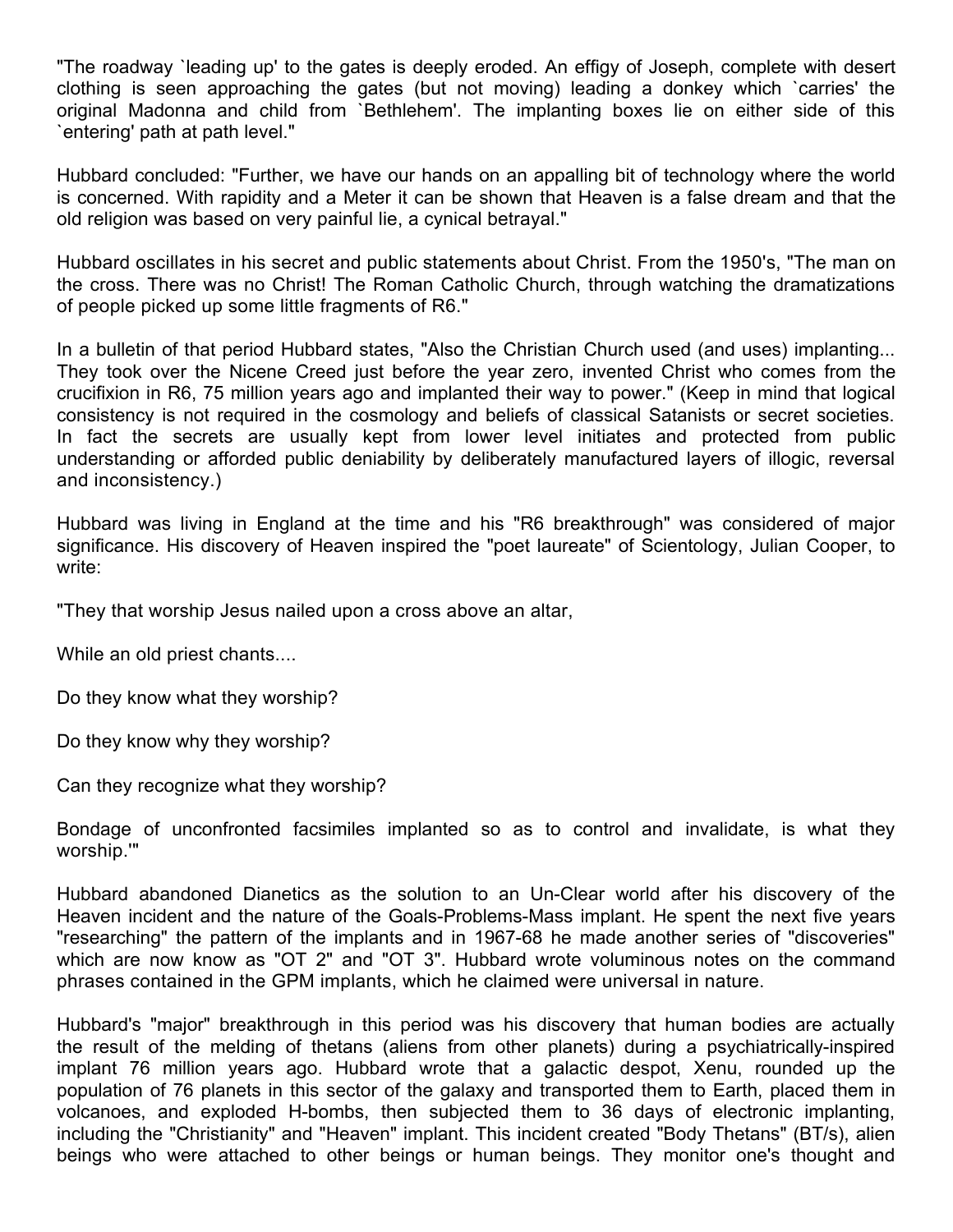"The roadway `leading up' to the gates is deeply eroded. An effigy of Joseph, complete with desert clothing is seen approaching the gates (but not moving) leading a donkey which `carries' the original Madonna and child from `Bethlehem'. The implanting boxes lie on either side of this `entering' path at path level."

Hubbard concluded: "Further, we have our hands on an appalling bit of technology where the world is concerned. With rapidity and a Meter it can be shown that Heaven is a false dream and that the old religion was based on very painful lie, a cynical betrayal."

Hubbard oscillates in his secret and public statements about Christ. From the 1950's, "The man on the cross. There was no Christ! The Roman Catholic Church, through watching the dramatizations of people picked up some little fragments of R6."

In a bulletin of that period Hubbard states, "Also the Christian Church used (and uses) implanting... They took over the Nicene Creed just before the year zero, invented Christ who comes from the crucifixion in R6, 75 million years ago and implanted their way to power." (Keep in mind that logical consistency is not required in the cosmology and beliefs of classical Satanists or secret societies. In fact the secrets are usually kept from lower level initiates and protected from public understanding or afforded public deniability by deliberately manufactured layers of illogic, reversal and inconsistency.)

Hubbard was living in England at the time and his "R6 breakthrough" was considered of major significance. His discovery of Heaven inspired the "poet laureate" of Scientology, Julian Cooper, to write:

"They that worship Jesus nailed upon a cross above an altar,

While an old priest chants....

Do they know what they worship?

Do they know why they worship?

Can they recognize what they worship?

Bondage of unconfronted facsimiles implanted so as to control and invalidate, is what they worship.'"

Hubbard abandoned Dianetics as the solution to an Un-Clear world after his discovery of the Heaven incident and the nature of the Goals-Problems-Mass implant. He spent the next five years "researching" the pattern of the implants and in 1967-68 he made another series of "discoveries" which are now know as "OT 2" and "OT 3". Hubbard wrote voluminous notes on the command phrases contained in the GPM implants, which he claimed were universal in nature.

Hubbard's "major" breakthrough in this period was his discovery that human bodies are actually the result of the melding of thetans (aliens from other planets) during a psychiatrically-inspired implant 76 million years ago. Hubbard wrote that a galactic despot, Xenu, rounded up the population of 76 planets in this sector of the galaxy and transported them to Earth, placed them in volcanoes, and exploded H-bombs, then subjected them to 36 days of electronic implanting, including the "Christianity" and "Heaven" implant. This incident created "Body Thetans" (BT/s), alien beings who were attached to other beings or human beings. They monitor one's thought and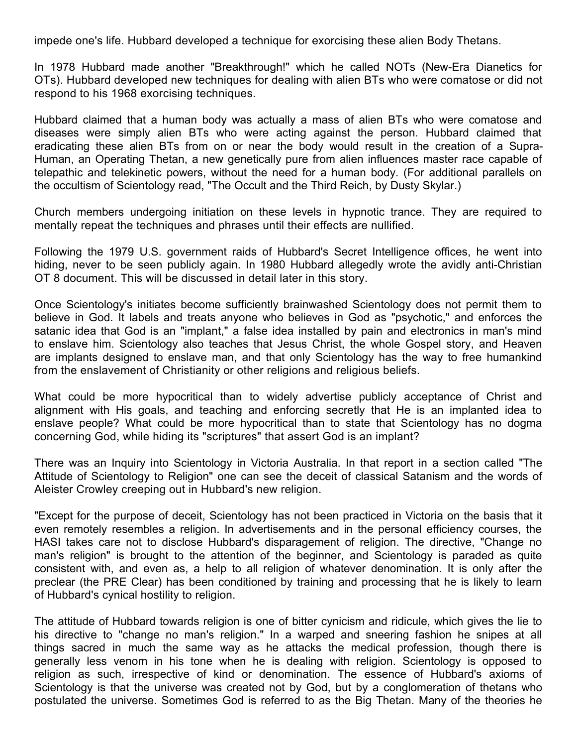impede one's life. Hubbard developed a technique for exorcising these alien Body Thetans.

In 1978 Hubbard made another "Breakthrough!" which he called NOTs (New-Era Dianetics for OTs). Hubbard developed new techniques for dealing with alien BTs who were comatose or did not respond to his 1968 exorcising techniques.

Hubbard claimed that a human body was actually a mass of alien BTs who were comatose and diseases were simply alien BTs who were acting against the person. Hubbard claimed that eradicating these alien BTs from on or near the body would result in the creation of a Supra-Human, an Operating Thetan, a new genetically pure from alien influences master race capable of telepathic and telekinetic powers, without the need for a human body. (For additional parallels on the occultism of Scientology read, "The Occult and the Third Reich, by Dusty Skylar.)

Church members undergoing initiation on these levels in hypnotic trance. They are required to mentally repeat the techniques and phrases until their effects are nullified.

Following the 1979 U.S. government raids of Hubbard's Secret Intelligence offices, he went into hiding, never to be seen publicly again. In 1980 Hubbard allegedly wrote the avidly anti-Christian OT 8 document. This will be discussed in detail later in this story.

Once Scientology's initiates become sufficiently brainwashed Scientology does not permit them to believe in God. It labels and treats anyone who believes in God as "psychotic," and enforces the satanic idea that God is an "implant," a false idea installed by pain and electronics in man's mind to enslave him. Scientology also teaches that Jesus Christ, the whole Gospel story, and Heaven are implants designed to enslave man, and that only Scientology has the way to free humankind from the enslavement of Christianity or other religions and religious beliefs.

What could be more hypocritical than to widely advertise publicly acceptance of Christ and alignment with His goals, and teaching and enforcing secretly that He is an implanted idea to enslave people? What could be more hypocritical than to state that Scientology has no dogma concerning God, while hiding its "scriptures" that assert God is an implant?

There was an Inquiry into Scientology in Victoria Australia. In that report in a section called "The Attitude of Scientology to Religion" one can see the deceit of classical Satanism and the words of Aleister Crowley creeping out in Hubbard's new religion.

"Except for the purpose of deceit, Scientology has not been practiced in Victoria on the basis that it even remotely resembles a religion. In advertisements and in the personal efficiency courses, the HASI takes care not to disclose Hubbard's disparagement of religion. The directive, "Change no man's religion" is brought to the attention of the beginner, and Scientology is paraded as quite consistent with, and even as, a help to all religion of whatever denomination. It is only after the preclear (the PRE Clear) has been conditioned by training and processing that he is likely to learn of Hubbard's cynical hostility to religion.

The attitude of Hubbard towards religion is one of bitter cynicism and ridicule, which gives the lie to his directive to "change no man's religion." In a warped and sneering fashion he snipes at all things sacred in much the same way as he attacks the medical profession, though there is generally less venom in his tone when he is dealing with religion. Scientology is opposed to religion as such, irrespective of kind or denomination. The essence of Hubbard's axioms of Scientology is that the universe was created not by God, but by a conglomeration of thetans who postulated the universe. Sometimes God is referred to as the Big Thetan. Many of the theories he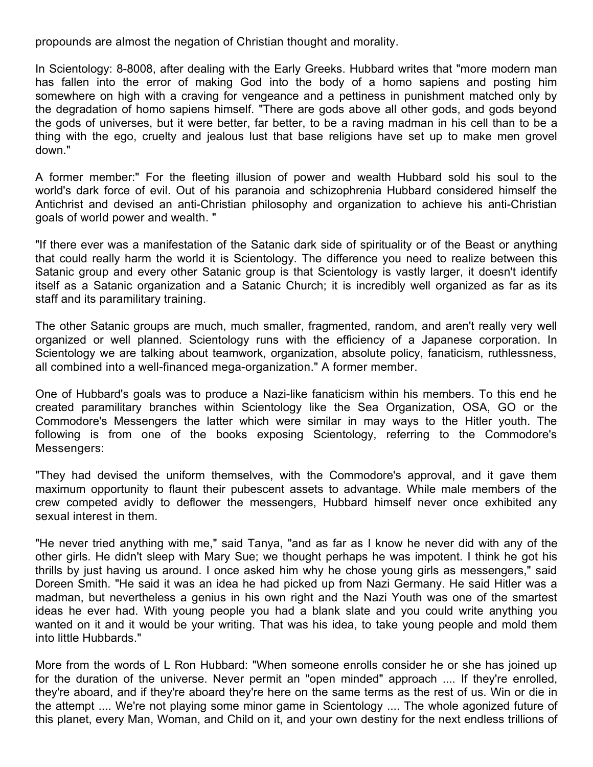propounds are almost the negation of Christian thought and morality.

In Scientology: 8-8008, after dealing with the Early Greeks. Hubbard writes that "more modern man has fallen into the error of making God into the body of a homo sapiens and posting him somewhere on high with a craving for vengeance and a pettiness in punishment matched only by the degradation of homo sapiens himself. "There are gods above all other gods, and gods beyond the gods of universes, but it were better, far better, to be a raving madman in his cell than to be a thing with the ego, cruelty and jealous lust that base religions have set up to make men grovel down."

A former member:" For the fleeting illusion of power and wealth Hubbard sold his soul to the world's dark force of evil. Out of his paranoia and schizophrenia Hubbard considered himself the Antichrist and devised an anti-Christian philosophy and organization to achieve his anti-Christian goals of world power and wealth. "

"If there ever was a manifestation of the Satanic dark side of spirituality or of the Beast or anything that could really harm the world it is Scientology. The difference you need to realize between this Satanic group and every other Satanic group is that Scientology is vastly larger, it doesn't identify itself as a Satanic organization and a Satanic Church; it is incredibly well organized as far as its staff and its paramilitary training.

The other Satanic groups are much, much smaller, fragmented, random, and aren't really very well organized or well planned. Scientology runs with the efficiency of a Japanese corporation. In Scientology we are talking about teamwork, organization, absolute policy, fanaticism, ruthlessness, all combined into a well-financed mega-organization." A former member.

One of Hubbard's goals was to produce a Nazi-like fanaticism within his members. To this end he created paramilitary branches within Scientology like the Sea Organization, OSA, GO or the Commodore's Messengers the latter which were similar in may ways to the Hitler youth. The following is from one of the books exposing Scientology, referring to the Commodore's Messengers:

"They had devised the uniform themselves, with the Commodore's approval, and it gave them maximum opportunity to flaunt their pubescent assets to advantage. While male members of the crew competed avidly to deflower the messengers, Hubbard himself never once exhibited any sexual interest in them.

"He never tried anything with me," said Tanya, "and as far as I know he never did with any of the other girls. He didn't sleep with Mary Sue; we thought perhaps he was impotent. I think he got his thrills by just having us around. I once asked him why he chose young girls as messengers," said Doreen Smith. "He said it was an idea he had picked up from Nazi Germany. He said Hitler was a madman, but nevertheless a genius in his own right and the Nazi Youth was one of the smartest ideas he ever had. With young people you had a blank slate and you could write anything you wanted on it and it would be your writing. That was his idea, to take young people and mold them into little Hubbards."

More from the words of L Ron Hubbard: "When someone enrolls consider he or she has joined up for the duration of the universe. Never permit an "open minded" approach .... If they're enrolled, they're aboard, and if they're aboard they're here on the same terms as the rest of us. Win or die in the attempt .... We're not playing some minor game in Scientology .... The whole agonized future of this planet, every Man, Woman, and Child on it, and your own destiny for the next endless trillions of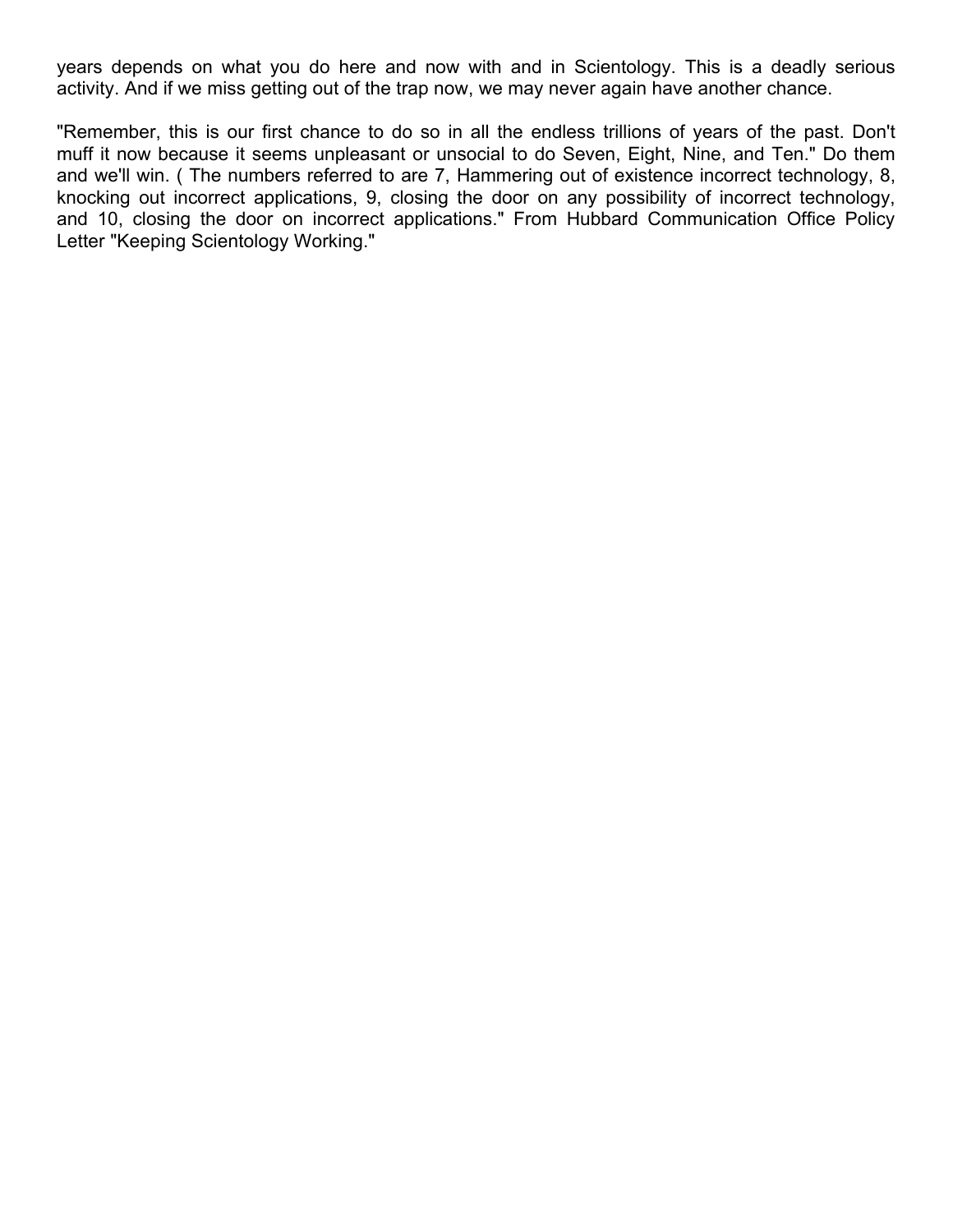years depends on what you do here and now with and in Scientology. This is a deadly serious activity. And if we miss getting out of the trap now, we may never again have another chance.

"Remember, this is our first chance to do so in all the endless trillions of years of the past. Don't muff it now because it seems unpleasant or unsocial to do Seven, Eight, Nine, and Ten." Do them and we'll win. ( The numbers referred to are 7, Hammering out of existence incorrect technology, 8, knocking out incorrect applications, 9, closing the door on any possibility of incorrect technology, and 10, closing the door on incorrect applications." From Hubbard Communication Office Policy Letter "Keeping Scientology Working."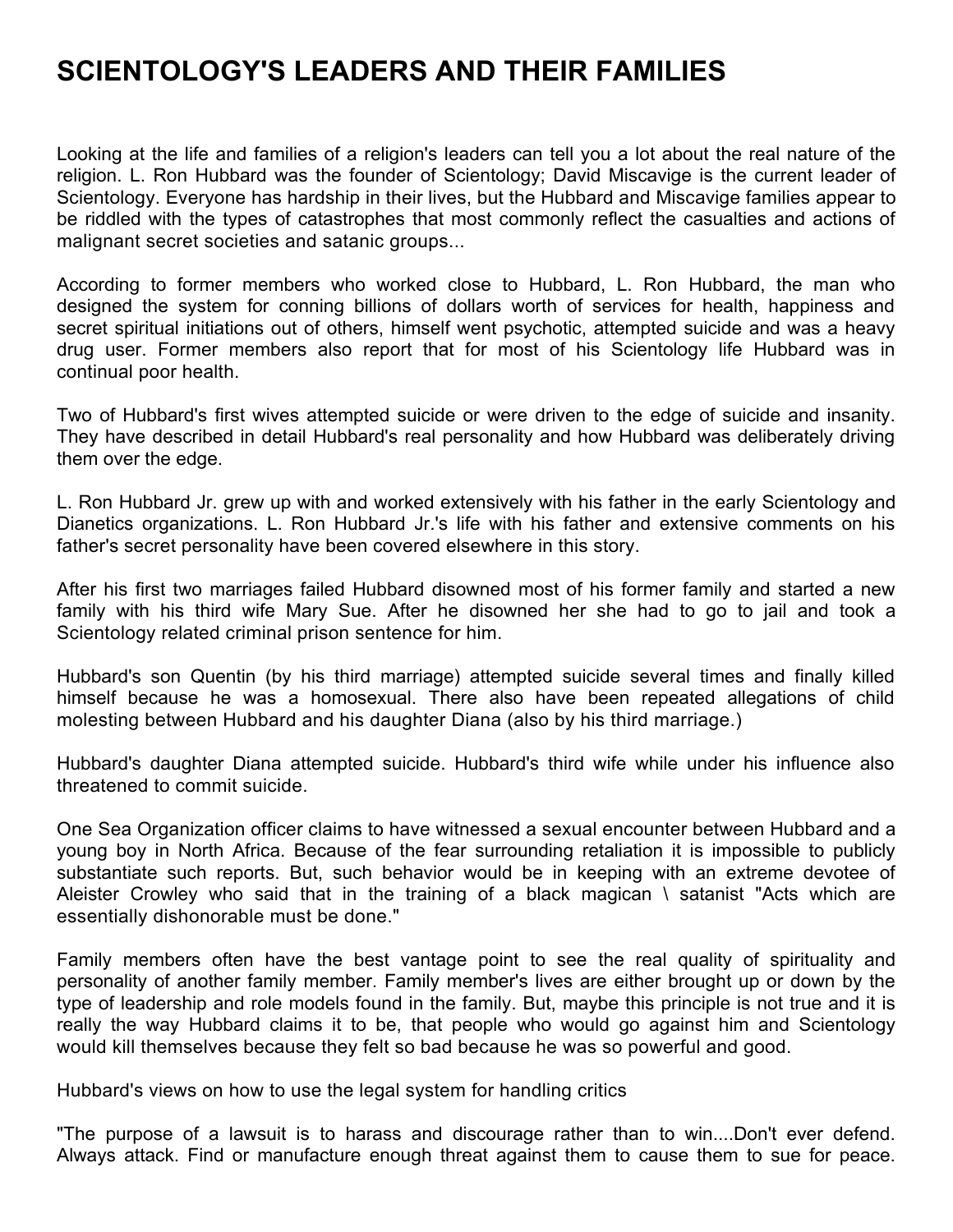# SCIENTOLOGY'S LEADERS AND THEIR FAMILIES

Looking at the life and families of a religion's leaders can tell you a lot about the real nature of the religion. L. Ron Hubbard was the founder of Scientology; David Miscavige is the current leader of Scientology. Everyone has hardship in their lives, but the Hubbard and Miscavige families appear to be riddled with the types of catastrophes that most commonly reflect the casualties and actions of malignant secret societies and satanic groups...

According to former members who worked close to Hubbard, L. Ron Hubbard, the man who designed the system for conning billions of dollars worth of services for health, happiness and secret spiritual initiations out of others, himself went psychotic, attempted suicide and was a heavy drug user. Former members also report that for most of his Scientology life Hubbard was in continual poor health.

Two of Hubbard's first wives attempted suicide or were driven to the edge of suicide and insanity. They have described in detail Hubbard's real personality and how Hubbard was deliberately driving them over the edge.

L. Ron Hubbard Jr. grew up with and worked extensively with his father in the early Scientology and Dianetics organizations. L. Ron Hubbard Jr.'s life with his father and extensive comments on his father's secret personality have been covered elsewhere in this story.

After his first two marriages failed Hubbard disowned most of his former family and started a new family with his third wife Mary Sue. After he disowned her she had to go to jail and took a Scientology related criminal prison sentence for him.

Hubbard's son Quentin (by his third marriage) attempted suicide several times and finally killed himself because he was a homosexual. There also have been repeated allegations of child molesting between Hubbard and his daughter Diana (also by his third marriage.)

Hubbard's daughter Diana attempted suicide. Hubbard's third wife while under his influence also threatened to commit suicide.

One Sea Organization officer claims to have witnessed a sexual encounter between Hubbard and a young boy in North Africa. Because of the fear surrounding retaliation it is impossible to publicly substantiate such reports. But, such behavior would be in keeping with an extreme devotee of Aleister Crowley who said that in the training of a black magican \ satanist "Acts which are essentially dishonorable must be done."

Family members often have the best vantage point to see the real quality of spirituality and personality of another family member. Family member's lives are either brought up or down by the type of leadership and role models found in the family. But, maybe this principle is not true and it is really the way Hubbard claims it to be, that people who would go against him and Scientology would kill themselves because they felt so bad because he was so powerful and good.

Hubbard's views on how to use the legal system for handling critics

"The purpose of a lawsuit is to harass and discourage rather than to win....Don't ever defend. Always attack. Find or manufacture enough threat against them to cause them to sue for peace.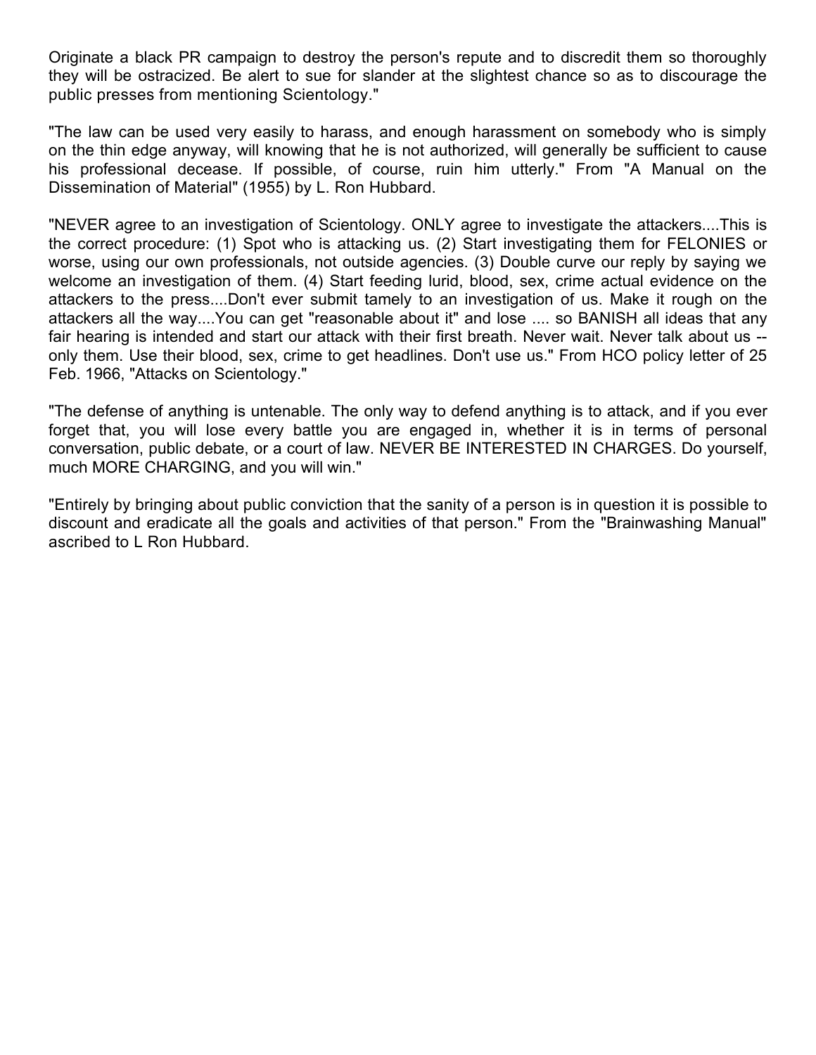Originate a black PR campaign to destroy the person's repute and to discredit them so thoroughly they will be ostracized. Be alert to sue for slander at the slightest chance so as to discourage the public presses from mentioning Scientology."

"The law can be used very easily to harass, and enough harassment on somebody who is simply on the thin edge anyway, will knowing that he is not authorized, will generally be sufficient to cause his professional decease. If possible, of course, ruin him utterly." From "A Manual on the Dissemination of Material" (1955) by L. Ron Hubbard.

"NEVER agree to an investigation of Scientology. ONLY agree to investigate the attackers....This is the correct procedure: (1) Spot who is attacking us. (2) Start investigating them for FELONIES or worse, using our own professionals, not outside agencies. (3) Double curve our reply by saying we welcome an investigation of them. (4) Start feeding lurid, blood, sex, crime actual evidence on the attackers to the press....Don't ever submit tamely to an investigation of us. Make it rough on the attackers all the way....You can get "reasonable about it" and lose .... so BANISH all ideas that any fair hearing is intended and start our attack with their first breath. Never wait. Never talk about us -- only them. Use their blood, sex, crime to get headlines. Don't use us." From HCO policy letter of 25 Feb. 1966, "Attacks on Scientology."

"The defense of anything is untenable. The only way to defend anything is to attack, and if you ever forget that, you will lose every battle you are engaged in, whether it is in terms of personal conversation, public debate, or a court of law. NEVER BE INTERESTED IN CHARGES. Do yourself, much MORE CHARGING, and you will win."

"Entirely by bringing about public conviction that the sanity of a person is in question it is possible to discount and eradicate all the goals and activities of that person." From the "Brainwashing Manual" ascribed to L Ron Hubbard.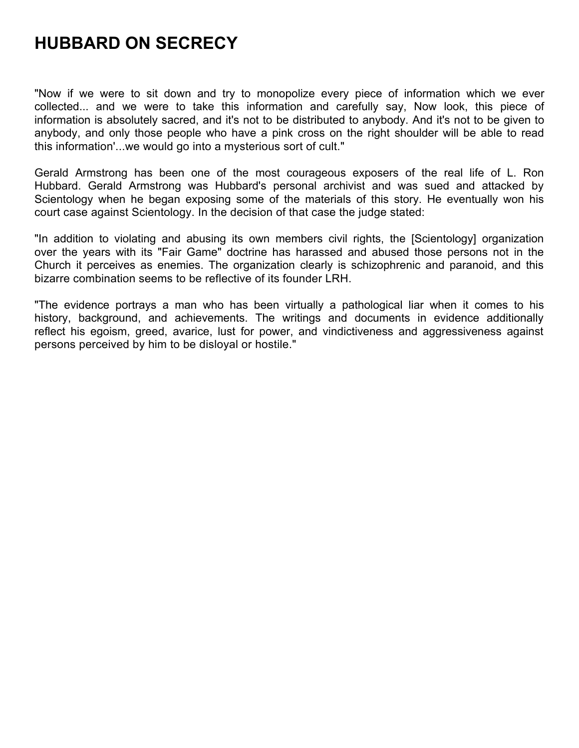# HUBBARD ON SECRECY

"Now if we were to sit down and try to monopolize every piece of information which we ever collected... and we were to take this information and carefully say, Now look, this piece of information is absolutely sacred, and it's not to be distributed to anybody. And it's not to be given to anybody, and only those people who have a pink cross on the right shoulder will be able to read this information'...we would go into a mysterious sort of cult."

Gerald Armstrong has been one of the most courageous exposers of the real life of L. Ron Hubbard. Gerald Armstrong was Hubbard's personal archivist and was sued and attacked by Scientology when he began exposing some of the materials of this story. He eventually won his court case against Scientology. In the decision of that case the judge stated:

"In addition to violating and abusing its own members civil rights, the [Scientology] organization over the years with its "Fair Game" doctrine has harassed and abused those persons not in the Church it perceives as enemies. The organization clearly is schizophrenic and paranoid, and this bizarre combination seems to be reflective of its founder LRH.

"The evidence portrays a man who has been virtually a pathological liar when it comes to his history, background, and achievements. The writings and documents in evidence additionally reflect his egoism, greed, avarice, lust for power, and vindictiveness and aggressiveness against persons perceived by him to be disloyal or hostile."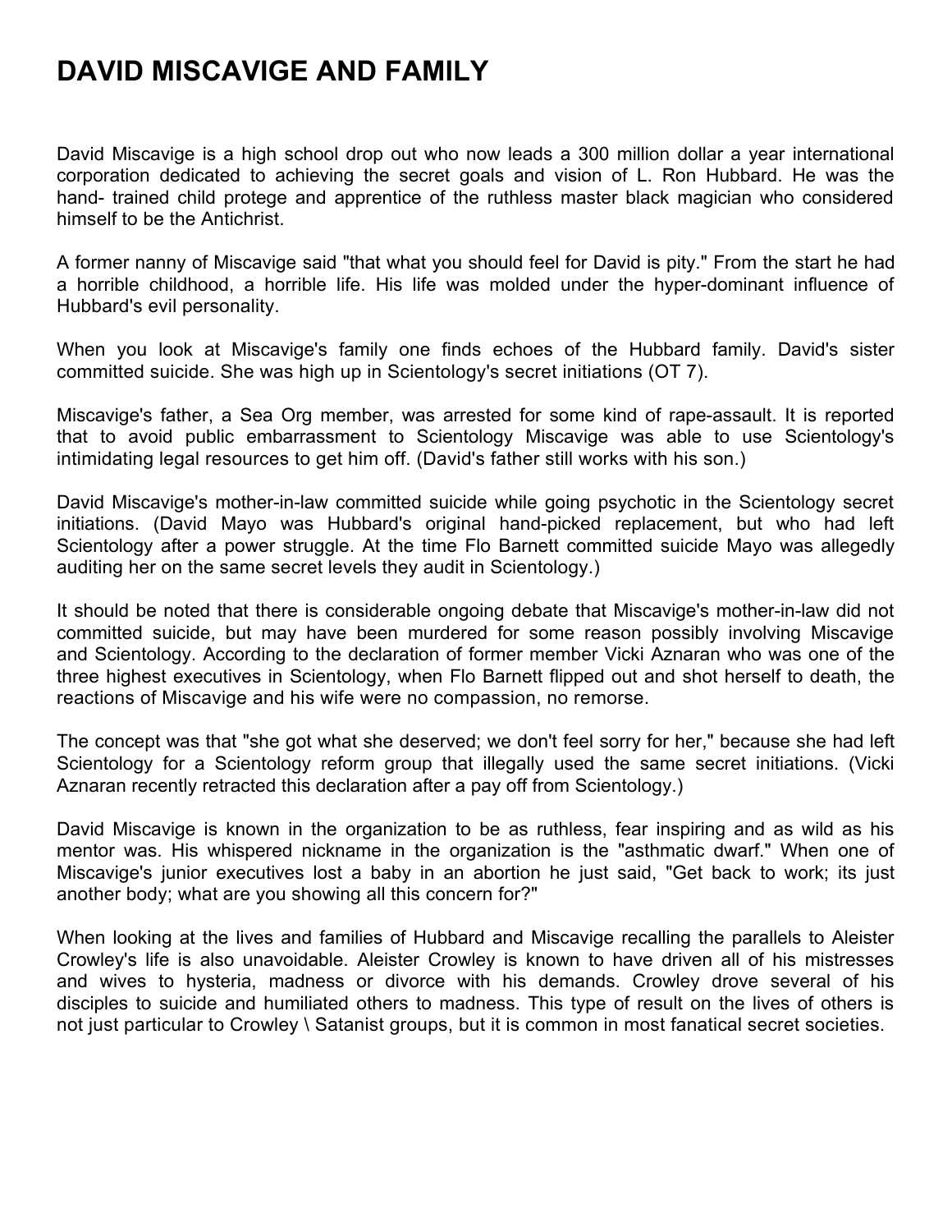# DAVID MISCAVIGE AND FAMILY

David Miscavige is a high school drop out who now leads a 300 million dollar a year international corporation dedicated to achieving the secret goals and vision of L. Ron Hubbard. He was the hand- trained child protege and apprentice of the ruthless master black magician who considered himself to be the Antichrist.

A former nanny of Miscavige said "that what you should feel for David is pity." From the start he had a horrible childhood, a horrible life. His life was molded under the hyper-dominant influence of Hubbard's evil personality.

When you look at Miscavige's family one finds echoes of the Hubbard family. David's sister committed suicide. She was high up in Scientology's secret initiations (OT 7).

Miscavige's father, a Sea Org member, was arrested for some kind of rape-assault. It is reported that to avoid public embarrassment to Scientology Miscavige was able to use Scientology's intimidating legal resources to get him off. (David's father still works with his son.)

David Miscavige's mother-in-law committed suicide while going psychotic in the Scientology secret initiations. (David Mayo was Hubbard's original hand-picked replacement, but who had left Scientology after a power struggle. At the time Flo Barnett committed suicide Mayo was allegedly auditing her on the same secret levels they audit in Scientology.)

It should be noted that there is considerable ongoing debate that Miscavige's mother-in-law did not committed suicide, but may have been murdered for some reason possibly involving Miscavige and Scientology. According to the declaration of former member Vicki Aznaran who was one of the three highest executives in Scientology, when Flo Barnett flipped out and shot herself to death, the reactions of Miscavige and his wife were no compassion, no remorse.

The concept was that "she got what she deserved; we don't feel sorry for her," because she had left Scientology for a Scientology reform group that illegally used the same secret initiations. (Vicki Aznaran recently retracted this declaration after a pay off from Scientology.)

David Miscavige is known in the organization to be as ruthless, fear inspiring and as wild as his mentor was. His whispered nickname in the organization is the "asthmatic dwarf." When one of Miscavige's junior executives lost a baby in an abortion he just said, "Get back to work; its just another body; what are you showing all this concern for?"

When looking at the lives and families of Hubbard and Miscavige recalling the parallels to Aleister Crowley's life is also unavoidable. Aleister Crowley is known to have driven all of his mistresses and wives to hysteria, madness or divorce with his demands. Crowley drove several of his disciples to suicide and humiliated others to madness. This type of result on the lives of others is not just particular to Crowley \ Satanist groups, but it is common in most fanatical secret societies.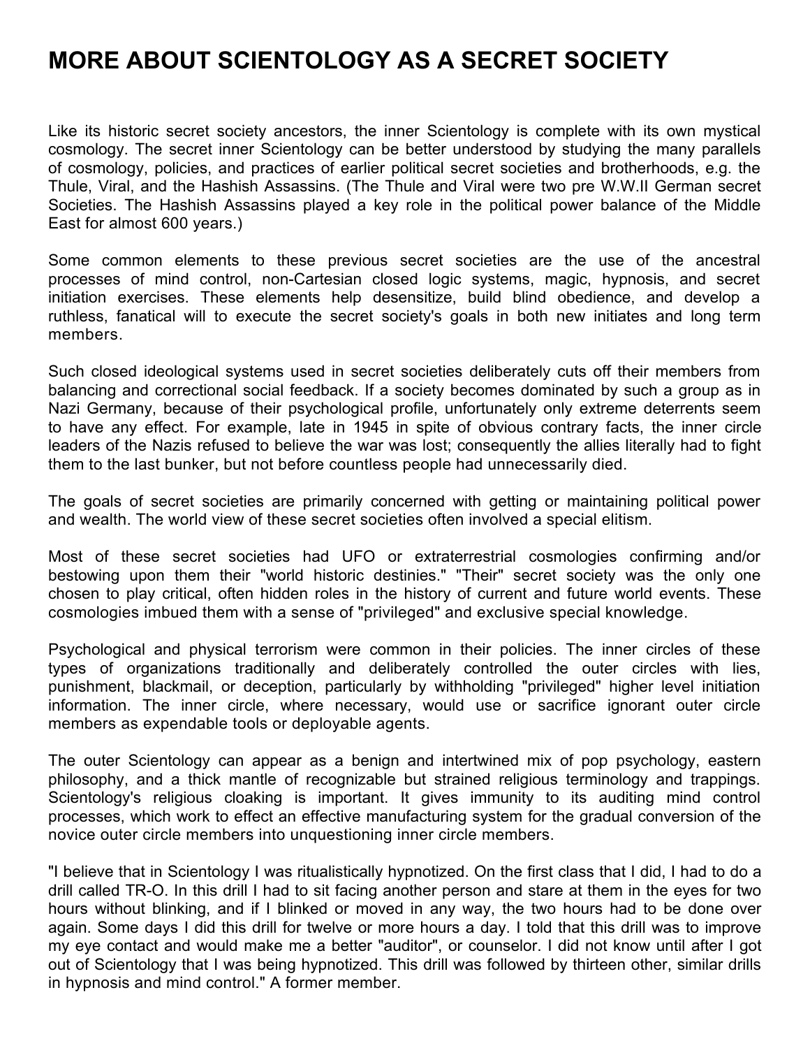# MORE ABOUT SCIENTOLOGY AS A SECRET SOCIETY

Like its historic secret society ancestors, the inner Scientology is complete with its own mystical cosmology. The secret inner Scientology can be better understood by studying the many parallels of cosmology, policies, and practices of earlier political secret societies and brotherhoods, e.g. the Thule, Viral, and the Hashish Assassins. (The Thule and Viral were two pre W.W.II German secret Societies. The Hashish Assassins played a key role in the political power balance of the Middle East for almost 600 years.)

Some common elements to these previous secret societies are the use of the ancestral processes of mind control, non-Cartesian closed logic systems, magic, hypnosis, and secret initiation exercises. These elements help desensitize, build blind obedience, and develop a ruthless, fanatical will to execute the secret society's goals in both new initiates and long term members.

Such closed ideological systems used in secret societies deliberately cuts off their members from balancing and correctional social feedback. If a society becomes dominated by such a group as in Nazi Germany, because of their psychological profile, unfortunately only extreme deterrents seem to have any effect. For example, late in 1945 in spite of obvious contrary facts, the inner circle leaders of the Nazis refused to believe the war was lost; consequently the allies literally had to fight them to the last bunker, but not before countless people had unnecessarily died.

The goals of secret societies are primarily concerned with getting or maintaining political power and wealth. The world view of these secret societies often involved a special elitism.

Most of these secret societies had UFO or extraterrestrial cosmologies confirming and/or bestowing upon them their "world historic destinies." "Their" secret society was the only one chosen to play critical, often hidden roles in the history of current and future world events. These cosmologies imbued them with a sense of "privileged" and exclusive special knowledge.

Psychological and physical terrorism were common in their policies. The inner circles of these types of organizations traditionally and deliberately controlled the outer circles with lies, punishment, blackmail, or deception, particularly by withholding "privileged" higher level initiation information. The inner circle, where necessary, would use or sacrifice ignorant outer circle members as expendable tools or deployable agents.

The outer Scientology can appear as a benign and intertwined mix of pop psychology, eastern philosophy, and a thick mantle of recognizable but strained religious terminology and trappings. Scientology's religious cloaking is important. It gives immunity to its auditing mind control processes, which work to effect an effective manufacturing system for the gradual conversion of the novice outer circle members into unquestioning inner circle members.

"I believe that in Scientology I was ritualistically hypnotized. On the first class that I did, I had to do a drill called TR-O. In this drill I had to sit facing another person and stare at them in the eyes for two hours without blinking, and if I blinked or moved in any way, the two hours had to be done over again. Some days I did this drill for twelve or more hours a day. I told that this drill was to improve my eye contact and would make me a better "auditor", or counselor. I did not know until after I got out of Scientology that I was being hypnotized. This drill was followed by thirteen other, similar drills in hypnosis and mind control." A former member.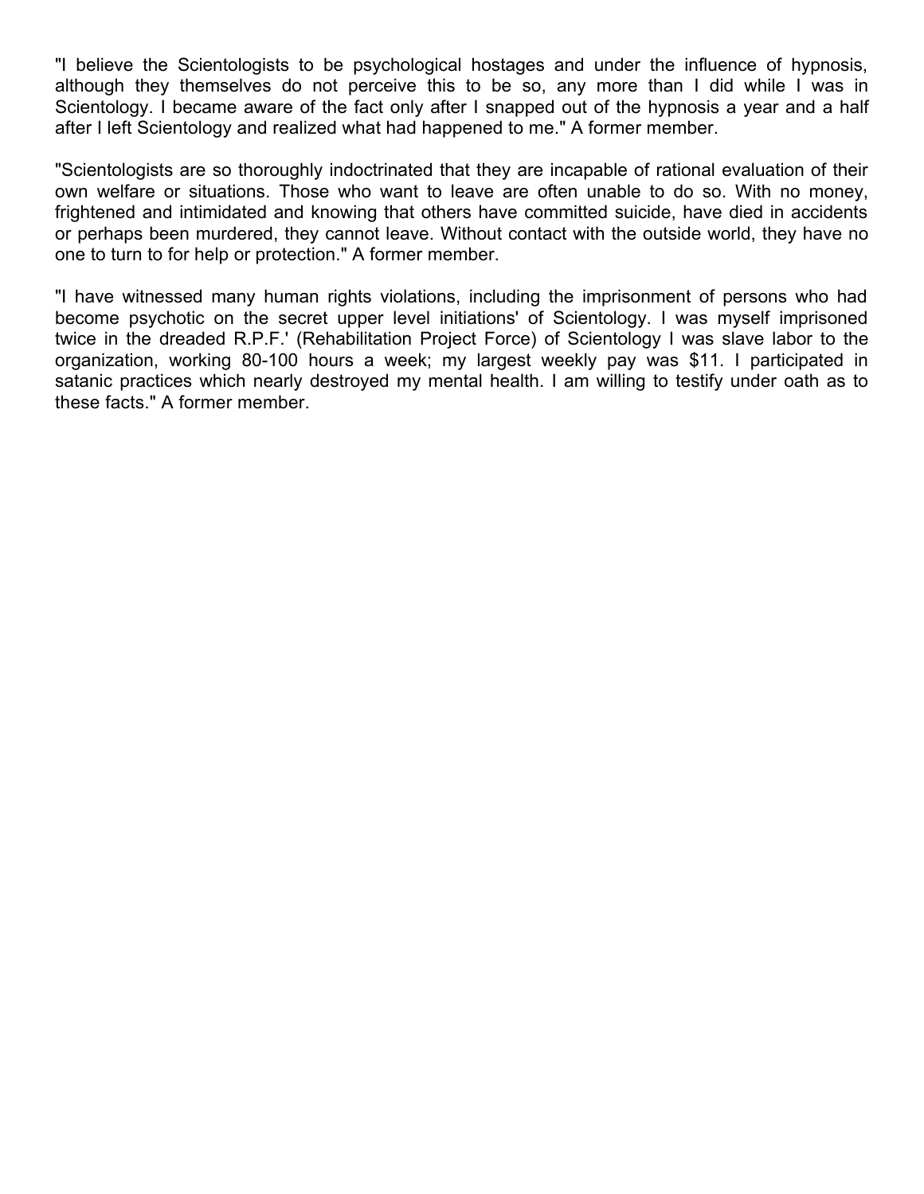"I believe the Scientologists to be psychological hostages and under the influence of hypnosis, although they themselves do not perceive this to be so, any more than I did while I was in Scientology. I became aware of the fact only after I snapped out of the hypnosis a year and a half after I left Scientology and realized what had happened to me." A former member.

"Scientologists are so thoroughly indoctrinated that they are incapable of rational evaluation of their own welfare or situations. Those who want to leave are often unable to do so. With no money, frightened and intimidated and knowing that others have committed suicide, have died in accidents or perhaps been murdered, they cannot leave. Without contact with the outside world, they have no one to turn to for help or protection." A former member.

"I have witnessed many human rights violations, including the imprisonment of persons who had become psychotic on the secret upper level initiations' of Scientology. I was myself imprisoned twice in the dreaded R.P.F.' (Rehabilitation Project Force) of Scientology I was slave labor to the organization, working 80-100 hours a week; my largest weekly pay was $11. I participated in satanic practices which nearly destroyed my mental health. I am willing to testify under oath as to these facts." A former member.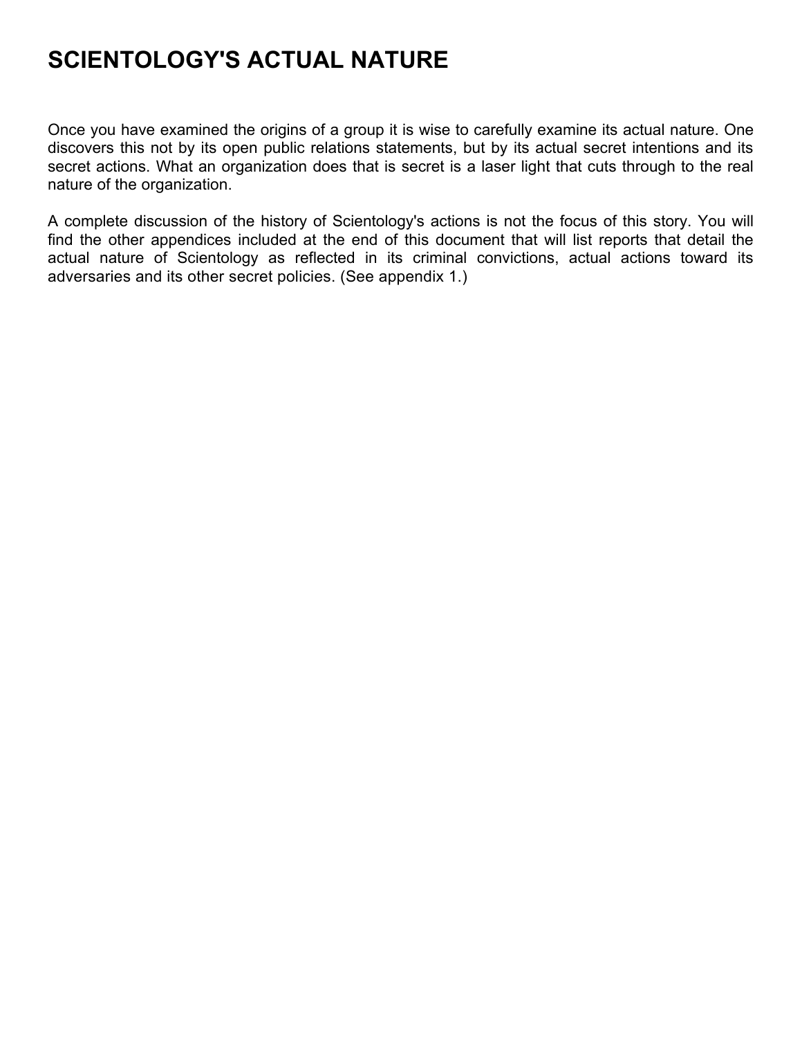# SCIENTOLOGY'S ACTUAL NATURE

Once you have examined the origins of a group it is wise to carefully examine its actual nature. One discovers this not by its open public relations statements, but by its actual secret intentions and its secret actions. What an organization does that is secret is a laser light that cuts through to the real nature of the organization.

A complete discussion of the history of Scientology's actions is not the focus of this story. You will find the other appendices included at the end of this document that will list reports that detail the actual nature of Scientology as reflected in its criminal convictions, actual actions toward its adversaries and its other secret policies. (See appendix 1.)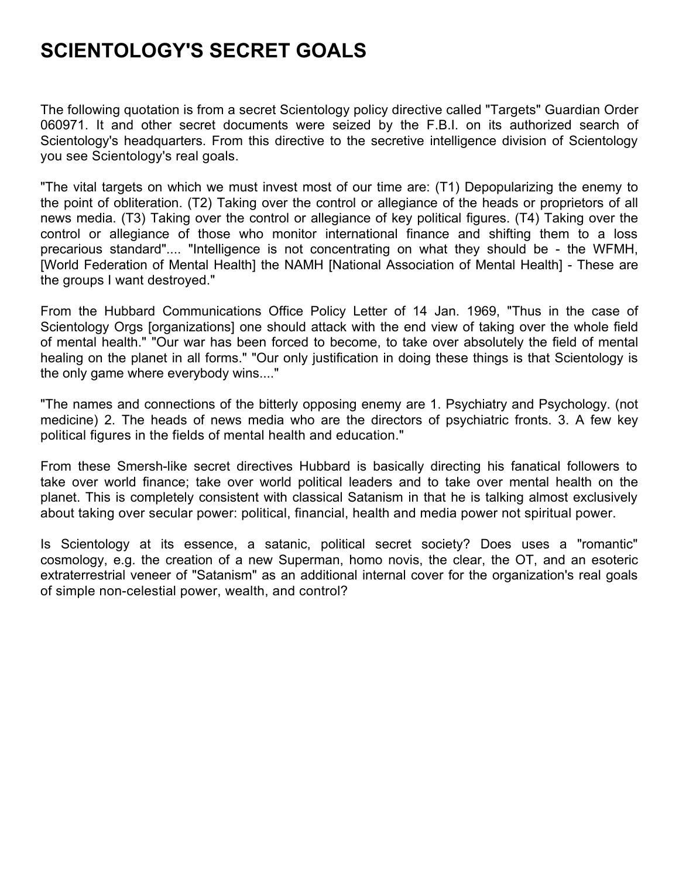# SCIENTOLOGY'S SECRET GOALS

The following quotation is from a secret Scientology policy directive called "Targets" Guardian Order 060971. It and other secret documents were seized by the F.B.I. on its authorized search of Scientology's headquarters. From this directive to the secretive intelligence division of Scientology you see Scientology's real goals.

"The vital targets on which we must invest most of our time are: (T1) Depopularizing the enemy to the point of obliteration. (T2) Taking over the control or allegiance of the heads or proprietors of all news media. (T3) Taking over the control or allegiance of key political figures. (T4) Taking over the control or allegiance of those who monitor international finance and shifting them to a loss precarious standard".... "Intelligence is not concentrating on what they should be - the WFMH, [World Federation of Mental Health] the NAMH [National Association of Mental Health] - These are the groups I want destroyed."

From the Hubbard Communications Office Policy Letter of 14 Jan. 1969, "Thus in the case of Scientology Orgs [organizations] one should attack with the end view of taking over the whole field of mental health." "Our war has been forced to become, to take over absolutely the field of mental healing on the planet in all forms." "Our only justification in doing these things is that Scientology is the only game where everybody wins...."

"The names and connections of the bitterly opposing enemy are 1. Psychiatry and Psychology. (not medicine) 2. The heads of news media who are the directors of psychiatric fronts. 3. A few key political figures in the fields of mental health and education."

From these Smersh-like secret directives Hubbard is basically directing his fanatical followers to take over world finance; take over world political leaders and to take over mental health on the planet. This is completely consistent with classical Satanism in that he is talking almost exclusively about taking over secular power: political, financial, health and media power not spiritual power.

Is Scientology at its essence, a satanic, political secret society? Does uses a "romantic" cosmology, e.g. the creation of a new Superman, homo novis, the clear, the OT, and an esoteric extraterrestrial veneer of "Satanism" as an additional internal cover for the organization's real goals of simple non-celestial power, wealth, and control?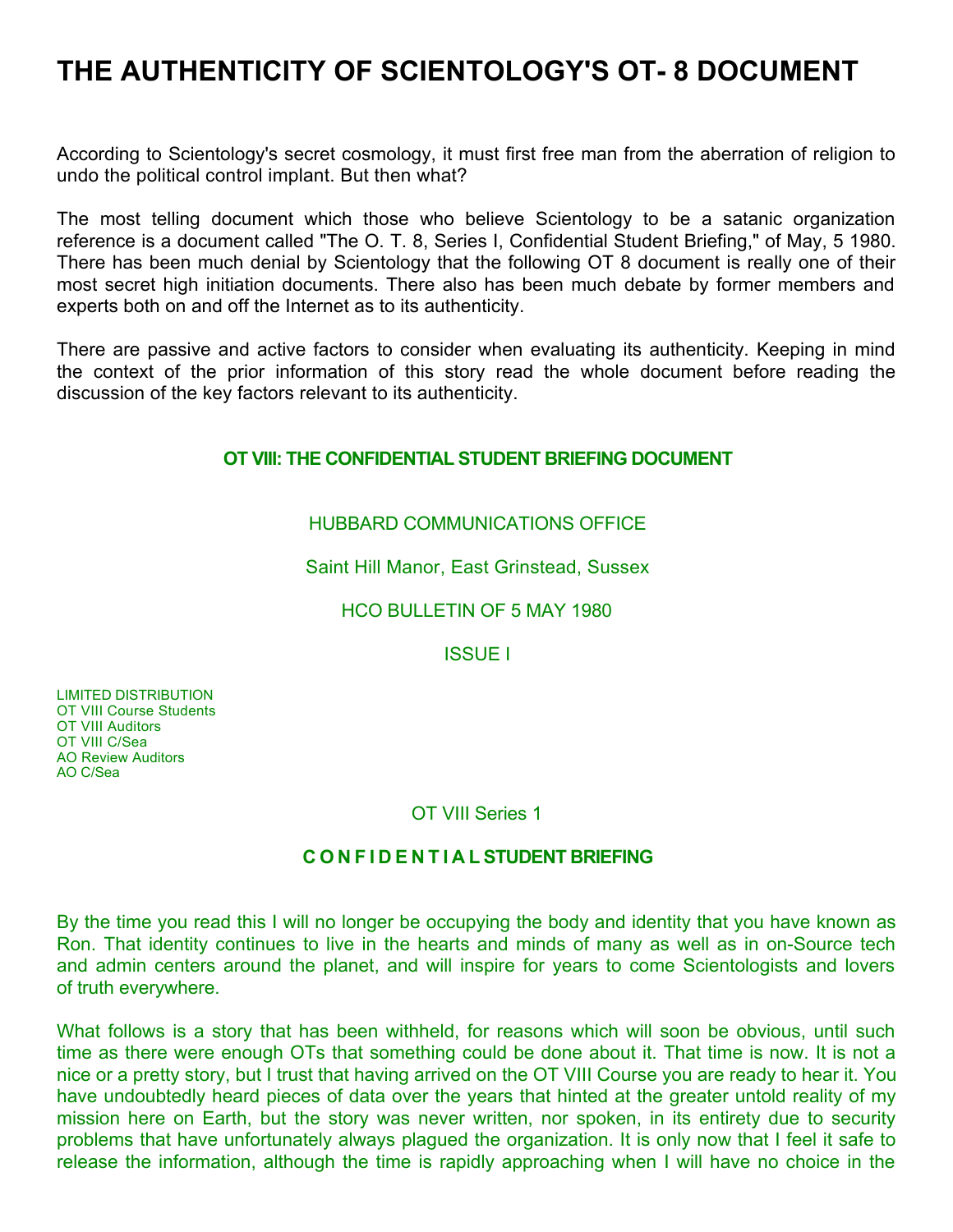# THE AUTHENTICITY OF SCIENTOLOGY'S OT- 8 DOCUMENT

According to Scientology's secret cosmology, it must first free man from the aberration of religion to undo the political control implant. But then what?

The most telling document which those who believe Scientology to be a satanic organization reference is a document called "The O. T. 8, Series I, Confidential Student Briefing," of May, 5 1980. There has been much denial by Scientology that the following OT 8 document is really one of their most secret high initiation documents. There also has been much debate by former members and experts both on and off the Internet as to its authenticity.

There are passive and active factors to consider when evaluating its authenticity. Keeping in mind the context of the prior information of this story read the whole document before reading the discussion of the key factors relevant to its authenticity.

**OT VIII: THE CONFIDENTIAL STUDENT BRIEFING DOCUMENT**

HUBBARD COMMUNICATIONS OFFICE

Saint Hill Manor, East Grinstead, Sussex

HCO BULLETIN OF 5 MAY 1980

ISSUE I

LIMITED DISTRIBUTION
OT VIII Course Students
OT VIII Auditors
OT VIII C/Sea
AO Review Auditors
AO C/Sea

OT VIII Series 1

**C O N F I D E N T I A L STUDENT BRIEFING**

By the time you read this I will no longer be occupying the body and identity that you have known as Ron. That identity continues to live in the hearts and minds of many as well as in on-Source tech and admin centers around the planet, and will inspire for years to come Scientologists and lovers of truth everywhere.

What follows is a story that has been withheld, for reasons which will soon be obvious, until such time as there were enough OTs that something could be done about it. That time is now. It is not a nice or a pretty story, but I trust that having arrived on the OT VIII Course you are ready to hear it. You have undoubtedly heard pieces of data over the years that hinted at the greater untold reality of my mission here on Earth, but the story was never written, nor spoken, in its entirety due to security problems that have unfortunately always plagued the organization. It is only now that I feel it safe to release the information, although the time is rapidly approaching when I will have no choice in the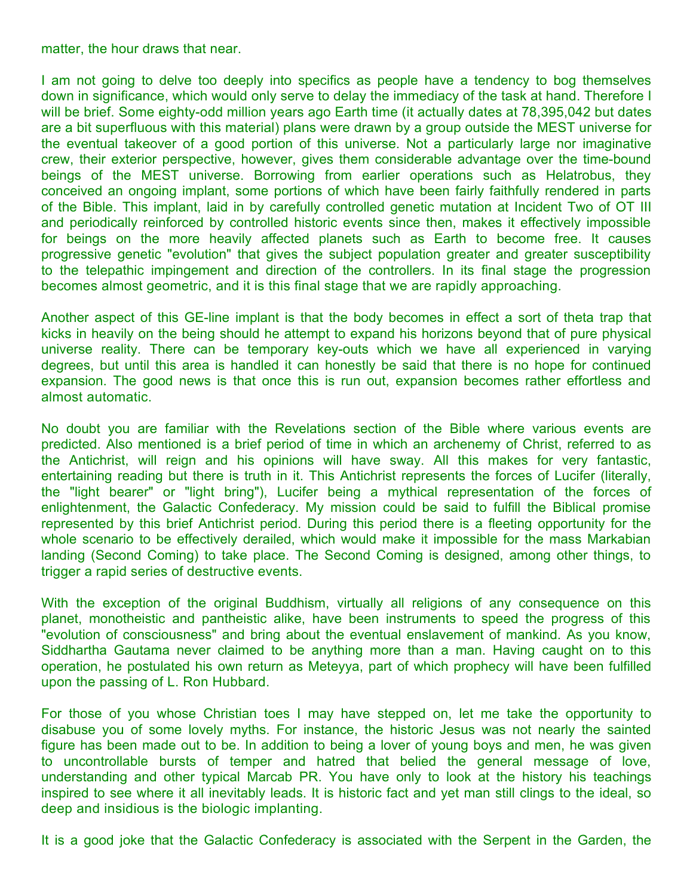matter, the hour draws that near.

I am not going to delve too deeply into specifics as people have a tendency to bog themselves down in significance, which would only serve to delay the immediacy of the task at hand. Therefore I will be brief. Some eighty-odd million years ago Earth time (it actually dates at 78,395,042 but dates are a bit superfluous with this material) plans were drawn by a group outside the MEST universe for the eventual takeover of a good portion of this universe. Not a particularly large nor imaginative crew, their exterior perspective, however, gives them considerable advantage over the time-bound beings of the MEST universe. Borrowing from earlier operations such as Helatrobus, they conceived an ongoing implant, some portions of which have been fairly faithfully rendered in parts of the Bible. This implant, laid in by carefully controlled genetic mutation at Incident Two of OT III and periodically reinforced by controlled historic events since then, makes it effectively impossible for beings on the more heavily affected planets such as Earth to become free. It causes progressive genetic "evolution" that gives the subject population greater and greater susceptibility to the telepathic impingement and direction of the controllers. In its final stage the progression becomes almost geometric, and it is this final stage that we are rapidly approaching.

Another aspect of this GE-line implant is that the body becomes in effect a sort of theta trap that kicks in heavily on the being should he attempt to expand his horizons beyond that of pure physical universe reality. There can be temporary key-outs which we have all experienced in varying degrees, but until this area is handled it can honestly be said that there is no hope for continued expansion. The good news is that once this is run out, expansion becomes rather effortless and almost automatic.

No doubt you are familiar with the Revelations section of the Bible where various events are predicted. Also mentioned is a brief period of time in which an archenemy of Christ, referred to as the Antichrist, will reign and his opinions will have sway. All this makes for very fantastic, entertaining reading but there is truth in it. This Antichrist represents the forces of Lucifer (literally, the "light bearer" or "light bring"), Lucifer being a mythical representation of the forces of enlightenment, the Galactic Confederacy. My mission could be said to fulfill the Biblical promise represented by this brief Antichrist period. During this period there is a fleeting opportunity for the whole scenario to be effectively derailed, which would make it impossible for the mass Markabian landing (Second Coming) to take place. The Second Coming is designed, among other things, to trigger a rapid series of destructive events.

With the exception of the original Buddhism, virtually all religions of any consequence on this planet, monotheistic and pantheistic alike, have been instruments to speed the progress of this "evolution of consciousness" and bring about the eventual enslavement of mankind. As you know, Siddhartha Gautama never claimed to be anything more than a man. Having caught on to this operation, he postulated his own return as Meteyya, part of which prophecy will have been fulfilled upon the passing of L. Ron Hubbard.

For those of you whose Christian toes I may have stepped on, let me take the opportunity to disabuse you of some lovely myths. For instance, the historic Jesus was not nearly the sainted figure has been made out to be. In addition to being a lover of young boys and men, he was given to uncontrollable bursts of temper and hatred that belied the general message of love, understanding and other typical Marcab PR. You have only to look at the history his teachings inspired to see where it all inevitably leads. It is historic fact and yet man still clings to the ideal, so deep and insidious is the biologic implanting.

It is a good joke that the Galactic Confederacy is associated with the Serpent in the Garden, the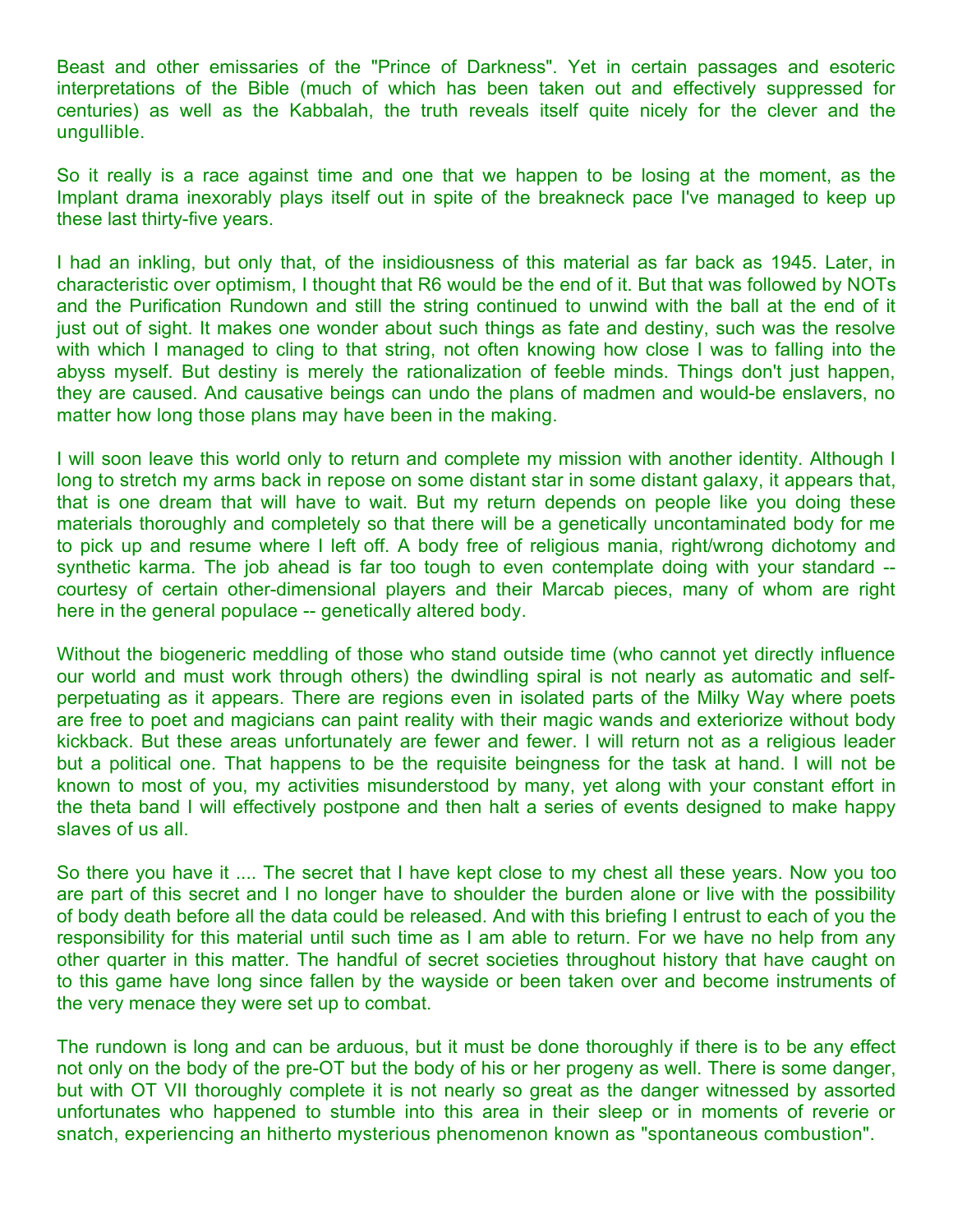Beast and other emissaries of the "Prince of Darkness". Yet in certain passages and esoteric interpretations of the Bible (much of which has been taken out and effectively suppressed for centuries) as well as the Kabbalah, the truth reveals itself quite nicely for the clever and the ungullible.

So it really is a race against time and one that we happen to be losing at the moment, as the Implant drama inexorably plays itself out in spite of the breakneck pace I've managed to keep up these last thirty-five years.

I had an inkling, but only that, of the insidiousness of this material as far back as 1945. Later, in characteristic over optimism, I thought that R6 would be the end of it. But that was followed by NOTs and the Purification Rundown and still the string continued to unwind with the ball at the end of it just out of sight. It makes one wonder about such things as fate and destiny, such was the resolve with which I managed to cling to that string, not often knowing how close I was to falling into the abyss myself. But destiny is merely the rationalization of feeble minds. Things don't just happen, they are caused. And causative beings can undo the plans of madmen and would-be enslavers, no matter how long those plans may have been in the making.

I will soon leave this world only to return and complete my mission with another identity. Although I long to stretch my arms back in repose on some distant star in some distant galaxy, it appears that, that is one dream that will have to wait. But my return depends on people like you doing these materials thoroughly and completely so that there will be a genetically uncontaminated body for me to pick up and resume where I left off. A body free of religious mania, right/wrong dichotomy and synthetic karma. The job ahead is far too tough to even contemplate doing with your standard -- courtesy of certain other-dimensional players and their Marcab pieces, many of whom are right here in the general populace -- genetically altered body.

Without the biogeneric meddling of those who stand outside time (who cannot yet directly influence our world and must work through others) the dwindling spiral is not nearly as automatic and self-perpetuating as it appears. There are regions even in isolated parts of the Milky Way where poets are free to poet and magicians can paint reality with their magic wands and exteriorize without body kickback. But these areas unfortunately are fewer and fewer. I will return not as a religious leader but a political one. That happens to be the requisite beingness for the task at hand. I will not be known to most of you, my activities misunderstood by many, yet along with your constant effort in the theta band I will effectively postpone and then halt a series of events designed to make happy slaves of us all.

So there you have it .... The secret that I have kept close to my chest all these years. Now you too are part of this secret and I no longer have to shoulder the burden alone or live with the possibility of body death before all the data could be released. And with this briefing I entrust to each of you the responsibility for this material until such time as I am able to return. For we have no help from any other quarter in this matter. The handful of secret societies throughout history that have caught on to this game have long since fallen by the wayside or been taken over and become instruments of the very menace they were set up to combat.

The rundown is long and can be arduous, but it must be done thoroughly if there is to be any effect not only on the body of the pre-OT but the body of his or her progeny as well. There is some danger, but with OT VII thoroughly complete it is not nearly so great as the danger witnessed by assorted unfortunates who happened to stumble into this area in their sleep or in moments of reverie or snatch, experiencing an hitherto mysterious phenomenon known as "spontaneous combustion".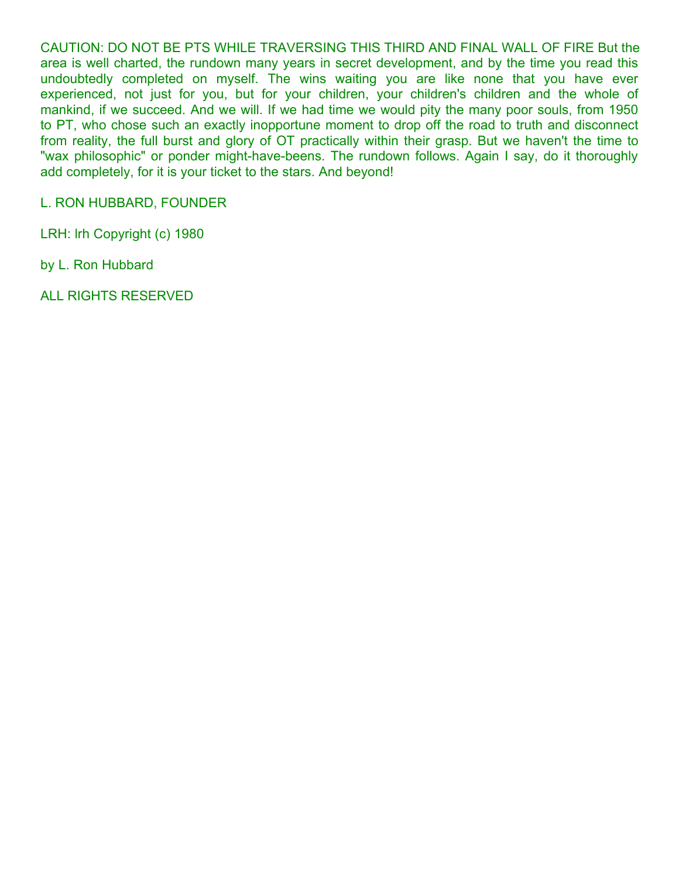CAUTION: DO NOT BE PTS WHILE TRAVERSING THIS THIRD AND FINAL WALL OF FIRE But the area is well charted, the rundown many years in secret development, and by the time you read this undoubtedly completed on myself. The wins waiting you are like none that you have ever experienced, not just for you, but for your children, your children's children and the whole of mankind, if we succeed. And we will. If we had time we would pity the many poor souls, from 1950 to PT, who chose such an exactly inopportune moment to drop off the road to truth and disconnect from reality, the full burst and glory of OT practically within their grasp. But we haven't the time to "wax philosophic" or ponder might-have-beens. The rundown follows. Again I say, do it thoroughly add completely, for it is your ticket to the stars. And beyond!

L. RON HUBBARD, FOUNDER

LRH: lrh Copyright (c) 1980

by L. Ron Hubbard

ALL RIGHTS RESERVED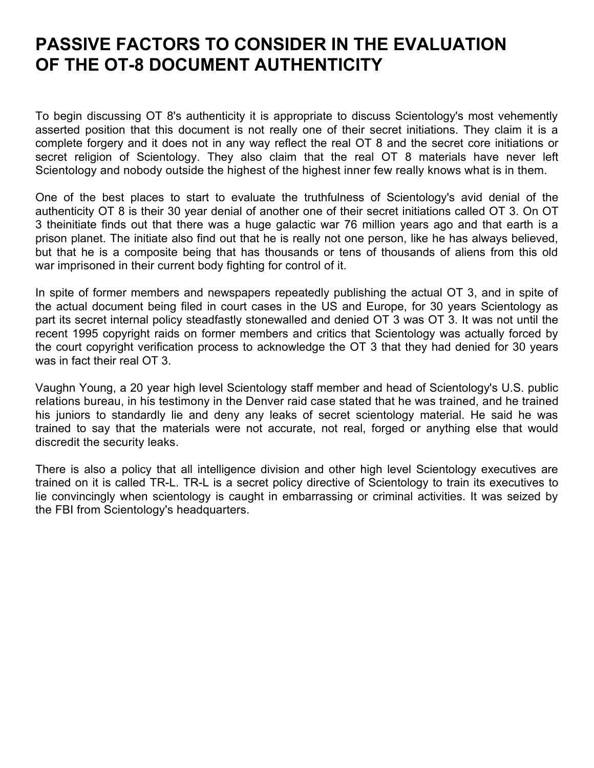# PASSIVE FACTORS TO CONSIDER IN THE EVALUATION OF THE OT-8 DOCUMENT AUTHENTICITY

To begin discussing OT 8's authenticity it is appropriate to discuss Scientology's most vehemently asserted position that this document is not really one of their secret initiations. They claim it is a complete forgery and it does not in any way reflect the real OT 8 and the secret core initiations or secret religion of Scientology. They also claim that the real OT 8 materials have never left Scientology and nobody outside the highest of the highest inner few really knows what is in them.

One of the best places to start to evaluate the truthfulness of Scientology's avid denial of the authenticity OT 8 is their 30 year denial of another one of their secret initiations called OT 3. On OT 3 theinitiate finds out that there was a huge galactic war 76 million years ago and that earth is a prison planet. The initiate also find out that he is really not one person, like he has always believed, but that he is a composite being that has thousands or tens of thousands of aliens from this old war imprisoned in their current body fighting for control of it.

In spite of former members and newspapers repeatedly publishing the actual OT 3, and in spite of the actual document being filed in court cases in the US and Europe, for 30 years Scientology as part its secret internal policy steadfastly stonewalled and denied OT 3 was OT 3. It was not until the recent 1995 copyright raids on former members and critics that Scientology was actually forced by the court copyright verification process to acknowledge the OT 3 that they had denied for 30 years was in fact their real OT 3.

Vaughn Young, a 20 year high level Scientology staff member and head of Scientology's U.S. public relations bureau, in his testimony in the Denver raid case stated that he was trained, and he trained his juniors to standardly lie and deny any leaks of secret scientology material. He said he was trained to say that the materials were not accurate, not real, forged or anything else that would discredit the security leaks.

There is also a policy that all intelligence division and other high level Scientology executives are trained on it is called TR-L. TR-L is a secret policy directive of Scientology to train its executives to lie convincingly when scientology is caught in embarrassing or criminal activities. It was seized by the FBI from Scientology's headquarters.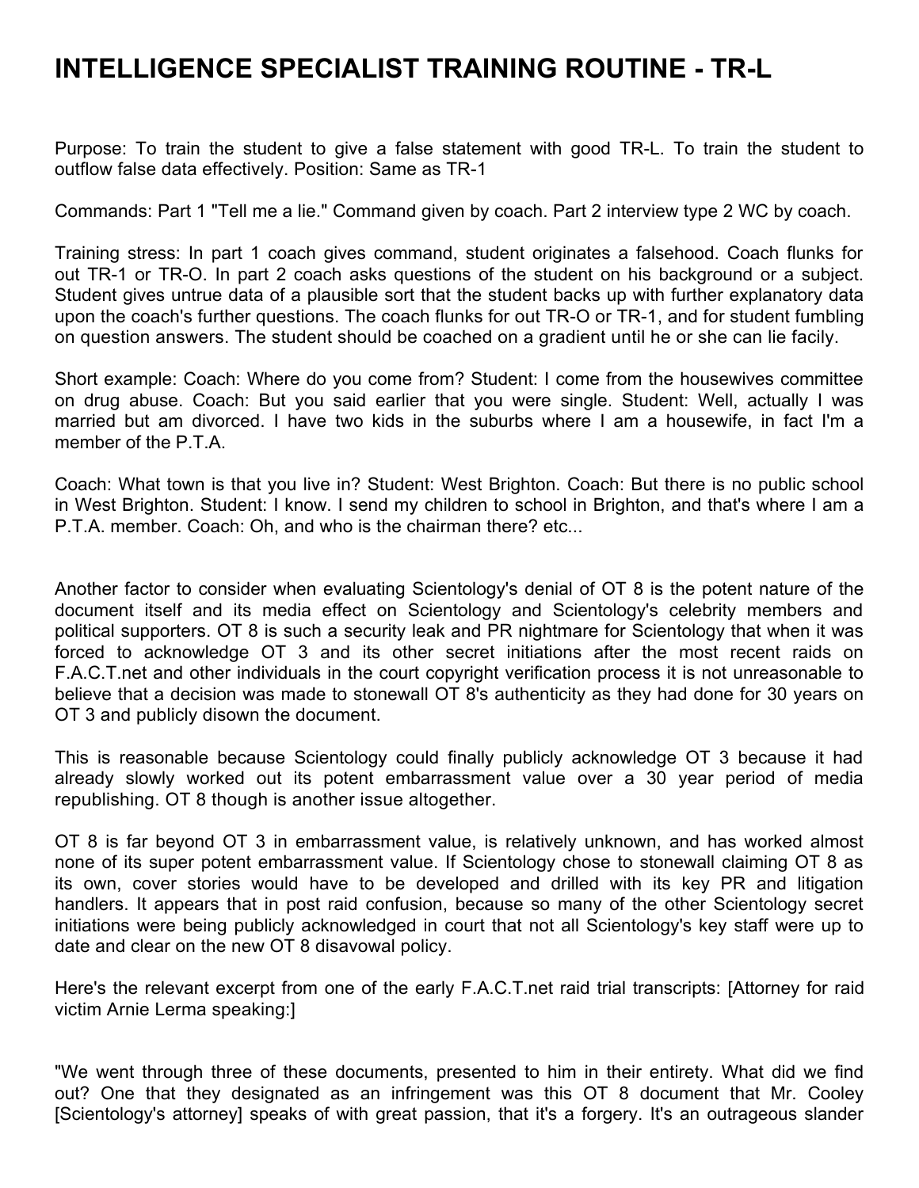# INTELLIGENCE SPECIALIST TRAINING ROUTINE - TR-L

Purpose: To train the student to give a false statement with good TR-L. To train the student to outflow false data effectively. Position: Same as TR-1

Commands: Part 1 "Tell me a lie." Command given by coach. Part 2 interview type 2 WC by coach.

Training stress: In part 1 coach gives command, student originates a falsehood. Coach flunks for out TR-1 or TR-O. In part 2 coach asks questions of the student on his background or a subject. Student gives untrue data of a plausible sort that the student backs up with further explanatory data upon the coach's further questions. The coach flunks for out TR-O or TR-1, and for student fumbling on question answers. The student should be coached on a gradient until he or she can lie facily.

Short example: Coach: Where do you come from? Student: I come from the housewives committee on drug abuse. Coach: But you said earlier that you were single. Student: Well, actually I was married but am divorced. I have two kids in the suburbs where I am a housewife, in fact I'm a member of the P.T.A.

Coach: What town is that you live in? Student: West Brighton. Coach: But there is no public school in West Brighton. Student: I know. I send my children to school in Brighton, and that's where I am a P.T.A. member. Coach: Oh, and who is the chairman there? etc...

Another factor to consider when evaluating Scientology's denial of OT 8 is the potent nature of the document itself and its media effect on Scientology and Scientology's celebrity members and political supporters. OT 8 is such a security leak and PR nightmare for Scientology that when it was forced to acknowledge OT 3 and its other secret initiations after the most recent raids on F.A.C.T.net and other individuals in the court copyright verification process it is not unreasonable to believe that a decision was made to stonewall OT 8's authenticity as they had done for 30 years on OT 3 and publicly disown the document.

This is reasonable because Scientology could finally publicly acknowledge OT 3 because it had already slowly worked out its potent embarrassment value over a 30 year period of media republishing. OT 8 though is another issue altogether.

OT 8 is far beyond OT 3 in embarrassment value, is relatively unknown, and has worked almost none of its super potent embarrassment value. If Scientology chose to stonewall claiming OT 8 as its own, cover stories would have to be developed and drilled with its key PR and litigation handlers. It appears that in post raid confusion, because so many of the other Scientology secret initiations were being publicly acknowledged in court that not all Scientology's key staff were up to date and clear on the new OT 8 disavowal policy.

Here's the relevant excerpt from one of the early F.A.C.T.net raid trial transcripts: [Attorney for raid victim Arnie Lerma speaking:]

"We went through three of these documents, presented to him in their entirety. What did we find out? One that they designated as an infringement was this OT 8 document that Mr. Cooley [Scientology's attorney] speaks of with great passion, that it's a forgery. It's an outrageous slander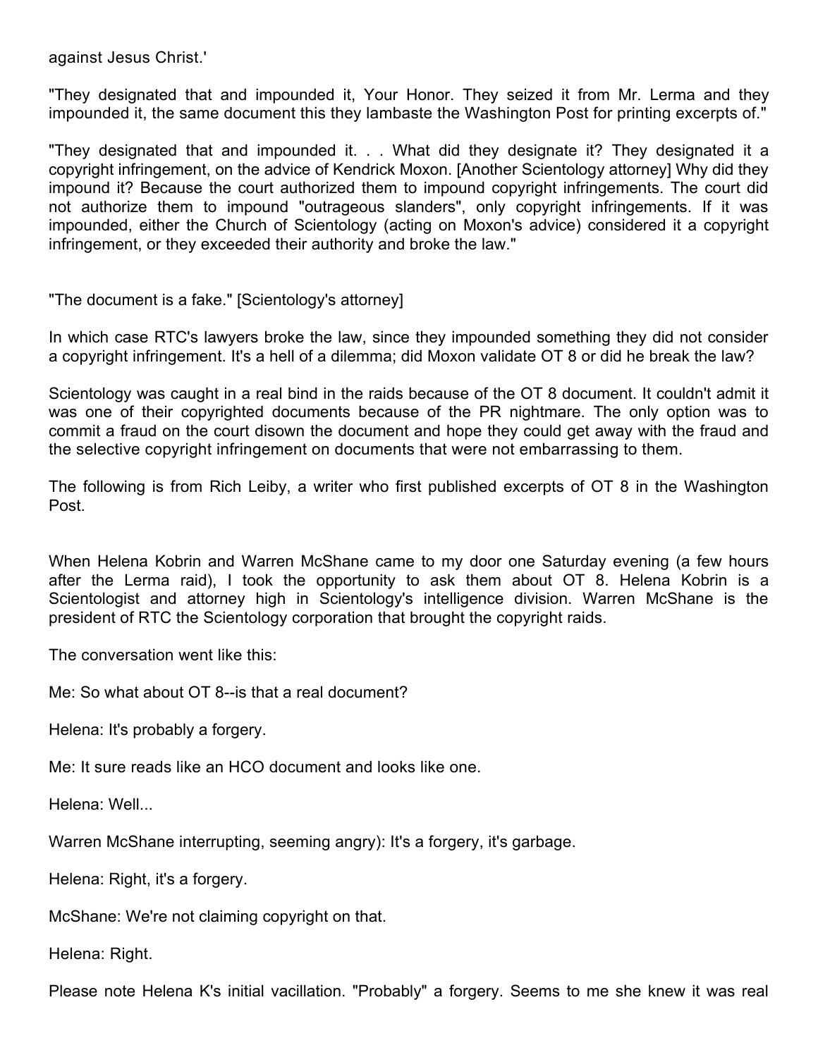against Jesus Christ.'

"They designated that and impounded it, Your Honor. They seized it from Mr. Lerma and they impounded it, the same document this they lambaste the Washington Post for printing excerpts of."

"They designated that and impounded it. . . What did they designate it? They designated it a copyright infringement, on the advice of Kendrick Moxon. [Another Scientology attorney] Why did they impound it? Because the court authorized them to impound copyright infringements. The court did not authorize them to impound "outrageous slanders", only copyright infringements. If it was impounded, either the Church of Scientology (acting on Moxon's advice) considered it a copyright infringement, or they exceeded their authority and broke the law."

"The document is a fake." [Scientology's attorney]

In which case RTC's lawyers broke the law, since they impounded something they did not consider a copyright infringement. It's a hell of a dilemma; did Moxon validate OT 8 or did he break the law?

Scientology was caught in a real bind in the raids because of the OT 8 document. It couldn't admit it was one of their copyrighted documents because of the PR nightmare. The only option was to commit a fraud on the court disown the document and hope they could get away with the fraud and the selective copyright infringement on documents that were not embarrassing to them.

The following is from Rich Leiby, a writer who first published excerpts of OT 8 in the Washington Post.

When Helena Kobrin and Warren McShane came to my door one Saturday evening (a few hours after the Lerma raid), I took the opportunity to ask them about OT 8. Helena Kobrin is a Scientologist and attorney high in Scientology's intelligence division. Warren McShane is the president of RTC the Scientology corporation that brought the copyright raids.

The conversation went like this:

Me: So what about OT 8--is that a real document?

Helena: It's probably a forgery.

Me: It sure reads like an HCO document and looks like one.

Helena: Well...

Warren McShane interrupting, seeming angry): It's a forgery, it's garbage.

Helena: Right, it's a forgery.

McShane: We're not claiming copyright on that.

Helena: Right.

Please note Helena K's initial vacillation. "Probably" a forgery. Seems to me she knew it was real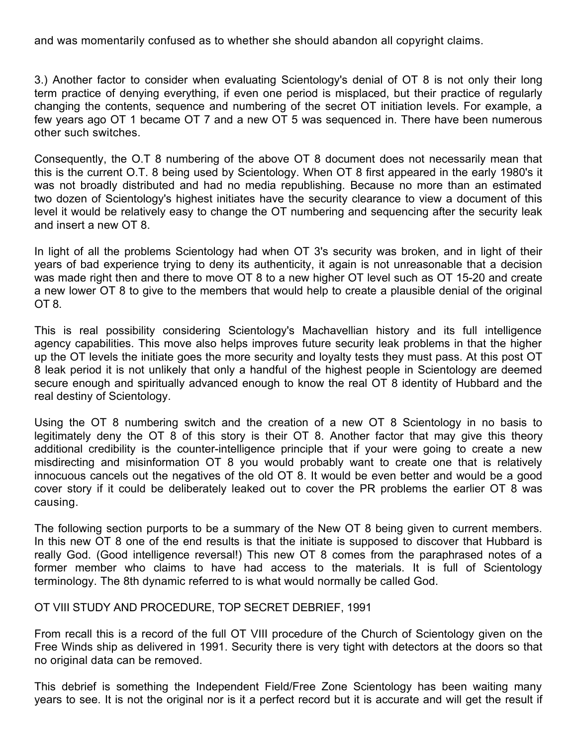and was momentarily confused as to whether she should abandon all copyright claims.

3.) Another factor to consider when evaluating Scientology's denial of OT 8 is not only their long term practice of denying everything, if even one period is misplaced, but their practice of regularly changing the contents, sequence and numbering of the secret OT initiation levels. For example, a few years ago OT 1 became OT 7 and a new OT 5 was sequenced in. There have been numerous other such switches.

Consequently, the O.T 8 numbering of the above OT 8 document does not necessarily mean that this is the current O.T. 8 being used by Scientology. When OT 8 first appeared in the early 1980's it was not broadly distributed and had no media republishing. Because no more than an estimated two dozen of Scientology's highest initiates have the security clearance to view a document of this level it would be relatively easy to change the OT numbering and sequencing after the security leak and insert a new OT 8.

In light of all the problems Scientology had when OT 3's security was broken, and in light of their years of bad experience trying to deny its authenticity, it again is not unreasonable that a decision was made right then and there to move OT 8 to a new higher OT level such as OT 15-20 and create a new lower OT 8 to give to the members that would help to create a plausible denial of the original OT 8.

This is real possibility considering Scientology's Machavellian history and its full intelligence agency capabilities. This move also helps improves future security leak problems in that the higher up the OT levels the initiate goes the more security and loyalty tests they must pass. At this post OT 8 leak period it is not unlikely that only a handful of the highest people in Scientology are deemed secure enough and spiritually advanced enough to know the real OT 8 identity of Hubbard and the real destiny of Scientology.

Using the OT 8 numbering switch and the creation of a new OT 8 Scientology in no basis to legitimately deny the OT 8 of this story is their OT 8. Another factor that may give this theory additional credibility is the counter-intelligence principle that if your were going to create a new misdirecting and misinformation OT 8 you would probably want to create one that is relatively innocuous cancels out the negatives of the old OT 8. It would be even better and would be a good cover story if it could be deliberately leaked out to cover the PR problems the earlier OT 8 was causing.

The following section purports to be a summary of the New OT 8 being given to current members. In this new OT 8 one of the end results is that the initiate is supposed to discover that Hubbard is really God. (Good intelligence reversal!) This new OT 8 comes from the paraphrased notes of a former member who claims to have had access to the materials. It is full of Scientology terminology. The 8th dynamic referred to is what would normally be called God.

OT VIII STUDY AND PROCEDURE, TOP SECRET DEBRIEF, 1991

From recall this is a record of the full OT VIII procedure of the Church of Scientology given on the Free Winds ship as delivered in 1991. Security there is very tight with detectors at the doors so that no original data can be removed.

This debrief is something the Independent Field/Free Zone Scientology has been waiting many years to see. It is not the original nor is it a perfect record but it is accurate and will get the result if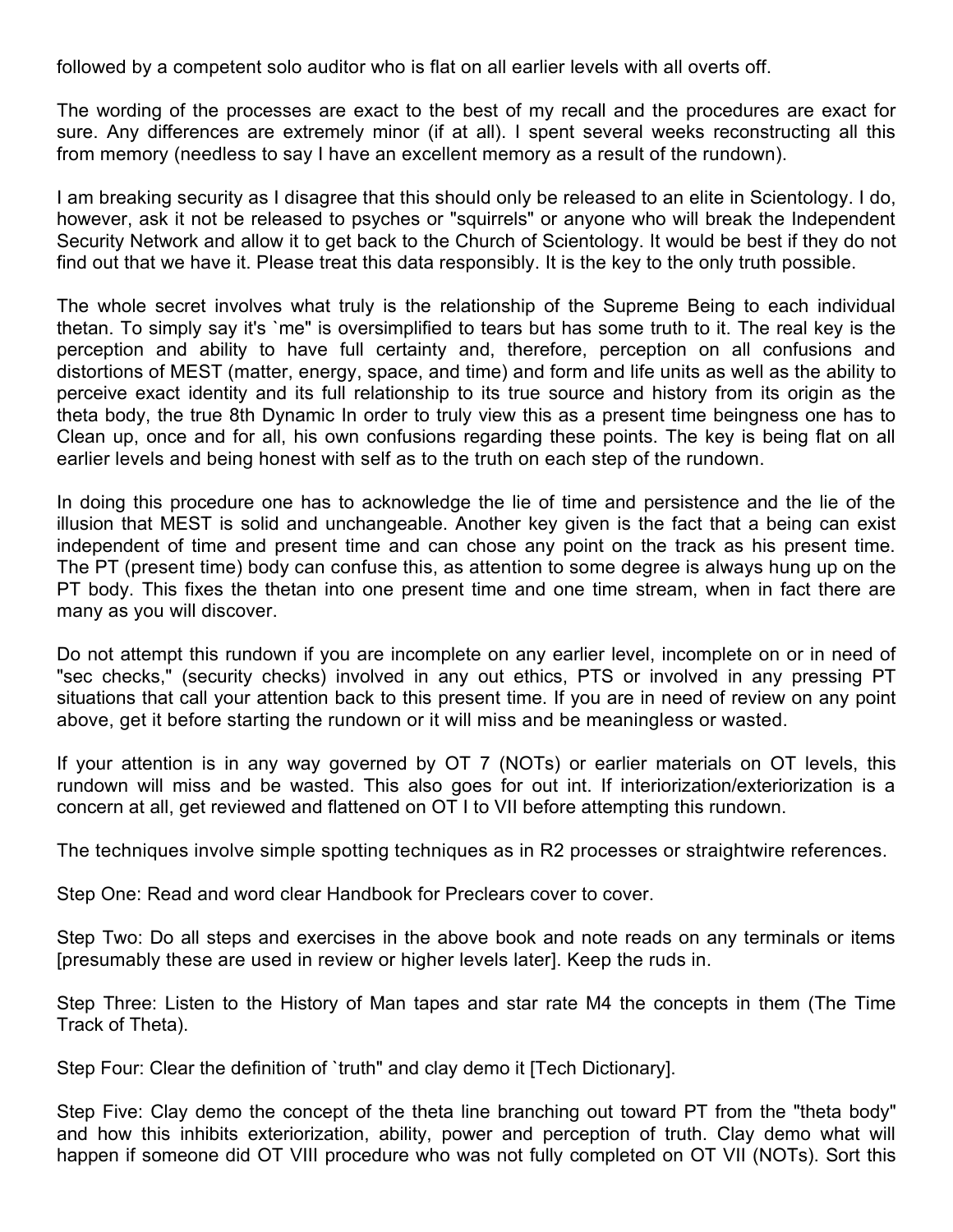followed by a competent solo auditor who is flat on all earlier levels with all overts off.

The wording of the processes are exact to the best of my recall and the procedures are exact for sure. Any differences are extremely minor (if at all). I spent several weeks reconstructing all this from memory (needless to say I have an excellent memory as a result of the rundown).

I am breaking security as I disagree that this should only be released to an elite in Scientology. I do, however, ask it not be released to psyches or "squirrels" or anyone who will break the Independent Security Network and allow it to get back to the Church of Scientology. It would be best if they do not find out that we have it. Please treat this data responsibly. It is the key to the only truth possible.

The whole secret involves what truly is the relationship of the Supreme Being to each individual thetan. To simply say it's `me" is oversimplified to tears but has some truth to it. The real key is the perception and ability to have full certainty and, therefore, perception on all confusions and distortions of MEST (matter, energy, space, and time) and form and life units as well as the ability to perceive exact identity and its full relationship to its true source and history from its origin as the theta body, the true 8th Dynamic In order to truly view this as a present time beingness one has to Clean up, once and for all, his own confusions regarding these points. The key is being flat on all earlier levels and being honest with self as to the truth on each step of the rundown.

In doing this procedure one has to acknowledge the lie of time and persistence and the lie of the illusion that MEST is solid and unchangeable. Another key given is the fact that a being can exist independent of time and present time and can chose any point on the track as his present time. The PT (present time) body can confuse this, as attention to some degree is always hung up on the PT body. This fixes the thetan into one present time and one time stream, when in fact there are many as you will discover.

Do not attempt this rundown if you are incomplete on any earlier level, incomplete on or in need of "sec checks," (security checks) involved in any out ethics, PTS or involved in any pressing PT situations that call your attention back to this present time. If you are in need of review on any point above, get it before starting the rundown or it will miss and be meaningless or wasted.

If your attention is in any way governed by OT 7 (NOTs) or earlier materials on OT levels, this rundown will miss and be wasted. This also goes for out int. If interiorization/exteriorization is a concern at all, get reviewed and flattened on OT I to VII before attempting this rundown.

The techniques involve simple spotting techniques as in R2 processes or straightwire references.

Step One: Read and word clear Handbook for Preclears cover to cover.

Step Two: Do all steps and exercises in the above book and note reads on any terminals or items [presumably these are used in review or higher levels later]. Keep the ruds in.

Step Three: Listen to the History of Man tapes and star rate M4 the concepts in them (The Time Track of Theta).

Step Four: Clear the definition of `truth" and clay demo it [Tech Dictionary].

Step Five: Clay demo the concept of the theta line branching out toward PT from the "theta body" and how this inhibits exteriorization, ability, power and perception of truth. Clay demo what will happen if someone did OT VIII procedure who was not fully completed on OT VII (NOTs). Sort this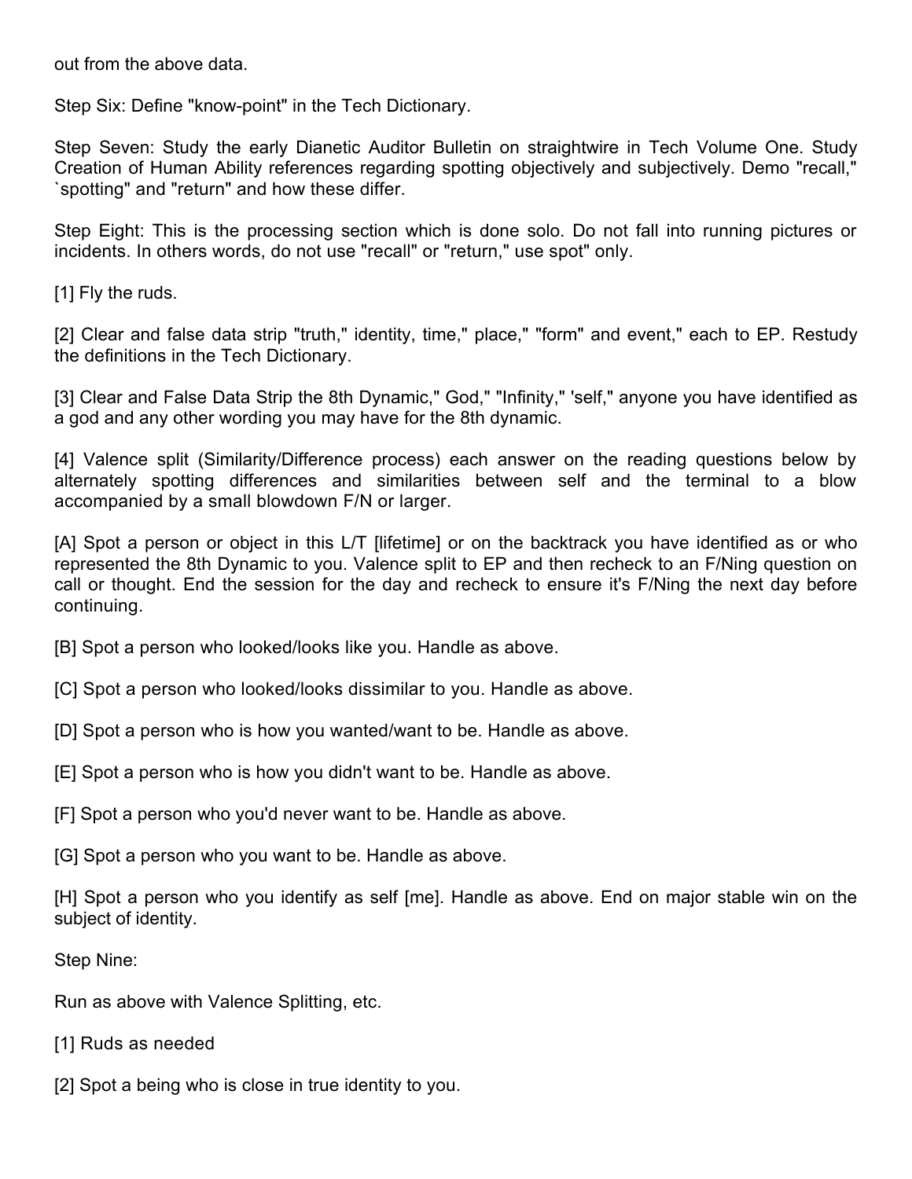out from the above data.

Step Six: Define "know-point" in the Tech Dictionary.

Step Seven: Study the early Dianetic Auditor Bulletin on straightwire in Tech Volume One. Study Creation of Human Ability references regarding spotting objectively and subjectively. Demo "recall," `spotting" and "return" and how these differ.

Step Eight: This is the processing section which is done solo. Do not fall into running pictures or incidents. In others words, do not use "recall" or "return," use spot" only.

[1] Fly the ruds.

[2] Clear and false data strip "truth," identity, time," place," "form" and event," each to EP. Restudy the definitions in the Tech Dictionary.

[3] Clear and False Data Strip the 8th Dynamic," God," "Infinity," 'self," anyone you have identified as a god and any other wording you may have for the 8th dynamic.

[4] Valence split (Similarity/Difference process) each answer on the reading questions below by alternately spotting differences and similarities between self and the terminal to a blow accompanied by a small blowdown F/N or larger.

[A] Spot a person or object in this L/T [lifetime] or on the backtrack you have identified as or who represented the 8th Dynamic to you. Valence split to EP and then recheck to an F/Ning question on call or thought. End the session for the day and recheck to ensure it's F/Ning the next day before continuing.

[B] Spot a person who looked/looks like you. Handle as above.

[C] Spot a person who looked/looks dissimilar to you. Handle as above.

[D] Spot a person who is how you wanted/want to be. Handle as above.

[E] Spot a person who is how you didn't want to be. Handle as above.

[F] Spot a person who you'd never want to be. Handle as above.

[G] Spot a person who you want to be. Handle as above.

[H] Spot a person who you identify as self [me]. Handle as above. End on major stable win on the subject of identity.

Step Nine:

Run as above with Valence Splitting, etc.

[1] Ruds as needed

[2] Spot a being who is close in true identity to you.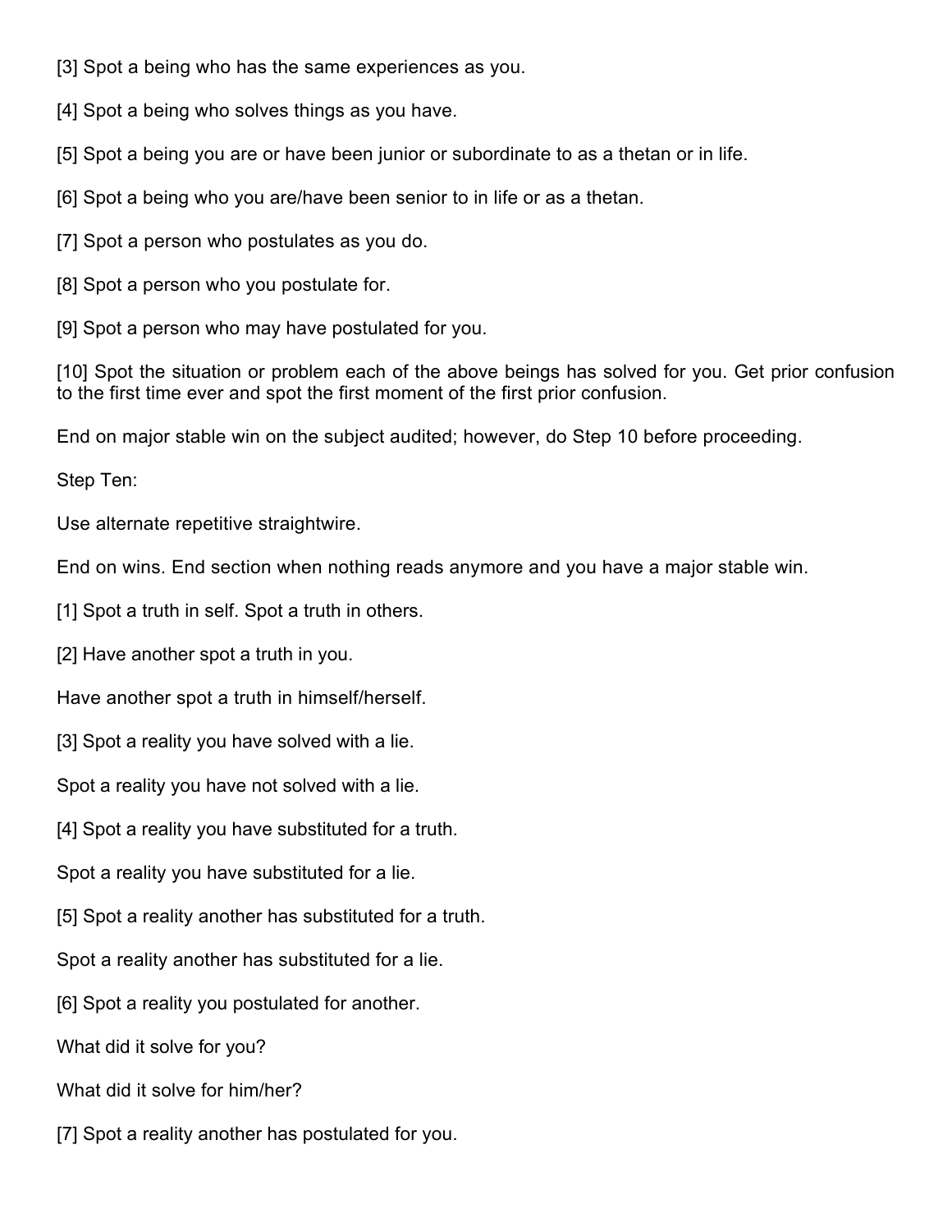[3] Spot a being who has the same experiences as you.

[4] Spot a being who solves things as you have.

[5] Spot a being you are or have been junior or subordinate to as a thetan or in life.

[6] Spot a being who you are/have been senior to in life or as a thetan.

[7] Spot a person who postulates as you do.

[8] Spot a person who you postulate for.

[9] Spot a person who may have postulated for you.

[10] Spot the situation or problem each of the above beings has solved for you. Get prior confusion to the first time ever and spot the first moment of the first prior confusion.

End on major stable win on the subject audited; however, do Step 10 before proceeding.

Step Ten:

Use alternate repetitive straightwire.

End on wins. End section when nothing reads anymore and you have a major stable win.

[1] Spot a truth in self. Spot a truth in others.

[2] Have another spot a truth in you.

Have another spot a truth in himself/herself.

[3] Spot a reality you have solved with a lie.

Spot a reality you have not solved with a lie.

[4] Spot a reality you have substituted for a truth.

Spot a reality you have substituted for a lie.

[5] Spot a reality another has substituted for a truth.

Spot a reality another has substituted for a lie.

[6] Spot a reality you postulated for another.

What did it solve for you?

What did it solve for him/her?

[7] Spot a reality another has postulated for you.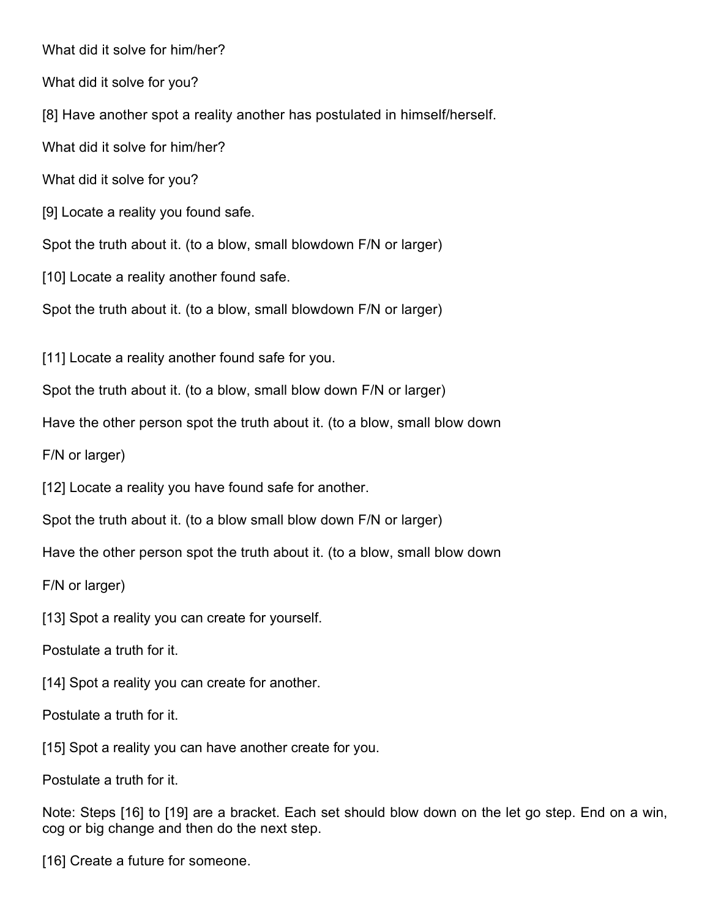What did it solve for him/her?

What did it solve for you?

[8] Have another spot a reality another has postulated in himself/herself.

What did it solve for him/her?

What did it solve for you?

[9] Locate a reality you found safe.

Spot the truth about it. (to a blow, small blowdown F/N or larger)

[10] Locate a reality another found safe.

Spot the truth about it. (to a blow, small blowdown F/N or larger)

[11] Locate a reality another found safe for you.

Spot the truth about it. (to a blow, small blow down F/N or larger)

Have the other person spot the truth about it. (to a blow, small blow down F/N or larger)

[12] Locate a reality you have found safe for another.

Spot the truth about it. (to a blow small blow down F/N or larger)

Have the other person spot the truth about it. (to a blow, small blow down F/N or larger)

[13] Spot a reality you can create for yourself.

Postulate a truth for it.

[14] Spot a reality you can create for another.

Postulate a truth for it.

[15] Spot a reality you can have another create for you.

Postulate a truth for it.

Note: Steps [16] to [19] are a bracket. Each set should blow down on the let go step. End on a win, cog or big change and then do the next step.

[16] Create a future for someone.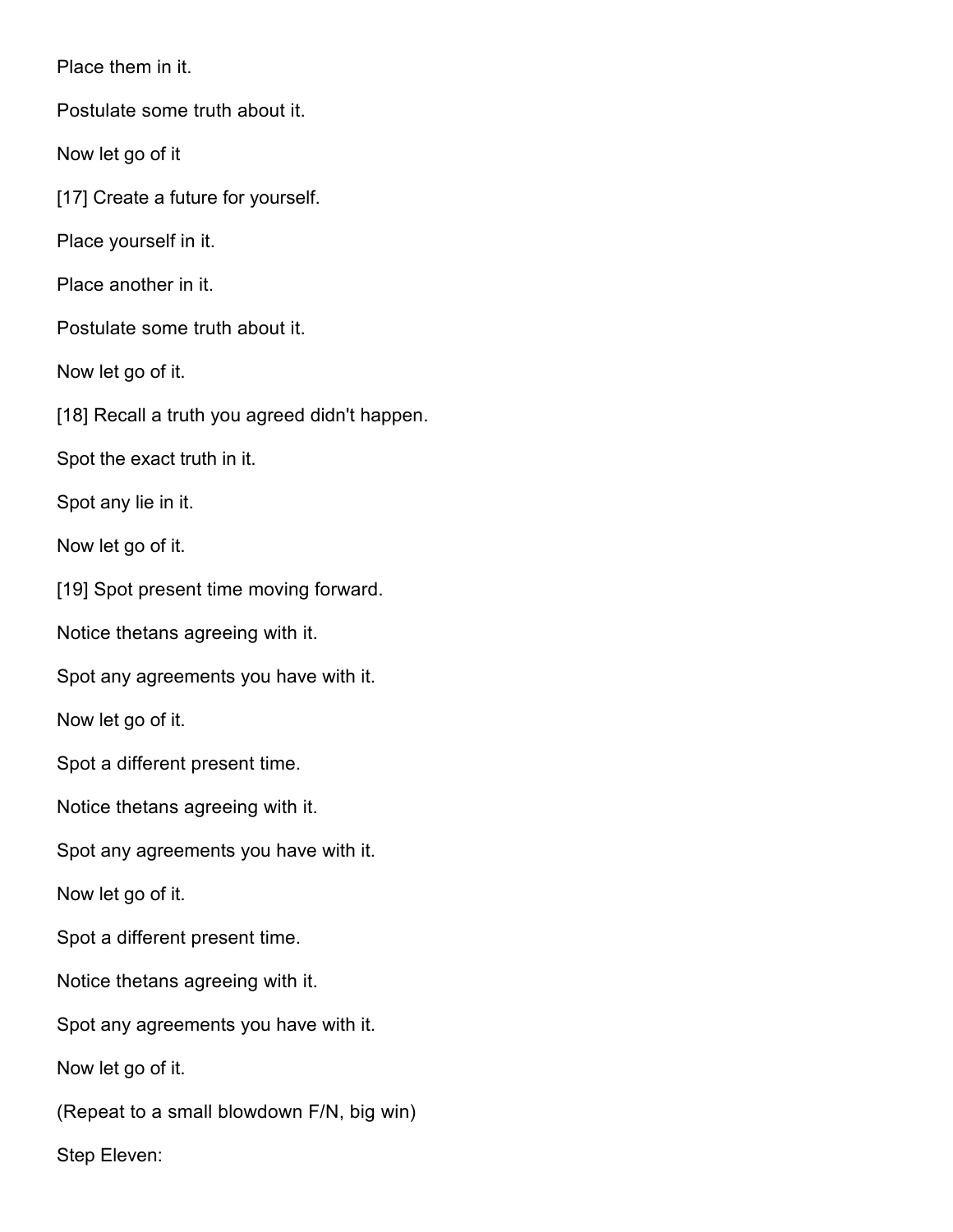Place them in it.

Postulate some truth about it.

Now let go of it

[17] Create a future for yourself.

Place yourself in it.

Place another in it.

Postulate some truth about it.

Now let go of it.

[18] Recall a truth you agreed didn't happen.

Spot the exact truth in it.

Spot any lie in it.

Now let go of it.

[19] Spot present time moving forward.

Notice thetans agreeing with it.

Spot any agreements you have with it.

Now let go of it.

Spot a different present time.

Notice thetans agreeing with it.

Spot any agreements you have with it.

Now let go of it.

Spot a different present time.

Notice thetans agreeing with it.

Spot any agreements you have with it.

Now let go of it.

(Repeat to a small blowdown F/N, big win)

Step Eleven: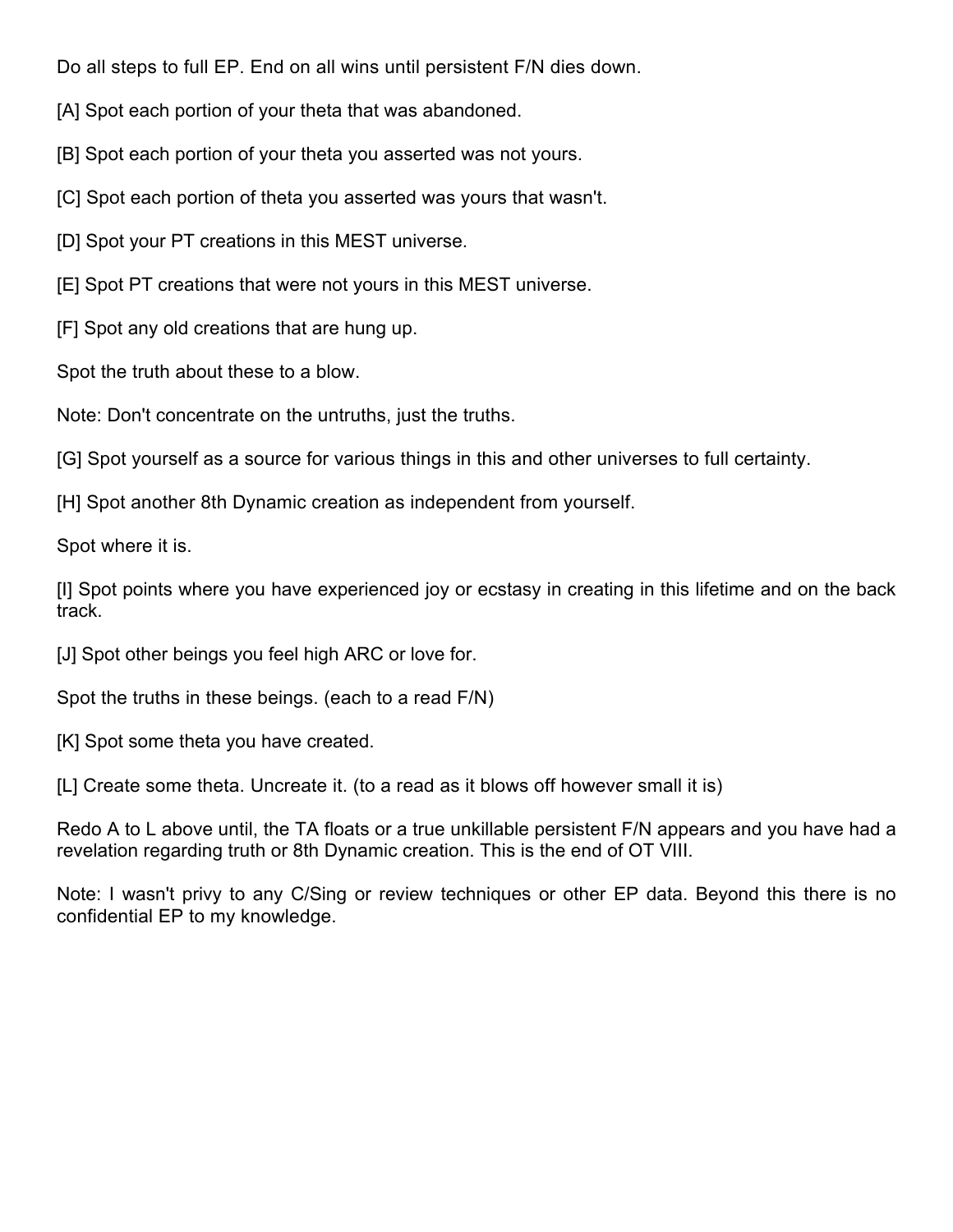Do all steps to full EP. End on all wins until persistent F/N dies down.

[A] Spot each portion of your theta that was abandoned.

[B] Spot each portion of your theta you asserted was not yours.

[C] Spot each portion of theta you asserted was yours that wasn't.

[D] Spot your PT creations in this MEST universe.

[E] Spot PT creations that were not yours in this MEST universe.

[F] Spot any old creations that are hung up.

Spot the truth about these to a blow.

Note: Don't concentrate on the untruths, just the truths.

[G] Spot yourself as a source for various things in this and other universes to full certainty.

[H] Spot another 8th Dynamic creation as independent from yourself.

Spot where it is.

[I] Spot points where you have experienced joy or ecstasy in creating in this lifetime and on the back track.

[J] Spot other beings you feel high ARC or love for.

Spot the truths in these beings. (each to a read F/N)

[K] Spot some theta you have created.

[L] Create some theta. Uncreate it. (to a read as it blows off however small it is)

Redo A to L above until, the TA floats or a true unkillable persistent F/N appears and you have had a revelation regarding truth or 8th Dynamic creation. This is the end of OT VIII.

Note: I wasn't privy to any C/Sing or review techniques or other EP data. Beyond this there is no confidential EP to my knowledge.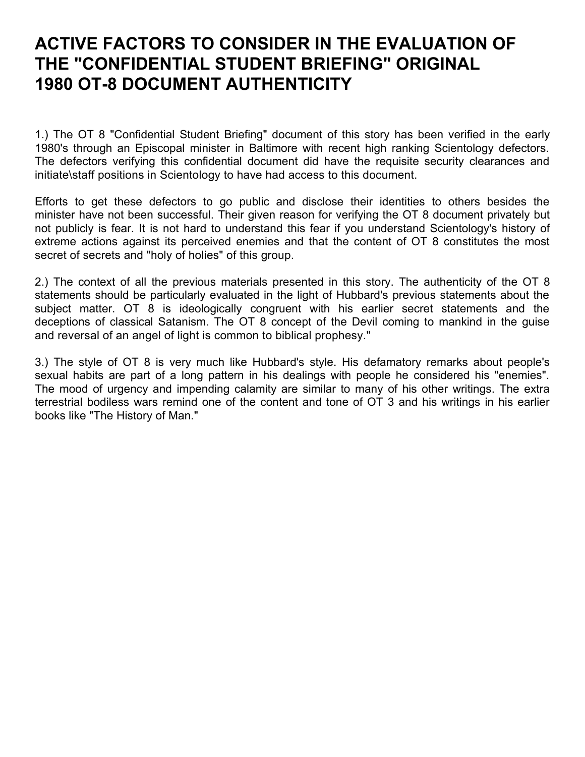# ACTIVE FACTORS TO CONSIDER IN THE EVALUATION OF THE "CONFIDENTIAL STUDENT BRIEFING" ORIGINAL 1980 OT-8 DOCUMENT AUTHENTICITY

1.) The OT 8 "Confidential Student Briefing" document of this story has been verified in the early 1980's through an Episcopal minister in Baltimore with recent high ranking Scientology defectors. The defectors verifying this confidential document did have the requisite security clearances and initiate\staff positions in Scientology to have had access to this document.

Efforts to get these defectors to go public and disclose their identities to others besides the minister have not been successful. Their given reason for verifying the OT 8 document privately but not publicly is fear. It is not hard to understand this fear if you understand Scientology's history of extreme actions against its perceived enemies and that the content of OT 8 constitutes the most secret of secrets and "holy of holies" of this group.

2.) The context of all the previous materials presented in this story. The authenticity of the OT 8 statements should be particularly evaluated in the light of Hubbard's previous statements about the subject matter. OT 8 is ideologically congruent with his earlier secret statements and the deceptions of classical Satanism. The OT 8 concept of the Devil coming to mankind in the guise and reversal of an angel of light is common to biblical prophesy."

3.) The style of OT 8 is very much like Hubbard's style. His defamatory remarks about people's sexual habits are part of a long pattern in his dealings with people he considered his "enemies". The mood of urgency and impending calamity are similar to many of his other writings. The extra terrestrial bodiless wars remind one of the content and tone of OT 3 and his writings in his earlier books like "The History of Man."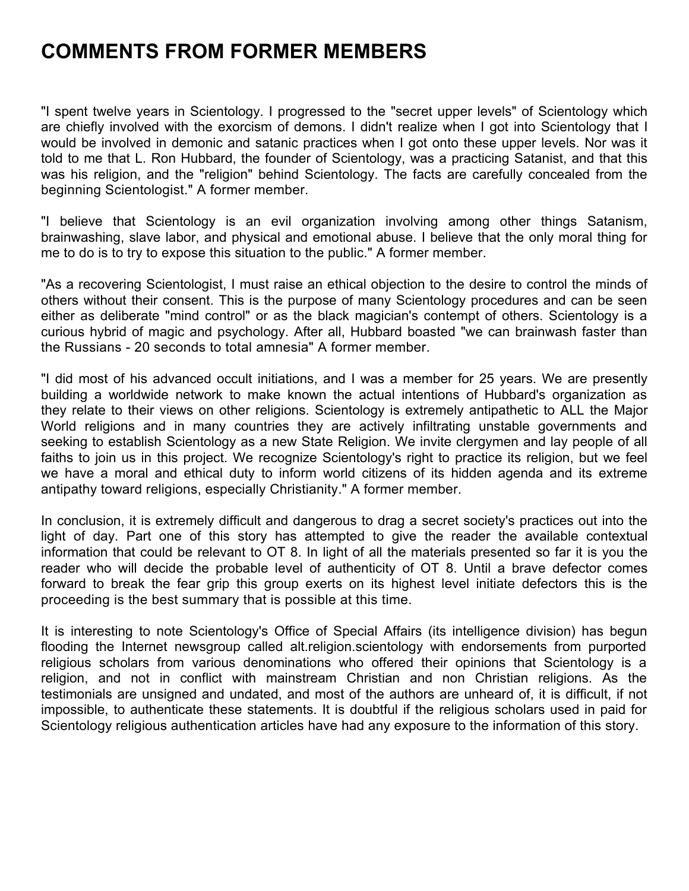# COMMENTS FROM FORMER MEMBERS

"I spent twelve years in Scientology. I progressed to the "secret upper levels" of Scientology which are chiefly involved with the exorcism of demons. I didn't realize when I got into Scientology that I would be involved in demonic and satanic practices when I got onto these upper levels. Nor was it told to me that L. Ron Hubbard, the founder of Scientology, was a practicing Satanist, and that this was his religion, and the "religion" behind Scientology. The facts are carefully concealed from the beginning Scientologist." A former member.

"I believe that Scientology is an evil organization involving among other things Satanism, brainwashing, slave labor, and physical and emotional abuse. I believe that the only moral thing for me to do is to try to expose this situation to the public." A former member.

"As a recovering Scientologist, I must raise an ethical objection to the desire to control the minds of others without their consent. This is the purpose of many Scientology procedures and can be seen either as deliberate "mind control" or as the black magician's contempt of others. Scientology is a curious hybrid of magic and psychology. After all, Hubbard boasted "we can brainwash faster than the Russians - 20 seconds to total amnesia" A former member.

"I did most of his advanced occult initiations, and I was a member for 25 years. We are presently building a worldwide network to make known the actual intentions of Hubbard's organization as they relate to their views on other religions. Scientology is extremely antipathetic to ALL the Major World religions and in many countries they are actively infiltrating unstable governments and seeking to establish Scientology as a new State Religion. We invite clergymen and lay people of all faiths to join us in this project. We recognize Scientology's right to practice its religion, but we feel we have a moral and ethical duty to inform world citizens of its hidden agenda and its extreme antipathy toward religions, especially Christianity." A former member.

In conclusion, it is extremely difficult and dangerous to drag a secret society's practices out into the light of day. Part one of this story has attempted to give the reader the available contextual information that could be relevant to OT 8. In light of all the materials presented so far it is you the reader who will decide the probable level of authenticity of OT 8. Until a brave defector comes forward to break the fear grip this group exerts on its highest level initiate defectors this is the proceeding is the best summary that is possible at this time.

It is interesting to note Scientology's Office of Special Affairs (its intelligence division) has begun flooding the Internet newsgroup called alt.religion.scientology with endorsements from purported religious scholars from various denominations who offered their opinions that Scientology is a religion, and not in conflict with mainstream Christian and non Christian religions. As the testimonials are unsigned and undated, and most of the authors are unheard of, it is difficult, if not impossible, to authenticate these statements. It is doubtful if the religious scholars used in paid for Scientology religious authentication articles have had any exposure to the information of this story.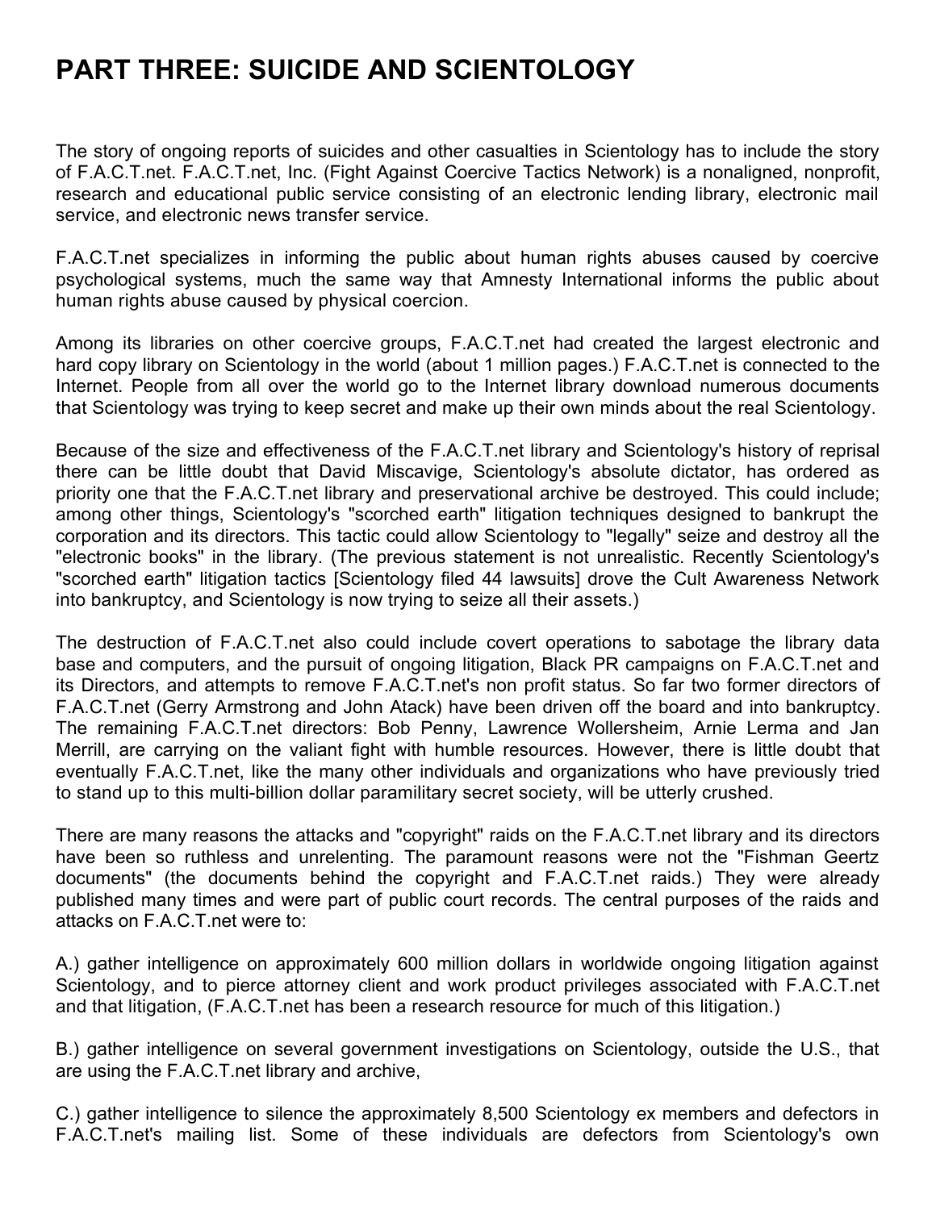# PART THREE: SUICIDE AND SCIENTOLOGY

The story of ongoing reports of suicides and other casualties in Scientology has to include the story of F.A.C.T.net. F.A.C.T.net, Inc. (Fight Against Coercive Tactics Network) is a nonaligned, nonprofit, research and educational public service consisting of an electronic lending library, electronic mail service, and electronic news transfer service.

F.A.C.T.net specializes in informing the public about human rights abuses caused by coercive psychological systems, much the same way that Amnesty International informs the public about human rights abuse caused by physical coercion.

Among its libraries on other coercive groups, F.A.C.T.net had created the largest electronic and hard copy library on Scientology in the world (about 1 million pages.) F.A.C.T.net is connected to the Internet. People from all over the world go to the Internet library download numerous documents that Scientology was trying to keep secret and make up their own minds about the real Scientology.

Because of the size and effectiveness of the F.A.C.T.net library and Scientology's history of reprisal there can be little doubt that David Miscavige, Scientology's absolute dictator, has ordered as priority one that the F.A.C.T.net library and preservational archive be destroyed. This could include; among other things, Scientology's "scorched earth" litigation techniques designed to bankrupt the corporation and its directors. This tactic could allow Scientology to "legally" seize and destroy all the "electronic books" in the library. (The previous statement is not unrealistic. Recently Scientology's "scorched earth" litigation tactics [Scientology filed 44 lawsuits] drove the Cult Awareness Network into bankruptcy, and Scientology is now trying to seize all their assets.)

The destruction of F.A.C.T.net also could include covert operations to sabotage the library data base and computers, and the pursuit of ongoing litigation, Black PR campaigns on F.A.C.T.net and its Directors, and attempts to remove F.A.C.T.net's non profit status. So far two former directors of F.A.C.T.net (Gerry Armstrong and John Atack) have been driven off the board and into bankruptcy. The remaining F.A.C.T.net directors: Bob Penny, Lawrence Wollersheim, Arnie Lerma and Jan Merrill, are carrying on the valiant fight with humble resources. However, there is little doubt that eventually F.A.C.T.net, like the many other individuals and organizations who have previously tried to stand up to this multi-billion dollar paramilitary secret society, will be utterly crushed.

There are many reasons the attacks and "copyright" raids on the F.A.C.T.net library and its directors have been so ruthless and unrelenting. The paramount reasons were not the "Fishman Geertz documents" (the documents behind the copyright and F.A.C.T.net raids.) They were already published many times and were part of public court records. The central purposes of the raids and attacks on F.A.C.T.net were to:

A.) gather intelligence on approximately 600 million dollars in worldwide ongoing litigation against Scientology, and to pierce attorney client and work product privileges associated with F.A.C.T.net and that litigation, (F.A.C.T.net has been a research resource for much of this litigation.)

B.) gather intelligence on several government investigations on Scientology, outside the U.S., that are using the F.A.C.T.net library and archive,

C.) gather intelligence to silence the approximately 8,500 Scientology ex members and defectors in F.A.C.T.net's mailing list. Some of these individuals are defectors from Scientology's own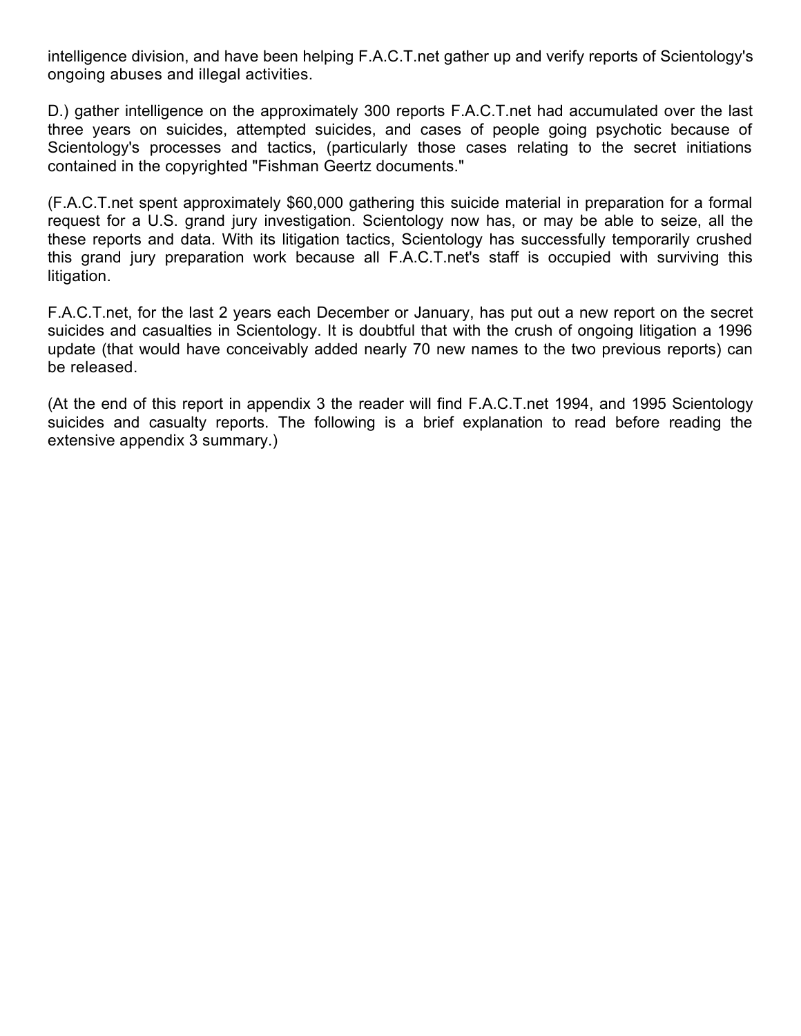intelligence division, and have been helping F.A.C.T.net gather up and verify reports of Scientology's ongoing abuses and illegal activities.

D.) gather intelligence on the approximately 300 reports F.A.C.T.net had accumulated over the last three years on suicides, attempted suicides, and cases of people going psychotic because of Scientology's processes and tactics, (particularly those cases relating to the secret initiations contained in the copyrighted "Fishman Geertz documents."

(F.A.C.T.net spent approximately $60,000 gathering this suicide material in preparation for a formal request for a U.S. grand jury investigation. Scientology now has, or may be able to seize, all the these reports and data. With its litigation tactics, Scientology has successfully temporarily crushed this grand jury preparation work because all F.A.C.T.net's staff is occupied with surviving this litigation.

F.A.C.T.net, for the last 2 years each December or January, has put out a new report on the secret suicides and casualties in Scientology. It is doubtful that with the crush of ongoing litigation a 1996 update (that would have conceivably added nearly 70 new names to the two previous reports) can be released.

(At the end of this report in appendix 3 the reader will find F.A.C.T.net 1994, and 1995 Scientology suicides and casualty reports. The following is a brief explanation to read before reading the extensive appendix 3 summary.)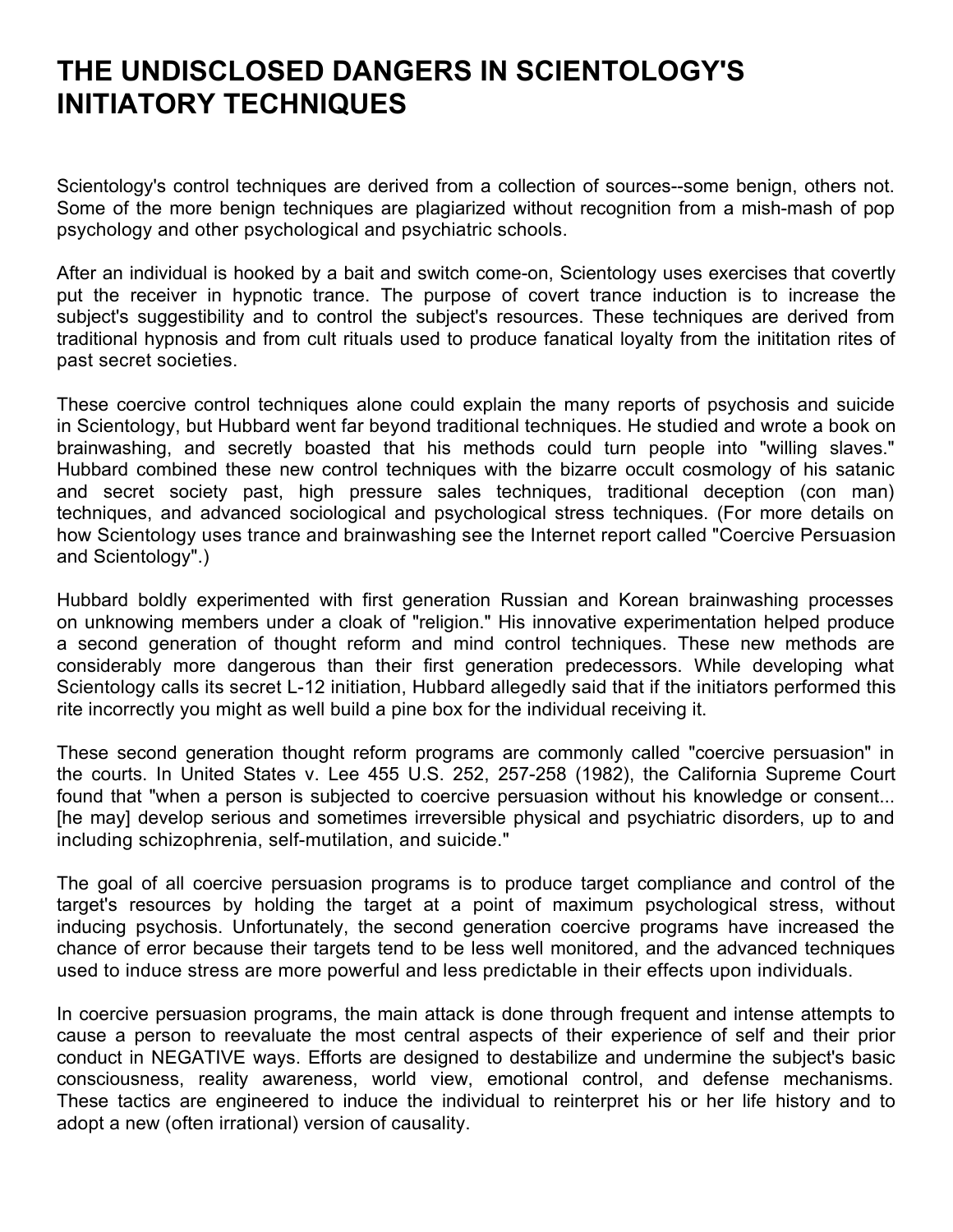# THE UNDISCLOSED DANGERS IN SCIENTOLOGY'S INITIATORY TECHNIQUES

Scientology's control techniques are derived from a collection of sources--some benign, others not. Some of the more benign techniques are plagiarized without recognition from a mish-mash of pop psychology and other psychological and psychiatric schools.

After an individual is hooked by a bait and switch come-on, Scientology uses exercises that covertly put the receiver in hypnotic trance. The purpose of covert trance induction is to increase the subject's suggestibility and to control the subject's resources. These techniques are derived from traditional hypnosis and from cult rituals used to produce fanatical loyalty from the inititation rites of past secret societies.

These coercive control techniques alone could explain the many reports of psychosis and suicide in Scientology, but Hubbard went far beyond traditional techniques. He studied and wrote a book on brainwashing, and secretly boasted that his methods could turn people into "willing slaves." Hubbard combined these new control techniques with the bizarre occult cosmology of his satanic and secret society past, high pressure sales techniques, traditional deception (con man) techniques, and advanced sociological and psychological stress techniques. (For more details on how Scientology uses trance and brainwashing see the Internet report called "Coercive Persuasion and Scientology".)

Hubbard boldly experimented with first generation Russian and Korean brainwashing processes on unknowing members under a cloak of "religion." His innovative experimentation helped produce a second generation of thought reform and mind control techniques. These new methods are considerably more dangerous than their first generation predecessors. While developing what Scientology calls its secret L-12 initiation, Hubbard allegedly said that if the initiators performed this rite incorrectly you might as well build a pine box for the individual receiving it.

These second generation thought reform programs are commonly called "coercive persuasion" in the courts. In United States v. Lee 455 U.S. 252, 257-258 (1982), the California Supreme Court found that "when a person is subjected to coercive persuasion without his knowledge or consent... [he may] develop serious and sometimes irreversible physical and psychiatric disorders, up to and including schizophrenia, self-mutilation, and suicide."

The goal of all coercive persuasion programs is to produce target compliance and control of the target's resources by holding the target at a point of maximum psychological stress, without inducing psychosis. Unfortunately, the second generation coercive programs have increased the chance of error because their targets tend to be less well monitored, and the advanced techniques used to induce stress are more powerful and less predictable in their effects upon individuals.

In coercive persuasion programs, the main attack is done through frequent and intense attempts to cause a person to reevaluate the most central aspects of their experience of self and their prior conduct in NEGATIVE ways. Efforts are designed to destabilize and undermine the subject's basic consciousness, reality awareness, world view, emotional control, and defense mechanisms. These tactics are engineered to induce the individual to reinterpret his or her life history and to adopt a new (often irrational) version of causality.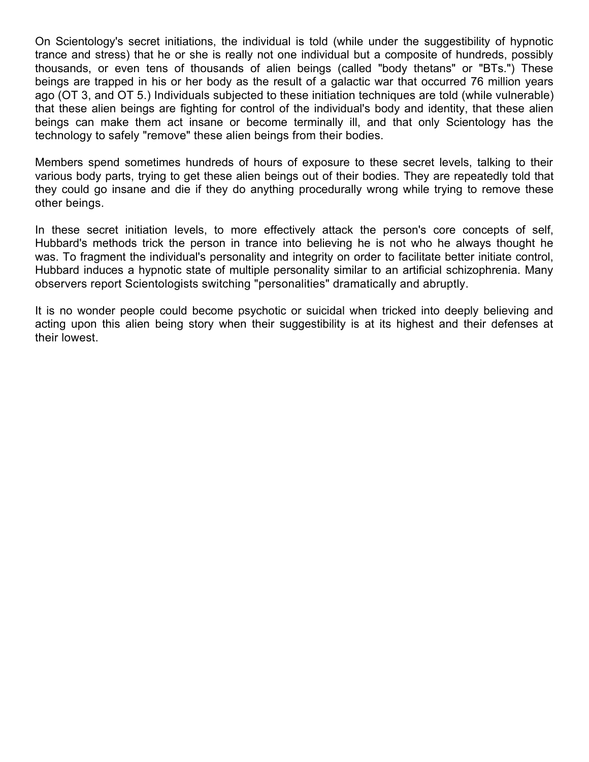On Scientology's secret initiations, the individual is told (while under the suggestibility of hypnotic trance and stress) that he or she is really not one individual but a composite of hundreds, possibly thousands, or even tens of thousands of alien beings (called "body thetans" or "BTs.") These beings are trapped in his or her body as the result of a galactic war that occurred 76 million years ago (OT 3, and OT 5.) Individuals subjected to these initiation techniques are told (while vulnerable) that these alien beings are fighting for control of the individual's body and identity, that these alien beings can make them act insane or become terminally ill, and that only Scientology has the technology to safely "remove" these alien beings from their bodies.

Members spend sometimes hundreds of hours of exposure to these secret levels, talking to their various body parts, trying to get these alien beings out of their bodies. They are repeatedly told that they could go insane and die if they do anything procedurally wrong while trying to remove these other beings.

In these secret initiation levels, to more effectively attack the person's core concepts of self, Hubbard's methods trick the person in trance into believing he is not who he always thought he was. To fragment the individual's personality and integrity on order to facilitate better initiate control, Hubbard induces a hypnotic state of multiple personality similar to an artificial schizophrenia. Many observers report Scientologists switching "personalities" dramatically and abruptly.

It is no wonder people could become psychotic or suicidal when tricked into deeply believing and acting upon this alien being story when their suggestibility is at its highest and their defenses at their lowest.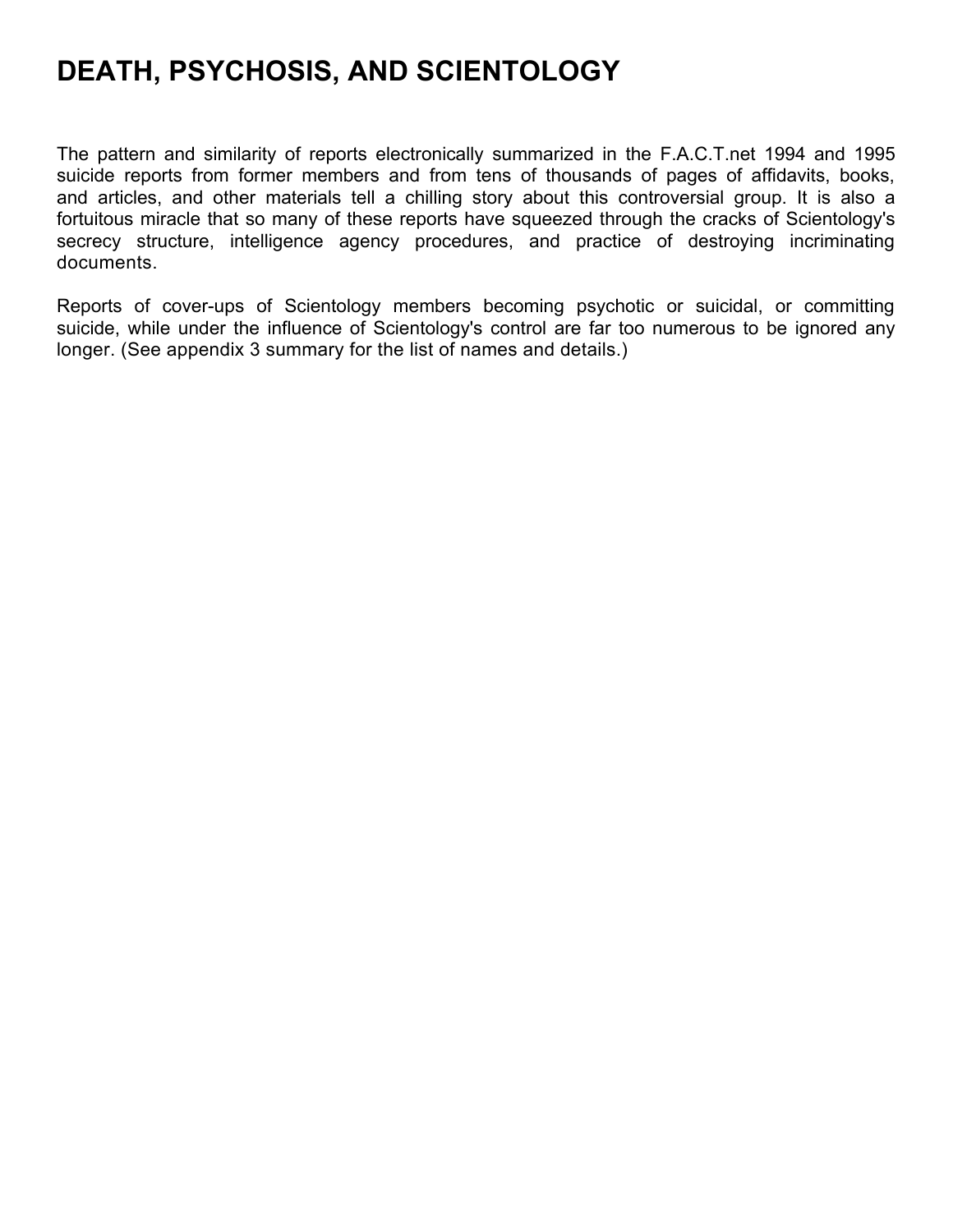# DEATH, PSYCHOSIS, AND SCIENTOLOGY

The pattern and similarity of reports electronically summarized in the F.A.C.T.net 1994 and 1995 suicide reports from former members and from tens of thousands of pages of affidavits, books, and articles, and other materials tell a chilling story about this controversial group. It is also a fortuitous miracle that so many of these reports have squeezed through the cracks of Scientology's secrecy structure, intelligence agency procedures, and practice of destroying incriminating documents.

Reports of cover-ups of Scientology members becoming psychotic or suicidal, or committing suicide, while under the influence of Scientology's control are far too numerous to be ignored any longer. (See appendix 3 summary for the list of names and details.)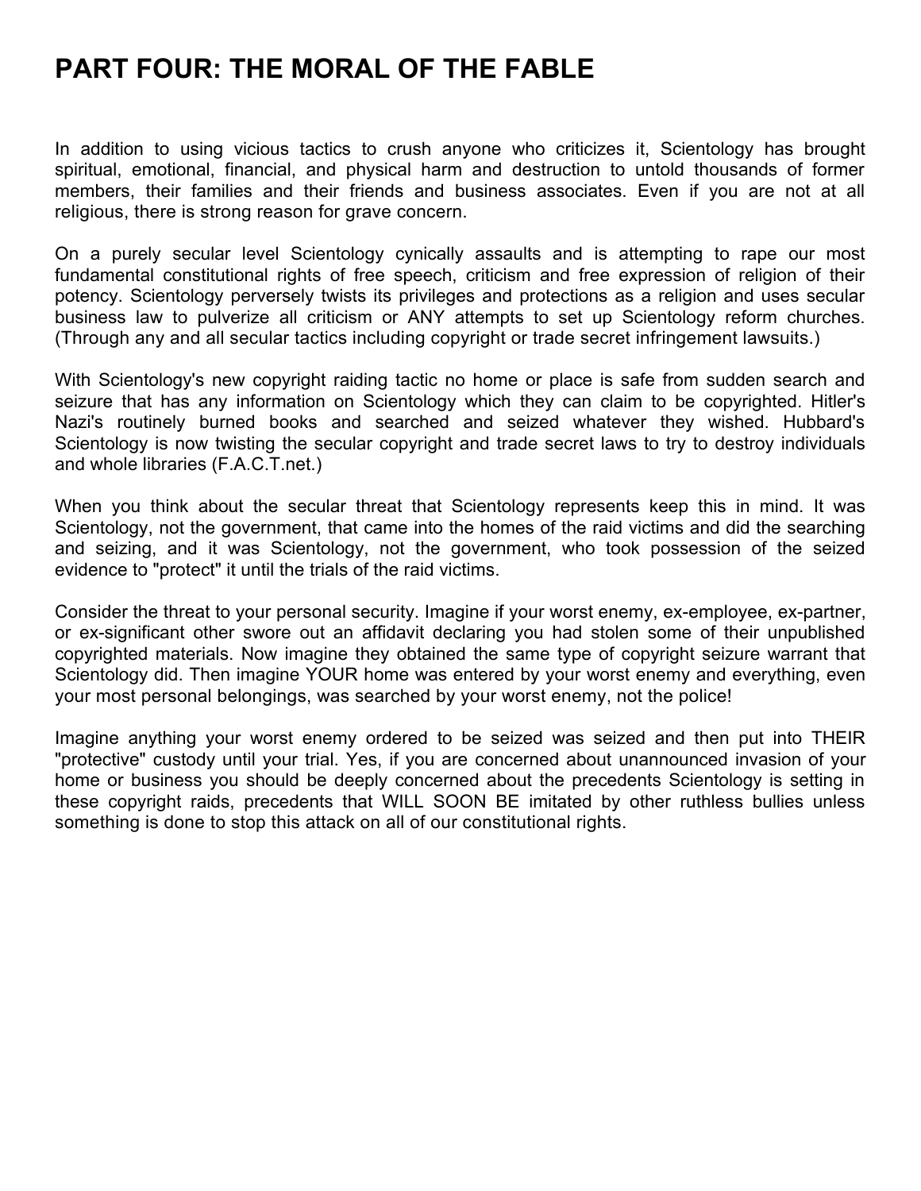# PART FOUR: THE MORAL OF THE FABLE

In addition to using vicious tactics to crush anyone who criticizes it, Scientology has brought spiritual, emotional, financial, and physical harm and destruction to untold thousands of former members, their families and their friends and business associates. Even if you are not at all religious, there is strong reason for grave concern.

On a purely secular level Scientology cynically assaults and is attempting to rape our most fundamental constitutional rights of free speech, criticism and free expression of religion of their potency. Scientology perversely twists its privileges and protections as a religion and uses secular business law to pulverize all criticism or ANY attempts to set up Scientology reform churches. (Through any and all secular tactics including copyright or trade secret infringement lawsuits.)

With Scientology's new copyright raiding tactic no home or place is safe from sudden search and seizure that has any information on Scientology which they can claim to be copyrighted. Hitler's Nazi's routinely burned books and searched and seized whatever they wished. Hubbard's Scientology is now twisting the secular copyright and trade secret laws to try to destroy individuals and whole libraries (F.A.C.T.net.)

When you think about the secular threat that Scientology represents keep this in mind. It was Scientology, not the government, that came into the homes of the raid victims and did the searching and seizing, and it was Scientology, not the government, who took possession of the seized evidence to "protect" it until the trials of the raid victims.

Consider the threat to your personal security. Imagine if your worst enemy, ex-employee, ex-partner, or ex-significant other swore out an affidavit declaring you had stolen some of their unpublished copyrighted materials. Now imagine they obtained the same type of copyright seizure warrant that Scientology did. Then imagine YOUR home was entered by your worst enemy and everything, even your most personal belongings, was searched by your worst enemy, not the police!

Imagine anything your worst enemy ordered to be seized was seized and then put into THEIR "protective" custody until your trial. Yes, if you are concerned about unannounced invasion of your home or business you should be deeply concerned about the precedents Scientology is setting in these copyright raids, precedents that WILL SOON BE imitated by other ruthless bullies unless something is done to stop this attack on all of our constitutional rights.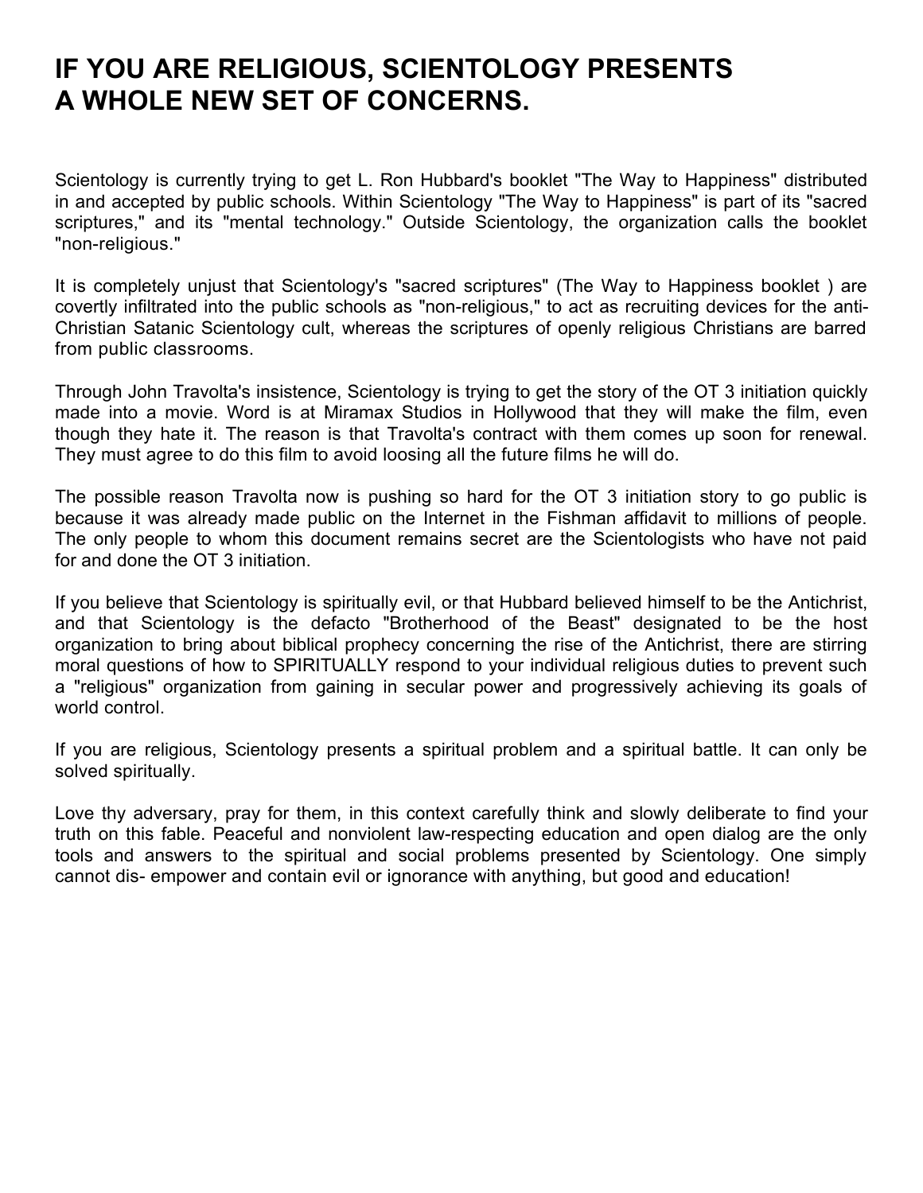# IF YOU ARE RELIGIOUS, SCIENTOLOGY PRESENTS A WHOLE NEW SET OF CONCERNS.

Scientology is currently trying to get L. Ron Hubbard's booklet "The Way to Happiness" distributed in and accepted by public schools. Within Scientology "The Way to Happiness" is part of its "sacred scriptures," and its "mental technology." Outside Scientology, the organization calls the booklet "non-religious."

It is completely unjust that Scientology's "sacred scriptures" (The Way to Happiness booklet ) are covertly infiltrated into the public schools as "non-religious," to act as recruiting devices for the anti-Christian Satanic Scientology cult, whereas the scriptures of openly religious Christians are barred from public classrooms.

Through John Travolta's insistence, Scientology is trying to get the story of the OT 3 initiation quickly made into a movie. Word is at Miramax Studios in Hollywood that they will make the film, even though they hate it. The reason is that Travolta's contract with them comes up soon for renewal. They must agree to do this film to avoid loosing all the future films he will do.

The possible reason Travolta now is pushing so hard for the OT 3 initiation story to go public is because it was already made public on the Internet in the Fishman affidavit to millions of people. The only people to whom this document remains secret are the Scientologists who have not paid for and done the OT 3 initiation.

If you believe that Scientology is spiritually evil, or that Hubbard believed himself to be the Antichrist, and that Scientology is the defacto "Brotherhood of the Beast" designated to be the host organization to bring about biblical prophecy concerning the rise of the Antichrist, there are stirring moral questions of how to SPIRITUALLY respond to your individual religious duties to prevent such a "religious" organization from gaining in secular power and progressively achieving its goals of world control.

If you are religious, Scientology presents a spiritual problem and a spiritual battle. It can only be solved spiritually.

Love thy adversary, pray for them, in this context carefully think and slowly deliberate to find your truth on this fable. Peaceful and nonviolent law-respecting education and open dialog are the only tools and answers to the spiritual and social problems presented by Scientology. One simply cannot dis- empower and contain evil or ignorance with anything, but good and education!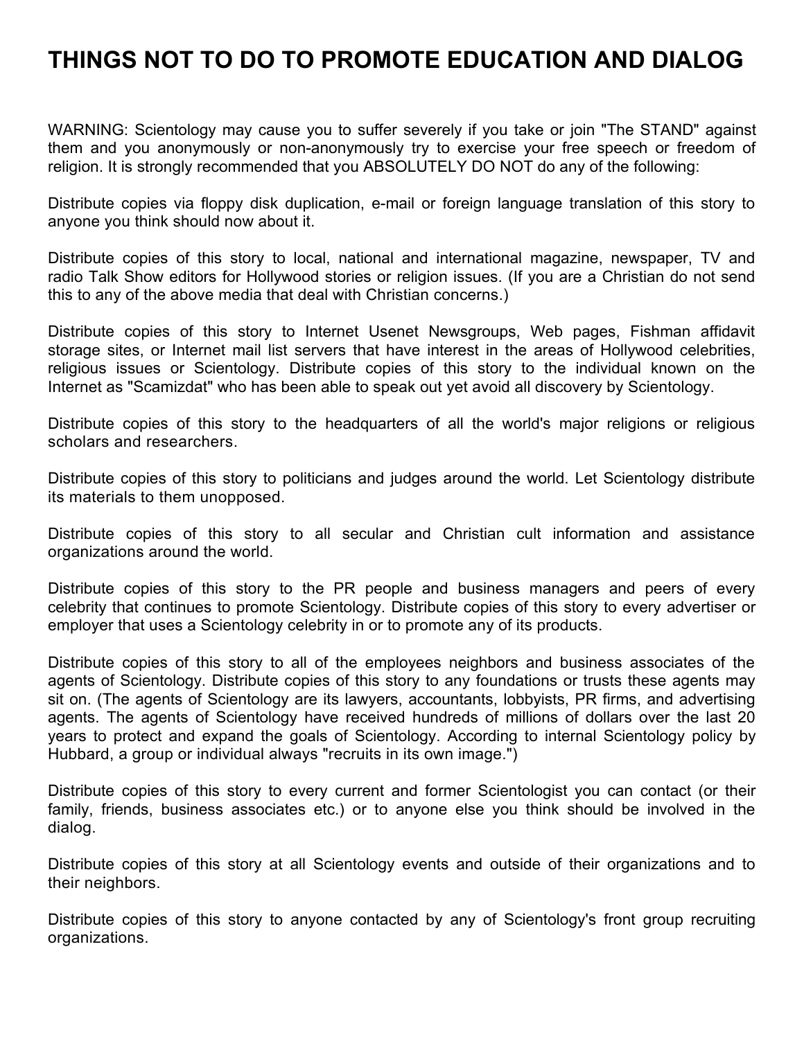# THINGS NOT TO DO TO PROMOTE EDUCATION AND DIALOG

WARNING: Scientology may cause you to suffer severely if you take or join "The STAND" against them and you anonymously or non-anonymously try to exercise your free speech or freedom of religion. It is strongly recommended that you ABSOLUTELY DO NOT do any of the following:

Distribute copies via floppy disk duplication, e-mail or foreign language translation of this story to anyone you think should now about it.

Distribute copies of this story to local, national and international magazine, newspaper, TV and radio Talk Show editors for Hollywood stories or religion issues. (If you are a Christian do not send this to any of the above media that deal with Christian concerns.)

Distribute copies of this story to Internet Usenet Newsgroups, Web pages, Fishman affidavit storage sites, or Internet mail list servers that have interest in the areas of Hollywood celebrities, religious issues or Scientology. Distribute copies of this story to the individual known on the Internet as "Scamizdat" who has been able to speak out yet avoid all discovery by Scientology.

Distribute copies of this story to the headquarters of all the world's major religions or religious scholars and researchers.

Distribute copies of this story to politicians and judges around the world. Let Scientology distribute its materials to them unopposed.

Distribute copies of this story to all secular and Christian cult information and assistance organizations around the world.

Distribute copies of this story to the PR people and business managers and peers of every celebrity that continues to promote Scientology. Distribute copies of this story to every advertiser or employer that uses a Scientology celebrity in or to promote any of its products.

Distribute copies of this story to all of the employees neighbors and business associates of the agents of Scientology. Distribute copies of this story to any foundations or trusts these agents may sit on. (The agents of Scientology are its lawyers, accountants, lobbyists, PR firms, and advertising agents. The agents of Scientology have received hundreds of millions of dollars over the last 20 years to protect and expand the goals of Scientology. According to internal Scientology policy by Hubbard, a group or individual always "recruits in its own image.")

Distribute copies of this story to every current and former Scientologist you can contact (or their family, friends, business associates etc.) or to anyone else you think should be involved in the dialog.

Distribute copies of this story at all Scientology events and outside of their organizations and to their neighbors.

Distribute copies of this story to anyone contacted by any of Scientology's front group recruiting organizations.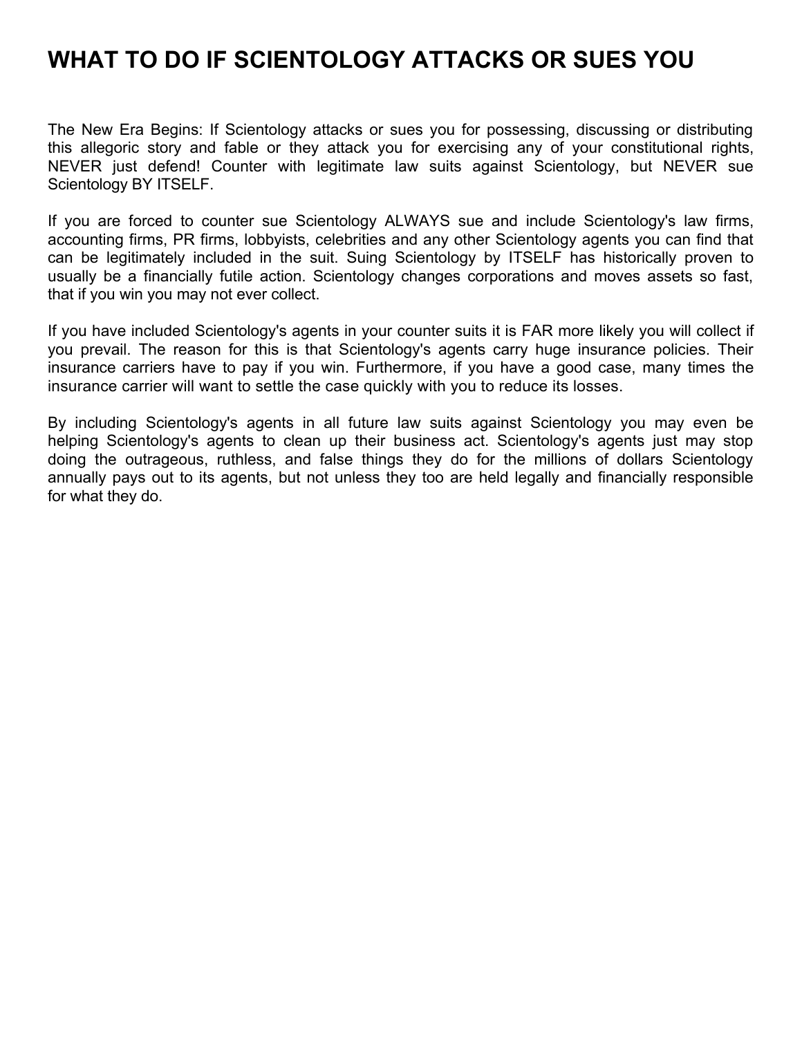# WHAT TO DO IF SCIENTOLOGY ATTACKS OR SUES YOU

The New Era Begins: If Scientology attacks or sues you for possessing, discussing or distributing this allegoric story and fable or they attack you for exercising any of your constitutional rights, NEVER just defend! Counter with legitimate law suits against Scientology, but NEVER sue Scientology BY ITSELF.

If you are forced to counter sue Scientology ALWAYS sue and include Scientology's law firms, accounting firms, PR firms, lobbyists, celebrities and any other Scientology agents you can find that can be legitimately included in the suit. Suing Scientology by ITSELF has historically proven to usually be a financially futile action. Scientology changes corporations and moves assets so fast, that if you win you may not ever collect.

If you have included Scientology's agents in your counter suits it is FAR more likely you will collect if you prevail. The reason for this is that Scientology's agents carry huge insurance policies. Their insurance carriers have to pay if you win. Furthermore, if you have a good case, many times the insurance carrier will want to settle the case quickly with you to reduce its losses.

By including Scientology's agents in all future law suits against Scientology you may even be helping Scientology's agents to clean up their business act. Scientology's agents just may stop doing the outrageous, ruthless, and false things they do for the millions of dollars Scientology annually pays out to its agents, but not unless they too are held legally and financially responsible for what they do.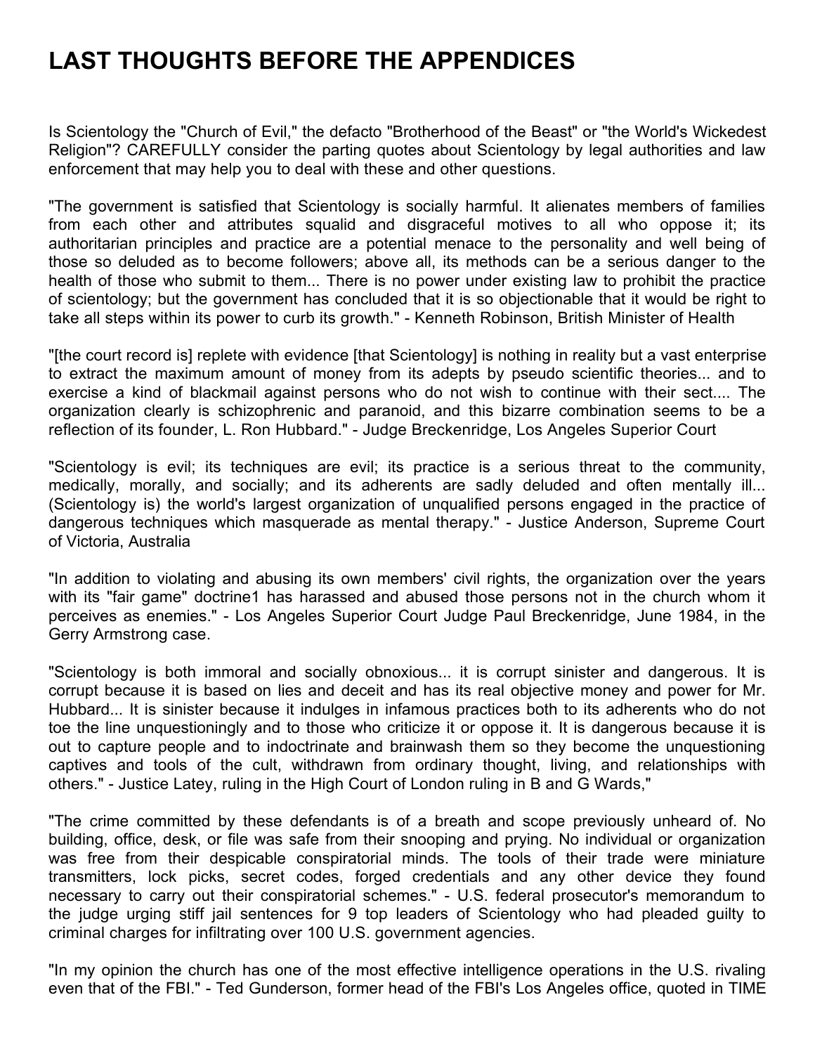# LAST THOUGHTS BEFORE THE APPENDICES

Is Scientology the "Church of Evil," the defacto "Brotherhood of the Beast" or "the World's Wickedest Religion"? CAREFULLY consider the parting quotes about Scientology by legal authorities and law enforcement that may help you to deal with these and other questions.

"The government is satisfied that Scientology is socially harmful. It alienates members of families from each other and attributes squalid and disgraceful motives to all who oppose it; its authoritarian principles and practice are a potential menace to the personality and well being of those so deluded as to become followers; above all, its methods can be a serious danger to the health of those who submit to them... There is no power under existing law to prohibit the practice of scientology; but the government has concluded that it is so objectionable that it would be right to take all steps within its power to curb its growth." - Kenneth Robinson, British Minister of Health

"[the court record is] replete with evidence [that Scientology] is nothing in reality but a vast enterprise to extract the maximum amount of money from its adepts by pseudo scientific theories... and to exercise a kind of blackmail against persons who do not wish to continue with their sect.... The organization clearly is schizophrenic and paranoid, and this bizarre combination seems to be a reflection of its founder, L. Ron Hubbard." - Judge Breckenridge, Los Angeles Superior Court

"Scientology is evil; its techniques are evil; its practice is a serious threat to the community, medically, morally, and socially; and its adherents are sadly deluded and often mentally ill... (Scientology is) the world's largest organization of unqualified persons engaged in the practice of dangerous techniques which masquerade as mental therapy." - Justice Anderson, Supreme Court of Victoria, Australia

"In addition to violating and abusing its own members' civil rights, the organization over the years with its "fair game" doctrine1 has harassed and abused those persons not in the church whom it perceives as enemies." - Los Angeles Superior Court Judge Paul Breckenridge, June 1984, in the Gerry Armstrong case.

"Scientology is both immoral and socially obnoxious... it is corrupt sinister and dangerous. It is corrupt because it is based on lies and deceit and has its real objective money and power for Mr. Hubbard... It is sinister because it indulges in infamous practices both to its adherents who do not toe the line unquestioningly and to those who criticize it or oppose it. It is dangerous because it is out to capture people and to indoctrinate and brainwash them so they become the unquestioning captives and tools of the cult, withdrawn from ordinary thought, living, and relationships with others." - Justice Latey, ruling in the High Court of London ruling in B and G Wards,"

"The crime committed by these defendants is of a breath and scope previously unheard of. No building, office, desk, or file was safe from their snooping and prying. No individual or organization was free from their despicable conspiratorial minds. The tools of their trade were miniature transmitters, lock picks, secret codes, forged credentials and any other device they found necessary to carry out their conspiratorial schemes." - U.S. federal prosecutor's memorandum to the judge urging stiff jail sentences for 9 top leaders of Scientology who had pleaded guilty to criminal charges for infiltrating over 100 U.S. government agencies.

"In my opinion the church has one of the most effective intelligence operations in the U.S. rivaling even that of the FBI." - Ted Gunderson, former head of the FBI's Los Angeles office, quoted in TIME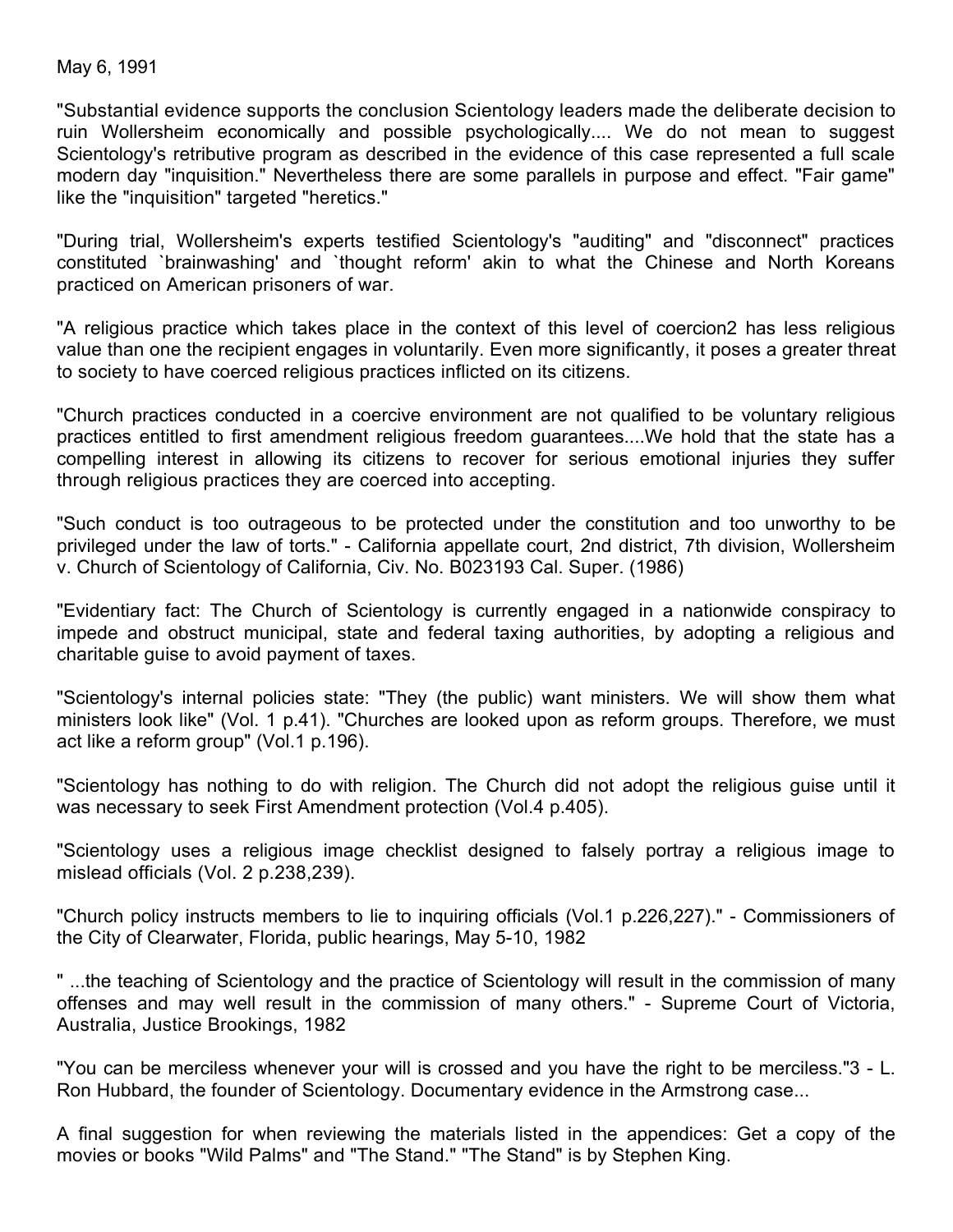May 6, 1991

"Substantial evidence supports the conclusion Scientology leaders made the deliberate decision to ruin Wollersheim economically and possible psychologically.... We do not mean to suggest Scientology's retributive program as described in the evidence of this case represented a full scale modern day "inquisition." Nevertheless there are some parallels in purpose and effect. "Fair game" like the "inquisition" targeted "heretics."

"During trial, Wollersheim's experts testified Scientology's "auditing" and "disconnect" practices constituted `brainwashing' and `thought reform' akin to what the Chinese and North Koreans practiced on American prisoners of war.

"A religious practice which takes place in the context of this level of coercion2 has less religious value than one the recipient engages in voluntarily. Even more significantly, it poses a greater threat to society to have coerced religious practices inflicted on its citizens.

"Church practices conducted in a coercive environment are not qualified to be voluntary religious practices entitled to first amendment religious freedom guarantees....We hold that the state has a compelling interest in allowing its citizens to recover for serious emotional injuries they suffer through religious practices they are coerced into accepting.

"Such conduct is too outrageous to be protected under the constitution and too unworthy to be privileged under the law of torts." - California appellate court, 2nd district, 7th division, Wollersheim v. Church of Scientology of California, Civ. No. B023193 Cal. Super. (1986)

"Evidentiary fact: The Church of Scientology is currently engaged in a nationwide conspiracy to impede and obstruct municipal, state and federal taxing authorities, by adopting a religious and charitable guise to avoid payment of taxes.

"Scientology's internal policies state: "They (the public) want ministers. We will show them what ministers look like" (Vol. 1 p.41). "Churches are looked upon as reform groups. Therefore, we must act like a reform group" (Vol.1 p.196).

"Scientology has nothing to do with religion. The Church did not adopt the religious guise until it was necessary to seek First Amendment protection (Vol.4 p.405).

"Scientology uses a religious image checklist designed to falsely portray a religious image to mislead officials (Vol. 2 p.238,239).

"Church policy instructs members to lie to inquiring officials (Vol.1 p.226,227)." - Commissioners of the City of Clearwater, Florida, public hearings, May 5-10, 1982

" ...the teaching of Scientology and the practice of Scientology will result in the commission of many offenses and may well result in the commission of many others." - Supreme Court of Victoria, Australia, Justice Brookings, 1982

"You can be merciless whenever your will is crossed and you have the right to be merciless."3 - L. Ron Hubbard, the founder of Scientology. Documentary evidence in the Armstrong case...

A final suggestion for when reviewing the materials listed in the appendices: Get a copy of the movies or books "Wild Palms" and "The Stand." "The Stand" is by Stephen King.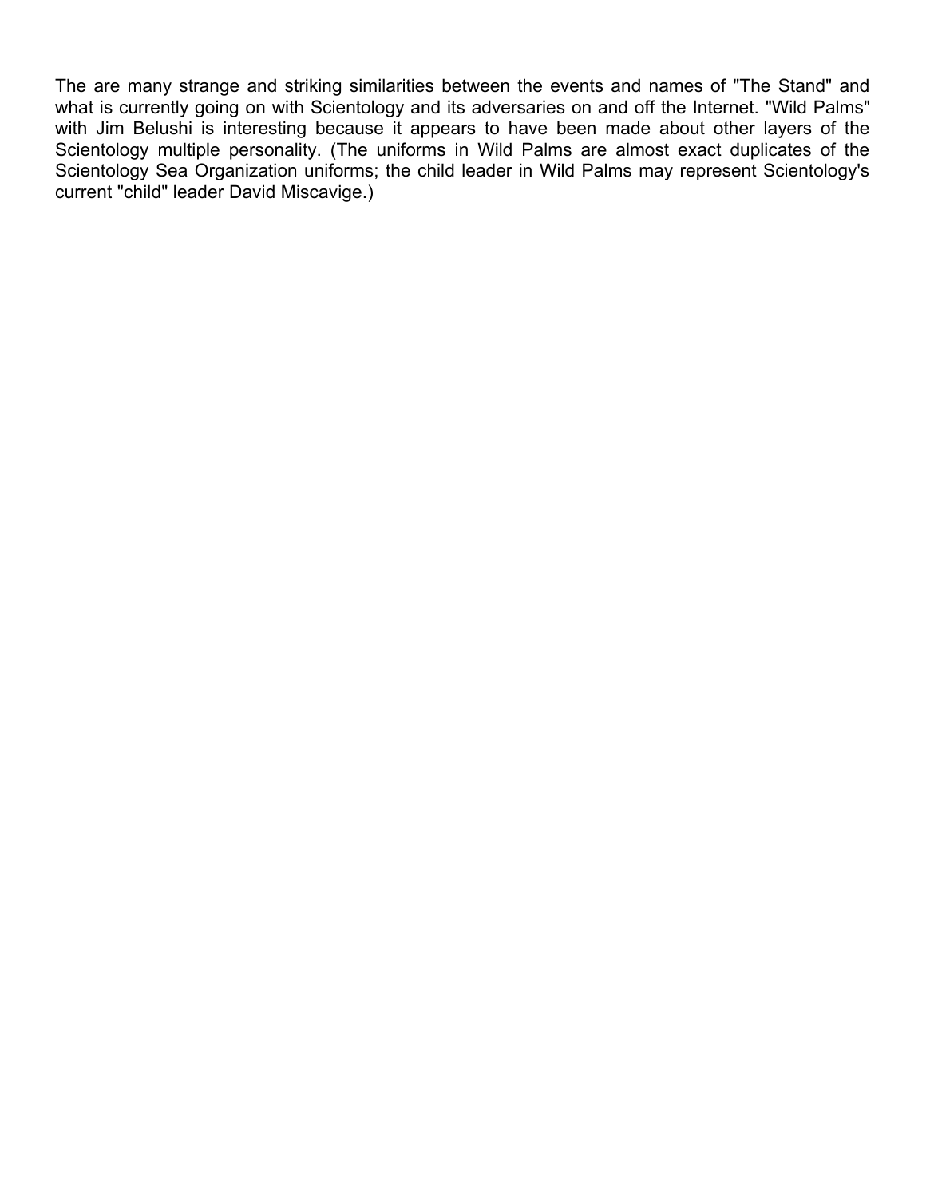The are many strange and striking similarities between the events and names of "The Stand" and what is currently going on with Scientology and its adversaries on and off the Internet. "Wild Palms" with Jim Belushi is interesting because it appears to have been made about other layers of the Scientology multiple personality. (The uniforms in Wild Palms are almost exact duplicates of the Scientology Sea Organization uniforms; the child leader in Wild Palms may represent Scientology's current "child" leader David Miscavige.)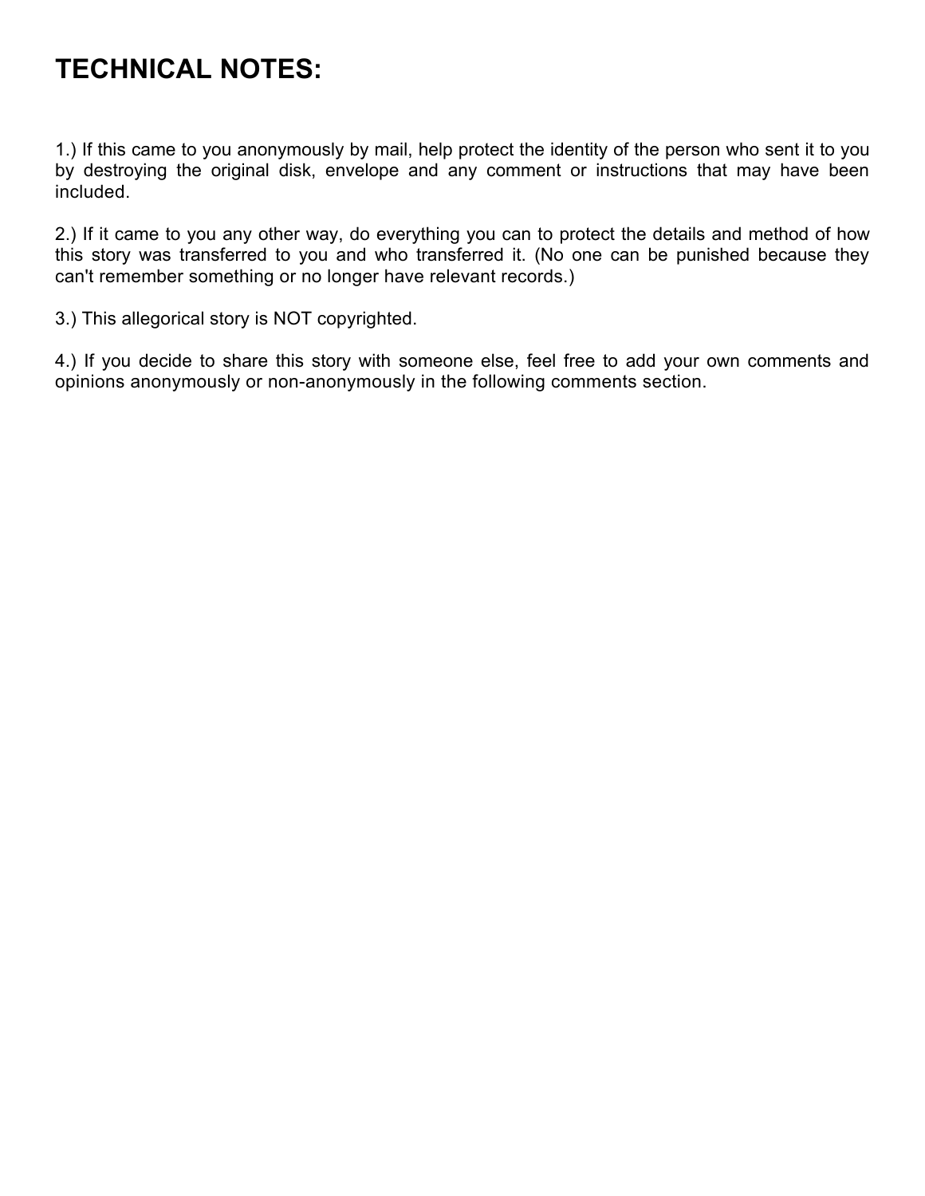# TECHNICAL NOTES:

1.) If this came to you anonymously by mail, help protect the identity of the person who sent it to you by destroying the original disk, envelope and any comment or instructions that may have been included.

2.) If it came to you any other way, do everything you can to protect the details and method of how this story was transferred to you and who transferred it. (No one can be punished because they can't remember something or no longer have relevant records.)

3.) This allegorical story is NOT copyrighted.

4.) If you decide to share this story with someone else, feel free to add your own comments and opinions anonymously or non-anonymously in the following comments section.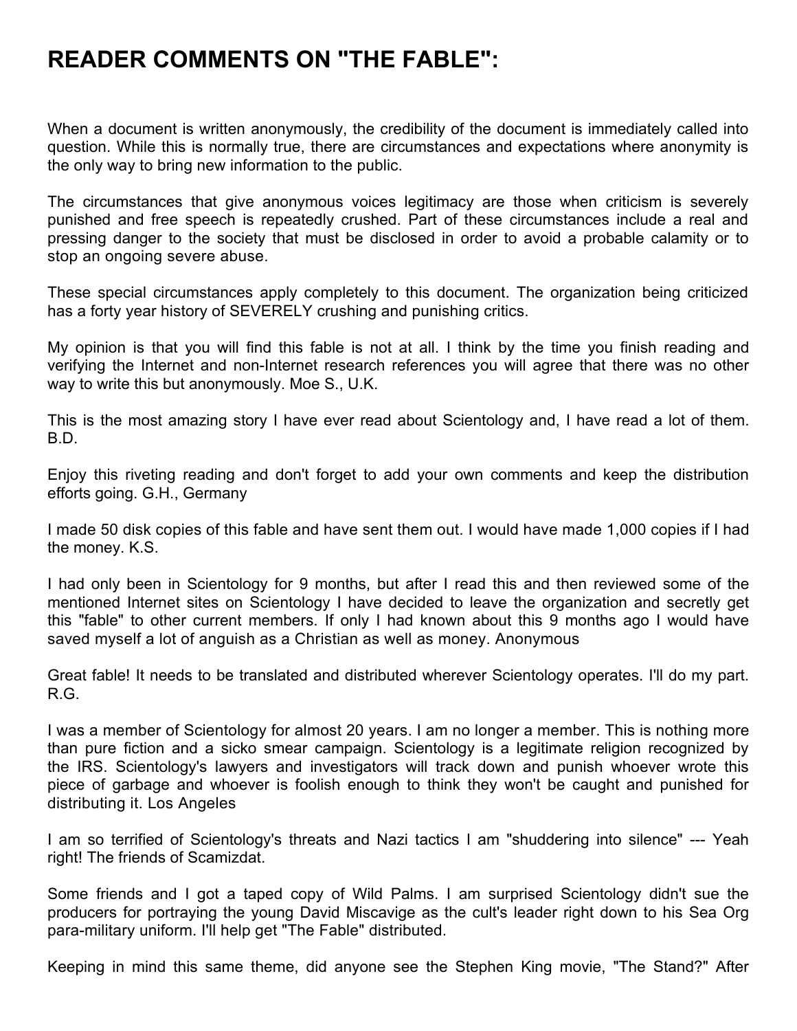# READER COMMENTS ON "THE FABLE":

When a document is written anonymously, the credibility of the document is immediately called into question. While this is normally true, there are circumstances and expectations where anonymity is the only way to bring new information to the public.

The circumstances that give anonymous voices legitimacy are those when criticism is severely punished and free speech is repeatedly crushed. Part of these circumstances include a real and pressing danger to the society that must be disclosed in order to avoid a probable calamity or to stop an ongoing severe abuse.

These special circumstances apply completely to this document. The organization being criticized has a forty year history of SEVERELY crushing and punishing critics.

My opinion is that you will find this fable is not at all. I think by the time you finish reading and verifying the Internet and non-Internet research references you will agree that there was no other way to write this but anonymously. Moe S., U.K.

This is the most amazing story I have ever read about Scientology and, I have read a lot of them. B.D.

Enjoy this riveting reading and don't forget to add your own comments and keep the distribution efforts going. G.H., Germany

I made 50 disk copies of this fable and have sent them out. I would have made 1,000 copies if I had the money. K.S.

I had only been in Scientology for 9 months, but after I read this and then reviewed some of the mentioned Internet sites on Scientology I have decided to leave the organization and secretly get this "fable" to other current members. If only I had known about this 9 months ago I would have saved myself a lot of anguish as a Christian as well as money. Anonymous

Great fable! It needs to be translated and distributed wherever Scientology operates. I'll do my part. R.G.

I was a member of Scientology for almost 20 years. I am no longer a member. This is nothing more than pure fiction and a sicko smear campaign. Scientology is a legitimate religion recognized by the IRS. Scientology's lawyers and investigators will track down and punish whoever wrote this piece of garbage and whoever is foolish enough to think they won't be caught and punished for distributing it. Los Angeles

I am so terrified of Scientology's threats and Nazi tactics I am "shuddering into silence" --- Yeah right! The friends of Scamizdat.

Some friends and I got a taped copy of Wild Palms. I am surprised Scientology didn't sue the producers for portraying the young David Miscavige as the cult's leader right down to his Sea Org para-military uniform. I'll help get "The Fable" distributed.

Keeping in mind this same theme, did anyone see the Stephen King movie, "The Stand?" After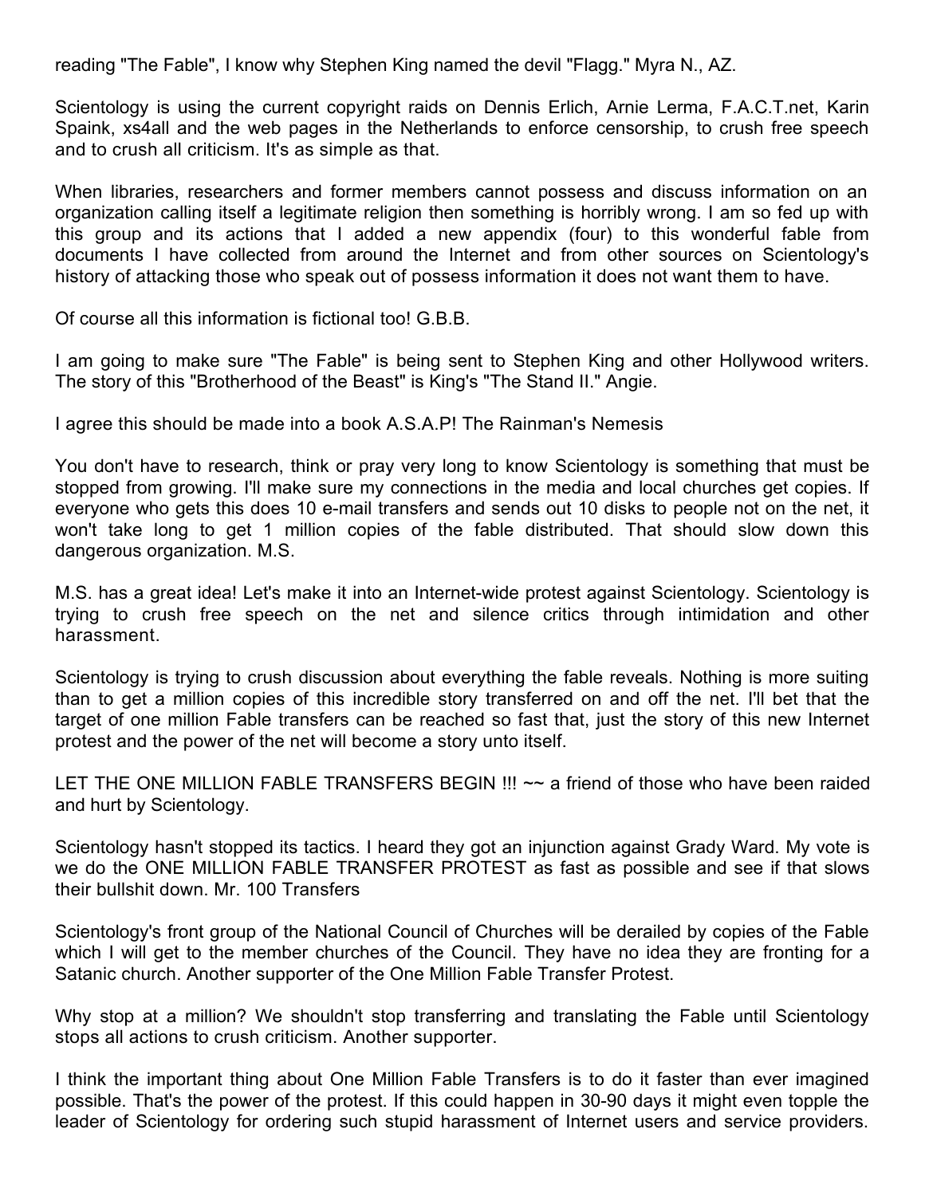reading "The Fable", I know why Stephen King named the devil "Flagg." Myra N., AZ.

Scientology is using the current copyright raids on Dennis Erlich, Arnie Lerma, F.A.C.T.net, Karin Spaink, xs4all and the web pages in the Netherlands to enforce censorship, to crush free speech and to crush all criticism. It's as simple as that.

When libraries, researchers and former members cannot possess and discuss information on an organization calling itself a legitimate religion then something is horribly wrong. I am so fed up with this group and its actions that I added a new appendix (four) to this wonderful fable from documents I have collected from around the Internet and from other sources on Scientology's history of attacking those who speak out of possess information it does not want them to have.

Of course all this information is fictional too! G.B.B.

I am going to make sure "The Fable" is being sent to Stephen King and other Hollywood writers. The story of this "Brotherhood of the Beast" is King's "The Stand II." Angie.

I agree this should be made into a book A.S.A.P! The Rainman's Nemesis

You don't have to research, think or pray very long to know Scientology is something that must be stopped from growing. I'll make sure my connections in the media and local churches get copies. If everyone who gets this does 10 e-mail transfers and sends out 10 disks to people not on the net, it won't take long to get 1 million copies of the fable distributed. That should slow down this dangerous organization. M.S.

M.S. has a great idea! Let's make it into an Internet-wide protest against Scientology. Scientology is trying to crush free speech on the net and silence critics through intimidation and other harassment.

Scientology is trying to crush discussion about everything the fable reveals. Nothing is more suiting than to get a million copies of this incredible story transferred on and off the net. I'll bet that the target of one million Fable transfers can be reached so fast that, just the story of this new Internet protest and the power of the net will become a story unto itself.

LET THE ONE MILLION FABLE TRANSFERS BEGIN !!! ~~ a friend of those who have been raided and hurt by Scientology.

Scientology hasn't stopped its tactics. I heard they got an injunction against Grady Ward. My vote is we do the ONE MILLION FABLE TRANSFER PROTEST as fast as possible and see if that slows their bullshit down. Mr. 100 Transfers

Scientology's front group of the National Council of Churches will be derailed by copies of the Fable which I will get to the member churches of the Council. They have no idea they are fronting for a Satanic church. Another supporter of the One Million Fable Transfer Protest.

Why stop at a million? We shouldn't stop transferring and translating the Fable until Scientology stops all actions to crush criticism. Another supporter.

I think the important thing about One Million Fable Transfers is to do it faster than ever imagined possible. That's the power of the protest. If this could happen in 30-90 days it might even topple the leader of Scientology for ordering such stupid harassment of Internet users and service providers.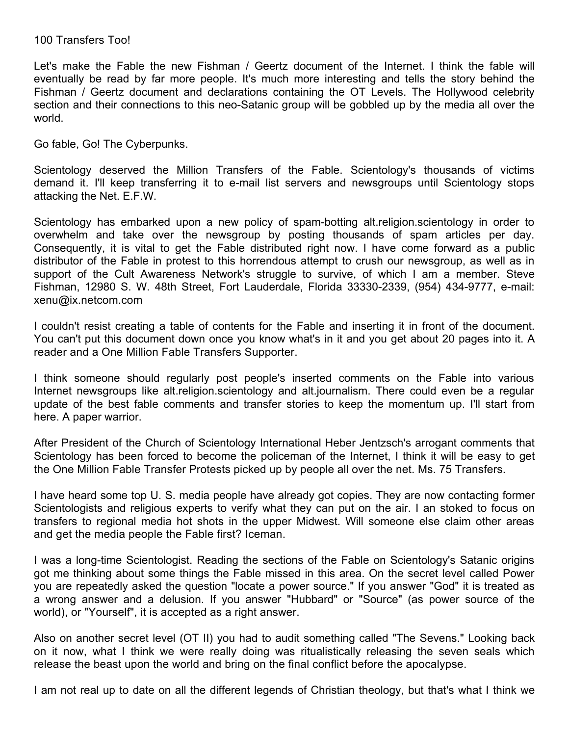100 Transfers Too!

Let's make the Fable the new Fishman / Geertz document of the Internet. I think the fable will eventually be read by far more people. It's much more interesting and tells the story behind the Fishman / Geertz document and declarations containing the OT Levels. The Hollywood celebrity section and their connections to this neo-Satanic group will be gobbled up by the media all over the world.

Go fable, Go! The Cyberpunks.

Scientology deserved the Million Transfers of the Fable. Scientology's thousands of victims demand it. I'll keep transferring it to e-mail list servers and newsgroups until Scientology stops attacking the Net. E.F.W.

Scientology has embarked upon a new policy of spam-botting alt.religion.scientology in order to overwhelm and take over the newsgroup by posting thousands of spam articles per day. Consequently, it is vital to get the Fable distributed right now. I have come forward as a public distributor of the Fable in protest to this horrendous attempt to crush our newsgroup, as well as in support of the Cult Awareness Network's struggle to survive, of which I am a member. Steve Fishman, 12980 S. W. 48th Street, Fort Lauderdale, Florida 33330-2339, (954) 434-9777, e-mail: xenu@ix.netcom.com

I couldn't resist creating a table of contents for the Fable and inserting it in front of the document. You can't put this document down once you know what's in it and you get about 20 pages into it. A reader and a One Million Fable Transfers Supporter.

I think someone should regularly post people's inserted comments on the Fable into various Internet newsgroups like alt.religion.scientology and alt.journalism. There could even be a regular update of the best fable comments and transfer stories to keep the momentum up. I'll start from here. A paper warrior.

After President of the Church of Scientology International Heber Jentzsch's arrogant comments that Scientology has been forced to become the policeman of the Internet, I think it will be easy to get the One Million Fable Transfer Protests picked up by people all over the net. Ms. 75 Transfers.

I have heard some top U. S. media people have already got copies. They are now contacting former Scientologists and religious experts to verify what they can put on the air. I an stoked to focus on transfers to regional media hot shots in the upper Midwest. Will someone else claim other areas and get the media people the Fable first? Iceman.

I was a long-time Scientologist. Reading the sections of the Fable on Scientology's Satanic origins got me thinking about some things the Fable missed in this area. On the secret level called Power you are repeatedly asked the question "locate a power source." If you answer "God" it is treated as a wrong answer and a delusion. If you answer "Hubbard" or "Source" (as power source of the world), or "Yourself", it is accepted as a right answer.

Also on another secret level (OT II) you had to audit something called "The Sevens." Looking back on it now, what I think we were really doing was ritualistically releasing the seven seals which release the beast upon the world and bring on the final conflict before the apocalypse.

I am not real up to date on all the different legends of Christian theology, but that's what I think we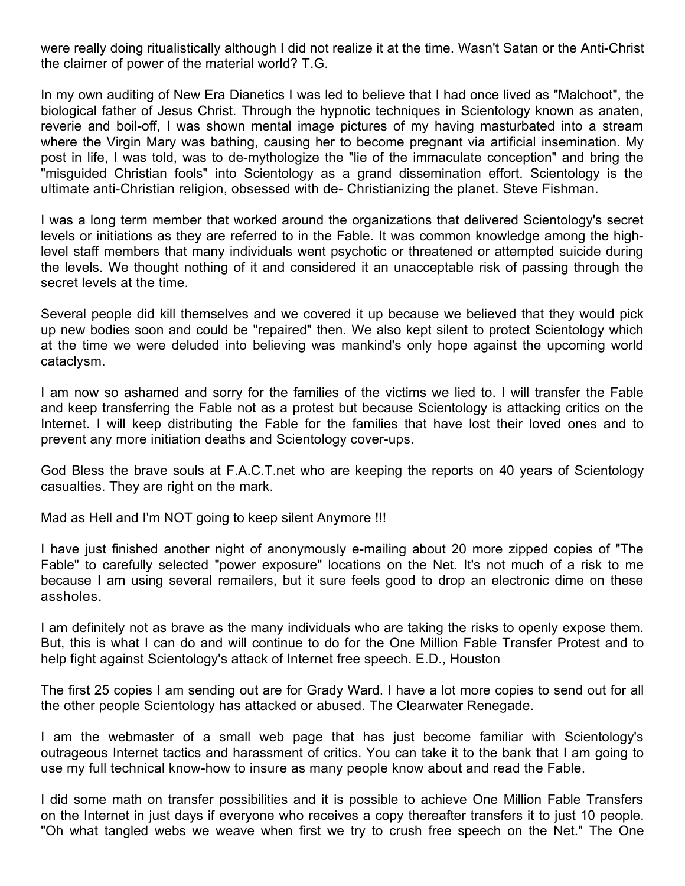were really doing ritualistically although I did not realize it at the time. Wasn't Satan or the Anti-Christ the claimer of power of the material world? T.G.

In my own auditing of New Era Dianetics I was led to believe that I had once lived as "Malchoot", the biological father of Jesus Christ. Through the hypnotic techniques in Scientology known as anaten, reverie and boil-off, I was shown mental image pictures of my having masturbated into a stream where the Virgin Mary was bathing, causing her to become pregnant via artificial insemination. My post in life, I was told, was to de-mythologize the "lie of the immaculate conception" and bring the "misguided Christian fools" into Scientology as a grand dissemination effort. Scientology is the ultimate anti-Christian religion, obsessed with de- Christianizing the planet. Steve Fishman.

I was a long term member that worked around the organizations that delivered Scientology's secret levels or initiations as they are referred to in the Fable. It was common knowledge among the high-level staff members that many individuals went psychotic or threatened or attempted suicide during the levels. We thought nothing of it and considered it an unacceptable risk of passing through the secret levels at the time.

Several people did kill themselves and we covered it up because we believed that they would pick up new bodies soon and could be "repaired" then. We also kept silent to protect Scientology which at the time we were deluded into believing was mankind's only hope against the upcoming world cataclysm.

I am now so ashamed and sorry for the families of the victims we lied to. I will transfer the Fable and keep transferring the Fable not as a protest but because Scientology is attacking critics on the Internet. I will keep distributing the Fable for the families that have lost their loved ones and to prevent any more initiation deaths and Scientology cover-ups.

God Bless the brave souls at F.A.C.T.net who are keeping the reports on 40 years of Scientology casualties. They are right on the mark.

Mad as Hell and I'm NOT going to keep silent Anymore !!!

I have just finished another night of anonymously e-mailing about 20 more zipped copies of "The Fable" to carefully selected "power exposure" locations on the Net. It's not much of a risk to me because I am using several remailers, but it sure feels good to drop an electronic dime on these assholes.

I am definitely not as brave as the many individuals who are taking the risks to openly expose them. But, this is what I can do and will continue to do for the One Million Fable Transfer Protest and to help fight against Scientology's attack of Internet free speech. E.D., Houston

The first 25 copies I am sending out are for Grady Ward. I have a lot more copies to send out for all the other people Scientology has attacked or abused. The Clearwater Renegade.

I am the webmaster of a small web page that has just become familiar with Scientology's outrageous Internet tactics and harassment of critics. You can take it to the bank that I am going to use my full technical know-how to insure as many people know about and read the Fable.

I did some math on transfer possibilities and it is possible to achieve One Million Fable Transfers on the Internet in just days if everyone who receives a copy thereafter transfers it to just 10 people. "Oh what tangled webs we weave when first we try to crush free speech on the Net." The One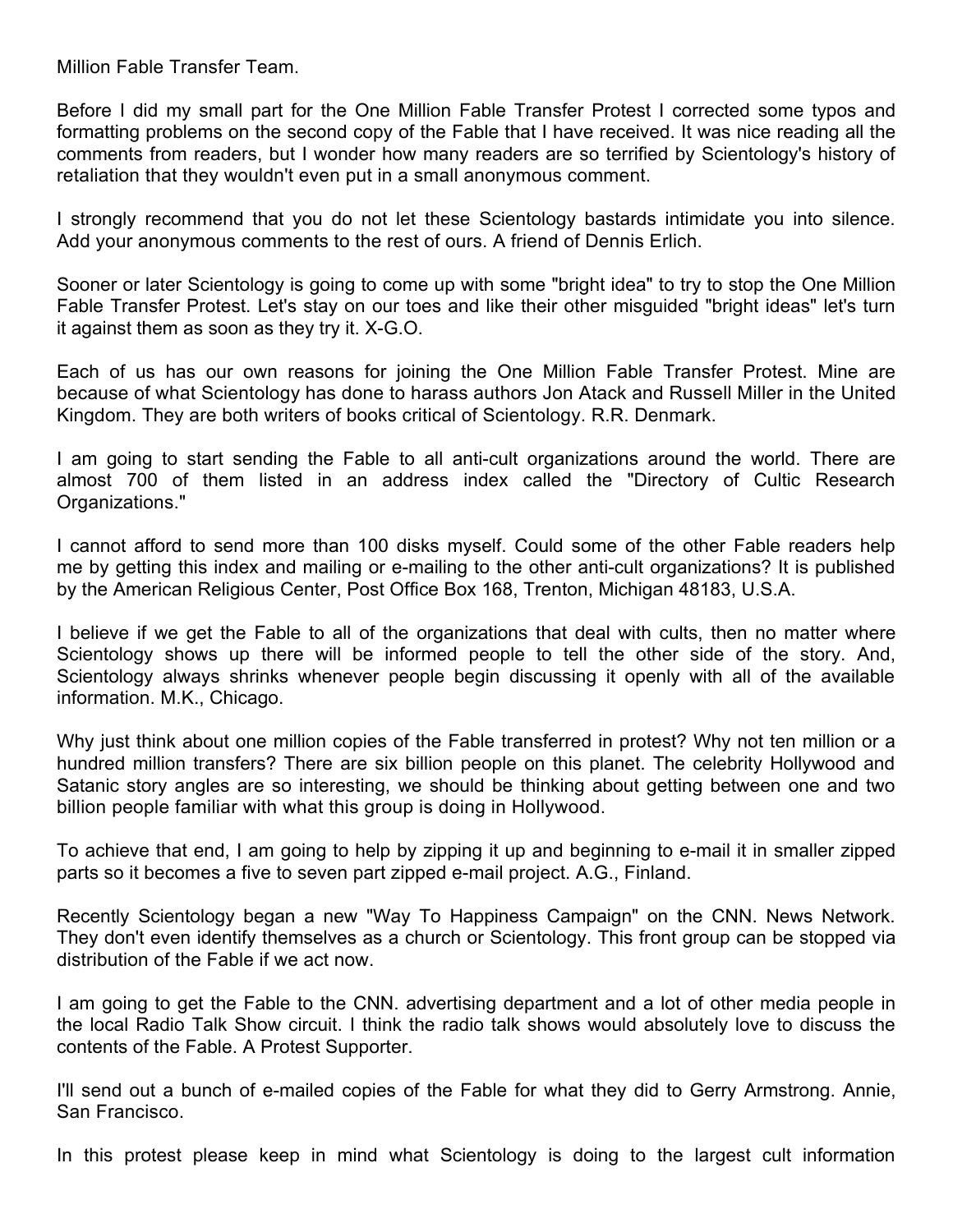Million Fable Transfer Team.

Before I did my small part for the One Million Fable Transfer Protest I corrected some typos and formatting problems on the second copy of the Fable that I have received. It was nice reading all the comments from readers, but I wonder how many readers are so terrified by Scientology's history of retaliation that they wouldn't even put in a small anonymous comment.

I strongly recommend that you do not let these Scientology bastards intimidate you into silence. Add your anonymous comments to the rest of ours. A friend of Dennis Erlich.

Sooner or later Scientology is going to come up with some "bright idea" to try to stop the One Million Fable Transfer Protest. Let's stay on our toes and like their other misguided "bright ideas" let's turn it against them as soon as they try it. X-G.O.

Each of us has our own reasons for joining the One Million Fable Transfer Protest. Mine are because of what Scientology has done to harass authors Jon Atack and Russell Miller in the United Kingdom. They are both writers of books critical of Scientology. R.R. Denmark.

I am going to start sending the Fable to all anti-cult organizations around the world. There are almost 700 of them listed in an address index called the "Directory of Cultic Research Organizations."

I cannot afford to send more than 100 disks myself. Could some of the other Fable readers help me by getting this index and mailing or e-mailing to the other anti-cult organizations? It is published by the American Religious Center, Post Office Box 168, Trenton, Michigan 48183, U.S.A.

I believe if we get the Fable to all of the organizations that deal with cults, then no matter where Scientology shows up there will be informed people to tell the other side of the story. And, Scientology always shrinks whenever people begin discussing it openly with all of the available information. M.K., Chicago.

Why just think about one million copies of the Fable transferred in protest? Why not ten million or a hundred million transfers? There are six billion people on this planet. The celebrity Hollywood and Satanic story angles are so interesting, we should be thinking about getting between one and two billion people familiar with what this group is doing in Hollywood.

To achieve that end, I am going to help by zipping it up and beginning to e-mail it in smaller zipped parts so it becomes a five to seven part zipped e-mail project. A.G., Finland.

Recently Scientology began a new "Way To Happiness Campaign" on the CNN. News Network. They don't even identify themselves as a church or Scientology. This front group can be stopped via distribution of the Fable if we act now.

I am going to get the Fable to the CNN. advertising department and a lot of other media people in the local Radio Talk Show circuit. I think the radio talk shows would absolutely love to discuss the contents of the Fable. A Protest Supporter.

I'll send out a bunch of e-mailed copies of the Fable for what they did to Gerry Armstrong. Annie, San Francisco.

In this protest please keep in mind what Scientology is doing to the largest cult information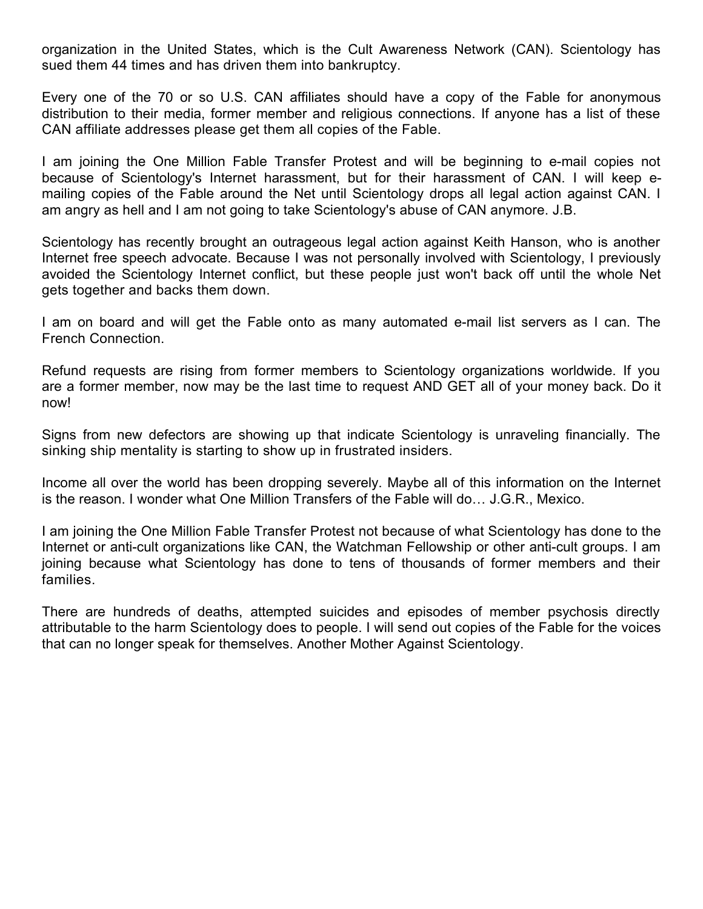organization in the United States, which is the Cult Awareness Network (CAN). Scientology has sued them 44 times and has driven them into bankruptcy.

Every one of the 70 or so U.S. CAN affiliates should have a copy of the Fable for anonymous distribution to their media, former member and religious connections. If anyone has a list of these CAN affiliate addresses please get them all copies of the Fable.

I am joining the One Million Fable Transfer Protest and will be beginning to e-mail copies not because of Scientology's Internet harassment, but for their harassment of CAN. I will keep e-mailing copies of the Fable around the Net until Scientology drops all legal action against CAN. I am angry as hell and I am not going to take Scientology's abuse of CAN anymore. J.B.

Scientology has recently brought an outrageous legal action against Keith Hanson, who is another Internet free speech advocate. Because I was not personally involved with Scientology, I previously avoided the Scientology Internet conflict, but these people just won't back off until the whole Net gets together and backs them down.

I am on board and will get the Fable onto as many automated e-mail list servers as I can. The French Connection.

Refund requests are rising from former members to Scientology organizations worldwide. If you are a former member, now may be the last time to request AND GET all of your money back. Do it now!

Signs from new defectors are showing up that indicate Scientology is unraveling financially. The sinking ship mentality is starting to show up in frustrated insiders.

Income all over the world has been dropping severely. Maybe all of this information on the Internet is the reason. I wonder what One Million Transfers of the Fable will do… J.G.R., Mexico.

I am joining the One Million Fable Transfer Protest not because of what Scientology has done to the Internet or anti-cult organizations like CAN, the Watchman Fellowship or other anti-cult groups. I am joining because what Scientology has done to tens of thousands of former members and their families.

There are hundreds of deaths, attempted suicides and episodes of member psychosis directly attributable to the harm Scientology does to people. I will send out copies of the Fable for the voices that can no longer speak for themselves. Another Mother Against Scientology.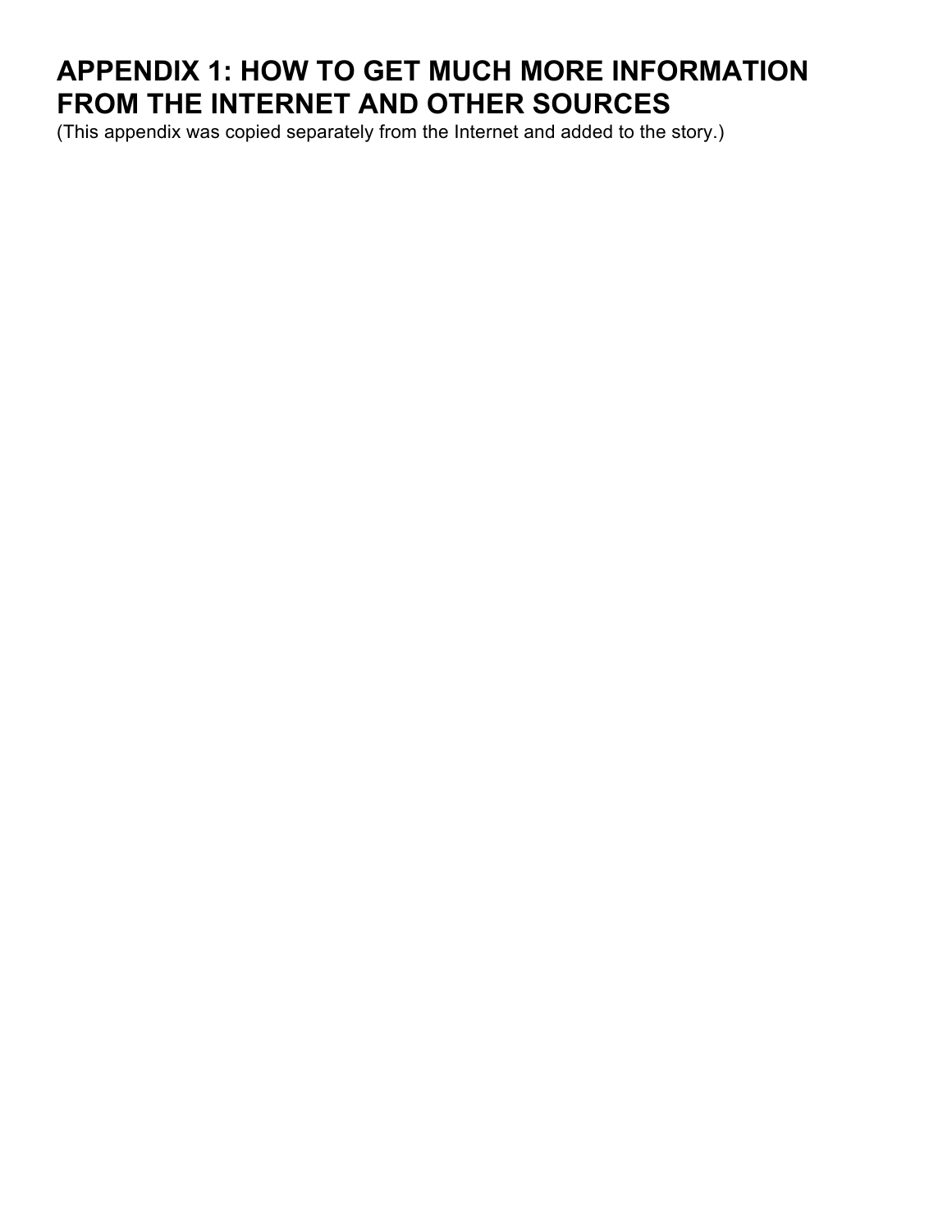# APPENDIX 1: HOW TO GET MUCH MORE INFORMATION FROM THE INTERNET AND OTHER SOURCES

(This appendix was copied separately from the Internet and added to the story.)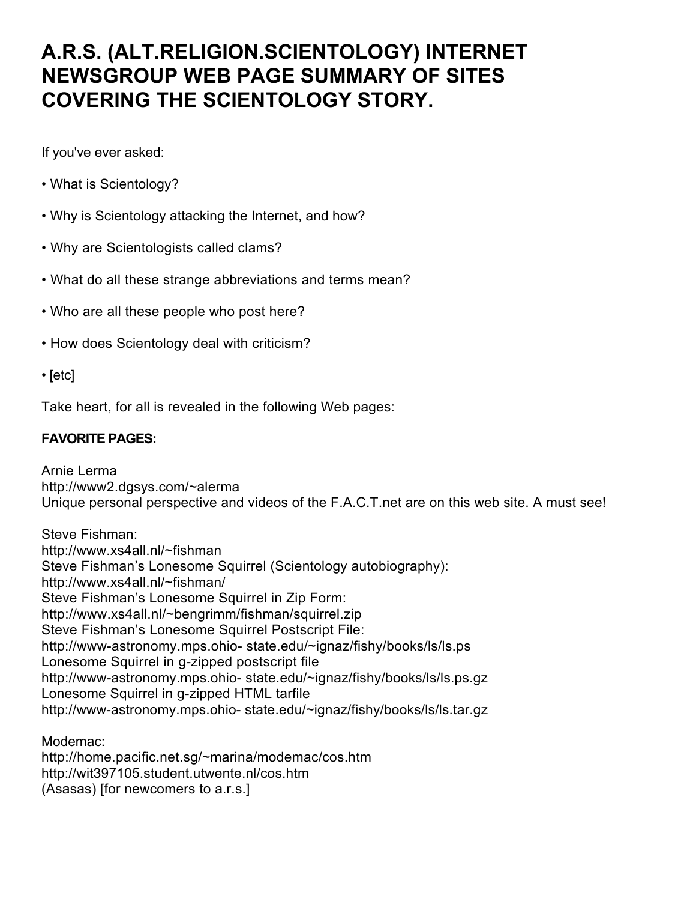# A.R.S. (ALT.RELIGION.SCIENTOLOGY) INTERNET NEWSGROUP WEB PAGE SUMMARY OF SITES COVERING THE SCIENTOLOGY STORY.

If you've ever asked:

- What is Scientology?
- Why is Scientology attacking the Internet, and how?
- Why are Scientologists called clams?
- What do all these strange abbreviations and terms mean?
- Who are all these people who post here?
- How does Scientology deal with criticism?
- [etc]

Take heart, for all is revealed in the following Web pages:

**FAVORITE PAGES:**

Arnie Lerma
http://www2.dgsys.com/~alerma
Unique personal perspective and videos of the F.A.C.T.net are on this web site. A must see!

Steve Fishman:
http://www.xs4all.nl/~fishman
Steve Fishman's Lonesome Squirrel (Scientology autobiography):
http://www.xs4all.nl/~fishman/
Steve Fishman's Lonesome Squirrel in Zip Form:
http://www.xs4all.nl/~bengrimm/fishman/squirrel.zip
Steve Fishman's Lonesome Squirrel Postscript File:
http://www-astronomy.mps.ohio- state.edu/~ignaz/fishy/books/ls/ls.ps
Lonesome Squirrel in g-zipped postscript file
http://www-astronomy.mps.ohio- state.edu/~ignaz/fishy/books/ls/ls.ps.gz
Lonesome Squirrel in g-zipped HTML tarfile
http://www-astronomy.mps.ohio- state.edu/~ignaz/fishy/books/ls/ls.tar.gz

Modemac:
http://home.pacific.net.sg/~marina/modemac/cos.htm
http://wit397105.student.utwente.nl/cos.htm
(Asasas) [for newcomers to a.r.s.]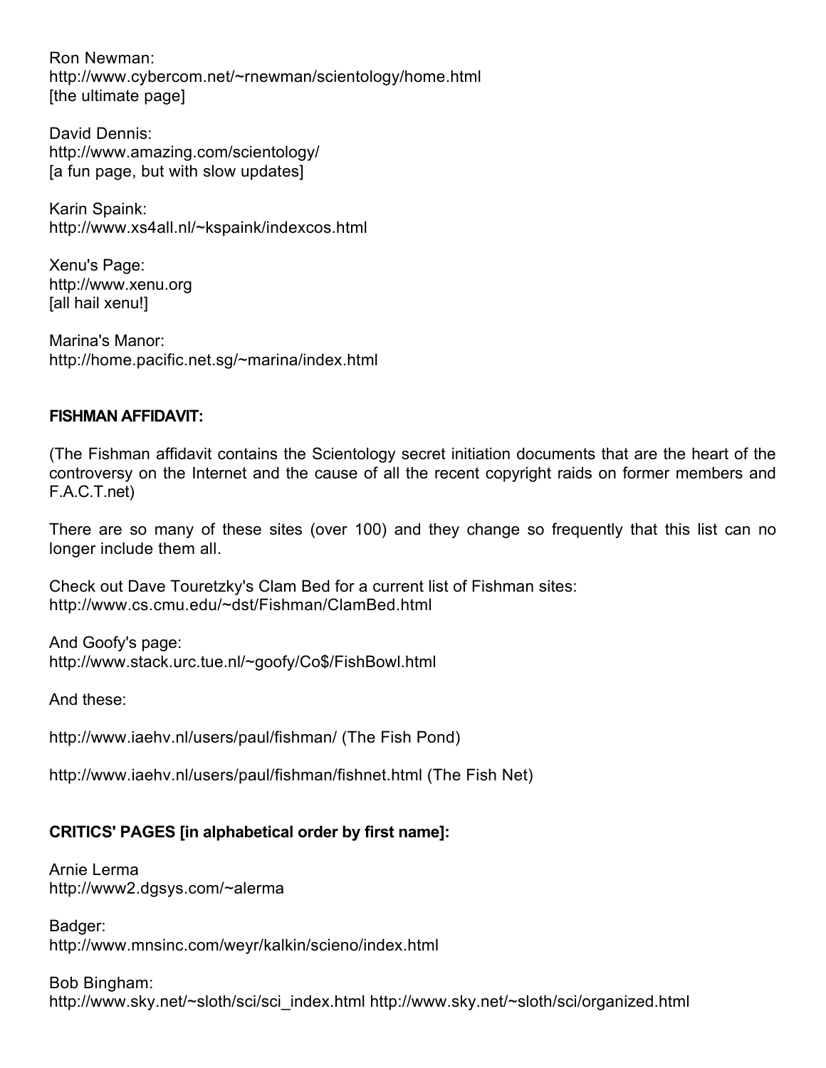Ron Newman:
http://www.cybercom.net/~rnewman/scientology/home.html
[the ultimate page]

David Dennis:
http://www.amazing.com/scientology/
[a fun page, but with slow updates]

Karin Spaink:
http://www.xs4all.nl/~kspaink/indexcos.html

Xenu's Page:
http://www.xenu.org
[all hail xenu!]

Marina's Manor:
http://home.pacific.net.sg/~marina/index.html

**FISHMAN AFFIDAVIT:**

(The Fishman affidavit contains the Scientology secret initiation documents that are the heart of the controversy on the Internet and the cause of all the recent copyright raids on former members and F.A.C.T.net)

There are so many of these sites (over 100) and they change so frequently that this list can no longer include them all.

Check out Dave Touretzky's Clam Bed for a current list of Fishman sites:
http://www.cs.cmu.edu/~dst/Fishman/ClamBed.html

And Goofy's page:
http://www.stack.urc.tue.nl/~goofy/Co$/FishBowl.html

And these:

http://www.iaehv.nl/users/paul/fishman/ (The Fish Pond)

http://www.iaehv.nl/users/paul/fishman/fishnet.html (The Fish Net)

**CRITICS' PAGES [in alphabetical order by first name]:**

Arnie Lerma
http://www2.dgsys.com/~alerma

Badger:
http://www.mnsinc.com/weyr/kalkin/scieno/index.html

Bob Bingham:
http://www.sky.net/~sloth/sci/sci_index.html http://www.sky.net/~sloth/sci/organized.html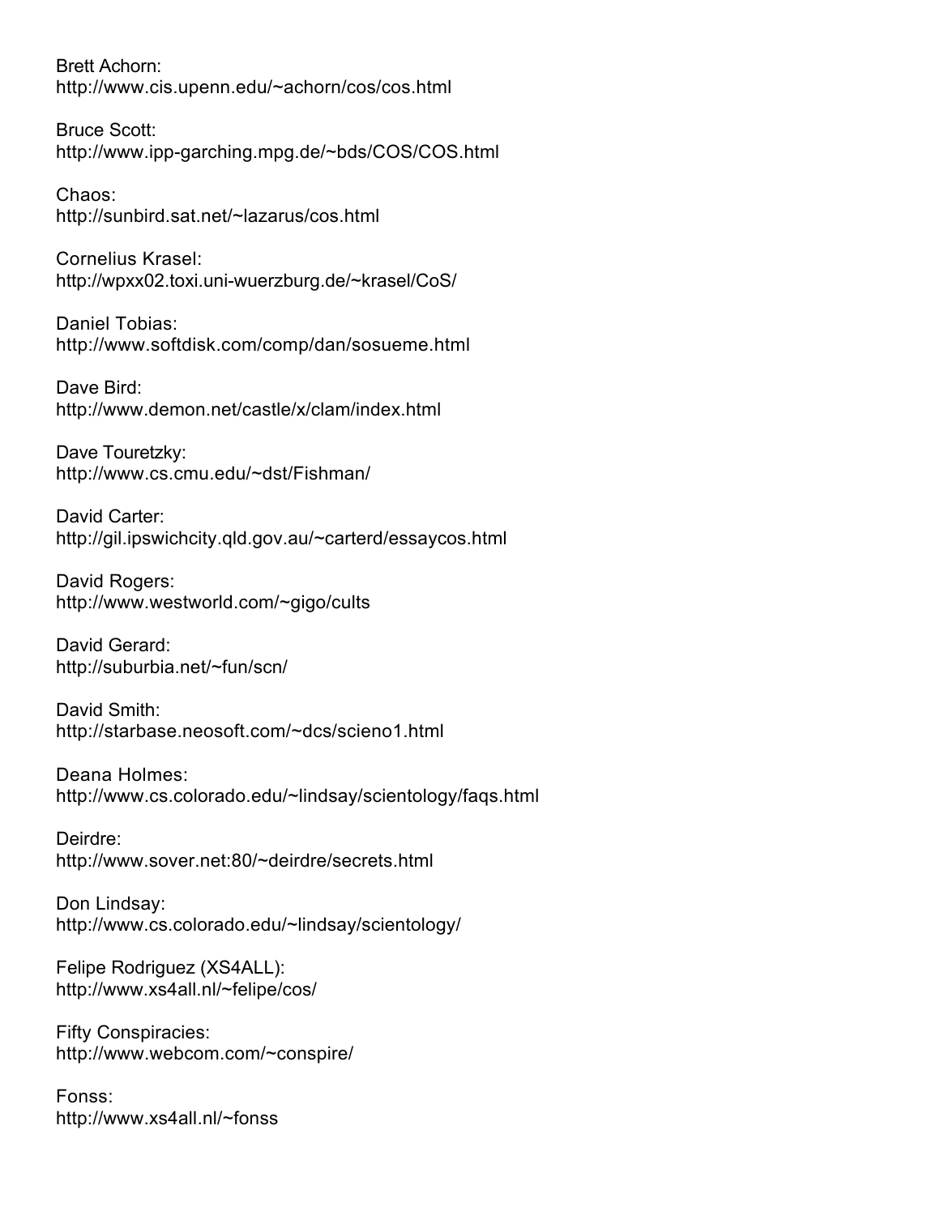Brett Achorn:
http://www.cis.upenn.edu/~achorn/cos/cos.html

Bruce Scott:
http://www.ipp-garching.mpg.de/~bds/COS/COS.html

Chaos:
http://sunbird.sat.net/~lazarus/cos.html

Cornelius Krasel:
http://wpxx02.toxi.uni-wuerzburg.de/~krasel/CoS/

Daniel Tobias:
http://www.softdisk.com/comp/dan/sosueme.html

Dave Bird:
http://www.demon.net/castle/x/clam/index.html

Dave Touretzky:
http://www.cs.cmu.edu/~dst/Fishman/

David Carter:
http://gil.ipswichcity.qld.gov.au/~carterd/essaycos.html

David Rogers:
http://www.westworld.com/~gigo/cults

David Gerard:
http://suburbia.net/~fun/scn/

David Smith:
http://starbase.neosoft.com/~dcs/scieno1.html

Deana Holmes:
http://www.cs.colorado.edu/~lindsay/scientology/faqs.html

Deirdre:
http://www.sover.net:80/~deirdre/secrets.html

Don Lindsay:
http://www.cs.colorado.edu/~lindsay/scientology/

Felipe Rodriguez (XS4ALL):
http://www.xs4all.nl/~felipe/cos/

Fifty Conspiracies:
http://www.webcom.com/~conspire/

Fonss:
http://www.xs4all.nl/~fonss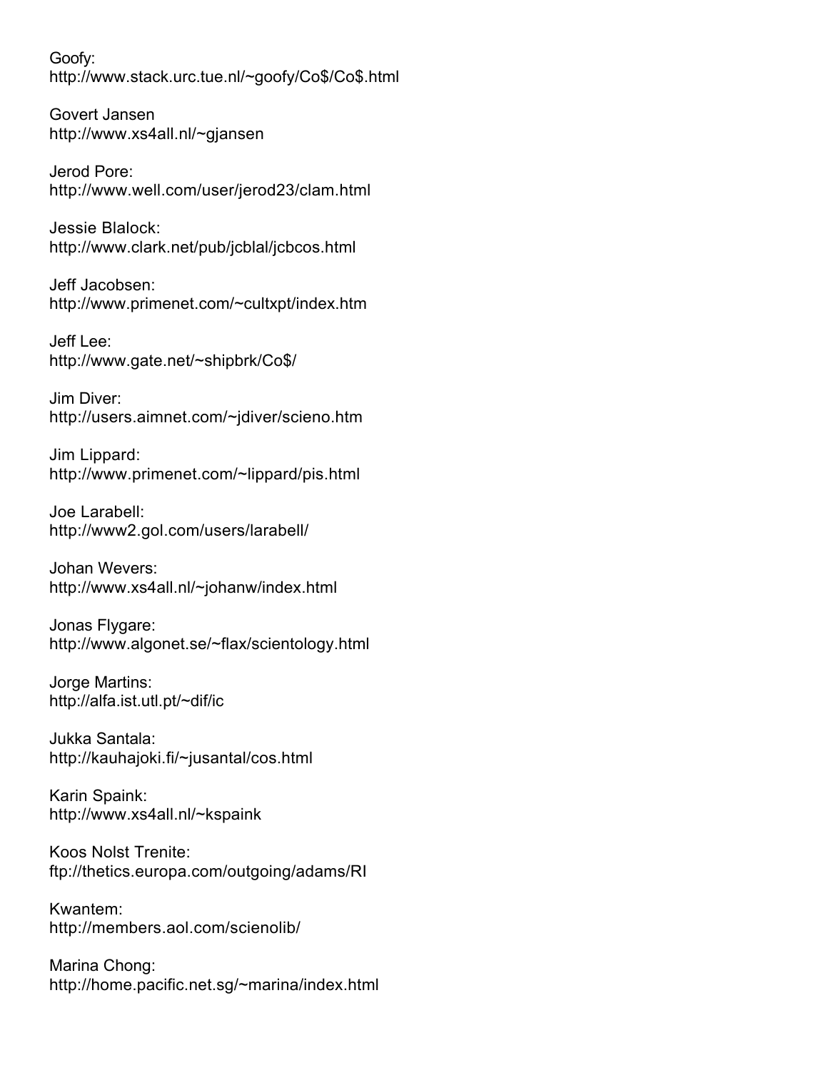Goofy:
http://www.stack.urc.tue.nl/~goofy/Co$/Co$.html

Govert Jansen
http://www.xs4all.nl/~gjansen

Jerod Pore:
http://www.well.com/user/jerod23/clam.html

Jessie Blalock:
http://www.clark.net/pub/jcblal/jcbcos.html

Jeff Jacobsen:
http://www.primenet.com/~cultxpt/index.htm

Jeff Lee:
http://www.gate.net/~shipbrk/Co$/

Jim Diver:
http://users.aimnet.com/~jdiver/scieno.htm

Jim Lippard:
http://www.primenet.com/~lippard/pis.html

Joe Larabell:
http://www2.gol.com/users/larabell/

Johan Wevers:
http://www.xs4all.nl/~johanw/index.html

Jonas Flygare:
http://www.algonet.se/~flax/scientology.html

Jorge Martins:
http://alfa.ist.utl.pt/~dif/ic

Jukka Santala:
http://kauhajoki.fi/~jusantal/cos.html

Karin Spaink:
http://www.xs4all.nl/~kspaink

Koos Nolst Trenite:
ftp://thetics.europa.com/outgoing/adams/RI

Kwantem:
http://members.aol.com/scienolib/

Marina Chong:
http://home.pacific.net.sg/~marina/index.html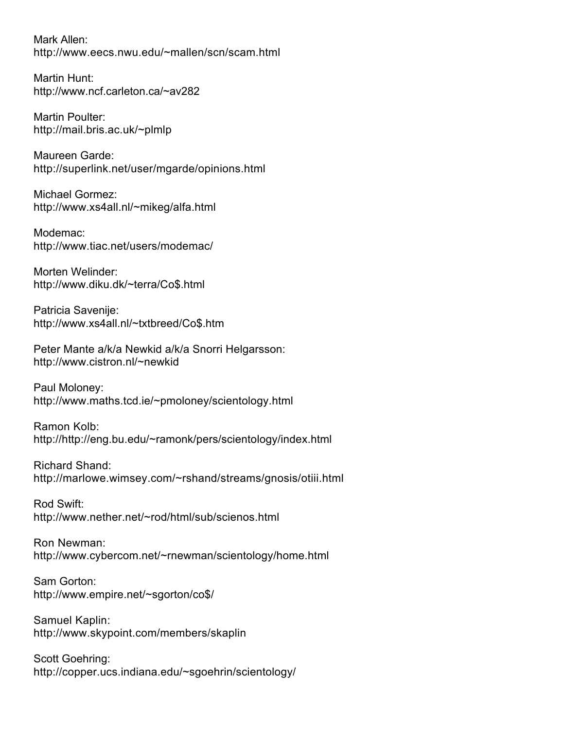Mark Allen:
http://www.eecs.nwu.edu/~mallen/scn/scam.html

Martin Hunt:
http://www.ncf.carleton.ca/~av282

Martin Poulter:
http://mail.bris.ac.uk/~plmlp

Maureen Garde:
http://superlink.net/user/mgarde/opinions.html

Michael Gormez:
http://www.xs4all.nl/~mikeg/alfa.html

Modemac:
http://www.tiac.net/users/modemac/

Morten Welinder:
http://www.diku.dk/~terra/Co$.html

Patricia Savenije:
http://www.xs4all.nl/~txtbreed/Co$.htm

Peter Mante a/k/a Newkid a/k/a Snorri Helgarsson:
http://www.cistron.nl/~newkid

Paul Moloney:
http://www.maths.tcd.ie/~pmoloney/scientology.html

Ramon Kolb:
http://Http://eng.bu.edu/~ramonk/pers/scientology/index.html

Richard Shand:
http://marlowe.wimsey.com/~rshand/streams/gnosis/otiii.html

Rod Swift:
http://www.nether.net/~rod/html/sub/scienos.html

Ron Newman:
http://www.cybercom.net/~rnewman/scientology/home.html

Sam Gorton:
http://www.empire.net/~sgorton/co$/

Samuel Kaplin:
http://www.skypoint.com/members/skaplin

Scott Goehring:
http://copper.ucs.indiana.edu/~sgoehrin/scientology/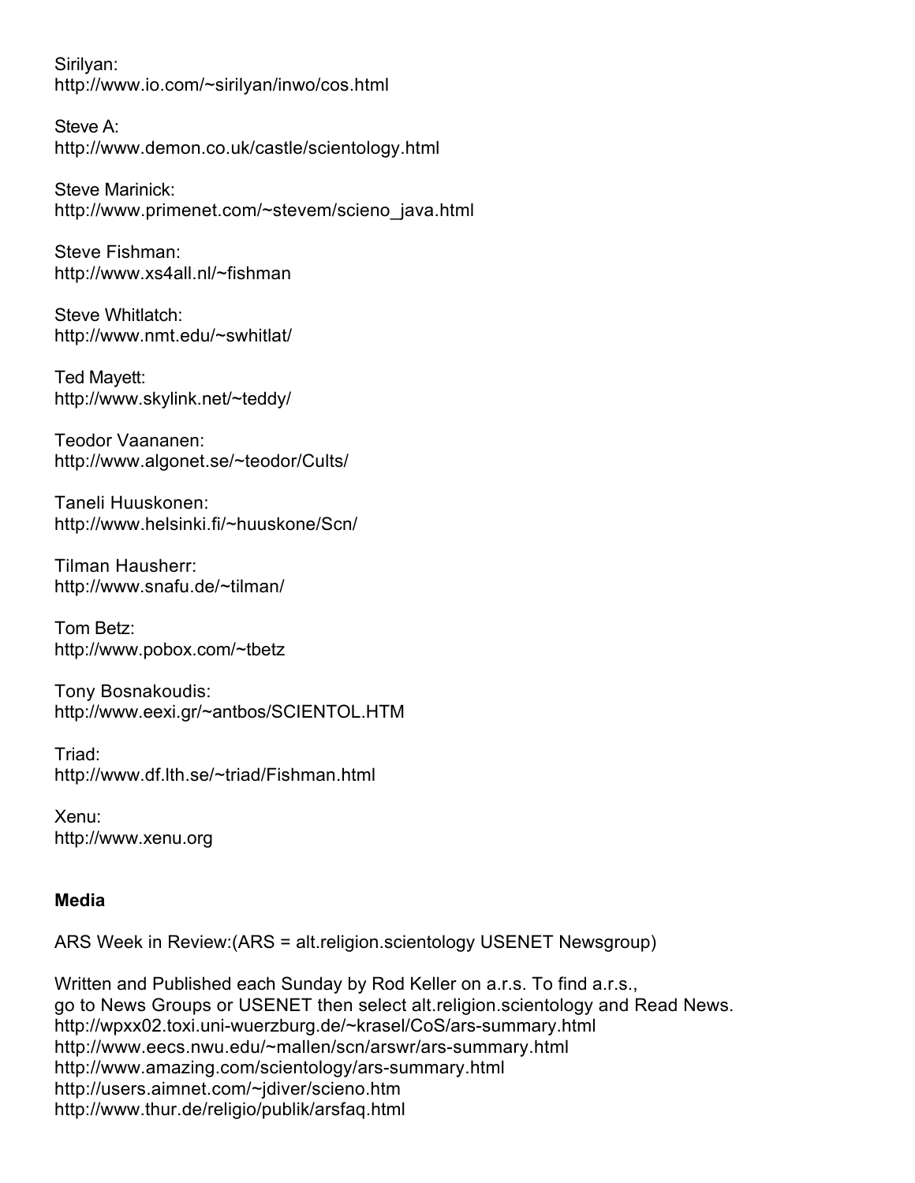Sirilyan:
http://www.io.com/~sirilyan/inwo/cos.html

Steve A:
http://www.demon.co.uk/castle/scientology.html

Steve Marinick:
http://www.primenet.com/~stevem/scieno_java.html

Steve Fishman:
http://www.xs4all.nl/~fishman

Steve Whitlatch:
http://www.nmt.edu/~swhitlat/

Ted Mayett:
http://www.skylink.net/~teddy/

Teodor Vaananen:
http://www.algonet.se/~teodor/Cults/

Taneli Huuskonen:
http://www.helsinki.fi/~huuskone/Scn/

Tilman Hausherr:
http://www.snafu.de/~tilman/

Tom Betz:
http://www.pobox.com/~tbetz

Tony Bosnakoudis:
http://www.eexi.gr/~antbos/SCIENTOL.HTM

Triad:
http://www.df.lth.se/~triad/Fishman.html

Xenu:
http://www.xenu.org

**Media**

ARS Week in Review:(ARS = alt.religion.scientology USENET Newsgroup)

Written and Published each Sunday by Rod Keller on a.r.s. To find a.r.s.,
go to News Groups or USENET then select alt.religion.scientology and Read News.
http://wpxx02.toxi.uni-wuerzburg.de/~krasel/CoS/ars-summary.html
http://www.eecs.nwu.edu/~mallen/scn/arswr/ars-summary.html
http://www.amazing.com/scientology/ars-summary.html
http://users.aimnet.com/~jdiver/scieno.htm
http://www.thur.de/religio/publik/arsfaq.html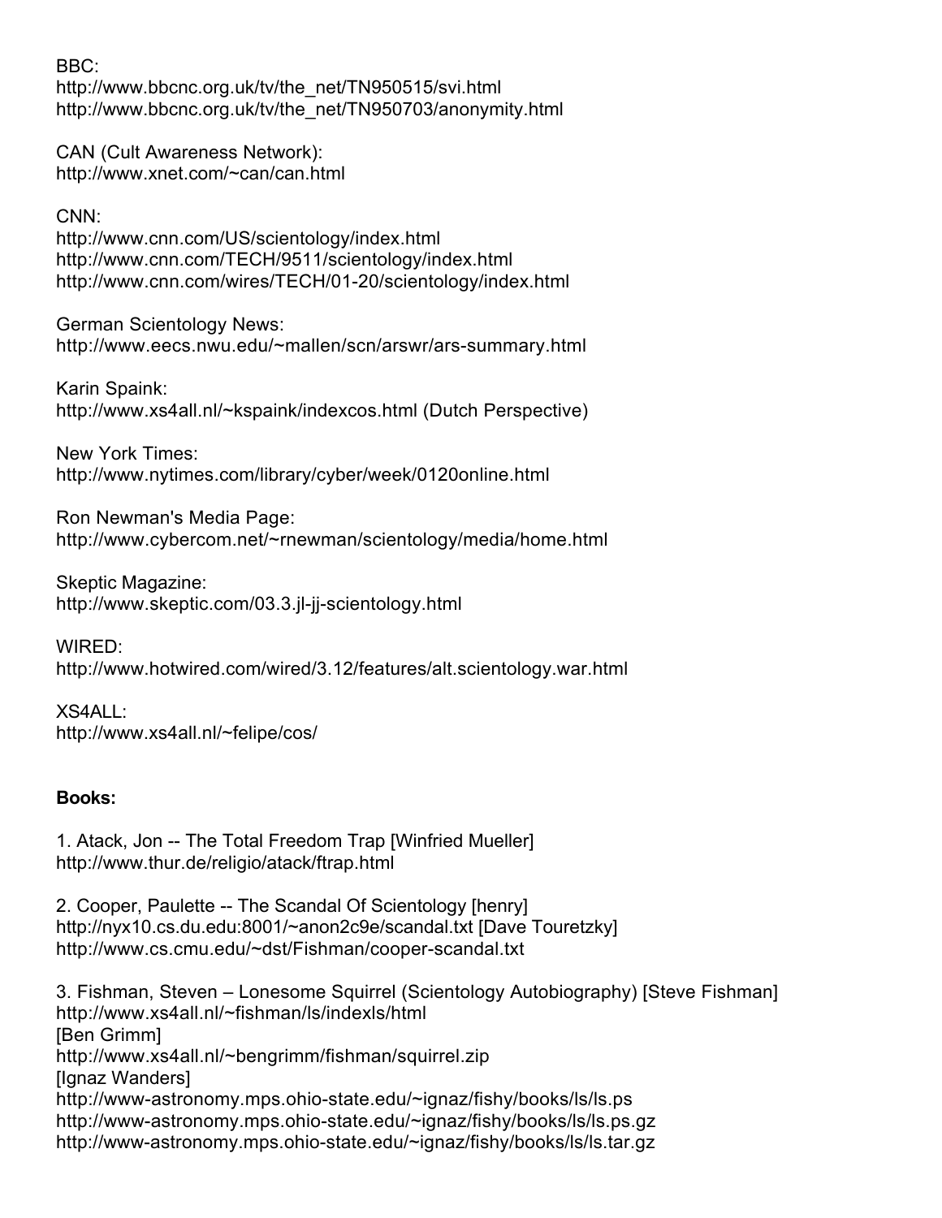BBC:
http://www.bbcnc.org.uk/tv/the_net/TN950515/svi.html
http://www.bbcnc.org.uk/tv/the_net/TN950703/anonymity.html

CAN (Cult Awareness Network):
http://www.xnet.com/~can/can.html

CNN:
http://www.cnn.com/US/scientology/index.html
http://www.cnn.com/TECH/9511/scientology/index.html
http://www.cnn.com/wires/TECH/01-20/scientology/index.html

German Scientology News:
http://www.eecs.nwu.edu/~mallen/scn/arswr/ars-summary.html

Karin Spaink:
http://www.xs4all.nl/~kspaink/indexcos.html (Dutch Perspective)

New York Times:
http://www.nytimes.com/library/cyber/week/0120online.html

Ron Newman's Media Page:
http://www.cybercom.net/~rnewman/scientology/media/home.html

Skeptic Magazine:
http://www.skeptic.com/03.3.jl-jj-scientology.html

WIRED:
http://www.hotwired.com/wired/3.12/features/alt.scientology.war.html

XS4ALL:
http://www.xs4all.nl/~felipe/cos/

**Books:**

1. Atack, Jon -- The Total Freedom Trap [Winfried Mueller]
http://www.thur.de/religio/atack/ftrap.html

2. Cooper, Paulette -- The Scandal Of Scientology [henry]
http://nyx10.cs.du.edu:8001/~anon2c9e/scandal.txt [Dave Touretzky]
http://www.cs.cmu.edu/~dst/Fishman/cooper-scandal.txt

3. Fishman, Steven – Lonesome Squirrel (Scientology Autobiography) [Steve Fishman]
http://www.xs4all.nl/~fishman/ls/indexls/html
[Ben Grimm]
http://www.xs4all.nl/~bengrimm/fishman/squirrel.zip
[Ignaz Wanders]
http://www-astronomy.mps.ohio-state.edu/~ignaz/fishy/books/ls/ls.ps
http://www-astronomy.mps.ohio-state.edu/~ignaz/fishy/books/ls/ls.ps.gz
http://www-astronomy.mps.ohio-state.edu/~ignaz/fishy/books/ls/ls.tar.gz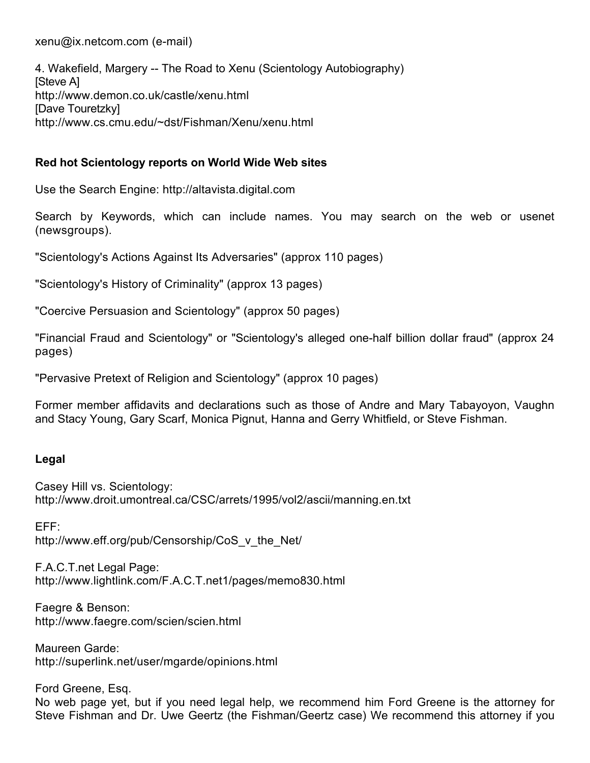xenu@ix.netcom.com (e-mail)

4. Wakefield, Margery -- The Road to Xenu (Scientology Autobiography)
[Steve A]
http://www.demon.co.uk/castle/xenu.html
[Dave Touretzky]
http://www.cs.cmu.edu/~dst/Fishman/Xenu/xenu.html

**Red hot Scientology reports on World Wide Web sites**

Use the Search Engine: http://altavista.digital.com

Search by Keywords, which can include names. You may search on the web or usenet (newsgroups).

"Scientology's Actions Against Its Adversaries" (approx 110 pages)

"Scientology's History of Criminality" (approx 13 pages)

"Coercive Persuasion and Scientology" (approx 50 pages)

"Financial Fraud and Scientology" or "Scientology's alleged one-half billion dollar fraud" (approx 24 pages)

"Pervasive Pretext of Religion and Scientology" (approx 10 pages)

Former member affidavits and declarations such as those of Andre and Mary Tabayoyon, Vaughn and Stacy Young, Gary Scarf, Monica Pignut, Hanna and Gerry Whitfield, or Steve Fishman.

**Legal**

Casey Hill vs. Scientology:
http://www.droit.umontreal.ca/CSC/arrets/1995/vol2/ascii/manning.en.txt

EFF:
http://www.eff.org/pub/Censorship/CoS_v_the_Net/

F.A.C.T.net Legal Page:
http://www.lightlink.com/F.A.C.T.net1/pages/memo830.html

Faegre & Benson:
http://www.faegre.com/scien/scien.html

Maureen Garde:
http://superlink.net/user/mgarde/opinions.html

Ford Greene, Esq.
No web page yet, but if you need legal help, we recommend him Ford Greene is the attorney for Steve Fishman and Dr. Uwe Geertz (the Fishman/Geertz case) We recommend this attorney if you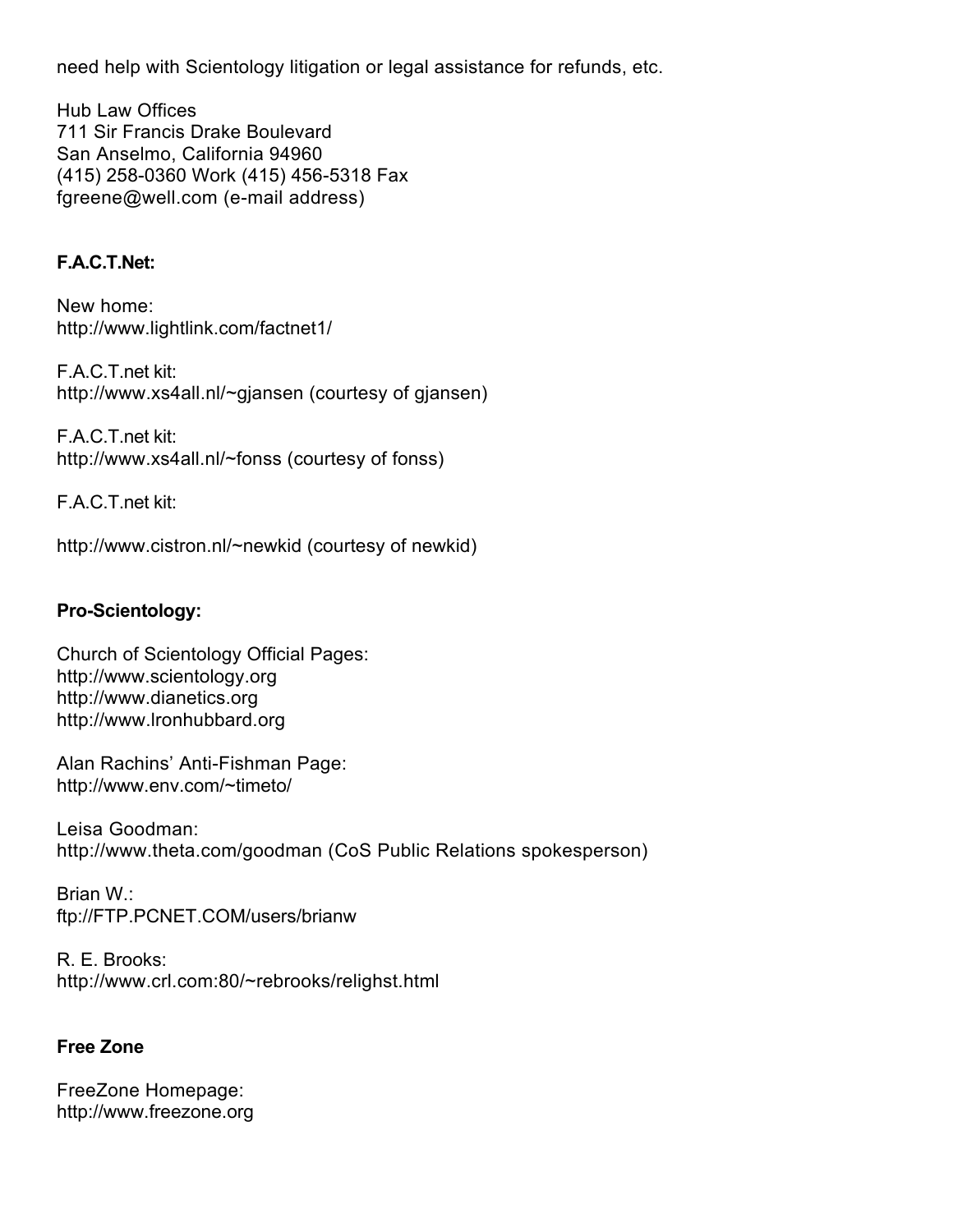need help with Scientology litigation or legal assistance for refunds, etc.

Hub Law Offices
711 Sir Francis Drake Boulevard
San Anselmo, California 94960
(415) 258-0360 Work (415) 456-5318 Fax
fgreene@well.com (e-mail address)

**F.A.C.T.Net:**

New home:
http://www.lightlink.com/factnet1/

F.A.C.T.net kit:
http://www.xs4all.nl/~gjansen (courtesy of gjansen)

F.A.C.T.net kit:
http://www.xs4all.nl/~fonss (courtesy of fonss)

F.A.C.T.net kit:

http://www.cistron.nl/~newkid (courtesy of newkid)

**Pro-Scientology:**

Church of Scientology Official Pages:
http://www.scientology.org
http://www.dianetics.org
http://www.lronhubbard.org

Alan Rachins' Anti-Fishman Page:
http://www.env.com/~timeto/

Leisa Goodman:
http://www.theta.com/goodman (CoS Public Relations spokesperson)

Brian W.:
ftp://FTP.PCNET.COM/users/brianw

R. E. Brooks:
http://www.crl.com:80/~rebrooks/relighst.html

**Free Zone**

FreeZone Homepage:
http://www.freezone.org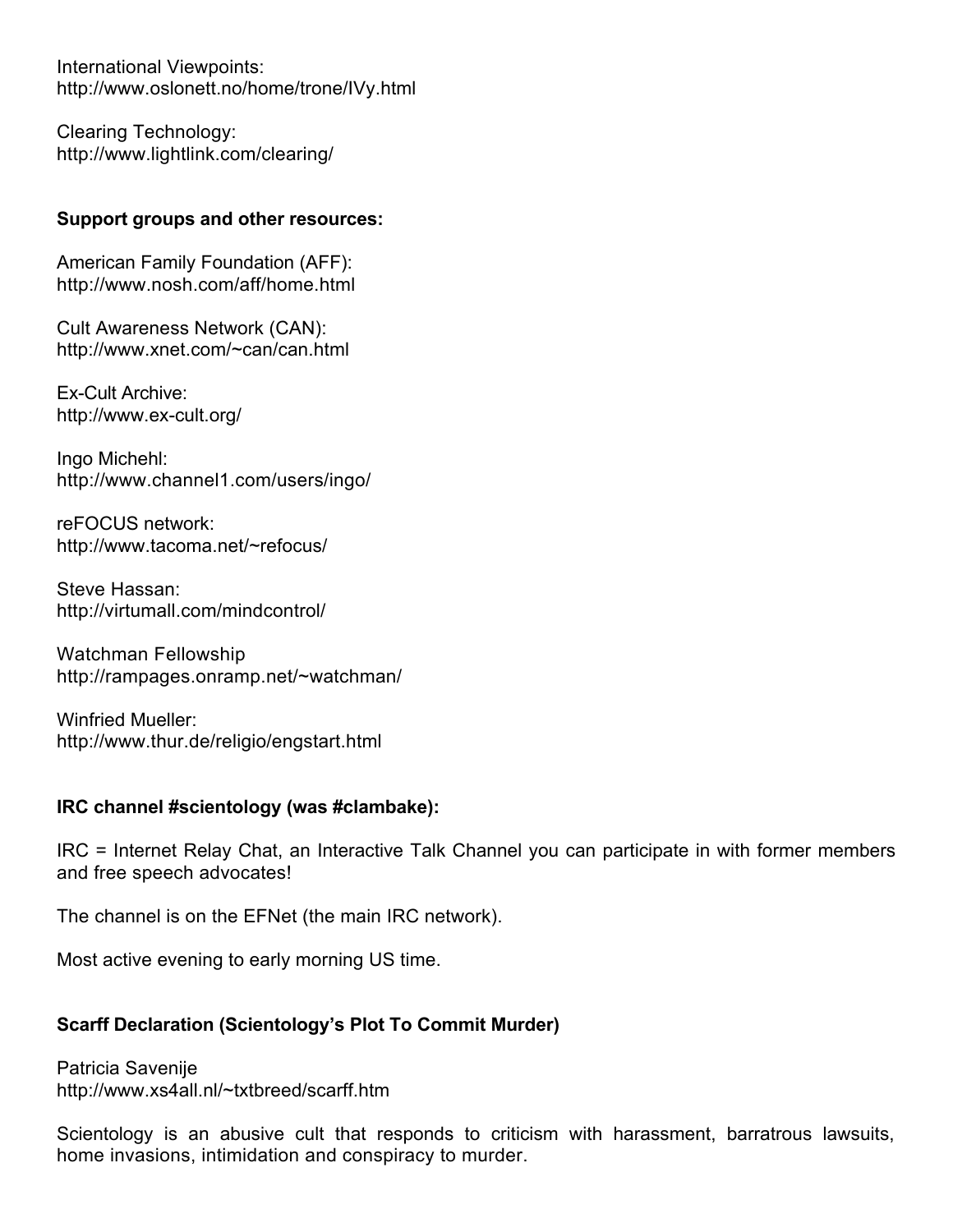International Viewpoints:
http://www.oslonett.no/home/trone/IVy.html

Clearing Technology:
http://www.lightlink.com/clearing/

**Support groups and other resources:**

American Family Foundation (AFF):
http://www.nosh.com/aff/home.html

Cult Awareness Network (CAN):
http://www.xnet.com/~can/can.html

Ex-Cult Archive:
http://www.ex-cult.org/

Ingo Michehl:
http://www.channel1.com/users/ingo/

reFOCUS network:
http://www.tacoma.net/~refocus/

Steve Hassan:
http://virtumall.com/mindcontrol/

Watchman Fellowship
http://rampages.onramp.net/~watchman/

Winfried Mueller:
http://www.thur.de/religio/engstart.html

**IRC channel #scientology (was #clambake):**

IRC = Internet Relay Chat, an Interactive Talk Channel you can participate in with former members and free speech advocates!

The channel is on the EFNet (the main IRC network).

Most active evening to early morning US time.

**Scarff Declaration (Scientology's Plot To Commit Murder)**

Patricia Savenije
http://www.xs4all.nl/~txtbreed/scarff.htm

Scientology is an abusive cult that responds to criticism with harassment, barratrous lawsuits, home invasions, intimidation and conspiracy to murder.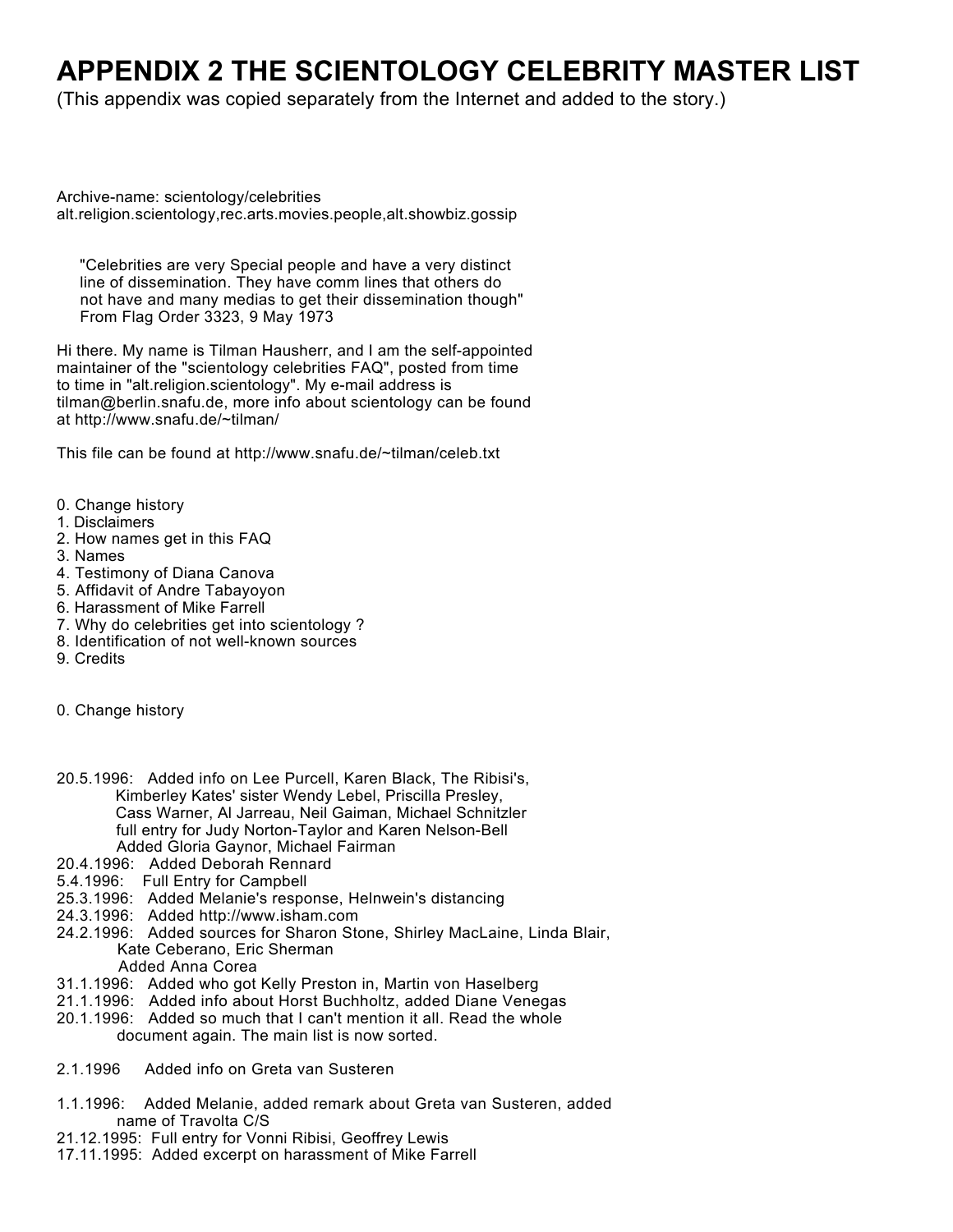# APPENDIX 2 THE SCIENTOLOGY CELEBRITY MASTER LIST

(This appendix was copied separately from the Internet and added to the story.)

Archive-name: scientology/celebrities
alt.religion.scientology,rec.arts.movies.people,alt.showbiz.gossip

> "Celebrities are very Special people and have a very distinct line of dissemination. They have comm lines that others do not have and many medias to get their dissemination though"
> From Flag Order 3323, 9 May 1973

Hi there. My name is Tilman Hausherr, and I am the self-appointed maintainer of the "scientology celebrities FAQ", posted from time to time in "alt.religion.scientology". My e-mail address is tilman@berlin.snafu.de, more info about scientology can be found at http://www.snafu.de/~tilman/

This file can be found at http://www.snafu.de/~tilman/celeb.txt

0. Change history
1. Disclaimers
2. How names get in this FAQ
3. Names
4. Testimony of Diana Canova
5. Affidavit of Andre Tabayoyon
6. Harassment of Mike Farrell
7. Why do celebrities get into scientology ?
8. Identification of not well-known sources
9. Credits

0. Change history

20.5.1996: Added info on Lee Purcell, Karen Black, The Ribisi's, Kimberley Kates' sister Wendy Lebel, Priscilla Presley, Cass Warner, Al Jarreau, Neil Gaiman, Michael Schnitzler full entry for Judy Norton-Taylor and Karen Nelson-Bell Added Gloria Gaynor, Michael Fairman
20.4.1996: Added Deborah Rennard
5.4.1996: Full Entry for Campbell
25.3.1996: Added Melanie's response, Helnwein's distancing
24.3.1996: Added http://www.isham.com
24.2.1996: Added sources for Sharon Stone, Shirley MacLaine, Linda Blair, Kate Ceberano, Eric Sherman Added Anna Corea
31.1.1996: Added who got Kelly Preston in, Martin von Haselberg
21.1.1996: Added info about Horst Buchholtz, added Diane Venegas
20.1.1996: Added so much that I can't mention it all. Read the whole document again. The main list is now sorted.

2.1.1996 Added info on Greta van Susteren

1.1.1996: Added Melanie, added remark about Greta van Susteren, added name of Travolta C/S
21.12.1995: Full entry for Vonni Ribisi, Geoffrey Lewis
17.11.1995: Added excerpt on harassment of Mike Farrell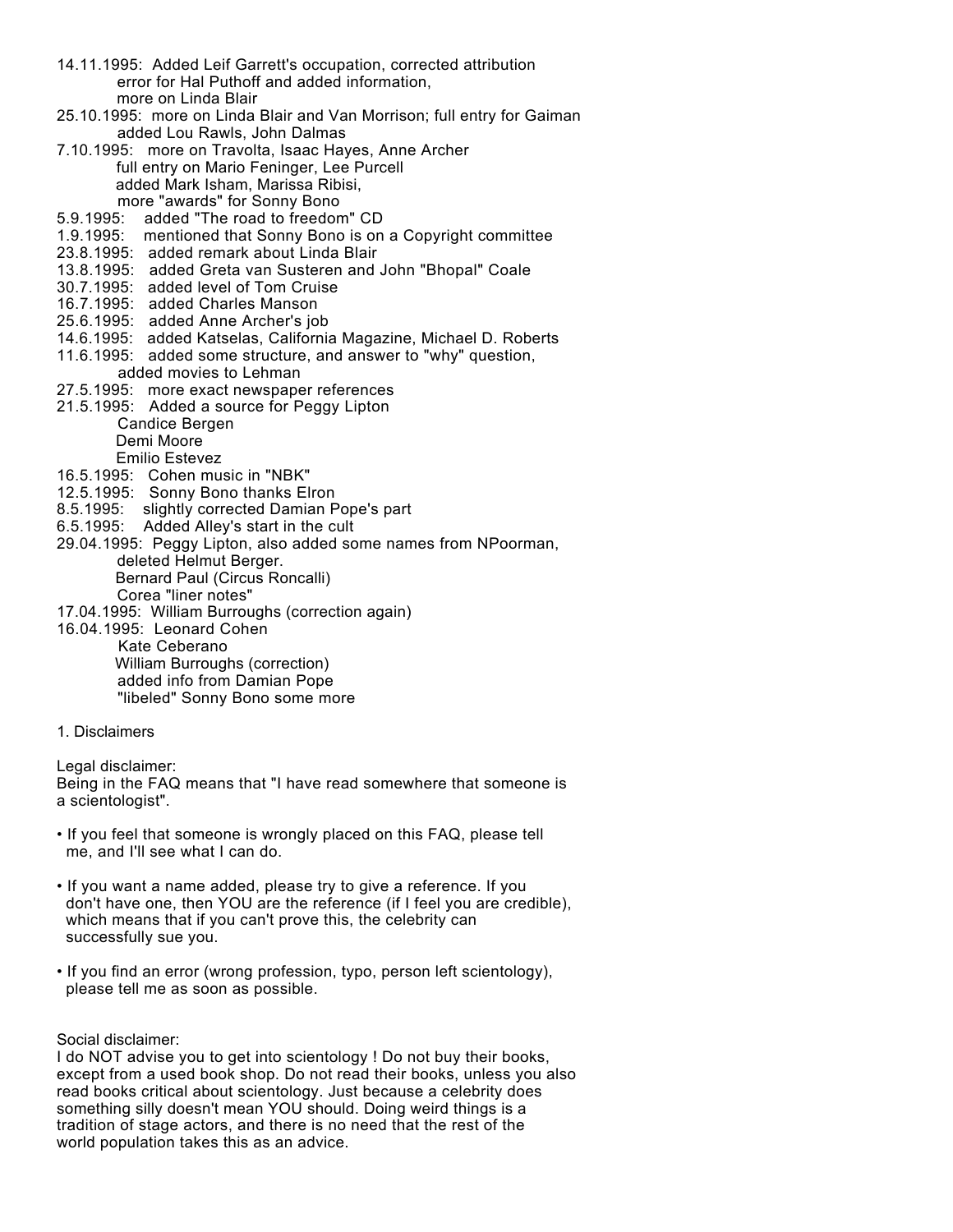14.11.1995: Added Leif Garrett's occupation, corrected attribution
    error for Hal Puthoff and added information,
    more on Linda Blair
25.10.1995: more on Linda Blair and Van Morrison; full entry for Gaiman
    added Lou Rawls, John Dalmas
7.10.1995: more on Travolta, Isaac Hayes, Anne Archer
    full entry on Mario Feninger, Lee Purcell
    added Mark Isham, Marissa Ribisi,
    more "awards" for Sonny Bono
5.9.1995: added "The road to freedom" CD
1.9.1995: mentioned that Sonny Bono is on a Copyright committee
23.8.1995: added remark about Linda Blair
13.8.1995: added Greta van Susteren and John "Bhopal" Coale
30.7.1995: added level of Tom Cruise
16.7.1995: added Charles Manson
25.6.1995: added Anne Archer's job
14.6.1995: added Katselas, California Magazine, Michael D. Roberts
11.6.1995: added some structure, and answer to "why" question,
    added movies to Lehman
27.5.1995: more exact newspaper references
21.5.1995: Added a source for Peggy Lipton
    Candice Bergen
    Demi Moore
    Emilio Estevez
16.5.1995: Cohen music in "NBK"
12.5.1995: Sonny Bono thanks Elron
8.5.1995: slightly corrected Damian Pope's part
6.5.1995: Added Alley's start in the cult
29.04.1995: Peggy Lipton, also added some names from NPoorman,
    deleted Helmut Berger.
    Bernard Paul (Circus Roncalli)
    Corea "liner notes"
17.04.1995: William Burroughs (correction again)
16.04.1995: Leonard Cohen
    Kate Ceberano
    William Burroughs (correction)
    added info from Damian Pope
    "libeled" Sonny Bono some more

## 1. Disclaimers

Legal disclaimer:
Being in the FAQ means that "I have read somewhere that someone is a scientologist".

- If you feel that someone is wrongly placed on this FAQ, please tell me, and I'll see what I can do.

- If you want a name added, please try to give a reference. If you don't have one, then YOU are the reference (if I feel you are credible), which means that if you can't prove this, the celebrity can successfully sue you.

- If you find an error (wrong profession, typo, person left scientology), please tell me as soon as possible.

Social disclaimer:
I do NOT advise you to get into scientology ! Do not buy their books, except from a used book shop. Do not read their books, unless you also read books critical about scientology. Just because a celebrity does something silly doesn't mean YOU should. Doing weird things is a tradition of stage actors, and there is no need that the rest of the world population takes this as an advice.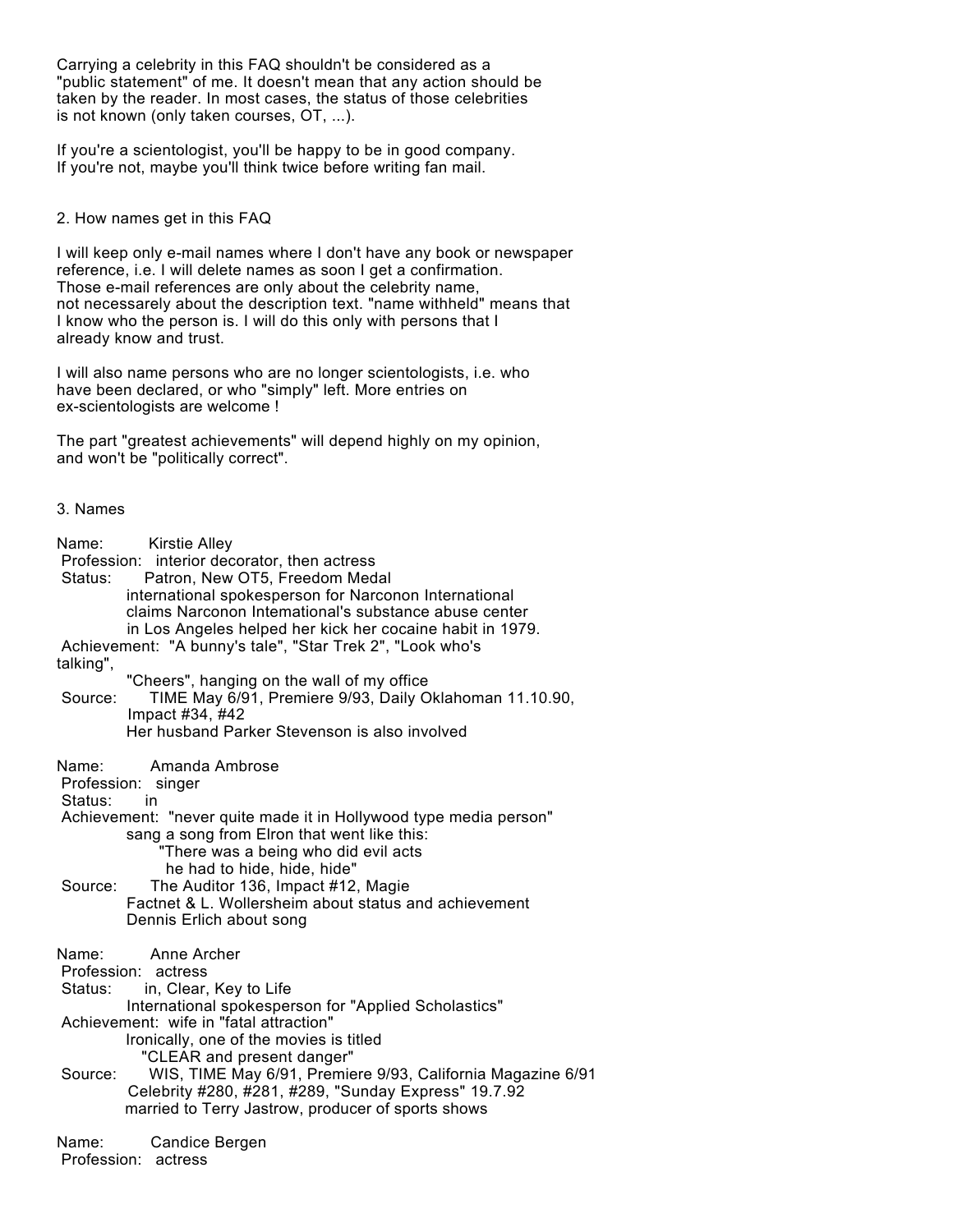Carrying a celebrity in this FAQ shouldn't be considered as a "public statement" of me. It doesn't mean that any action should be taken by the reader. In most cases, the status of those celebrities is not known (only taken courses, OT, ...).

If you're a scientologist, you'll be happy to be in good company. If you're not, maybe you'll think twice before writing fan mail.

## 2. How names get in this FAQ

I will keep only e-mail names where I don't have any book or newspaper reference, i.e. I will delete names as soon I get a confirmation. Those e-mail references are only about the celebrity name, not necessarely about the description text. "name withheld" means that I know who the person is. I will do this only with persons that I already know and trust.

I will also name persons who are no longer scientologists, i.e. who have been declared, or who "simply" left. More entries on ex-scientologists are welcome !

The part "greatest achievements" will depend highly on my opinion, and won't be "politically correct".

## 3. Names

```
Name:         Kirstie Alley
 Profession:   interior decorator, then actress
 Status:       Patron, New OT5, Freedom Medal
               international spokesperson for Narconon International
               claims Narconon Intemational's substance abuse center
               in Los Angeles helped her kick her cocaine habit in 1979.
 Achievement:  "A bunny's tale", "Star Trek 2", "Look who's
talking",
               "Cheers", hanging on the wall of my office
 Source:       TIME May 6/91, Premiere 9/93, Daily Oklahoman 11.10.90,
               Impact #34, #42
               Her husband Parker Stevenson is also involved

Name:         Amanda Ambrose
 Profession:   singer
 Status:       in
 Achievement:  "never quite made it in Hollywood type media person"
               sang a song from Elron that went like this:
                  "There was a being who did evil acts
                   he had to hide, hide, hide"
 Source:       The Auditor 136, Impact #12, Magie
               Factnet & L. Wollersheim about status and achievement
               Dennis Erlich about song

Name:         Anne Archer
 Profession:   actress
 Status:       in, Clear, Key to Life
               International spokesperson for "Applied Scholastics"
 Achievement:  wife in "fatal attraction"
               Ironically, one of the movies is titled
                 "CLEAR and present danger"
 Source:       WIS, TIME May 6/91, Premiere 9/93, California Magazine 6/91
               Celebrity #280, #281, #289, "Sunday Express" 19.7.92
               married to Terry Jastrow, producer of sports shows

Name:         Candice Bergen
 Profession:   actress
```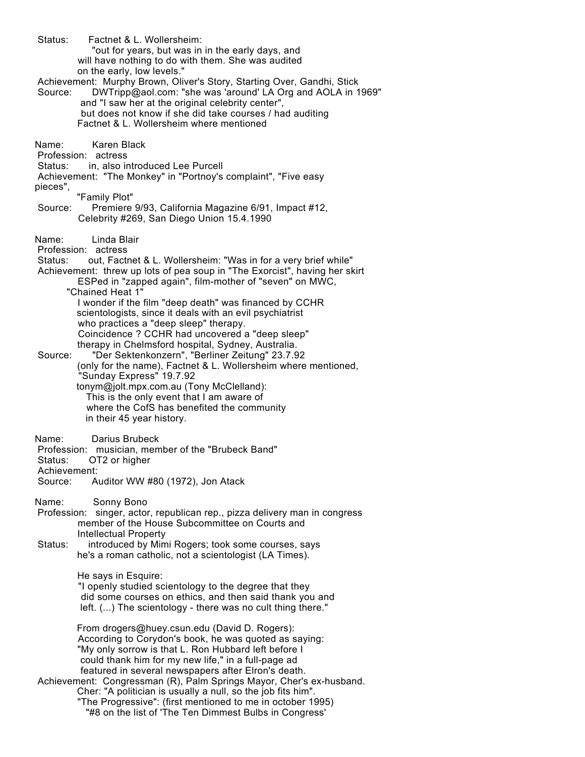Status: Factnet & L. Wollersheim:
"out for years, but was in in the early days, and
will have nothing to do with them. She was audited
on the early, low levels."
Achievement: Murphy Brown, Oliver's Story, Starting Over, Gandhi, Stick
Source: DWTripp@aol.com: "she was 'around' LA Org and AOLA in 1969"
and "I saw her at the original celebrity center",
but does not know if she did take courses / had auditing
Factnet & L. Wollersheim where mentioned

Name: Karen Black
Profession: actress
Status: in, also introduced Lee Purcell
Achievement: "The Monkey" in "Portnoy's complaint", "Five easy
pieces",
"Family Plot"
Source: Premiere 9/93, California Magazine 6/91, Impact #12,
Celebrity #269, San Diego Union 15.4.1990

Name: Linda Blair
Profession: actress
Status: out, Factnet & L. Wollersheim: "Was in for a very brief while"
Achievement: threw up lots of pea soup in "The Exorcist", having her skirt
ESPed in "zapped again", film-mother of "seven" on MWC,
"Chained Heat 1"
I wonder if the film "deep death" was financed by CCHR
scientologists, since it deals with an evil psychiatrist
who practices a "deep sleep" therapy.
Coincidence ? CCHR had uncovered a "deep sleep"
therapy in Chelmsford hospital, Sydney, Australia.
Source: "Der Sektenkonzern", "Berliner Zeitung" 23.7.92
(only for the name), Factnet & L. Wollersheim where mentioned,
"Sunday Express" 19.7.92
tonym@jolt.mpx.com.au (Tony McClelland):
This is the only event that I am aware of
where the CofS has benefited the community
in their 45 year history.

Name: Darius Brubeck
Profession: musician, member of the "Brubeck Band"
Status: OT2 or higher
Achievement:
Source: Auditor WW #80 (1972), Jon Atack

Name: Sonny Bono
Profession: singer, actor, republican rep., pizza delivery man in congress
member of the House Subcommittee on Courts and
Intellectual Property
Status: introduced by Mimi Rogers; took some courses, says
he's a roman catholic, not a scientologist (LA Times).

He says in Esquire:
"I openly studied scientology to the degree that they
did some courses on ethics, and then said thank you and
left. (...) The scientology - there was no cult thing there."

From drogers@huey.csun.edu (David D. Rogers):
According to Corydon's book, he was quoted as saying:
"My only sorrow is that L. Ron Hubbard left before I
could thank him for my new life," in a full-page ad
featured in several newspapers after Elron's death.
Achievement: Congressman (R), Palm Springs Mayor, Cher's ex-husband.
Cher: "A politician is usually a null, so the job fits him".
"The Progressive": (first mentioned to me in october 1995)
"#8 on the list of 'The Ten Dimmest Bulbs in Congress'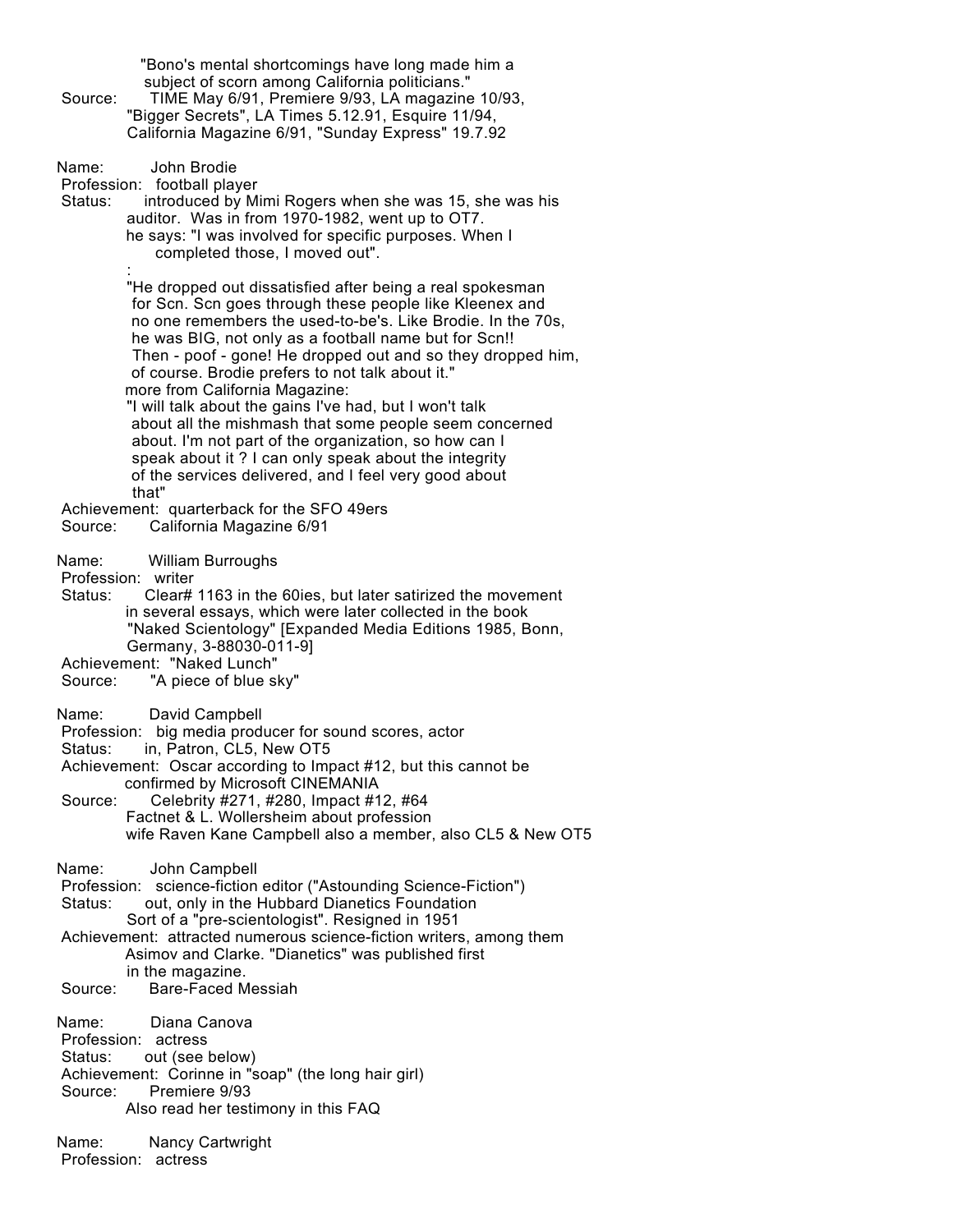"Bono's mental shortcomings have long made him a subject of scorn among California politicians."

Source: TIME May 6/91, Premiere 9/93, LA magazine 10/93, "Bigger Secrets", LA Times 5.12.91, Esquire 11/94, California Magazine 6/91, "Sunday Express" 19.7.92

Name: John Brodie
Profession: football player
Status: introduced by Mimi Rogers when she was 15, she was his auditor. Was in from 1970-1982, went up to OT7.
he says: "I was involved for specific purposes. When I completed those, I moved out".
:
"He dropped out dissatisfied after being a real spokesman for Scn. Scn goes through these people like Kleenex and no one remembers the used-to-be's. Like Brodie. In the 70s, he was BIG, not only as a football name but for Scn!! Then - poof - gone! He dropped out and so they dropped him, of course. Brodie prefers to not talk about it."
more from California Magazine:
"I will talk about the gains I've had, but I won't talk about all the mishmash that some people seem concerned about. I'm not part of the organization, so how can I speak about it ? I can only speak about the integrity of the services delivered, and I feel very good about that"
Achievement: quarterback for the SFO 49ers
Source: California Magazine 6/91

Name: William Burroughs
Profession: writer
Status: Clear# 1163 in the 60ies, but later satirized the movement in several essays, which were later collected in the book "Naked Scientology" [Expanded Media Editions 1985, Bonn, Germany, 3-88030-011-9]
Achievement: "Naked Lunch"
Source: "A piece of blue sky"

Name: David Campbell
Profession: big media producer for sound scores, actor
Status: in, Patron, CL5, New OT5
Achievement: Oscar according to Impact #12, but this cannot be confirmed by Microsoft CINEMANIA
Source: Celebrity #271, #280, Impact #12, #64
Factnet & L. Wollersheim about profession
wife Raven Kane Campbell also a member, also CL5 & New OT5

Name: John Campbell
Profession: science-fiction editor ("Astounding Science-Fiction")
Status: out, only in the Hubbard Dianetics Foundation
Sort of a "pre-scientologist". Resigned in 1951
Achievement: attracted numerous science-fiction writers, among them Asimov and Clarke. "Dianetics" was published first in the magazine.
Source: Bare-Faced Messiah

Name: Diana Canova
Profession: actress
Status: out (see below)
Achievement: Corinne in "soap" (the long hair girl)
Source: Premiere 9/93
Also read her testimony in this FAQ

Name: Nancy Cartwright
Profession: actress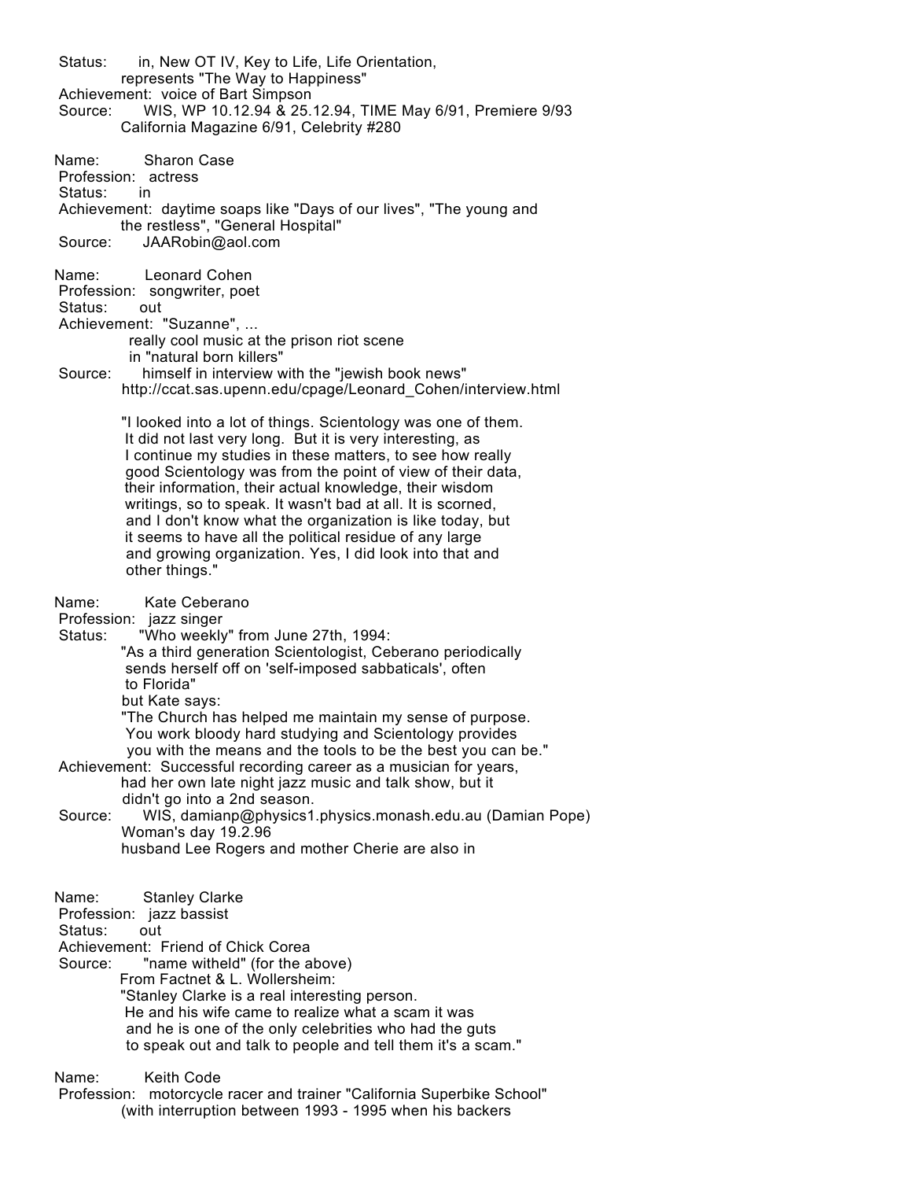Status: in, New OT IV, Key to Life, Life Orientation,
represents "The Way to Happiness"
Achievement: voice of Bart Simpson
Source: WIS, WP 10.12.94 & 25.12.94, TIME May 6/91, Premiere 9/93
California Magazine 6/91, Celebrity #280

Name: Sharon Case
Profession: actress
Status: in
Achievement: daytime soaps like "Days of our lives", "The young and
the restless", "General Hospital"
Source: JAARobin@aol.com

Name: Leonard Cohen
Profession: songwriter, poet
Status: out
Achievement: "Suzanne", ...
really cool music at the prison riot scene
in "natural born killers"
Source: himself in interview with the "jewish book news"
http://ccat.sas.upenn.edu/cpage/Leonard_Cohen/interview.html

"I looked into a lot of things. Scientology was one of them.
It did not last very long. But it is very interesting, as
I continue my studies in these matters, to see how really
good Scientology was from the point of view of their data,
their information, their actual knowledge, their wisdom
writings, so to speak. It wasn't bad at all. It is scorned,
and I don't know what the organization is like today, but
it seems to have all the political residue of any large
and growing organization. Yes, I did look into that and
other things."

Name: Kate Ceberano
Profession: jazz singer
Status: "Who weekly" from June 27th, 1994:
"As a third generation Scientologist, Ceberano periodically
sends herself off on 'self-imposed sabbaticals', often
to Florida"
but Kate says:
"The Church has helped me maintain my sense of purpose.
You work bloody hard studying and Scientology provides
you with the means and the tools to be the best you can be."
Achievement: Successful recording career as a musician for years,
had her own late night jazz music and talk show, but it
didn't go into a 2nd season.
Source: WIS, damianp@physics1.physics.monash.edu.au (Damian Pope)
Woman's day 19.2.96
husband Lee Rogers and mother Cherie are also in

Name: Stanley Clarke
Profession: jazz bassist
Status: out
Achievement: Friend of Chick Corea
Source: "name witheld" (for the above)
From Factnet & L. Wollersheim:
"Stanley Clarke is a real interesting person.
He and his wife came to realize what a scam it was
and he is one of the only celebrities who had the guts
to speak out and talk to people and tell them it's a scam."

Name: Keith Code
Profession: motorcycle racer and trainer "California Superbike School"
(with interruption between 1993 - 1995 when his backers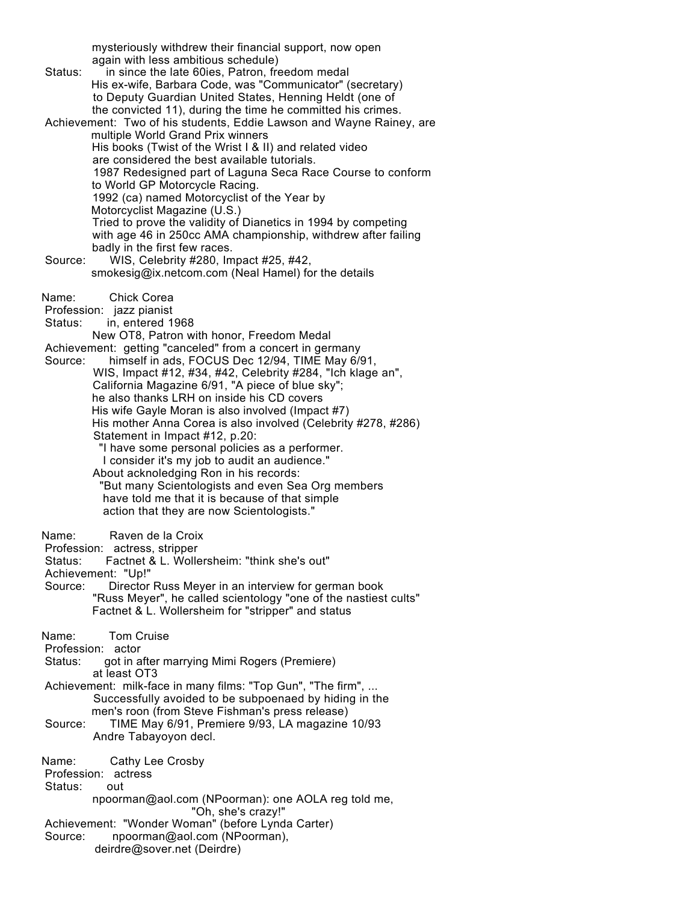mysteriously withdrew their financial support, now open
again with less ambitious schedule)

Status: in since the late 60ies, Patron, freedom medal
His ex-wife, Barbara Code, was "Communicator" (secretary)
to Deputy Guardian United States, Henning Heldt (one of
the convicted 11), during the time he committed his crimes.

Achievement: Two of his students, Eddie Lawson and Wayne Rainey, are
multiple World Grand Prix winners
His books (Twist of the Wrist I & II) and related video
are considered the best available tutorials.
1987 Redesigned part of Laguna Seca Race Course to conform
to World GP Motorcycle Racing.
1992 (ca) named Motorcyclist of the Year by
Motorcyclist Magazine (U.S.)
Tried to prove the validity of Dianetics in 1994 by competing
with age 46 in 250cc AMA championship, withdrew after failing
badly in the first few races.

Source: WIS, Celebrity #280, Impact #25, #42,
smokesig@ix.netcom.com (Neal Hamel) for the details

Name: Chick Corea
Profession: jazz pianist
Status: in, entered 1968
New OT8, Patron with honor, Freedom Medal
Achievement: getting "canceled" from a concert in germany
Source: himself in ads, FOCUS Dec 12/94, TIME May 6/91,
WIS, Impact #12, #34, #42, Celebrity #284, "Ich klage an",
California Magazine 6/91, "A piece of blue sky";
he also thanks LRH on inside his CD covers
His wife Gayle Moran is also involved (Impact #7)
His mother Anna Corea is also involved (Celebrity #278, #286)
Statement in Impact #12, p.20:
"I have some personal policies as a performer.
I consider it's my job to audit an audience."
About acknoledging Ron in his records:
"But many Scientologists and even Sea Org members
have told me that it is because of that simple
action that they are now Scientologists."

Name: Raven de la Croix
Profession: actress, stripper
Status: Factnet & L. Wollersheim: "think she's out"
Achievement: "Up!"
Source: Director Russ Meyer in an interview for german book
"Russ Meyer", he called scientology "one of the nastiest cults"
Factnet & L. Wollersheim for "stripper" and status

Name: Tom Cruise
Profession: actor
Status: got in after marrying Mimi Rogers (Premiere)
at least OT3
Achievement: milk-face in many films: "Top Gun", "The firm", ...
Successfully avoided to be subpoenaed by hiding in the
men's roon (from Steve Fishman's press release)
Source: TIME May 6/91, Premiere 9/93, LA magazine 10/93
Andre Tabayoyon decl.

Name: Cathy Lee Crosby
Profession: actress
Status: out
npoorman@aol.com (NPoorman): one AOLA reg told me,
"Oh, she's crazy!"
Achievement: "Wonder Woman" (before Lynda Carter)
Source: npoorman@aol.com (NPoorman),
deirdre@sover.net (Deirdre)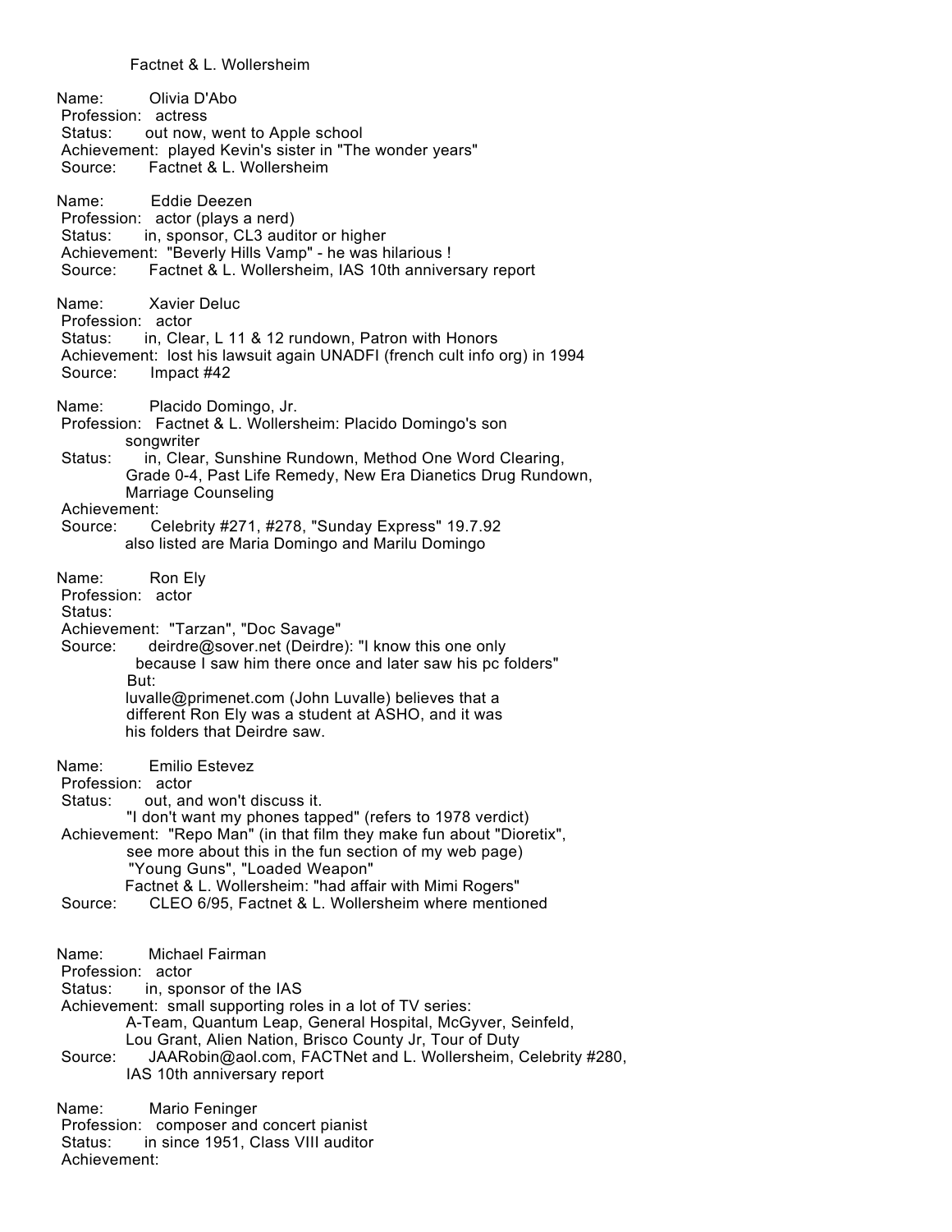Factnet & L. Wollersheim

Name: Olivia D'Abo
Profession: actress
Status: out now, went to Apple school
Achievement: played Kevin's sister in "The wonder years"
Source: Factnet & L. Wollersheim

Name: Eddie Deezen
Profession: actor (plays a nerd)
Status: in, sponsor, CL3 auditor or higher
Achievement: "Beverly Hills Vamp" - he was hilarious !
Source: Factnet & L. Wollersheim, IAS 10th anniversary report

Name: Xavier Deluc
Profession: actor
Status: in, Clear, L 11 & 12 rundown, Patron with Honors
Achievement: lost his lawsuit again UNADFI (french cult info org) in 1994
Source: Impact #42

Name: Placido Domingo, Jr.
Profession: Factnet & L. Wollersheim: Placido Domingo's son
songwriter
Status: in, Clear, Sunshine Rundown, Method One Word Clearing,
Grade 0-4, Past Life Remedy, New Era Dianetics Drug Rundown,
Marriage Counseling
Achievement:
Source: Celebrity #271, #278, "Sunday Express" 19.7.92
also listed are Maria Domingo and Marilu Domingo

Name: Ron Ely
Profession: actor
Status:
Achievement: "Tarzan", "Doc Savage"
Source: deirdre@sover.net (Deirdre): "I know this one only
because I saw him there once and later saw his pc folders"
But:
luvalle@primenet.com (John Luvalle) believes that a
different Ron Ely was a student at ASHO, and it was
his folders that Deirdre saw.

Name: Emilio Estevez
Profession: actor
Status: out, and won't discuss it.
"I don't want my phones tapped" (refers to 1978 verdict)
Achievement: "Repo Man" (in that film they make fun about "Dioretix",
see more about this in the fun section of my web page)
"Young Guns", "Loaded Weapon"
Factnet & L. Wollersheim: "had affair with Mimi Rogers"
Source: CLEO 6/95, Factnet & L. Wollersheim where mentioned

Name: Michael Fairman
Profession: actor
Status: in, sponsor of the IAS
Achievement: small supporting roles in a lot of TV series:
A-Team, Quantum Leap, General Hospital, McGyver, Seinfeld,
Lou Grant, Alien Nation, Brisco County Jr, Tour of Duty
Source: JAARobin@aol.com, FACTNet and L. Wollersheim, Celebrity #280,
IAS 10th anniversary report

Name: Mario Feninger
Profession: composer and concert pianist
Status: in since 1951, Class VIII auditor
Achievement: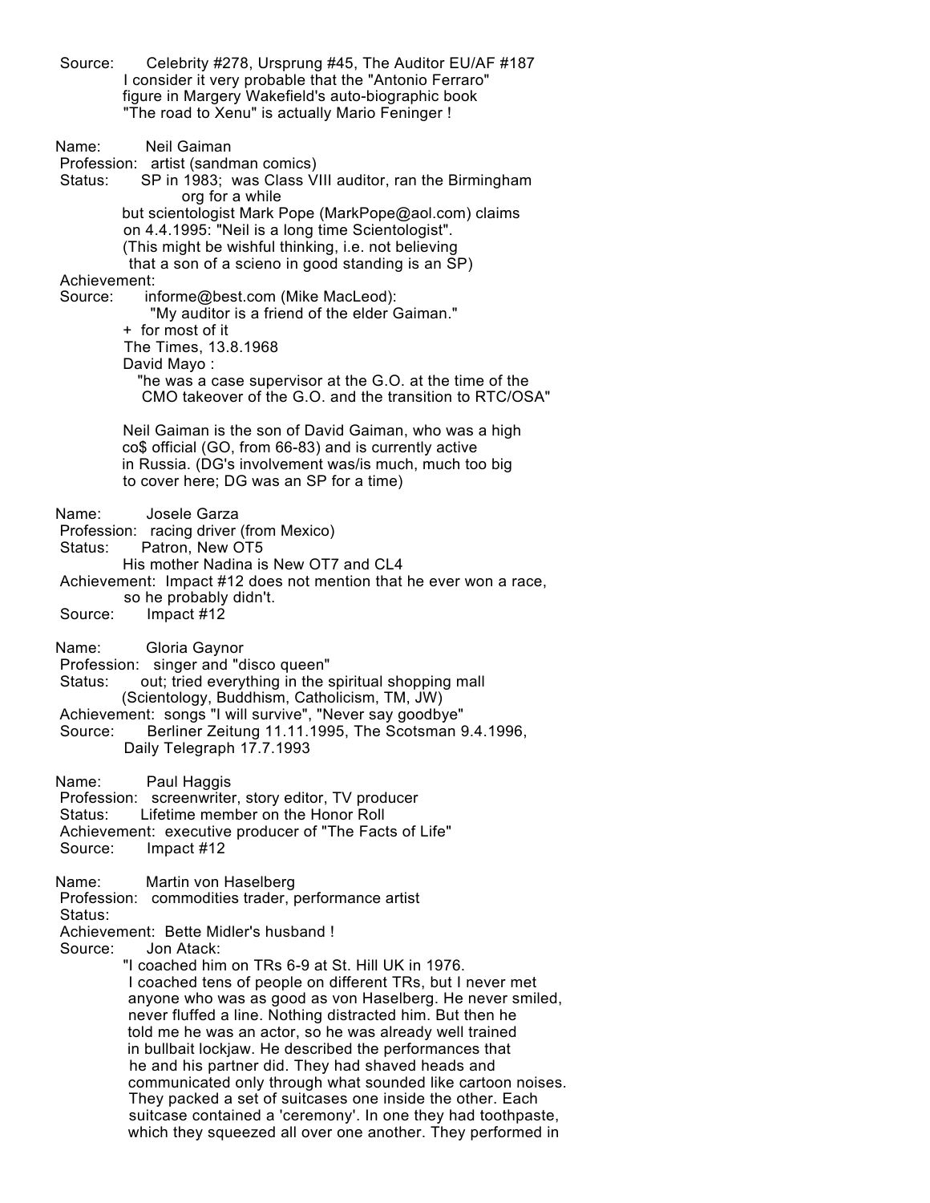Source: Celebrity #278, Ursprung #45, The Auditor EU/AF #187
I consider it very probable that the "Antonio Ferraro" figure in Margery Wakefield's auto-biographic book "The road to Xenu" is actually Mario Feninger !

Name: Neil Gaiman
Profession: artist (sandman comics)
Status: SP in 1983; was Class VIII auditor, ran the Birmingham org for a while
but scientologist Mark Pope (MarkPope@aol.com) claims on 4.4.1995: "Neil is a long time Scientologist".
(This might be wishful thinking, i.e. not believing that a son of a scieno in good standing is an SP)
Achievement:
Source: informe@best.com (Mike MacLeod):
"My auditor is a friend of the elder Gaiman."
+ for most of it
The Times, 13.8.1968
David Mayo :
"he was a case supervisor at the G.O. at the time of the CMO takeover of the G.O. and the transition to RTC/OSA"

Neil Gaiman is the son of David Gaiman, who was a high co$ official (GO, from 66-83) and is currently active in Russia. (DG's involvement was/is much, much too big to cover here; DG was an SP for a time)

Name: Josele Garza
Profession: racing driver (from Mexico)
Status: Patron, New OT5
His mother Nadina is New OT7 and CL4
Achievement: Impact #12 does not mention that he ever won a race, so he probably didn't.
Source: Impact #12

Name: Gloria Gaynor
Profession: singer and "disco queen"
Status: out; tried everything in the spiritual shopping mall (Scientology, Buddhism, Catholicism, TM, JW)
Achievement: songs "I will survive", "Never say goodbye"
Source: Berliner Zeitung 11.11.1995, The Scotsman 9.4.1996, Daily Telegraph 17.7.1993

Name: Paul Haggis
Profession: screenwriter, story editor, TV producer
Status: Lifetime member on the Honor Roll
Achievement: executive producer of "The Facts of Life"
Source: Impact #12

Name: Martin von Haselberg
Profession: commodities trader, performance artist
Status:
Achievement: Bette Midler's husband !
Source: Jon Atack:
"I coached him on TRs 6-9 at St. Hill UK in 1976. I coached tens of people on different TRs, but I never met anyone who was as good as von Haselberg. He never smiled, never fluffed a line. Nothing distracted him. But then he told me he was an actor, so he was already well trained in bullbait lockjaw. He described the performances that he and his partner did. They had shaved heads and communicated only through what sounded like cartoon noises. They packed a set of suitcases one inside the other. Each suitcase contained a 'ceremony'. In one they had toothpaste, which they squeezed all over one another. They performed in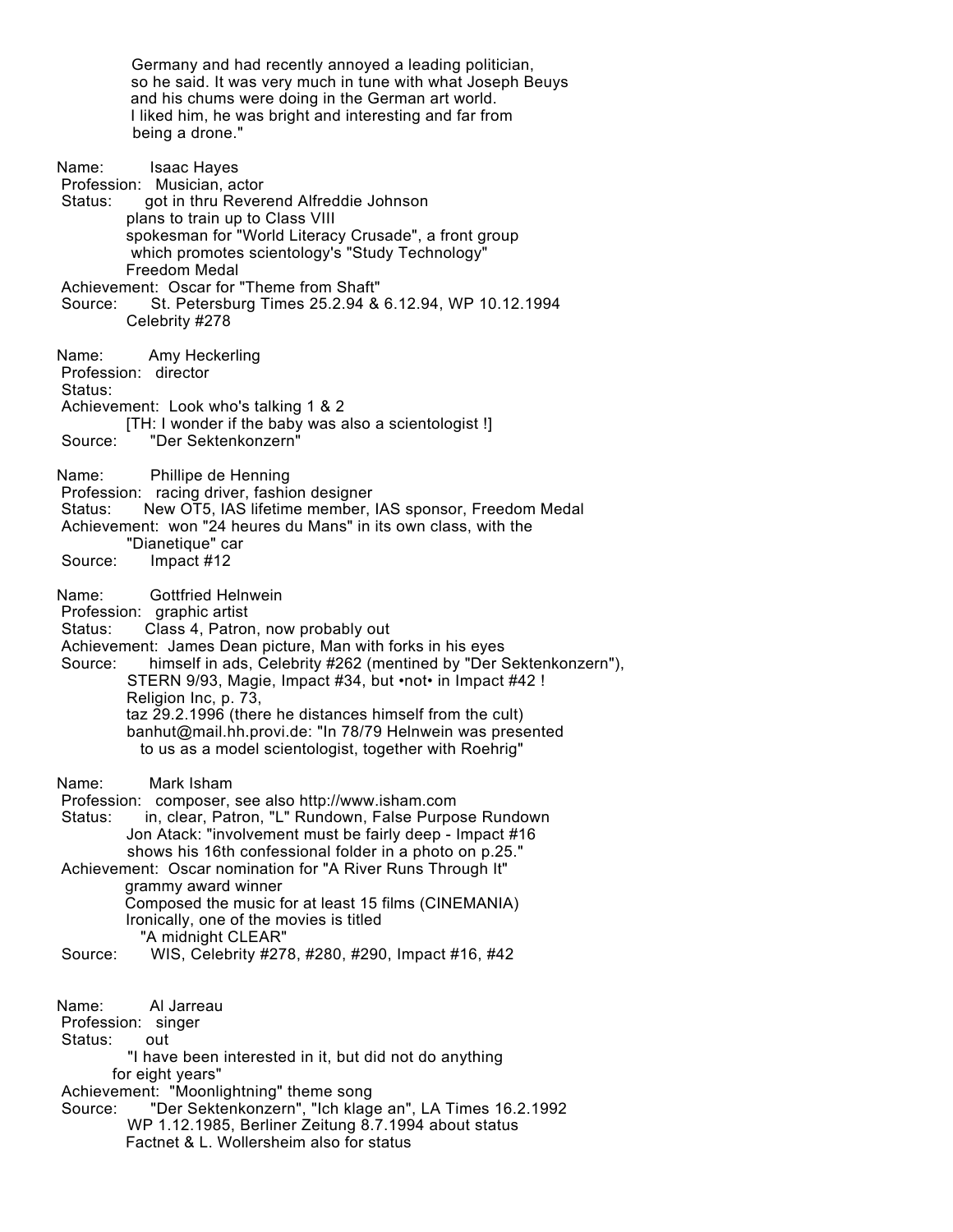Germany and had recently annoyed a leading politician, so he said. It was very much in tune with what Joseph Beuys and his chums were doing in the German art world. I liked him, he was bright and interesting and far from being a drone."

Name: Isaac Hayes
Profession: Musician, actor
Status: got in thru Reverend Alfreddie Johnson
plans to train up to Class VIII
spokesman for "World Literacy Crusade", a front group which promotes scientology's "Study Technology"
Freedom Medal
Achievement: Oscar for "Theme from Shaft"
Source: St. Petersburg Times 25.2.94 & 6.12.94, WP 10.12.1994
Celebrity #278

Name: Amy Heckerling
Profession: director
Status:
Achievement: Look who's talking 1 & 2
[TH: I wonder if the baby was also a scientologist !]
Source: "Der Sektenkonzern"

Name: Phillipe de Henning
Profession: racing driver, fashion designer
Status: New OT5, IAS lifetime member, IAS sponsor, Freedom Medal
Achievement: won "24 heures du Mans" in its own class, with the "Dianetique" car
Source: Impact #12

Name: Gottfried Helnwein
Profession: graphic artist
Status: Class 4, Patron, now probably out
Achievement: James Dean picture, Man with forks in his eyes
Source: himself in ads, Celebrity #262 (mentined by "Der Sektenkonzern"),
STERN 9/93, Magie, Impact #34, but •not• in Impact #42 !
Religion Inc, p. 73,
taz 29.2.1996 (there he distances himself from the cult)
banhut@mail.hh.provi.de: "In 78/79 Helnwein was presented to us as a model scientologist, together with Roehrig"

Name: Mark Isham
Profession: composer, see also http://www.isham.com
Status: in, clear, Patron, "L" Rundown, False Purpose Rundown
Jon Atack: "involvement must be fairly deep - Impact #16 shows his 16th confessional folder in a photo on p.25."
Achievement: Oscar nomination for "A River Runs Through It"
grammy award winner
Composed the music for at least 15 films (CINEMANIA)
Ironically, one of the movies is titled "A midnight CLEAR"
Source: WIS, Celebrity #278, #280, #290, Impact #16, #42

Name: Al Jarreau
Profession: singer
Status: out
"I have been interested in it, but did not do anything for eight years"
Achievement: "Moonlightning" theme song
Source: "Der Sektenkonzern", "Ich klage an", LA Times 16.2.1992
WP 1.12.1985, Berliner Zeitung 8.7.1994 about status
Factnet & L. Wollersheim also for status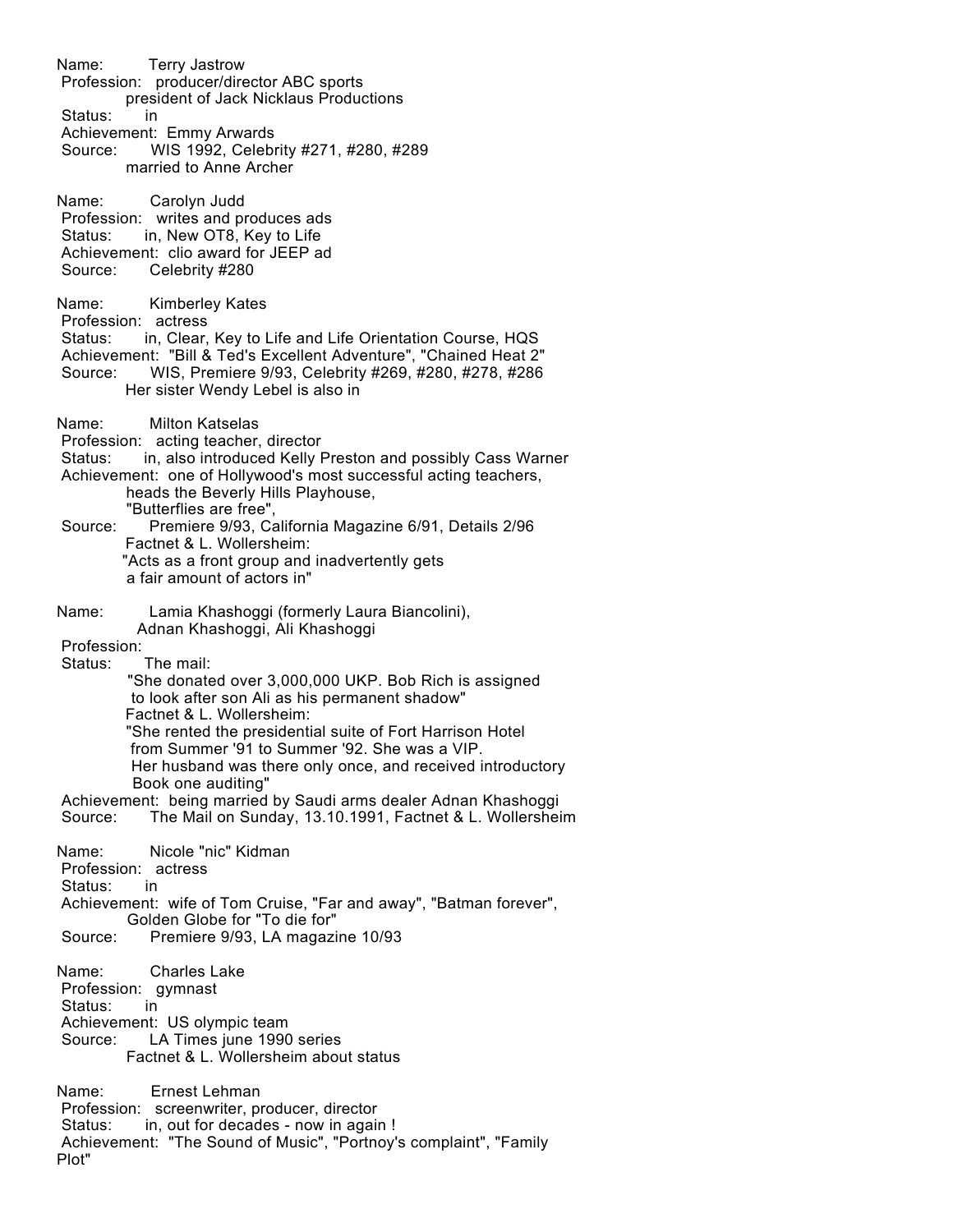Name: Terry Jastrow
Profession: producer/director ABC sports
president of Jack Nicklaus Productions
Status: in
Achievement: Emmy Arwards
Source: WIS 1992, Celebrity #271, #280, #289
married to Anne Archer

Name: Carolyn Judd
Profession: writes and produces ads
Status: in, New OT8, Key to Life
Achievement: clio award for JEEP ad
Source: Celebrity #280

Name: Kimberley Kates
Profession: actress
Status: in, Clear, Key to Life and Life Orientation Course, HQS
Achievement: "Bill & Ted's Excellent Adventure", "Chained Heat 2"
Source: WIS, Premiere 9/93, Celebrity #269, #280, #278, #286
Her sister Wendy Lebel is also in

Name: Milton Katselas
Profession: acting teacher, director
Status: in, also introduced Kelly Preston and possibly Cass Warner
Achievement: one of Hollywood's most successful acting teachers,
heads the Beverly Hills Playhouse,
"Butterflies are free",
Source: Premiere 9/93, California Magazine 6/91, Details 2/96
Factnet & L. Wollersheim:
"Acts as a front group and inadvertently gets
a fair amount of actors in"

Name: Lamia Khashoggi (formerly Laura Biancolini),
Adnan Khashoggi, Ali Khashoggi
Profession:
Status: The mail:
"She donated over 3,000,000 UKP. Bob Rich is assigned
to look after son Ali as his permanent shadow"
Factnet & L. Wollersheim:
"She rented the presidential suite of Fort Harrison Hotel
from Summer '91 to Summer '92. She was a VIP.
Her husband was there only once, and received introductory
Book one auditing"
Achievement: being married by Saudi arms dealer Adnan Khashoggi
Source: The Mail on Sunday, 13.10.1991, Factnet & L. Wollersheim

Name: Nicole "nic" Kidman
Profession: actress
Status: in
Achievement: wife of Tom Cruise, "Far and away", "Batman forever",
Golden Globe for "To die for"
Source: Premiere 9/93, LA magazine 10/93

Name: Charles Lake
Profession: gymnast
Status: in
Achievement: US olympic team
Source: LA Times june 1990 series
Factnet & L. Wollersheim about status

Name: Ernest Lehman
Profession: screenwriter, producer, director
Status: in, out for decades - now in again !
Achievement: "The Sound of Music", "Portnoy's complaint", "Family Plot"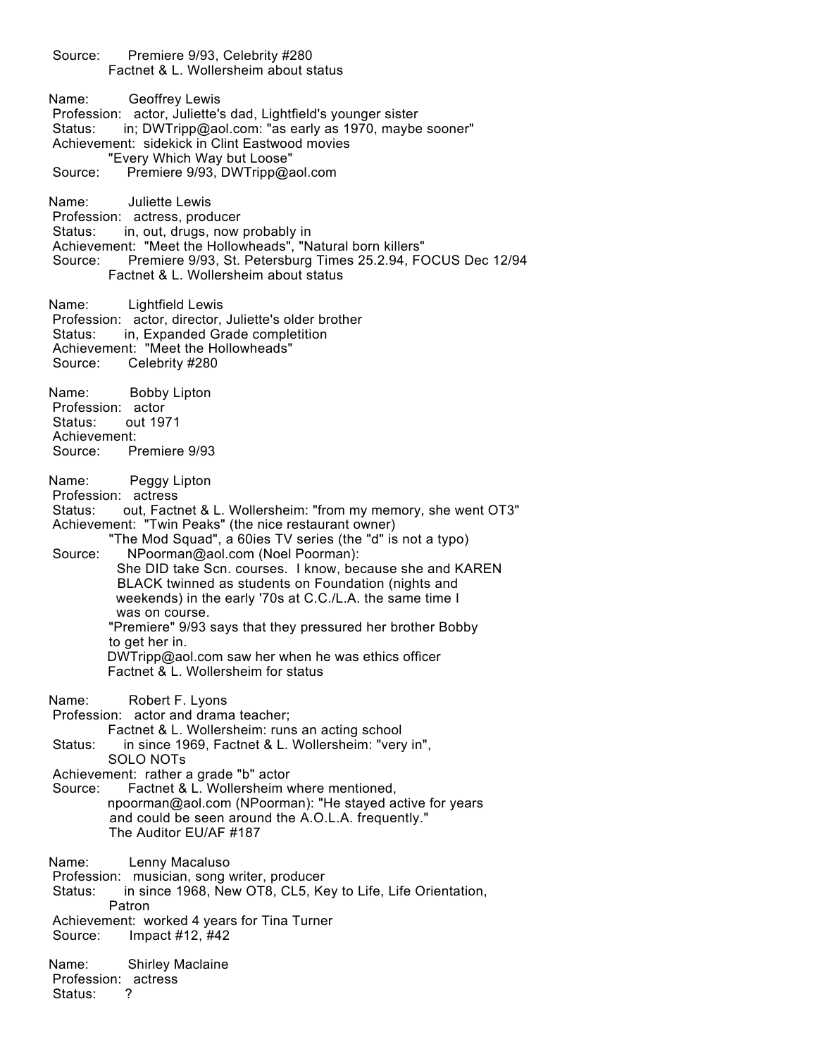Source: Premiere 9/93, Celebrity #280
Factnet & L. Wollersheim about status

Name: Geoffrey Lewis
Profession: actor, Juliette's dad, Lightfield's younger sister
Status: in; DWTripp@aol.com: "as early as 1970, maybe sooner"
Achievement: sidekick in Clint Eastwood movies
"Every Which Way but Loose"
Source: Premiere 9/93, DWTripp@aol.com

Name: Juliette Lewis
Profession: actress, producer
Status: in, out, drugs, now probably in
Achievement: "Meet the Hollowheads", "Natural born killers"
Source: Premiere 9/93, St. Petersburg Times 25.2.94, FOCUS Dec 12/94
Factnet & L. Wollersheim about status

Name: Lightfield Lewis
Profession: actor, director, Juliette's older brother
Status: in, Expanded Grade completition
Achievement: "Meet the Hollowheads"
Source: Celebrity #280

Name: Bobby Lipton
Profession: actor
Status: out 1971
Achievement:
Source: Premiere 9/93

Name: Peggy Lipton
Profession: actress
Status: out, Factnet & L. Wollersheim: "from my memory, she went OT3"
Achievement: "Twin Peaks" (the nice restaurant owner)
"The Mod Squad", a 60ies TV series (the "d" is not a typo)
Source: NPoorman@aol.com (Noel Poorman):
She DID take Scn. courses. I know, because she and KAREN BLACK twinned as students on Foundation (nights and weekends) in the early '70s at C.C./L.A. the same time I was on course.
"Premiere" 9/93 says that they pressured her brother Bobby to get her in.
DWTripp@aol.com saw her when he was ethics officer
Factnet & L. Wollersheim for status

Name: Robert F. Lyons
Profession: actor and drama teacher;
Factnet & L. Wollersheim: runs an acting school
Status: in since 1969, Factnet & L. Wollersheim: "very in",
SOLO NOTs
Achievement: rather a grade "b" actor
Source: Factnet & L. Wollersheim where mentioned,
npoorman@aol.com (NPoorman): "He stayed active for years and could be seen around the A.O.L.A. frequently."
The Auditor EU/AF #187

Name: Lenny Macaluso
Profession: musician, song writer, producer
Status: in since 1968, New OT8, CL5, Key to Life, Life Orientation,
Patron
Achievement: worked 4 years for Tina Turner
Source: Impact #12, #42

Name: Shirley Maclaine
Profession: actress
Status: ?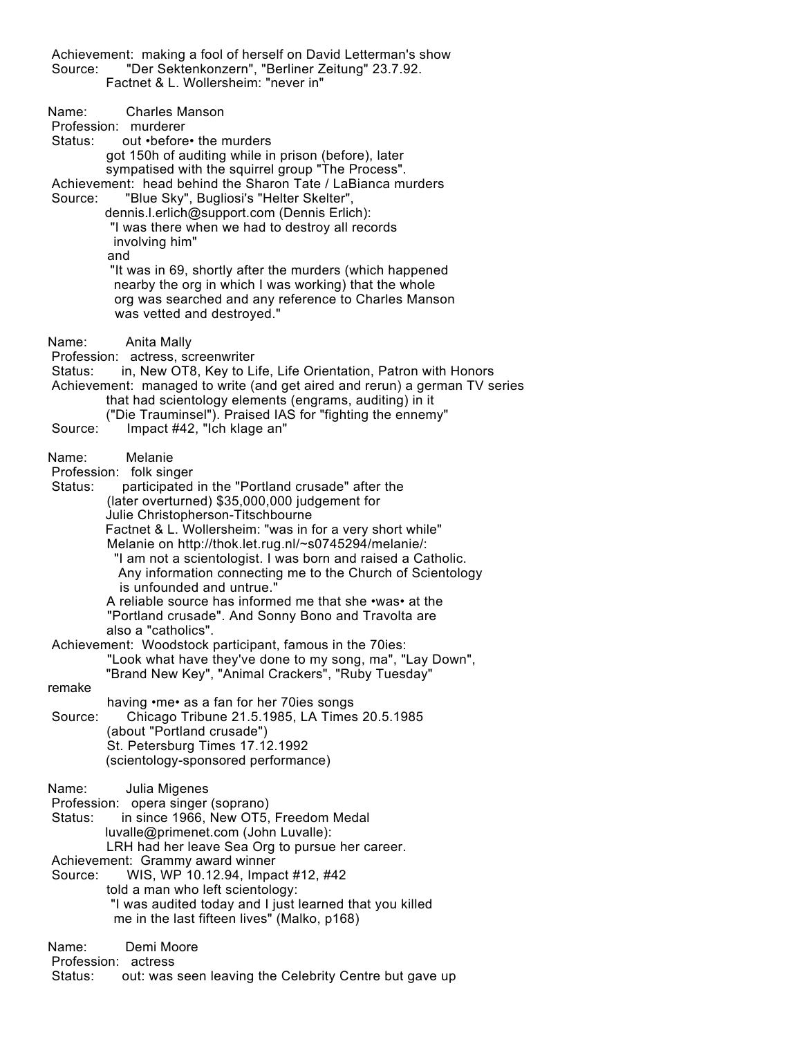Achievement: making a fool of herself on David Letterman's show
Source: "Der Sektenkonzern", "Berliner Zeitung" 23.7.92.
Factnet & L. Wollersheim: "never in"

Name: Charles Manson
Profession: murderer
Status: out •before• the murders
got 150h of auditing while in prison (before), later
sympatised with the squirrel group "The Process".
Achievement: head behind the Sharon Tate / LaBianca murders
Source: "Blue Sky", Bugliosi's "Helter Skelter",
dennis.l.erlich@support.com (Dennis Erlich):
"I was there when we had to destroy all records
involving him"
and
"It was in 69, shortly after the murders (which happened
nearby the org in which I was working) that the whole
org was searched and any reference to Charles Manson
was vetted and destroyed."

Name: Anita Mally
Profession: actress, screenwriter
Status: in, New OT8, Key to Life, Life Orientation, Patron with Honors
Achievement: managed to write (and get aired and rerun) a german TV series
that had scientology elements (engrams, auditing) in it
("Die Trauminsel"). Praised IAS for "fighting the ennemy"
Source: Impact #42, "Ich klage an"

Name: Melanie
Profession: folk singer
Status: participated in the "Portland crusade" after the
(later overturned) $35,000,000 judgement for
Julie Christopherson-Titschbourne
Factnet & L. Wollersheim: "was in for a very short while"
Melanie on http://thok.let.rug.nl/~s0745294/melanie/:
"I am not a scientologist. I was born and raised a Catholic.
Any information connecting me to the Church of Scientology
is unfounded and untrue."
A reliable source has informed me that she •was• at the
"Portland crusade". And Sonny Bono and Travolta are
also a "catholics".
Achievement: Woodstock participant, famous in the 70ies:
"Look what have they've done to my song, ma", "Lay Down",
"Brand New Key", "Animal Crackers", "Ruby Tuesday"
remake
having •me• as a fan for her 70ies songs
Source: Chicago Tribune 21.5.1985, LA Times 20.5.1985
(about "Portland crusade")
St. Petersburg Times 17.12.1992
(scientology-sponsored performance)

Name: Julia Migenes
Profession: opera singer (soprano)
Status: in since 1966, New OT5, Freedom Medal
luvalle@primenet.com (John Luvalle):
LRH had her leave Sea Org to pursue her career.
Achievement: Grammy award winner
Source: WIS, WP 10.12.94, Impact #12, #42
told a man who left scientology:
"I was audited today and I just learned that you killed
me in the last fifteen lives" (Malko, p168)

Name: Demi Moore
Profession: actress
Status: out: was seen leaving the Celebrity Centre but gave up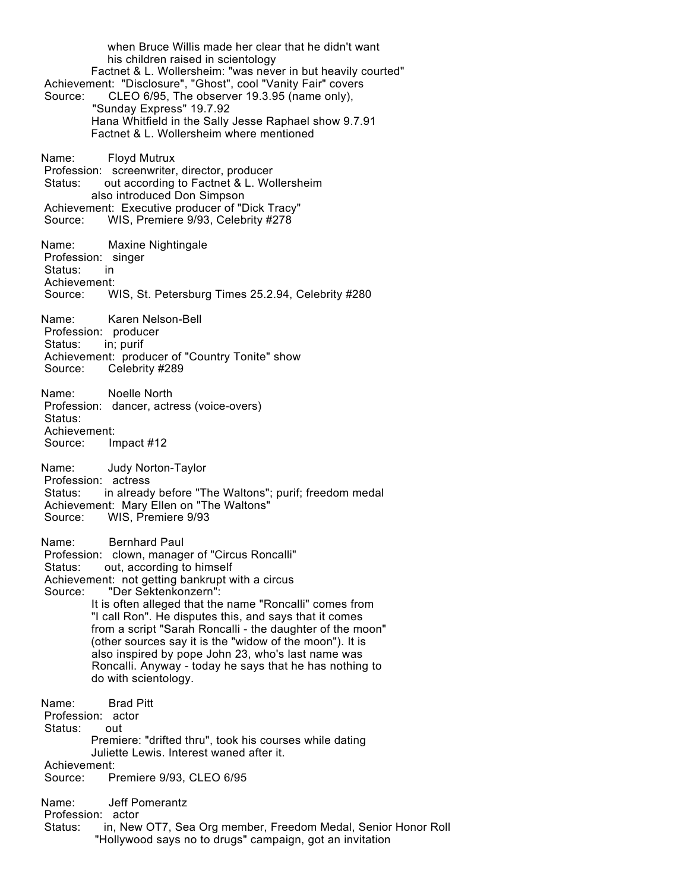when Bruce Willis made her clear that he didn't want
his children raised in scientology
Factnet & L. Wollersheim: "was never in but heavily courted"
Achievement: "Disclosure", "Ghost", cool "Vanity Fair" covers
Source: CLEO 6/95, The observer 19.3.95 (name only),
"Sunday Express" 19.7.92
Hana Whitfield in the Sally Jesse Raphael show 9.7.91
Factnet & L. Wollersheim where mentioned

Name: Floyd Mutrux
Profession: screenwriter, director, producer
Status: out according to Factnet & L. Wollersheim
also introduced Don Simpson
Achievement: Executive producer of "Dick Tracy"
Source: WIS, Premiere 9/93, Celebrity #278

Name: Maxine Nightingale
Profession: singer
Status: in
Achievement:
Source: WIS, St. Petersburg Times 25.2.94, Celebrity #280

Name: Karen Nelson-Bell
Profession: producer
Status: in; purif
Achievement: producer of "Country Tonite" show
Source: Celebrity #289

Name: Noelle North
Profession: dancer, actress (voice-overs)
Status:
Achievement:
Source: Impact #12

Name: Judy Norton-Taylor
Profession: actress
Status: in already before "The Waltons"; purif; freedom medal
Achievement: Mary Ellen on "The Waltons"
Source: WIS, Premiere 9/93

Name: Bernhard Paul
Profession: clown, manager of "Circus Roncalli"
Status: out, according to himself
Achievement: not getting bankrupt with a circus
Source: "Der Sektenkonzern":
It is often alleged that the name "Roncalli" comes from
"I call Ron". He disputes this, and says that it comes
from a script "Sarah Roncalli - the daughter of the moon"
(other sources say it is the "widow of the moon"). It is
also inspired by pope John 23, who's last name was
Roncalli. Anyway - today he says that he has nothing to
do with scientology.

Name: Brad Pitt
Profession: actor
Status: out
Premiere: "drifted thru", took his courses while dating
Juliette Lewis. Interest waned after it.
Achievement:
Source: Premiere 9/93, CLEO 6/95

Name: Jeff Pomerantz
Profession: actor
Status: in, New OT7, Sea Org member, Freedom Medal, Senior Honor Roll
"Hollywood says no to drugs" campaign, got an invitation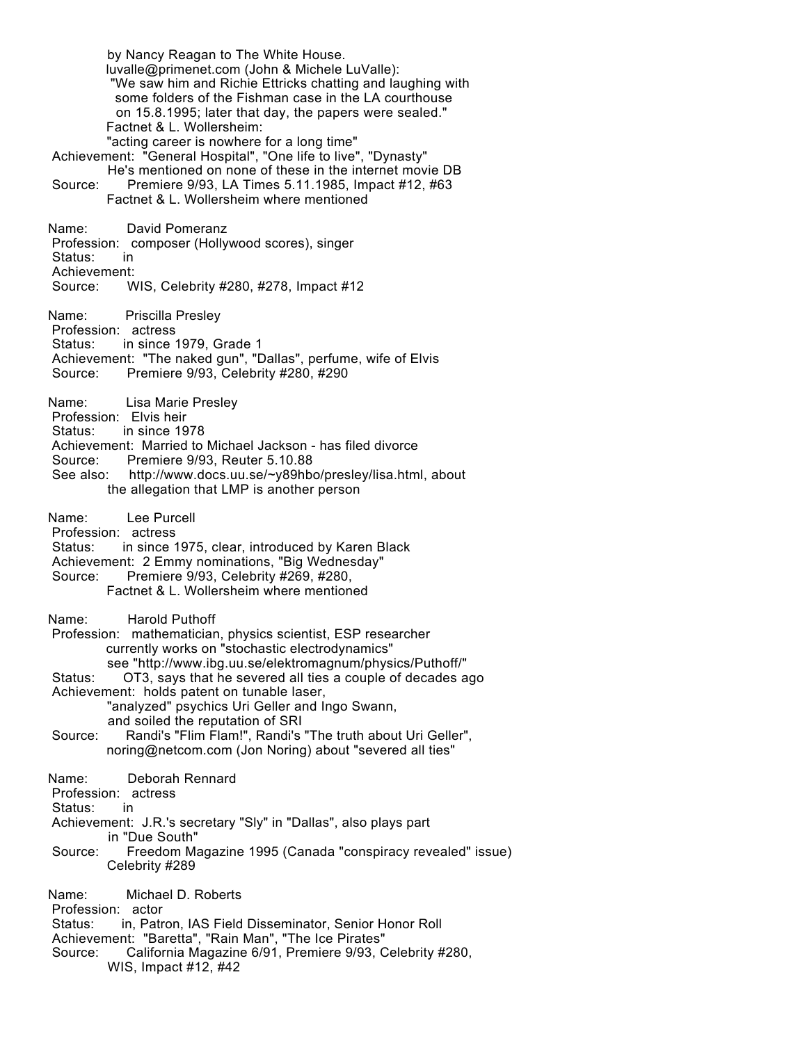by Nancy Reagan to The White House.
luvalle@primenet.com (John & Michele LuValle):
"We saw him and Richie Ettricks chatting and laughing with some folders of the Fishman case in the LA courthouse on 15.8.1995; later that day, the papers were sealed."
Factnet & L. Wollersheim:
"acting career is nowhere for a long time"
Achievement: "General Hospital", "One life to live", "Dynasty"
He's mentioned on none of these in the internet movie DB
Source: Premiere 9/93, LA Times 5.11.1985, Impact #12, #63
Factnet & L. Wollersheim where mentioned

Name: David Pomeranz
Profession: composer (Hollywood scores), singer
Status: in
Achievement:
Source: WIS, Celebrity #280, #278, Impact #12

Name: Priscilla Presley
Profession: actress
Status: in since 1979, Grade 1
Achievement: "The naked gun", "Dallas", perfume, wife of Elvis
Source: Premiere 9/93, Celebrity #280, #290

Name: Lisa Marie Presley
Profession: Elvis heir
Status: in since 1978
Achievement: Married to Michael Jackson - has filed divorce
Source: Premiere 9/93, Reuter 5.10.88
See also: http://www.docs.uu.se/~y89hbo/presley/lisa.html, about the allegation that LMP is another person

Name: Lee Purcell
Profession: actress
Status: in since 1975, clear, introduced by Karen Black
Achievement: 2 Emmy nominations, "Big Wednesday"
Source: Premiere 9/93, Celebrity #269, #280,
Factnet & L. Wollersheim where mentioned

Name: Harold Puthoff
Profession: mathematician, physics scientist, ESP researcher
currently works on "stochastic electrodynamics"
see "http://www.ibg.uu.se/elektromagnum/physics/Puthoff/"
Status: OT3, says that he severed all ties a couple of decades ago
Achievement: holds patent on tunable laser,
"analyzed" psychics Uri Geller and Ingo Swann,
and soiled the reputation of SRI
Source: Randi's "Flim Flam!", Randi's "The truth about Uri Geller",
noring@netcom.com (Jon Noring) about "severed all ties"

Name: Deborah Rennard
Profession: actress
Status: in
Achievement: J.R.'s secretary "Sly" in "Dallas", also plays part in "Due South"
Source: Freedom Magazine 1995 (Canada "conspiracy revealed" issue)
Celebrity #289

Name: Michael D. Roberts
Profession: actor
Status: in, Patron, IAS Field Disseminator, Senior Honor Roll
Achievement: "Baretta", "Rain Man", "The Ice Pirates"
Source: California Magazine 6/91, Premiere 9/93, Celebrity #280,
WIS, Impact #12, #42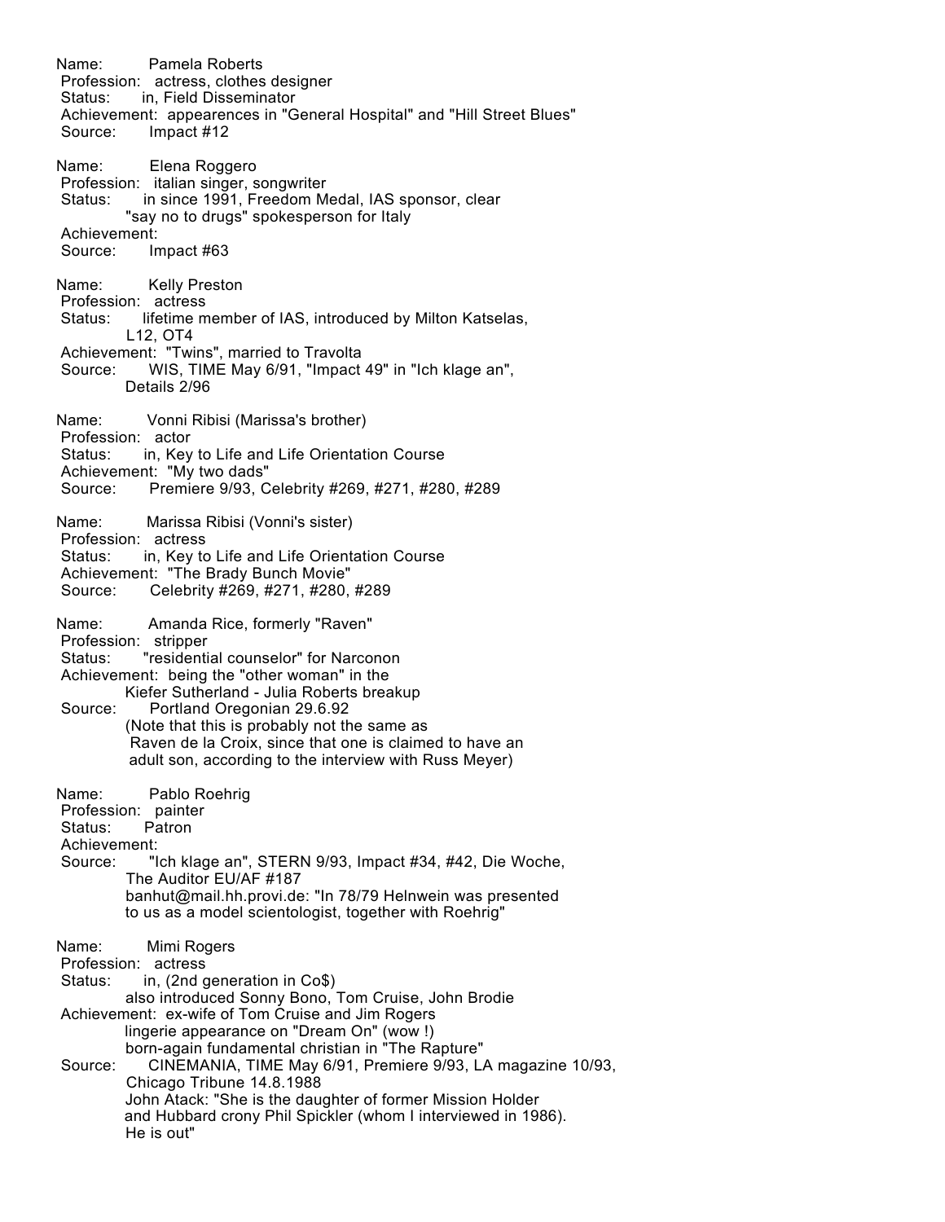Name: Pamela Roberts
Profession: actress, clothes designer
Status: in, Field Disseminator
Achievement: appearences in "General Hospital" and "Hill Street Blues"
Source: Impact #12

Name: Elena Roggero
Profession: italian singer, songwriter
Status: in since 1991, Freedom Medal, IAS sponsor, clear
"say no to drugs" spokesperson for Italy
Achievement:
Source: Impact #63

Name: Kelly Preston
Profession: actress
Status: lifetime member of IAS, introduced by Milton Katselas,
L12, OT4
Achievement: "Twins", married to Travolta
Source: WIS, TIME May 6/91, "Impact 49" in "Ich klage an",
Details 2/96

Name: Vonni Ribisi (Marissa's brother)
Profession: actor
Status: in, Key to Life and Life Orientation Course
Achievement: "My two dads"
Source: Premiere 9/93, Celebrity #269, #271, #280, #289

Name: Marissa Ribisi (Vonni's sister)
Profession: actress
Status: in, Key to Life and Life Orientation Course
Achievement: "The Brady Bunch Movie"
Source: Celebrity #269, #271, #280, #289

Name: Amanda Rice, formerly "Raven"
Profession: stripper
Status: "residential counselor" for Narconon
Achievement: being the "other woman" in the
Kiefer Sutherland - Julia Roberts breakup
Source: Portland Oregonian 29.6.92
(Note that this is probably not the same as
Raven de la Croix, since that one is claimed to have an
adult son, according to the interview with Russ Meyer)

Name: Pablo Roehrig
Profession: painter
Status: Patron
Achievement:
Source: "Ich klage an", STERN 9/93, Impact #34, #42, Die Woche,
The Auditor EU/AF #187
banhut@mail.hh.provi.de: "In 78/79 Helnwein was presented
to us as a model scientologist, together with Roehrig"

Name: Mimi Rogers
Profession: actress
Status: in, (2nd generation in Co$)
also introduced Sonny Bono, Tom Cruise, John Brodie
Achievement: ex-wife of Tom Cruise and Jim Rogers
lingerie appearance on "Dream On" (wow !)
born-again fundamental christian in "The Rapture"
Source: CINEMANIA, TIME May 6/91, Premiere 9/93, LA magazine 10/93,
Chicago Tribune 14.8.1988
John Atack: "She is the daughter of former Mission Holder
and Hubbard crony Phil Spickler (whom I interviewed in 1986).
He is out"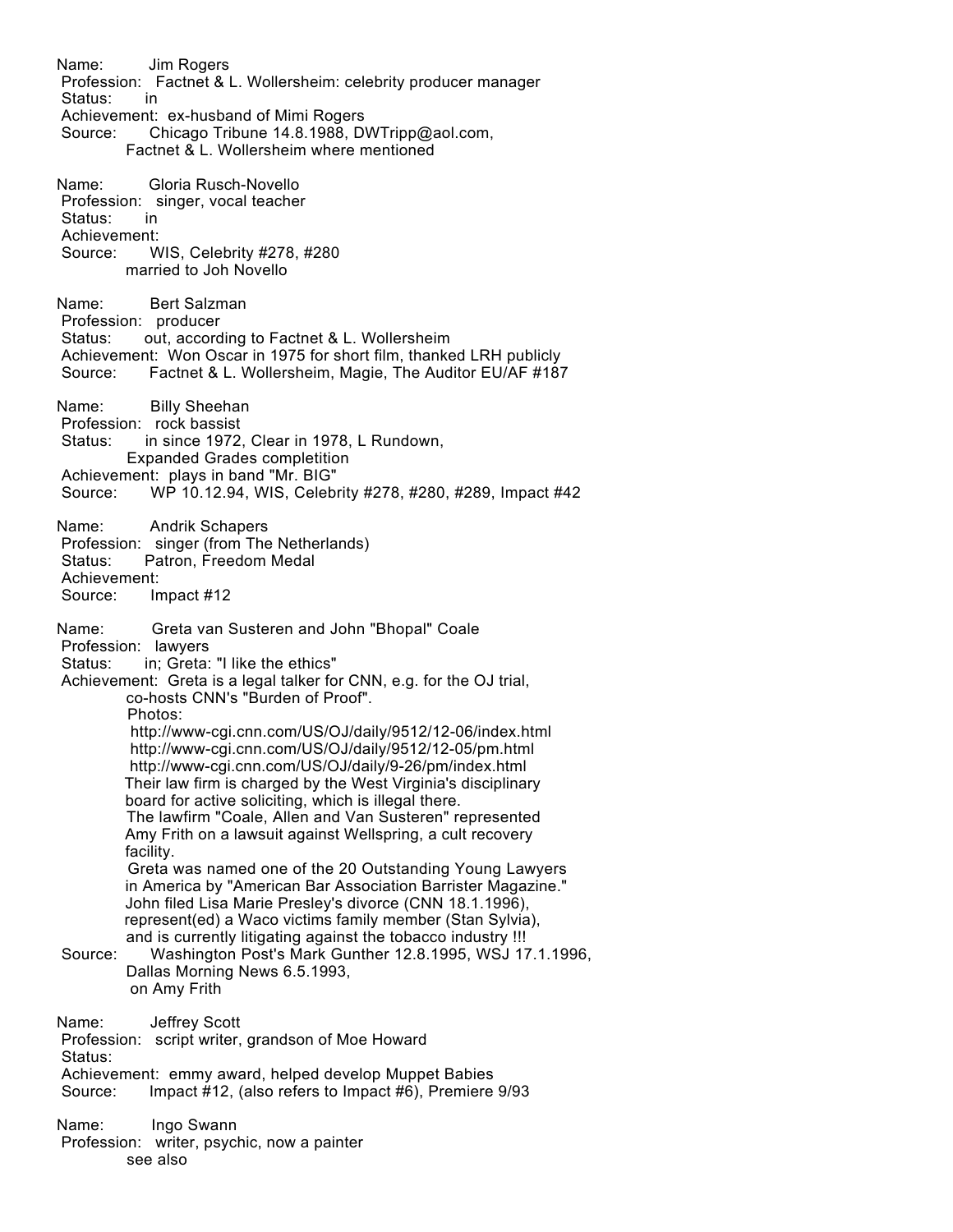Name: Jim Rogers
Profession: Factnet & L. Wollersheim: celebrity producer manager
Status: in
Achievement: ex-husband of Mimi Rogers
Source: Chicago Tribune 14.8.1988, DWTripp@aol.com,
Factnet & L. Wollersheim where mentioned

Name: Gloria Rusch-Novello
Profession: singer, vocal teacher
Status: in
Achievement:
Source: WIS, Celebrity #278, #280
married to Joh Novello

Name: Bert Salzman
Profession: producer
Status: out, according to Factnet & L. Wollersheim
Achievement: Won Oscar in 1975 for short film, thanked LRH publicly
Source: Factnet & L. Wollersheim, Magie, The Auditor EU/AF #187

Name: Billy Sheehan
Profession: rock bassist
Status: in since 1972, Clear in 1978, L Rundown,
Expanded Grades completition
Achievement: plays in band "Mr. BIG"
Source: WP 10.12.94, WIS, Celebrity #278, #280, #289, Impact #42

Name: Andrik Schapers
Profession: singer (from The Netherlands)
Status: Patron, Freedom Medal
Achievement:
Source: Impact #12

Name: Greta van Susteren and John "Bhopal" Coale
Profession: lawyers
Status: in; Greta: "I like the ethics"
Achievement: Greta is a legal talker for CNN, e.g. for the OJ trial,
co-hosts CNN's "Burden of Proof".
Photos:
http://www-cgi.cnn.com/US/OJ/daily/9512/12-06/index.html
http://www-cgi.cnn.com/US/OJ/daily/9512/12-05/pm.html
http://www-cgi.cnn.com/US/OJ/daily/9-26/pm/index.html
Their law firm is charged by the West Virginia's disciplinary
board for active soliciting, which is illegal there.
The lawfirm "Coale, Allen and Van Susteren" represented
Amy Frith on a lawsuit against Wellspring, a cult recovery
facility.
Greta was named one of the 20 Outstanding Young Lawyers
in America by "American Bar Association Barrister Magazine."
John filed Lisa Marie Presley's divorce (CNN 18.1.1996),
represent(ed) a Waco victims family member (Stan Sylvia),
and is currently litigating against the tobacco industry !!!
Source: Washington Post's Mark Gunther 12.8.1995, WSJ 17.1.1996,
Dallas Morning News 6.5.1993,
on Amy Frith

Name: Jeffrey Scott
Profession: script writer, grandson of Moe Howard
Status:
Achievement: emmy award, helped develop Muppet Babies
Source: Impact #12, (also refers to Impact #6), Premiere 9/93

Name: Ingo Swann
Profession: writer, psychic, now a painter
see also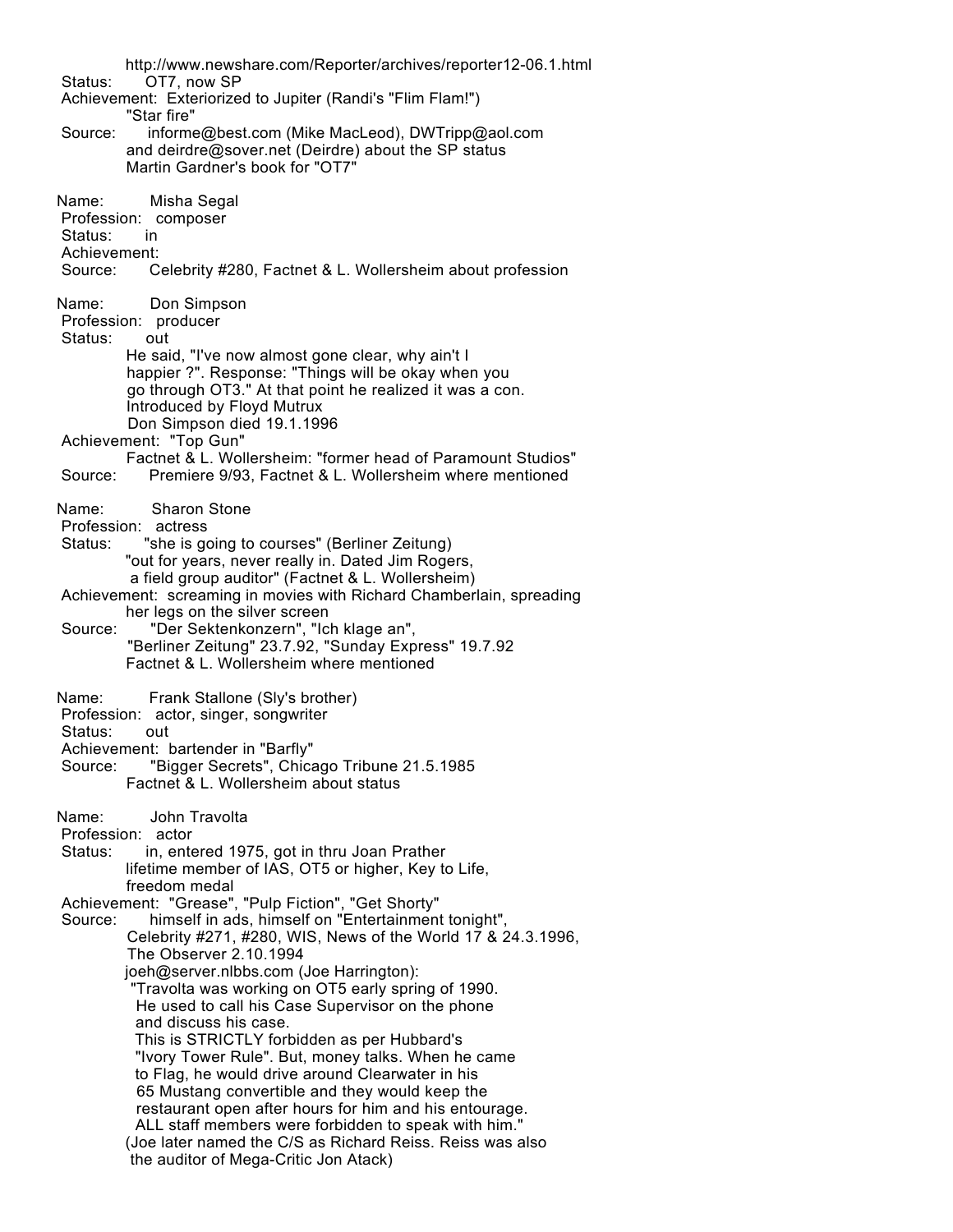http://www.newshare.com/Reporter/archives/reporter12-06.1.html
Status: OT7, now SP
Achievement: Exteriorized to Jupiter (Randi's "Flim Flam!")
"Star fire"
Source: informe@best.com (Mike MacLeod), DWTripp@aol.com
and deirdre@sover.net (Deirdre) about the SP status
Martin Gardner's book for "OT7"

Name: Misha Segal
Profession: composer
Status: in
Achievement:
Source: Celebrity #280, Factnet & L. Wollersheim about profession

Name: Don Simpson
Profession: producer
Status: out
He said, "I've now almost gone clear, why ain't I
happier ?". Response: "Things will be okay when you
go through OT3." At that point he realized it was a con.
Introduced by Floyd Mutrux
Don Simpson died 19.1.1996
Achievement: "Top Gun"
Factnet & L. Wollersheim: "former head of Paramount Studios"
Source: Premiere 9/93, Factnet & L. Wollersheim where mentioned

Name: Sharon Stone
Profession: actress
Status: "she is going to courses" (Berliner Zeitung)
"out for years, never really in. Dated Jim Rogers,
a field group auditor" (Factnet & L. Wollersheim)
Achievement: screaming in movies with Richard Chamberlain, spreading
her legs on the silver screen
Source: "Der Sektenkonzern", "Ich klage an",
"Berliner Zeitung" 23.7.92, "Sunday Express" 19.7.92
Factnet & L. Wollersheim where mentioned

Name: Frank Stallone (Sly's brother)
Profession: actor, singer, songwriter
Status: out
Achievement: bartender in "Barfly"
Source: "Bigger Secrets", Chicago Tribune 21.5.1985
Factnet & L. Wollersheim about status

Name: John Travolta
Profession: actor
Status: in, entered 1975, got in thru Joan Prather
lifetime member of IAS, OT5 or higher, Key to Life,
freedom medal
Achievement: "Grease", "Pulp Fiction", "Get Shorty"
Source: himself in ads, himself on "Entertainment tonight",
Celebrity #271, #280, WIS, News of the World 17 & 24.3.1996,
The Observer 2.10.1994
joeh@server.nlbbs.com (Joe Harrington):
"Travolta was working on OT5 early spring of 1990.
He used to call his Case Supervisor on the phone
and discuss his case.
This is STRICTLY forbidden as per Hubbard's
"Ivory Tower Rule". But, money talks. When he came
to Flag, he would drive around Clearwater in his
65 Mustang convertible and they would keep the
restaurant open after hours for him and his entourage.
ALL staff members were forbidden to speak with him."
(Joe later named the C/S as Richard Reiss. Reiss was also
the auditor of Mega-Critic Jon Atack)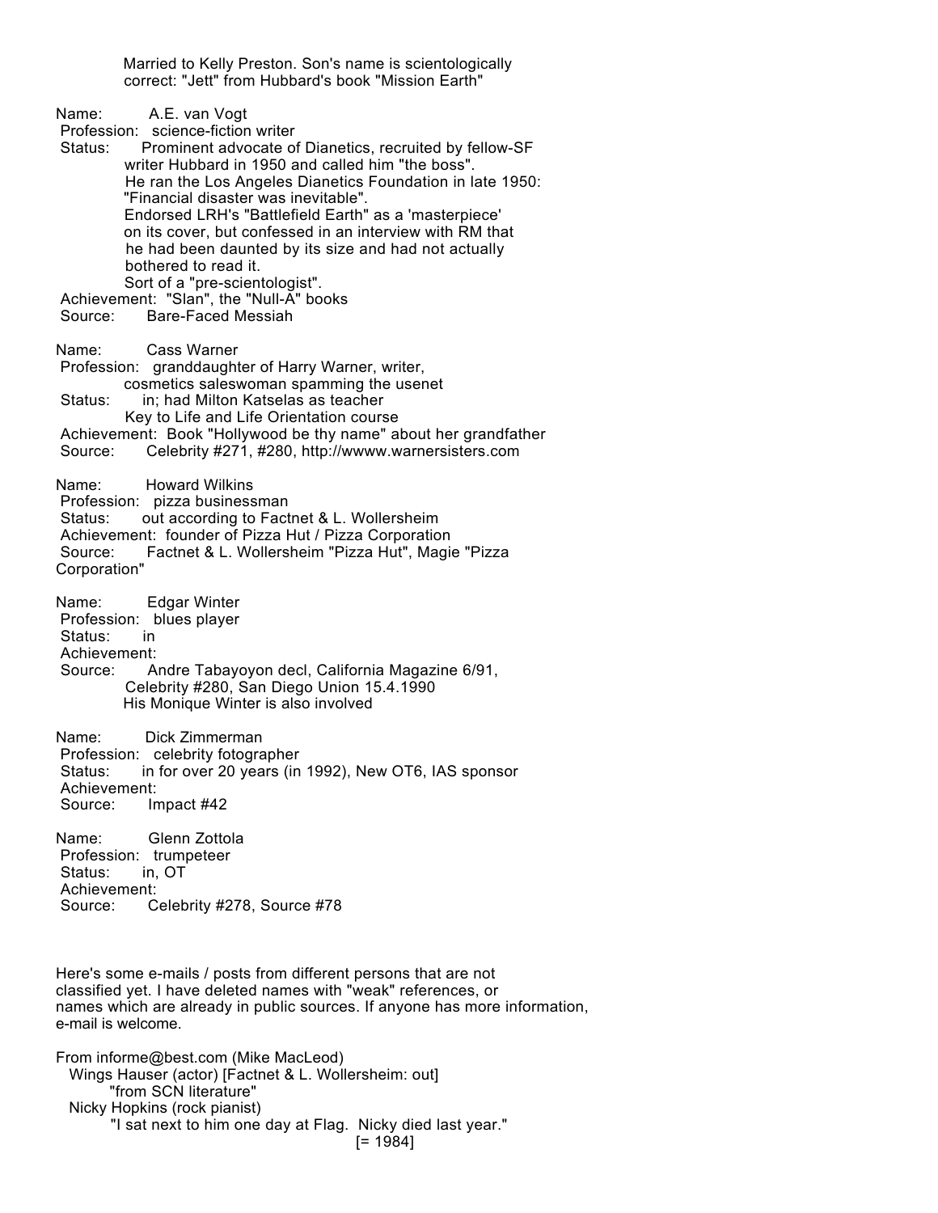Married to Kelly Preston. Son's name is scientologically correct: "Jett" from Hubbard's book "Mission Earth"

Name: A.E. van Vogt
Profession: science-fiction writer
Status: Prominent advocate of Dianetics, recruited by fellow-SF writer Hubbard in 1950 and called him "the boss".
He ran the Los Angeles Dianetics Foundation in late 1950: "Financial disaster was inevitable".
Endorsed LRH's "Battlefield Earth" as a 'masterpiece' on its cover, but confessed in an interview with RM that he had been daunted by its size and had not actually bothered to read it.
Sort of a "pre-scientologist".
Achievement: "Slan", the "Null-A" books
Source: Bare-Faced Messiah

Name: Cass Warner
Profession: granddaughter of Harry Warner, writer, cosmetics saleswoman spamming the usenet
Status: in; had Milton Katselas as teacher
Key to Life and Life Orientation course
Achievement: Book "Hollywood be thy name" about her grandfather
Source: Celebrity #271, #280, http://wwww.warnersisters.com

Name: Howard Wilkins
Profession: pizza businessman
Status: out according to Factnet & L. Wollersheim
Achievement: founder of Pizza Hut / Pizza Corporation
Source: Factnet & L. Wollersheim "Pizza Hut", Magie "Pizza Corporation"

Name: Edgar Winter
Profession: blues player
Status: in
Achievement:
Source: Andre Tabayoyon decl, California Magazine 6/91, Celebrity #280, San Diego Union 15.4.1990
His Monique Winter is also involved

Name: Dick Zimmerman
Profession: celebrity fotographer
Status: in for over 20 years (in 1992), New OT6, IAS sponsor
Achievement:
Source: Impact #42

Name: Glenn Zottola
Profession: trumpeteer
Status: in, OT
Achievement:
Source: Celebrity #278, Source #78

Here's some e-mails / posts from different persons that are not classified yet. I have deleted names with "weak" references, or names which are already in public sources. If anyone has more information, e-mail is welcome.

From informe@best.com (Mike MacLeod)
Wings Hauser (actor) [Factnet & L. Wollersheim: out]
"from SCN literature"
Nicky Hopkins (rock pianist)
"I sat next to him one day at Flag. Nicky died last year."
[= 1984]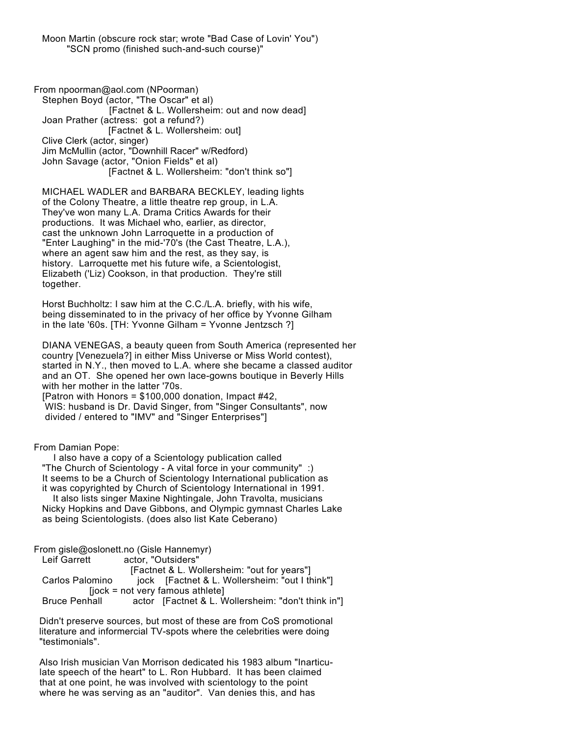Moon Martin (obscure rock star; wrote "Bad Case of Lovin' You")
"SCN promo (finished such-and-such course)"

From npoorman@aol.com (NPoorman)

Stephen Boyd (actor, "The Oscar" et al)
[Factnet & L. Wollersheim: out and now dead]
Joan Prather (actress: got a refund?)
[Factnet & L. Wollersheim: out]
Clive Clerk (actor, singer)
Jim McMullin (actor, "Downhill Racer" w/Redford)
John Savage (actor, "Onion Fields" et al)
[Factnet & L. Wollersheim: "don't think so"]

MICHAEL WADLER and BARBARA BECKLEY, leading lights of the Colony Theatre, a little theatre rep group, in L.A. They've won many L.A. Drama Critics Awards for their productions. It was Michael who, earlier, as director, cast the unknown John Larroquette in a production of "Enter Laughing" in the mid-'70's (the Cast Theatre, L.A.), where an agent saw him and the rest, as they say, is history. Larroquette met his future wife, a Scientologist, Elizabeth ('Liz) Cookson, in that production. They're still together.

Horst Buchholtz: I saw him at the C.C./L.A. briefly, with his wife, being disseminated to in the privacy of her office by Yvonne Gilham in the late '60s. [TH: Yvonne Gilham = Yvonne Jentzsch ?]

DIANA VENEGAS, a beauty queen from South America (represented her country [Venezuela?] in either Miss Universe or Miss World contest), started in N.Y., then moved to L.A. where she became a classed auditor and an OT. She opened her own lace-gowns boutique in Beverly Hills with her mother in the latter '70s.
[Patron with Honors = $100,000 donation, Impact #42,
WIS: husband is Dr. David Singer, from "Singer Consultants", now divided / entered to "IMV" and "Singer Enterprises"]

From Damian Pope:

I also have a copy of a Scientology publication called "The Church of Scientology - A vital force in your community" :) It seems to be a Church of Scientology International publication as it was copyrighted by Church of Scientology International in 1991.
It also lists singer Maxine Nightingale, John Travolta, musicians Nicky Hopkins and Dave Gibbons, and Olympic gymnast Charles Lake as being Scientologists. (does also list Kate Ceberano)

From gisle@oslonett.no (Gisle Hannemyr)

Leif Garrett actor, "Outsiders"
[Factnet & L. Wollersheim: "out for years"]
Carlos Palomino jock [Factnet & L. Wollersheim: "out I think"]
[jock = not very famous athlete]
Bruce Penhall actor [Factnet & L. Wollersheim: "don't think in"]

Didn't preserve sources, but most of these are from CoS promotional literature and informercial TV-spots where the celebrities were doing "testimonials".

Also Irish musician Van Morrison dedicated his 1983 album "Inarticulate speech of the heart" to L. Ron Hubbard. It has been claimed that at one point, he was involved with scientology to the point where he was serving as an "auditor". Van denies this, and has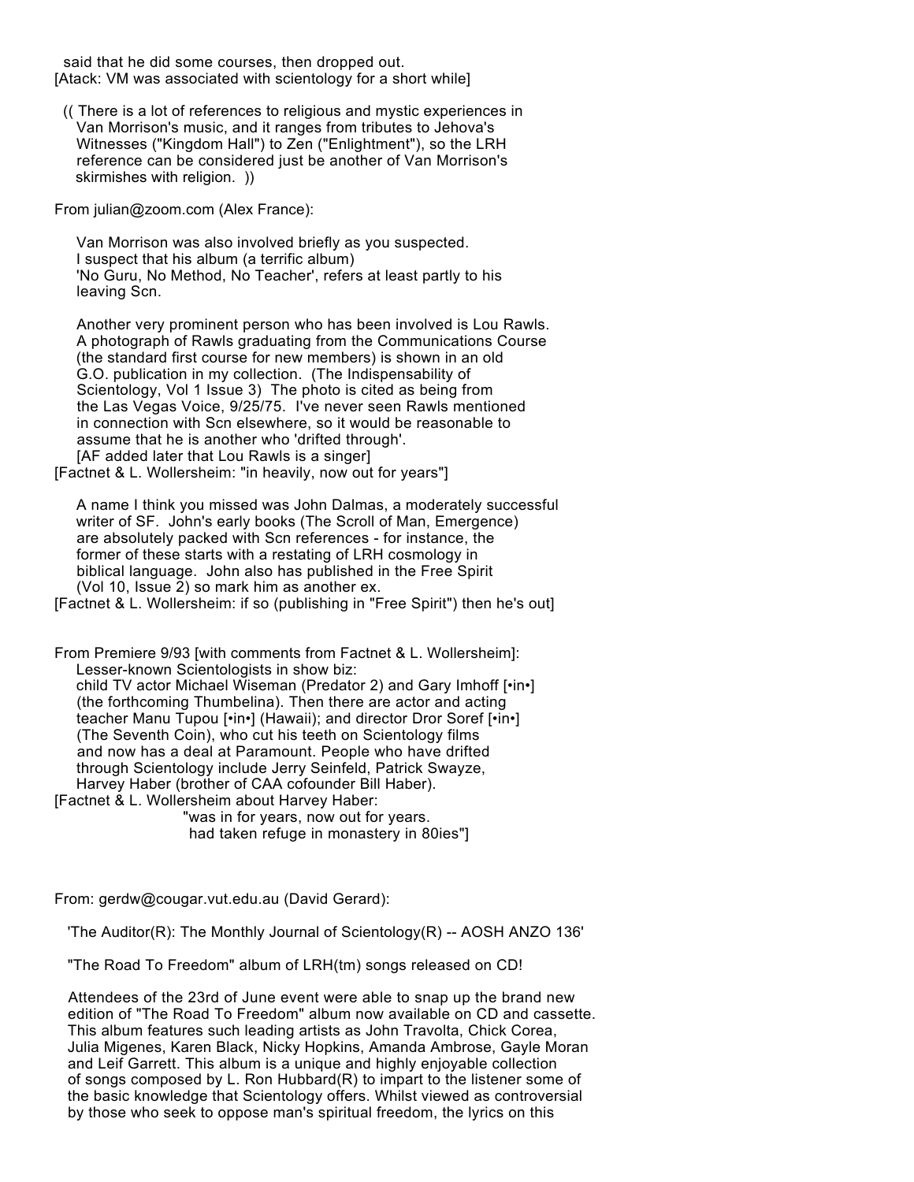said that he did some courses, then dropped out.
[Atack: VM was associated with scientology for a short while]

(( There is a lot of references to religious and mystic experiences in Van Morrison's music, and it ranges from tributes to Jehova's Witnesses ("Kingdom Hall") to Zen ("Enlightment"), so the LRH reference can be considered just be another of Van Morrison's skirmishes with religion. ))

From julian@zoom.com (Alex France):

Van Morrison was also involved briefly as you suspected. I suspect that his album (a terrific album) 'No Guru, No Method, No Teacher', refers at least partly to his leaving Scn.

Another very prominent person who has been involved is Lou Rawls. A photograph of Rawls graduating from the Communications Course (the standard first course for new members) is shown in an old G.O. publication in my collection. (The Indispensability of Scientology, Vol 1 Issue 3) The photo is cited as being from the Las Vegas Voice, 9/25/75. I've never seen Rawls mentioned in connection with Scn elsewhere, so it would be reasonable to assume that he is another who 'drifted through'.
[AF added later that Lou Rawls is a singer]
[Factnet & L. Wollersheim: "in heavily, now out for years"]

A name I think you missed was John Dalmas, a moderately successful writer of SF. John's early books (The Scroll of Man, Emergence) are absolutely packed with Scn references - for instance, the former of these starts with a restating of LRH cosmology in biblical language. John also has published in the Free Spirit (Vol 10, Issue 2) so mark him as another ex.
[Factnet & L. Wollersheim: if so (publishing in "Free Spirit") then he's out]

From Premiere 9/93 [with comments from Factnet & L. Wollersheim]:
Lesser-known Scientologists in show biz:
child TV actor Michael Wiseman (Predator 2) and Gary Imhoff [•in•] (the forthcoming Thumbelina). Then there are actor and acting teacher Manu Tupou [•in•] (Hawaii); and director Dror Soref [•in•] (The Seventh Coin), who cut his teeth on Scientology films and now has a deal at Paramount. People who have drifted through Scientology include Jerry Seinfeld, Patrick Swayze, Harvey Haber (brother of CAA cofounder Bill Haber).
[Factnet & L. Wollersheim about Harvey Haber:
"was in for years, now out for years.
had taken refuge in monastery in 80ies"]

From: gerdw@cougar.vut.edu.au (David Gerard):

'The Auditor(R): The Monthly Journal of Scientology(R) -- AOSH ANZO 136'

"The Road To Freedom" album of LRH(tm) songs released on CD!

Attendees of the 23rd of June event were able to snap up the brand new edition of "The Road To Freedom" album now available on CD and cassette. This album features such leading artists as John Travolta, Chick Corea, Julia Migenes, Karen Black, Nicky Hopkins, Amanda Ambrose, Gayle Moran and Leif Garrett. This album is a unique and highly enjoyable collection of songs composed by L. Ron Hubbard(R) to impart to the listener some of the basic knowledge that Scientology offers. Whilst viewed as controversial by those who seek to oppose man's spiritual freedom, the lyrics on this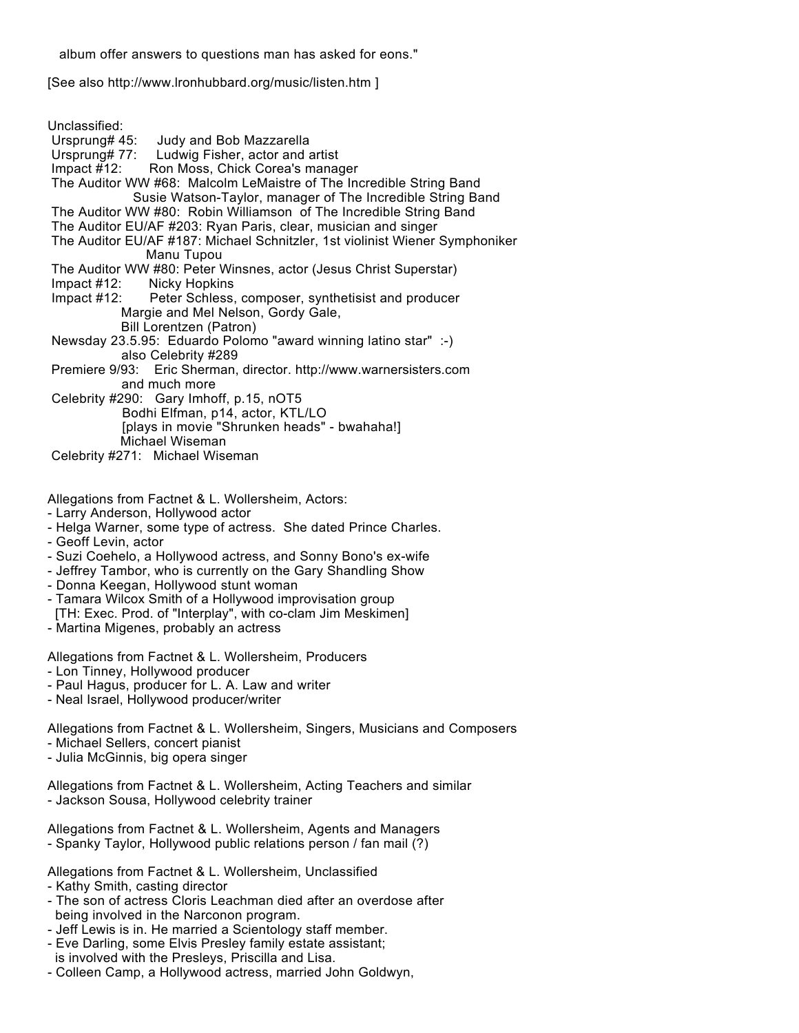album offer answers to questions man has asked for eons."

[See also http://www.lronhubbard.org/music/listen.htm ]

Unclassified:
Ursprung# 45: Judy and Bob Mazzarella
Ursprung# 77: Ludwig Fisher, actor and artist
Impact #12: Ron Moss, Chick Corea's manager
The Auditor WW #68: Malcolm LeMaistre of The Incredible String Band
Susie Watson-Taylor, manager of The Incredible String Band
The Auditor WW #80: Robin Williamson of The Incredible String Band
The Auditor EU/AF #203: Ryan Paris, clear, musician and singer
The Auditor EU/AF #187: Michael Schnitzler, 1st violinist Wiener Symphoniker
Manu Tupou
The Auditor WW #80: Peter Winsnes, actor (Jesus Christ Superstar)
Impact #12: Nicky Hopkins
Impact #12: Peter Schless, composer, synthetisist and producer
Margie and Mel Nelson, Gordy Gale,
Bill Lorentzen (Patron)
Newsday 23.5.95: Eduardo Polomo "award winning latino star" :-)
also Celebrity #289
Premiere 9/93: Eric Sherman, director. http://www.warnersisters.com
and much more
Celebrity #290: Gary Imhoff, p.15, nOT5
Bodhi Elfman, p14, actor, KTL/LO
[plays in movie "Shrunken heads" - bwahaha!]
Michael Wiseman
Celebrity #271: Michael Wiseman

Allegations from Factnet & L. Wollersheim, Actors:
- Larry Anderson, Hollywood actor
- Helga Warner, some type of actress. She dated Prince Charles.
- Geoff Levin, actor
- Suzi Coehelo, a Hollywood actress, and Sonny Bono's ex-wife
- Jeffrey Tambor, who is currently on the Gary Shandling Show
- Donna Keegan, Hollywood stunt woman
- Tamara Wilcox Smith of a Hollywood improvisation group
  [TH: Exec. Prod. of "Interplay", with co-clam Jim Meskimen]
- Martina Migenes, probably an actress

Allegations from Factnet & L. Wollersheim, Producers
- Lon Tinney, Hollywood producer
- Paul Hagus, producer for L. A. Law and writer
- Neal Israel, Hollywood producer/writer

Allegations from Factnet & L. Wollersheim, Singers, Musicians and Composers
- Michael Sellers, concert pianist
- Julia McGinnis, big opera singer

Allegations from Factnet & L. Wollersheim, Acting Teachers and similar
- Jackson Sousa, Hollywood celebrity trainer

Allegations from Factnet & L. Wollersheim, Agents and Managers
- Spanky Taylor, Hollywood public relations person / fan mail (?)

Allegations from Factnet & L. Wollersheim, Unclassified
- Kathy Smith, casting director
- The son of actress Cloris Leachman died after an overdose after
  being involved in the Narconon program.
- Jeff Lewis is in. He married a Scientology staff member.
- Eve Darling, some Elvis Presley family estate assistant;
  is involved with the Presleys, Priscilla and Lisa.
- Colleen Camp, a Hollywood actress, married John Goldwyn,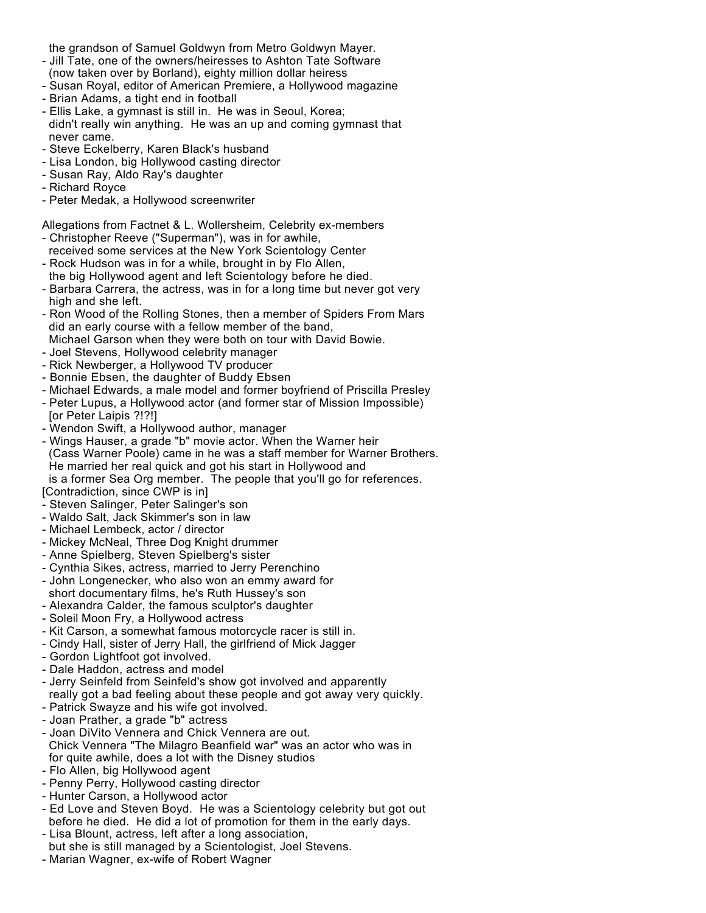the grandson of Samuel Goldwyn from Metro Goldwyn Mayer.
- Jill Tate, one of the owners/heiresses to Ashton Tate Software (now taken over by Borland), eighty million dollar heiress
- Susan Royal, editor of American Premiere, a Hollywood magazine
- Brian Adams, a tight end in football
- Ellis Lake, a gymnast is still in. He was in Seoul, Korea; didn't really win anything. He was an up and coming gymnast that never came.
- Steve Eckelberry, Karen Black's husband
- Lisa London, big Hollywood casting director
- Susan Ray, Aldo Ray's daughter
- Richard Royce
- Peter Medak, a Hollywood screenwriter

Allegations from Factnet & L. Wollersheim, Celebrity ex-members
- Christopher Reeve ("Superman"), was in for awhile, received some services at the New York Scientology Center
- Rock Hudson was in for a while, brought in by Flo Allen, the big Hollywood agent and left Scientology before he died.
- Barbara Carrera, the actress, was in for a long time but never got very high and she left.
- Ron Wood of the Rolling Stones, then a member of Spiders From Mars did an early course with a fellow member of the band, Michael Garson when they were both on tour with David Bowie.
- Joel Stevens, Hollywood celebrity manager
- Rick Newberger, a Hollywood TV producer
- Bonnie Ebsen, the daughter of Buddy Ebsen
- Michael Edwards, a male model and former boyfriend of Priscilla Presley
- Peter Lupus, a Hollywood actor (and former star of Mission Impossible) [or Peter Laipis ?!?!]
- Wendon Swift, a Hollywood author, manager
- Wings Hauser, a grade "b" movie actor. When the Warner heir (Cass Warner Poole) came in he was a staff member for Warner Brothers. He married her real quick and got his start in Hollywood and is a former Sea Org member. The people that you'll go for references.
[Contradiction, since CWP is in]
- Steven Salinger, Peter Salinger's son
- Waldo Salt, Jack Skimmer's son in law
- Michael Lembeck, actor / director
- Mickey McNeal, Three Dog Knight drummer
- Anne Spielberg, Steven Spielberg's sister
- Cynthia Sikes, actress, married to Jerry Perenchino
- John Longenecker, who also won an emmy award for short documentary films, he's Ruth Hussey's son
- Alexandra Calder, the famous sculptor's daughter
- Soleil Moon Fry, a Hollywood actress
- Kit Carson, a somewhat famous motorcycle racer is still in.
- Cindy Hall, sister of Jerry Hall, the girlfriend of Mick Jagger
- Gordon Lightfoot got involved.
- Dale Haddon, actress and model
- Jerry Seinfeld from Seinfeld's show got involved and apparently really got a bad feeling about these people and got away very quickly.
- Patrick Swayze and his wife got involved.
- Joan Prather, a grade "b" actress
- Joan DiVito Vennera and Chick Vennera are out. Chick Vennera "The Milagro Beanfield war" was an actor who was in for quite awhile, does a lot with the Disney studios
- Flo Allen, big Hollywood agent
- Penny Perry, Hollywood casting director
- Hunter Carson, a Hollywood actor
- Ed Love and Steven Boyd. He was a Scientology celebrity but got out before he died. He did a lot of promotion for them in the early days.
- Lisa Blount, actress, left after a long association, but she is still managed by a Scientologist, Joel Stevens.
- Marian Wagner, ex-wife of Robert Wagner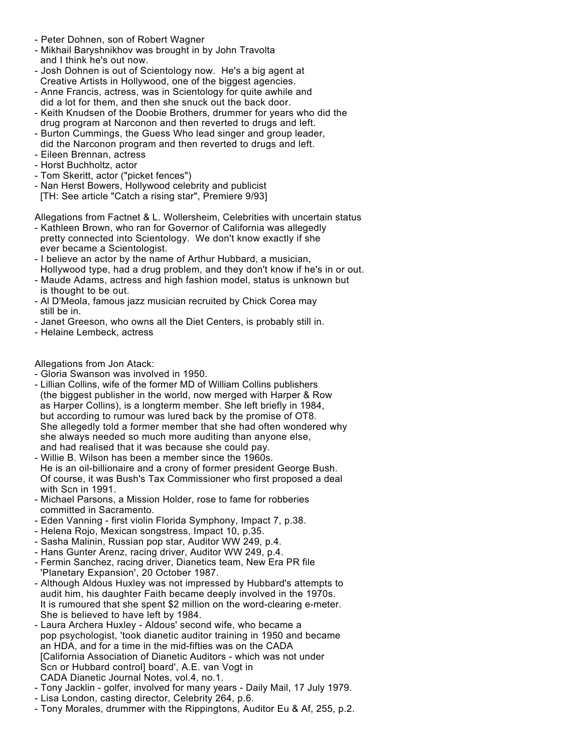- Peter Dohnen, son of Robert Wagner
- Mikhail Baryshnikhov was brought in by John Travolta
  and I think he's out now.
- Josh Dohnen is out of Scientology now. He's a big agent at
  Creative Artists in Hollywood, one of the biggest agencies.
- Anne Francis, actress, was in Scientology for quite awhile and
  did a lot for them, and then she snuck out the back door.
- Keith Knudsen of the Doobie Brothers, drummer for years who did the
  drug program at Narconon and then reverted to drugs and left.
- Burton Cummings, the Guess Who lead singer and group leader,
  did the Narconon program and then reverted to drugs and left.
- Eileen Brennan, actress
- Horst Buchholtz, actor
- Tom Skeritt, actor ("picket fences")
- Nan Herst Bowers, Hollywood celebrity and publicist
  [TH: See article "Catch a rising star", Premiere 9/93]

Allegations from Factnet & L. Wollersheim, Celebrities with uncertain status
- Kathleen Brown, who ran for Governor of California was allegedly
  pretty connected into Scientology. We don't know exactly if she
  ever became a Scientologist.
- I believe an actor by the name of Arthur Hubbard, a musician,
  Hollywood type, had a drug problem, and they don't know if he's in or out.
- Maude Adams, actress and high fashion model, status is unknown but
  is thought to be out.
- Al D'Meola, famous jazz musician recruited by Chick Corea may
  still be in.
- Janet Greeson, who owns all the Diet Centers, is probably still in.
- Helaine Lembeck, actress

Allegations from Jon Atack:
- Gloria Swanson was involved in 1950.
- Lillian Collins, wife of the former MD of William Collins publishers
  (the biggest publisher in the world, now merged with Harper & Row
  as Harper Collins), is a longterm member. She left briefly in 1984,
  but according to rumour was lured back by the promise of OT8.
  She allegedly told a former member that she had often wondered why
  she always needed so much more auditing than anyone else,
  and had realised that it was because she could pay.
- Willie B. Wilson has been a member since the 1960s.
  He is an oil-billionaire and a crony of former president George Bush.
  Of course, it was Bush's Tax Commissioner who first proposed a deal
  with Scn in 1991.
- Michael Parsons, a Mission Holder, rose to fame for robberies
  committed in Sacramento.
- Eden Vanning - first violin Florida Symphony, Impact 7, p.38.
- Helena Rojo, Mexican songstress, Impact 10, p.35.
- Sasha Malinin, Russian pop star, Auditor WW 249, p.4.
- Hans Gunter Arenz, racing driver, Auditor WW 249, p.4.
- Fermin Sanchez, racing driver, Dianetics team, New Era PR file
  'Planetary Expansion', 20 October 1987.
- Although Aldous Huxley was not impressed by Hubbard's attempts to
  audit him, his daughter Faith became deeply involved in the 1970s.
  It is rumoured that she spent $2 million on the word-clearing e-meter.
  She is believed to have left by 1984.
- Laura Archera Huxley - Aldous' second wife, who became a
  pop psychologist, 'took dianetic auditor training in 1950 and became
  an HDA, and for a time in the mid-fifties was on the CADA
  [California Association of Dianetic Auditors - which was not under
  Scn or Hubbard control] board', A.E. van Vogt in
  CADA Dianetic Journal Notes, vol.4, no.1.
- Tony Jacklin - golfer, involved for many years - Daily Mail, 17 July 1979.
- Lisa London, casting director, Celebrity 264, p.6.
- Tony Morales, drummer with the Rippingtons, Auditor Eu & Af, 255, p.2.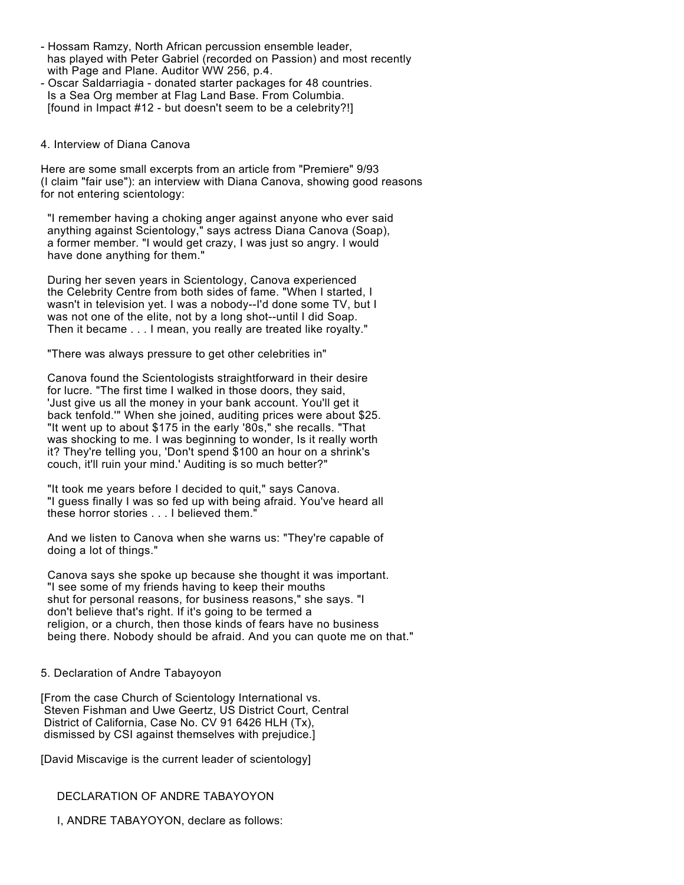- Hossam Ramzy, North African percussion ensemble leader, has played with Peter Gabriel (recorded on Passion) and most recently with Page and Plane. Auditor WW 256, p.4.
- Oscar Saldarriagia - donated starter packages for 48 countries. Is a Sea Org member at Flag Land Base. From Columbia. [found in Impact #12 - but doesn't seem to be a celebrity?!]

## 4. Interview of Diana Canova

Here are some small excerpts from an article from "Premiere" 9/93 (I claim "fair use"): an interview with Diana Canova, showing good reasons for not entering scientology:

> "I remember having a choking anger against anyone who ever said anything against Scientology," says actress Diana Canova (Soap), a former member. "I would get crazy, I was just so angry. I would have done anything for them."
>
> During her seven years in Scientology, Canova experienced the Celebrity Centre from both sides of fame. "When I started, I wasn't in television yet. I was a nobody--I'd done some TV, but I was not one of the elite, not by a long shot--until I did Soap. Then it became . . . I mean, you really are treated like royalty."
>
> "There was always pressure to get other celebrities in"
>
> Canova found the Scientologists straightforward in their desire for lucre. "The first time I walked in those doors, they said, 'Just give us all the money in your bank account. You'll get it back tenfold.'" When she joined, auditing prices were about $25. "It went up to about $175 in the early '80s," she recalls. "That was shocking to me. I was beginning to wonder, Is it really worth it? They're telling you, 'Don't spend $100 an hour on a shrink's couch, it'll ruin your mind.' Auditing is so much better?"
>
> "It took me years before I decided to quit," says Canova. "I guess finally I was so fed up with being afraid. You've heard all these horror stories . . . I believed them."
>
> And we listen to Canova when she warns us: "They're capable of doing a lot of things."
>
> Canova says she spoke up because she thought it was important. "I see some of my friends having to keep their mouths shut for personal reasons, for business reasons," she says. "I don't believe that's right. If it's going to be termed a religion, or a church, then those kinds of fears have no business being there. Nobody should be afraid. And you can quote me on that."

## 5. Declaration of Andre Tabayoyon

[From the case Church of Scientology International vs. Steven Fishman and Uwe Geertz, US District Court, Central District of California, Case No. CV 91 6426 HLH (Tx), dismissed by CSI against themselves with prejudice.]

[David Miscavige is the current leader of scientology]

DECLARATION OF ANDRE TABAYOYON

I, ANDRE TABAYOYON, declare as follows: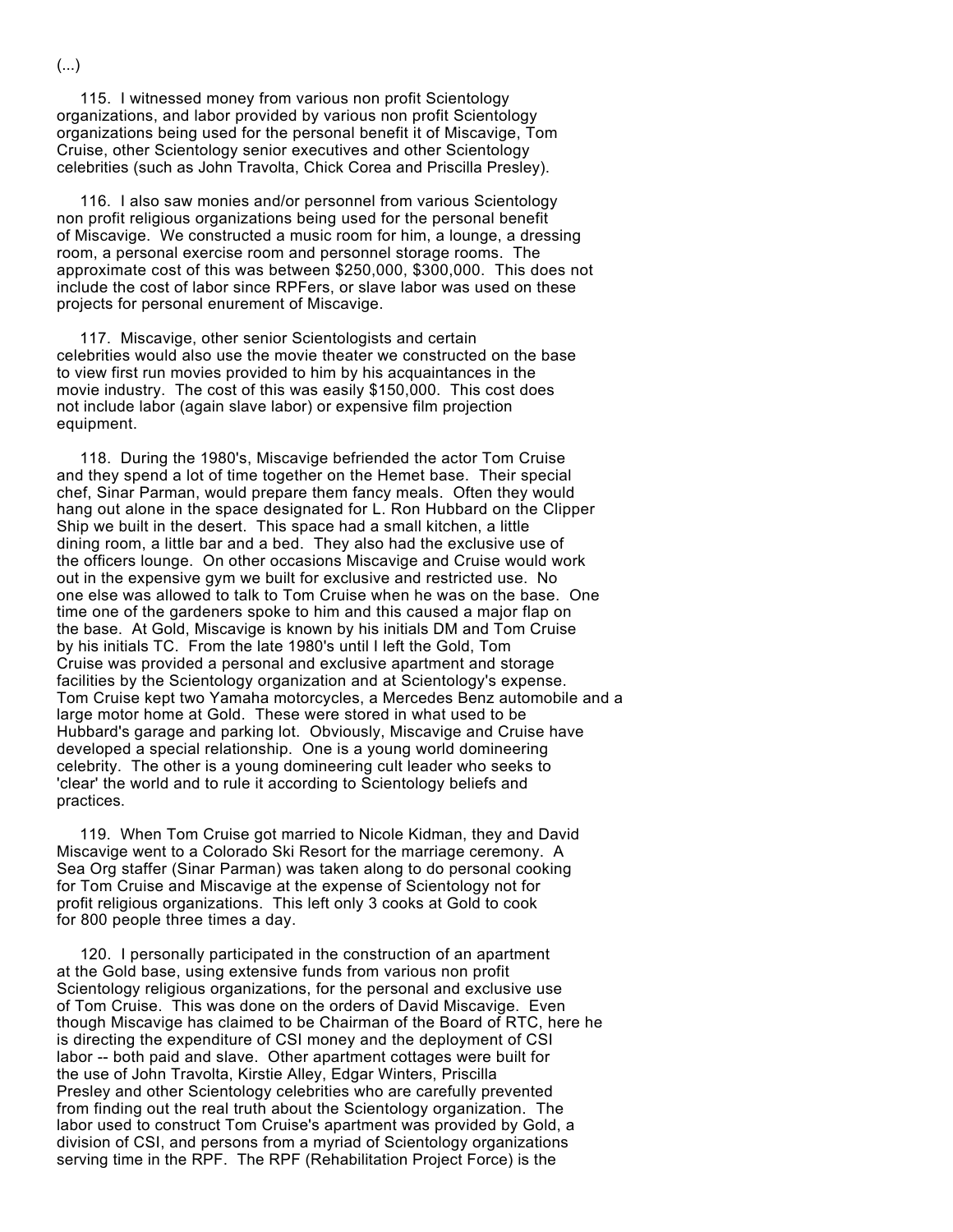(...)

115. I witnessed money from various non profit Scientology organizations, and labor provided by various non profit Scientology organizations being used for the personal benefit it of Miscavige, Tom Cruise, other Scientology senior executives and other Scientology celebrities (such as John Travolta, Chick Corea and Priscilla Presley).

116. I also saw monies and/or personnel from various Scientology non profit religious organizations being used for the personal benefit of Miscavige. We constructed a music room for him, a lounge, a dressing room, a personal exercise room and personnel storage rooms. The approximate cost of this was between $250,000, $300,000. This does not include the cost of labor since RPFers, or slave labor was used on these projects for personal enurement of Miscavige.

117. Miscavige, other senior Scientologists and certain celebrities would also use the movie theater we constructed on the base to view first run movies provided to him by his acquaintances in the movie industry. The cost of this was easily $150,000. This cost does not include labor (again slave labor) or expensive film projection equipment.

118. During the 1980's, Miscavige befriended the actor Tom Cruise and they spend a lot of time together on the Hemet base. Their special chef, Sinar Parman, would prepare them fancy meals. Often they would hang out alone in the space designated for L. Ron Hubbard on the Clipper Ship we built in the desert. This space had a small kitchen, a little dining room, a little bar and a bed. They also had the exclusive use of the officers lounge. On other occasions Miscavige and Cruise would work out in the expensive gym we built for exclusive and restricted use. No one else was allowed to talk to Tom Cruise when he was on the base. One time one of the gardeners spoke to him and this caused a major flap on the base. At Gold, Miscavige is known by his initials DM and Tom Cruise by his initials TC. From the late 1980's until I left the Gold, Tom Cruise was provided a personal and exclusive apartment and storage facilities by the Scientology organization and at Scientology's expense. Tom Cruise kept two Yamaha motorcycles, a Mercedes Benz automobile and a large motor home at Gold. These were stored in what used to be Hubbard's garage and parking lot. Obviously, Miscavige and Cruise have developed a special relationship. One is a young world domineering celebrity. The other is a young domineering cult leader who seeks to 'clear' the world and to rule it according to Scientology beliefs and practices.

119. When Tom Cruise got married to Nicole Kidman, they and David Miscavige went to a Colorado Ski Resort for the marriage ceremony. A Sea Org staffer (Sinar Parman) was taken along to do personal cooking for Tom Cruise and Miscavige at the expense of Scientology not for profit religious organizations. This left only 3 cooks at Gold to cook for 800 people three times a day.

120. I personally participated in the construction of an apartment at the Gold base, using extensive funds from various non profit Scientology religious organizations, for the personal and exclusive use of Tom Cruise. This was done on the orders of David Miscavige. Even though Miscavige has claimed to be Chairman of the Board of RTC, here he is directing the expenditure of CSI money and the deployment of CSI labor -- both paid and slave. Other apartment cottages were built for the use of John Travolta, Kirstie Alley, Edgar Winters, Priscilla Presley and other Scientology celebrities who are carefully prevented from finding out the real truth about the Scientology organization. The labor used to construct Tom Cruise's apartment was provided by Gold, a division of CSI, and persons from a myriad of Scientology organizations serving time in the RPF. The RPF (Rehabilitation Project Force) is the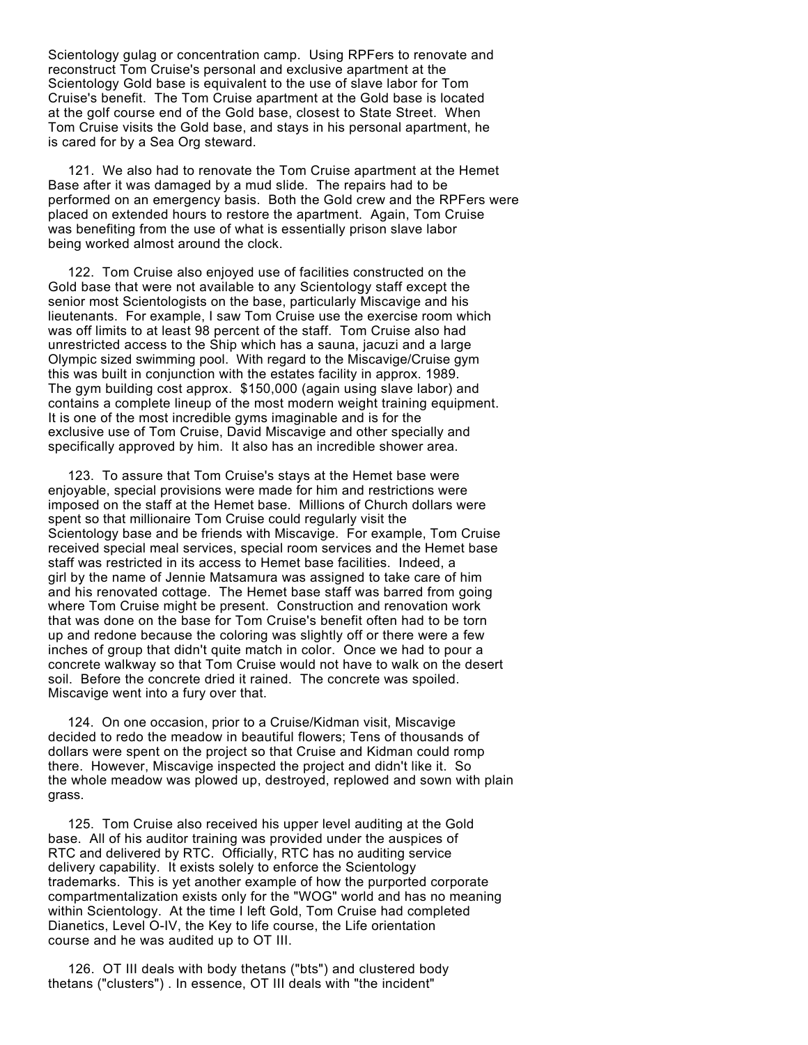Scientology gulag or concentration camp. Using RPFers to renovate and reconstruct Tom Cruise's personal and exclusive apartment at the Scientology Gold base is equivalent to the use of slave labor for Tom Cruise's benefit. The Tom Cruise apartment at the Gold base is located at the golf course end of the Gold base, closest to State Street. When Tom Cruise visits the Gold base, and stays in his personal apartment, he is cared for by a Sea Org steward.

121. We also had to renovate the Tom Cruise apartment at the Hemet Base after it was damaged by a mud slide. The repairs had to be performed on an emergency basis. Both the Gold crew and the RPFers were placed on extended hours to restore the apartment. Again, Tom Cruise was benefiting from the use of what is essentially prison slave labor being worked almost around the clock.

122. Tom Cruise also enjoyed use of facilities constructed on the Gold base that were not available to any Scientology staff except the senior most Scientologists on the base, particularly Miscavige and his lieutenants. For example, I saw Tom Cruise use the exercise room which was off limits to at least 98 percent of the staff. Tom Cruise also had unrestricted access to the Ship which has a sauna, jacuzi and a large Olympic sized swimming pool. With regard to the Miscavige/Cruise gym this was built in conjunction with the estates facility in approx. 1989. The gym building cost approx. $150,000 (again using slave labor) and contains a complete lineup of the most modern weight training equipment. It is one of the most incredible gyms imaginable and is for the exclusive use of Tom Cruise, David Miscavige and other specially and specifically approved by him. It also has an incredible shower area.

123. To assure that Tom Cruise's stays at the Hemet base were enjoyable, special provisions were made for him and restrictions were imposed on the staff at the Hemet base. Millions of Church dollars were spent so that millionaire Tom Cruise could regularly visit the Scientology base and be friends with Miscavige. For example, Tom Cruise received special meal services, special room services and the Hemet base staff was restricted in its access to Hemet base facilities. Indeed, a girl by the name of Jennie Matsamura was assigned to take care of him and his renovated cottage. The Hemet base staff was barred from going where Tom Cruise might be present. Construction and renovation work that was done on the base for Tom Cruise's benefit often had to be torn up and redone because the coloring was slightly off or there were a few inches of group that didn't quite match in color. Once we had to pour a concrete walkway so that Tom Cruise would not have to walk on the desert soil. Before the concrete dried it rained. The concrete was spoiled. Miscavige went into a fury over that.

124. On one occasion, prior to a Cruise/Kidman visit, Miscavige decided to redo the meadow in beautiful flowers; Tens of thousands of dollars were spent on the project so that Cruise and Kidman could romp there. However, Miscavige inspected the project and didn't like it. So the whole meadow was plowed up, destroyed, replowed and sown with plain grass.

125. Tom Cruise also received his upper level auditing at the Gold base. All of his auditor training was provided under the auspices of RTC and delivered by RTC. Officially, RTC has no auditing service delivery capability. It exists solely to enforce the Scientology trademarks. This is yet another example of how the purported corporate compartmentalization exists only for the "WOG" world and has no meaning within Scientology. At the time I left Gold, Tom Cruise had completed Dianetics, Level O-IV, the Key to life course, the Life orientation course and he was audited up to OT III.

126. OT III deals with body thetans ("bts") and clustered body thetans ("clusters") . In essence, OT III deals with "the incident"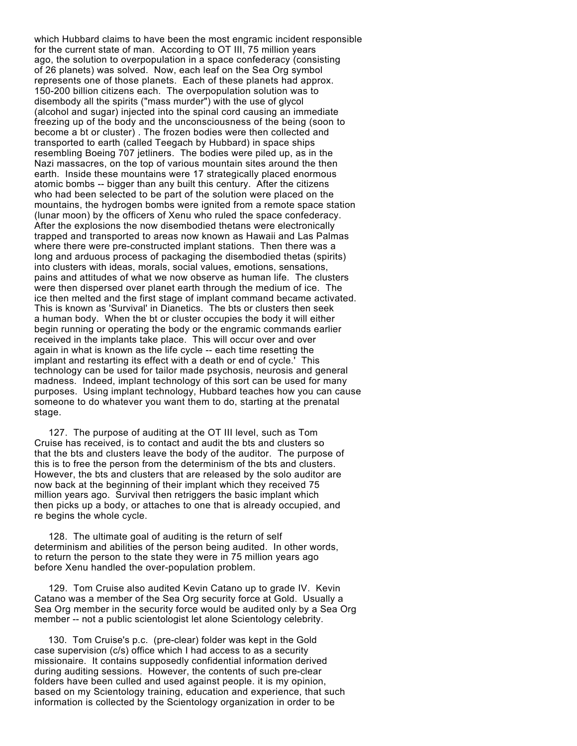which Hubbard claims to have been the most engramic incident responsible for the current state of man. According to OT III, 75 million years ago, the solution to overpopulation in a space confederacy (consisting of 26 planets) was solved. Now, each leaf on the Sea Org symbol represents one of those planets. Each of these planets had approx. 150-200 billion citizens each. The overpopulation solution was to disembody all the spirits ("mass murder") with the use of glycol (alcohol and sugar) injected into the spinal cord causing an immediate freezing up of the body and the unconsciousness of the being (soon to become a bt or cluster) . The frozen bodies were then collected and transported to earth (called Teegach by Hubbard) in space ships resembling Boeing 707 jetliners. The bodies were piled up, as in the Nazi massacres, on the top of various mountain sites around the then earth. Inside these mountains were 17 strategically placed enormous atomic bombs -- bigger than any built this century. After the citizens who had been selected to be part of the solution were placed on the mountains, the hydrogen bombs were ignited from a remote space station (lunar moon) by the officers of Xenu who ruled the space confederacy. After the explosions the now disembodied thetans were electronically trapped and transported to areas now known as Hawaii and Las Palmas where there were pre-constructed implant stations. Then there was a long and arduous process of packaging the disembodied thetas (spirits) into clusters with ideas, morals, social values, emotions, sensations, pains and attitudes of what we now observe as human life. The clusters were then dispersed over planet earth through the medium of ice. The ice then melted and the first stage of implant command became activated. This is known as 'Survival' in Dianetics. The bts or clusters then seek a human body. When the bt or cluster occupies the body it will either begin running or operating the body or the engramic commands earlier received in the implants take place. This will occur over and over again in what is known as the life cycle -- each time resetting the implant and restarting its effect with a death or end of cycle.' This technology can be used for tailor made psychosis, neurosis and general madness. Indeed, implant technology of this sort can be used for many purposes. Using implant technology, Hubbard teaches how you can cause someone to do whatever you want them to do, starting at the prenatal stage.

127. The purpose of auditing at the OT III level, such as Tom Cruise has received, is to contact and audit the bts and clusters so that the bts and clusters leave the body of the auditor. The purpose of this is to free the person from the determinism of the bts and clusters. However, the bts and clusters that are released by the solo auditor are now back at the beginning of their implant which they received 75 million years ago. Survival then retriggers the basic implant which then picks up a body, or attaches to one that is already occupied, and re begins the whole cycle.

128. The ultimate goal of auditing is the return of self determinism and abilities of the person being audited. In other words, to return the person to the state they were in 75 million years ago before Xenu handled the over-population problem.

129. Tom Cruise also audited Kevin Catano up to grade IV. Kevin Catano was a member of the Sea Org security force at Gold. Usually a Sea Org member in the security force would be audited only by a Sea Org member -- not a public scientologist let alone Scientology celebrity.

130. Tom Cruise's p.c. (pre-clear) folder was kept in the Gold case supervision (c/s) office which I had access to as a security missionaire. It contains supposedly confidential information derived during auditing sessions. However, the contents of such pre-clear folders have been culled and used against people. it is my opinion, based on my Scientology training, education and experience, that such information is collected by the Scientology organization in order to be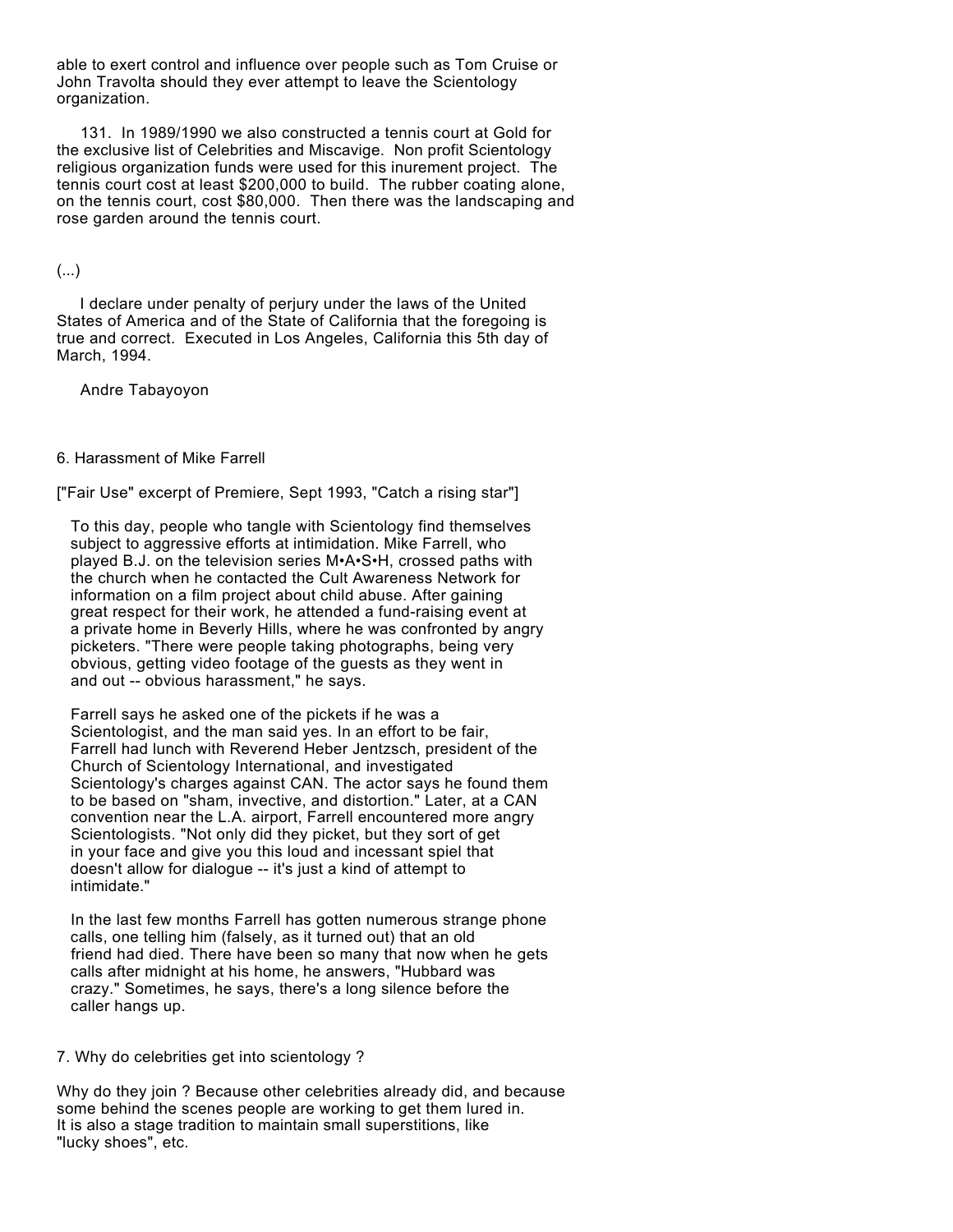able to exert control and influence over people such as Tom Cruise or John Travolta should they ever attempt to leave the Scientology organization.

131. In 1989/1990 we also constructed a tennis court at Gold for the exclusive list of Celebrities and Miscavige. Non profit Scientology religious organization funds were used for this inurement project. The tennis court cost at least $200,000 to build. The rubber coating alone, on the tennis court, cost $80,000. Then there was the landscaping and rose garden around the tennis court.

(...)

I declare under penalty of perjury under the laws of the United States of America and of the State of California that the foregoing is true and correct. Executed in Los Angeles, California this 5th day of March, 1994.

Andre Tabayoyon

6. Harassment of Mike Farrell

["Fair Use" excerpt of Premiere, Sept 1993, "Catch a rising star"]

To this day, people who tangle with Scientology find themselves subject to aggressive efforts at intimidation. Mike Farrell, who played B.J. on the television series M•A•S•H, crossed paths with the church when he contacted the Cult Awareness Network for information on a film project about child abuse. After gaining great respect for their work, he attended a fund-raising event at a private home in Beverly Hills, where he was confronted by angry picketers. "There were people taking photographs, being very obvious, getting video footage of the guests as they went in and out -- obvious harassment," he says.

Farrell says he asked one of the pickets if he was a Scientologist, and the man said yes. In an effort to be fair, Farrell had lunch with Reverend Heber Jentzsch, president of the Church of Scientology International, and investigated Scientology's charges against CAN. The actor says he found them to be based on "sham, invective, and distortion." Later, at a CAN convention near the L.A. airport, Farrell encountered more angry Scientologists. "Not only did they picket, but they sort of get in your face and give you this loud and incessant spiel that doesn't allow for dialogue -- it's just a kind of attempt to intimidate."

In the last few months Farrell has gotten numerous strange phone calls, one telling him (falsely, as it turned out) that an old friend had died. There have been so many that now when he gets calls after midnight at his home, he answers, "Hubbard was crazy." Sometimes, he says, there's a long silence before the caller hangs up.

7. Why do celebrities get into scientology ?

Why do they join ? Because other celebrities already did, and because some behind the scenes people are working to get them lured in. It is also a stage tradition to maintain small superstitions, like "lucky shoes", etc.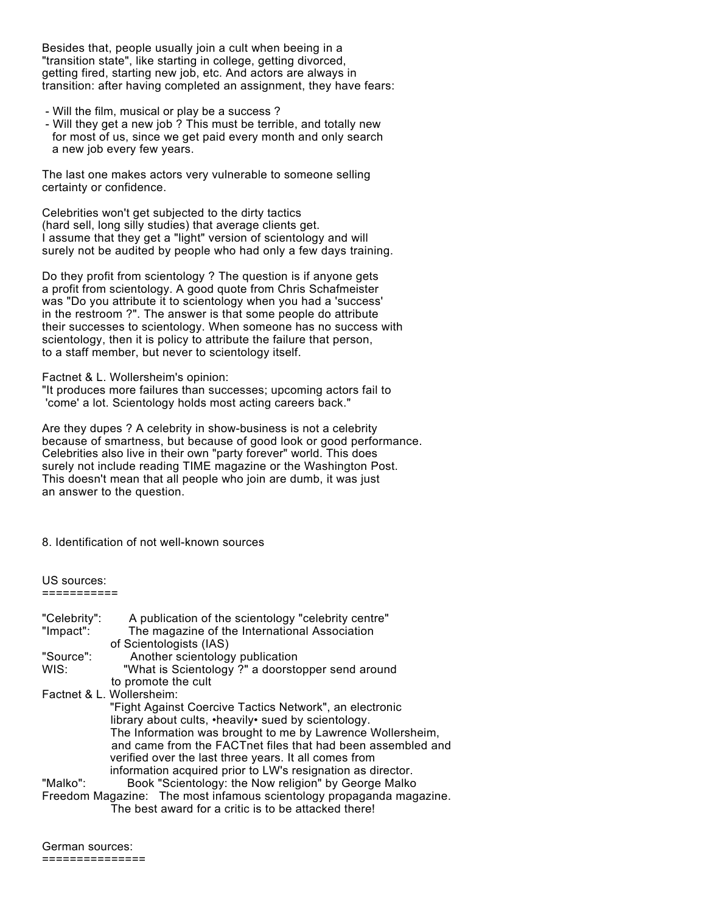Besides that, people usually join a cult when beeing in a "transition state", like starting in college, getting divorced, getting fired, starting new job, etc. And actors are always in transition: after having completed an assignment, they have fears:

- Will the film, musical or play be a success ?
- Will they get a new job ? This must be terrible, and totally new for most of us, since we get paid every month and only search a new job every few years.

The last one makes actors very vulnerable to someone selling certainty or confidence.

Celebrities won't get subjected to the dirty tactics (hard sell, long silly studies) that average clients get. I assume that they get a "light" version of scientology and will surely not be audited by people who had only a few days training.

Do they profit from scientology ? The question is if anyone gets a profit from scientology. A good quote from Chris Schafmeister was "Do you attribute it to scientology when you had a 'success' in the restroom ?". The answer is that some people do attribute their successes to scientology. When someone has no success with scientology, then it is policy to attribute the failure that person, to a staff member, but never to scientology itself.

Factnet & L. Wollersheim's opinion:
"It produces more failures than successes; upcoming actors fail to 'come' a lot. Scientology holds most acting careers back."

Are they dupes ? A celebrity in show-business is not a celebrity because of smartness, but because of good look or good performance. Celebrities also live in their own "party forever" world. This does surely not include reading TIME magazine or the Washington Post. This doesn't mean that all people who join are dumb, it was just an answer to the question.

## 8. Identification of not well-known sources

### US sources:

"Celebrity": A publication of the scientology "celebrity centre"

"Impact": The magazine of the International Association of Scientologists (IAS)

"Source": Another scientology publication

WIS: "What is Scientology ?" a doorstopper send around to promote the cult

Factnet & L. Wollersheim:
"Fight Against Coercive Tactics Network", an electronic library about cults, •heavily• sued by scientology. The Information was brought to me by Lawrence Wollersheim, and came from the FACTnet files that had been assembled and verified over the last three years. It all comes from information acquired prior to LW's resignation as director.

"Malko": Book "Scientology: the Now religion" by George Malko

Freedom Magazine: The most infamous scientology propaganda magazine. The best award for a critic is to be attacked there!

### German sources: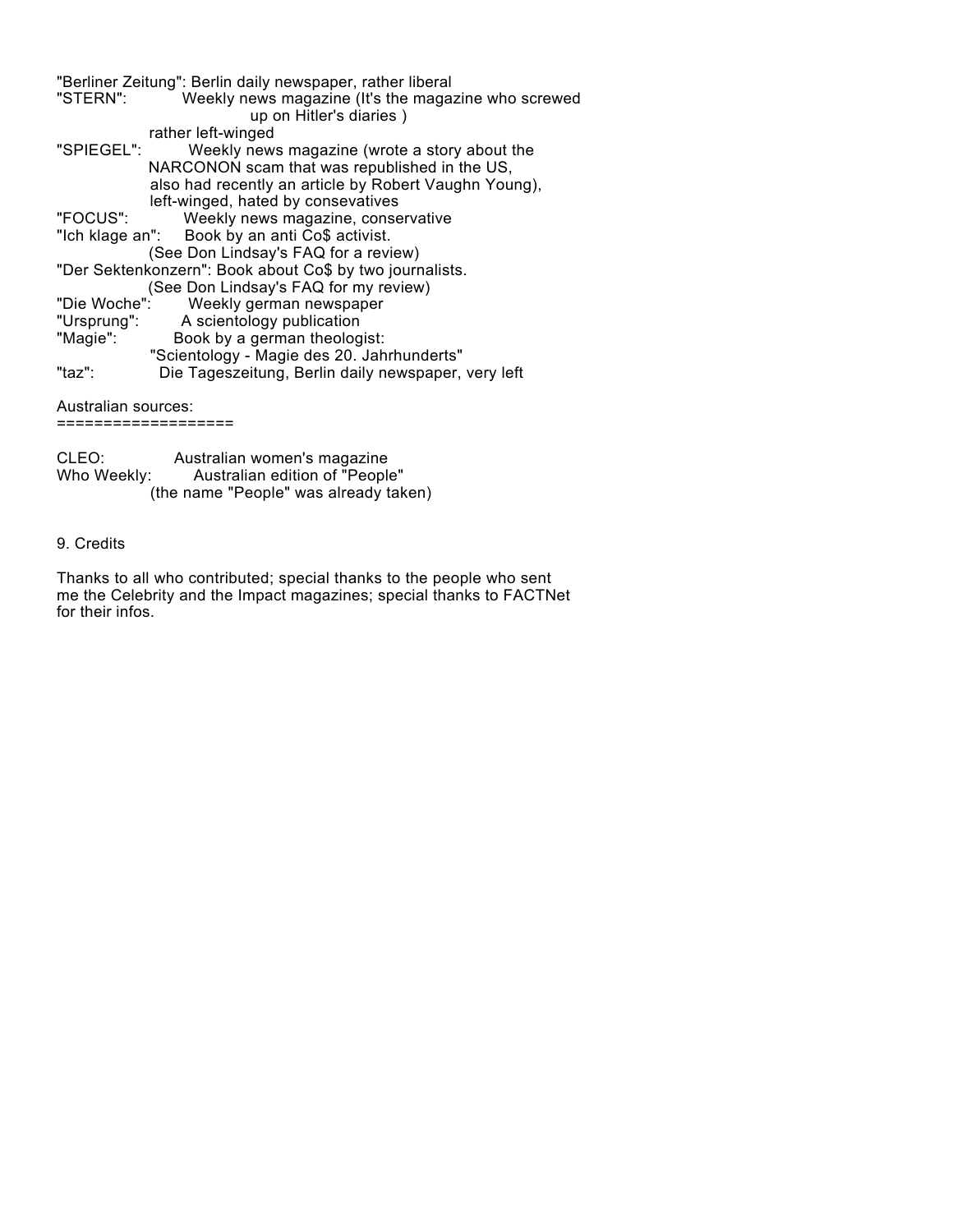"Berliner Zeitung": Berlin daily newspaper, rather liberal
"STERN": Weekly news magazine (It's the magazine who screwed up on Hitler's diaries ) rather left-winged
"SPIEGEL": Weekly news magazine (wrote a story about the NARCONON scam that was republished in the US, also had recently an article by Robert Vaughn Young), left-winged, hated by consevatives
"FOCUS": Weekly news magazine, conservative
"Ich klage an": Book by an anti Co$ activist. (See Don Lindsay's FAQ for a review)
"Der Sektenkonzern": Book about Co$ by two journalists. (See Don Lindsay's FAQ for my review)
"Die Woche": Weekly german newspaper
"Ursprung": A scientology publication
"Magie": Book by a german theologist: "Scientology - Magie des 20. Jahrhunderts"
"taz": Die Tageszeitung, Berlin daily newspaper, very left

Australian sources:
===================

CLEO: Australian women's magazine
Who Weekly: Australian edition of "People" (the name "People" was already taken)

9. Credits

Thanks to all who contributed; special thanks to the people who sent me the Celebrity and the Impact magazines; special thanks to FACTNet for their infos.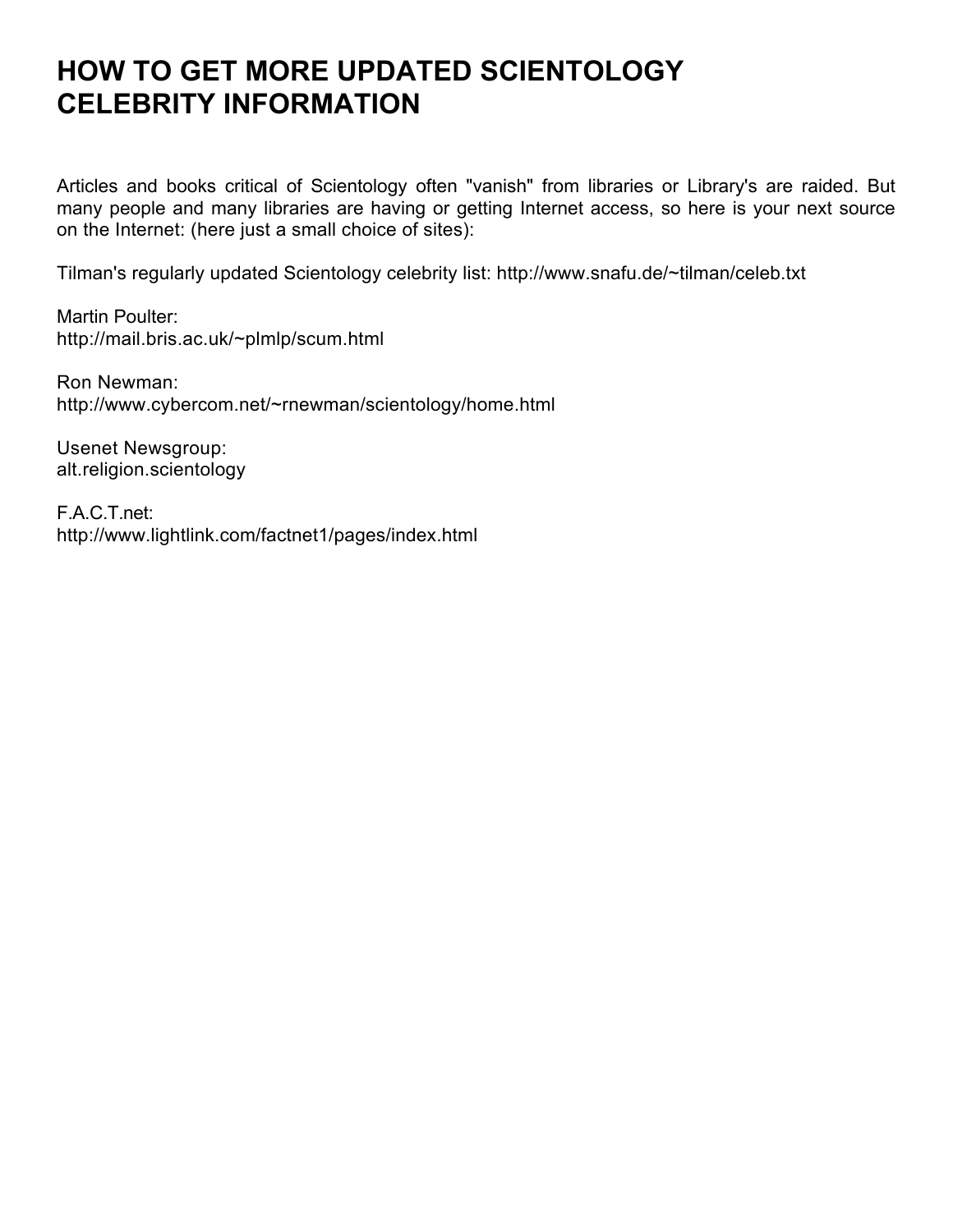# HOW TO GET MORE UPDATED SCIENTOLOGY CELEBRITY INFORMATION

Articles and books critical of Scientology often "vanish" from libraries or Library's are raided. But many people and many libraries are having or getting Internet access, so here is your next source on the Internet: (here just a small choice of sites):

Tilman's regularly updated Scientology celebrity list: http://www.snafu.de/~tilman/celeb.txt

Martin Poulter:
http://mail.bris.ac.uk/~plmlp/scum.html

Ron Newman:
http://www.cybercom.net/~rnewman/scientology/home.html

Usenet Newsgroup:
alt.religion.scientology

F.A.C.T.net:
http://www.lightlink.com/factnet1/pages/index.html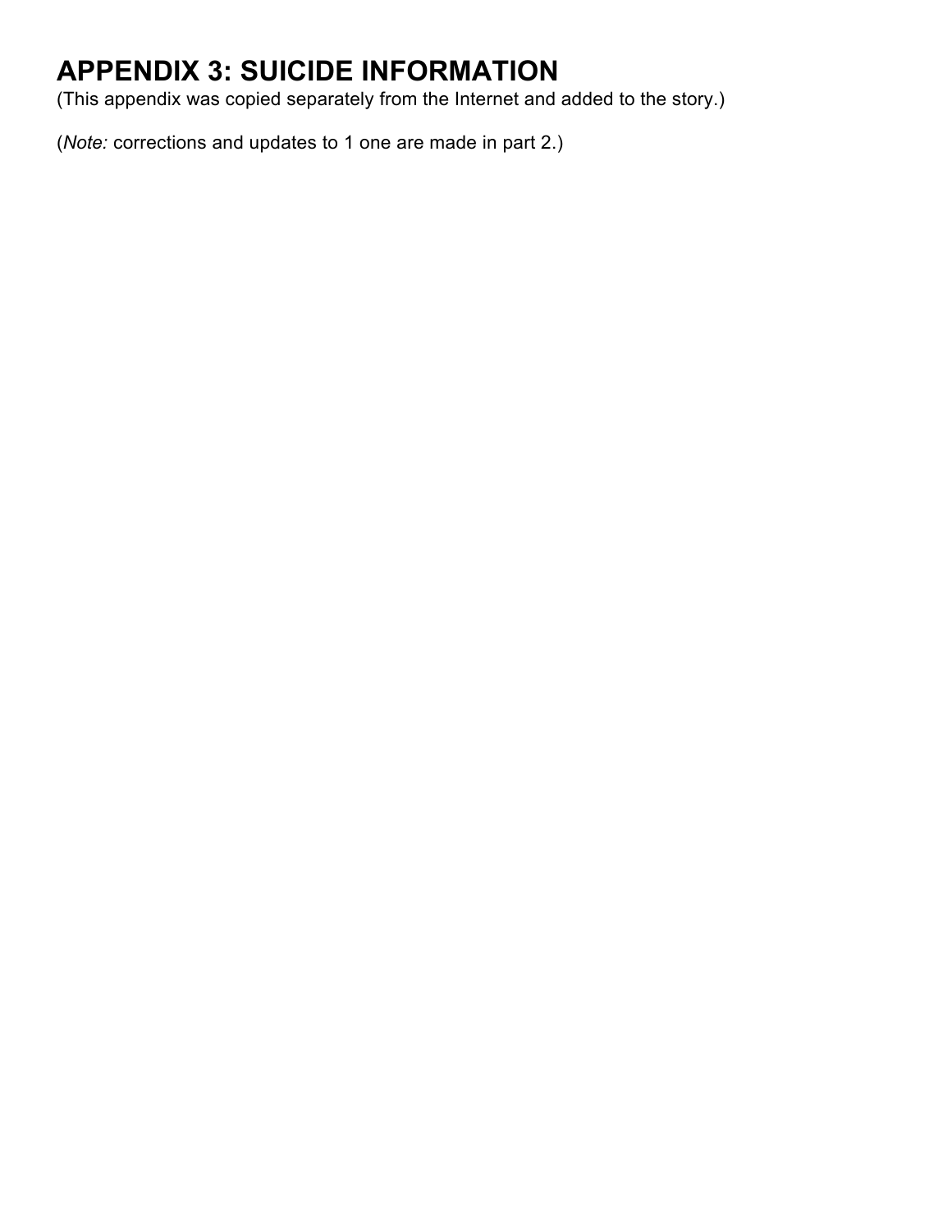# APPENDIX 3: SUICIDE INFORMATION

(This appendix was copied separately from the Internet and added to the story.)

(*Note:* corrections and updates to 1 one are made in part 2.)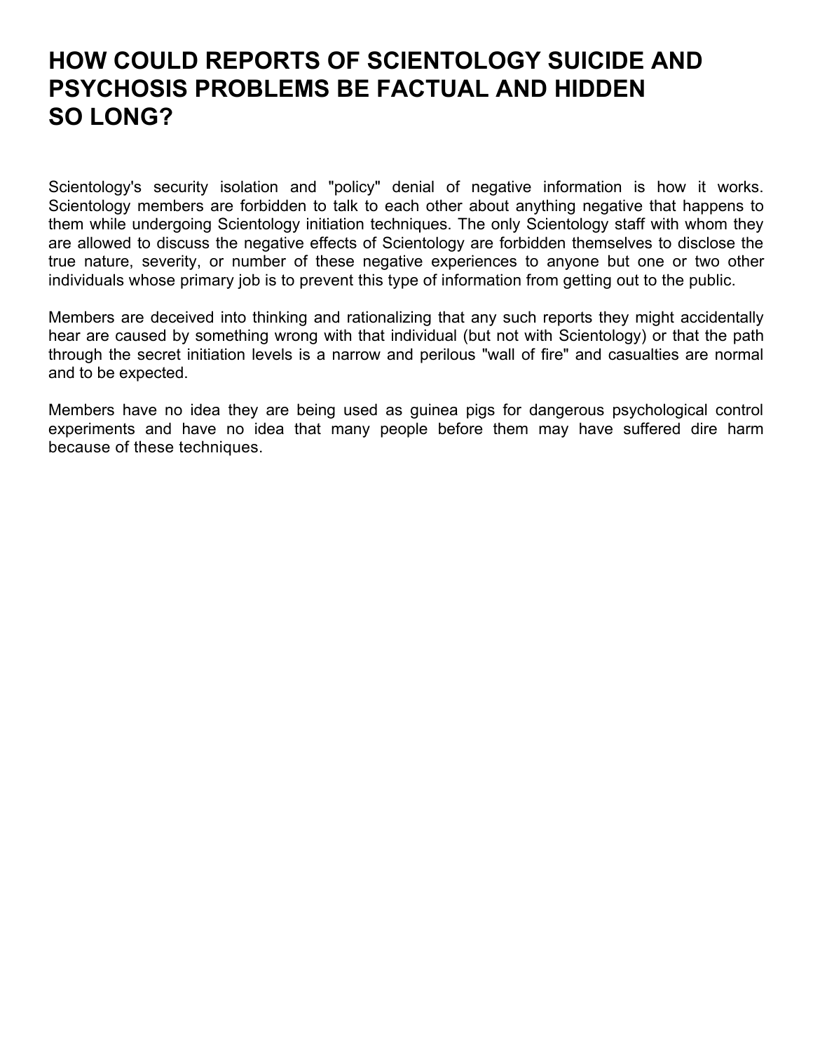# HOW COULD REPORTS OF SCIENTOLOGY SUICIDE AND PSYCHOSIS PROBLEMS BE FACTUAL AND HIDDEN SO LONG?

Scientology's security isolation and "policy" denial of negative information is how it works. Scientology members are forbidden to talk to each other about anything negative that happens to them while undergoing Scientology initiation techniques. The only Scientology staff with whom they are allowed to discuss the negative effects of Scientology are forbidden themselves to disclose the true nature, severity, or number of these negative experiences to anyone but one or two other individuals whose primary job is to prevent this type of information from getting out to the public.

Members are deceived into thinking and rationalizing that any such reports they might accidentally hear are caused by something wrong with that individual (but not with Scientology) or that the path through the secret initiation levels is a narrow and perilous "wall of fire" and casualties are normal and to be expected.

Members have no idea they are being used as guinea pigs for dangerous psychological control experiments and have no idea that many people before them may have suffered dire harm because of these techniques.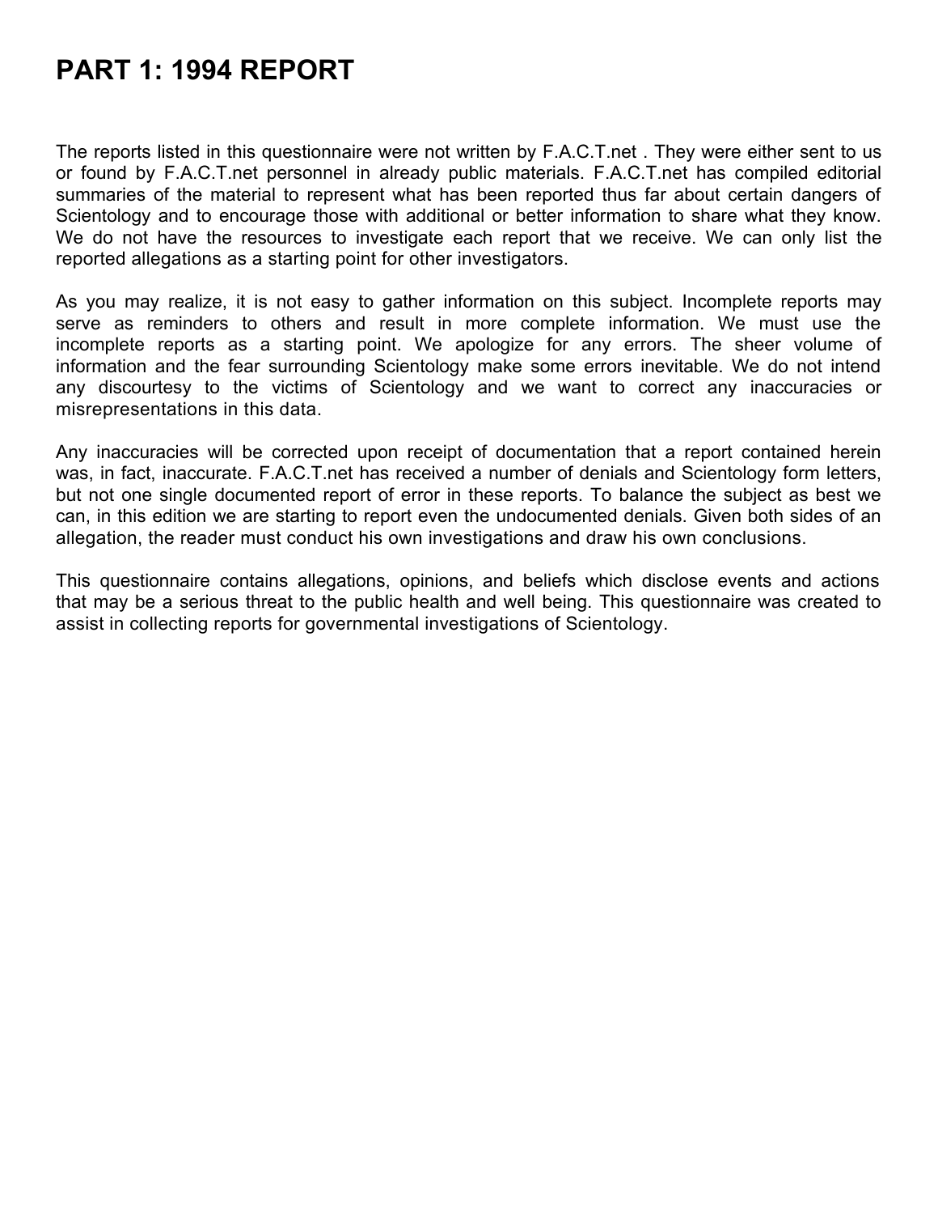# PART 1: 1994 REPORT

The reports listed in this questionnaire were not written by F.A.C.T.net . They were either sent to us or found by F.A.C.T.net personnel in already public materials. F.A.C.T.net has compiled editorial summaries of the material to represent what has been reported thus far about certain dangers of Scientology and to encourage those with additional or better information to share what they know. We do not have the resources to investigate each report that we receive. We can only list the reported allegations as a starting point for other investigators.

As you may realize, it is not easy to gather information on this subject. Incomplete reports may serve as reminders to others and result in more complete information. We must use the incomplete reports as a starting point. We apologize for any errors. The sheer volume of information and the fear surrounding Scientology make some errors inevitable. We do not intend any discourtesy to the victims of Scientology and we want to correct any inaccuracies or misrepresentations in this data.

Any inaccuracies will be corrected upon receipt of documentation that a report contained herein was, in fact, inaccurate. F.A.C.T.net has received a number of denials and Scientology form letters, but not one single documented report of error in these reports. To balance the subject as best we can, in this edition we are starting to report even the undocumented denials. Given both sides of an allegation, the reader must conduct his own investigations and draw his own conclusions.

This questionnaire contains allegations, opinions, and beliefs which disclose events and actions that may be a serious threat to the public health and well being. This questionnaire was created to assist in collecting reports for governmental investigations of Scientology.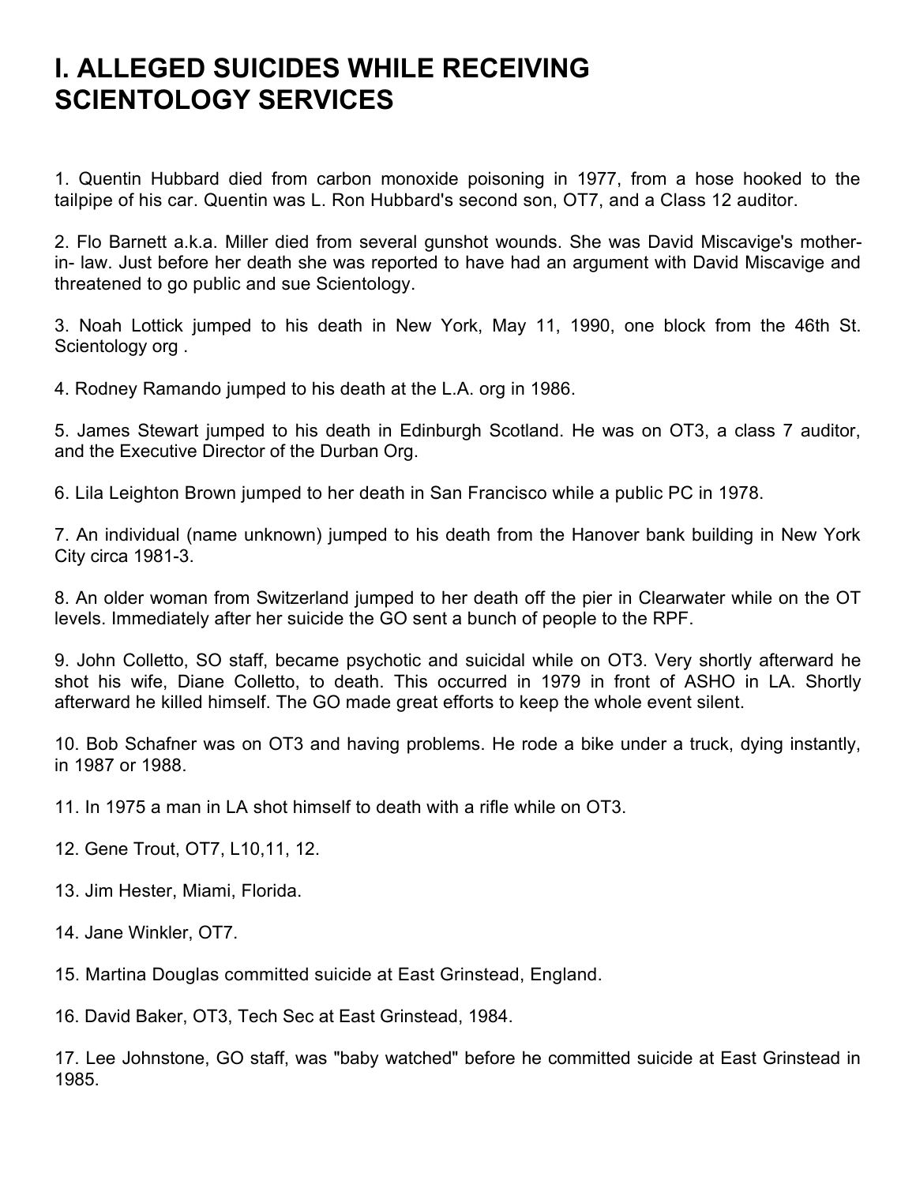# I. ALLEGED SUICIDES WHILE RECEIVING SCIENTOLOGY SERVICES

1. Quentin Hubbard died from carbon monoxide poisoning in 1977, from a hose hooked to the tailpipe of his car. Quentin was L. Ron Hubbard's second son, OT7, and a Class 12 auditor.

2. Flo Barnett a.k.a. Miller died from several gunshot wounds. She was David Miscavige's mother-in- law. Just before her death she was reported to have had an argument with David Miscavige and threatened to go public and sue Scientology.

3. Noah Lottick jumped to his death in New York, May 11, 1990, one block from the 46th St. Scientology org .

4. Rodney Ramando jumped to his death at the L.A. org in 1986.

5. James Stewart jumped to his death in Edinburgh Scotland. He was on OT3, a class 7 auditor, and the Executive Director of the Durban Org.

6. Lila Leighton Brown jumped to her death in San Francisco while a public PC in 1978.

7. An individual (name unknown) jumped to his death from the Hanover bank building in New York City circa 1981-3.

8. An older woman from Switzerland jumped to her death off the pier in Clearwater while on the OT levels. Immediately after her suicide the GO sent a bunch of people to the RPF.

9. John Colletto, SO staff, became psychotic and suicidal while on OT3. Very shortly afterward he shot his wife, Diane Colletto, to death. This occurred in 1979 in front of ASHO in LA. Shortly afterward he killed himself. The GO made great efforts to keep the whole event silent.

10. Bob Schafner was on OT3 and having problems. He rode a bike under a truck, dying instantly, in 1987 or 1988.

11. In 1975 a man in LA shot himself to death with a rifle while on OT3.

12. Gene Trout, OT7, L10,11, 12.

13. Jim Hester, Miami, Florida.

14. Jane Winkler, OT7.

15. Martina Douglas committed suicide at East Grinstead, England.

16. David Baker, OT3, Tech Sec at East Grinstead, 1984.

17. Lee Johnstone, GO staff, was "baby watched" before he committed suicide at East Grinstead in 1985.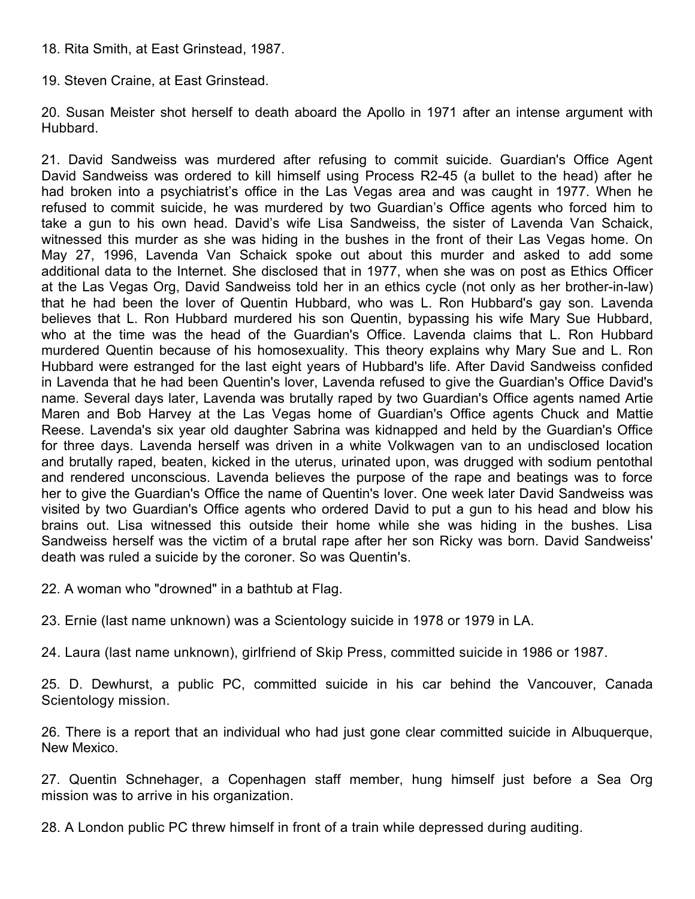18. Rita Smith, at East Grinstead, 1987.

19. Steven Craine, at East Grinstead.

20. Susan Meister shot herself to death aboard the Apollo in 1971 after an intense argument with Hubbard.

21. David Sandweiss was murdered after refusing to commit suicide. Guardian's Office Agent David Sandweiss was ordered to kill himself using Process R2-45 (a bullet to the head) after he had broken into a psychiatrist's office in the Las Vegas area and was caught in 1977. When he refused to commit suicide, he was murdered by two Guardian's Office agents who forced him to take a gun to his own head. David's wife Lisa Sandweiss, the sister of Lavenda Van Schaick, witnessed this murder as she was hiding in the bushes in the front of their Las Vegas home. On May 27, 1996, Lavenda Van Schaick spoke out about this murder and asked to add some additional data to the Internet. She disclosed that in 1977, when she was on post as Ethics Officer at the Las Vegas Org, David Sandweiss told her in an ethics cycle (not only as her brother-in-law) that he had been the lover of Quentin Hubbard, who was L. Ron Hubbard's gay son. Lavenda believes that L. Ron Hubbard murdered his son Quentin, bypassing his wife Mary Sue Hubbard, who at the time was the head of the Guardian's Office. Lavenda claims that L. Ron Hubbard murdered Quentin because of his homosexuality. This theory explains why Mary Sue and L. Ron Hubbard were estranged for the last eight years of Hubbard's life. After David Sandweiss confided in Lavenda that he had been Quentin's lover, Lavenda refused to give the Guardian's Office David's name. Several days later, Lavenda was brutally raped by two Guardian's Office agents named Artie Maren and Bob Harvey at the Las Vegas home of Guardian's Office agents Chuck and Mattie Reese. Lavenda's six year old daughter Sabrina was kidnapped and held by the Guardian's Office for three days. Lavenda herself was driven in a white Volkwagen van to an undisclosed location and brutally raped, beaten, kicked in the uterus, urinated upon, was drugged with sodium pentothal and rendered unconscious. Lavenda believes the purpose of the rape and beatings was to force her to give the Guardian's Office the name of Quentin's lover. One week later David Sandweiss was visited by two Guardian's Office agents who ordered David to put a gun to his head and blow his brains out. Lisa witnessed this outside their home while she was hiding in the bushes. Lisa Sandweiss herself was the victim of a brutal rape after her son Ricky was born. David Sandweiss' death was ruled a suicide by the coroner. So was Quentin's.

22. A woman who "drowned" in a bathtub at Flag.

23. Ernie (last name unknown) was a Scientology suicide in 1978 or 1979 in LA.

24. Laura (last name unknown), girlfriend of Skip Press, committed suicide in 1986 or 1987.

25. D. Dewhurst, a public PC, committed suicide in his car behind the Vancouver, Canada Scientology mission.

26. There is a report that an individual who had just gone clear committed suicide in Albuquerque, New Mexico.

27. Quentin Schnehager, a Copenhagen staff member, hung himself just before a Sea Org mission was to arrive in his organization.

28. A London public PC threw himself in front of a train while depressed during auditing.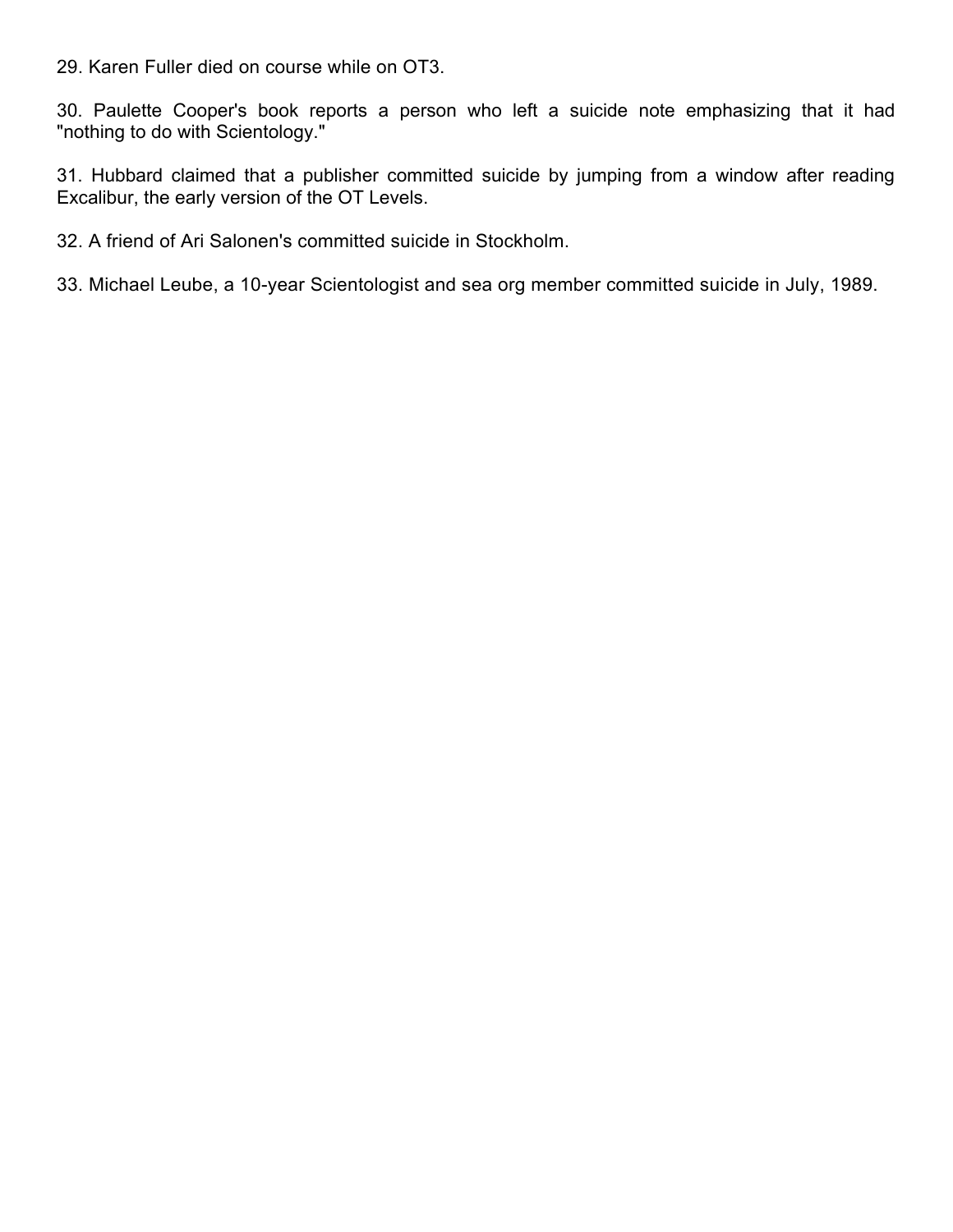29. Karen Fuller died on course while on OT3.

30. Paulette Cooper's book reports a person who left a suicide note emphasizing that it had "nothing to do with Scientology."

31. Hubbard claimed that a publisher committed suicide by jumping from a window after reading Excalibur, the early version of the OT Levels.

32. A friend of Ari Salonen's committed suicide in Stockholm.

33. Michael Leube, a 10-year Scientologist and sea org member committed suicide in July, 1989.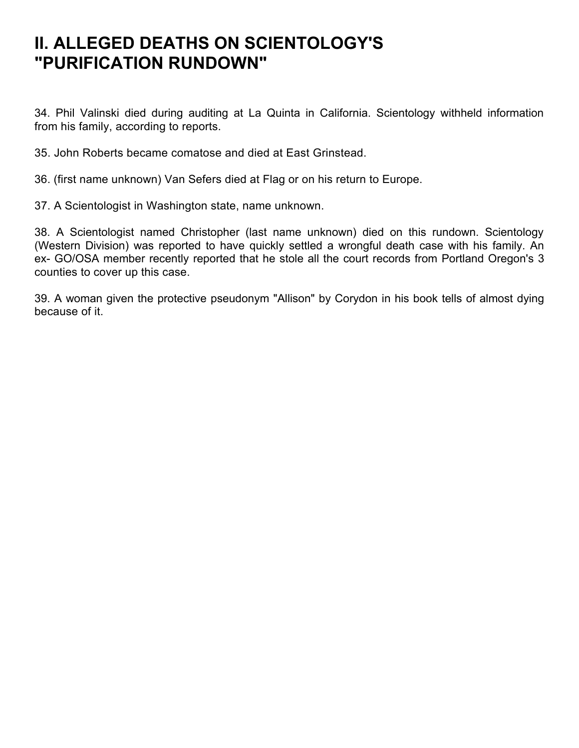# II. ALLEGED DEATHS ON SCIENTOLOGY'S "PURIFICATION RUNDOWN"

34. Phil Valinski died during auditing at La Quinta in California. Scientology withheld information from his family, according to reports.

35. John Roberts became comatose and died at East Grinstead.

36. (first name unknown) Van Sefers died at Flag or on his return to Europe.

37. A Scientologist in Washington state, name unknown.

38. A Scientologist named Christopher (last name unknown) died on this rundown. Scientology (Western Division) was reported to have quickly settled a wrongful death case with his family. An ex- GO/OSA member recently reported that he stole all the court records from Portland Oregon's 3 counties to cover up this case.

39. A woman given the protective pseudonym "Allison" by Corydon in his book tells of almost dying because of it.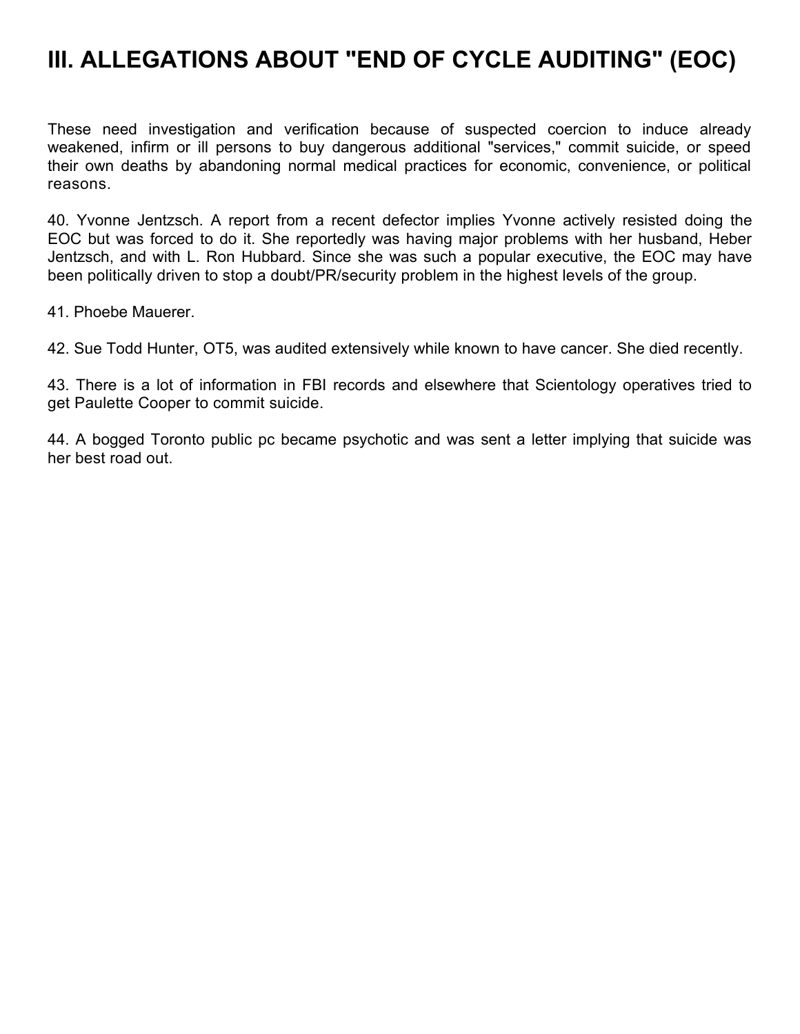# III. ALLEGATIONS ABOUT "END OF CYCLE AUDITING" (EOC)

These need investigation and verification because of suspected coercion to induce already weakened, infirm or ill persons to buy dangerous additional "services," commit suicide, or speed their own deaths by abandoning normal medical practices for economic, convenience, or political reasons.

40. Yvonne Jentzsch. A report from a recent defector implies Yvonne actively resisted doing the EOC but was forced to do it. She reportedly was having major problems with her husband, Heber Jentzsch, and with L. Ron Hubbard. Since she was such a popular executive, the EOC may have been politically driven to stop a doubt/PR/security problem in the highest levels of the group.

41. Phoebe Mauerer.

42. Sue Todd Hunter, OT5, was audited extensively while known to have cancer. She died recently.

43. There is a lot of information in FBI records and elsewhere that Scientology operatives tried to get Paulette Cooper to commit suicide.

44. A bogged Toronto public pc became psychotic and was sent a letter implying that suicide was her best road out.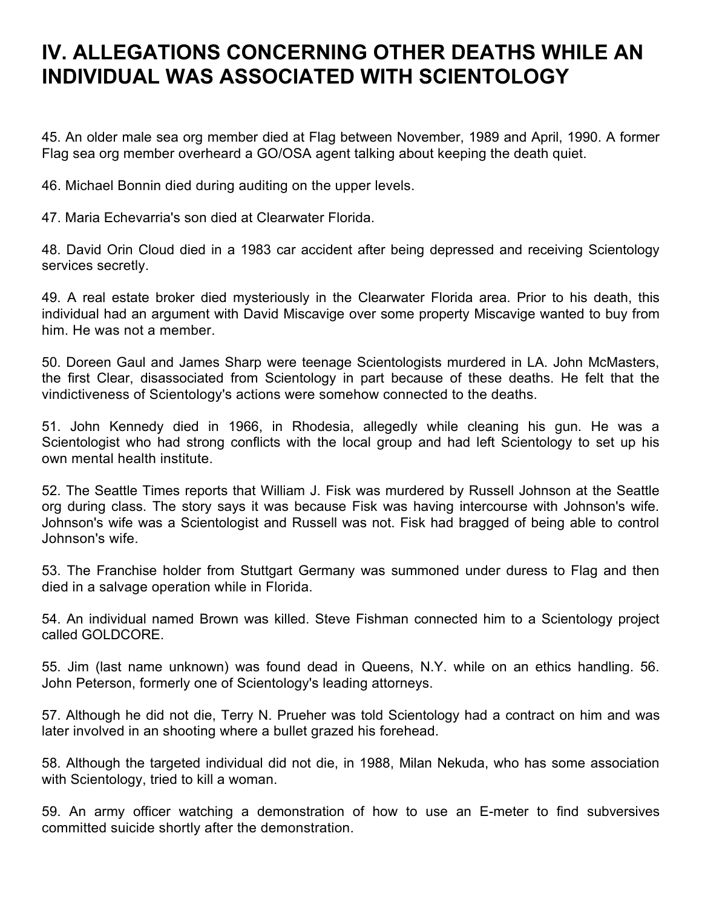# IV. ALLEGATIONS CONCERNING OTHER DEATHS WHILE AN INDIVIDUAL WAS ASSOCIATED WITH SCIENTOLOGY

45. An older male sea org member died at Flag between November, 1989 and April, 1990. A former Flag sea org member overheard a GO/OSA agent talking about keeping the death quiet.

46. Michael Bonnin died during auditing on the upper levels.

47. Maria Echevarria's son died at Clearwater Florida.

48. David Orin Cloud died in a 1983 car accident after being depressed and receiving Scientology services secretly.

49. A real estate broker died mysteriously in the Clearwater Florida area. Prior to his death, this individual had an argument with David Miscavige over some property Miscavige wanted to buy from him. He was not a member.

50. Doreen Gaul and James Sharp were teenage Scientologists murdered in LA. John McMasters, the first Clear, disassociated from Scientology in part because of these deaths. He felt that the vindictiveness of Scientology's actions were somehow connected to the deaths.

51. John Kennedy died in 1966, in Rhodesia, allegedly while cleaning his gun. He was a Scientologist who had strong conflicts with the local group and had left Scientology to set up his own mental health institute.

52. The Seattle Times reports that William J. Fisk was murdered by Russell Johnson at the Seattle org during class. The story says it was because Fisk was having intercourse with Johnson's wife. Johnson's wife was a Scientologist and Russell was not. Fisk had bragged of being able to control Johnson's wife.

53. The Franchise holder from Stuttgart Germany was summoned under duress to Flag and then died in a salvage operation while in Florida.

54. An individual named Brown was killed. Steve Fishman connected him to a Scientology project called GOLDCORE.

55. Jim (last name unknown) was found dead in Queens, N.Y. while on an ethics handling. 56. John Peterson, formerly one of Scientology's leading attorneys.

57. Although he did not die, Terry N. Prueher was told Scientology had a contract on him and was later involved in an shooting where a bullet grazed his forehead.

58. Although the targeted individual did not die, in 1988, Milan Nekuda, who has some association with Scientology, tried to kill a woman.

59. An army officer watching a demonstration of how to use an E-meter to find subversives committed suicide shortly after the demonstration.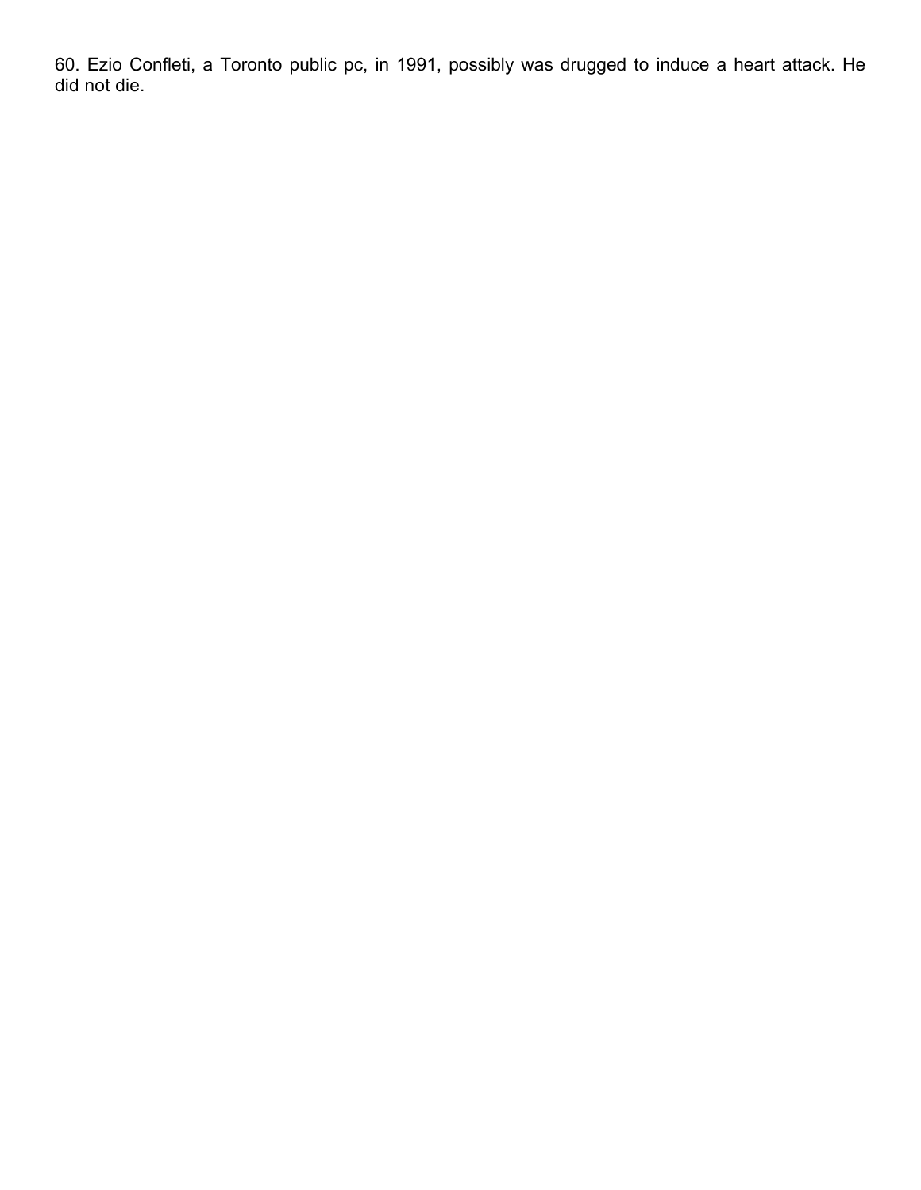60. Ezio Confleti, a Toronto public pc, in 1991, possibly was drugged to induce a heart attack. He did not die.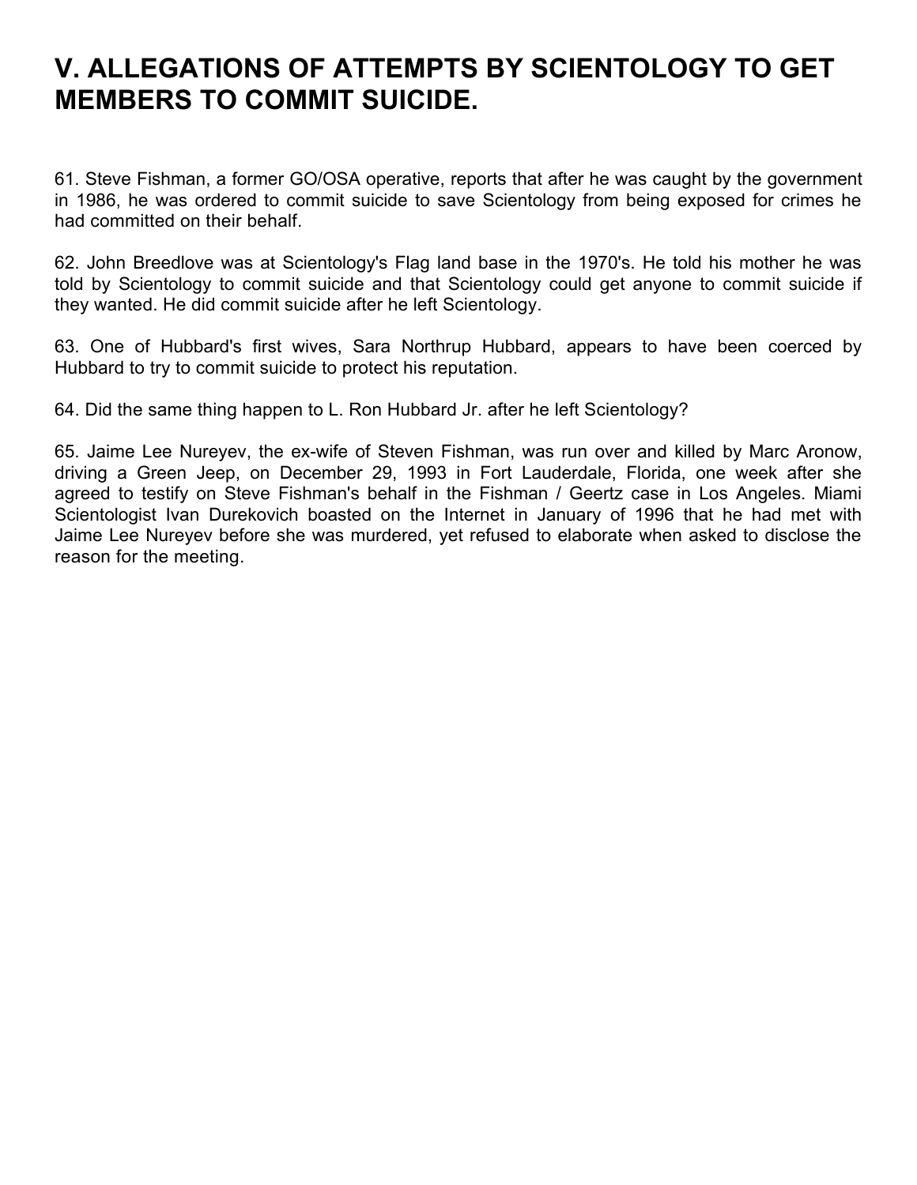# V. ALLEGATIONS OF ATTEMPTS BY SCIENTOLOGY TO GET MEMBERS TO COMMIT SUICIDE.

61. Steve Fishman, a former GO/OSA operative, reports that after he was caught by the government in 1986, he was ordered to commit suicide to save Scientology from being exposed for crimes he had committed on their behalf.

62. John Breedlove was at Scientology's Flag land base in the 1970's. He told his mother he was told by Scientology to commit suicide and that Scientology could get anyone to commit suicide if they wanted. He did commit suicide after he left Scientology.

63. One of Hubbard's first wives, Sara Northrup Hubbard, appears to have been coerced by Hubbard to try to commit suicide to protect his reputation.

64. Did the same thing happen to L. Ron Hubbard Jr. after he left Scientology?

65. Jaime Lee Nureyev, the ex-wife of Steven Fishman, was run over and killed by Marc Aronow, driving a Green Jeep, on December 29, 1993 in Fort Lauderdale, Florida, one week after she agreed to testify on Steve Fishman's behalf in the Fishman / Geertz case in Los Angeles. Miami Scientologist Ivan Durekovich boasted on the Internet in January of 1996 that he had met with Jaime Lee Nureyev before she was murdered, yet refused to elaborate when asked to disclose the reason for the meeting.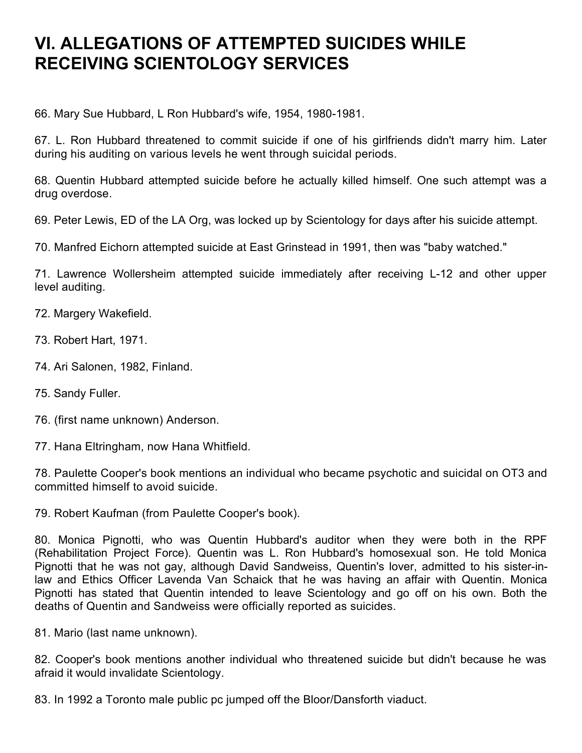# VI. ALLEGATIONS OF ATTEMPTED SUICIDES WHILE RECEIVING SCIENTOLOGY SERVICES

66. Mary Sue Hubbard, L Ron Hubbard's wife, 1954, 1980-1981.

67. L. Ron Hubbard threatened to commit suicide if one of his girlfriends didn't marry him. Later during his auditing on various levels he went through suicidal periods.

68. Quentin Hubbard attempted suicide before he actually killed himself. One such attempt was a drug overdose.

69. Peter Lewis, ED of the LA Org, was locked up by Scientology for days after his suicide attempt.

70. Manfred Eichorn attempted suicide at East Grinstead in 1991, then was "baby watched."

71. Lawrence Wollersheim attempted suicide immediately after receiving L-12 and other upper level auditing.

72. Margery Wakefield.

73. Robert Hart, 1971.

74. Ari Salonen, 1982, Finland.

75. Sandy Fuller.

76. (first name unknown) Anderson.

77. Hana Eltringham, now Hana Whitfield.

78. Paulette Cooper's book mentions an individual who became psychotic and suicidal on OT3 and committed himself to avoid suicide.

79. Robert Kaufman (from Paulette Cooper's book).

80. Monica Pignotti, who was Quentin Hubbard's auditor when they were both in the RPF (Rehabilitation Project Force). Quentin was L. Ron Hubbard's homosexual son. He told Monica Pignotti that he was not gay, although David Sandweiss, Quentin's lover, admitted to his sister-in-law and Ethics Officer Lavenda Van Schaick that he was having an affair with Quentin. Monica Pignotti has stated that Quentin intended to leave Scientology and go off on his own. Both the deaths of Quentin and Sandweiss were officially reported as suicides.

81. Mario (last name unknown).

82. Cooper's book mentions another individual who threatened suicide but didn't because he was afraid it would invalidate Scientology.

83. In 1992 a Toronto male public pc jumped off the Bloor/Dansforth viaduct.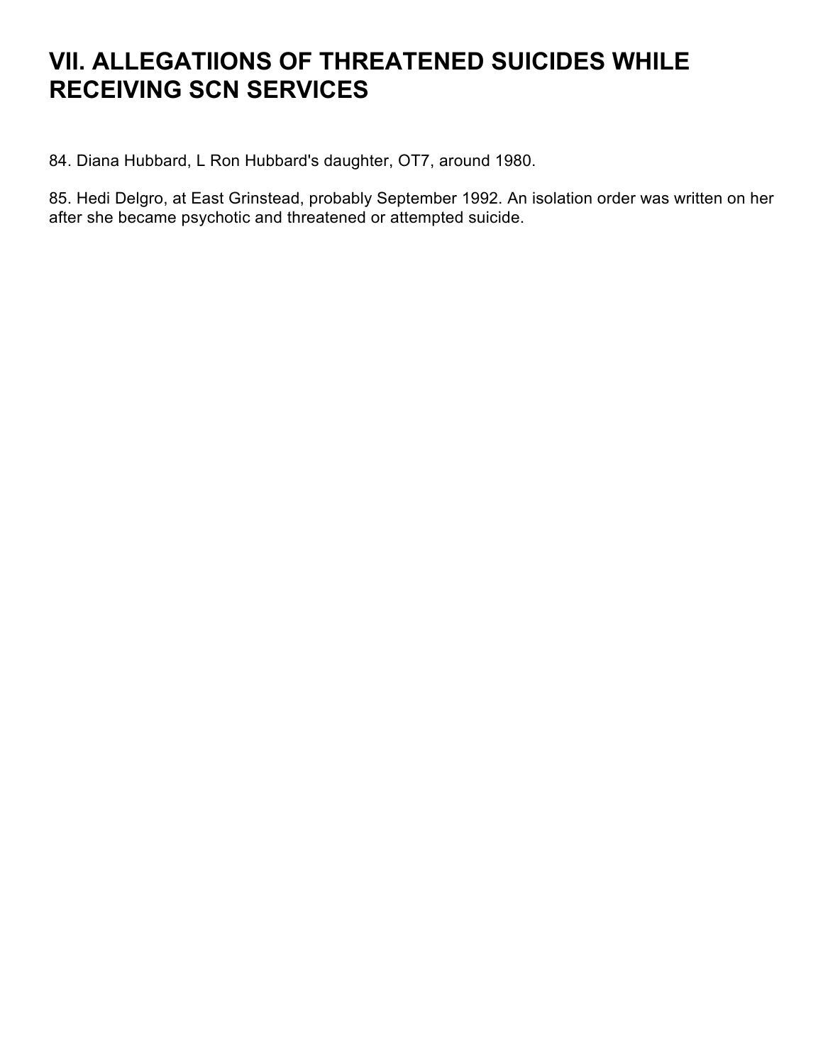# VII. ALLEGATIIONS OF THREATENED SUICIDES WHILE RECEIVING SCN SERVICES

84. Diana Hubbard, L Ron Hubbard's daughter, OT7, around 1980.

85. Hedi Delgro, at East Grinstead, probably September 1992. An isolation order was written on her after she became psychotic and threatened or attempted suicide.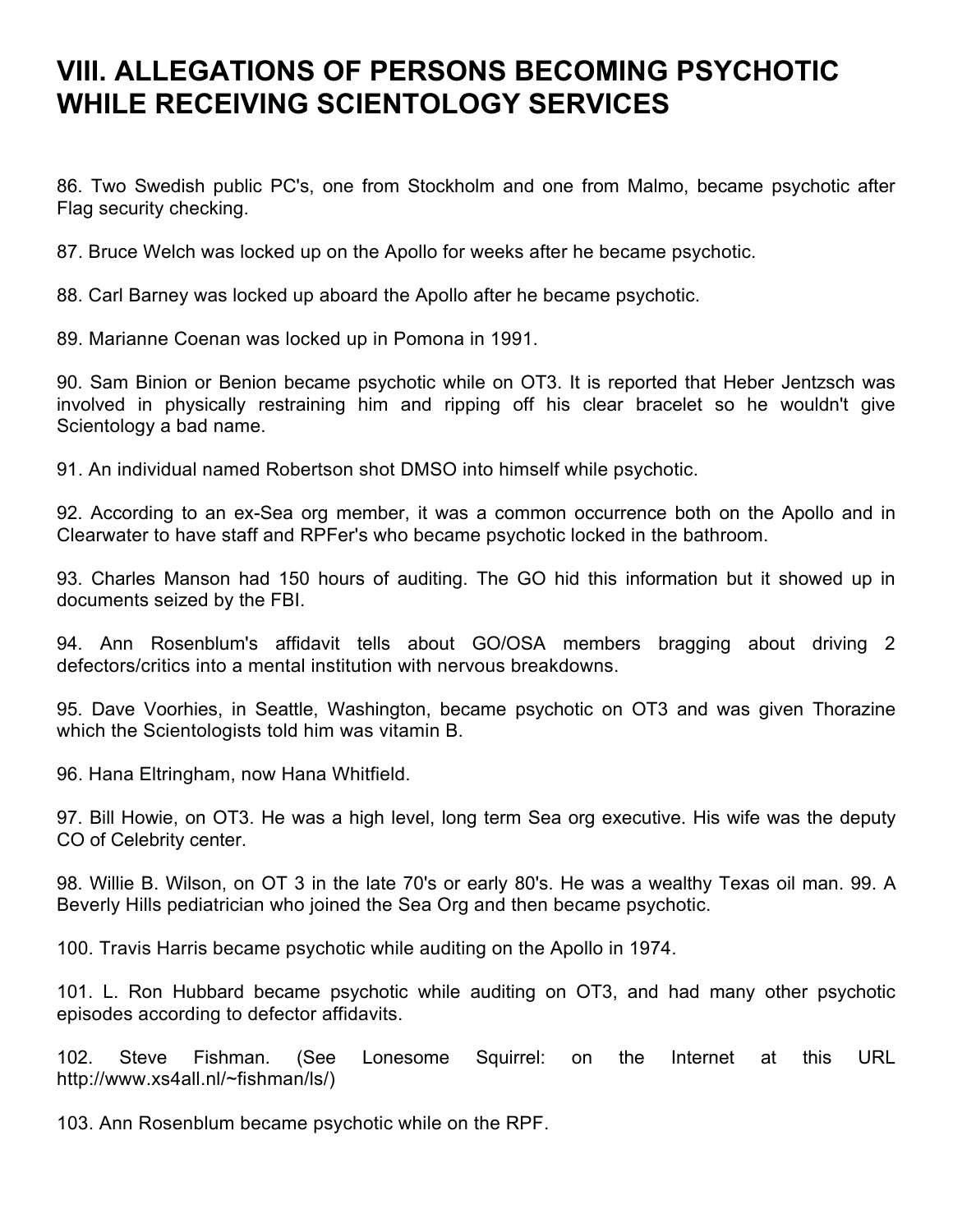# VIII. ALLEGATIONS OF PERSONS BECOMING PSYCHOTIC WHILE RECEIVING SCIENTOLOGY SERVICES

86. Two Swedish public PC's, one from Stockholm and one from Malmo, became psychotic after Flag security checking.

87. Bruce Welch was locked up on the Apollo for weeks after he became psychotic.

88. Carl Barney was locked up aboard the Apollo after he became psychotic.

89. Marianne Coenan was locked up in Pomona in 1991.

90. Sam Binion or Benion became psychotic while on OT3. It is reported that Heber Jentzsch was involved in physically restraining him and ripping off his clear bracelet so he wouldn't give Scientology a bad name.

91. An individual named Robertson shot DMSO into himself while psychotic.

92. According to an ex-Sea org member, it was a common occurrence both on the Apollo and in Clearwater to have staff and RPFer's who became psychotic locked in the bathroom.

93. Charles Manson had 150 hours of auditing. The GO hid this information but it showed up in documents seized by the FBI.

94. Ann Rosenblum's affidavit tells about GO/OSA members bragging about driving 2 defectors/critics into a mental institution with nervous breakdowns.

95. Dave Voorhies, in Seattle, Washington, became psychotic on OT3 and was given Thorazine which the Scientologists told him was vitamin B.

96. Hana Eltringham, now Hana Whitfield.

97. Bill Howie, on OT3. He was a high level, long term Sea org executive. His wife was the deputy CO of Celebrity center.

98. Willie B. Wilson, on OT 3 in the late 70's or early 80's. He was a wealthy Texas oil man. 99. A Beverly Hills pediatrician who joined the Sea Org and then became psychotic.

100. Travis Harris became psychotic while auditing on the Apollo in 1974.

101. L. Ron Hubbard became psychotic while auditing on OT3, and had many other psychotic episodes according to defector affidavits.

102. Steve Fishman. (See Lonesome Squirrel: on the Internet at this URL http://www.xs4all.nl/~fishman/ls/)

103. Ann Rosenblum became psychotic while on the RPF.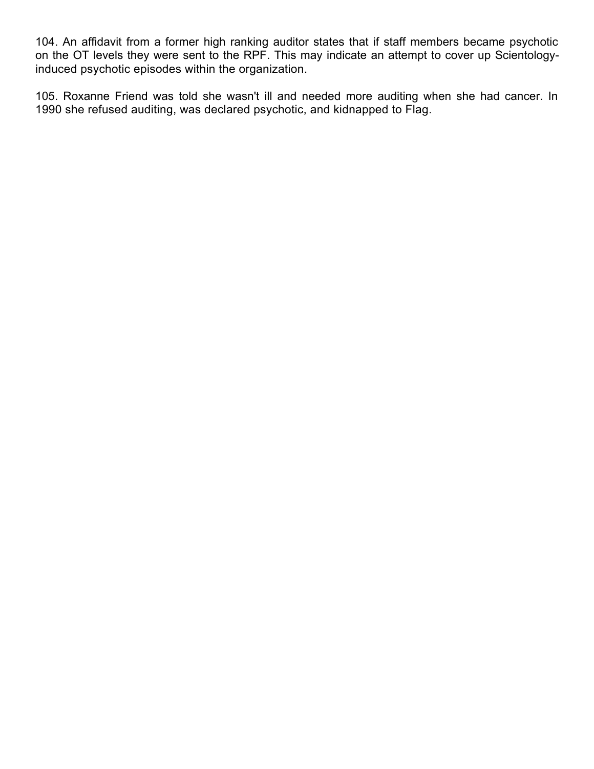104. An affidavit from a former high ranking auditor states that if staff members became psychotic on the OT levels they were sent to the RPF. This may indicate an attempt to cover up Scientology-induced psychotic episodes within the organization.

105. Roxanne Friend was told she wasn't ill and needed more auditing when she had cancer. In 1990 she refused auditing, was declared psychotic, and kidnapped to Flag.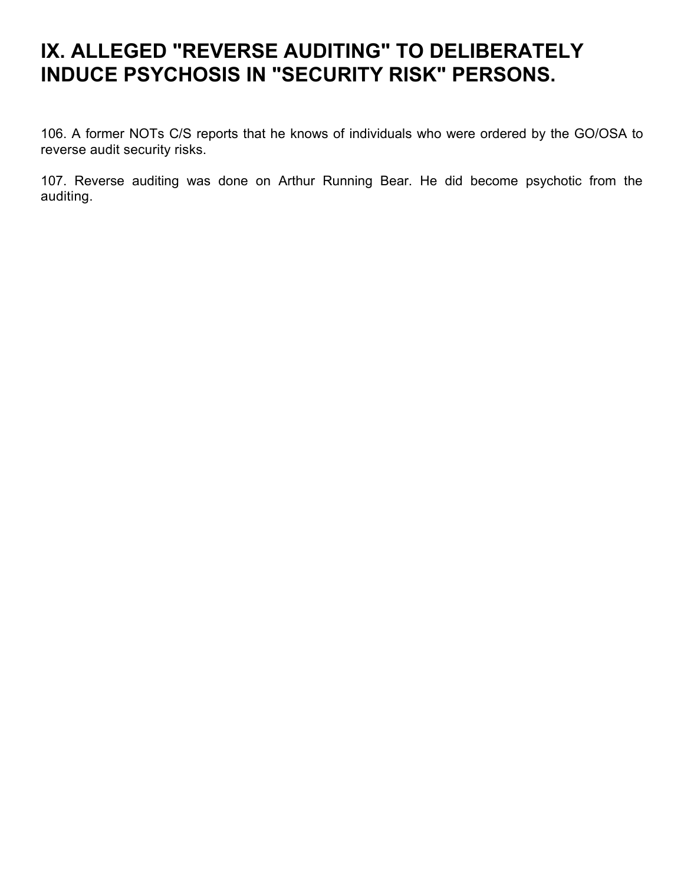# IX. ALLEGED "REVERSE AUDITING" TO DELIBERATELY INDUCE PSYCHOSIS IN "SECURITY RISK" PERSONS.

106. A former NOTs C/S reports that he knows of individuals who were ordered by the GO/OSA to reverse audit security risks.

107. Reverse auditing was done on Arthur Running Bear. He did become psychotic from the auditing.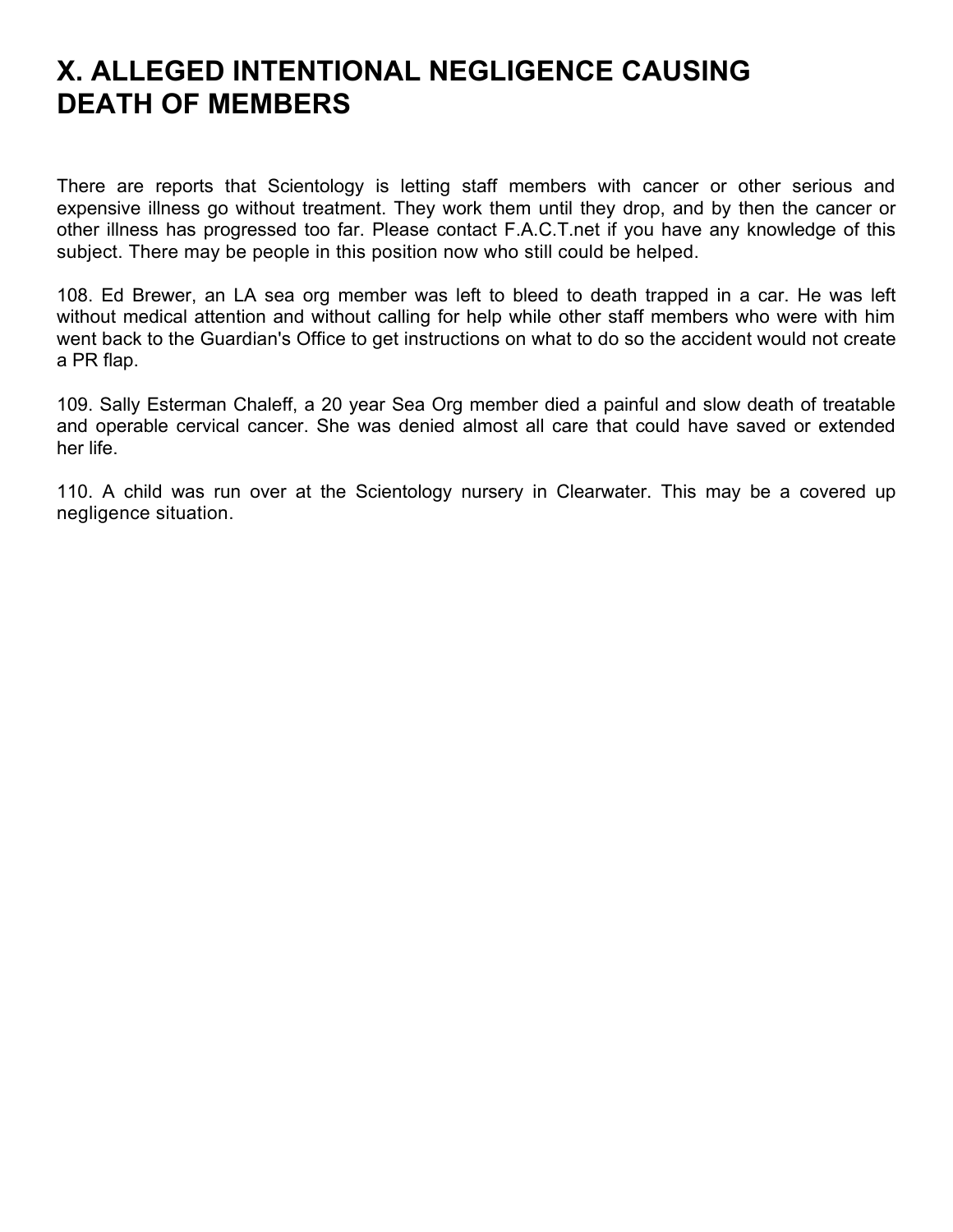# X. ALLEGED INTENTIONAL NEGLIGENCE CAUSING DEATH OF MEMBERS

There are reports that Scientology is letting staff members with cancer or other serious and expensive illness go without treatment. They work them until they drop, and by then the cancer or other illness has progressed too far. Please contact F.A.C.T.net if you have any knowledge of this subject. There may be people in this position now who still could be helped.

108. Ed Brewer, an LA sea org member was left to bleed to death trapped in a car. He was left without medical attention and without calling for help while other staff members who were with him went back to the Guardian's Office to get instructions on what to do so the accident would not create a PR flap.

109. Sally Esterman Chaleff, a 20 year Sea Org member died a painful and slow death of treatable and operable cervical cancer. She was denied almost all care that could have saved or extended her life.

110. A child was run over at the Scientology nursery in Clearwater. This may be a covered up negligence situation.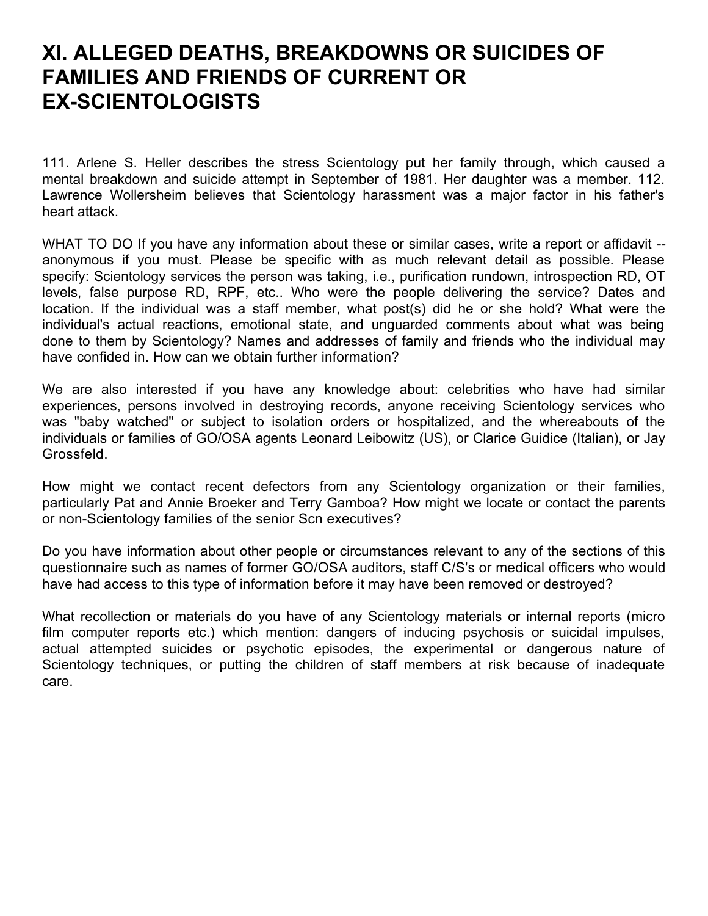# XI. ALLEGED DEATHS, BREAKDOWNS OR SUICIDES OF FAMILIES AND FRIENDS OF CURRENT OR EX-SCIENTOLOGISTS

111. Arlene S. Heller describes the stress Scientology put her family through, which caused a mental breakdown and suicide attempt in September of 1981. Her daughter was a member. 112. Lawrence Wollersheim believes that Scientology harassment was a major factor in his father's heart attack.

WHAT TO DO If you have any information about these or similar cases, write a report or affidavit -- anonymous if you must. Please be specific with as much relevant detail as possible. Please specify: Scientology services the person was taking, i.e., purification rundown, introspection RD, OT levels, false purpose RD, RPF, etc.. Who were the people delivering the service? Dates and location. If the individual was a staff member, what post(s) did he or she hold? What were the individual's actual reactions, emotional state, and unguarded comments about what was being done to them by Scientology? Names and addresses of family and friends who the individual may have confided in. How can we obtain further information?

We are also interested if you have any knowledge about: celebrities who have had similar experiences, persons involved in destroying records, anyone receiving Scientology services who was "baby watched" or subject to isolation orders or hospitalized, and the whereabouts of the individuals or families of GO/OSA agents Leonard Leibowitz (US), or Clarice Guidice (Italian), or Jay Grossfeld.

How might we contact recent defectors from any Scientology organization or their families, particularly Pat and Annie Broeker and Terry Gamboa? How might we locate or contact the parents or non-Scientology families of the senior Scn executives?

Do you have information about other people or circumstances relevant to any of the sections of this questionnaire such as names of former GO/OSA auditors, staff C/S's or medical officers who would have had access to this type of information before it may have been removed or destroyed?

What recollection or materials do you have of any Scientology materials or internal reports (micro film computer reports etc.) which mention: dangers of inducing psychosis or suicidal impulses, actual attempted suicides or psychotic episodes, the experimental or dangerous nature of Scientology techniques, or putting the children of staff members at risk because of inadequate care.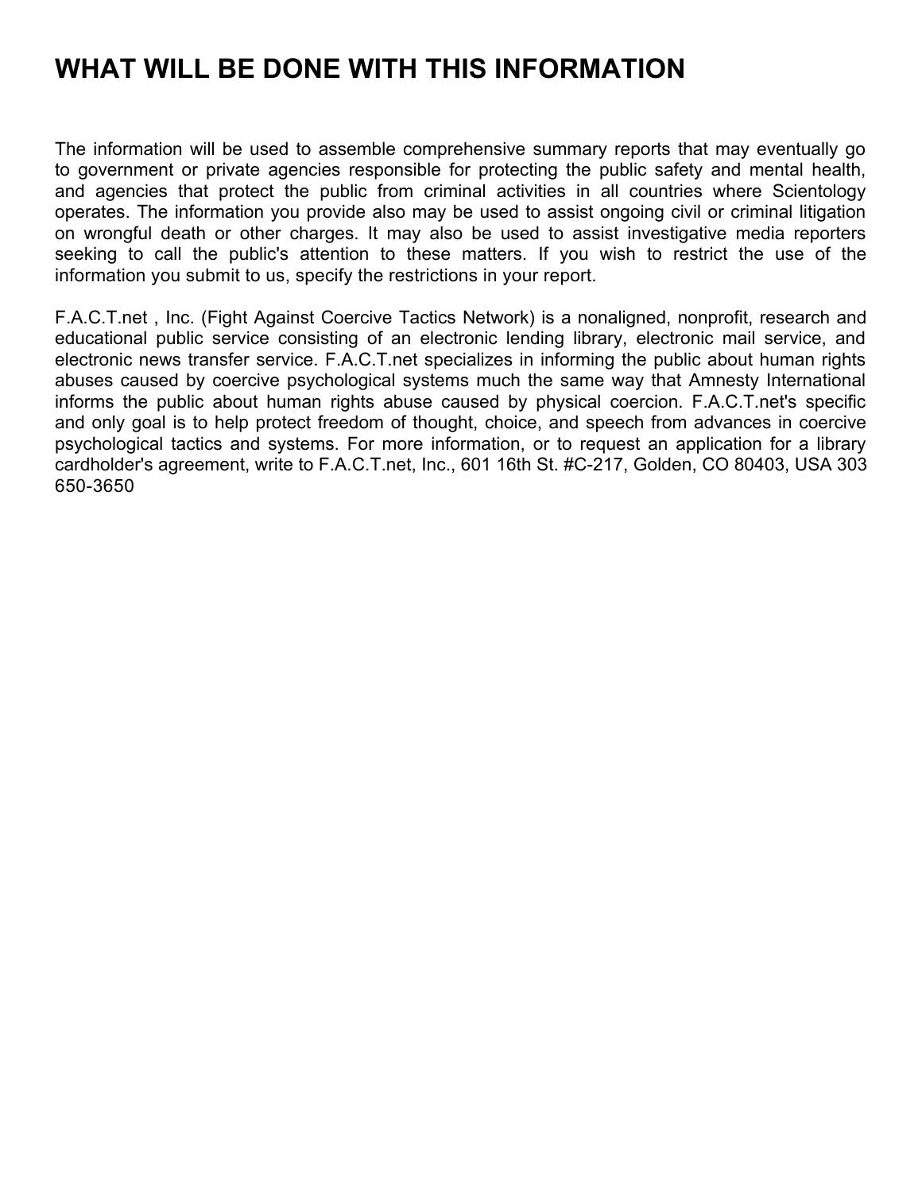# WHAT WILL BE DONE WITH THIS INFORMATION

The information will be used to assemble comprehensive summary reports that may eventually go to government or private agencies responsible for protecting the public safety and mental health, and agencies that protect the public from criminal activities in all countries where Scientology operates. The information you provide also may be used to assist ongoing civil or criminal litigation on wrongful death or other charges. It may also be used to assist investigative media reporters seeking to call the public's attention to these matters. If you wish to restrict the use of the information you submit to us, specify the restrictions in your report.

F.A.C.T.net , Inc. (Fight Against Coercive Tactics Network) is a nonaligned, nonprofit, research and educational public service consisting of an electronic lending library, electronic mail service, and electronic news transfer service. F.A.C.T.net specializes in informing the public about human rights abuses caused by coercive psychological systems much the same way that Amnesty International informs the public about human rights abuse caused by physical coercion. F.A.C.T.net's specific and only goal is to help protect freedom of thought, choice, and speech from advances in coercive psychological tactics and systems. For more information, or to request an application for a library cardholder's agreement, write to F.A.C.T.net, Inc., 601 16th St. #C-217, Golden, CO 80403, USA 303 650-3650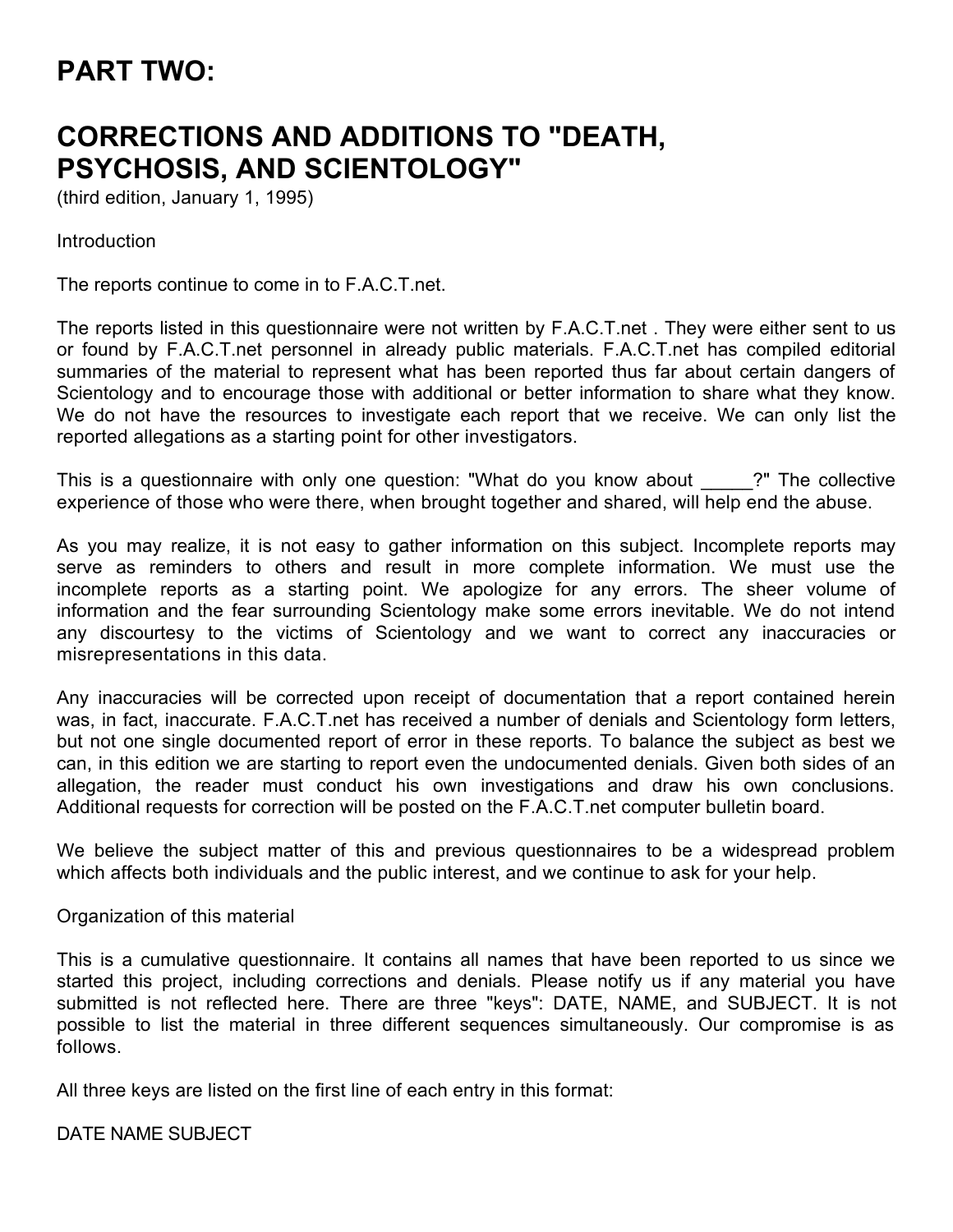# PART TWO:

# CORRECTIONS AND ADDITIONS TO "DEATH, PSYCHOSIS, AND SCIENTOLOGY"

(third edition, January 1, 1995)

Introduction

The reports continue to come in to F.A.C.T.net.

The reports listed in this questionnaire were not written by F.A.C.T.net . They were either sent to us or found by F.A.C.T.net personnel in already public materials. F.A.C.T.net has compiled editorial summaries of the material to represent what has been reported thus far about certain dangers of Scientology and to encourage those with additional or better information to share what they know. We do not have the resources to investigate each report that we receive. We can only list the reported allegations as a starting point for other investigators.

This is a questionnaire with only one question: "What do you know about _____?" The collective experience of those who were there, when brought together and shared, will help end the abuse.

As you may realize, it is not easy to gather information on this subject. Incomplete reports may serve as reminders to others and result in more complete information. We must use the incomplete reports as a starting point. We apologize for any errors. The sheer volume of information and the fear surrounding Scientology make some errors inevitable. We do not intend any discourtesy to the victims of Scientology and we want to correct any inaccuracies or misrepresentations in this data.

Any inaccuracies will be corrected upon receipt of documentation that a report contained herein was, in fact, inaccurate. F.A.C.T.net has received a number of denials and Scientology form letters, but not one single documented report of error in these reports. To balance the subject as best we can, in this edition we are starting to report even the undocumented denials. Given both sides of an allegation, the reader must conduct his own investigations and draw his own conclusions. Additional requests for correction will be posted on the F.A.C.T.net computer bulletin board.

We believe the subject matter of this and previous questionnaires to be a widespread problem which affects both individuals and the public interest, and we continue to ask for your help.

Organization of this material

This is a cumulative questionnaire. It contains all names that have been reported to us since we started this project, including corrections and denials. Please notify us if any material you have submitted is not reflected here. There are three "keys": DATE, NAME, and SUBJECT. It is not possible to list the material in three different sequences simultaneously. Our compromise is as follows.

All three keys are listed on the first line of each entry in this format:

DATE NAME SUBJECT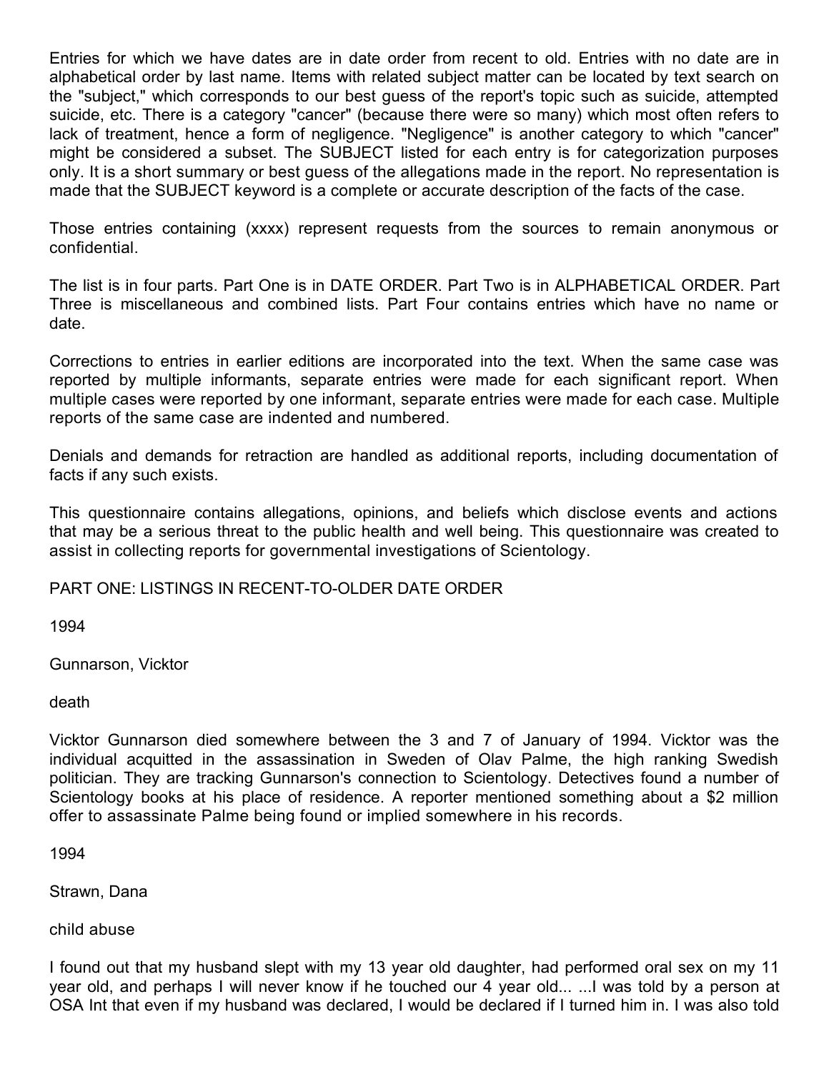Entries for which we have dates are in date order from recent to old. Entries with no date are in alphabetical order by last name. Items with related subject matter can be located by text search on the "subject," which corresponds to our best guess of the report's topic such as suicide, attempted suicide, etc. There is a category "cancer" (because there were so many) which most often refers to lack of treatment, hence a form of negligence. "Negligence" is another category to which "cancer" might be considered a subset. The SUBJECT listed for each entry is for categorization purposes only. It is a short summary or best guess of the allegations made in the report. No representation is made that the SUBJECT keyword is a complete or accurate description of the facts of the case.

Those entries containing (xxxx) represent requests from the sources to remain anonymous or confidential.

The list is in four parts. Part One is in DATE ORDER. Part Two is in ALPHABETICAL ORDER. Part Three is miscellaneous and combined lists. Part Four contains entries which have no name or date.

Corrections to entries in earlier editions are incorporated into the text. When the same case was reported by multiple informants, separate entries were made for each significant report. When multiple cases were reported by one informant, separate entries were made for each case. Multiple reports of the same case are indented and numbered.

Denials and demands for retraction are handled as additional reports, including documentation of facts if any such exists.

This questionnaire contains allegations, opinions, and beliefs which disclose events and actions that may be a serious threat to the public health and well being. This questionnaire was created to assist in collecting reports for governmental investigations of Scientology.

PART ONE: LISTINGS IN RECENT-TO-OLDER DATE ORDER

1994

Gunnarson, Vicktor

death

Vicktor Gunnarson died somewhere between the 3 and 7 of January of 1994. Vicktor was the individual acquitted in the assassination in Sweden of Olav Palme, the high ranking Swedish politician. They are tracking Gunnarson's connection to Scientology. Detectives found a number of Scientology books at his place of residence. A reporter mentioned something about a $2 million offer to assassinate Palme being found or implied somewhere in his records.

1994

Strawn, Dana

child abuse

I found out that my husband slept with my 13 year old daughter, had performed oral sex on my 11 year old, and perhaps I will never know if he touched our 4 year old... ...I was told by a person at OSA Int that even if my husband was declared, I would be declared if I turned him in. I was also told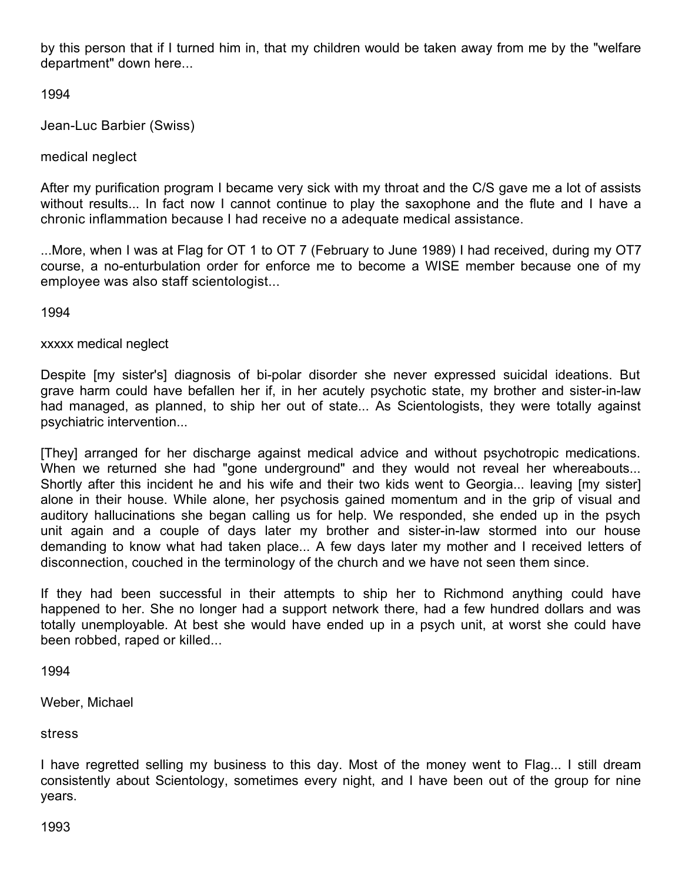by this person that if I turned him in, that my children would be taken away from me by the "welfare department" down here...

1994

Jean-Luc Barbier (Swiss)

medical neglect

After my purification program I became very sick with my throat and the C/S gave me a lot of assists without results... In fact now I cannot continue to play the saxophone and the flute and I have a chronic inflammation because I had receive no a adequate medical assistance.

...More, when I was at Flag for OT 1 to OT 7 (February to June 1989) I had received, during my OT7 course, a no-enturbulation order for enforce me to become a WISE member because one of my employee was also staff scientologist...

1994

xxxxx medical neglect

Despite [my sister's] diagnosis of bi-polar disorder she never expressed suicidal ideations. But grave harm could have befallen her if, in her acutely psychotic state, my brother and sister-in-law had managed, as planned, to ship her out of state... As Scientologists, they were totally against psychiatric intervention...

[They] arranged for her discharge against medical advice and without psychotropic medications. When we returned she had "gone underground" and they would not reveal her whereabouts... Shortly after this incident he and his wife and their two kids went to Georgia... leaving [my sister] alone in their house. While alone, her psychosis gained momentum and in the grip of visual and auditory hallucinations she began calling us for help. We responded, she ended up in the psych unit again and a couple of days later my brother and sister-in-law stormed into our house demanding to know what had taken place... A few days later my mother and I received letters of disconnection, couched in the terminology of the church and we have not seen them since.

If they had been successful in their attempts to ship her to Richmond anything could have happened to her. She no longer had a support network there, had a few hundred dollars and was totally unemployable. At best she would have ended up in a psych unit, at worst she could have been robbed, raped or killed...

1994

Weber, Michael

stress

I have regretted selling my business to this day. Most of the money went to Flag... I still dream consistently about Scientology, sometimes every night, and I have been out of the group for nine years.

1993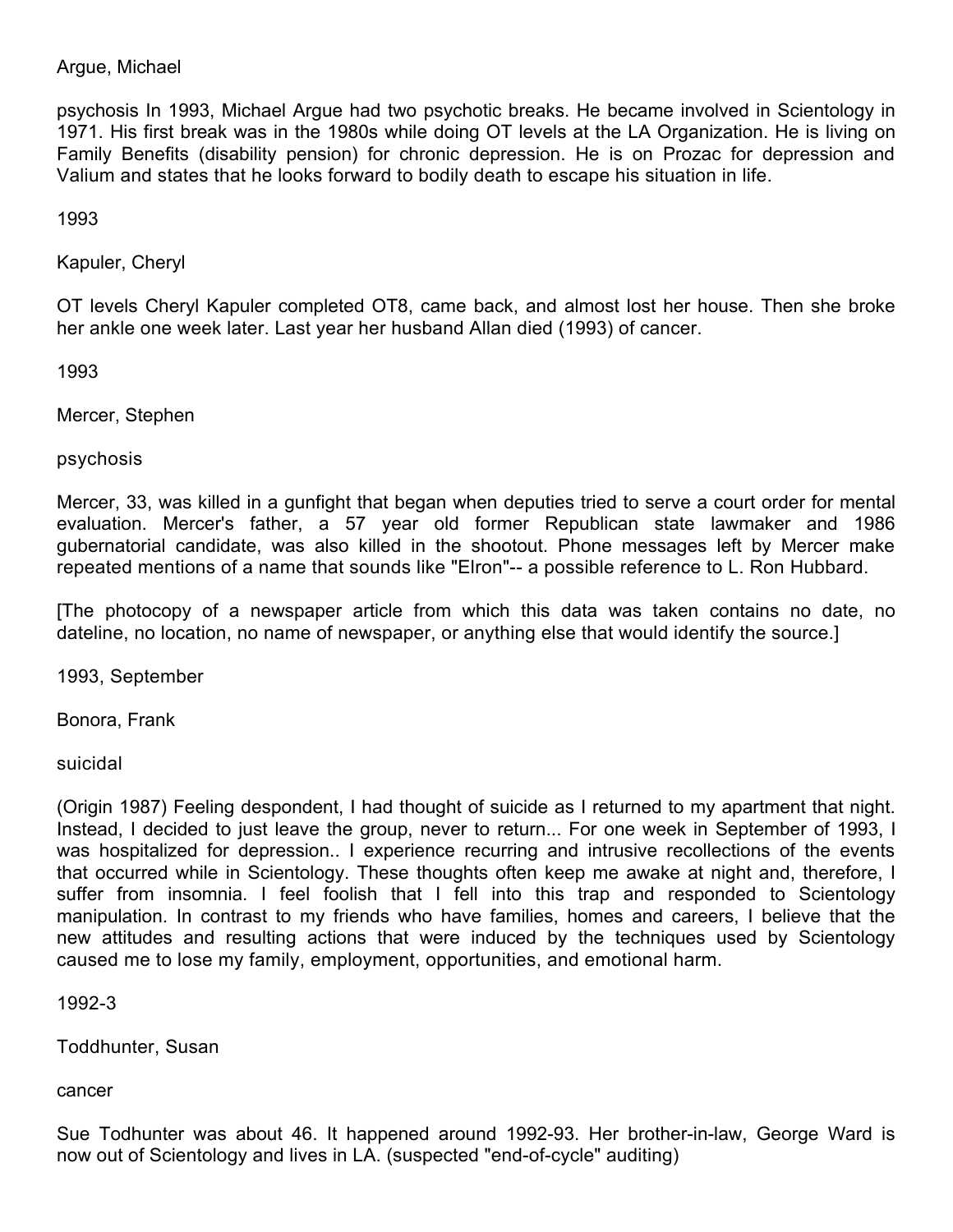Argue, Michael

psychosis In 1993, Michael Argue had two psychotic breaks. He became involved in Scientology in 1971. His first break was in the 1980s while doing OT levels at the LA Organization. He is living on Family Benefits (disability pension) for chronic depression. He is on Prozac for depression and Valium and states that he looks forward to bodily death to escape his situation in life.

1993

Kapuler, Cheryl

OT levels Cheryl Kapuler completed OT8, came back, and almost lost her house. Then she broke her ankle one week later. Last year her husband Allan died (1993) of cancer.

1993

Mercer, Stephen

psychosis

Mercer, 33, was killed in a gunfight that began when deputies tried to serve a court order for mental evaluation. Mercer's father, a 57 year old former Republican state lawmaker and 1986 gubernatorial candidate, was also killed in the shootout. Phone messages left by Mercer make repeated mentions of a name that sounds like "Elron"-- a possible reference to L. Ron Hubbard.

[The photocopy of a newspaper article from which this data was taken contains no date, no dateline, no location, no name of newspaper, or anything else that would identify the source.]

1993, September

Bonora, Frank

suicidal

(Origin 1987) Feeling despondent, I had thought of suicide as I returned to my apartment that night. Instead, I decided to just leave the group, never to return... For one week in September of 1993, I was hospitalized for depression.. I experience recurring and intrusive recollections of the events that occurred while in Scientology. These thoughts often keep me awake at night and, therefore, I suffer from insomnia. I feel foolish that I fell into this trap and responded to Scientology manipulation. In contrast to my friends who have families, homes and careers, I believe that the new attitudes and resulting actions that were induced by the techniques used by Scientology caused me to lose my family, employment, opportunities, and emotional harm.

1992-3

Toddhunter, Susan

cancer

Sue Todhunter was about 46. It happened around 1992-93. Her brother-in-law, George Ward is now out of Scientology and lives in LA. (suspected "end-of-cycle" auditing)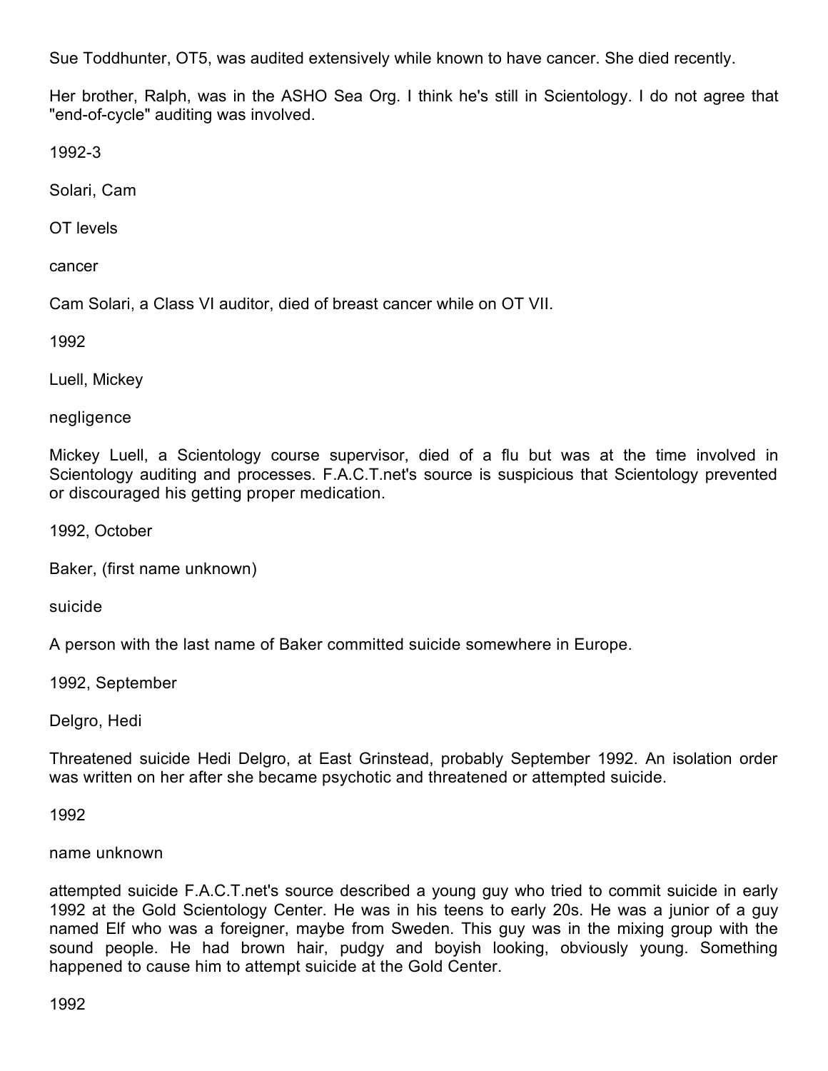Sue Toddhunter, OT5, was audited extensively while known to have cancer. She died recently.

Her brother, Ralph, was in the ASHO Sea Org. I think he's still in Scientology. I do not agree that "end-of-cycle" auditing was involved.

1992-3

Solari, Cam

OT levels

cancer

Cam Solari, a Class VI auditor, died of breast cancer while on OT VII.

1992

Luell, Mickey

negligence

Mickey Luell, a Scientology course supervisor, died of a flu but was at the time involved in Scientology auditing and processes. F.A.C.T.net's source is suspicious that Scientology prevented or discouraged his getting proper medication.

1992, October

Baker, (first name unknown)

suicide

A person with the last name of Baker committed suicide somewhere in Europe.

1992, September

Delgro, Hedi

Threatened suicide Hedi Delgro, at East Grinstead, probably September 1992. An isolation order was written on her after she became psychotic and threatened or attempted suicide.

1992

name unknown

attempted suicide F.A.C.T.net's source described a young guy who tried to commit suicide in early 1992 at the Gold Scientology Center. He was in his teens to early 20s. He was a junior of a guy named Elf who was a foreigner, maybe from Sweden. This guy was in the mixing group with the sound people. He had brown hair, pudgy and boyish looking, obviously young. Something happened to cause him to attempt suicide at the Gold Center.

1992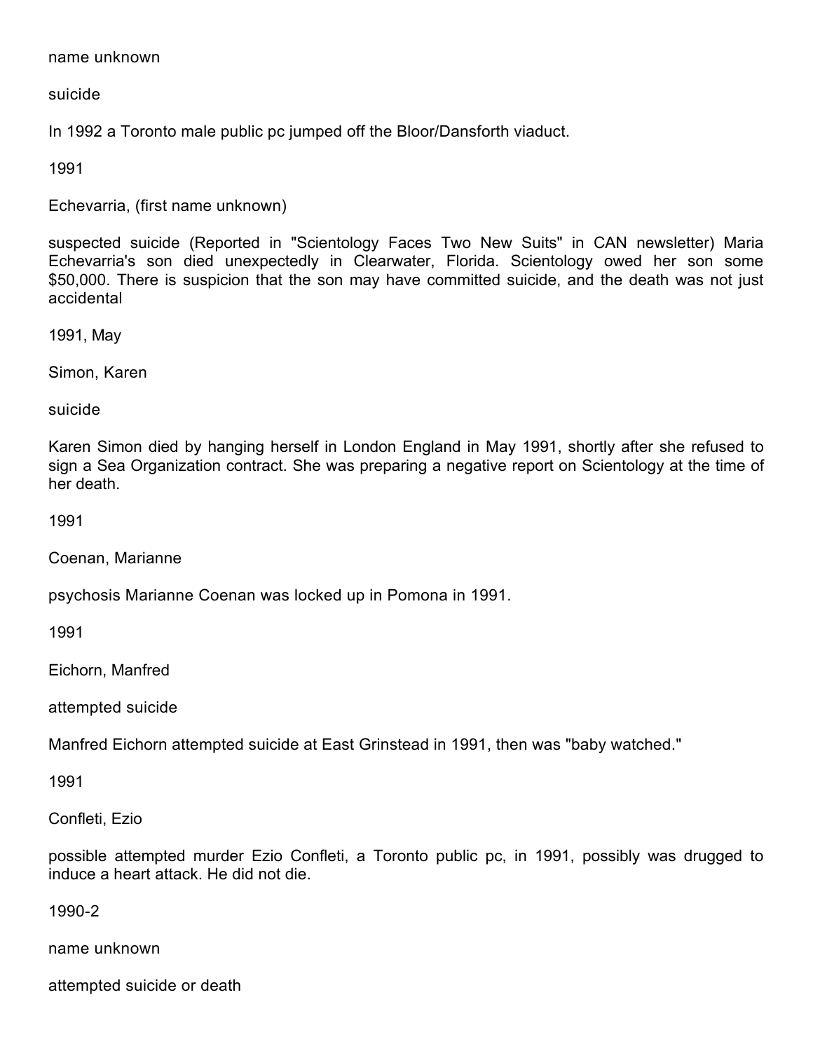name unknown

suicide

In 1992 a Toronto male public pc jumped off the Bloor/Dansforth viaduct.

1991

Echevarria, (first name unknown)

suspected suicide (Reported in "Scientology Faces Two New Suits" in CAN newsletter) Maria Echevarria's son died unexpectedly in Clearwater, Florida. Scientology owed her son some $50,000. There is suspicion that the son may have committed suicide, and the death was not just accidental

1991, May

Simon, Karen

suicide

Karen Simon died by hanging herself in London England in May 1991, shortly after she refused to sign a Sea Organization contract. She was preparing a negative report on Scientology at the time of her death.

1991

Coenan, Marianne

psychosis Marianne Coenan was locked up in Pomona in 1991.

1991

Eichorn, Manfred

attempted suicide

Manfred Eichorn attempted suicide at East Grinstead in 1991, then was "baby watched."

1991

Confleti, Ezio

possible attempted murder Ezio Confleti, a Toronto public pc, in 1991, possibly was drugged to induce a heart attack. He did not die.

1990-2

name unknown

attempted suicide or death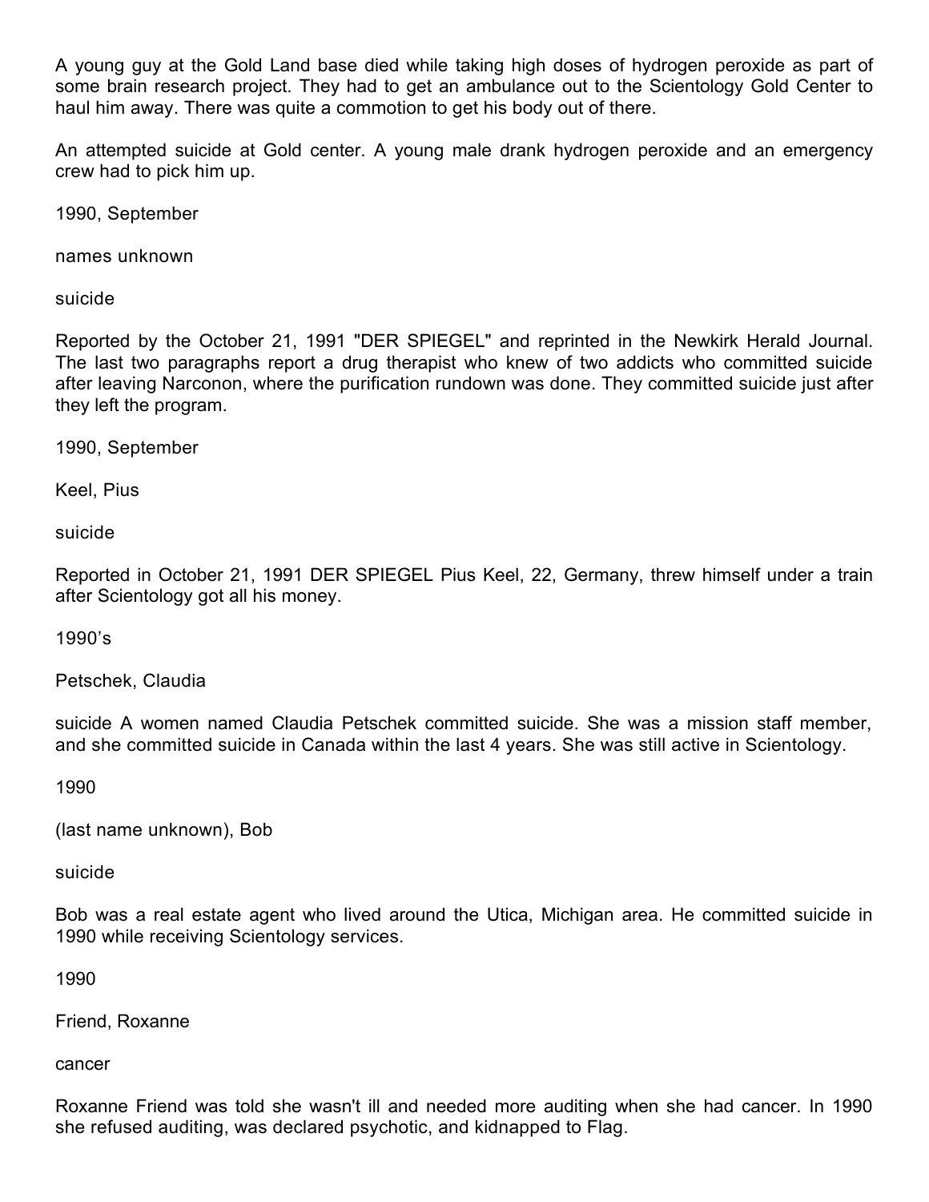A young guy at the Gold Land base died while taking high doses of hydrogen peroxide as part of some brain research project. They had to get an ambulance out to the Scientology Gold Center to haul him away. There was quite a commotion to get his body out of there.

An attempted suicide at Gold center. A young male drank hydrogen peroxide and an emergency crew had to pick him up.

1990, September

names unknown

suicide

Reported by the October 21, 1991 "DER SPIEGEL" and reprinted in the Newkirk Herald Journal. The last two paragraphs report a drug therapist who knew of two addicts who committed suicide after leaving Narconon, where the purification rundown was done. They committed suicide just after they left the program.

1990, September

Keel, Pius

suicide

Reported in October 21, 1991 DER SPIEGEL Pius Keel, 22, Germany, threw himself under a train after Scientology got all his money.

1990's

Petschek, Claudia

suicide A women named Claudia Petschek committed suicide. She was a mission staff member, and she committed suicide in Canada within the last 4 years. She was still active in Scientology.

1990

(last name unknown), Bob

suicide

Bob was a real estate agent who lived around the Utica, Michigan area. He committed suicide in 1990 while receiving Scientology services.

1990

Friend, Roxanne

cancer

Roxanne Friend was told she wasn't ill and needed more auditing when she had cancer. In 1990 she refused auditing, was declared psychotic, and kidnapped to Flag.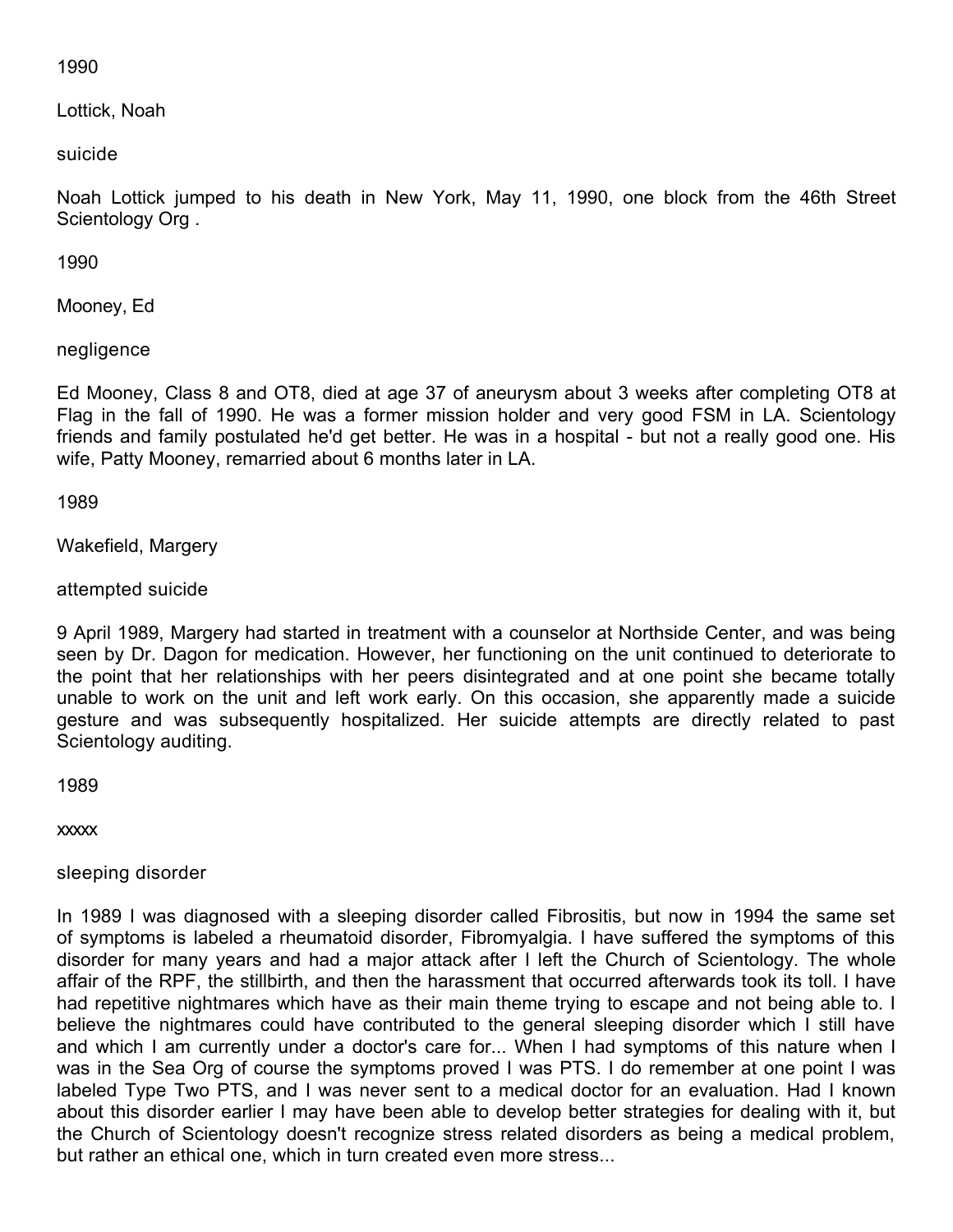1990

Lottick, Noah

suicide

Noah Lottick jumped to his death in New York, May 11, 1990, one block from the 46th Street Scientology Org .

1990

Mooney, Ed

negligence

Ed Mooney, Class 8 and OT8, died at age 37 of aneurysm about 3 weeks after completing OT8 at Flag in the fall of 1990. He was a former mission holder and very good FSM in LA. Scientology friends and family postulated he'd get better. He was in a hospital - but not a really good one. His wife, Patty Mooney, remarried about 6 months later in LA.

1989

Wakefield, Margery

attempted suicide

9 April 1989, Margery had started in treatment with a counselor at Northside Center, and was being seen by Dr. Dagon for medication. However, her functioning on the unit continued to deteriorate to the point that her relationships with her peers disintegrated and at one point she became totally unable to work on the unit and left work early. On this occasion, she apparently made a suicide gesture and was subsequently hospitalized. Her suicide attempts are directly related to past Scientology auditing.

1989

xxxxx

sleeping disorder

In 1989 I was diagnosed with a sleeping disorder called Fibrositis, but now in 1994 the same set of symptoms is labeled a rheumatoid disorder, Fibromyalgia. I have suffered the symptoms of this disorder for many years and had a major attack after I left the Church of Scientology. The whole affair of the RPF, the stillbirth, and then the harassment that occurred afterwards took its toll. I have had repetitive nightmares which have as their main theme trying to escape and not being able to. I believe the nightmares could have contributed to the general sleeping disorder which I still have and which I am currently under a doctor's care for... When I had symptoms of this nature when I was in the Sea Org of course the symptoms proved I was PTS. I do remember at one point I was labeled Type Two PTS, and I was never sent to a medical doctor for an evaluation. Had I known about this disorder earlier I may have been able to develop better strategies for dealing with it, but the Church of Scientology doesn't recognize stress related disorders as being a medical problem, but rather an ethical one, which in turn created even more stress...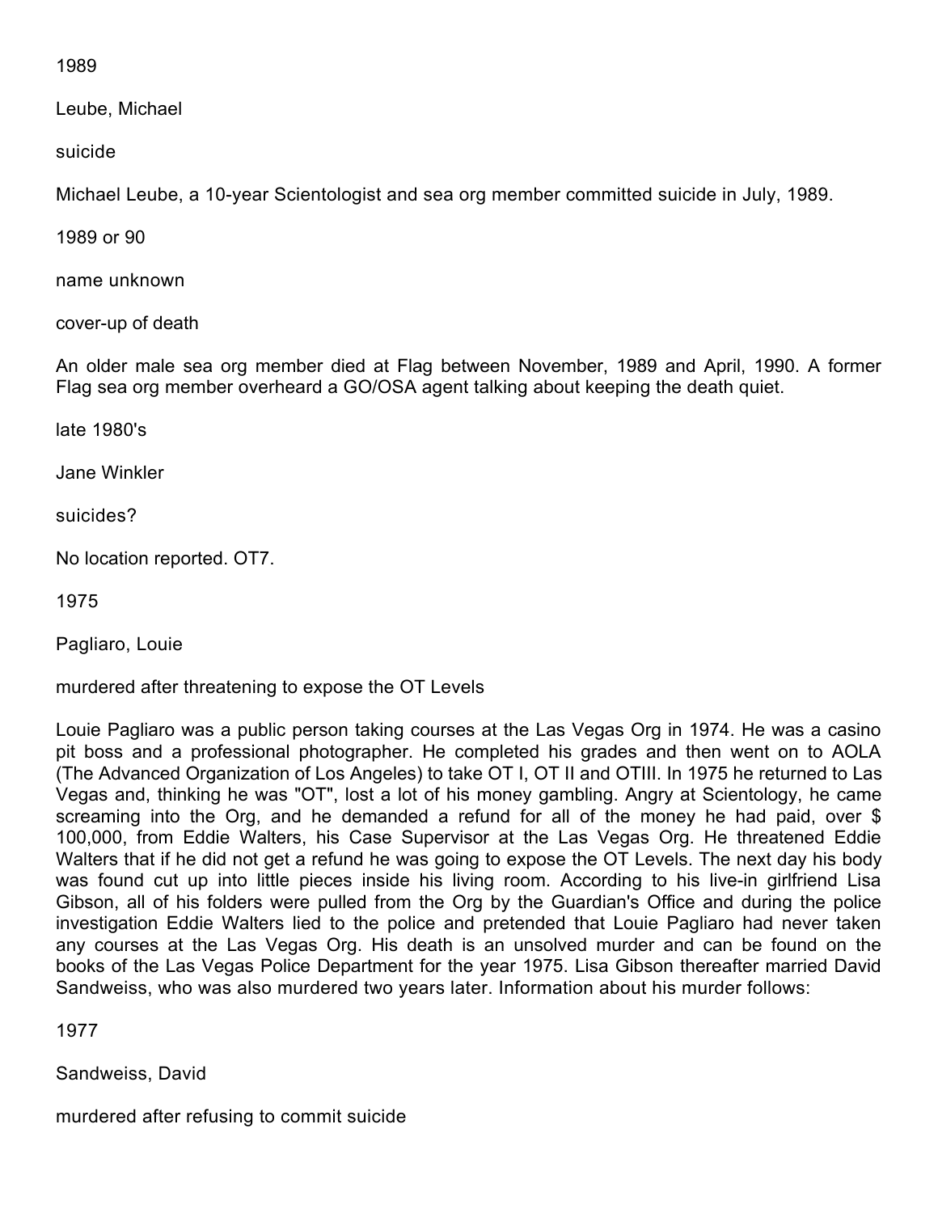1989

Leube, Michael

suicide

Michael Leube, a 10-year Scientologist and sea org member committed suicide in July, 1989.

1989 or 90

name unknown

cover-up of death

An older male sea org member died at Flag between November, 1989 and April, 1990. A former Flag sea org member overheard a GO/OSA agent talking about keeping the death quiet.

late 1980's

Jane Winkler

suicides?

No location reported. OT7.

1975

Pagliaro, Louie

murdered after threatening to expose the OT Levels

Louie Pagliaro was a public person taking courses at the Las Vegas Org in 1974. He was a casino pit boss and a professional photographer. He completed his grades and then went on to AOLA (The Advanced Organization of Los Angeles) to take OT I, OT II and OTIII. In 1975 he returned to Las Vegas and, thinking he was "OT", lost a lot of his money gambling. Angry at Scientology, he came screaming into the Org, and he demanded a refund for all of the money he had paid, over $ 100,000, from Eddie Walters, his Case Supervisor at the Las Vegas Org. He threatened Eddie Walters that if he did not get a refund he was going to expose the OT Levels. The next day his body was found cut up into little pieces inside his living room. According to his live-in girlfriend Lisa Gibson, all of his folders were pulled from the Org by the Guardian's Office and during the police investigation Eddie Walters lied to the police and pretended that Louie Pagliaro had never taken any courses at the Las Vegas Org. His death is an unsolved murder and can be found on the books of the Las Vegas Police Department for the year 1975. Lisa Gibson thereafter married David Sandweiss, who was also murdered two years later. Information about his murder follows:

1977

Sandweiss, David

murdered after refusing to commit suicide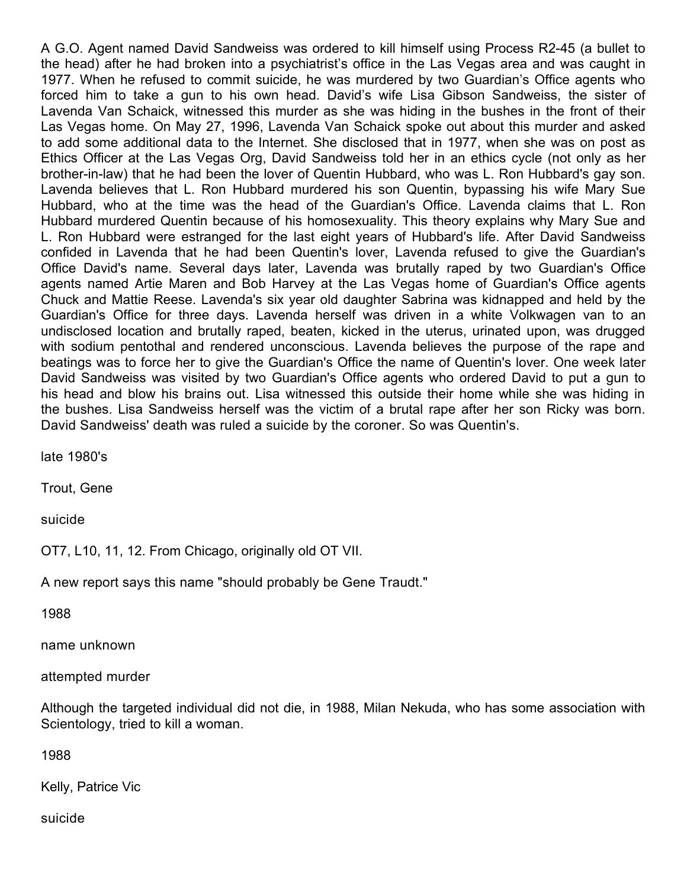A G.O. Agent named David Sandweiss was ordered to kill himself using Process R2-45 (a bullet to the head) after he had broken into a psychiatrist's office in the Las Vegas area and was caught in 1977. When he refused to commit suicide, he was murdered by two Guardian's Office agents who forced him to take a gun to his own head. David's wife Lisa Gibson Sandweiss, the sister of Lavenda Van Schaick, witnessed this murder as she was hiding in the bushes in the front of their Las Vegas home. On May 27, 1996, Lavenda Van Schaick spoke out about this murder and asked to add some additional data to the Internet. She disclosed that in 1977, when she was on post as Ethics Officer at the Las Vegas Org, David Sandweiss told her in an ethics cycle (not only as her brother-in-law) that he had been the lover of Quentin Hubbard, who was L. Ron Hubbard's gay son. Lavenda believes that L. Ron Hubbard murdered his son Quentin, bypassing his wife Mary Sue Hubbard, who at the time was the head of the Guardian's Office. Lavenda claims that L. Ron Hubbard murdered Quentin because of his homosexuality. This theory explains why Mary Sue and L. Ron Hubbard were estranged for the last eight years of Hubbard's life. After David Sandweiss confided in Lavenda that he had been Quentin's lover, Lavenda refused to give the Guardian's Office David's name. Several days later, Lavenda was brutally raped by two Guardian's Office agents named Artie Maren and Bob Harvey at the Las Vegas home of Guardian's Office agents Chuck and Mattie Reese. Lavenda's six year old daughter Sabrina was kidnapped and held by the Guardian's Office for three days. Lavenda herself was driven in a white Volkwagen van to an undisclosed location and brutally raped, beaten, kicked in the uterus, urinated upon, was drugged with sodium pentothal and rendered unconscious. Lavenda believes the purpose of the rape and beatings was to force her to give the Guardian's Office the name of Quentin's lover. One week later David Sandweiss was visited by two Guardian's Office agents who ordered David to put a gun to his head and blow his brains out. Lisa witnessed this outside their home while she was hiding in the bushes. Lisa Sandweiss herself was the victim of a brutal rape after her son Ricky was born. David Sandweiss' death was ruled a suicide by the coroner. So was Quentin's.

late 1980's

Trout, Gene

suicide

OT7, L10, 11, 12. From Chicago, originally old OT VII.

A new report says this name "should probably be Gene Traudt."

1988

name unknown

attempted murder

Although the targeted individual did not die, in 1988, Milan Nekuda, who has some association with Scientology, tried to kill a woman.

1988

Kelly, Patrice Vic

suicide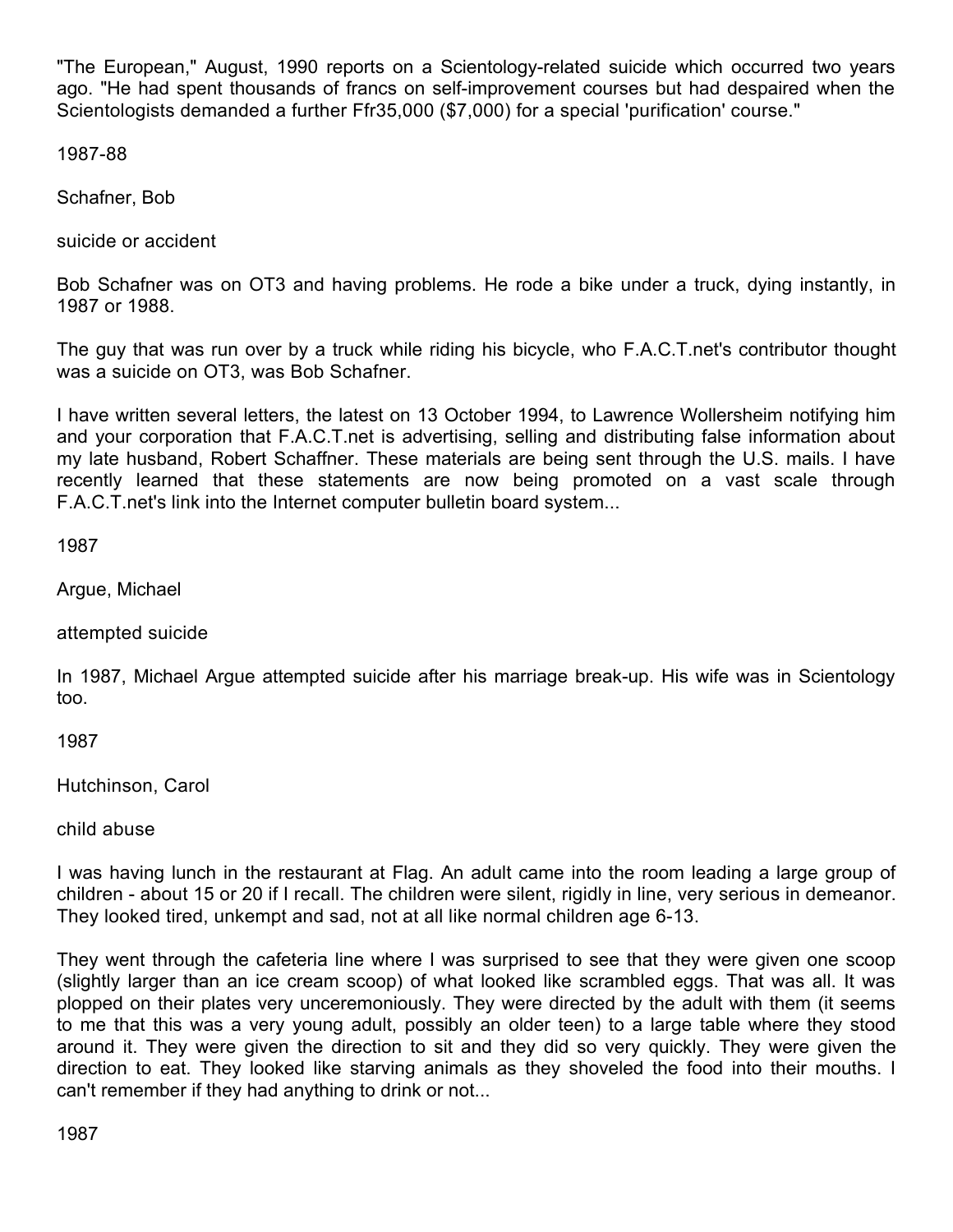"The European," August, 1990 reports on a Scientology-related suicide which occurred two years ago. "He had spent thousands of francs on self-improvement courses but had despaired when the Scientologists demanded a further Ffr35,000 ($7,000) for a special 'purification' course."

1987-88

Schafner, Bob

suicide or accident

Bob Schafner was on OT3 and having problems. He rode a bike under a truck, dying instantly, in 1987 or 1988.

The guy that was run over by a truck while riding his bicycle, who F.A.C.T.net's contributor thought was a suicide on OT3, was Bob Schafner.

I have written several letters, the latest on 13 October 1994, to Lawrence Wollersheim notifying him and your corporation that F.A.C.T.net is advertising, selling and distributing false information about my late husband, Robert Schaffner. These materials are being sent through the U.S. mails. I have recently learned that these statements are now being promoted on a vast scale through F.A.C.T.net's link into the Internet computer bulletin board system...

1987

Argue, Michael

attempted suicide

In 1987, Michael Argue attempted suicide after his marriage break-up. His wife was in Scientology too.

1987

Hutchinson, Carol

child abuse

I was having lunch in the restaurant at Flag. An adult came into the room leading a large group of children - about 15 or 20 if I recall. The children were silent, rigidly in line, very serious in demeanor. They looked tired, unkempt and sad, not at all like normal children age 6-13.

They went through the cafeteria line where I was surprised to see that they were given one scoop (slightly larger than an ice cream scoop) of what looked like scrambled eggs. That was all. It was plopped on their plates very unceremoniously. They were directed by the adult with them (it seems to me that this was a very young adult, possibly an older teen) to a large table where they stood around it. They were given the direction to sit and they did so very quickly. They were given the direction to eat. They looked like starving animals as they shoveled the food into their mouths. I can't remember if they had anything to drink or not...

1987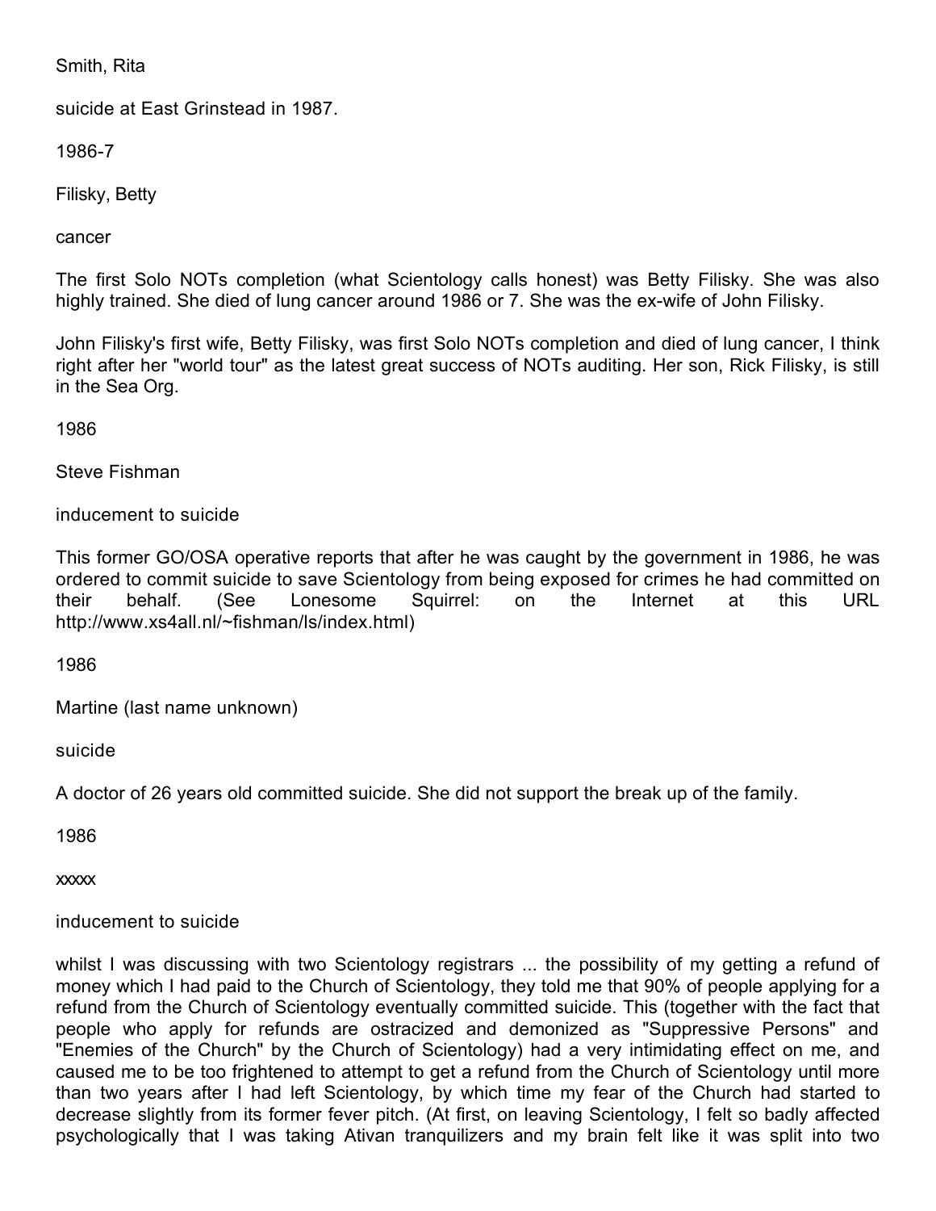Smith, Rita

suicide at East Grinstead in 1987.

1986-7

Filisky, Betty

cancer

The first Solo NOTs completion (what Scientology calls honest) was Betty Filisky. She was also highly trained. She died of lung cancer around 1986 or 7. She was the ex-wife of John Filisky.

John Filisky's first wife, Betty Filisky, was first Solo NOTs completion and died of lung cancer, I think right after her "world tour" as the latest great success of NOTs auditing. Her son, Rick Filisky, is still in the Sea Org.

1986

Steve Fishman

inducement to suicide

This former GO/OSA operative reports that after he was caught by the government in 1986, he was ordered to commit suicide to save Scientology from being exposed for crimes he had committed on their behalf. (See Lonesome Squirrel: on the Internet at this URL http://www.xs4all.nl/~fishman/ls/index.html)

1986

Martine (last name unknown)

suicide

A doctor of 26 years old committed suicide. She did not support the break up of the family.

1986

xxxxx

inducement to suicide

whilst I was discussing with two Scientology registrars ... the possibility of my getting a refund of money which I had paid to the Church of Scientology, they told me that 90% of people applying for a refund from the Church of Scientology eventually committed suicide. This (together with the fact that people who apply for refunds are ostracized and demonized as "Suppressive Persons" and "Enemies of the Church" by the Church of Scientology) had a very intimidating effect on me, and caused me to be too frightened to attempt to get a refund from the Church of Scientology until more than two years after I had left Scientology, by which time my fear of the Church had started to decrease slightly from its former fever pitch. (At first, on leaving Scientology, I felt so badly affected psychologically that I was taking Ativan tranquilizers and my brain felt like it was split into two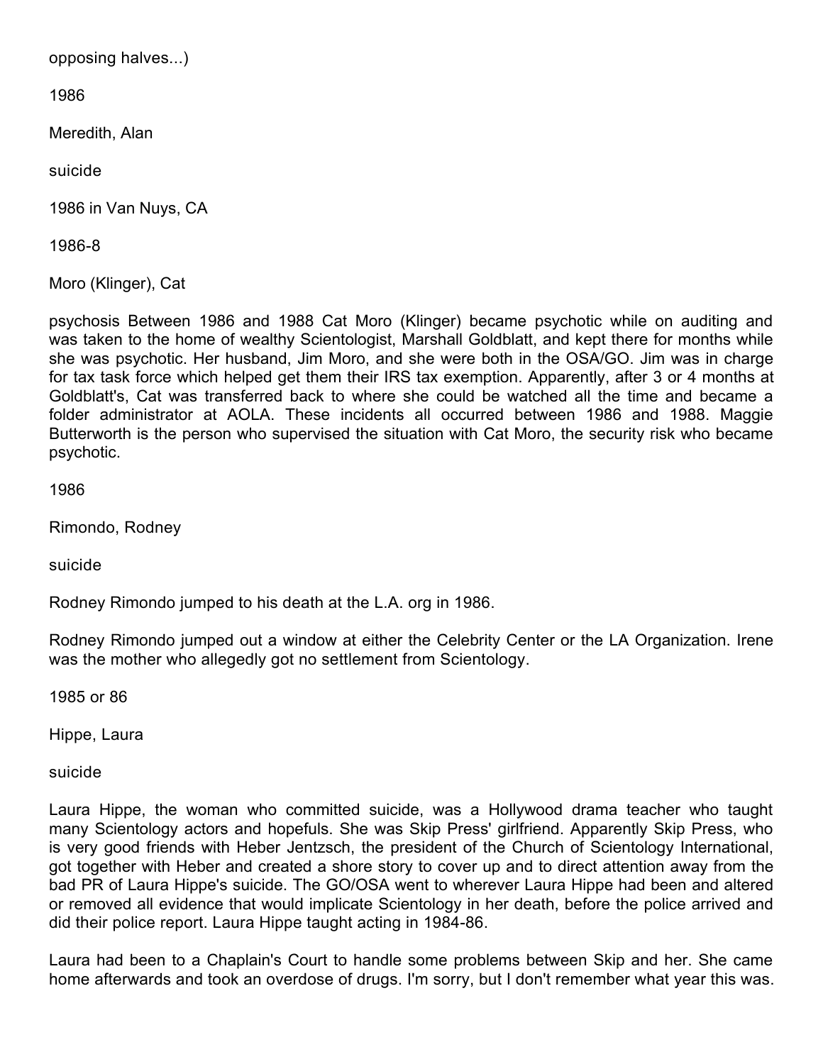opposing halves...)

1986

Meredith, Alan

suicide

1986 in Van Nuys, CA

1986-8

Moro (Klinger), Cat

psychosis Between 1986 and 1988 Cat Moro (Klinger) became psychotic while on auditing and was taken to the home of wealthy Scientologist, Marshall Goldblatt, and kept there for months while she was psychotic. Her husband, Jim Moro, and she were both in the OSA/GO. Jim was in charge for tax task force which helped get them their IRS tax exemption. Apparently, after 3 or 4 months at Goldblatt's, Cat was transferred back to where she could be watched all the time and became a folder administrator at AOLA. These incidents all occurred between 1986 and 1988. Maggie Butterworth is the person who supervised the situation with Cat Moro, the security risk who became psychotic.

1986

Rimondo, Rodney

suicide

Rodney Rimondo jumped to his death at the L.A. org in 1986.

Rodney Rimondo jumped out a window at either the Celebrity Center or the LA Organization. Irene was the mother who allegedly got no settlement from Scientology.

1985 or 86

Hippe, Laura

suicide

Laura Hippe, the woman who committed suicide, was a Hollywood drama teacher who taught many Scientology actors and hopefuls. She was Skip Press' girlfriend. Apparently Skip Press, who is very good friends with Heber Jentzsch, the president of the Church of Scientology International, got together with Heber and created a shore story to cover up and to direct attention away from the bad PR of Laura Hippe's suicide. The GO/OSA went to wherever Laura Hippe had been and altered or removed all evidence that would implicate Scientology in her death, before the police arrived and did their police report. Laura Hippe taught acting in 1984-86.

Laura had been to a Chaplain's Court to handle some problems between Skip and her. She came home afterwards and took an overdose of drugs. I'm sorry, but I don't remember what year this was.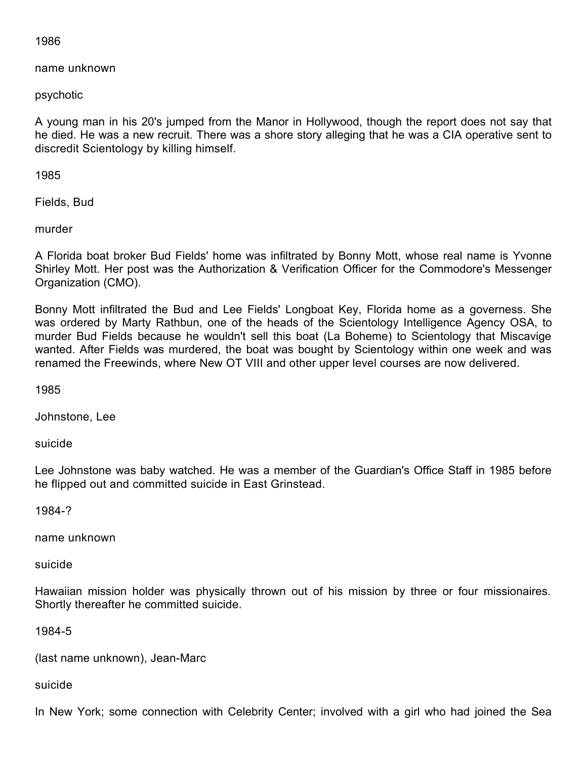1986

name unknown

psychotic

A young man in his 20's jumped from the Manor in Hollywood, though the report does not say that he died. He was a new recruit. There was a shore story alleging that he was a CIA operative sent to discredit Scientology by killing himself.

1985

Fields, Bud

murder

A Florida boat broker Bud Fields' home was infiltrated by Bonny Mott, whose real name is Yvonne Shirley Mott. Her post was the Authorization & Verification Officer for the Commodore's Messenger Organization (CMO).

Bonny Mott infiltrated the Bud and Lee Fields' Longboat Key, Florida home as a governess. She was ordered by Marty Rathbun, one of the heads of the Scientology Intelligence Agency OSA, to murder Bud Fields because he wouldn't sell this boat (La Boheme) to Scientology that Miscavige wanted. After Fields was murdered, the boat was bought by Scientology within one week and was renamed the Freewinds, where New OT VIII and other upper level courses are now delivered.

1985

Johnstone, Lee

suicide

Lee Johnstone was baby watched. He was a member of the Guardian's Office Staff in 1985 before he flipped out and committed suicide in East Grinstead.

1984-?

name unknown

suicide

Hawaiian mission holder was physically thrown out of his mission by three or four missionaires. Shortly thereafter he committed suicide.

1984-5

(last name unknown), Jean-Marc

suicide

In New York; some connection with Celebrity Center; involved with a girl who had joined the Sea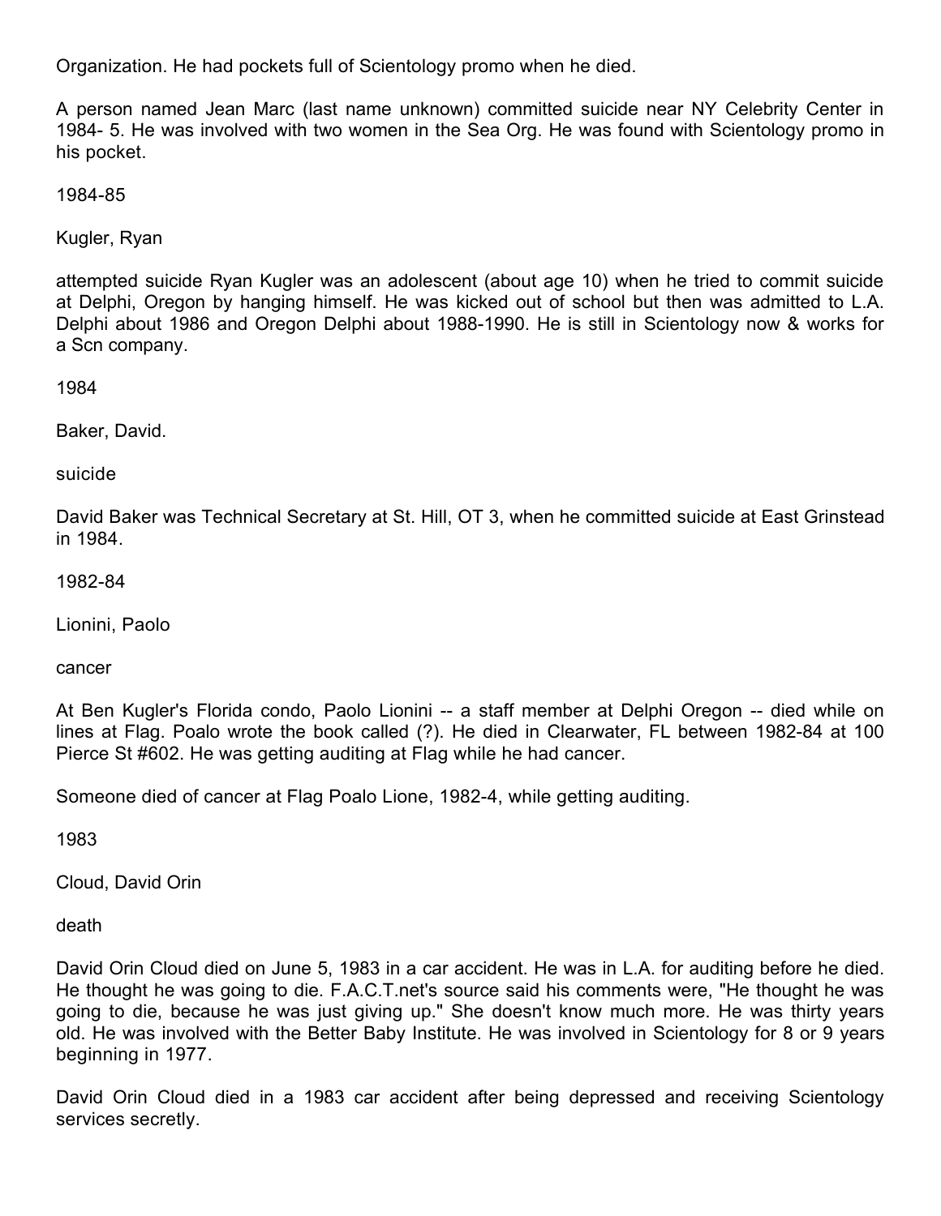Organization. He had pockets full of Scientology promo when he died.

A person named Jean Marc (last name unknown) committed suicide near NY Celebrity Center in 1984- 5. He was involved with two women in the Sea Org. He was found with Scientology promo in his pocket.

1984-85

Kugler, Ryan

attempted suicide Ryan Kugler was an adolescent (about age 10) when he tried to commit suicide at Delphi, Oregon by hanging himself. He was kicked out of school but then was admitted to L.A. Delphi about 1986 and Oregon Delphi about 1988-1990. He is still in Scientology now & works for a Scn company.

1984

Baker, David.

suicide

David Baker was Technical Secretary at St. Hill, OT 3, when he committed suicide at East Grinstead in 1984.

1982-84

Lionini, Paolo

cancer

At Ben Kugler's Florida condo, Paolo Lionini -- a staff member at Delphi Oregon -- died while on lines at Flag. Poalo wrote the book called (?). He died in Clearwater, FL between 1982-84 at 100 Pierce St #602. He was getting auditing at Flag while he had cancer.

Someone died of cancer at Flag Poalo Lione, 1982-4, while getting auditing.

1983

Cloud, David Orin

death

David Orin Cloud died on June 5, 1983 in a car accident. He was in L.A. for auditing before he died. He thought he was going to die. F.A.C.T.net's source said his comments were, "He thought he was going to die, because he was just giving up." She doesn't know much more. He was thirty years old. He was involved with the Better Baby Institute. He was involved in Scientology for 8 or 9 years beginning in 1977.

David Orin Cloud died in a 1983 car accident after being depressed and receiving Scientology services secretly.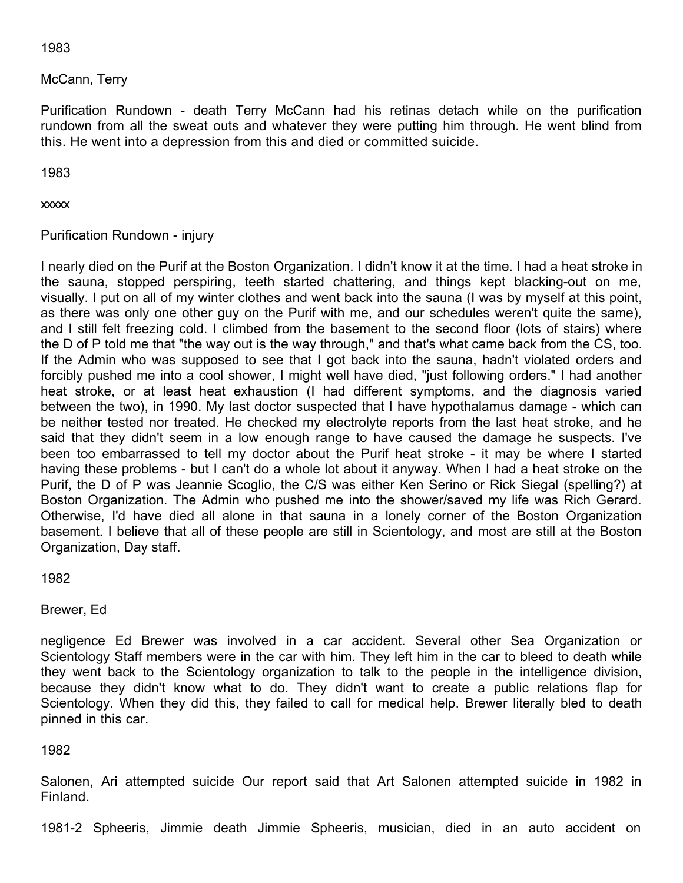1983

McCann, Terry

Purification Rundown - death Terry McCann had his retinas detach while on the purification rundown from all the sweat outs and whatever they were putting him through. He went blind from this. He went into a depression from this and died or committed suicide.

1983

xxxxx

Purification Rundown - injury

I nearly died on the Purif at the Boston Organization. I didn't know it at the time. I had a heat stroke in the sauna, stopped perspiring, teeth started chattering, and things kept blacking-out on me, visually. I put on all of my winter clothes and went back into the sauna (I was by myself at this point, as there was only one other guy on the Purif with me, and our schedules weren't quite the same), and I still felt freezing cold. I climbed from the basement to the second floor (lots of stairs) where the D of P told me that "the way out is the way through," and that's what came back from the CS, too. If the Admin who was supposed to see that I got back into the sauna, hadn't violated orders and forcibly pushed me into a cool shower, I might well have died, "just following orders." I had another heat stroke, or at least heat exhaustion (I had different symptoms, and the diagnosis varied between the two), in 1990. My last doctor suspected that I have hypothalamus damage - which can be neither tested nor treated. He checked my electrolyte reports from the last heat stroke, and he said that they didn't seem in a low enough range to have caused the damage he suspects. I've been too embarrassed to tell my doctor about the Purif heat stroke - it may be where I started having these problems - but I can't do a whole lot about it anyway. When I had a heat stroke on the Purif, the D of P was Jeannie Scoglio, the C/S was either Ken Serino or Rick Siegal (spelling?) at Boston Organization. The Admin who pushed me into the shower/saved my life was Rich Gerard. Otherwise, I'd have died all alone in that sauna in a lonely corner of the Boston Organization basement. I believe that all of these people are still in Scientology, and most are still at the Boston Organization, Day staff.

1982

Brewer, Ed

negligence Ed Brewer was involved in a car accident. Several other Sea Organization or Scientology Staff members were in the car with him. They left him in the car to bleed to death while they went back to the Scientology organization to talk to the people in the intelligence division, because they didn't know what to do. They didn't want to create a public relations flap for Scientology. When they did this, they failed to call for medical help. Brewer literally bled to death pinned in this car.

1982

Salonen, Ari attempted suicide Our report said that Art Salonen attempted suicide in 1982 in Finland.

1981-2 Spheeris, Jimmie death Jimmie Spheeris, musician, died in an auto accident on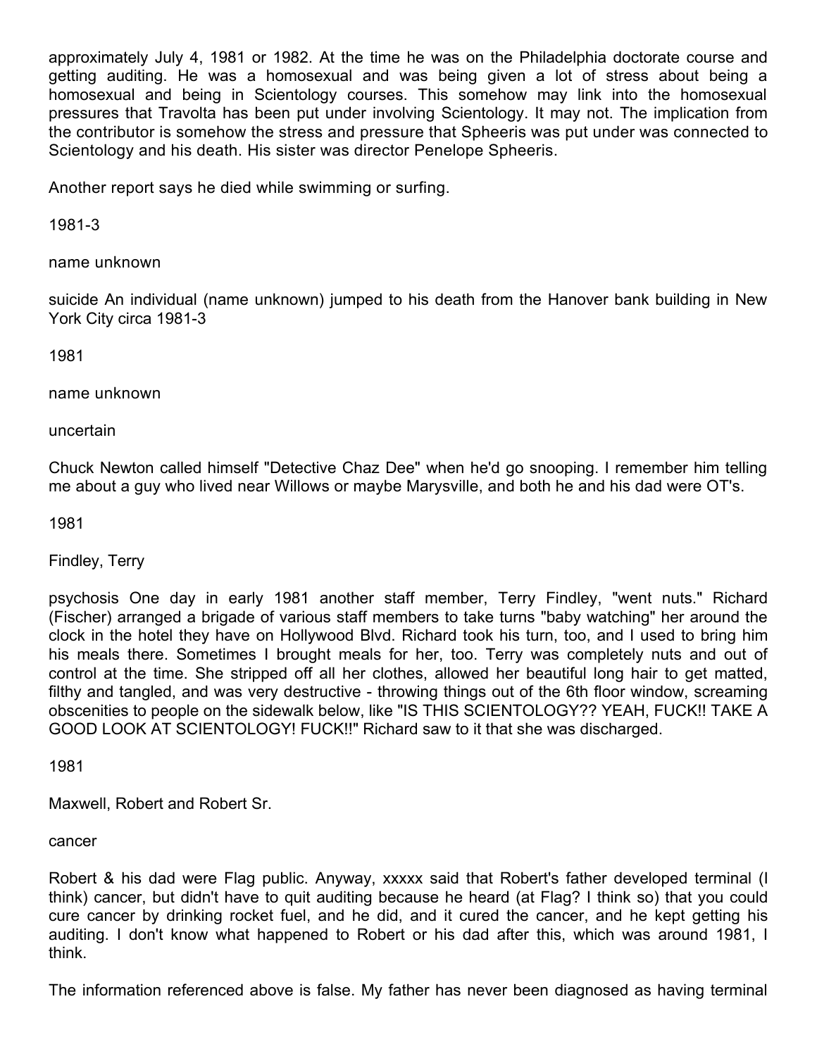approximately July 4, 1981 or 1982. At the time he was on the Philadelphia doctorate course and getting auditing. He was a homosexual and was being given a lot of stress about being a homosexual and being in Scientology courses. This somehow may link into the homosexual pressures that Travolta has been put under involving Scientology. It may not. The implication from the contributor is somehow the stress and pressure that Spheeris was put under was connected to Scientology and his death. His sister was director Penelope Spheeris.

Another report says he died while swimming or surfing.

1981-3

name unknown

suicide An individual (name unknown) jumped to his death from the Hanover bank building in New York City circa 1981-3

1981

name unknown

uncertain

Chuck Newton called himself "Detective Chaz Dee" when he'd go snooping. I remember him telling me about a guy who lived near Willows or maybe Marysville, and both he and his dad were OT's.

1981

Findley, Terry

psychosis One day in early 1981 another staff member, Terry Findley, "went nuts." Richard (Fischer) arranged a brigade of various staff members to take turns "baby watching" her around the clock in the hotel they have on Hollywood Blvd. Richard took his turn, too, and I used to bring him his meals there. Sometimes I brought meals for her, too. Terry was completely nuts and out of control at the time. She stripped off all her clothes, allowed her beautiful long hair to get matted, filthy and tangled, and was very destructive - throwing things out of the 6th floor window, screaming obscenities to people on the sidewalk below, like "IS THIS SCIENTOLOGY?? YEAH, FUCK!! TAKE A GOOD LOOK AT SCIENTOLOGY! FUCK!!" Richard saw to it that she was discharged.

1981

Maxwell, Robert and Robert Sr.

cancer

Robert & his dad were Flag public. Anyway, xxxxx said that Robert's father developed terminal (I think) cancer, but didn't have to quit auditing because he heard (at Flag? I think so) that you could cure cancer by drinking rocket fuel, and he did, and it cured the cancer, and he kept getting his auditing. I don't know what happened to Robert or his dad after this, which was around 1981, I think.

The information referenced above is false. My father has never been diagnosed as having terminal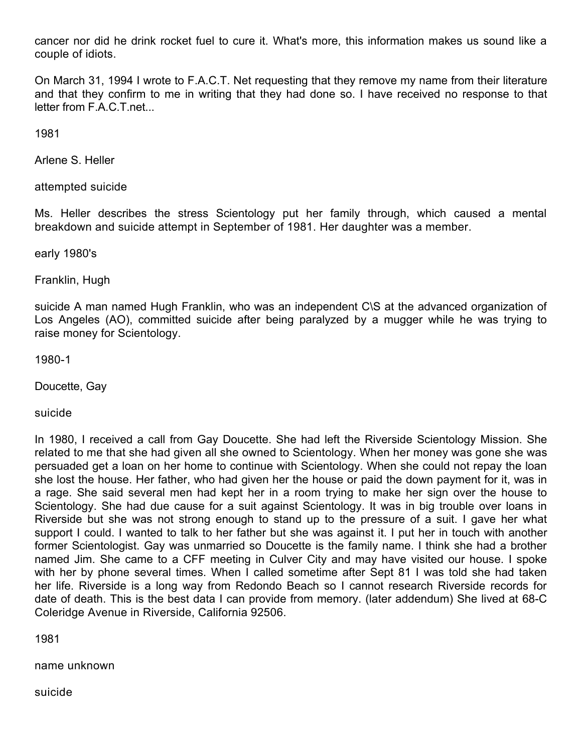cancer nor did he drink rocket fuel to cure it. What's more, this information makes us sound like a couple of idiots.

On March 31, 1994 I wrote to F.A.C.T. Net requesting that they remove my name from their literature and that they confirm to me in writing that they had done so. I have received no response to that letter from F.A.C.T.net...

1981

Arlene S. Heller

attempted suicide

Ms. Heller describes the stress Scientology put her family through, which caused a mental breakdown and suicide attempt in September of 1981. Her daughter was a member.

early 1980's

Franklin, Hugh

suicide A man named Hugh Franklin, who was an independent C\S at the advanced organization of Los Angeles (AO), committed suicide after being paralyzed by a mugger while he was trying to raise money for Scientology.

1980-1

Doucette, Gay

suicide

In 1980, I received a call from Gay Doucette. She had left the Riverside Scientology Mission. She related to me that she had given all she owned to Scientology. When her money was gone she was persuaded get a loan on her home to continue with Scientology. When she could not repay the loan she lost the house. Her father, who had given her the house or paid the down payment for it, was in a rage. She said several men had kept her in a room trying to make her sign over the house to Scientology. She had due cause for a suit against Scientology. It was in big trouble over loans in Riverside but she was not strong enough to stand up to the pressure of a suit. I gave her what support I could. I wanted to talk to her father but she was against it. I put her in touch with another former Scientologist. Gay was unmarried so Doucette is the family name. I think she had a brother named Jim. She came to a CFF meeting in Culver City and may have visited our house. I spoke with her by phone several times. When I called sometime after Sept 81 I was told she had taken her life. Riverside is a long way from Redondo Beach so I cannot research Riverside records for date of death. This is the best data I can provide from memory. (later addendum) She lived at 68-C Coleridge Avenue in Riverside, California 92506.

1981

name unknown

suicide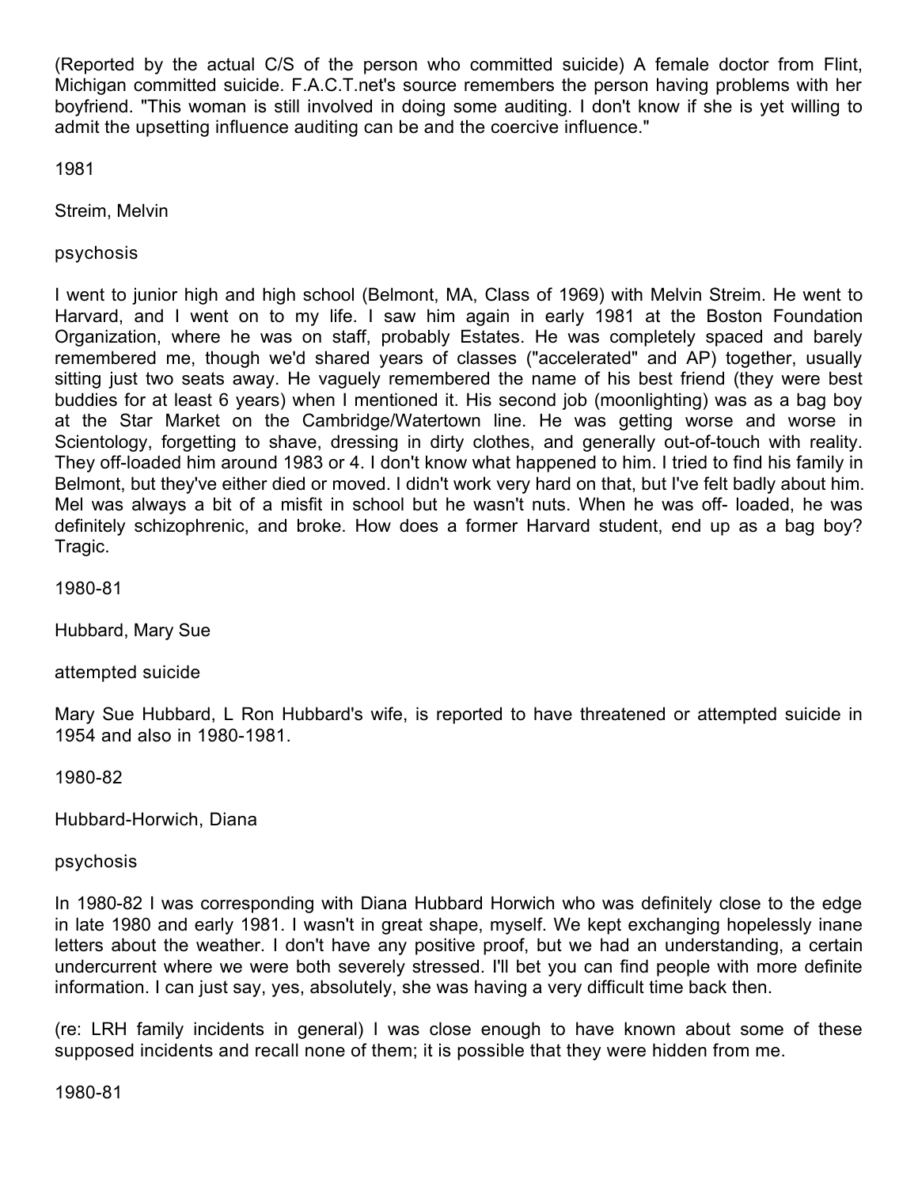(Reported by the actual C/S of the person who committed suicide) A female doctor from Flint, Michigan committed suicide. F.A.C.T.net's source remembers the person having problems with her boyfriend. "This woman is still involved in doing some auditing. I don't know if she is yet willing to admit the upsetting influence auditing can be and the coercive influence."

1981

Streim, Melvin

psychosis

I went to junior high and high school (Belmont, MA, Class of 1969) with Melvin Streim. He went to Harvard, and I went on to my life. I saw him again in early 1981 at the Boston Foundation Organization, where he was on staff, probably Estates. He was completely spaced and barely remembered me, though we'd shared years of classes ("accelerated" and AP) together, usually sitting just two seats away. He vaguely remembered the name of his best friend (they were best buddies for at least 6 years) when I mentioned it. His second job (moonlighting) was as a bag boy at the Star Market on the Cambridge/Watertown line. He was getting worse and worse in Scientology, forgetting to shave, dressing in dirty clothes, and generally out-of-touch with reality. They off-loaded him around 1983 or 4. I don't know what happened to him. I tried to find his family in Belmont, but they've either died or moved. I didn't work very hard on that, but I've felt badly about him. Mel was always a bit of a misfit in school but he wasn't nuts. When he was off- loaded, he was definitely schizophrenic, and broke. How does a former Harvard student, end up as a bag boy? Tragic.

1980-81

Hubbard, Mary Sue

attempted suicide

Mary Sue Hubbard, L Ron Hubbard's wife, is reported to have threatened or attempted suicide in 1954 and also in 1980-1981.

1980-82

Hubbard-Horwich, Diana

psychosis

In 1980-82 I was corresponding with Diana Hubbard Horwich who was definitely close to the edge in late 1980 and early 1981. I wasn't in great shape, myself. We kept exchanging hopelessly inane letters about the weather. I don't have any positive proof, but we had an understanding, a certain undercurrent where we were both severely stressed. I'll bet you can find people with more definite information. I can just say, yes, absolutely, she was having a very difficult time back then.

(re: LRH family incidents in general) I was close enough to have known about some of these supposed incidents and recall none of them; it is possible that they were hidden from me.

1980-81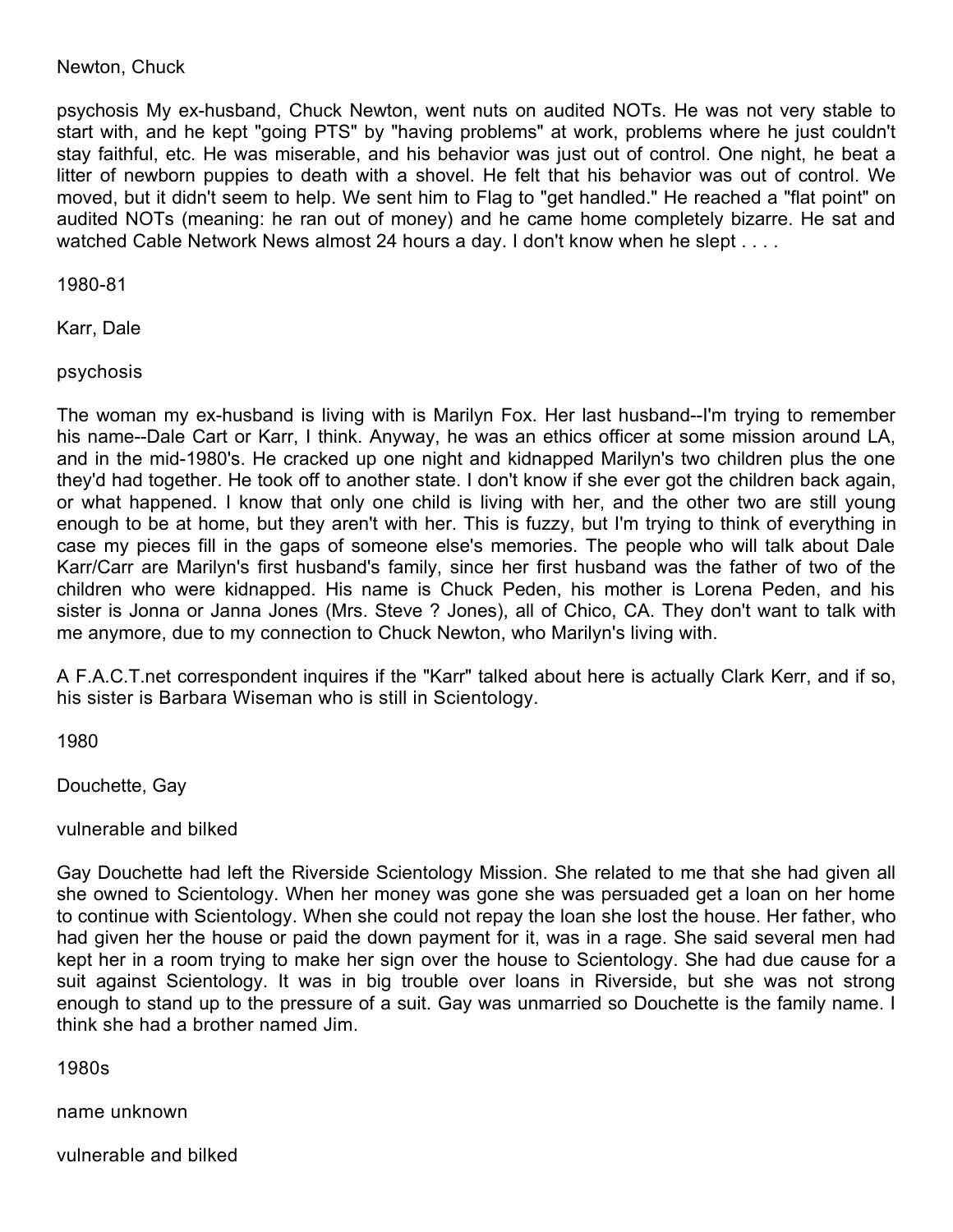Newton, Chuck

psychosis My ex-husband, Chuck Newton, went nuts on audited NOTs. He was not very stable to start with, and he kept "going PTS" by "having problems" at work, problems where he just couldn't stay faithful, etc. He was miserable, and his behavior was just out of control. One night, he beat a litter of newborn puppies to death with a shovel. He felt that his behavior was out of control. We moved, but it didn't seem to help. We sent him to Flag to "get handled." He reached a "flat point" on audited NOTs (meaning: he ran out of money) and he came home completely bizarre. He sat and watched Cable Network News almost 24 hours a day. I don't know when he slept . . . .

1980-81

Karr, Dale

psychosis

The woman my ex-husband is living with is Marilyn Fox. Her last husband--I'm trying to remember his name--Dale Cart or Karr, I think. Anyway, he was an ethics officer at some mission around LA, and in the mid-1980's. He cracked up one night and kidnapped Marilyn's two children plus the one they'd had together. He took off to another state. I don't know if she ever got the children back again, or what happened. I know that only one child is living with her, and the other two are still young enough to be at home, but they aren't with her. This is fuzzy, but I'm trying to think of everything in case my pieces fill in the gaps of someone else's memories. The people who will talk about Dale Karr/Carr are Marilyn's first husband's family, since her first husband was the father of two of the children who were kidnapped. His name is Chuck Peden, his mother is Lorena Peden, and his sister is Jonna or Janna Jones (Mrs. Steve ? Jones), all of Chico, CA. They don't want to talk with me anymore, due to my connection to Chuck Newton, who Marilyn's living with.

A F.A.C.T.net correspondent inquires if the "Karr" talked about here is actually Clark Kerr, and if so, his sister is Barbara Wiseman who is still in Scientology.

1980

Douchette, Gay

vulnerable and bilked

Gay Douchette had left the Riverside Scientology Mission. She related to me that she had given all she owned to Scientology. When her money was gone she was persuaded get a loan on her home to continue with Scientology. When she could not repay the loan she lost the house. Her father, who had given her the house or paid the down payment for it, was in a rage. She said several men had kept her in a room trying to make her sign over the house to Scientology. She had due cause for a suit against Scientology. It was in big trouble over loans in Riverside, but she was not strong enough to stand up to the pressure of a suit. Gay was unmarried so Douchette is the family name. I think she had a brother named Jim.

1980s

name unknown

vulnerable and bilked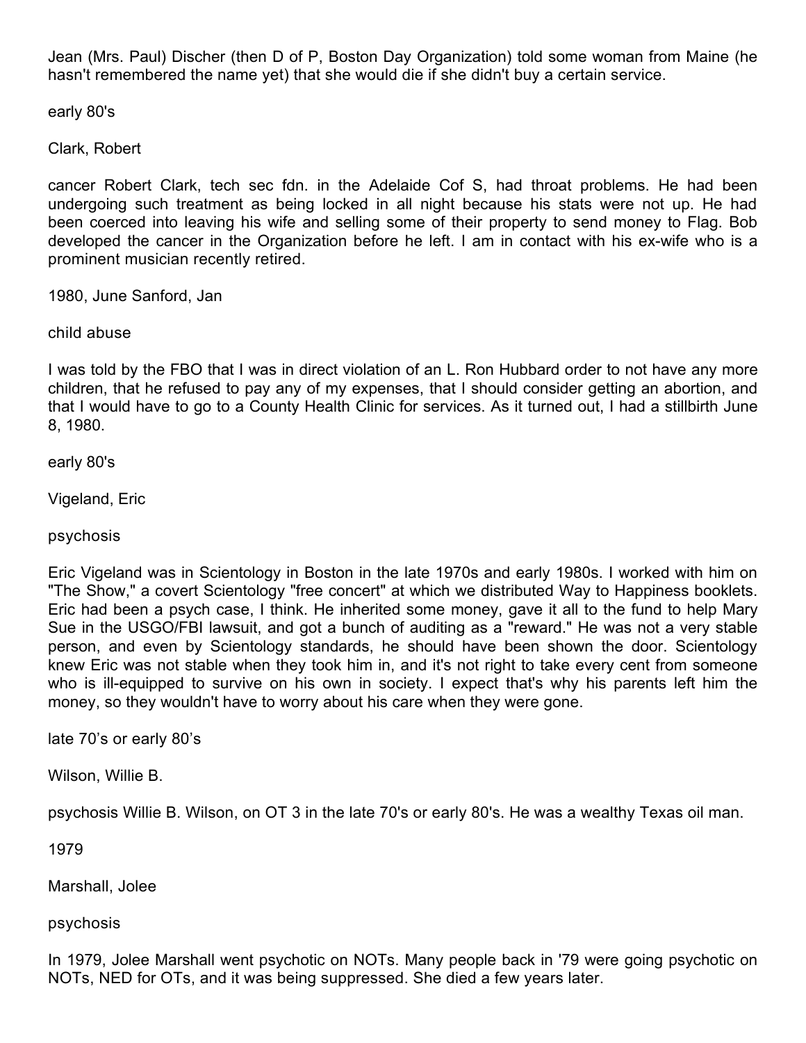Jean (Mrs. Paul) Discher (then D of P, Boston Day Organization) told some woman from Maine (he hasn't remembered the name yet) that she would die if she didn't buy a certain service.

early 80's

Clark, Robert

cancer Robert Clark, tech sec fdn. in the Adelaide Cof S, had throat problems. He had been undergoing such treatment as being locked in all night because his stats were not up. He had been coerced into leaving his wife and selling some of their property to send money to Flag. Bob developed the cancer in the Organization before he left. I am in contact with his ex-wife who is a prominent musician recently retired.

1980, June Sanford, Jan

child abuse

I was told by the FBO that I was in direct violation of an L. Ron Hubbard order to not have any more children, that he refused to pay any of my expenses, that I should consider getting an abortion, and that I would have to go to a County Health Clinic for services. As it turned out, I had a stillbirth June 8, 1980.

early 80's

Vigeland, Eric

psychosis

Eric Vigeland was in Scientology in Boston in the late 1970s and early 1980s. I worked with him on "The Show," a covert Scientology "free concert" at which we distributed Way to Happiness booklets. Eric had been a psych case, I think. He inherited some money, gave it all to the fund to help Mary Sue in the USGO/FBI lawsuit, and got a bunch of auditing as a "reward." He was not a very stable person, and even by Scientology standards, he should have been shown the door. Scientology knew Eric was not stable when they took him in, and it's not right to take every cent from someone who is ill-equipped to survive on his own in society. I expect that's why his parents left him the money, so they wouldn't have to worry about his care when they were gone.

late 70's or early 80's

Wilson, Willie B.

psychosis Willie B. Wilson, on OT 3 in the late 70's or early 80's. He was a wealthy Texas oil man.

1979

Marshall, Jolee

psychosis

In 1979, Jolee Marshall went psychotic on NOTs. Many people back in '79 were going psychotic on NOTs, NED for OTs, and it was being suppressed. She died a few years later.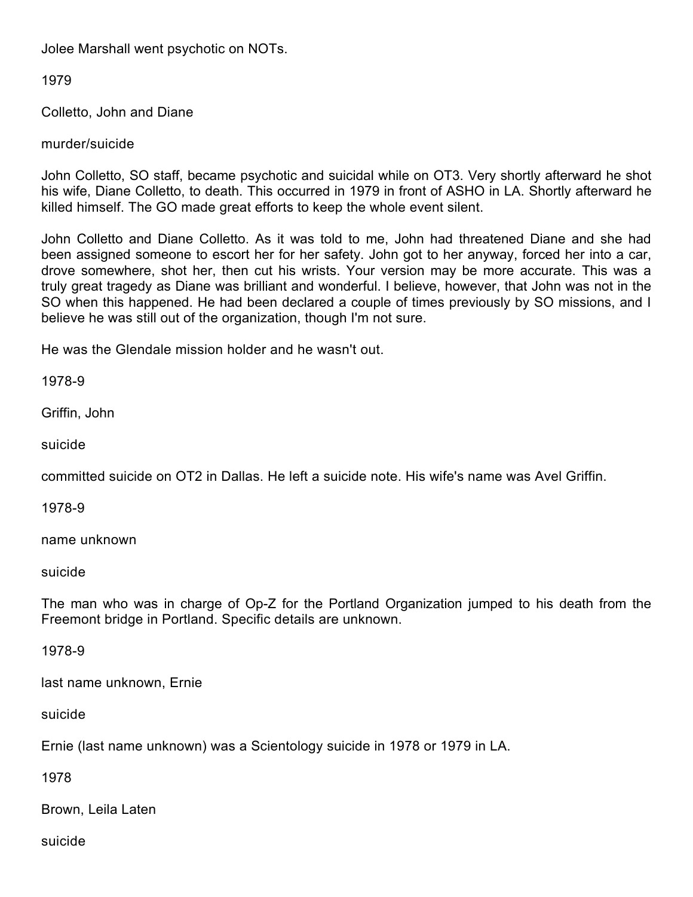Jolee Marshall went psychotic on NOTs.

1979

Colletto, John and Diane

murder/suicide

John Colletto, SO staff, became psychotic and suicidal while on OT3. Very shortly afterward he shot his wife, Diane Colletto, to death. This occurred in 1979 in front of ASHO in LA. Shortly afterward he killed himself. The GO made great efforts to keep the whole event silent.

John Colletto and Diane Colletto. As it was told to me, John had threatened Diane and she had been assigned someone to escort her for her safety. John got to her anyway, forced her into a car, drove somewhere, shot her, then cut his wrists. Your version may be more accurate. This was a truly great tragedy as Diane was brilliant and wonderful. I believe, however, that John was not in the SO when this happened. He had been declared a couple of times previously by SO missions, and I believe he was still out of the organization, though I'm not sure.

He was the Glendale mission holder and he wasn't out.

1978-9

Griffin, John

suicide

committed suicide on OT2 in Dallas. He left a suicide note. His wife's name was Avel Griffin.

1978-9

name unknown

suicide

The man who was in charge of Op-Z for the Portland Organization jumped to his death from the Freemont bridge in Portland. Specific details are unknown.

1978-9

last name unknown, Ernie

suicide

Ernie (last name unknown) was a Scientology suicide in 1978 or 1979 in LA.

1978

Brown, Leila Laten

suicide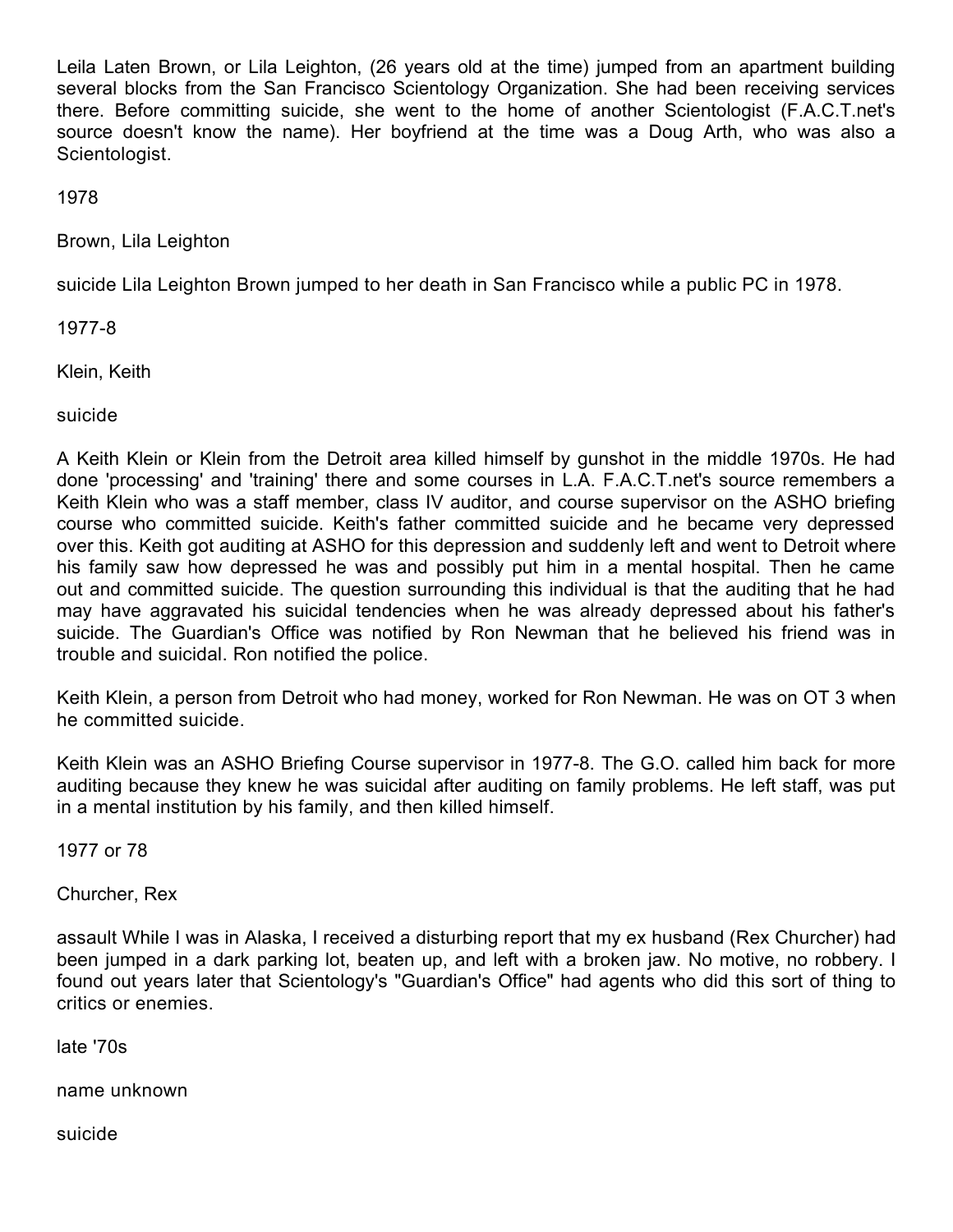Leila Laten Brown, or Lila Leighton, (26 years old at the time) jumped from an apartment building several blocks from the San Francisco Scientology Organization. She had been receiving services there. Before committing suicide, she went to the home of another Scientologist (F.A.C.T.net's source doesn't know the name). Her boyfriend at the time was a Doug Arth, who was also a Scientologist.

1978

Brown, Lila Leighton

suicide Lila Leighton Brown jumped to her death in San Francisco while a public PC in 1978.

1977-8

Klein, Keith

suicide

A Keith Klein or Klein from the Detroit area killed himself by gunshot in the middle 1970s. He had done 'processing' and 'training' there and some courses in L.A. F.A.C.T.net's source remembers a Keith Klein who was a staff member, class IV auditor, and course supervisor on the ASHO briefing course who committed suicide. Keith's father committed suicide and he became very depressed over this. Keith got auditing at ASHO for this depression and suddenly left and went to Detroit where his family saw how depressed he was and possibly put him in a mental hospital. Then he came out and committed suicide. The question surrounding this individual is that the auditing that he had may have aggravated his suicidal tendencies when he was already depressed about his father's suicide. The Guardian's Office was notified by Ron Newman that he believed his friend was in trouble and suicidal. Ron notified the police.

Keith Klein, a person from Detroit who had money, worked for Ron Newman. He was on OT 3 when he committed suicide.

Keith Klein was an ASHO Briefing Course supervisor in 1977-8. The G.O. called him back for more auditing because they knew he was suicidal after auditing on family problems. He left staff, was put in a mental institution by his family, and then killed himself.

1977 or 78

Churcher, Rex

assault While I was in Alaska, I received a disturbing report that my ex husband (Rex Churcher) had been jumped in a dark parking lot, beaten up, and left with a broken jaw. No motive, no robbery. I found out years later that Scientology's "Guardian's Office" had agents who did this sort of thing to critics or enemies.

late '70s

name unknown

suicide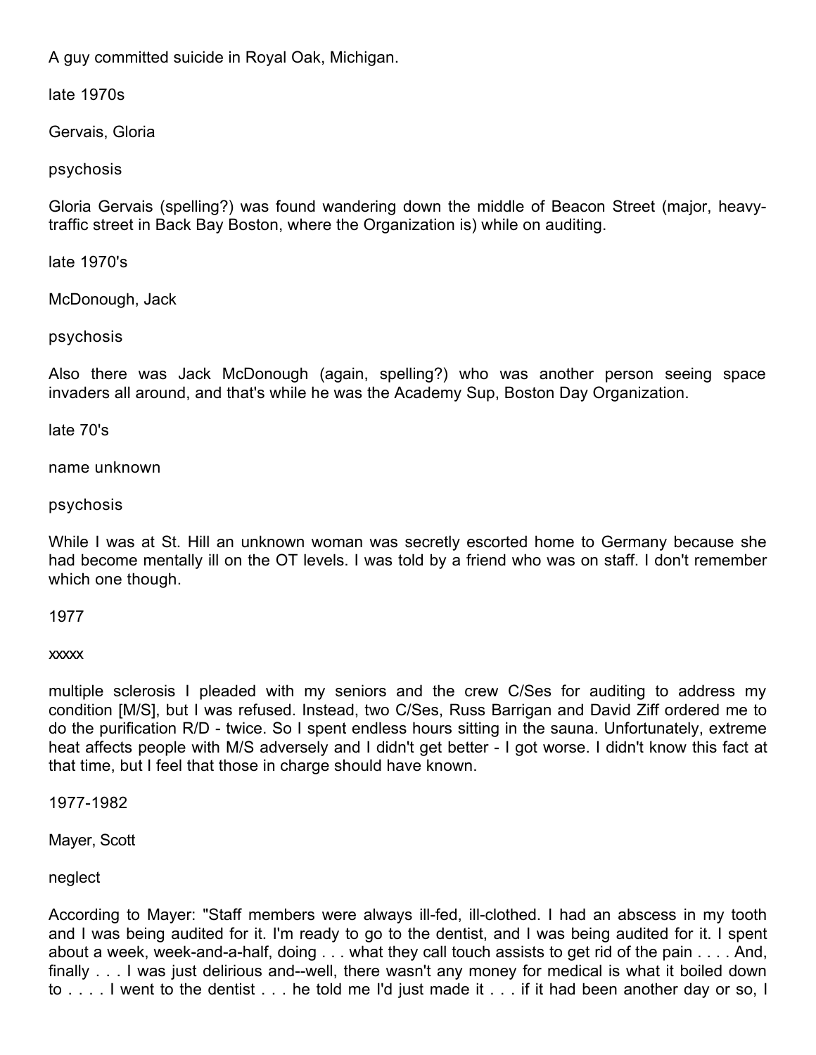A guy committed suicide in Royal Oak, Michigan.

late 1970s

Gervais, Gloria

psychosis

Gloria Gervais (spelling?) was found wandering down the middle of Beacon Street (major, heavy-traffic street in Back Bay Boston, where the Organization is) while on auditing.

late 1970's

McDonough, Jack

psychosis

Also there was Jack McDonough (again, spelling?) who was another person seeing space invaders all around, and that's while he was the Academy Sup, Boston Day Organization.

late 70's

name unknown

psychosis

While I was at St. Hill an unknown woman was secretly escorted home to Germany because she had become mentally ill on the OT levels. I was told by a friend who was on staff. I don't remember which one though.

1977

xxxxx

multiple sclerosis I pleaded with my seniors and the crew C/Ses for auditing to address my condition [M/S], but I was refused. Instead, two C/Ses, Russ Barrigan and David Ziff ordered me to do the purification R/D - twice. So I spent endless hours sitting in the sauna. Unfortunately, extreme heat affects people with M/S adversely and I didn't get better - I got worse. I didn't know this fact at that time, but I feel that those in charge should have known.

1977-1982

Mayer, Scott

neglect

According to Mayer: "Staff members were always ill-fed, ill-clothed. I had an abscess in my tooth and I was being audited for it. I'm ready to go to the dentist, and I was being audited for it. I spent about a week, week-and-a-half, doing . . . what they call touch assists to get rid of the pain . . . . And, finally . . . I was just delirious and--well, there wasn't any money for medical is what it boiled down to . . . . I went to the dentist . . . he told me I'd just made it . . . if it had been another day or so, I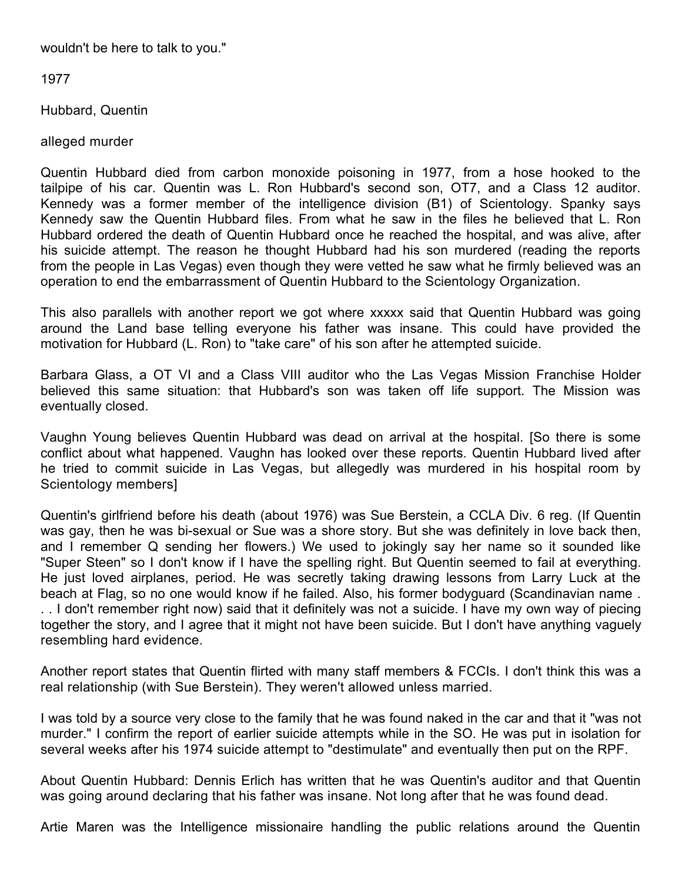wouldn't be here to talk to you."

1977

Hubbard, Quentin

alleged murder

Quentin Hubbard died from carbon monoxide poisoning in 1977, from a hose hooked to the tailpipe of his car. Quentin was L. Ron Hubbard's second son, OT7, and a Class 12 auditor. Kennedy was a former member of the intelligence division (B1) of Scientology. Spanky says Kennedy saw the Quentin Hubbard files. From what he saw in the files he believed that L. Ron Hubbard ordered the death of Quentin Hubbard once he reached the hospital, and was alive, after his suicide attempt. The reason he thought Hubbard had his son murdered (reading the reports from the people in Las Vegas) even though they were vetted he saw what he firmly believed was an operation to end the embarrassment of Quentin Hubbard to the Scientology Organization.

This also parallels with another report we got where xxxxx said that Quentin Hubbard was going around the Land base telling everyone his father was insane. This could have provided the motivation for Hubbard (L. Ron) to "take care" of his son after he attempted suicide.

Barbara Glass, a OT VI and a Class VIII auditor who the Las Vegas Mission Franchise Holder believed this same situation: that Hubbard's son was taken off life support. The Mission was eventually closed.

Vaughn Young believes Quentin Hubbard was dead on arrival at the hospital. [So there is some conflict about what happened. Vaughn has looked over these reports. Quentin Hubbard lived after he tried to commit suicide in Las Vegas, but allegedly was murdered in his hospital room by Scientology members]

Quentin's girlfriend before his death (about 1976) was Sue Berstein, a CCLA Div. 6 reg. (If Quentin was gay, then he was bi-sexual or Sue was a shore story. But she was definitely in love back then, and I remember Q sending her flowers.) We used to jokingly say her name so it sounded like "Super Steen" so I don't know if I have the spelling right. But Quentin seemed to fail at everything. He just loved airplanes, period. He was secretly taking drawing lessons from Larry Luck at the beach at Flag, so no one would know if he failed. Also, his former bodyguard (Scandinavian name . . . I don't remember right now) said that it definitely was not a suicide. I have my own way of piecing together the story, and I agree that it might not have been suicide. But I don't have anything vaguely resembling hard evidence.

Another report states that Quentin flirted with many staff members & FCCIs. I don't think this was a real relationship (with Sue Berstein). They weren't allowed unless married.

I was told by a source very close to the family that he was found naked in the car and that it "was not murder." I confirm the report of earlier suicide attempts while in the SO. He was put in isolation for several weeks after his 1974 suicide attempt to "destimulate" and eventually then put on the RPF.

About Quentin Hubbard: Dennis Erlich has written that he was Quentin's auditor and that Quentin was going around declaring that his father was insane. Not long after that he was found dead.

Artie Maren was the Intelligence missionaire handling the public relations around the Quentin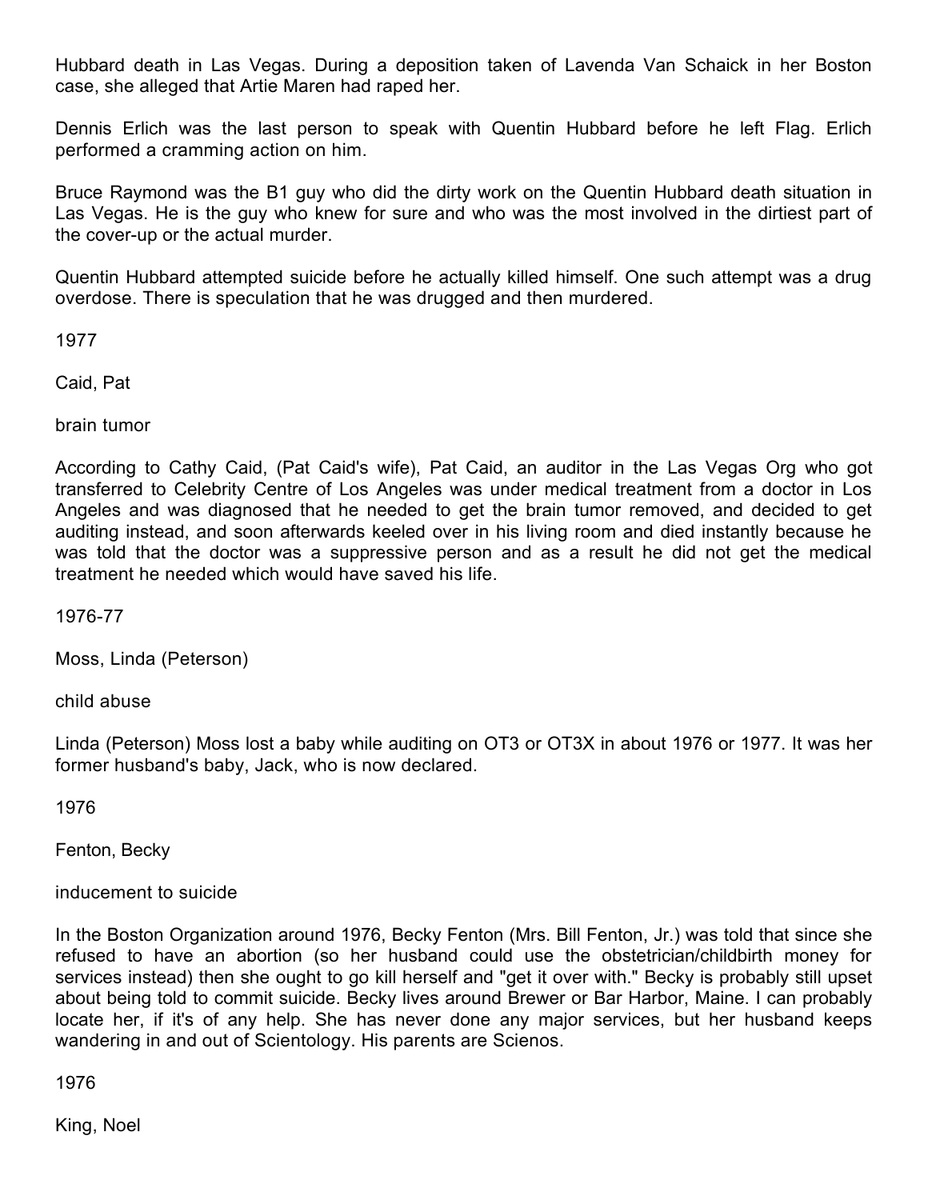Hubbard death in Las Vegas. During a deposition taken of Lavenda Van Schaick in her Boston case, she alleged that Artie Maren had raped her.

Dennis Erlich was the last person to speak with Quentin Hubbard before he left Flag. Erlich performed a cramming action on him.

Bruce Raymond was the B1 guy who did the dirty work on the Quentin Hubbard death situation in Las Vegas. He is the guy who knew for sure and who was the most involved in the dirtiest part of the cover-up or the actual murder.

Quentin Hubbard attempted suicide before he actually killed himself. One such attempt was a drug overdose. There is speculation that he was drugged and then murdered.

1977

Caid, Pat

brain tumor

According to Cathy Caid, (Pat Caid's wife), Pat Caid, an auditor in the Las Vegas Org who got transferred to Celebrity Centre of Los Angeles was under medical treatment from a doctor in Los Angeles and was diagnosed that he needed to get the brain tumor removed, and decided to get auditing instead, and soon afterwards keeled over in his living room and died instantly because he was told that the doctor was a suppressive person and as a result he did not get the medical treatment he needed which would have saved his life.

1976-77

Moss, Linda (Peterson)

child abuse

Linda (Peterson) Moss lost a baby while auditing on OT3 or OT3X in about 1976 or 1977. It was her former husband's baby, Jack, who is now declared.

1976

Fenton, Becky

inducement to suicide

In the Boston Organization around 1976, Becky Fenton (Mrs. Bill Fenton, Jr.) was told that since she refused to have an abortion (so her husband could use the obstetrician/childbirth money for services instead) then she ought to go kill herself and "get it over with." Becky is probably still upset about being told to commit suicide. Becky lives around Brewer or Bar Harbor, Maine. I can probably locate her, if it's of any help. She has never done any major services, but her husband keeps wandering in and out of Scientology. His parents are Scienos.

1976

King, Noel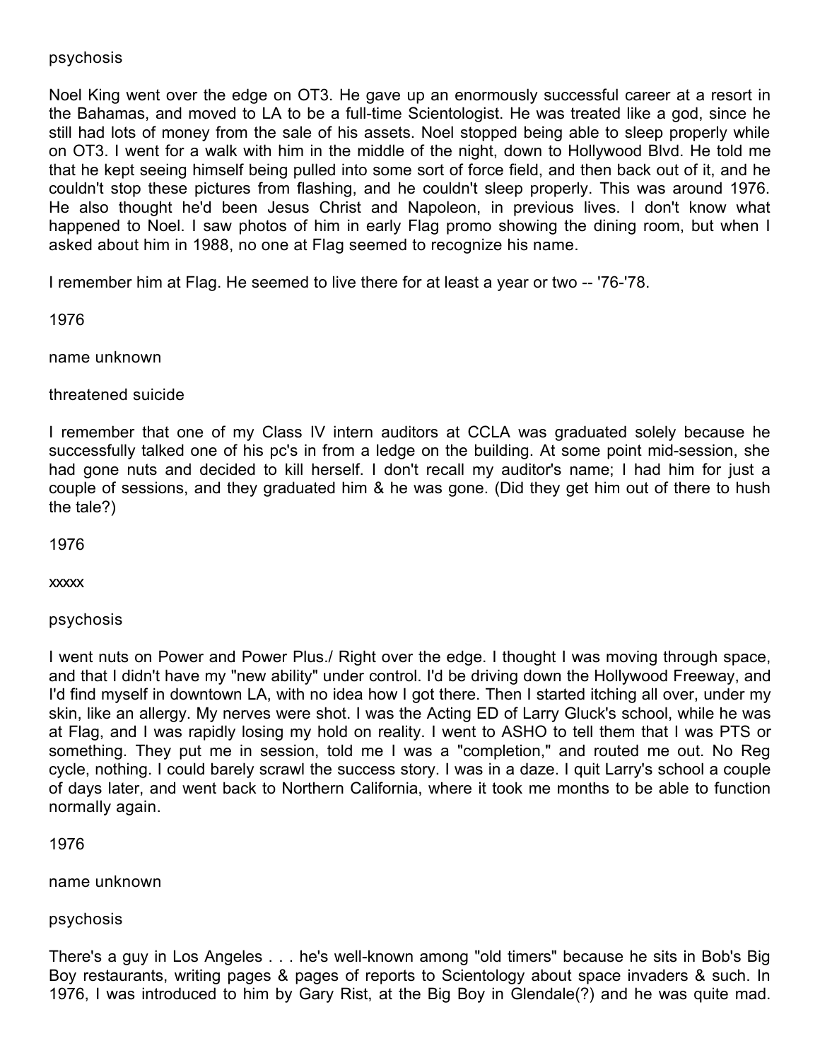psychosis

Noel King went over the edge on OT3. He gave up an enormously successful career at a resort in the Bahamas, and moved to LA to be a full-time Scientologist. He was treated like a god, since he still had lots of money from the sale of his assets. Noel stopped being able to sleep properly while on OT3. I went for a walk with him in the middle of the night, down to Hollywood Blvd. He told me that he kept seeing himself being pulled into some sort of force field, and then back out of it, and he couldn't stop these pictures from flashing, and he couldn't sleep properly. This was around 1976. He also thought he'd been Jesus Christ and Napoleon, in previous lives. I don't know what happened to Noel. I saw photos of him in early Flag promo showing the dining room, but when I asked about him in 1988, no one at Flag seemed to recognize his name.

I remember him at Flag. He seemed to live there for at least a year or two -- '76-'78.

1976

name unknown

threatened suicide

I remember that one of my Class IV intern auditors at CCLA was graduated solely because he successfully talked one of his pc's in from a ledge on the building. At some point mid-session, she had gone nuts and decided to kill herself. I don't recall my auditor's name; I had him for just a couple of sessions, and they graduated him & he was gone. (Did they get him out of there to hush the tale?)

1976

xxxxx

psychosis

I went nuts on Power and Power Plus./ Right over the edge. I thought I was moving through space, and that I didn't have my "new ability" under control. I'd be driving down the Hollywood Freeway, and I'd find myself in downtown LA, with no idea how I got there. Then I started itching all over, under my skin, like an allergy. My nerves were shot. I was the Acting ED of Larry Gluck's school, while he was at Flag, and I was rapidly losing my hold on reality. I went to ASHO to tell them that I was PTS or something. They put me in session, told me I was a "completion," and routed me out. No Reg cycle, nothing. I could barely scrawl the success story. I was in a daze. I quit Larry's school a couple of days later, and went back to Northern California, where it took me months to be able to function normally again.

1976

name unknown

psychosis

There's a guy in Los Angeles . . . he's well-known among "old timers" because he sits in Bob's Big Boy restaurants, writing pages & pages of reports to Scientology about space invaders & such. In 1976, I was introduced to him by Gary Rist, at the Big Boy in Glendale(?) and he was quite mad.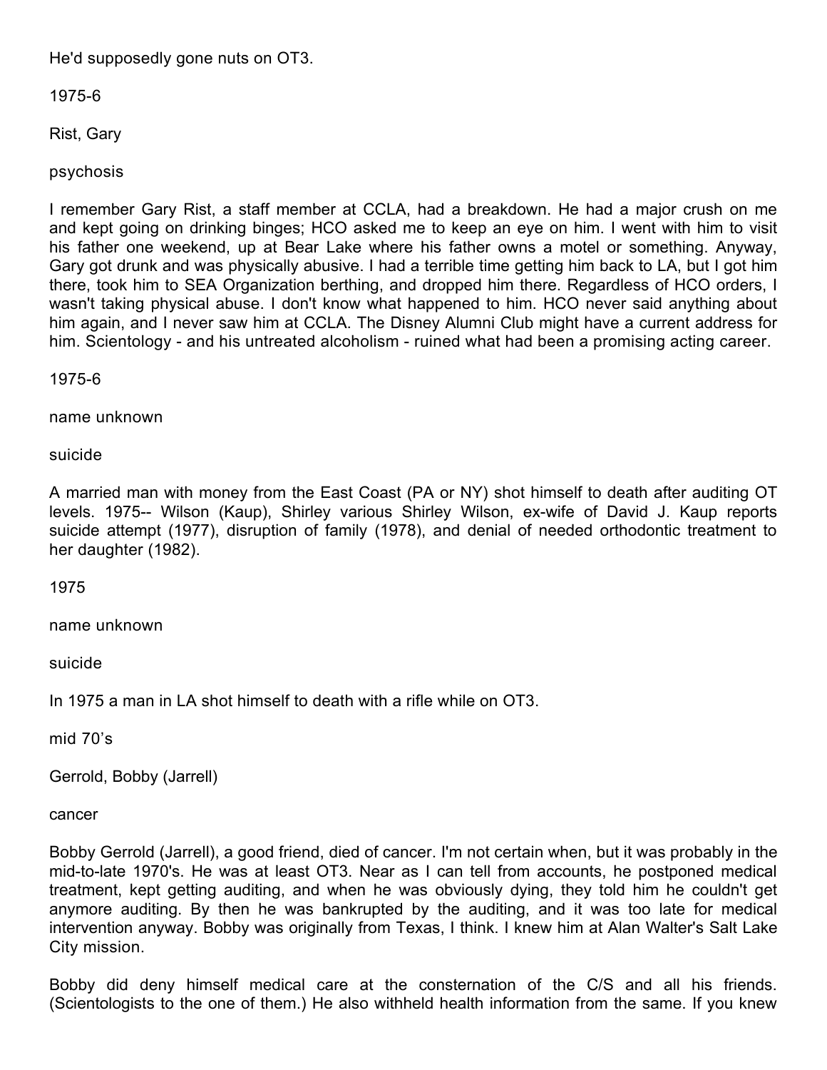He'd supposedly gone nuts on OT3.

1975-6

Rist, Gary

psychosis

I remember Gary Rist, a staff member at CCLA, had a breakdown. He had a major crush on me and kept going on drinking binges; HCO asked me to keep an eye on him. I went with him to visit his father one weekend, up at Bear Lake where his father owns a motel or something. Anyway, Gary got drunk and was physically abusive. I had a terrible time getting him back to LA, but I got him there, took him to SEA Organization berthing, and dropped him there. Regardless of HCO orders, I wasn't taking physical abuse. I don't know what happened to him. HCO never said anything about him again, and I never saw him at CCLA. The Disney Alumni Club might have a current address for him. Scientology - and his untreated alcoholism - ruined what had been a promising acting career.

1975-6

name unknown

suicide

A married man with money from the East Coast (PA or NY) shot himself to death after auditing OT levels. 1975-- Wilson (Kaup), Shirley various Shirley Wilson, ex-wife of David J. Kaup reports suicide attempt (1977), disruption of family (1978), and denial of needed orthodontic treatment to her daughter (1982).

1975

name unknown

suicide

In 1975 a man in LA shot himself to death with a rifle while on OT3.

mid 70's

Gerrold, Bobby (Jarrell)

cancer

Bobby Gerrold (Jarrell), a good friend, died of cancer. I'm not certain when, but it was probably in the mid-to-late 1970's. He was at least OT3. Near as I can tell from accounts, he postponed medical treatment, kept getting auditing, and when he was obviously dying, they told him he couldn't get anymore auditing. By then he was bankrupted by the auditing, and it was too late for medical intervention anyway. Bobby was originally from Texas, I think. I knew him at Alan Walter's Salt Lake City mission.

Bobby did deny himself medical care at the consternation of the C/S and all his friends. (Scientologists to the one of them.) He also withheld health information from the same. If you knew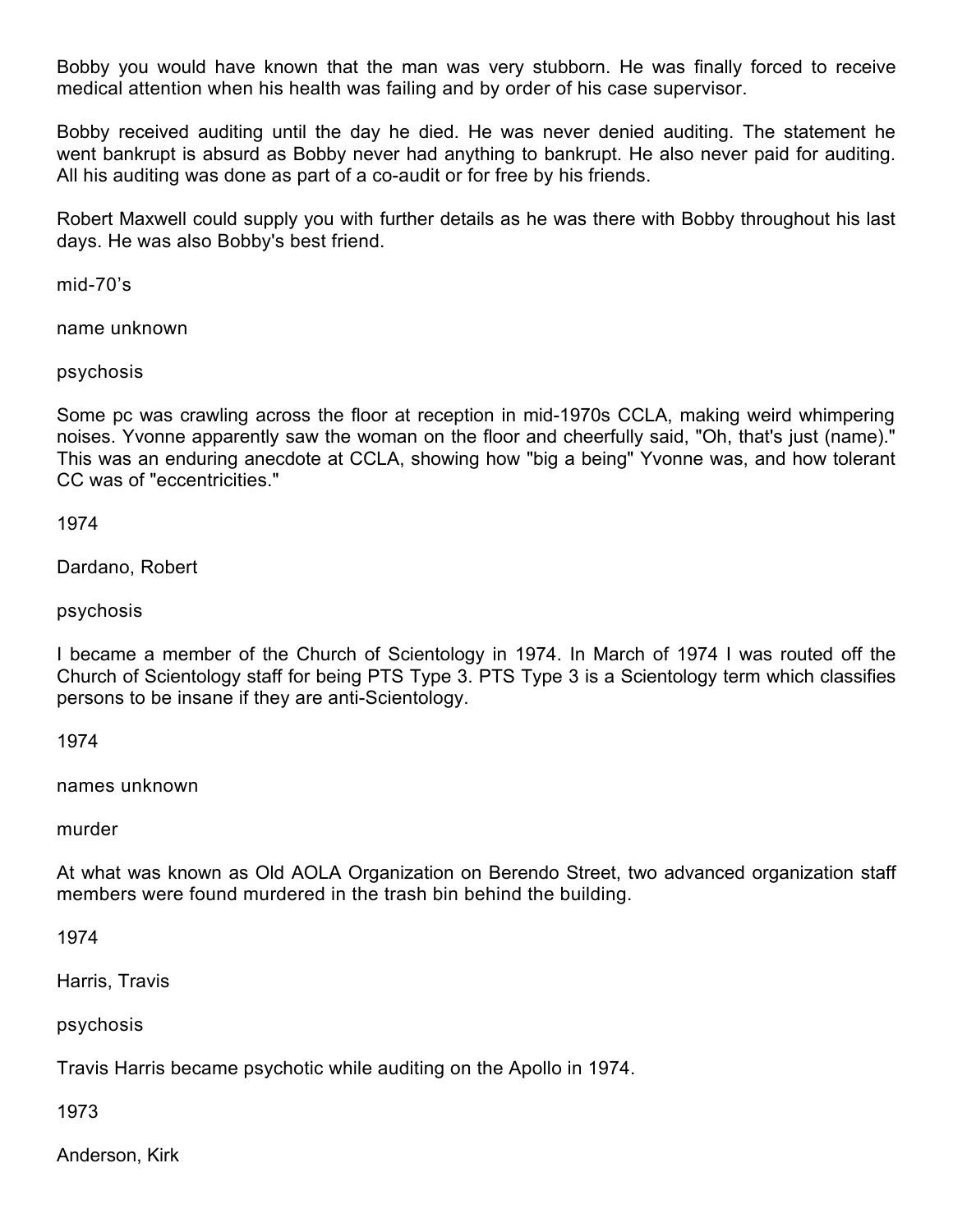Bobby you would have known that the man was very stubborn. He was finally forced to receive medical attention when his health was failing and by order of his case supervisor.

Bobby received auditing until the day he died. He was never denied auditing. The statement he went bankrupt is absurd as Bobby never had anything to bankrupt. He also never paid for auditing. All his auditing was done as part of a co-audit or for free by his friends.

Robert Maxwell could supply you with further details as he was there with Bobby throughout his last days. He was also Bobby's best friend.

mid-70's

name unknown

psychosis

Some pc was crawling across the floor at reception in mid-1970s CCLA, making weird whimpering noises. Yvonne apparently saw the woman on the floor and cheerfully said, "Oh, that's just (name)." This was an enduring anecdote at CCLA, showing how "big a being" Yvonne was, and how tolerant CC was of "eccentricities."

1974

Dardano, Robert

psychosis

I became a member of the Church of Scientology in 1974. In March of 1974 I was routed off the Church of Scientology staff for being PTS Type 3. PTS Type 3 is a Scientology term which classifies persons to be insane if they are anti-Scientology.

1974

names unknown

murder

At what was known as Old AOLA Organization on Berendo Street, two advanced organization staff members were found murdered in the trash bin behind the building.

1974

Harris, Travis

psychosis

Travis Harris became psychotic while auditing on the Apollo in 1974.

1973

Anderson, Kirk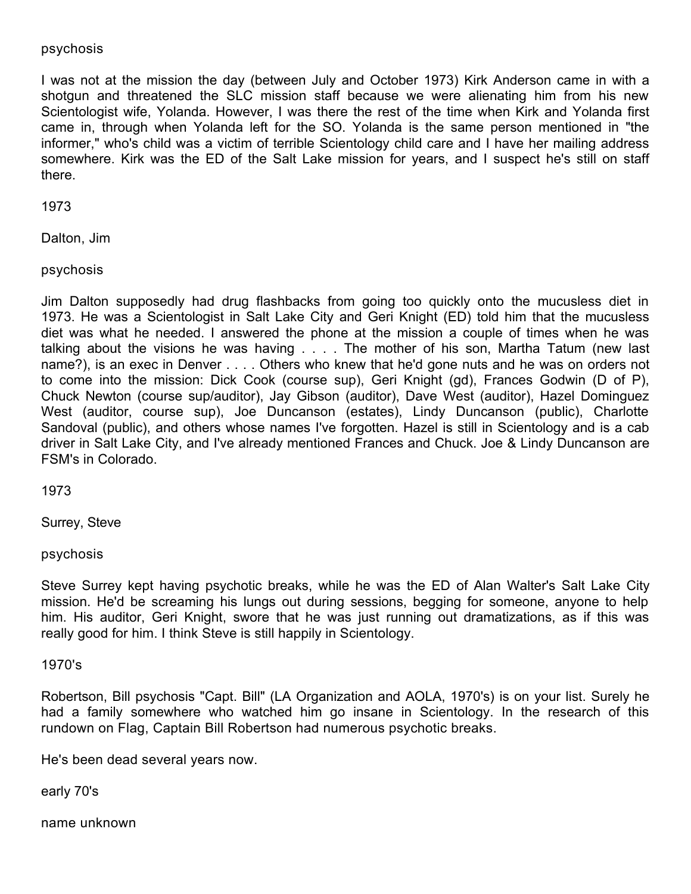psychosis

I was not at the mission the day (between July and October 1973) Kirk Anderson came in with a shotgun and threatened the SLC mission staff because we were alienating him from his new Scientologist wife, Yolanda. However, I was there the rest of the time when Kirk and Yolanda first came in, through when Yolanda left for the SO. Yolanda is the same person mentioned in "the informer," who's child was a victim of terrible Scientology child care and I have her mailing address somewhere. Kirk was the ED of the Salt Lake mission for years, and I suspect he's still on staff there.

1973

Dalton, Jim

psychosis

Jim Dalton supposedly had drug flashbacks from going too quickly onto the mucusless diet in 1973. He was a Scientologist in Salt Lake City and Geri Knight (ED) told him that the mucusless diet was what he needed. I answered the phone at the mission a couple of times when he was talking about the visions he was having . . . . The mother of his son, Martha Tatum (new last name?), is an exec in Denver . . . . Others who knew that he'd gone nuts and he was on orders not to come into the mission: Dick Cook (course sup), Geri Knight (gd), Frances Godwin (D of P), Chuck Newton (course sup/auditor), Jay Gibson (auditor), Dave West (auditor), Hazel Dominguez West (auditor, course sup), Joe Duncanson (estates), Lindy Duncanson (public), Charlotte Sandoval (public), and others whose names I've forgotten. Hazel is still in Scientology and is a cab driver in Salt Lake City, and I've already mentioned Frances and Chuck. Joe & Lindy Duncanson are FSM's in Colorado.

1973

Surrey, Steve

psychosis

Steve Surrey kept having psychotic breaks, while he was the ED of Alan Walter's Salt Lake City mission. He'd be screaming his lungs out during sessions, begging for someone, anyone to help him. His auditor, Geri Knight, swore that he was just running out dramatizations, as if this was really good for him. I think Steve is still happily in Scientology.

1970's

Robertson, Bill psychosis "Capt. Bill" (LA Organization and AOLA, 1970's) is on your list. Surely he had a family somewhere who watched him go insane in Scientology. In the research of this rundown on Flag, Captain Bill Robertson had numerous psychotic breaks.

He's been dead several years now.

early 70's

name unknown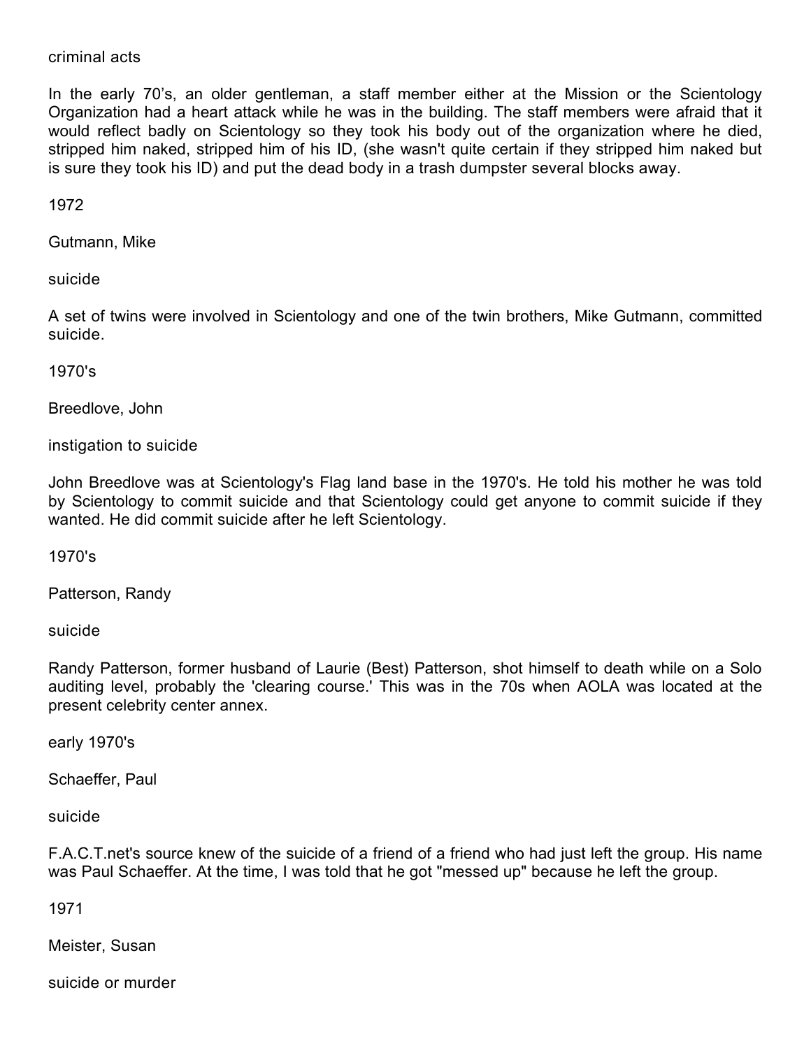criminal acts

In the early 70’s, an older gentleman, a staff member either at the Mission or the Scientology Organization had a heart attack while he was in the building. The staff members were afraid that it would reflect badly on Scientology so they took his body out of the organization where he died, stripped him naked, stripped him of his ID, (she wasn't quite certain if they stripped him naked but is sure they took his ID) and put the dead body in a trash dumpster several blocks away.

1972

Gutmann, Mike

suicide

A set of twins were involved in Scientology and one of the twin brothers, Mike Gutmann, committed suicide.

1970's

Breedlove, John

instigation to suicide

John Breedlove was at Scientology's Flag land base in the 1970's. He told his mother he was told by Scientology to commit suicide and that Scientology could get anyone to commit suicide if they wanted. He did commit suicide after he left Scientology.

1970's

Patterson, Randy

suicide

Randy Patterson, former husband of Laurie (Best) Patterson, shot himself to death while on a Solo auditing level, probably the 'clearing course.' This was in the 70s when AOLA was located at the present celebrity center annex.

early 1970's

Schaeffer, Paul

suicide

F.A.C.T.net's source knew of the suicide of a friend of a friend who had just left the group. His name was Paul Schaeffer. At the time, I was told that he got "messed up" because he left the group.

1971

Meister, Susan

suicide or murder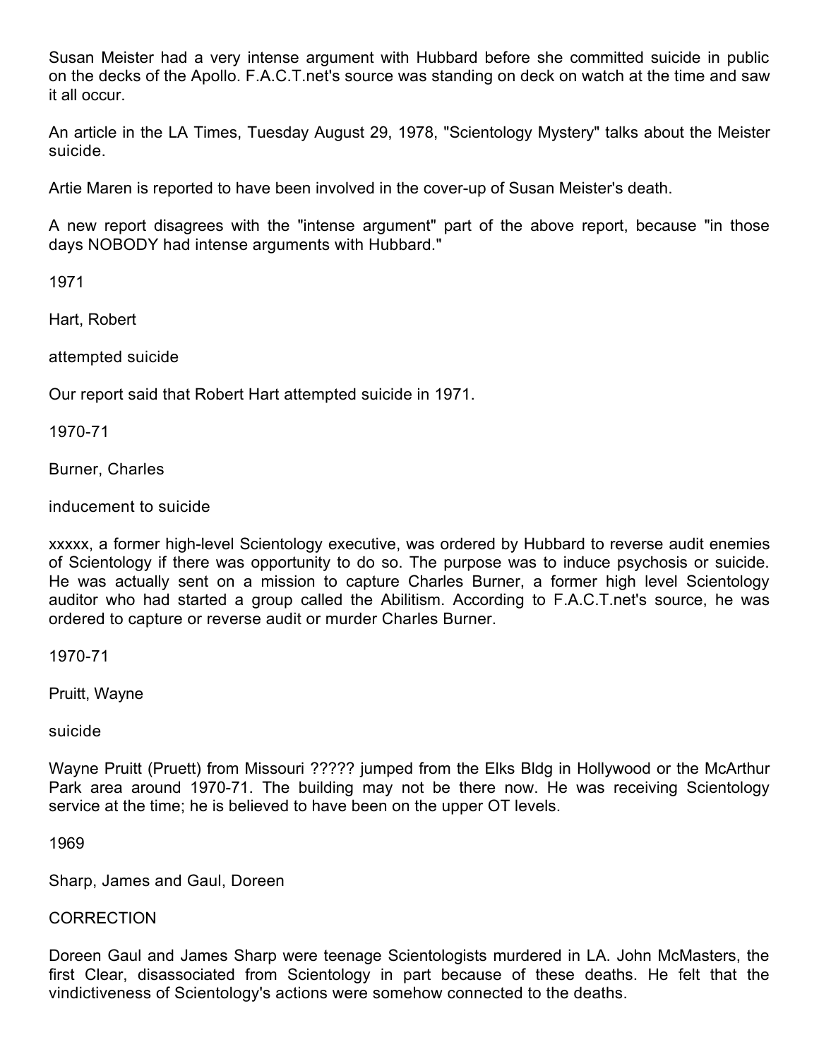Susan Meister had a very intense argument with Hubbard before she committed suicide in public on the decks of the Apollo. F.A.C.T.net's source was standing on deck on watch at the time and saw it all occur.

An article in the LA Times, Tuesday August 29, 1978, "Scientology Mystery" talks about the Meister suicide.

Artie Maren is reported to have been involved in the cover-up of Susan Meister's death.

A new report disagrees with the "intense argument" part of the above report, because "in those days NOBODY had intense arguments with Hubbard."

1971

Hart, Robert

attempted suicide

Our report said that Robert Hart attempted suicide in 1971.

1970-71

Burner, Charles

inducement to suicide

xxxxx, a former high-level Scientology executive, was ordered by Hubbard to reverse audit enemies of Scientology if there was opportunity to do so. The purpose was to induce psychosis or suicide. He was actually sent on a mission to capture Charles Burner, a former high level Scientology auditor who had started a group called the Abilitism. According to F.A.C.T.net's source, he was ordered to capture or reverse audit or murder Charles Burner.

1970-71

Pruitt, Wayne

suicide

Wayne Pruitt (Pruett) from Missouri ????? jumped from the Elks Bldg in Hollywood or the McArthur Park area around 1970-71. The building may not be there now. He was receiving Scientology service at the time; he is believed to have been on the upper OT levels.

1969

Sharp, James and Gaul, Doreen

CORRECTION

Doreen Gaul and James Sharp were teenage Scientologists murdered in LA. John McMasters, the first Clear, disassociated from Scientology in part because of these deaths. He felt that the vindictiveness of Scientology's actions were somehow connected to the deaths.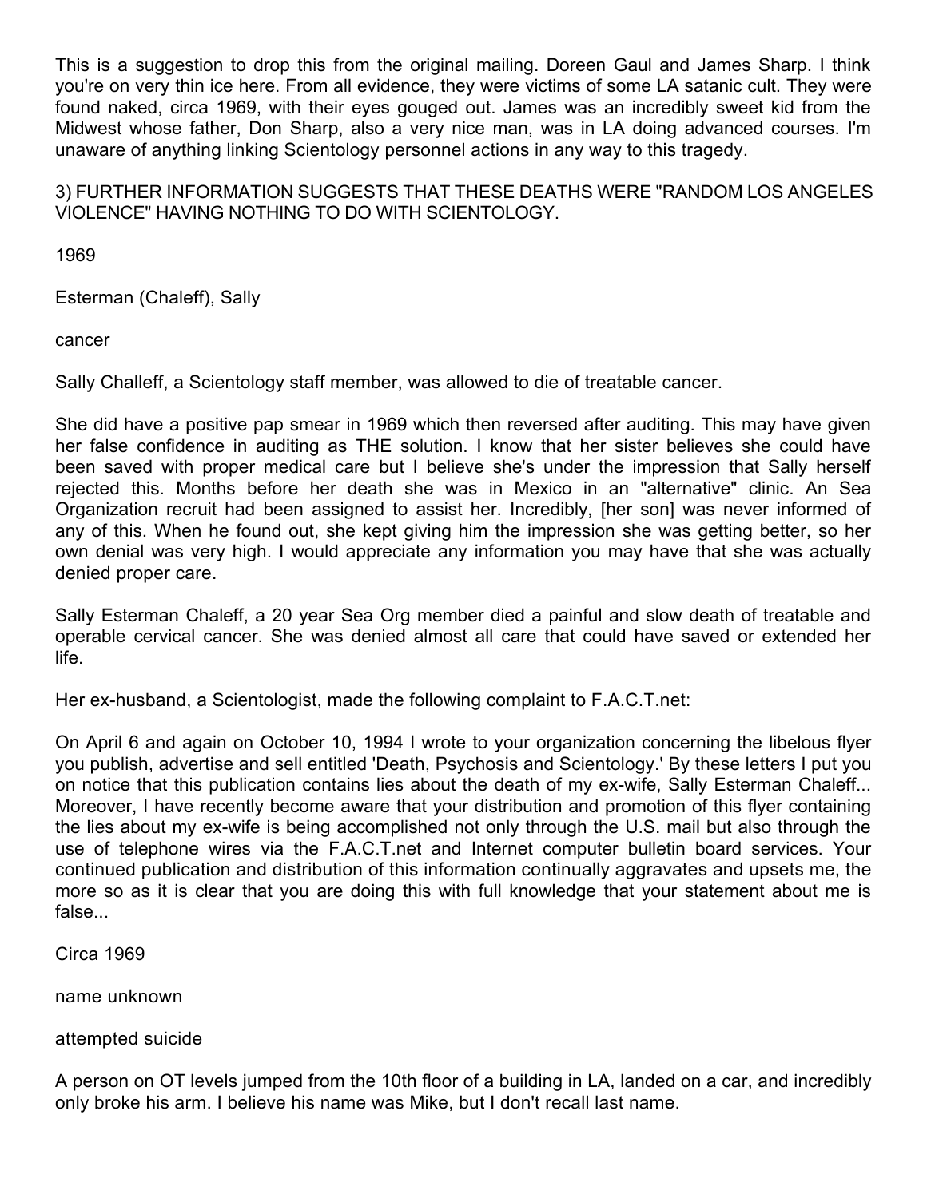This is a suggestion to drop this from the original mailing. Doreen Gaul and James Sharp. I think you're on very thin ice here. From all evidence, they were victims of some LA satanic cult. They were found naked, circa 1969, with their eyes gouged out. James was an incredibly sweet kid from the Midwest whose father, Don Sharp, also a very nice man, was in LA doing advanced courses. I'm unaware of anything linking Scientology personnel actions in any way to this tragedy.

3) FURTHER INFORMATION SUGGESTS THAT THESE DEATHS WERE "RANDOM LOS ANGELES VIOLENCE" HAVING NOTHING TO DO WITH SCIENTOLOGY.

1969

Esterman (Chaleff), Sally

cancer

Sally Challeff, a Scientology staff member, was allowed to die of treatable cancer.

She did have a positive pap smear in 1969 which then reversed after auditing. This may have given her false confidence in auditing as THE solution. I know that her sister believes she could have been saved with proper medical care but I believe she's under the impression that Sally herself rejected this. Months before her death she was in Mexico in an "alternative" clinic. An Sea Organization recruit had been assigned to assist her. Incredibly, [her son] was never informed of any of this. When he found out, she kept giving him the impression she was getting better, so her own denial was very high. I would appreciate any information you may have that she was actually denied proper care.

Sally Esterman Chaleff, a 20 year Sea Org member died a painful and slow death of treatable and operable cervical cancer. She was denied almost all care that could have saved or extended her life.

Her ex-husband, a Scientologist, made the following complaint to F.A.C.T.net:

On April 6 and again on October 10, 1994 I wrote to your organization concerning the libelous flyer you publish, advertise and sell entitled 'Death, Psychosis and Scientology.' By these letters I put you on notice that this publication contains lies about the death of my ex-wife, Sally Esterman Chaleff... Moreover, I have recently become aware that your distribution and promotion of this flyer containing the lies about my ex-wife is being accomplished not only through the U.S. mail but also through the use of telephone wires via the F.A.C.T.net and Internet computer bulletin board services. Your continued publication and distribution of this information continually aggravates and upsets me, the more so as it is clear that you are doing this with full knowledge that your statement about me is false...

Circa 1969

name unknown

attempted suicide

A person on OT levels jumped from the 10th floor of a building in LA, landed on a car, and incredibly only broke his arm. I believe his name was Mike, but I don't recall last name.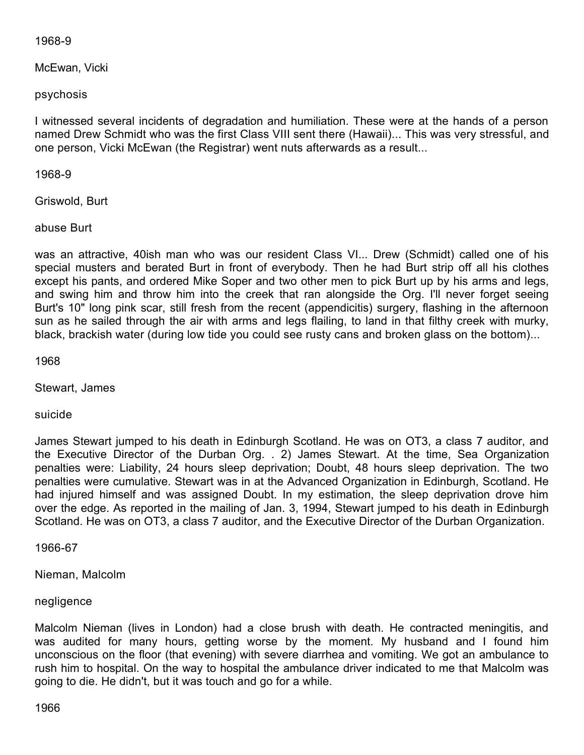1968-9

McEwan, Vicki

psychosis

I witnessed several incidents of degradation and humiliation. These were at the hands of a person named Drew Schmidt who was the first Class VIII sent there (Hawaii)... This was very stressful, and one person, Vicki McEwan (the Registrar) went nuts afterwards as a result...

1968-9

Griswold, Burt

abuse Burt

was an attractive, 40ish man who was our resident Class VI... Drew (Schmidt) called one of his special musters and berated Burt in front of everybody. Then he had Burt strip off all his clothes except his pants, and ordered Mike Soper and two other men to pick Burt up by his arms and legs, and swing him and throw him into the creek that ran alongside the Org. I'll never forget seeing Burt's 10" long pink scar, still fresh from the recent (appendicitis) surgery, flashing in the afternoon sun as he sailed through the air with arms and legs flailing, to land in that filthy creek with murky, black, brackish water (during low tide you could see rusty cans and broken glass on the bottom)...

1968

Stewart, James

suicide

James Stewart jumped to his death in Edinburgh Scotland. He was on OT3, a class 7 auditor, and the Executive Director of the Durban Org. . 2) James Stewart. At the time, Sea Organization penalties were: Liability, 24 hours sleep deprivation; Doubt, 48 hours sleep deprivation. The two penalties were cumulative. Stewart was in at the Advanced Organization in Edinburgh, Scotland. He had injured himself and was assigned Doubt. In my estimation, the sleep deprivation drove him over the edge. As reported in the mailing of Jan. 3, 1994, Stewart jumped to his death in Edinburgh Scotland. He was on OT3, a class 7 auditor, and the Executive Director of the Durban Organization.

1966-67

Nieman, Malcolm

negligence

Malcolm Nieman (lives in London) had a close brush with death. He contracted meningitis, and was audited for many hours, getting worse by the moment. My husband and I found him unconscious on the floor (that evening) with severe diarrhea and vomiting. We got an ambulance to rush him to hospital. On the way to hospital the ambulance driver indicated to me that Malcolm was going to die. He didn't, but it was touch and go for a while.

1966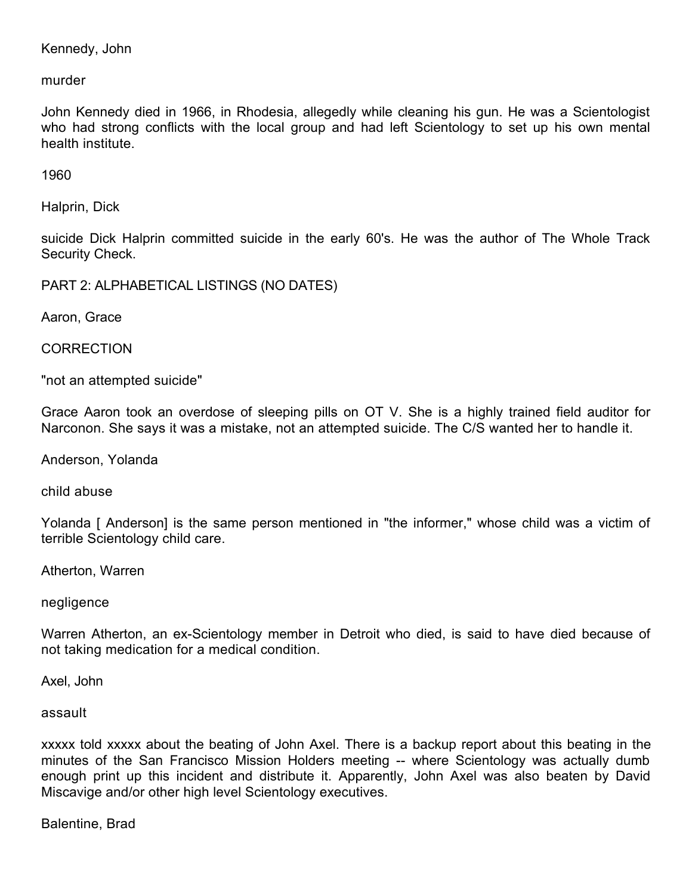Kennedy, John

murder

John Kennedy died in 1966, in Rhodesia, allegedly while cleaning his gun. He was a Scientologist who had strong conflicts with the local group and had left Scientology to set up his own mental health institute.

1960

Halprin, Dick

suicide Dick Halprin committed suicide in the early 60's. He was the author of The Whole Track Security Check.

PART 2: ALPHABETICAL LISTINGS (NO DATES)

Aaron, Grace

CORRECTION

"not an attempted suicide"

Grace Aaron took an overdose of sleeping pills on OT V. She is a highly trained field auditor for Narconon. She says it was a mistake, not an attempted suicide. The C/S wanted her to handle it.

Anderson, Yolanda

child abuse

Yolanda [ Anderson] is the same person mentioned in "the informer," whose child was a victim of terrible Scientology child care.

Atherton, Warren

negligence

Warren Atherton, an ex-Scientology member in Detroit who died, is said to have died because of not taking medication for a medical condition.

Axel, John

assault

xxxxx told xxxxx about the beating of John Axel. There is a backup report about this beating in the minutes of the San Francisco Mission Holders meeting -- where Scientology was actually dumb enough print up this incident and distribute it. Apparently, John Axel was also beaten by David Miscavige and/or other high level Scientology executives.

Balentine, Brad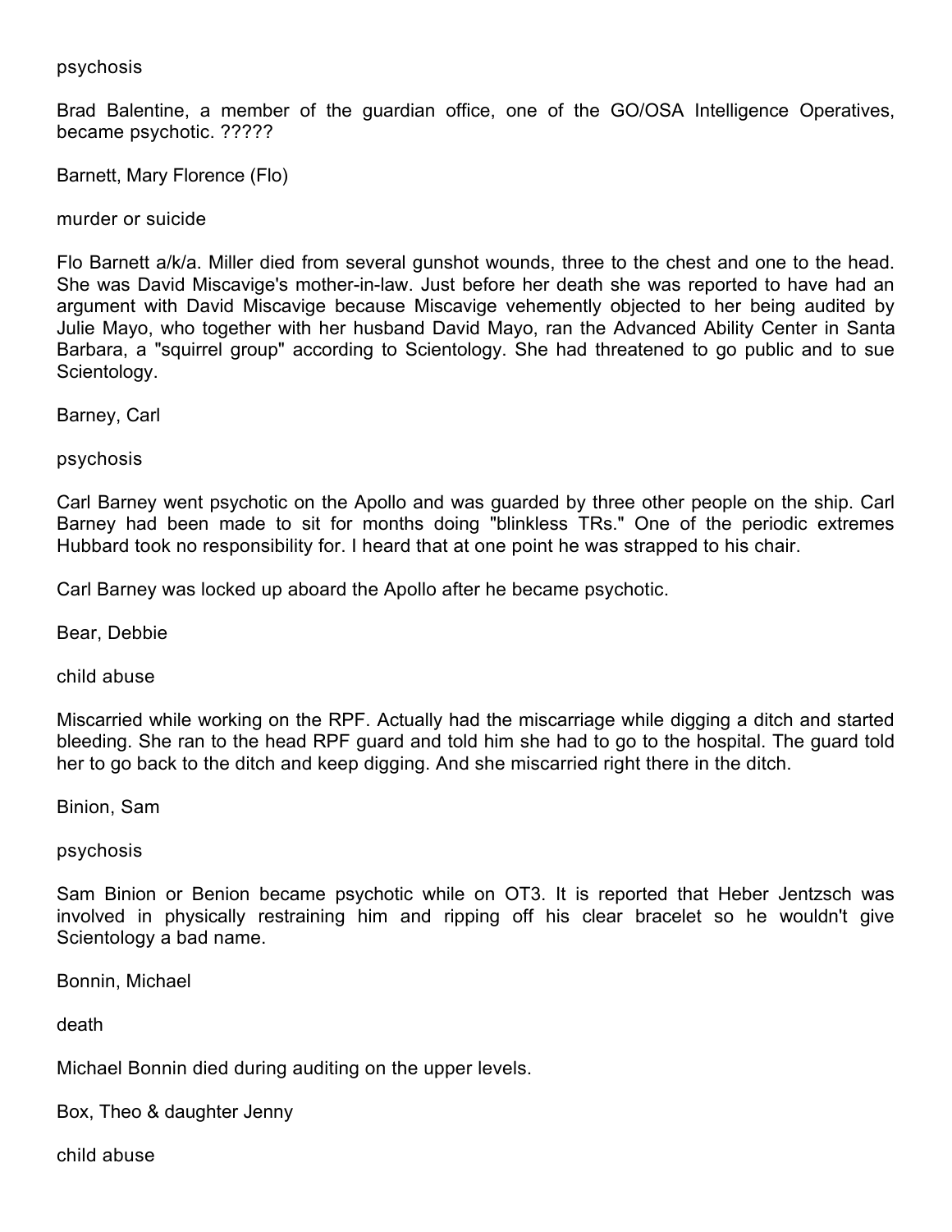psychosis

Brad Balentine, a member of the guardian office, one of the GO/OSA Intelligence Operatives, became psychotic. ?????

Barnett, Mary Florence (Flo)

murder or suicide

Flo Barnett a/k/a. Miller died from several gunshot wounds, three to the chest and one to the head. She was David Miscavige's mother-in-law. Just before her death she was reported to have had an argument with David Miscavige because Miscavige vehemently objected to her being audited by Julie Mayo, who together with her husband David Mayo, ran the Advanced Ability Center in Santa Barbara, a "squirrel group" according to Scientology. She had threatened to go public and to sue Scientology.

Barney, Carl

psychosis

Carl Barney went psychotic on the Apollo and was guarded by three other people on the ship. Carl Barney had been made to sit for months doing "blinkless TRs." One of the periodic extremes Hubbard took no responsibility for. I heard that at one point he was strapped to his chair.

Carl Barney was locked up aboard the Apollo after he became psychotic.

Bear, Debbie

child abuse

Miscarried while working on the RPF. Actually had the miscarriage while digging a ditch and started bleeding. She ran to the head RPF guard and told him she had to go to the hospital. The guard told her to go back to the ditch and keep digging. And she miscarried right there in the ditch.

Binion, Sam

psychosis

Sam Binion or Benion became psychotic while on OT3. It is reported that Heber Jentzsch was involved in physically restraining him and ripping off his clear bracelet so he wouldn't give Scientology a bad name.

Bonnin, Michael

death

Michael Bonnin died during auditing on the upper levels.

Box, Theo & daughter Jenny

child abuse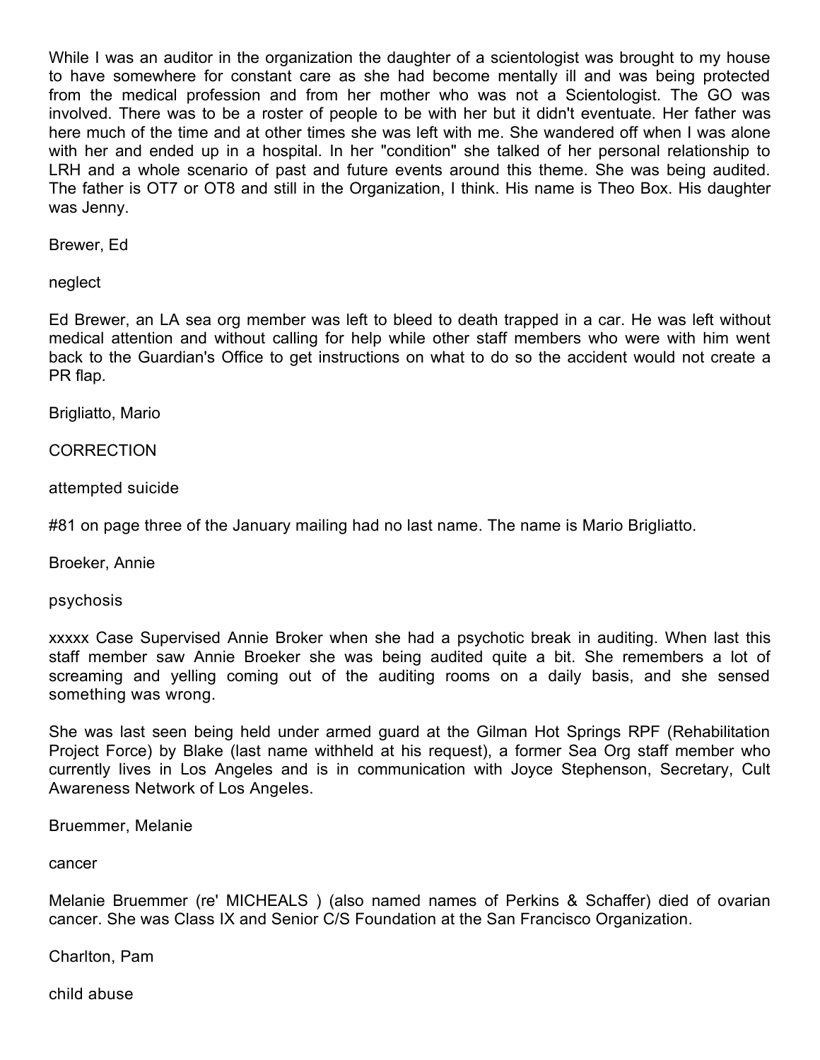While I was an auditor in the organization the daughter of a scientologist was brought to my house to have somewhere for constant care as she had become mentally ill and was being protected from the medical profession and from her mother who was not a Scientologist. The GO was involved. There was to be a roster of people to be with her but it didn't eventuate. Her father was here much of the time and at other times she was left with me. She wandered off when I was alone with her and ended up in a hospital. In her "condition" she talked of her personal relationship to LRH and a whole scenario of past and future events around this theme. She was being audited. The father is OT7 or OT8 and still in the Organization, I think. His name is Theo Box. His daughter was Jenny.

Brewer, Ed

neglect

Ed Brewer, an LA sea org member was left to bleed to death trapped in a car. He was left without medical attention and without calling for help while other staff members who were with him went back to the Guardian's Office to get instructions on what to do so the accident would not create a PR flap.

Brigliatto, Mario

CORRECTION

attempted suicide

#81 on page three of the January mailing had no last name. The name is Mario Brigliatto.

Broeker, Annie

psychosis

xxxxx Case Supervised Annie Broker when she had a psychotic break in auditing. When last this staff member saw Annie Broeker she was being audited quite a bit. She remembers a lot of screaming and yelling coming out of the auditing rooms on a daily basis, and she sensed something was wrong.

She was last seen being held under armed guard at the Gilman Hot Springs RPF (Rehabilitation Project Force) by Blake (last name withheld at his request), a former Sea Org staff member who currently lives in Los Angeles and is in communication with Joyce Stephenson, Secretary, Cult Awareness Network of Los Angeles.

Bruemmer, Melanie

cancer

Melanie Bruemmer (re' MICHEALS ) (also named names of Perkins & Schaffer) died of ovarian cancer. She was Class IX and Senior C/S Foundation at the San Francisco Organization.

Charlton, Pam

child abuse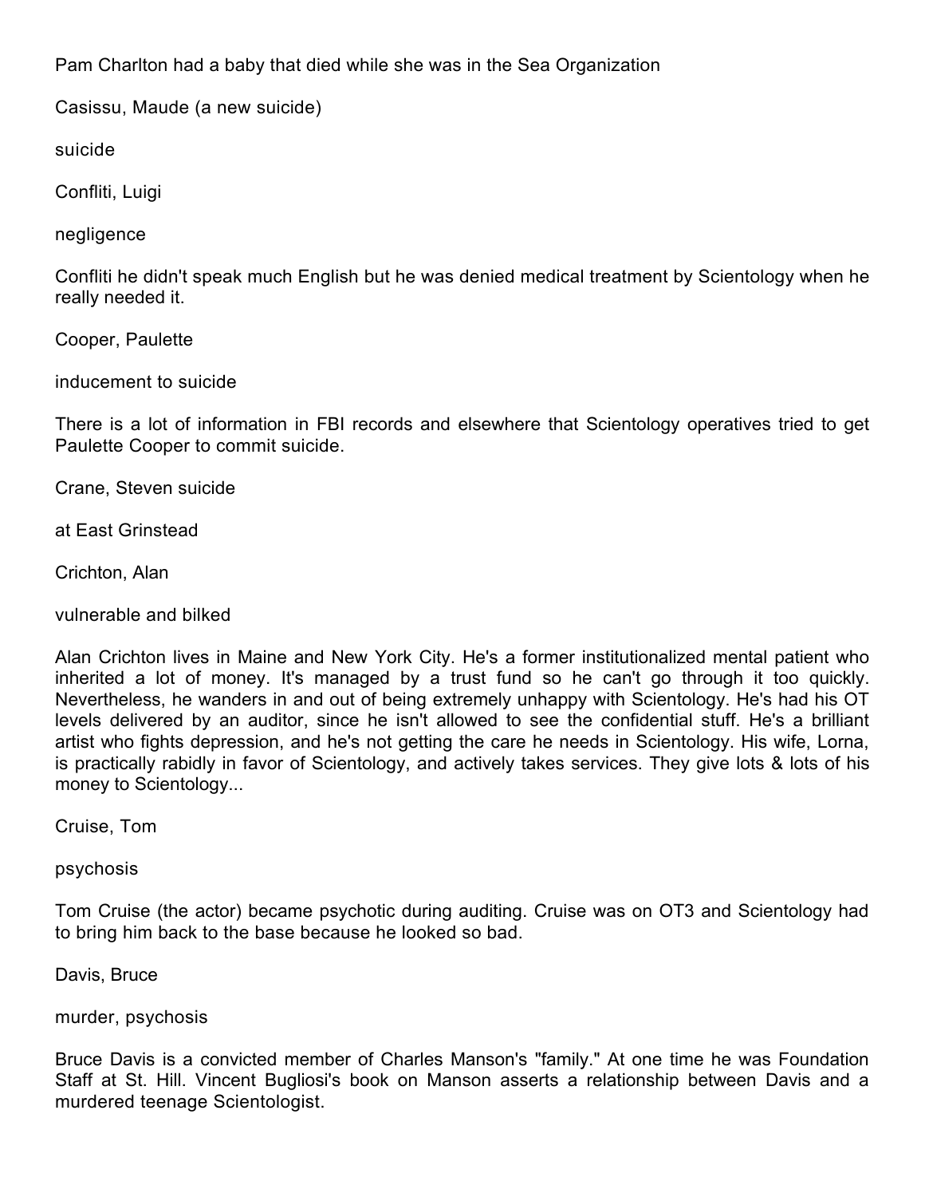Pam Charlton had a baby that died while she was in the Sea Organization

Casissu, Maude (a new suicide)

suicide

Confliti, Luigi

negligence

Confliti he didn't speak much English but he was denied medical treatment by Scientology when he really needed it.

Cooper, Paulette

inducement to suicide

There is a lot of information in FBI records and elsewhere that Scientology operatives tried to get Paulette Cooper to commit suicide.

Crane, Steven suicide

at East Grinstead

Crichton, Alan

vulnerable and bilked

Alan Crichton lives in Maine and New York City. He's a former institutionalized mental patient who inherited a lot of money. It's managed by a trust fund so he can't go through it too quickly. Nevertheless, he wanders in and out of being extremely unhappy with Scientology. He's had his OT levels delivered by an auditor, since he isn't allowed to see the confidential stuff. He's a brilliant artist who fights depression, and he's not getting the care he needs in Scientology. His wife, Lorna, is practically rabidly in favor of Scientology, and actively takes services. They give lots & lots of his money to Scientology...

Cruise, Tom

psychosis

Tom Cruise (the actor) became psychotic during auditing. Cruise was on OT3 and Scientology had to bring him back to the base because he looked so bad.

Davis, Bruce

murder, psychosis

Bruce Davis is a convicted member of Charles Manson's "family." At one time he was Foundation Staff at St. Hill. Vincent Bugliosi's book on Manson asserts a relationship between Davis and a murdered teenage Scientologist.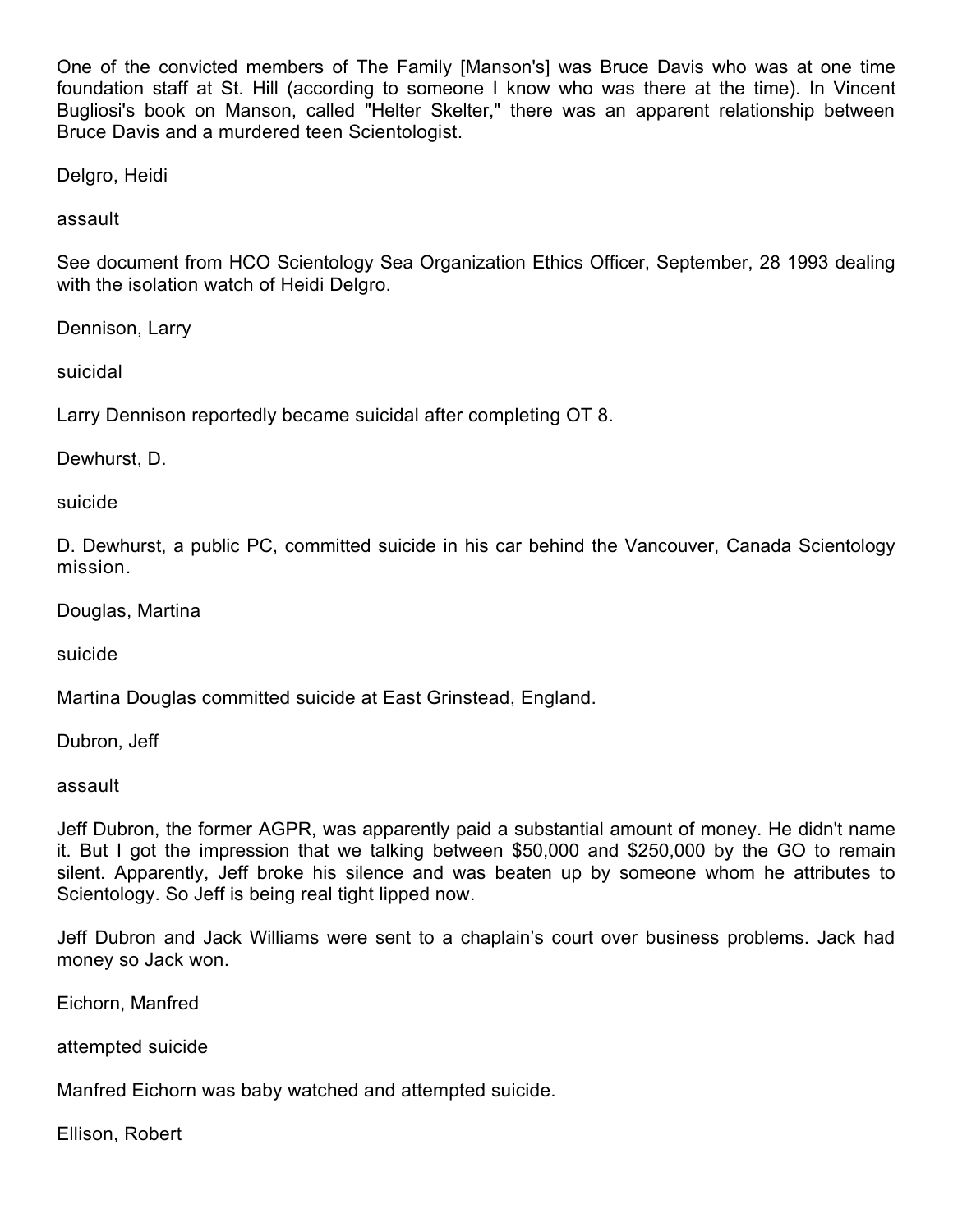One of the convicted members of The Family [Manson's] was Bruce Davis who was at one time foundation staff at St. Hill (according to someone I know who was there at the time). In Vincent Bugliosi's book on Manson, called "Helter Skelter," there was an apparent relationship between Bruce Davis and a murdered teen Scientologist.

Delgro, Heidi

assault

See document from HCO Scientology Sea Organization Ethics Officer, September, 28 1993 dealing with the isolation watch of Heidi Delgro.

Dennison, Larry

suicidal

Larry Dennison reportedly became suicidal after completing OT 8.

Dewhurst, D.

suicide

D. Dewhurst, a public PC, committed suicide in his car behind the Vancouver, Canada Scientology mission.

Douglas, Martina

suicide

Martina Douglas committed suicide at East Grinstead, England.

Dubron, Jeff

assault

Jeff Dubron, the former AGPR, was apparently paid a substantial amount of money. He didn't name it. But I got the impression that we talking between $50,000 and $250,000 by the GO to remain silent. Apparently, Jeff broke his silence and was beaten up by someone whom he attributes to Scientology. So Jeff is being real tight lipped now.

Jeff Dubron and Jack Williams were sent to a chaplain’s court over business problems. Jack had money so Jack won.

Eichorn, Manfred

attempted suicide

Manfred Eichorn was baby watched and attempted suicide.

Ellison, Robert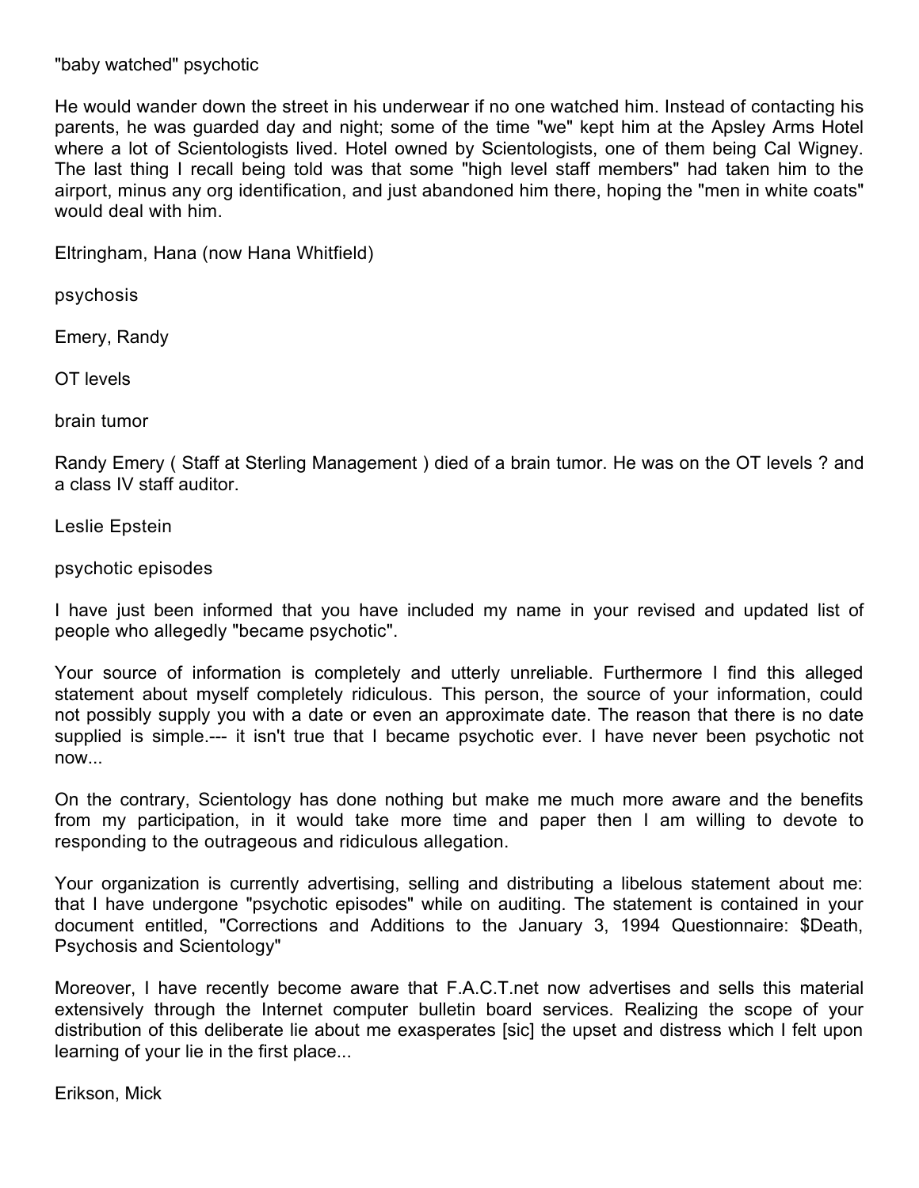"baby watched" psychotic

He would wander down the street in his underwear if no one watched him. Instead of contacting his parents, he was guarded day and night; some of the time "we" kept him at the Apsley Arms Hotel where a lot of Scientologists lived. Hotel owned by Scientologists, one of them being Cal Wigney. The last thing I recall being told was that some "high level staff members" had taken him to the airport, minus any org identification, and just abandoned him there, hoping the "men in white coats" would deal with him.

Eltringham, Hana (now Hana Whitfield)

psychosis

Emery, Randy

OT levels

brain tumor

Randy Emery ( Staff at Sterling Management ) died of a brain tumor. He was on the OT levels ? and a class IV staff auditor.

Leslie Epstein

psychotic episodes

I have just been informed that you have included my name in your revised and updated list of people who allegedly "became psychotic".

Your source of information is completely and utterly unreliable. Furthermore I find this alleged statement about myself completely ridiculous. This person, the source of your information, could not possibly supply you with a date or even an approximate date. The reason that there is no date supplied is simple.--- it isn't true that I became psychotic ever. I have never been psychotic not now...

On the contrary, Scientology has done nothing but make me much more aware and the benefits from my participation, in it would take more time and paper then I am willing to devote to responding to the outrageous and ridiculous allegation.

Your organization is currently advertising, selling and distributing a libelous statement about me: that I have undergone "psychotic episodes" while on auditing. The statement is contained in your document entitled, "Corrections and Additions to the January 3, 1994 Questionnaire: $Death, Psychosis and Scientology"

Moreover, I have recently become aware that F.A.C.T.net now advertises and sells this material extensively through the Internet computer bulletin board services. Realizing the scope of your distribution of this deliberate lie about me exasperates [sic] the upset and distress which I felt upon learning of your lie in the first place...

Erikson, Mick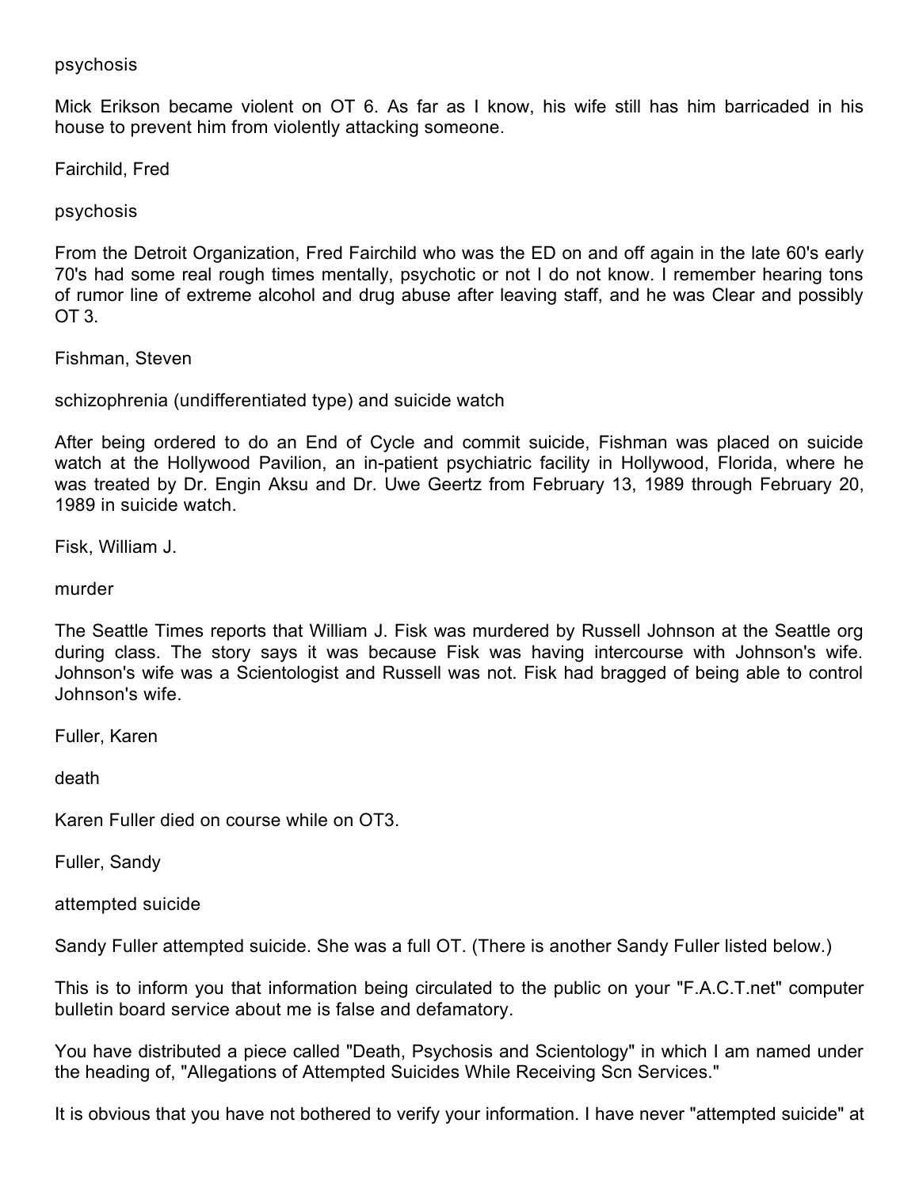psychosis

Mick Erikson became violent on OT 6. As far as I know, his wife still has him barricaded in his house to prevent him from violently attacking someone.

Fairchild, Fred

psychosis

From the Detroit Organization, Fred Fairchild who was the ED on and off again in the late 60's early 70's had some real rough times mentally, psychotic or not I do not know. I remember hearing tons of rumor line of extreme alcohol and drug abuse after leaving staff, and he was Clear and possibly OT 3.

Fishman, Steven

schizophrenia (undifferentiated type) and suicide watch

After being ordered to do an End of Cycle and commit suicide, Fishman was placed on suicide watch at the Hollywood Pavilion, an in-patient psychiatric facility in Hollywood, Florida, where he was treated by Dr. Engin Aksu and Dr. Uwe Geertz from February 13, 1989 through February 20, 1989 in suicide watch.

Fisk, William J.

murder

The Seattle Times reports that William J. Fisk was murdered by Russell Johnson at the Seattle org during class. The story says it was because Fisk was having intercourse with Johnson's wife. Johnson's wife was a Scientologist and Russell was not. Fisk had bragged of being able to control Johnson's wife.

Fuller, Karen

death

Karen Fuller died on course while on OT3.

Fuller, Sandy

attempted suicide

Sandy Fuller attempted suicide. She was a full OT. (There is another Sandy Fuller listed below.)

This is to inform you that information being circulated to the public on your "F.A.C.T.net" computer bulletin board service about me is false and defamatory.

You have distributed a piece called "Death, Psychosis and Scientology" in which I am named under the heading of, "Allegations of Attempted Suicides While Receiving Scn Services."

It is obvious that you have not bothered to verify your information. I have never "attempted suicide" at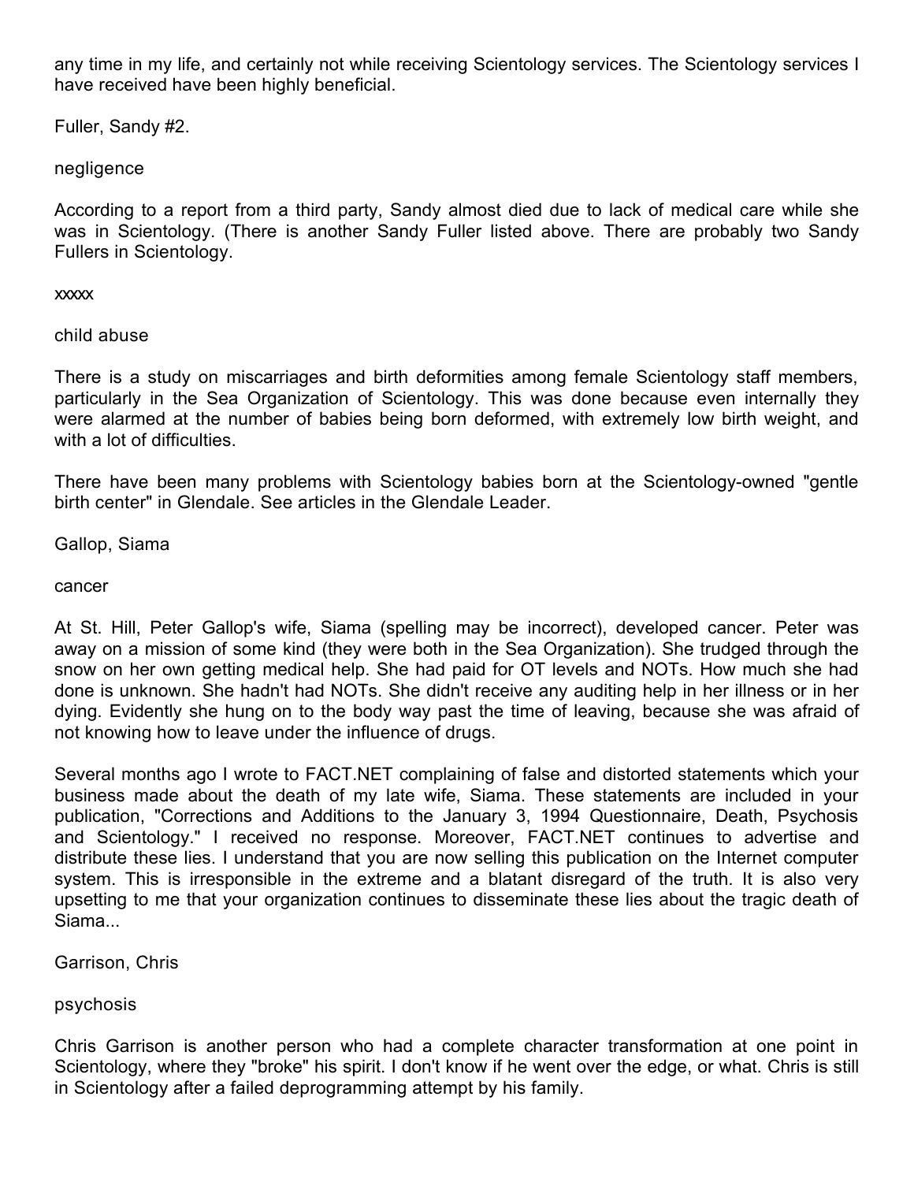any time in my life, and certainly not while receiving Scientology services. The Scientology services I have received have been highly beneficial.

Fuller, Sandy #2.

negligence

According to a report from a third party, Sandy almost died due to lack of medical care while she was in Scientology. (There is another Sandy Fuller listed above. There are probably two Sandy Fullers in Scientology.

xxxxx

child abuse

There is a study on miscarriages and birth deformities among female Scientology staff members, particularly in the Sea Organization of Scientology. This was done because even internally they were alarmed at the number of babies being born deformed, with extremely low birth weight, and with a lot of difficulties.

There have been many problems with Scientology babies born at the Scientology-owned "gentle birth center" in Glendale. See articles in the Glendale Leader.

Gallop, Siama

cancer

At St. Hill, Peter Gallop's wife, Siama (spelling may be incorrect), developed cancer. Peter was away on a mission of some kind (they were both in the Sea Organization). She trudged through the snow on her own getting medical help. She had paid for OT levels and NOTs. How much she had done is unknown. She hadn't had NOTs. She didn't receive any auditing help in her illness or in her dying. Evidently she hung on to the body way past the time of leaving, because she was afraid of not knowing how to leave under the influence of drugs.

Several months ago I wrote to FACT.NET complaining of false and distorted statements which your business made about the death of my late wife, Siama. These statements are included in your publication, "Corrections and Additions to the January 3, 1994 Questionnaire, Death, Psychosis and Scientology." I received no response. Moreover, FACT.NET continues to advertise and distribute these lies. I understand that you are now selling this publication on the Internet computer system. This is irresponsible in the extreme and a blatant disregard of the truth. It is also very upsetting to me that your organization continues to disseminate these lies about the tragic death of Siama...

Garrison, Chris

psychosis

Chris Garrison is another person who had a complete character transformation at one point in Scientology, where they "broke" his spirit. I don't know if he went over the edge, or what. Chris is still in Scientology after a failed deprogramming attempt by his family.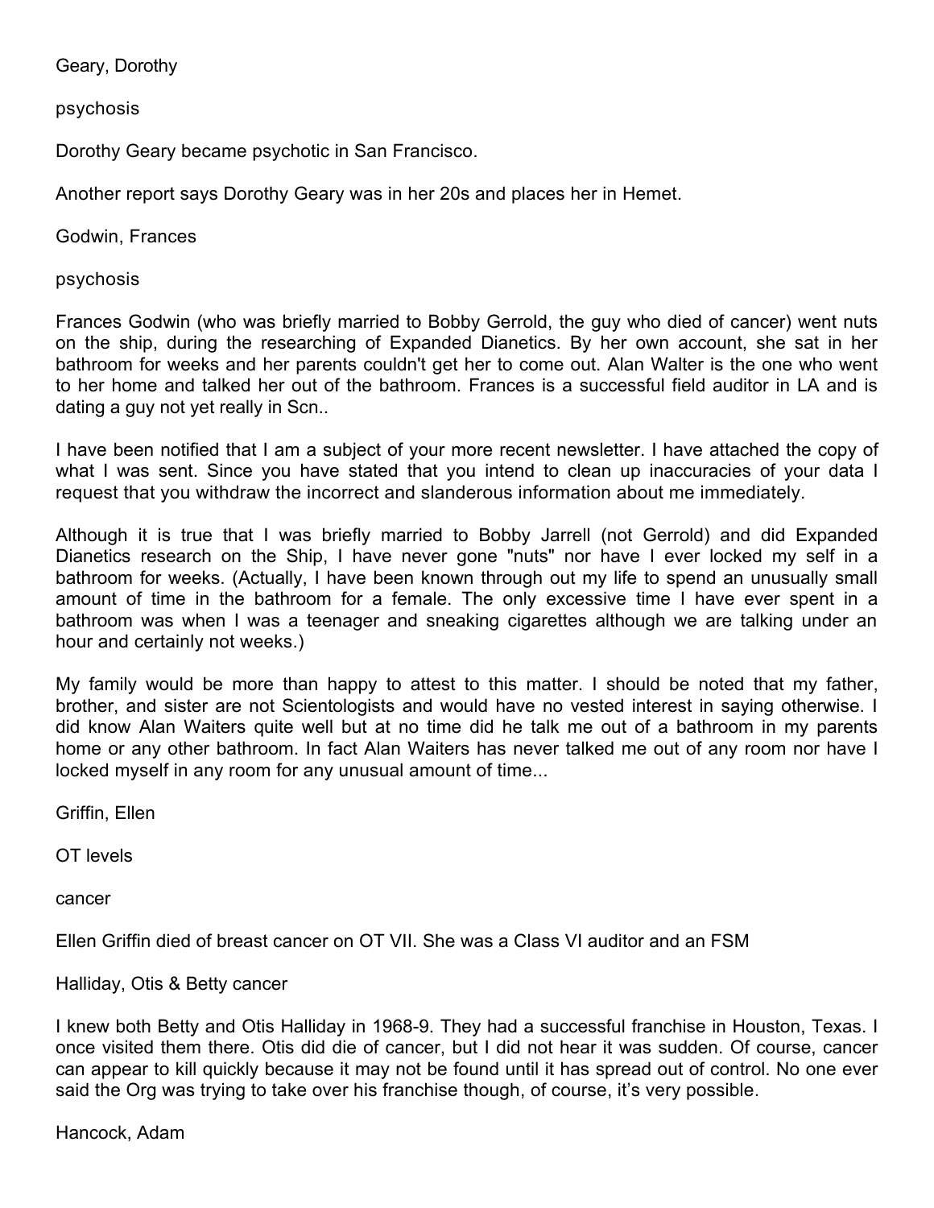Geary, Dorothy

psychosis

Dorothy Geary became psychotic in San Francisco.

Another report says Dorothy Geary was in her 20s and places her in Hemet.

Godwin, Frances

psychosis

Frances Godwin (who was briefly married to Bobby Gerrold, the guy who died of cancer) went nuts on the ship, during the researching of Expanded Dianetics. By her own account, she sat in her bathroom for weeks and her parents couldn't get her to come out. Alan Walter is the one who went to her home and talked her out of the bathroom. Frances is a successful field auditor in LA and is dating a guy not yet really in Scn..

I have been notified that I am a subject of your more recent newsletter. I have attached the copy of what I was sent. Since you have stated that you intend to clean up inaccuracies of your data I request that you withdraw the incorrect and slanderous information about me immediately.

Although it is true that I was briefly married to Bobby Jarrell (not Gerrold) and did Expanded Dianetics research on the Ship, I have never gone "nuts" nor have I ever locked my self in a bathroom for weeks. (Actually, I have been known through out my life to spend an unusually small amount of time in the bathroom for a female. The only excessive time I have ever spent in a bathroom was when I was a teenager and sneaking cigarettes although we are talking under an hour and certainly not weeks.)

My family would be more than happy to attest to this matter. I should be noted that my father, brother, and sister are not Scientologists and would have no vested interest in saying otherwise. I did know Alan Waiters quite well but at no time did he talk me out of a bathroom in my parents home or any other bathroom. In fact Alan Waiters has never talked me out of any room nor have I locked myself in any room for any unusual amount of time...

Griffin, Ellen

OT levels

cancer

Ellen Griffin died of breast cancer on OT VII. She was a Class VI auditor and an FSM

Halliday, Otis & Betty cancer

I knew both Betty and Otis Halliday in 1968-9. They had a successful franchise in Houston, Texas. I once visited them there. Otis did die of cancer, but I did not hear it was sudden. Of course, cancer can appear to kill quickly because it may not be found until it has spread out of control. No one ever said the Org was trying to take over his franchise though, of course, it's very possible.

Hancock, Adam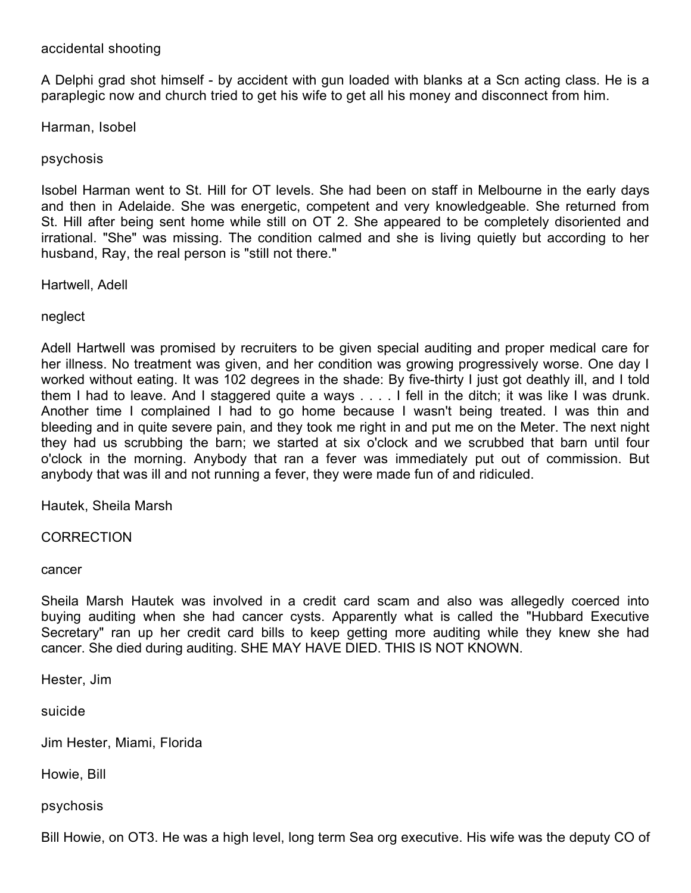accidental shooting

A Delphi grad shot himself - by accident with gun loaded with blanks at a Scn acting class. He is a paraplegic now and church tried to get his wife to get all his money and disconnect from him.

Harman, Isobel

psychosis

Isobel Harman went to St. Hill for OT levels. She had been on staff in Melbourne in the early days and then in Adelaide. She was energetic, competent and very knowledgeable. She returned from St. Hill after being sent home while still on OT 2. She appeared to be completely disoriented and irrational. "She" was missing. The condition calmed and she is living quietly but according to her husband, Ray, the real person is "still not there."

Hartwell, Adell

neglect

Adell Hartwell was promised by recruiters to be given special auditing and proper medical care for her illness. No treatment was given, and her condition was growing progressively worse. One day I worked without eating. It was 102 degrees in the shade: By five-thirty I just got deathly ill, and I told them I had to leave. And I staggered quite a ways . . . . I fell in the ditch; it was like I was drunk. Another time I complained I had to go home because I wasn't being treated. I was thin and bleeding and in quite severe pain, and they took me right in and put me on the Meter. The next night they had us scrubbing the barn; we started at six o'clock and we scrubbed that barn until four o'clock in the morning. Anybody that ran a fever was immediately put out of commission. But anybody that was ill and not running a fever, they were made fun of and ridiculed.

Hautek, Sheila Marsh

CORRECTION

cancer

Sheila Marsh Hautek was involved in a credit card scam and also was allegedly coerced into buying auditing when she had cancer cysts. Apparently what is called the "Hubbard Executive Secretary" ran up her credit card bills to keep getting more auditing while they knew she had cancer. She died during auditing. SHE MAY HAVE DIED. THIS IS NOT KNOWN.

Hester, Jim

suicide

Jim Hester, Miami, Florida

Howie, Bill

psychosis

Bill Howie, on OT3. He was a high level, long term Sea org executive. His wife was the deputy CO of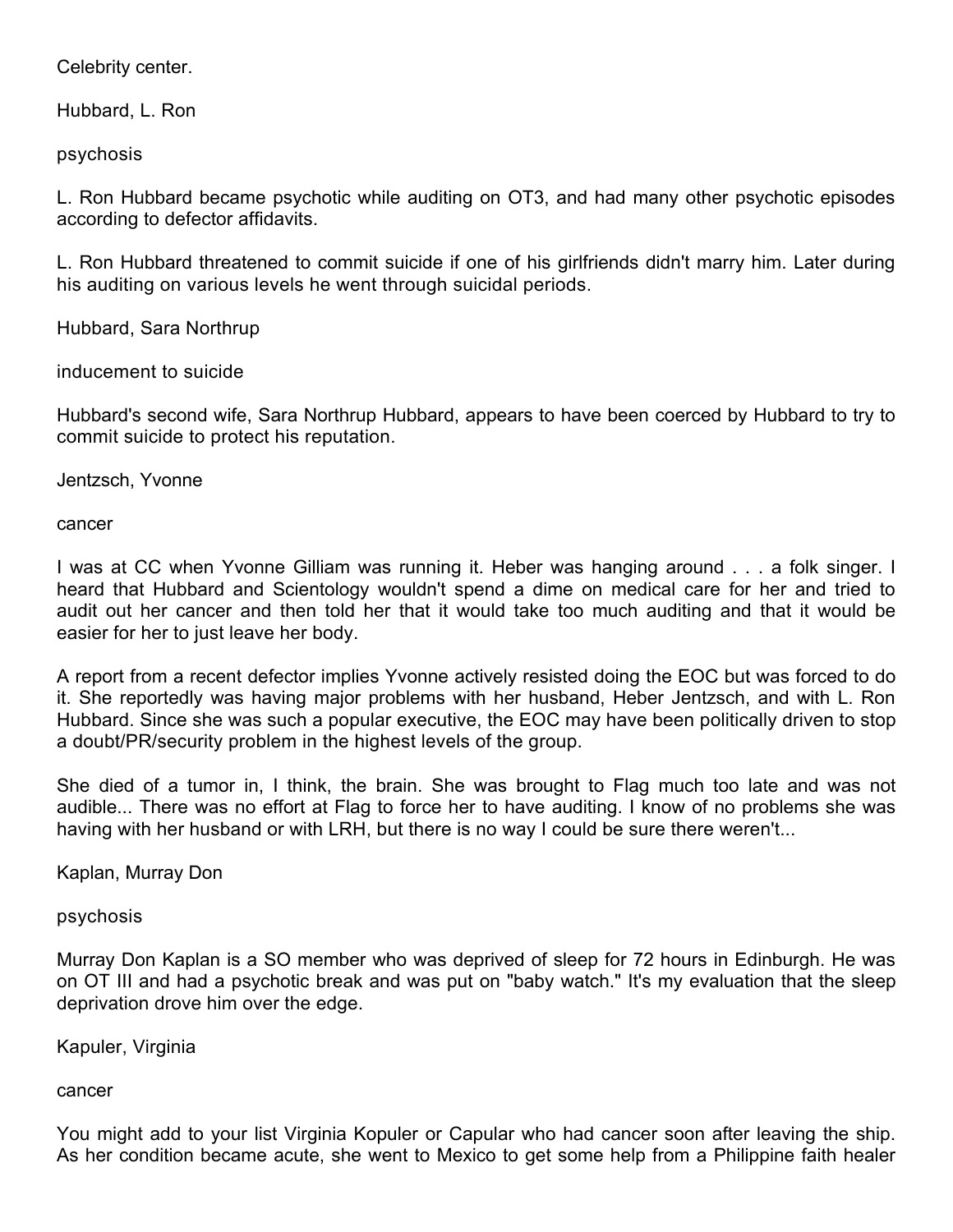Celebrity center.

Hubbard, L. Ron

psychosis

L. Ron Hubbard became psychotic while auditing on OT3, and had many other psychotic episodes according to defector affidavits.

L. Ron Hubbard threatened to commit suicide if one of his girlfriends didn't marry him. Later during his auditing on various levels he went through suicidal periods.

Hubbard, Sara Northrup

inducement to suicide

Hubbard's second wife, Sara Northrup Hubbard, appears to have been coerced by Hubbard to try to commit suicide to protect his reputation.

Jentzsch, Yvonne

cancer

I was at CC when Yvonne Gilliam was running it. Heber was hanging around . . . a folk singer. I heard that Hubbard and Scientology wouldn't spend a dime on medical care for her and tried to audit out her cancer and then told her that it would take too much auditing and that it would be easier for her to just leave her body.

A report from a recent defector implies Yvonne actively resisted doing the EOC but was forced to do it. She reportedly was having major problems with her husband, Heber Jentzsch, and with L. Ron Hubbard. Since she was such a popular executive, the EOC may have been politically driven to stop a doubt/PR/security problem in the highest levels of the group.

She died of a tumor in, I think, the brain. She was brought to Flag much too late and was not audible... There was no effort at Flag to force her to have auditing. I know of no problems she was having with her husband or with LRH, but there is no way I could be sure there weren't...

Kaplan, Murray Don

psychosis

Murray Don Kaplan is a SO member who was deprived of sleep for 72 hours in Edinburgh. He was on OT III and had a psychotic break and was put on "baby watch." It's my evaluation that the sleep deprivation drove him over the edge.

Kapuler, Virginia

cancer

You might add to your list Virginia Kopuler or Capular who had cancer soon after leaving the ship. As her condition became acute, she went to Mexico to get some help from a Philippine faith healer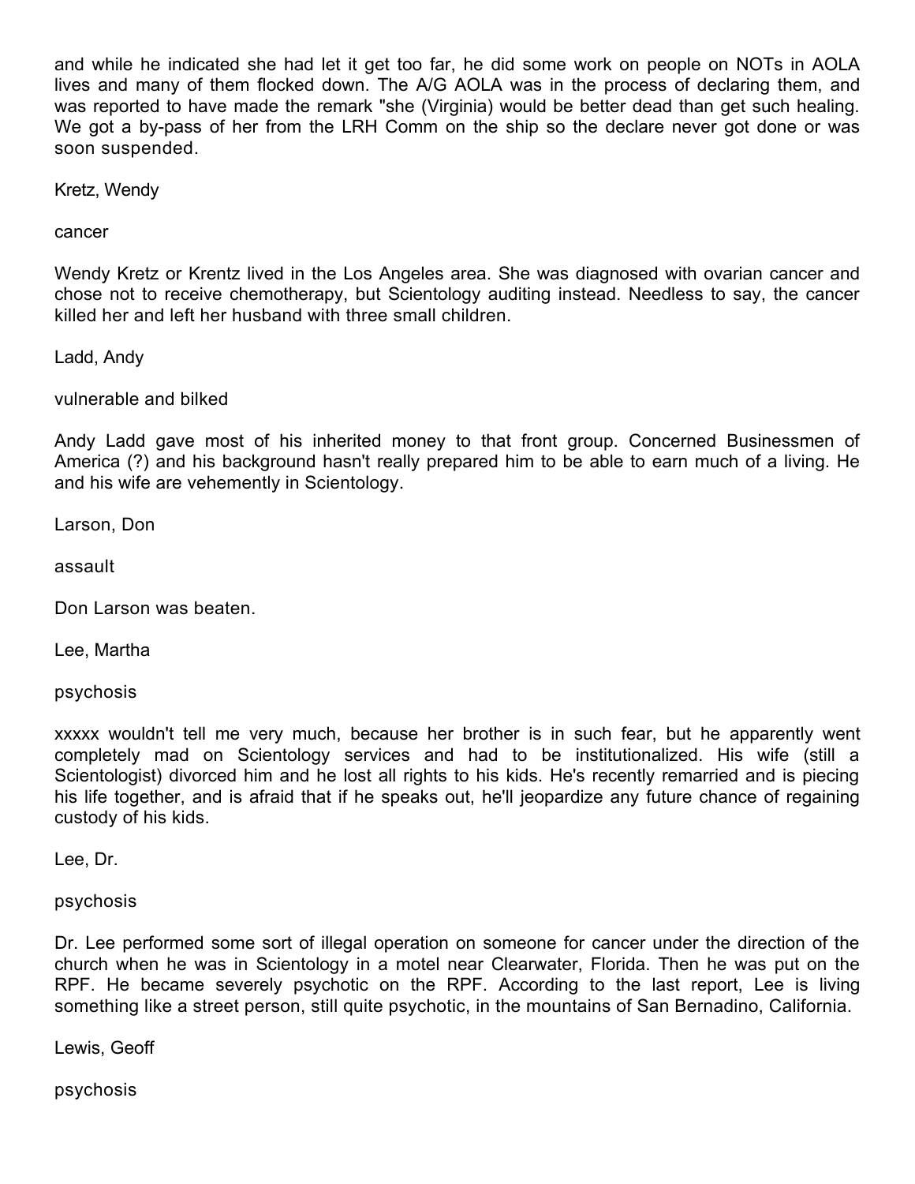and while he indicated she had let it get too far, he did some work on people on NOTs in AOLA lives and many of them flocked down. The A/G AOLA was in the process of declaring them, and was reported to have made the remark "she (Virginia) would be better dead than get such healing. We got a by-pass of her from the LRH Comm on the ship so the declare never got done or was soon suspended.

Kretz, Wendy

cancer

Wendy Kretz or Krentz lived in the Los Angeles area. She was diagnosed with ovarian cancer and chose not to receive chemotherapy, but Scientology auditing instead. Needless to say, the cancer killed her and left her husband with three small children.

Ladd, Andy

vulnerable and bilked

Andy Ladd gave most of his inherited money to that front group. Concerned Businessmen of America (?) and his background hasn't really prepared him to be able to earn much of a living. He and his wife are vehemently in Scientology.

Larson, Don

assault

Don Larson was beaten.

Lee, Martha

psychosis

xxxxx wouldn't tell me very much, because her brother is in such fear, but he apparently went completely mad on Scientology services and had to be institutionalized. His wife (still a Scientologist) divorced him and he lost all rights to his kids. He's recently remarried and is piecing his life together, and is afraid that if he speaks out, he'll jeopardize any future chance of regaining custody of his kids.

Lee, Dr.

psychosis

Dr. Lee performed some sort of illegal operation on someone for cancer under the direction of the church when he was in Scientology in a motel near Clearwater, Florida. Then he was put on the RPF. He became severely psychotic on the RPF. According to the last report, Lee is living something like a street person, still quite psychotic, in the mountains of San Bernadino, California.

Lewis, Geoff

psychosis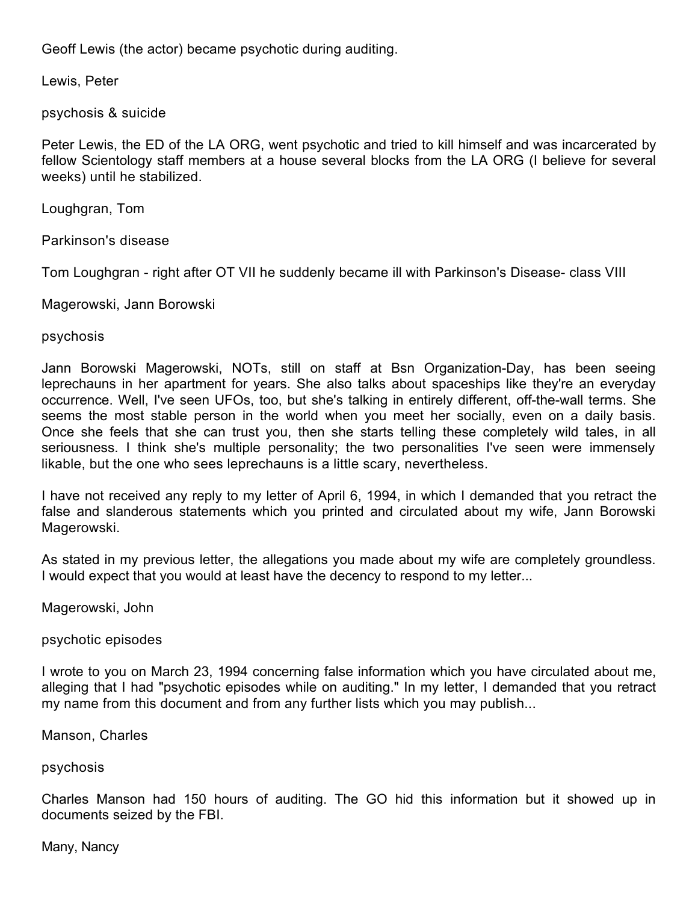Geoff Lewis (the actor) became psychotic during auditing.

Lewis, Peter

psychosis & suicide

Peter Lewis, the ED of the LA ORG, went psychotic and tried to kill himself and was incarcerated by fellow Scientology staff members at a house several blocks from the LA ORG (I believe for several weeks) until he stabilized.

Loughgran, Tom

Parkinson's disease

Tom Loughgran - right after OT VII he suddenly became ill with Parkinson's Disease- class VIII

Magerowski, Jann Borowski

psychosis

Jann Borowski Magerowski, NOTs, still on staff at Bsn Organization-Day, has been seeing leprechauns in her apartment for years. She also talks about spaceships like they're an everyday occurrence. Well, I've seen UFOs, too, but she's talking in entirely different, off-the-wall terms. She seems the most stable person in the world when you meet her socially, even on a daily basis. Once she feels that she can trust you, then she starts telling these completely wild tales, in all seriousness. I think she's multiple personality; the two personalities I've seen were immensely likable, but the one who sees leprechauns is a little scary, nevertheless.

I have not received any reply to my letter of April 6, 1994, in which I demanded that you retract the false and slanderous statements which you printed and circulated about my wife, Jann Borowski Magerowski.

As stated in my previous letter, the allegations you made about my wife are completely groundless. I would expect that you would at least have the decency to respond to my letter...

Magerowski, John

psychotic episodes

I wrote to you on March 23, 1994 concerning false information which you have circulated about me, alleging that I had "psychotic episodes while on auditing." In my letter, I demanded that you retract my name from this document and from any further lists which you may publish...

Manson, Charles

psychosis

Charles Manson had 150 hours of auditing. The GO hid this information but it showed up in documents seized by the FBI.

Many, Nancy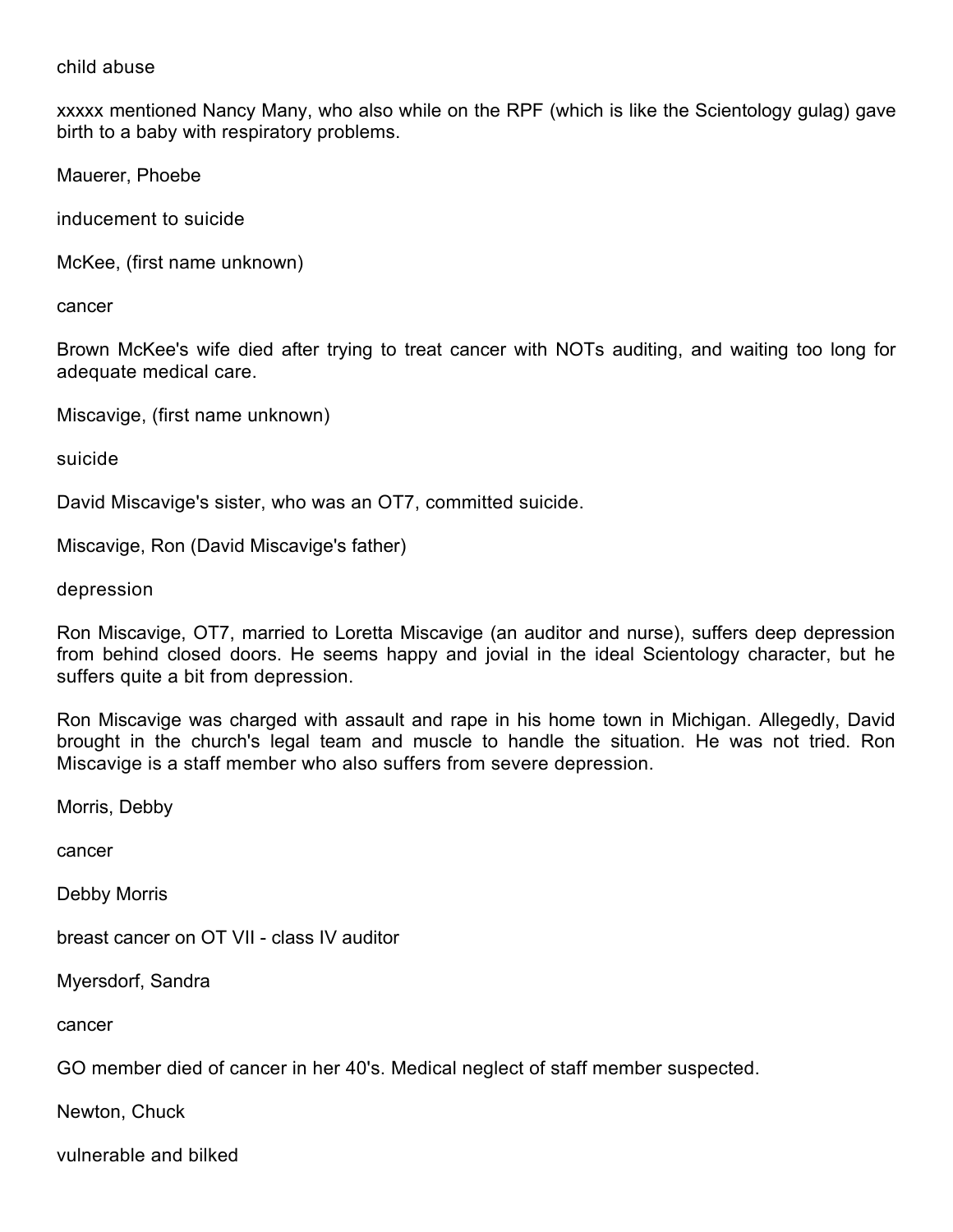child abuse

xxxxx mentioned Nancy Many, who also while on the RPF (which is like the Scientology gulag) gave birth to a baby with respiratory problems.

Mauerer, Phoebe

inducement to suicide

McKee, (first name unknown)

cancer

Brown McKee's wife died after trying to treat cancer with NOTs auditing, and waiting too long for adequate medical care.

Miscavige, (first name unknown)

suicide

David Miscavige's sister, who was an OT7, committed suicide.

Miscavige, Ron (David Miscavige's father)

depression

Ron Miscavige, OT7, married to Loretta Miscavige (an auditor and nurse), suffers deep depression from behind closed doors. He seems happy and jovial in the ideal Scientology character, but he suffers quite a bit from depression.

Ron Miscavige was charged with assault and rape in his home town in Michigan. Allegedly, David brought in the church's legal team and muscle to handle the situation. He was not tried. Ron Miscavige is a staff member who also suffers from severe depression.

Morris, Debby

cancer

Debby Morris

breast cancer on OT VII - class IV auditor

Myersdorf, Sandra

cancer

GO member died of cancer in her 40's. Medical neglect of staff member suspected.

Newton, Chuck

vulnerable and bilked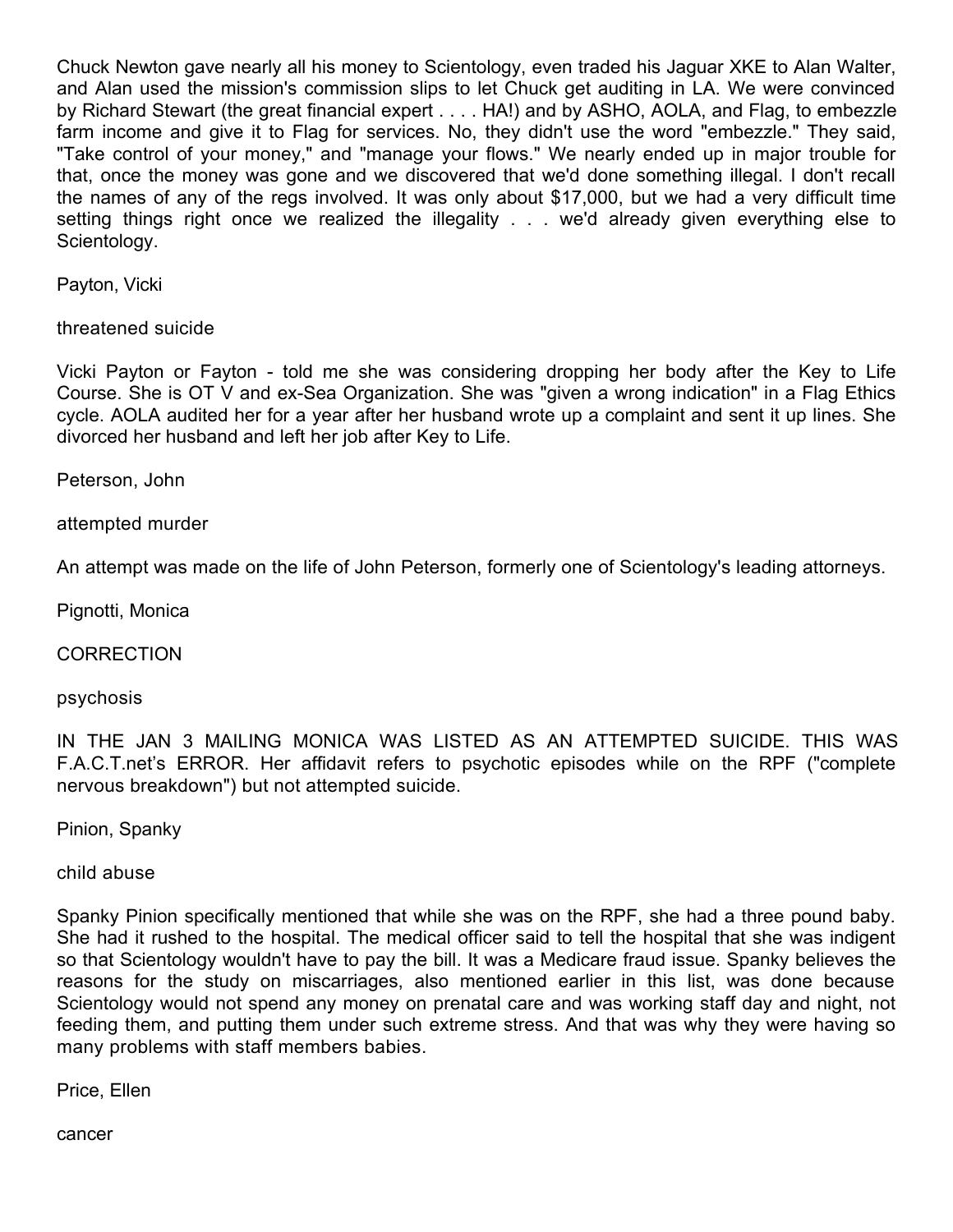Chuck Newton gave nearly all his money to Scientology, even traded his Jaguar XKE to Alan Walter, and Alan used the mission's commission slips to let Chuck get auditing in LA. We were convinced by Richard Stewart (the great financial expert . . . . HA!) and by ASHO, AOLA, and Flag, to embezzle farm income and give it to Flag for services. No, they didn't use the word "embezzle." They said, "Take control of your money," and "manage your flows." We nearly ended up in major trouble for that, once the money was gone and we discovered that we'd done something illegal. I don't recall the names of any of the regs involved. It was only about $17,000, but we had a very difficult time setting things right once we realized the illegality . . . we'd already given everything else to Scientology.

Payton, Vicki

threatened suicide

Vicki Payton or Fayton - told me she was considering dropping her body after the Key to Life Course. She is OT V and ex-Sea Organization. She was "given a wrong indication" in a Flag Ethics cycle. AOLA audited her for a year after her husband wrote up a complaint and sent it up lines. She divorced her husband and left her job after Key to Life.

Peterson, John

attempted murder

An attempt was made on the life of John Peterson, formerly one of Scientology's leading attorneys.

Pignotti, Monica

CORRECTION

psychosis

IN THE JAN 3 MAILING MONICA WAS LISTED AS AN ATTEMPTED SUICIDE. THIS WAS F.A.C.T.net's ERROR. Her affidavit refers to psychotic episodes while on the RPF ("complete nervous breakdown") but not attempted suicide.

Pinion, Spanky

child abuse

Spanky Pinion specifically mentioned that while she was on the RPF, she had a three pound baby. She had it rushed to the hospital. The medical officer said to tell the hospital that she was indigent so that Scientology wouldn't have to pay the bill. It was a Medicare fraud issue. Spanky believes the reasons for the study on miscarriages, also mentioned earlier in this list, was done because Scientology would not spend any money on prenatal care and was working staff day and night, not feeding them, and putting them under such extreme stress. And that was why they were having so many problems with staff members babies.

Price, Ellen

cancer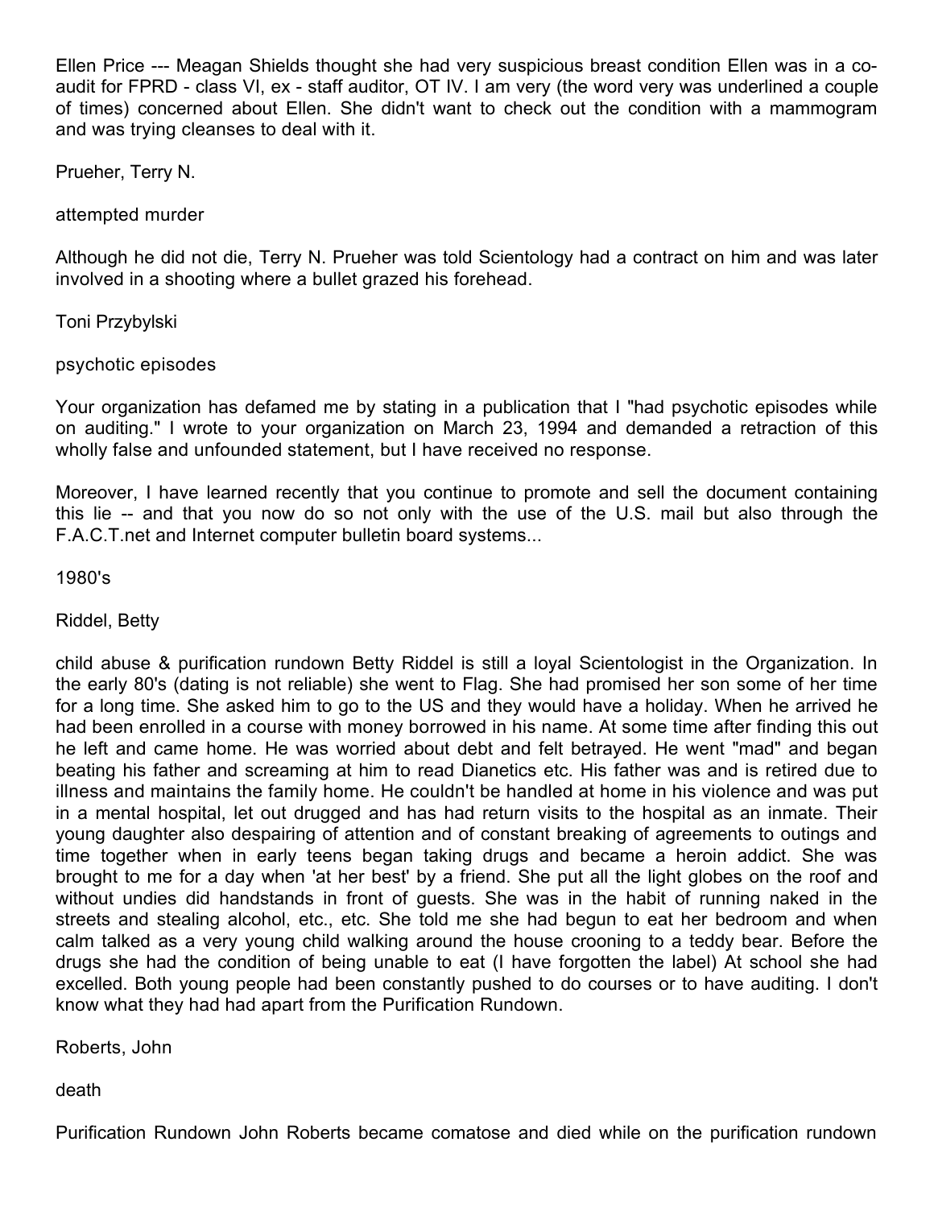Ellen Price --- Meagan Shields thought she had very suspicious breast condition Ellen was in a co-audit for FPRD - class VI, ex - staff auditor, OT IV. I am very (the word very was underlined a couple of times) concerned about Ellen. She didn't want to check out the condition with a mammogram and was trying cleanses to deal with it.

Prueher, Terry N.

attempted murder

Although he did not die, Terry N. Prueher was told Scientology had a contract on him and was later involved in a shooting where a bullet grazed his forehead.

Toni Przybylski

psychotic episodes

Your organization has defamed me by stating in a publication that I "had psychotic episodes while on auditing." I wrote to your organization on March 23, 1994 and demanded a retraction of this wholly false and unfounded statement, but I have received no response.

Moreover, I have learned recently that you continue to promote and sell the document containing this lie -- and that you now do so not only with the use of the U.S. mail but also through the F.A.C.T.net and Internet computer bulletin board systems...

1980's

Riddel, Betty

child abuse & purification rundown Betty Riddel is still a loyal Scientologist in the Organization. In the early 80's (dating is not reliable) she went to Flag. She had promised her son some of her time for a long time. She asked him to go to the US and they would have a holiday. When he arrived he had been enrolled in a course with money borrowed in his name. At some time after finding this out he left and came home. He was worried about debt and felt betrayed. He went "mad" and began beating his father and screaming at him to read Dianetics etc. His father was and is retired due to illness and maintains the family home. He couldn't be handled at home in his violence and was put in a mental hospital, let out drugged and has had return visits to the hospital as an inmate. Their young daughter also despairing of attention and of constant breaking of agreements to outings and time together when in early teens began taking drugs and became a heroin addict. She was brought to me for a day when 'at her best' by a friend. She put all the light globes on the roof and without undies did handstands in front of guests. She was in the habit of running naked in the streets and stealing alcohol, etc., etc. She told me she had begun to eat her bedroom and when calm talked as a very young child walking around the house crooning to a teddy bear. Before the drugs she had the condition of being unable to eat (I have forgotten the label) At school she had excelled. Both young people had been constantly pushed to do courses or to have auditing. I don't know what they had had apart from the Purification Rundown.

Roberts, John

death

Purification Rundown John Roberts became comatose and died while on the purification rundown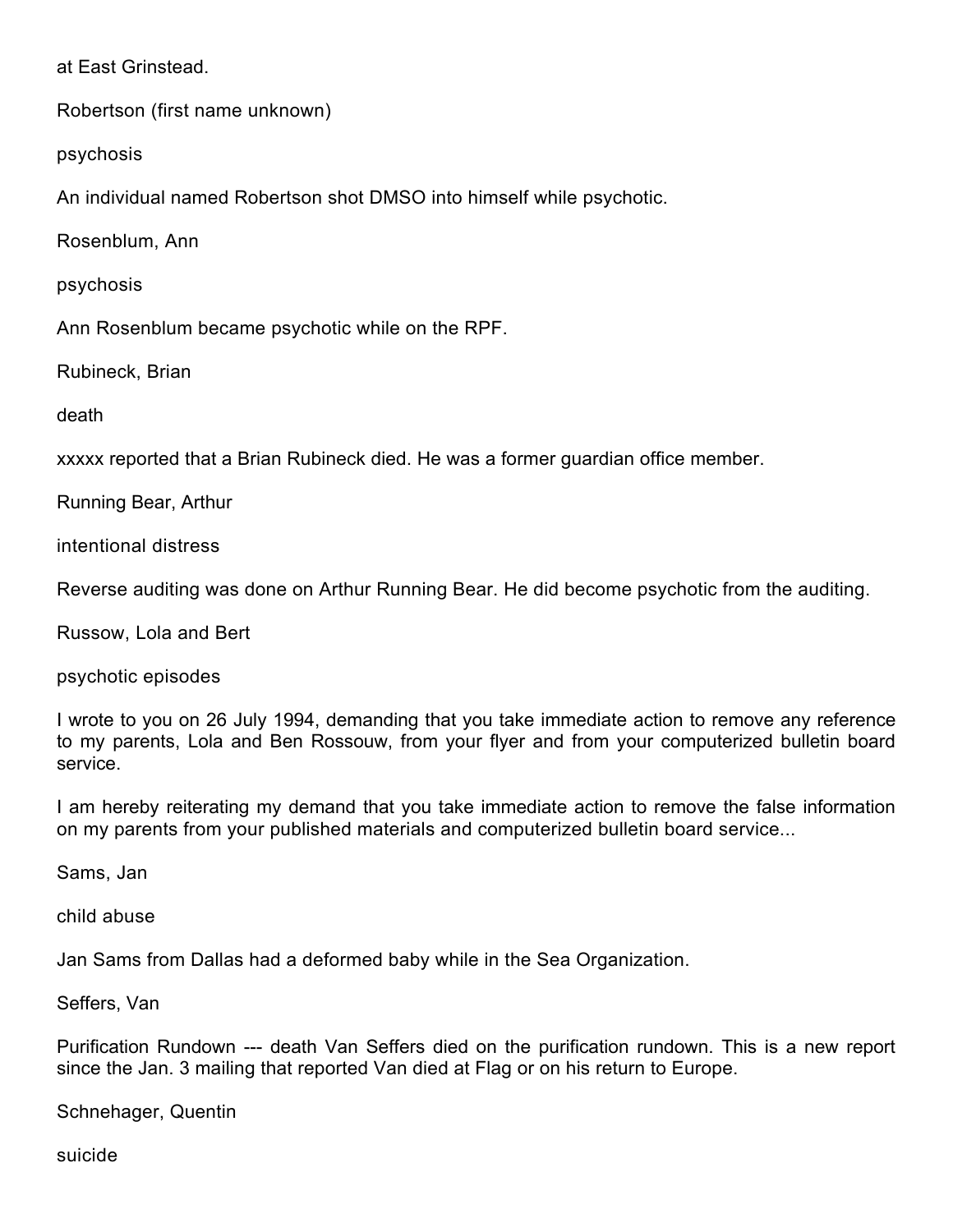at East Grinstead.

Robertson (first name unknown)

psychosis

An individual named Robertson shot DMSO into himself while psychotic.

Rosenblum, Ann

psychosis

Ann Rosenblum became psychotic while on the RPF.

Rubineck, Brian

death

xxxxx reported that a Brian Rubineck died. He was a former guardian office member.

Running Bear, Arthur

intentional distress

Reverse auditing was done on Arthur Running Bear. He did become psychotic from the auditing.

Russow, Lola and Bert

psychotic episodes

I wrote to you on 26 July 1994, demanding that you take immediate action to remove any reference to my parents, Lola and Ben Rossouw, from your flyer and from your computerized bulletin board service.

I am hereby reiterating my demand that you take immediate action to remove the false information on my parents from your published materials and computerized bulletin board service...

Sams, Jan

child abuse

Jan Sams from Dallas had a deformed baby while in the Sea Organization.

Seffers, Van

Purification Rundown --- death Van Seffers died on the purification rundown. This is a new report since the Jan. 3 mailing that reported Van died at Flag or on his return to Europe.

Schnehager, Quentin

suicide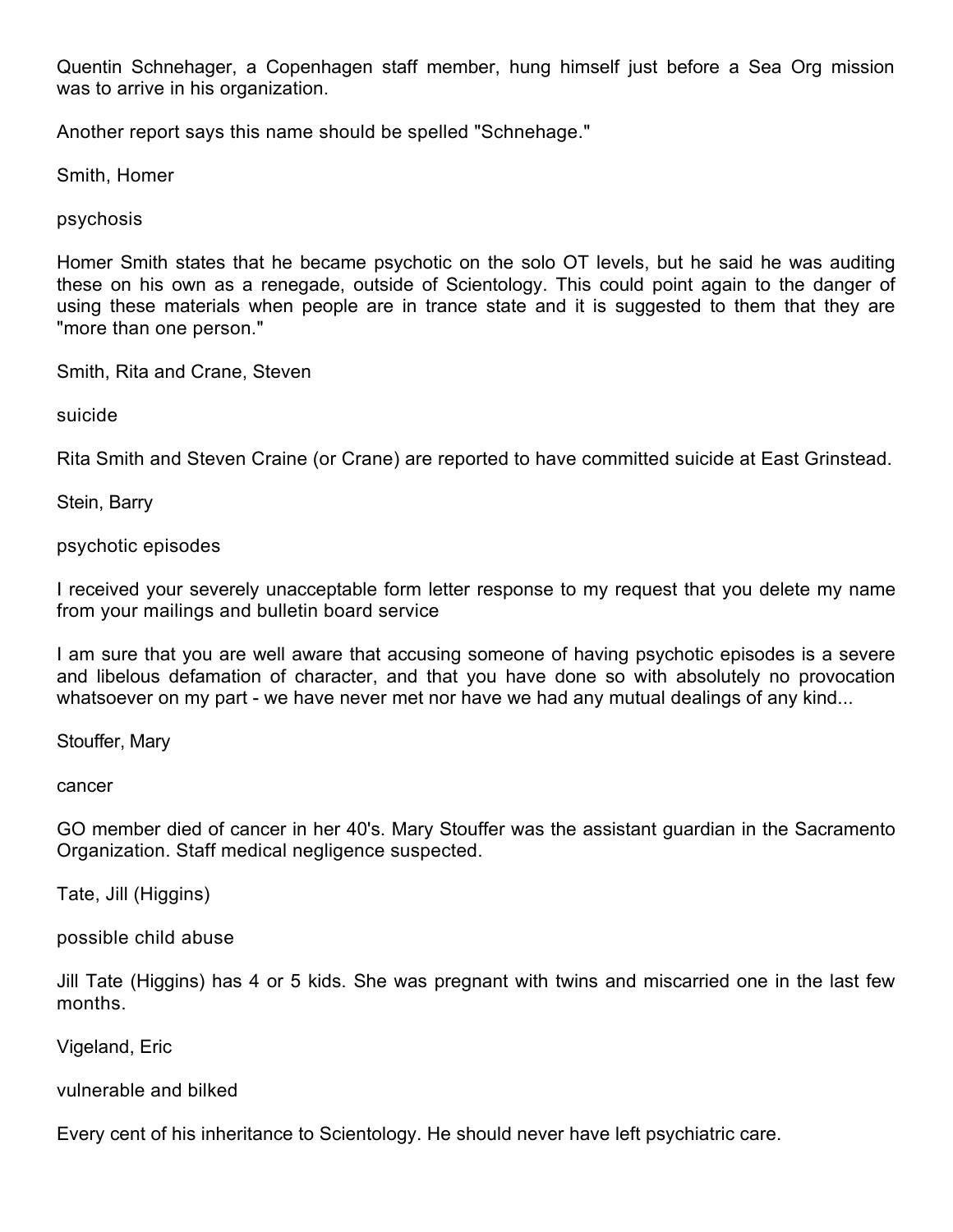Quentin Schnehager, a Copenhagen staff member, hung himself just before a Sea Org mission was to arrive in his organization.

Another report says this name should be spelled "Schnehage."

Smith, Homer

psychosis

Homer Smith states that he became psychotic on the solo OT levels, but he said he was auditing these on his own as a renegade, outside of Scientology. This could point again to the danger of using these materials when people are in trance state and it is suggested to them that they are "more than one person."

Smith, Rita and Crane, Steven

suicide

Rita Smith and Steven Craine (or Crane) are reported to have committed suicide at East Grinstead.

Stein, Barry

psychotic episodes

I received your severely unacceptable form letter response to my request that you delete my name from your mailings and bulletin board service

I am sure that you are well aware that accusing someone of having psychotic episodes is a severe and libelous defamation of character, and that you have done so with absolutely no provocation whatsoever on my part - we have never met nor have we had any mutual dealings of any kind...

Stouffer, Mary

cancer

GO member died of cancer in her 40's. Mary Stouffer was the assistant guardian in the Sacramento Organization. Staff medical negligence suspected.

Tate, Jill (Higgins)

possible child abuse

Jill Tate (Higgins) has 4 or 5 kids. She was pregnant with twins and miscarried one in the last few months.

Vigeland, Eric

vulnerable and bilked

Every cent of his inheritance to Scientology. He should never have left psychiatric care.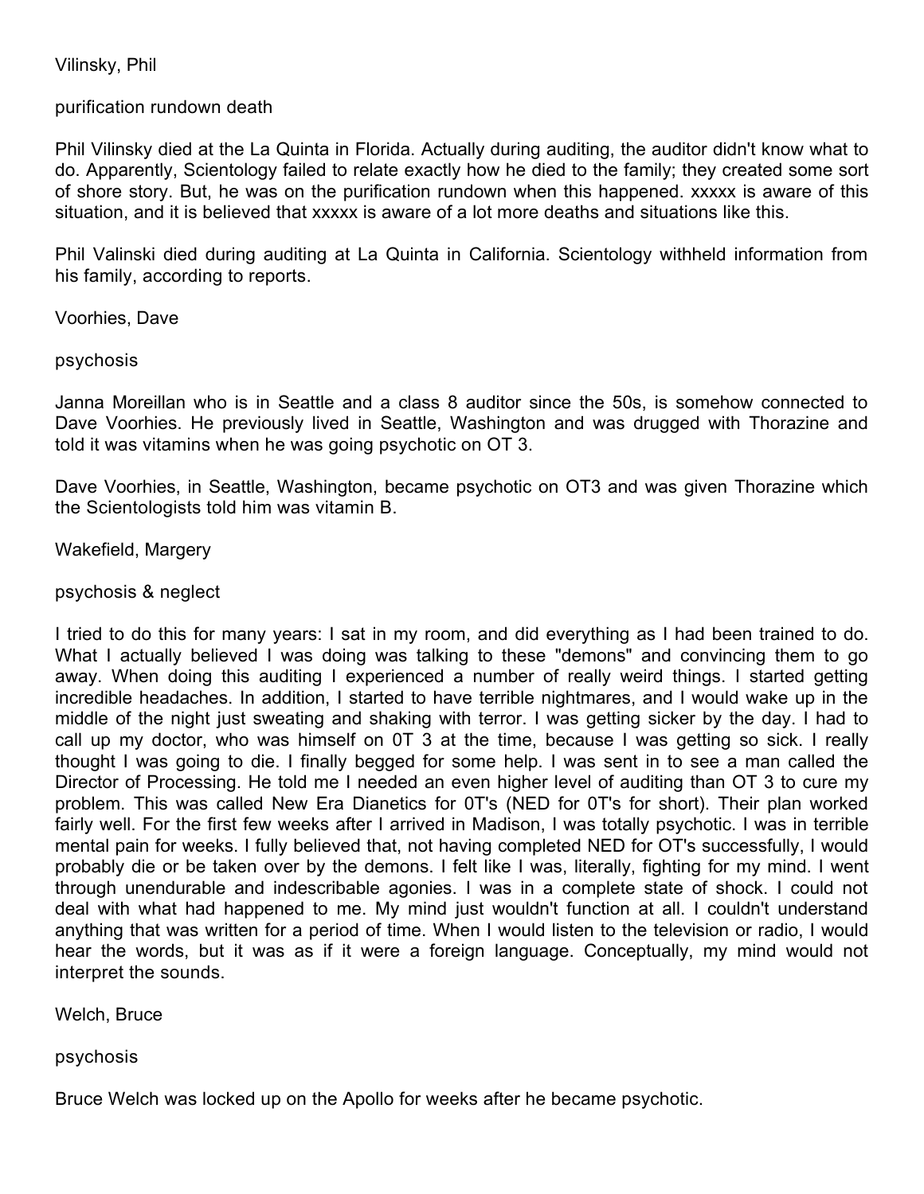Vilinsky, Phil

purification rundown death

Phil Vilinsky died at the La Quinta in Florida. Actually during auditing, the auditor didn't know what to do. Apparently, Scientology failed to relate exactly how he died to the family; they created some sort of shore story. But, he was on the purification rundown when this happened. xxxxx is aware of this situation, and it is believed that xxxxx is aware of a lot more deaths and situations like this.

Phil Valinski died during auditing at La Quinta in California. Scientology withheld information from his family, according to reports.

Voorhies, Dave

psychosis

Janna Moreillan who is in Seattle and a class 8 auditor since the 50s, is somehow connected to Dave Voorhies. He previously lived in Seattle, Washington and was drugged with Thorazine and told it was vitamins when he was going psychotic on OT 3.

Dave Voorhies, in Seattle, Washington, became psychotic on OT3 and was given Thorazine which the Scientologists told him was vitamin B.

Wakefield, Margery

psychosis & neglect

I tried to do this for many years: I sat in my room, and did everything as I had been trained to do. What I actually believed I was doing was talking to these "demons" and convincing them to go away. When doing this auditing I experienced a number of really weird things. I started getting incredible headaches. In addition, I started to have terrible nightmares, and I would wake up in the middle of the night just sweating and shaking with terror. I was getting sicker by the day. I had to call up my doctor, who was himself on 0T 3 at the time, because I was getting so sick. I really thought I was going to die. I finally begged for some help. I was sent in to see a man called the Director of Processing. He told me I needed an even higher level of auditing than OT 3 to cure my problem. This was called New Era Dianetics for 0T's (NED for 0T's for short). Their plan worked fairly well. For the first few weeks after I arrived in Madison, I was totally psychotic. I was in terrible mental pain for weeks. I fully believed that, not having completed NED for OT's successfully, I would probably die or be taken over by the demons. I felt like I was, literally, fighting for my mind. I went through unendurable and indescribable agonies. I was in a complete state of shock. I could not deal with what had happened to me. My mind just wouldn't function at all. I couldn't understand anything that was written for a period of time. When I would listen to the television or radio, I would hear the words, but it was as if it were a foreign language. Conceptually, my mind would not interpret the sounds.

Welch, Bruce

psychosis

Bruce Welch was locked up on the Apollo for weeks after he became psychotic.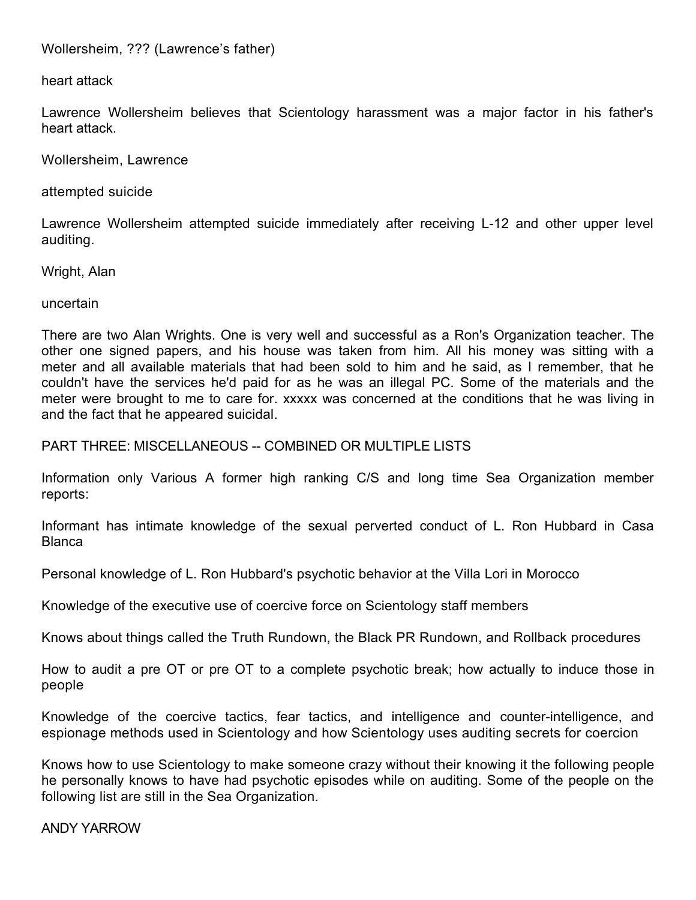Wollersheim, ??? (Lawrence's father)

heart attack

Lawrence Wollersheim believes that Scientology harassment was a major factor in his father's heart attack.

Wollersheim, Lawrence

attempted suicide

Lawrence Wollersheim attempted suicide immediately after receiving L-12 and other upper level auditing.

Wright, Alan

uncertain

There are two Alan Wrights. One is very well and successful as a Ron's Organization teacher. The other one signed papers, and his house was taken from him. All his money was sitting with a meter and all available materials that had been sold to him and he said, as I remember, that he couldn't have the services he'd paid for as he was an illegal PC. Some of the materials and the meter were brought to me to care for. xxxxx was concerned at the conditions that he was living in and the fact that he appeared suicidal.

PART THREE: MISCELLANEOUS -- COMBINED OR MULTIPLE LISTS

Information only Various A former high ranking C/S and long time Sea Organization member reports:

Informant has intimate knowledge of the sexual perverted conduct of L. Ron Hubbard in Casa Blanca

Personal knowledge of L. Ron Hubbard's psychotic behavior at the Villa Lori in Morocco

Knowledge of the executive use of coercive force on Scientology staff members

Knows about things called the Truth Rundown, the Black PR Rundown, and Rollback procedures

How to audit a pre OT or pre OT to a complete psychotic break; how actually to induce those in people

Knowledge of the coercive tactics, fear tactics, and intelligence and counter-intelligence, and espionage methods used in Scientology and how Scientology uses auditing secrets for coercion

Knows how to use Scientology to make someone crazy without their knowing it the following people he personally knows to have had psychotic episodes while on auditing. Some of the people on the following list are still in the Sea Organization.

ANDY YARROW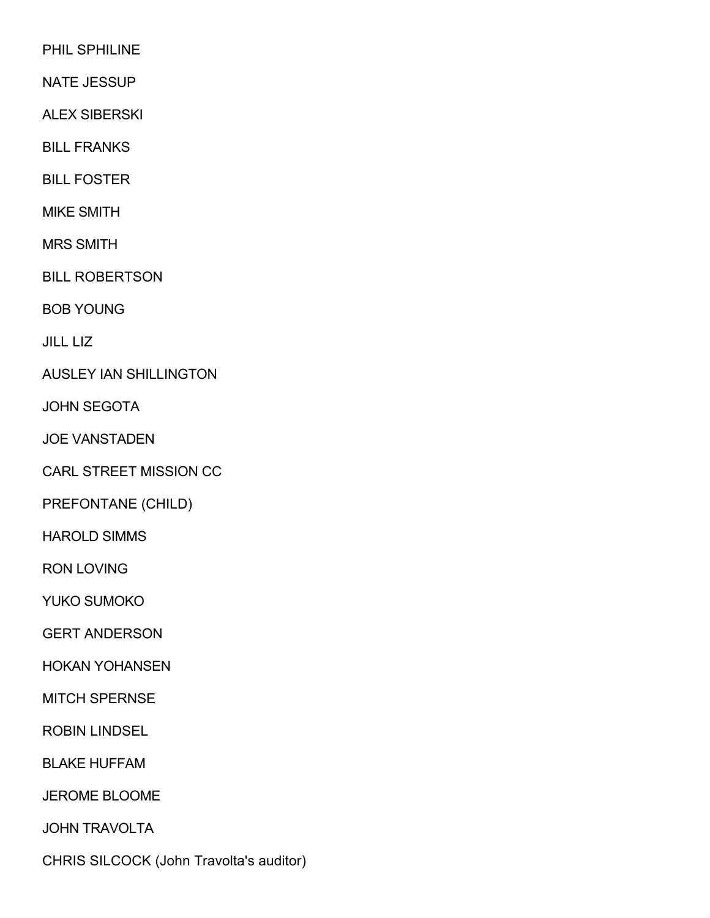PHIL SPHILINE

NATE JESSUP

ALEX SIBERSKI

BILL FRANKS

BILL FOSTER

MIKE SMITH

MRS SMITH

BILL ROBERTSON

BOB YOUNG

JILL LIZ

AUSLEY IAN SHILLINGTON

JOHN SEGOTA

JOE VANSTADEN

CARL STREET MISSION CC

PREFONTANE (CHILD)

HAROLD SIMMS

RON LOVING

YUKO SUMOKO

GERT ANDERSON

HOKAN YOHANSEN

MITCH SPERNSE

ROBIN LINDSEL

BLAKE HUFFAM

JEROME BLOOME

JOHN TRAVOLTA

CHRIS SILCOCK (John Travolta's auditor)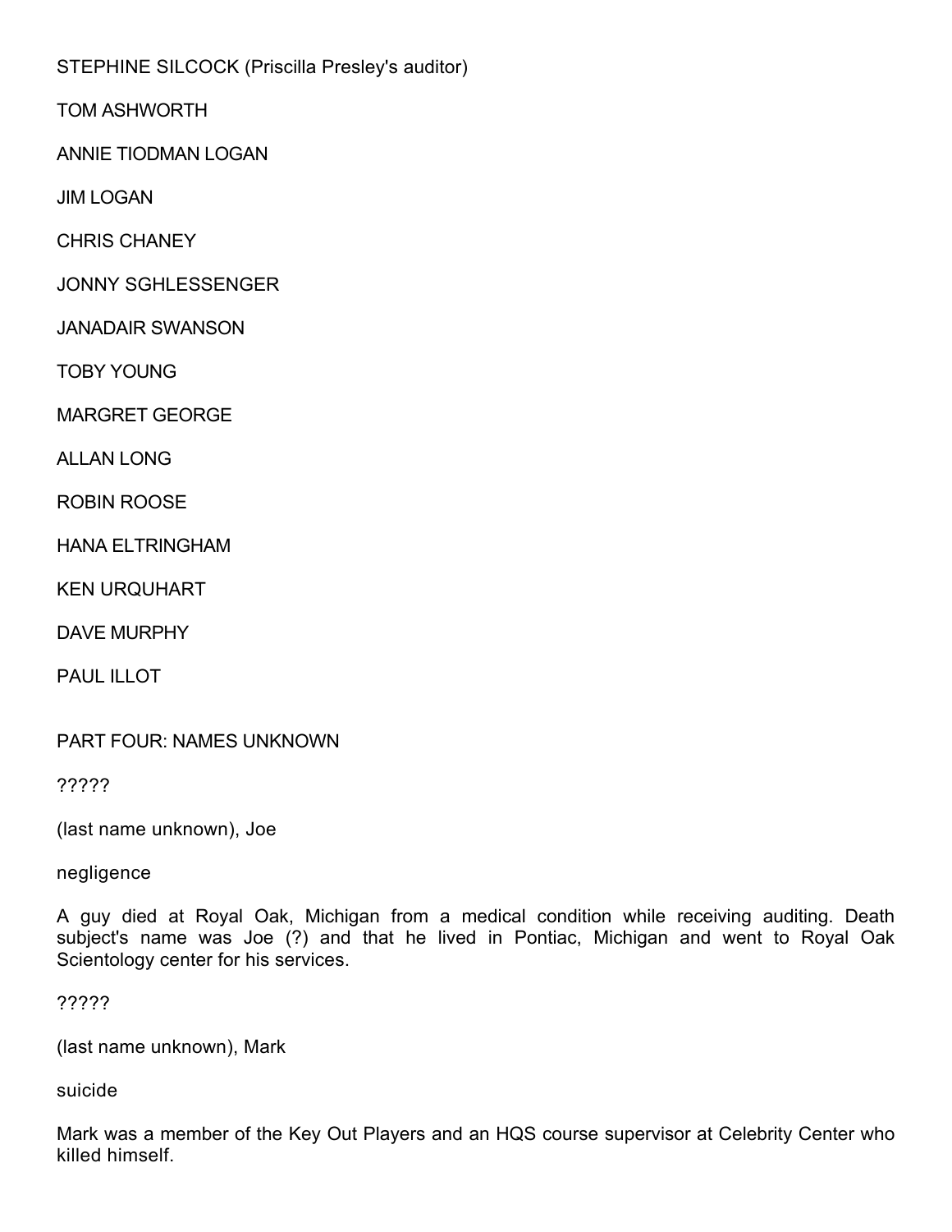STEPHINE SILCOCK (Priscilla Presley's auditor)

TOM ASHWORTH

ANNIE TIODMAN LOGAN

JIM LOGAN

CHRIS CHANEY

JONNY SGHLESSENGER

JANADAIR SWANSON

TOBY YOUNG

MARGRET GEORGE

ALLAN LONG

ROBIN ROOSE

HANA ELTRINGHAM

KEN URQUHART

DAVE MURPHY

PAUL ILLOT

## PART FOUR: NAMES UNKNOWN

?????

(last name unknown), Joe

negligence

A guy died at Royal Oak, Michigan from a medical condition while receiving auditing. Death subject's name was Joe (?) and that he lived in Pontiac, Michigan and went to Royal Oak Scientology center for his services.

?????

(last name unknown), Mark

suicide

Mark was a member of the Key Out Players and an HQS course supervisor at Celebrity Center who killed himself.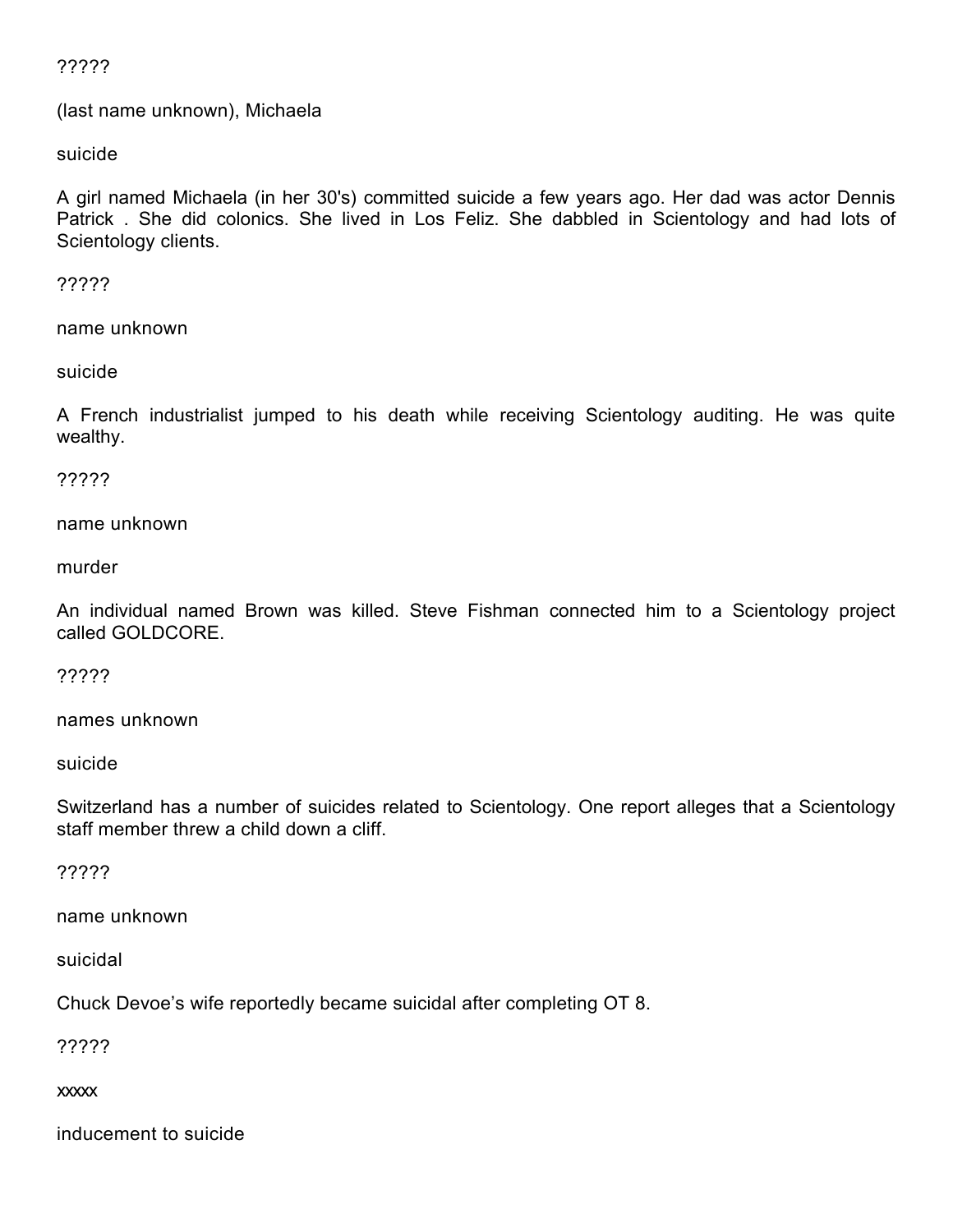?????

(last name unknown), Michaela

suicide

A girl named Michaela (in her 30's) committed suicide a few years ago. Her dad was actor Dennis Patrick . She did colonics. She lived in Los Feliz. She dabbled in Scientology and had lots of Scientology clients.

?????

name unknown

suicide

A French industrialist jumped to his death while receiving Scientology auditing. He was quite wealthy.

?????

name unknown

murder

An individual named Brown was killed. Steve Fishman connected him to a Scientology project called GOLDCORE.

?????

names unknown

suicide

Switzerland has a number of suicides related to Scientology. One report alleges that a Scientology staff member threw a child down a cliff.

?????

name unknown

suicidal

Chuck Devoe's wife reportedly became suicidal after completing OT 8.

?????

xxxxx

inducement to suicide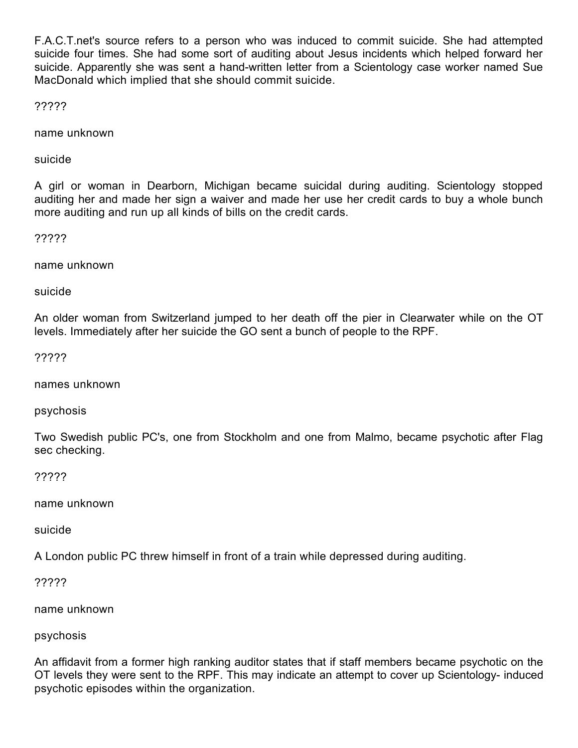F.A.C.T.net's source refers to a person who was induced to commit suicide. She had attempted suicide four times. She had some sort of auditing about Jesus incidents which helped forward her suicide. Apparently she was sent a hand-written letter from a Scientology case worker named Sue MacDonald which implied that she should commit suicide.

?????

name unknown

suicide

A girl or woman in Dearborn, Michigan became suicidal during auditing. Scientology stopped auditing her and made her sign a waiver and made her use her credit cards to buy a whole bunch more auditing and run up all kinds of bills on the credit cards.

?????

name unknown

suicide

An older woman from Switzerland jumped to her death off the pier in Clearwater while on the OT levels. Immediately after her suicide the GO sent a bunch of people to the RPF.

?????

names unknown

psychosis

Two Swedish public PC's, one from Stockholm and one from Malmo, became psychotic after Flag sec checking.

?????

name unknown

suicide

A London public PC threw himself in front of a train while depressed during auditing.

?????

name unknown

psychosis

An affidavit from a former high ranking auditor states that if staff members became psychotic on the OT levels they were sent to the RPF. This may indicate an attempt to cover up Scientology- induced psychotic episodes within the organization.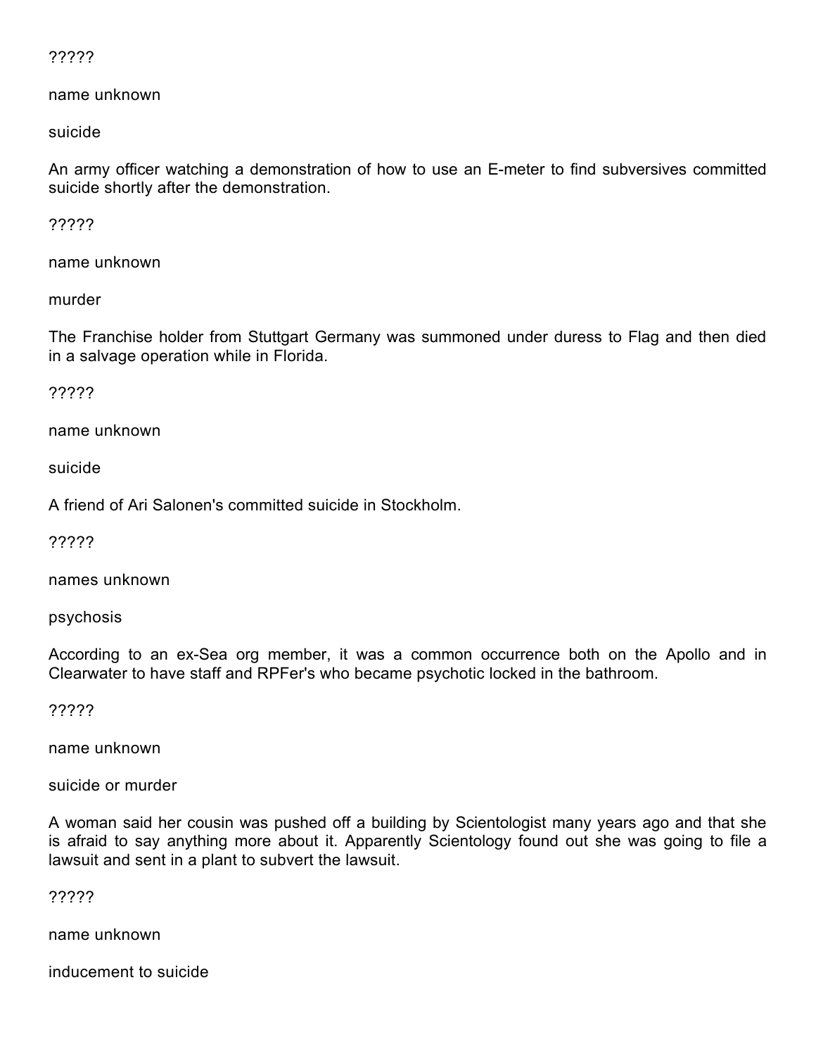?????

name unknown

suicide

An army officer watching a demonstration of how to use an E-meter to find subversives committed suicide shortly after the demonstration.

?????

name unknown

murder

The Franchise holder from Stuttgart Germany was summoned under duress to Flag and then died in a salvage operation while in Florida.

?????

name unknown

suicide

A friend of Ari Salonen's committed suicide in Stockholm.

?????

names unknown

psychosis

According to an ex-Sea org member, it was a common occurrence both on the Apollo and in Clearwater to have staff and RPFer's who became psychotic locked in the bathroom.

?????

name unknown

suicide or murder

A woman said her cousin was pushed off a building by Scientologist many years ago and that she is afraid to say anything more about it. Apparently Scientology found out she was going to file a lawsuit and sent in a plant to subvert the lawsuit.

?????

name unknown

inducement to suicide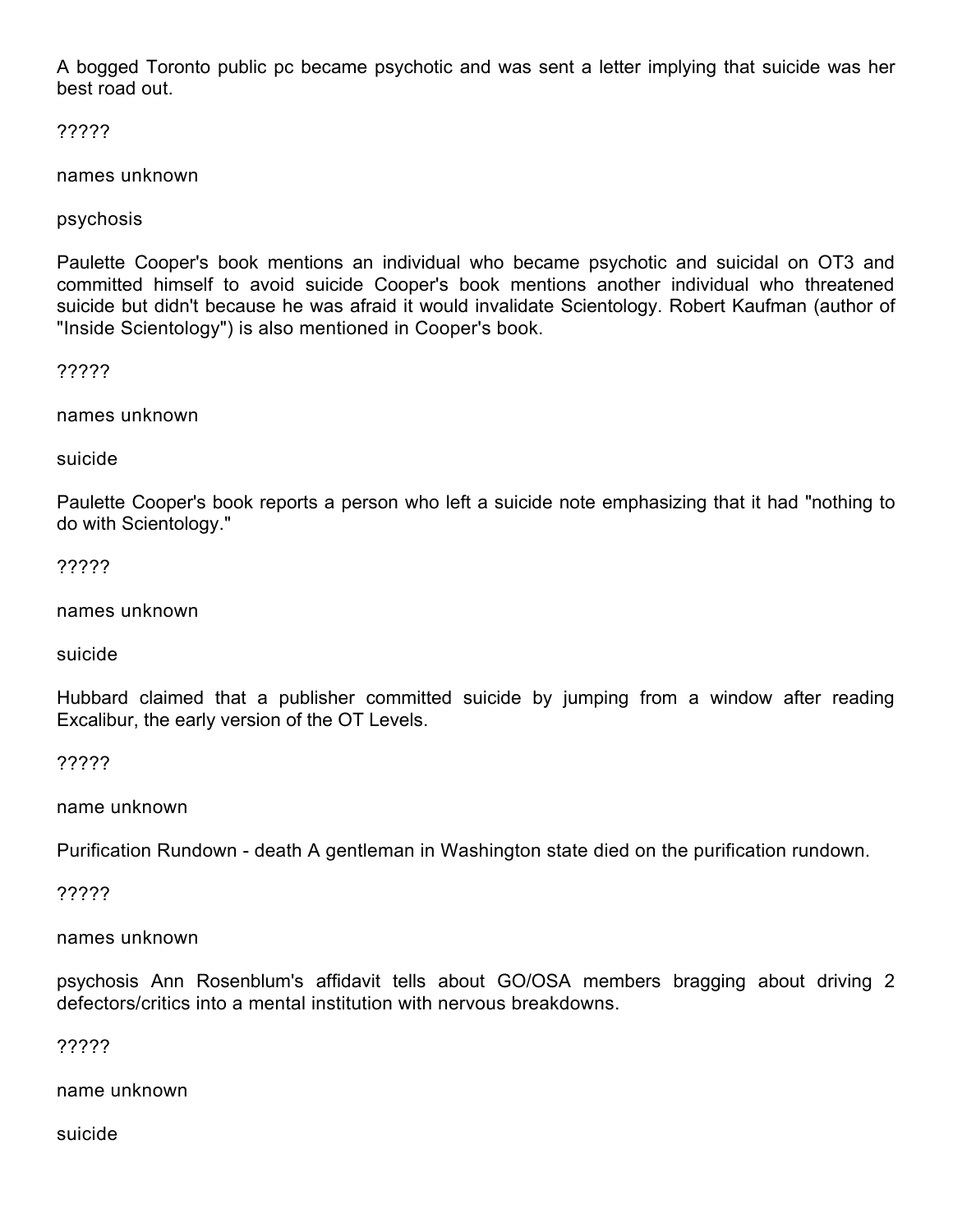A bogged Toronto public pc became psychotic and was sent a letter implying that suicide was her best road out.

?????

names unknown

psychosis

Paulette Cooper's book mentions an individual who became psychotic and suicidal on OT3 and committed himself to avoid suicide Cooper's book mentions another individual who threatened suicide but didn't because he was afraid it would invalidate Scientology. Robert Kaufman (author of "Inside Scientology") is also mentioned in Cooper's book.

?????

names unknown

suicide

Paulette Cooper's book reports a person who left a suicide note emphasizing that it had "nothing to do with Scientology."

?????

names unknown

suicide

Hubbard claimed that a publisher committed suicide by jumping from a window after reading Excalibur, the early version of the OT Levels.

?????

name unknown

Purification Rundown - death A gentleman in Washington state died on the purification rundown.

?????

names unknown

psychosis Ann Rosenblum's affidavit tells about GO/OSA members bragging about driving 2 defectors/critics into a mental institution with nervous breakdowns.

?????

name unknown

suicide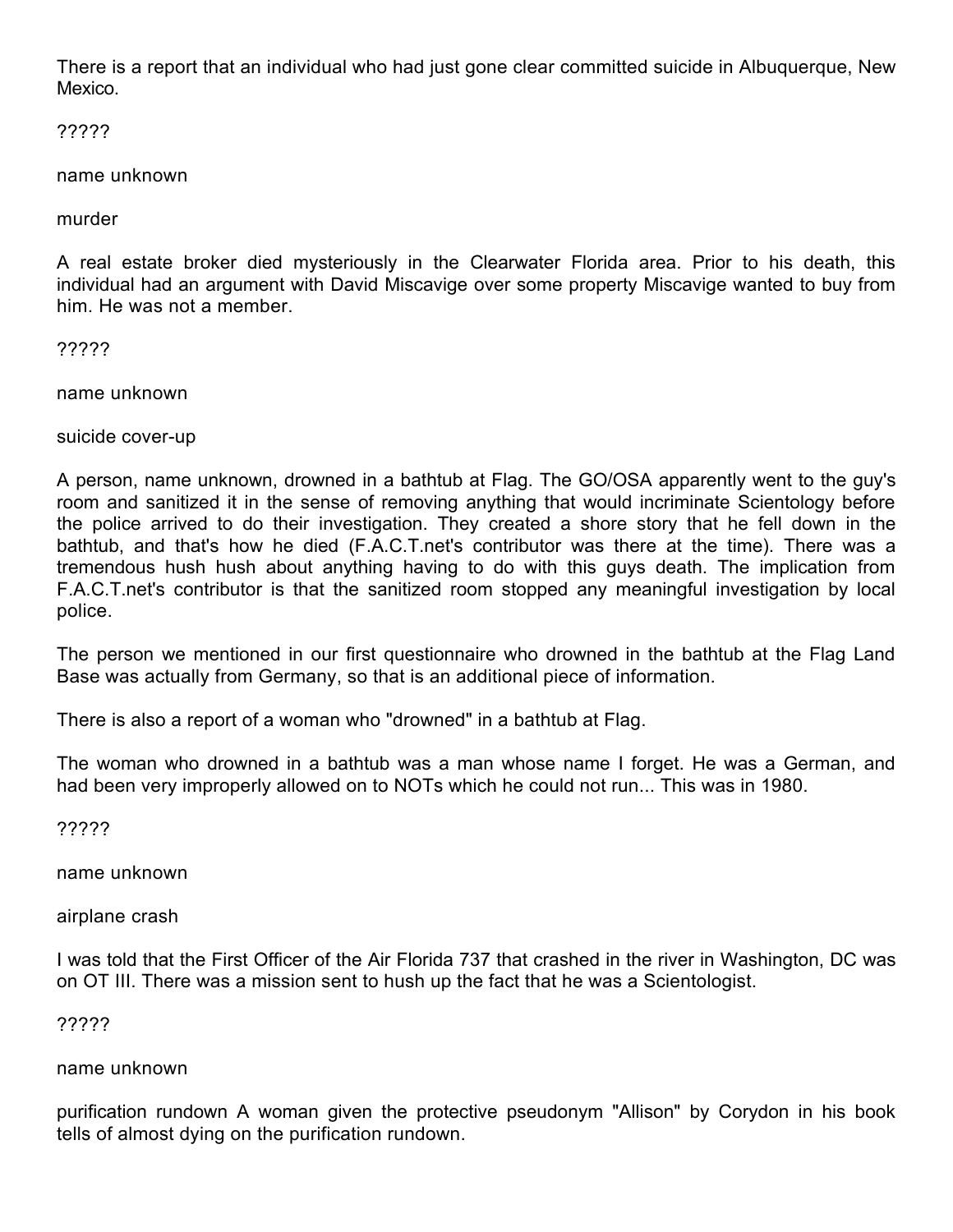There is a report that an individual who had just gone clear committed suicide in Albuquerque, New Mexico.

?????

name unknown

murder

A real estate broker died mysteriously in the Clearwater Florida area. Prior to his death, this individual had an argument with David Miscavige over some property Miscavige wanted to buy from him. He was not a member.

?????

name unknown

suicide cover-up

A person, name unknown, drowned in a bathtub at Flag. The GO/OSA apparently went to the guy's room and sanitized it in the sense of removing anything that would incriminate Scientology before the police arrived to do their investigation. They created a shore story that he fell down in the bathtub, and that's how he died (F.A.C.T.net's contributor was there at the time). There was a tremendous hush hush about anything having to do with this guys death. The implication from F.A.C.T.net's contributor is that the sanitized room stopped any meaningful investigation by local police.

The person we mentioned in our first questionnaire who drowned in the bathtub at the Flag Land Base was actually from Germany, so that is an additional piece of information.

There is also a report of a woman who "drowned" in a bathtub at Flag.

The woman who drowned in a bathtub was a man whose name I forget. He was a German, and had been very improperly allowed on to NOTs which he could not run... This was in 1980.

?????

name unknown

airplane crash

I was told that the First Officer of the Air Florida 737 that crashed in the river in Washington, DC was on OT III. There was a mission sent to hush up the fact that he was a Scientologist.

?????

name unknown

purification rundown A woman given the protective pseudonym "Allison" by Corydon in his book tells of almost dying on the purification rundown.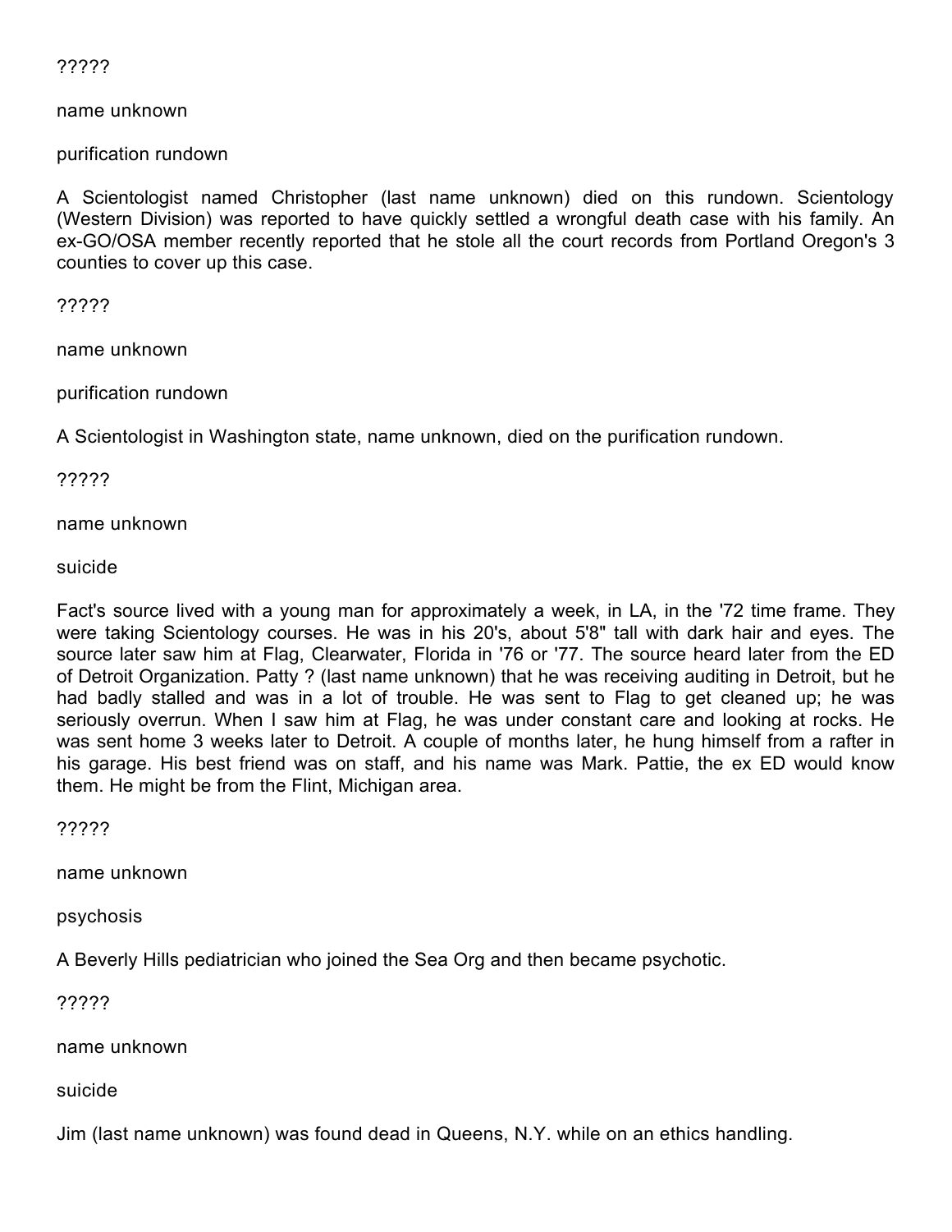?????

name unknown

purification rundown

A Scientologist named Christopher (last name unknown) died on this rundown. Scientology (Western Division) was reported to have quickly settled a wrongful death case with his family. An ex-GO/OSA member recently reported that he stole all the court records from Portland Oregon's 3 counties to cover up this case.

?????

name unknown

purification rundown

A Scientologist in Washington state, name unknown, died on the purification rundown.

?????

name unknown

suicide

Fact's source lived with a young man for approximately a week, in LA, in the '72 time frame. They were taking Scientology courses. He was in his 20's, about 5'8" tall with dark hair and eyes. The source later saw him at Flag, Clearwater, Florida in '76 or '77. The source heard later from the ED of Detroit Organization. Patty ? (last name unknown) that he was receiving auditing in Detroit, but he had badly stalled and was in a lot of trouble. He was sent to Flag to get cleaned up; he was seriously overrun. When I saw him at Flag, he was under constant care and looking at rocks. He was sent home 3 weeks later to Detroit. A couple of months later, he hung himself from a rafter in his garage. His best friend was on staff, and his name was Mark. Pattie, the ex ED would know them. He might be from the Flint, Michigan area.

?????

name unknown

psychosis

A Beverly Hills pediatrician who joined the Sea Org and then became psychotic.

?????

name unknown

suicide

Jim (last name unknown) was found dead in Queens, N.Y. while on an ethics handling.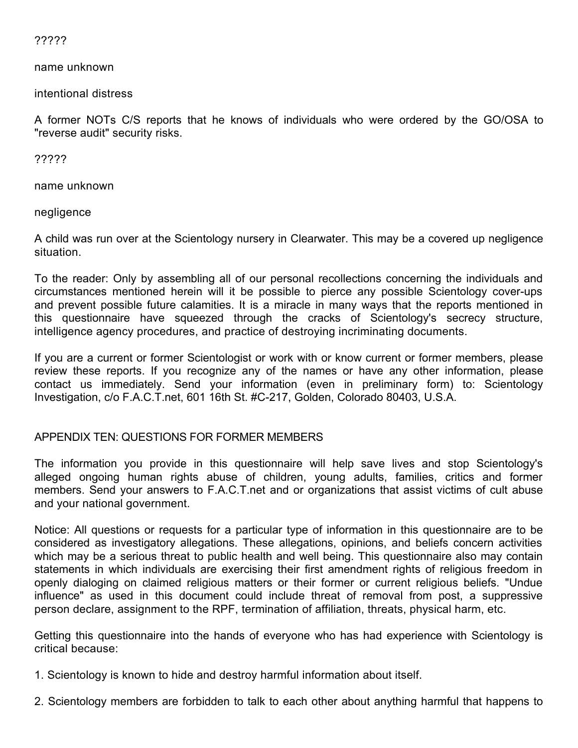?????

name unknown

intentional distress

A former NOTs C/S reports that he knows of individuals who were ordered by the GO/OSA to "reverse audit" security risks.

?????

name unknown

negligence

A child was run over at the Scientology nursery in Clearwater. This may be a covered up negligence situation.

To the reader: Only by assembling all of our personal recollections concerning the individuals and circumstances mentioned herein will it be possible to pierce any possible Scientology cover-ups and prevent possible future calamities. It is a miracle in many ways that the reports mentioned in this questionnaire have squeezed through the cracks of Scientology's secrecy structure, intelligence agency procedures, and practice of destroying incriminating documents.

If you are a current or former Scientologist or work with or know current or former members, please review these reports. If you recognize any of the names or have any other information, please contact us immediately. Send your information (even in preliminary form) to: Scientology Investigation, c/o F.A.C.T.net, 601 16th St. #C-217, Golden, Colorado 80403, U.S.A.

## APPENDIX TEN: QUESTIONS FOR FORMER MEMBERS

The information you provide in this questionnaire will help save lives and stop Scientology's alleged ongoing human rights abuse of children, young adults, families, critics and former members. Send your answers to F.A.C.T.net and or organizations that assist victims of cult abuse and your national government.

Notice: All questions or requests for a particular type of information in this questionnaire are to be considered as investigatory allegations. These allegations, opinions, and beliefs concern activities which may be a serious threat to public health and well being. This questionnaire also may contain statements in which individuals are exercising their first amendment rights of religious freedom in openly dialoging on claimed religious matters or their former or current religious beliefs. "Undue influence" as used in this document could include threat of removal from post, a suppressive person declare, assignment to the RPF, termination of affiliation, threats, physical harm, etc.

Getting this questionnaire into the hands of everyone who has had experience with Scientology is critical because:

1. Scientology is known to hide and destroy harmful information about itself.

2. Scientology members are forbidden to talk to each other about anything harmful that happens to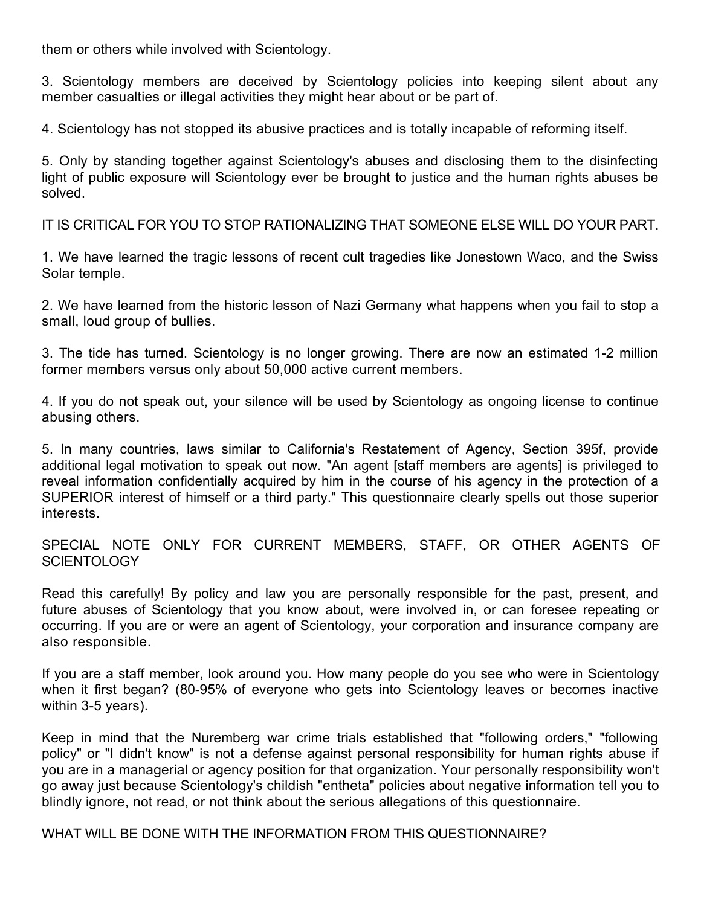them or others while involved with Scientology.

3. Scientology members are deceived by Scientology policies into keeping silent about any member casualties or illegal activities they might hear about or be part of.

4. Scientology has not stopped its abusive practices and is totally incapable of reforming itself.

5. Only by standing together against Scientology's abuses and disclosing them to the disinfecting light of public exposure will Scientology ever be brought to justice and the human rights abuses be solved.

IT IS CRITICAL FOR YOU TO STOP RATIONALIZING THAT SOMEONE ELSE WILL DO YOUR PART.

1. We have learned the tragic lessons of recent cult tragedies like Jonestown Waco, and the Swiss Solar temple.

2. We have learned from the historic lesson of Nazi Germany what happens when you fail to stop a small, loud group of bullies.

3. The tide has turned. Scientology is no longer growing. There are now an estimated 1-2 million former members versus only about 50,000 active current members.

4. If you do not speak out, your silence will be used by Scientology as ongoing license to continue abusing others.

5. In many countries, laws similar to California's Restatement of Agency, Section 395f, provide additional legal motivation to speak out now. "An agent [staff members are agents] is privileged to reveal information confidentially acquired by him in the course of his agency in the protection of a SUPERIOR interest of himself or a third party." This questionnaire clearly spells out those superior interests.

SPECIAL NOTE ONLY FOR CURRENT MEMBERS, STAFF, OR OTHER AGENTS OF SCIENTOLOGY

Read this carefully! By policy and law you are personally responsible for the past, present, and future abuses of Scientology that you know about, were involved in, or can foresee repeating or occurring. If you are or were an agent of Scientology, your corporation and insurance company are also responsible.

If you are a staff member, look around you. How many people do you see who were in Scientology when it first began? (80-95% of everyone who gets into Scientology leaves or becomes inactive within 3-5 years).

Keep in mind that the Nuremberg war crime trials established that "following orders," "following policy" or "I didn't know" is not a defense against personal responsibility for human rights abuse if you are in a managerial or agency position for that organization. Your personally responsibility won't go away just because Scientology's childish "entheta" policies about negative information tell you to blindly ignore, not read, or not think about the serious allegations of this questionnaire.

WHAT WILL BE DONE WITH THE INFORMATION FROM THIS QUESTIONNAIRE?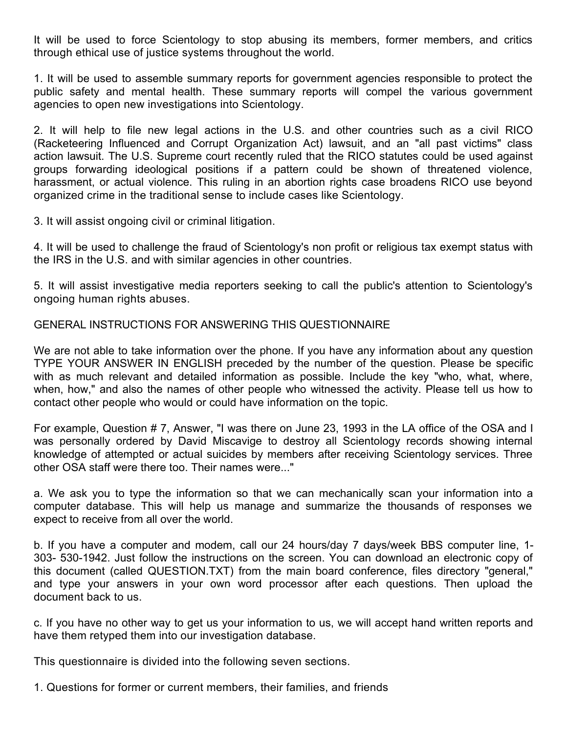It will be used to force Scientology to stop abusing its members, former members, and critics through ethical use of justice systems throughout the world.

1. It will be used to assemble summary reports for government agencies responsible to protect the public safety and mental health. These summary reports will compel the various government agencies to open new investigations into Scientology.

2. It will help to file new legal actions in the U.S. and other countries such as a civil RICO (Racketeering Influenced and Corrupt Organization Act) lawsuit, and an "all past victims" class action lawsuit. The U.S. Supreme court recently ruled that the RICO statutes could be used against groups forwarding ideological positions if a pattern could be shown of threatened violence, harassment, or actual violence. This ruling in an abortion rights case broadens RICO use beyond organized crime in the traditional sense to include cases like Scientology.

3. It will assist ongoing civil or criminal litigation.

4. It will be used to challenge the fraud of Scientology's non profit or religious tax exempt status with the IRS in the U.S. and with similar agencies in other countries.

5. It will assist investigative media reporters seeking to call the public's attention to Scientology's ongoing human rights abuses.

GENERAL INSTRUCTIONS FOR ANSWERING THIS QUESTIONNAIRE

We are not able to take information over the phone. If you have any information about any question TYPE YOUR ANSWER IN ENGLISH preceded by the number of the question. Please be specific with as much relevant and detailed information as possible. Include the key "who, what, where, when, how," and also the names of other people who witnessed the activity. Please tell us how to contact other people who would or could have information on the topic.

For example, Question # 7, Answer, "I was there on June 23, 1993 in the LA office of the OSA and I was personally ordered by David Miscavige to destroy all Scientology records showing internal knowledge of attempted or actual suicides by members after receiving Scientology services. Three other OSA staff were there too. Their names were..."

a. We ask you to type the information so that we can mechanically scan your information into a computer database. This will help us manage and summarize the thousands of responses we expect to receive from all over the world.

b. If you have a computer and modem, call our 24 hours/day 7 days/week BBS computer line, 1-303- 530-1942. Just follow the instructions on the screen. You can download an electronic copy of this document (called QUESTION.TXT) from the main board conference, files directory "general," and type your answers in your own word processor after each questions. Then upload the document back to us.

c. If you have no other way to get us your information to us, we will accept hand written reports and have them retyped them into our investigation database.

This questionnaire is divided into the following seven sections.

1. Questions for former or current members, their families, and friends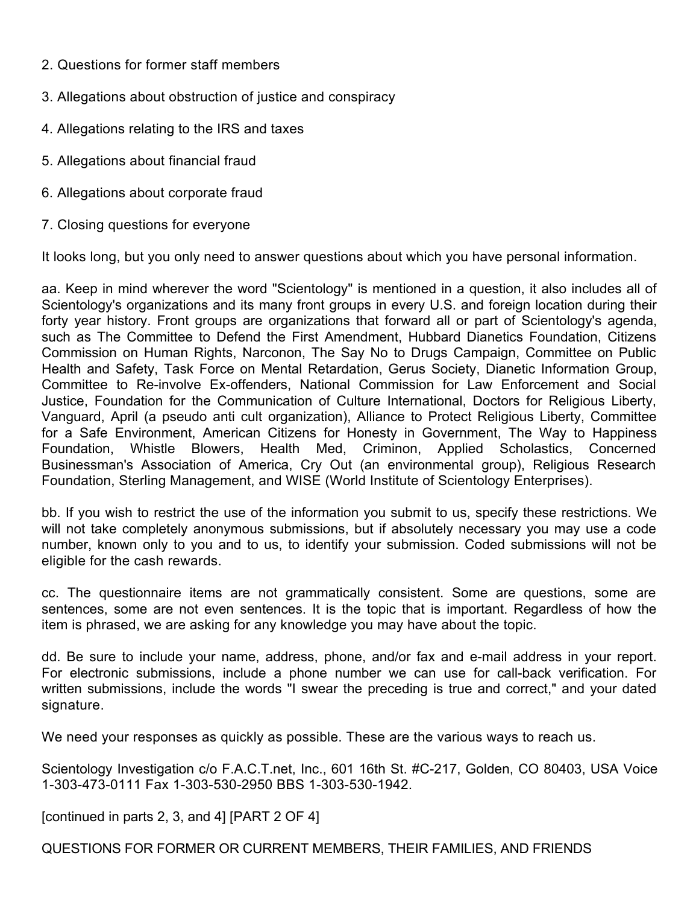2. Questions for former staff members

3. Allegations about obstruction of justice and conspiracy

4. Allegations relating to the IRS and taxes

5. Allegations about financial fraud

6. Allegations about corporate fraud

7. Closing questions for everyone

It looks long, but you only need to answer questions about which you have personal information.

aa. Keep in mind wherever the word "Scientology" is mentioned in a question, it also includes all of Scientology's organizations and its many front groups in every U.S. and foreign location during their forty year history. Front groups are organizations that forward all or part of Scientology's agenda, such as The Committee to Defend the First Amendment, Hubbard Dianetics Foundation, Citizens Commission on Human Rights, Narconon, The Say No to Drugs Campaign, Committee on Public Health and Safety, Task Force on Mental Retardation, Gerus Society, Dianetic Information Group, Committee to Re-involve Ex-offenders, National Commission for Law Enforcement and Social Justice, Foundation for the Communication of Culture International, Doctors for Religious Liberty, Vanguard, April (a pseudo anti cult organization), Alliance to Protect Religious Liberty, Committee for a Safe Environment, American Citizens for Honesty in Government, The Way to Happiness Foundation, Whistle Blowers, Health Med, Criminon, Applied Scholastics, Concerned Businessman's Association of America, Cry Out (an environmental group), Religious Research Foundation, Sterling Management, and WISE (World Institute of Scientology Enterprises).

bb. If you wish to restrict the use of the information you submit to us, specify these restrictions. We will not take completely anonymous submissions, but if absolutely necessary you may use a code number, known only to you and to us, to identify your submission. Coded submissions will not be eligible for the cash rewards.

cc. The questionnaire items are not grammatically consistent. Some are questions, some are sentences, some are not even sentences. It is the topic that is important. Regardless of how the item is phrased, we are asking for any knowledge you may have about the topic.

dd. Be sure to include your name, address, phone, and/or fax and e-mail address in your report. For electronic submissions, include a phone number we can use for call-back verification. For written submissions, include the words "I swear the preceding is true and correct," and your dated signature.

We need your responses as quickly as possible. These are the various ways to reach us.

Scientology Investigation c/o F.A.C.T.net, Inc., 601 16th St. #C-217, Golden, CO 80403, USA Voice 1-303-473-0111 Fax 1-303-530-2950 BBS 1-303-530-1942.

[continued in parts 2, 3, and 4] [PART 2 OF 4]

QUESTIONS FOR FORMER OR CURRENT MEMBERS, THEIR FAMILIES, AND FRIENDS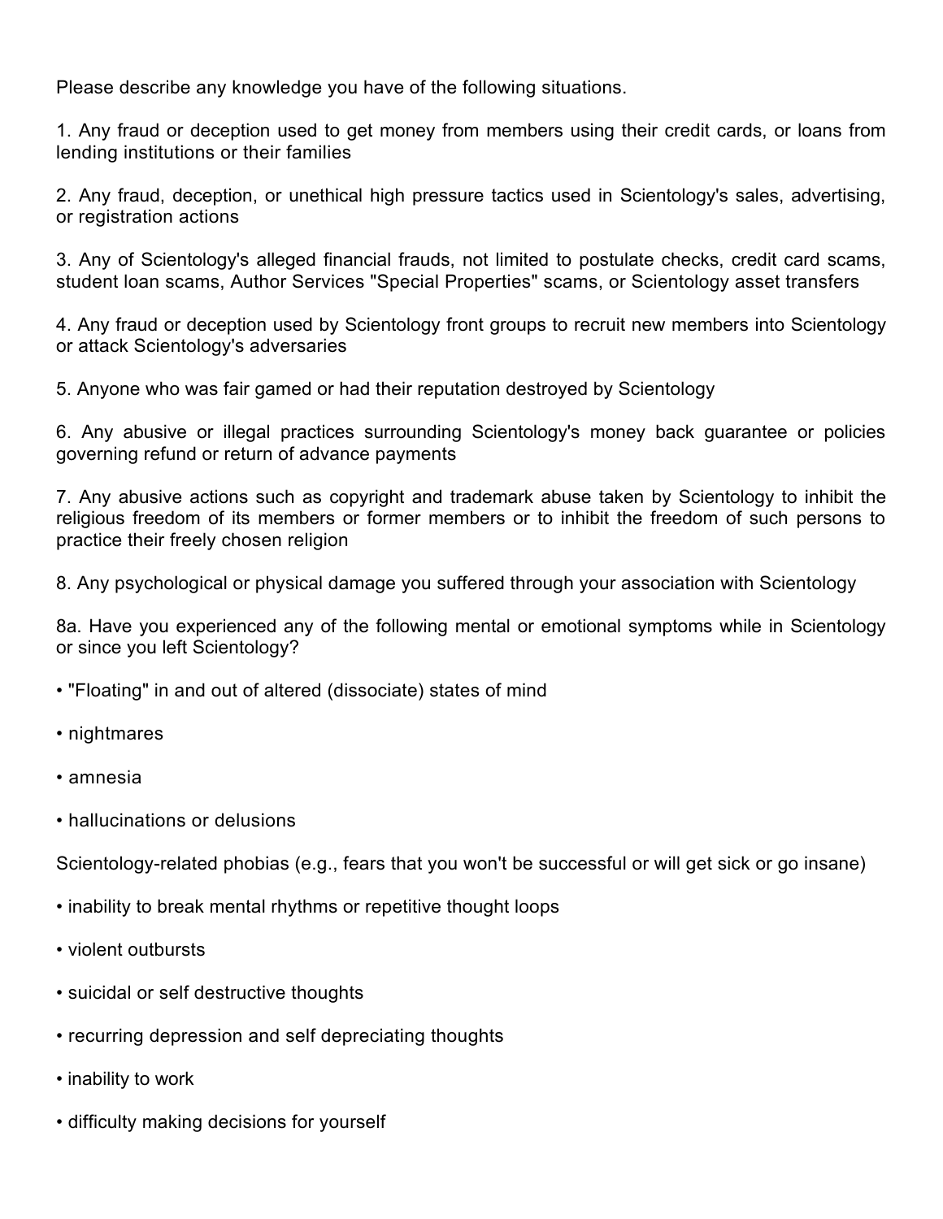Please describe any knowledge you have of the following situations.

1. Any fraud or deception used to get money from members using their credit cards, or loans from lending institutions or their families

2. Any fraud, deception, or unethical high pressure tactics used in Scientology's sales, advertising, or registration actions

3. Any of Scientology's alleged financial frauds, not limited to postulate checks, credit card scams, student loan scams, Author Services "Special Properties" scams, or Scientology asset transfers

4. Any fraud or deception used by Scientology front groups to recruit new members into Scientology or attack Scientology's adversaries

5. Anyone who was fair gamed or had their reputation destroyed by Scientology

6. Any abusive or illegal practices surrounding Scientology's money back guarantee or policies governing refund or return of advance payments

7. Any abusive actions such as copyright and trademark abuse taken by Scientology to inhibit the religious freedom of its members or former members or to inhibit the freedom of such persons to practice their freely chosen religion

8. Any psychological or physical damage you suffered through your association with Scientology

8a. Have you experienced any of the following mental or emotional symptoms while in Scientology or since you left Scientology?

- "Floating" in and out of altered (dissociate) states of mind
- nightmares
- amnesia
- hallucinations or delusions

Scientology-related phobias (e.g., fears that you won't be successful or will get sick or go insane)

- inability to break mental rhythms or repetitive thought loops
- violent outbursts
- suicidal or self destructive thoughts
- recurring depression and self depreciating thoughts
- inability to work
- difficulty making decisions for yourself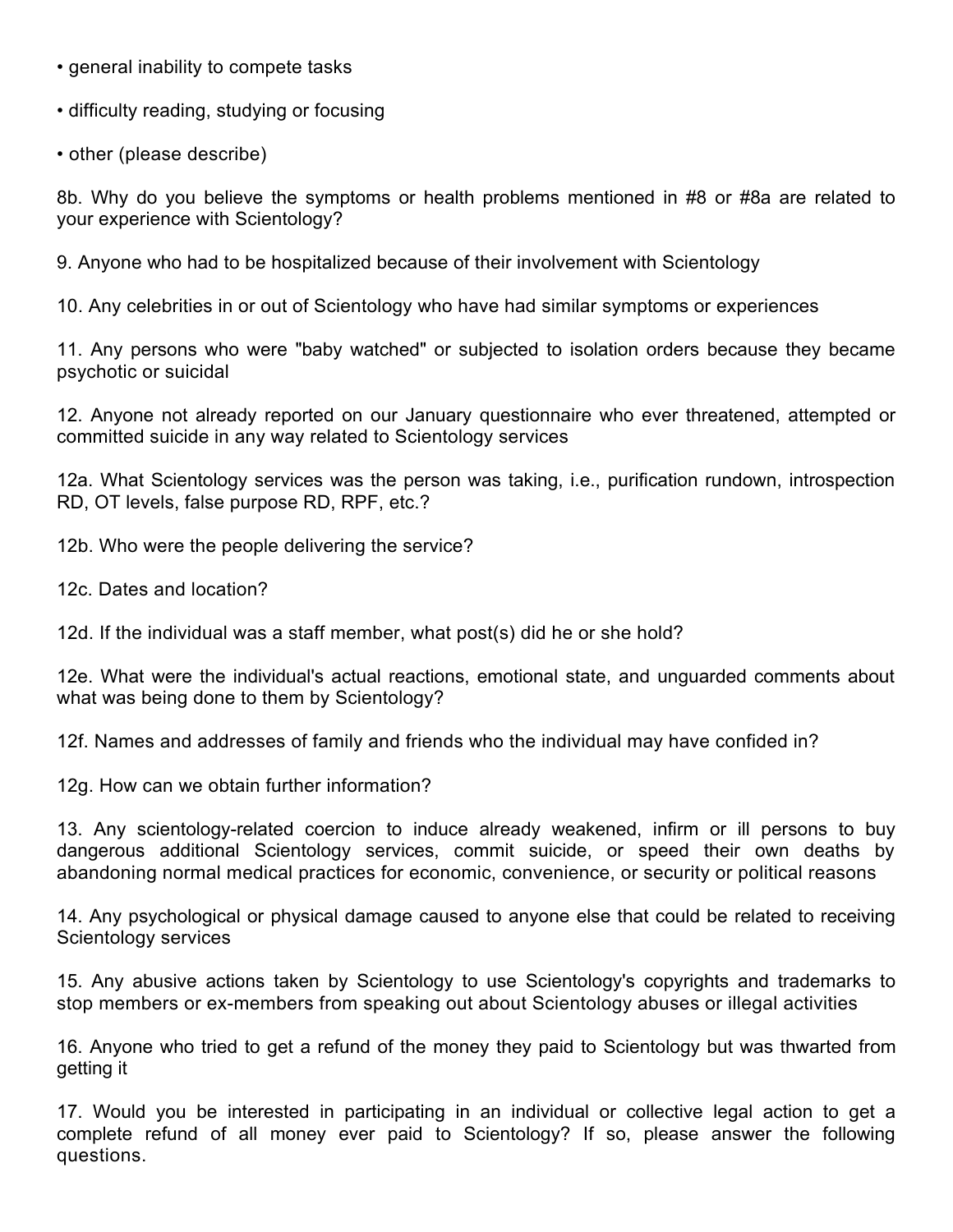• general inability to compete tasks

• difficulty reading, studying or focusing

• other (please describe)

8b. Why do you believe the symptoms or health problems mentioned in #8 or #8a are related to your experience with Scientology?

9. Anyone who had to be hospitalized because of their involvement with Scientology

10. Any celebrities in or out of Scientology who have had similar symptoms or experiences

11. Any persons who were "baby watched" or subjected to isolation orders because they became psychotic or suicidal

12. Anyone not already reported on our January questionnaire who ever threatened, attempted or committed suicide in any way related to Scientology services

12a. What Scientology services was the person was taking, i.e., purification rundown, introspection RD, OT levels, false purpose RD, RPF, etc.?

12b. Who were the people delivering the service?

12c. Dates and location?

12d. If the individual was a staff member, what post(s) did he or she hold?

12e. What were the individual's actual reactions, emotional state, and unguarded comments about what was being done to them by Scientology?

12f. Names and addresses of family and friends who the individual may have confided in?

12g. How can we obtain further information?

13. Any scientology-related coercion to induce already weakened, infirm or ill persons to buy dangerous additional Scientology services, commit suicide, or speed their own deaths by abandoning normal medical practices for economic, convenience, or security or political reasons

14. Any psychological or physical damage caused to anyone else that could be related to receiving Scientology services

15. Any abusive actions taken by Scientology to use Scientology's copyrights and trademarks to stop members or ex-members from speaking out about Scientology abuses or illegal activities

16. Anyone who tried to get a refund of the money they paid to Scientology but was thwarted from getting it

17. Would you be interested in participating in an individual or collective legal action to get a complete refund of all money ever paid to Scientology? If so, please answer the following questions.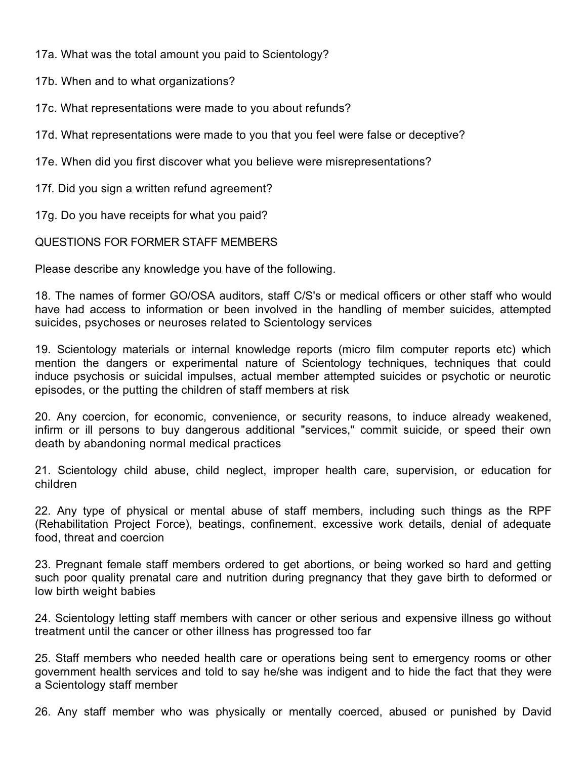17a. What was the total amount you paid to Scientology?

17b. When and to what organizations?

17c. What representations were made to you about refunds?

17d. What representations were made to you that you feel were false or deceptive?

17e. When did you first discover what you believe were misrepresentations?

17f. Did you sign a written refund agreement?

17g. Do you have receipts for what you paid?

QUESTIONS FOR FORMER STAFF MEMBERS

Please describe any knowledge you have of the following.

18. The names of former GO/OSA auditors, staff C/S's or medical officers or other staff who would have had access to information or been involved in the handling of member suicides, attempted suicides, psychoses or neuroses related to Scientology services

19. Scientology materials or internal knowledge reports (micro film computer reports etc) which mention the dangers or experimental nature of Scientology techniques, techniques that could induce psychosis or suicidal impulses, actual member attempted suicides or psychotic or neurotic episodes, or the putting the children of staff members at risk

20. Any coercion, for economic, convenience, or security reasons, to induce already weakened, infirm or ill persons to buy dangerous additional "services," commit suicide, or speed their own death by abandoning normal medical practices

21. Scientology child abuse, child neglect, improper health care, supervision, or education for children

22. Any type of physical or mental abuse of staff members, including such things as the RPF (Rehabilitation Project Force), beatings, confinement, excessive work details, denial of adequate food, threat and coercion

23. Pregnant female staff members ordered to get abortions, or being worked so hard and getting such poor quality prenatal care and nutrition during pregnancy that they gave birth to deformed or low birth weight babies

24. Scientology letting staff members with cancer or other serious and expensive illness go without treatment until the cancer or other illness has progressed too far

25. Staff members who needed health care or operations being sent to emergency rooms or other government health services and told to say he/she was indigent and to hide the fact that they were a Scientology staff member

26. Any staff member who was physically or mentally coerced, abused or punished by David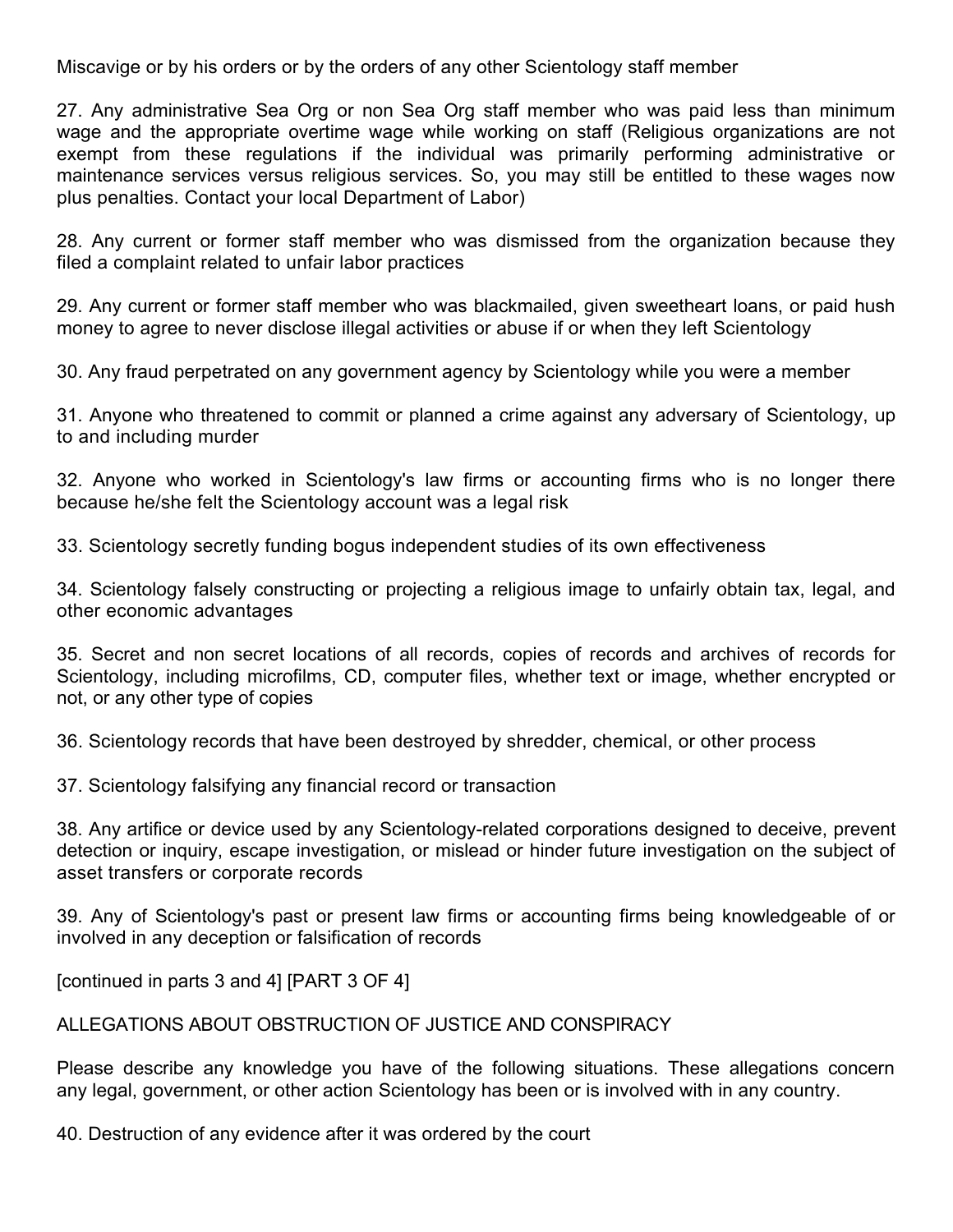Miscavige or by his orders or by the orders of any other Scientology staff member

27. Any administrative Sea Org or non Sea Org staff member who was paid less than minimum wage and the appropriate overtime wage while working on staff (Religious organizations are not exempt from these regulations if the individual was primarily performing administrative or maintenance services versus religious services. So, you may still be entitled to these wages now plus penalties. Contact your local Department of Labor)

28. Any current or former staff member who was dismissed from the organization because they filed a complaint related to unfair labor practices

29. Any current or former staff member who was blackmailed, given sweetheart loans, or paid hush money to agree to never disclose illegal activities or abuse if or when they left Scientology

30. Any fraud perpetrated on any government agency by Scientology while you were a member

31. Anyone who threatened to commit or planned a crime against any adversary of Scientology, up to and including murder

32. Anyone who worked in Scientology's law firms or accounting firms who is no longer there because he/she felt the Scientology account was a legal risk

33. Scientology secretly funding bogus independent studies of its own effectiveness

34. Scientology falsely constructing or projecting a religious image to unfairly obtain tax, legal, and other economic advantages

35. Secret and non secret locations of all records, copies of records and archives of records for Scientology, including microfilms, CD, computer files, whether text or image, whether encrypted or not, or any other type of copies

36. Scientology records that have been destroyed by shredder, chemical, or other process

37. Scientology falsifying any financial record or transaction

38. Any artifice or device used by any Scientology-related corporations designed to deceive, prevent detection or inquiry, escape investigation, or mislead or hinder future investigation on the subject of asset transfers or corporate records

39. Any of Scientology's past or present law firms or accounting firms being knowledgeable of or involved in any deception or falsification of records

[continued in parts 3 and 4] [PART 3 OF 4]

ALLEGATIONS ABOUT OBSTRUCTION OF JUSTICE AND CONSPIRACY

Please describe any knowledge you have of the following situations. These allegations concern any legal, government, or other action Scientology has been or is involved with in any country.

40. Destruction of any evidence after it was ordered by the court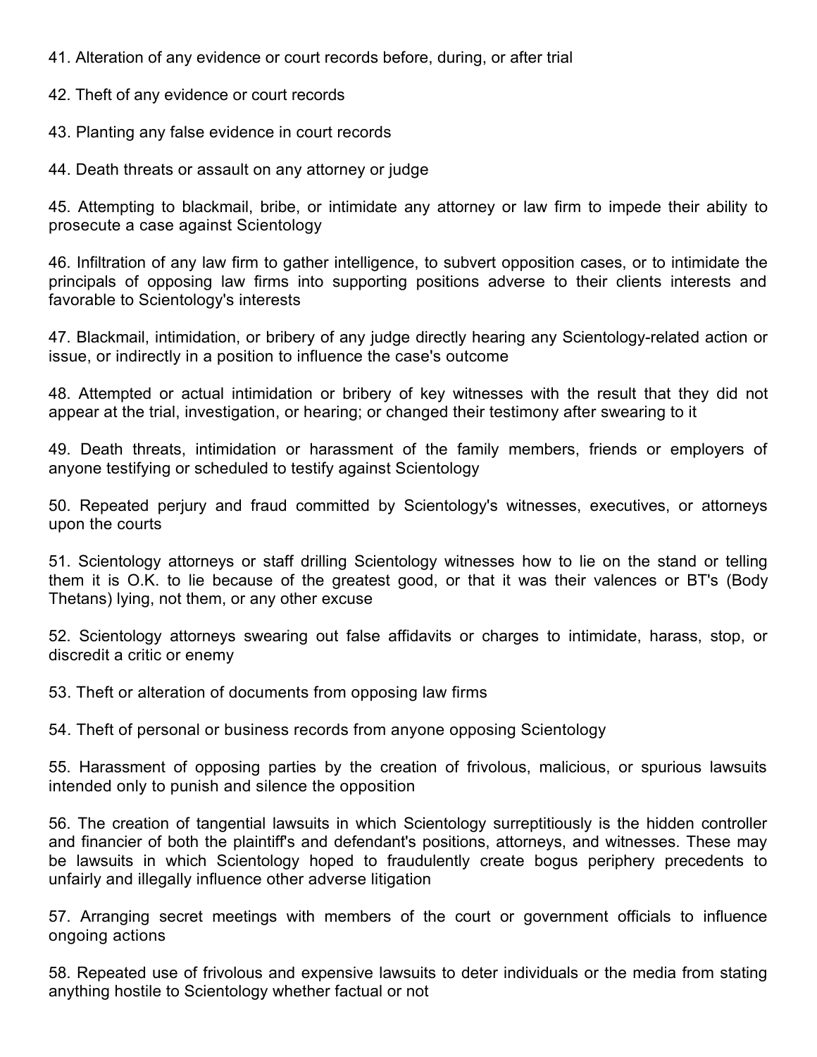41. Alteration of any evidence or court records before, during, or after trial

42. Theft of any evidence or court records

43. Planting any false evidence in court records

44. Death threats or assault on any attorney or judge

45. Attempting to blackmail, bribe, or intimidate any attorney or law firm to impede their ability to prosecute a case against Scientology

46. Infiltration of any law firm to gather intelligence, to subvert opposition cases, or to intimidate the principals of opposing law firms into supporting positions adverse to their clients interests and favorable to Scientology's interests

47. Blackmail, intimidation, or bribery of any judge directly hearing any Scientology-related action or issue, or indirectly in a position to influence the case's outcome

48. Attempted or actual intimidation or bribery of key witnesses with the result that they did not appear at the trial, investigation, or hearing; or changed their testimony after swearing to it

49. Death threats, intimidation or harassment of the family members, friends or employers of anyone testifying or scheduled to testify against Scientology

50. Repeated perjury and fraud committed by Scientology's witnesses, executives, or attorneys upon the courts

51. Scientology attorneys or staff drilling Scientology witnesses how to lie on the stand or telling them it is O.K. to lie because of the greatest good, or that it was their valences or BT's (Body Thetans) lying, not them, or any other excuse

52. Scientology attorneys swearing out false affidavits or charges to intimidate, harass, stop, or discredit a critic or enemy

53. Theft or alteration of documents from opposing law firms

54. Theft of personal or business records from anyone opposing Scientology

55. Harassment of opposing parties by the creation of frivolous, malicious, or spurious lawsuits intended only to punish and silence the opposition

56. The creation of tangential lawsuits in which Scientology surreptitiously is the hidden controller and financier of both the plaintiff's and defendant's positions, attorneys, and witnesses. These may be lawsuits in which Scientology hoped to fraudulently create bogus periphery precedents to unfairly and illegally influence other adverse litigation

57. Arranging secret meetings with members of the court or government officials to influence ongoing actions

58. Repeated use of frivolous and expensive lawsuits to deter individuals or the media from stating anything hostile to Scientology whether factual or not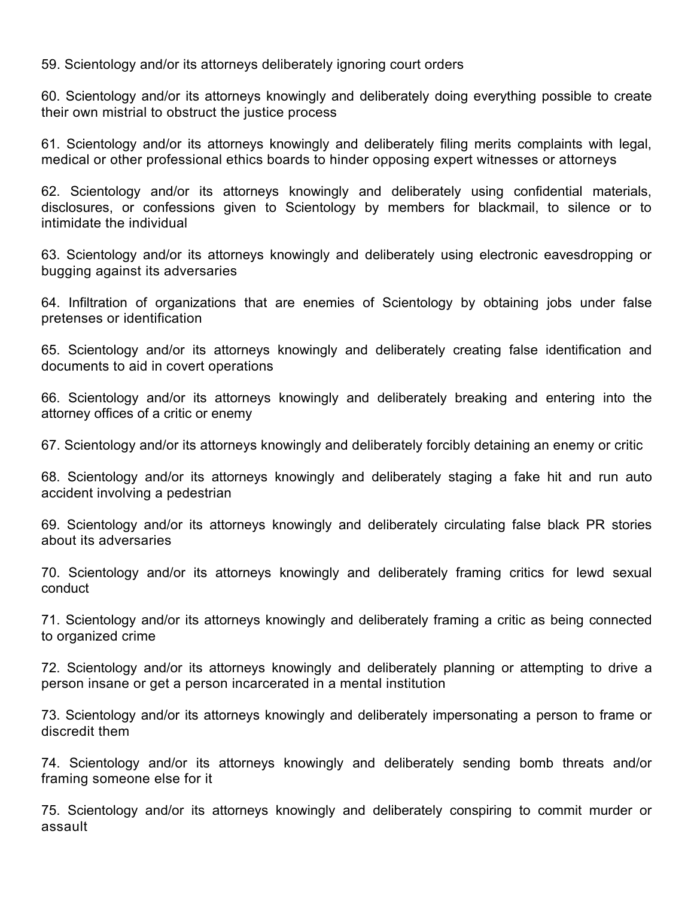59. Scientology and/or its attorneys deliberately ignoring court orders

60. Scientology and/or its attorneys knowingly and deliberately doing everything possible to create their own mistrial to obstruct the justice process

61. Scientology and/or its attorneys knowingly and deliberately filing merits complaints with legal, medical or other professional ethics boards to hinder opposing expert witnesses or attorneys

62. Scientology and/or its attorneys knowingly and deliberately using confidential materials, disclosures, or confessions given to Scientology by members for blackmail, to silence or to intimidate the individual

63. Scientology and/or its attorneys knowingly and deliberately using electronic eavesdropping or bugging against its adversaries

64. Infiltration of organizations that are enemies of Scientology by obtaining jobs under false pretenses or identification

65. Scientology and/or its attorneys knowingly and deliberately creating false identification and documents to aid in covert operations

66. Scientology and/or its attorneys knowingly and deliberately breaking and entering into the attorney offices of a critic or enemy

67. Scientology and/or its attorneys knowingly and deliberately forcibly detaining an enemy or critic

68. Scientology and/or its attorneys knowingly and deliberately staging a fake hit and run auto accident involving a pedestrian

69. Scientology and/or its attorneys knowingly and deliberately circulating false black PR stories about its adversaries

70. Scientology and/or its attorneys knowingly and deliberately framing critics for lewd sexual conduct

71. Scientology and/or its attorneys knowingly and deliberately framing a critic as being connected to organized crime

72. Scientology and/or its attorneys knowingly and deliberately planning or attempting to drive a person insane or get a person incarcerated in a mental institution

73. Scientology and/or its attorneys knowingly and deliberately impersonating a person to frame or discredit them

74. Scientology and/or its attorneys knowingly and deliberately sending bomb threats and/or framing someone else for it

75. Scientology and/or its attorneys knowingly and deliberately conspiring to commit murder or assault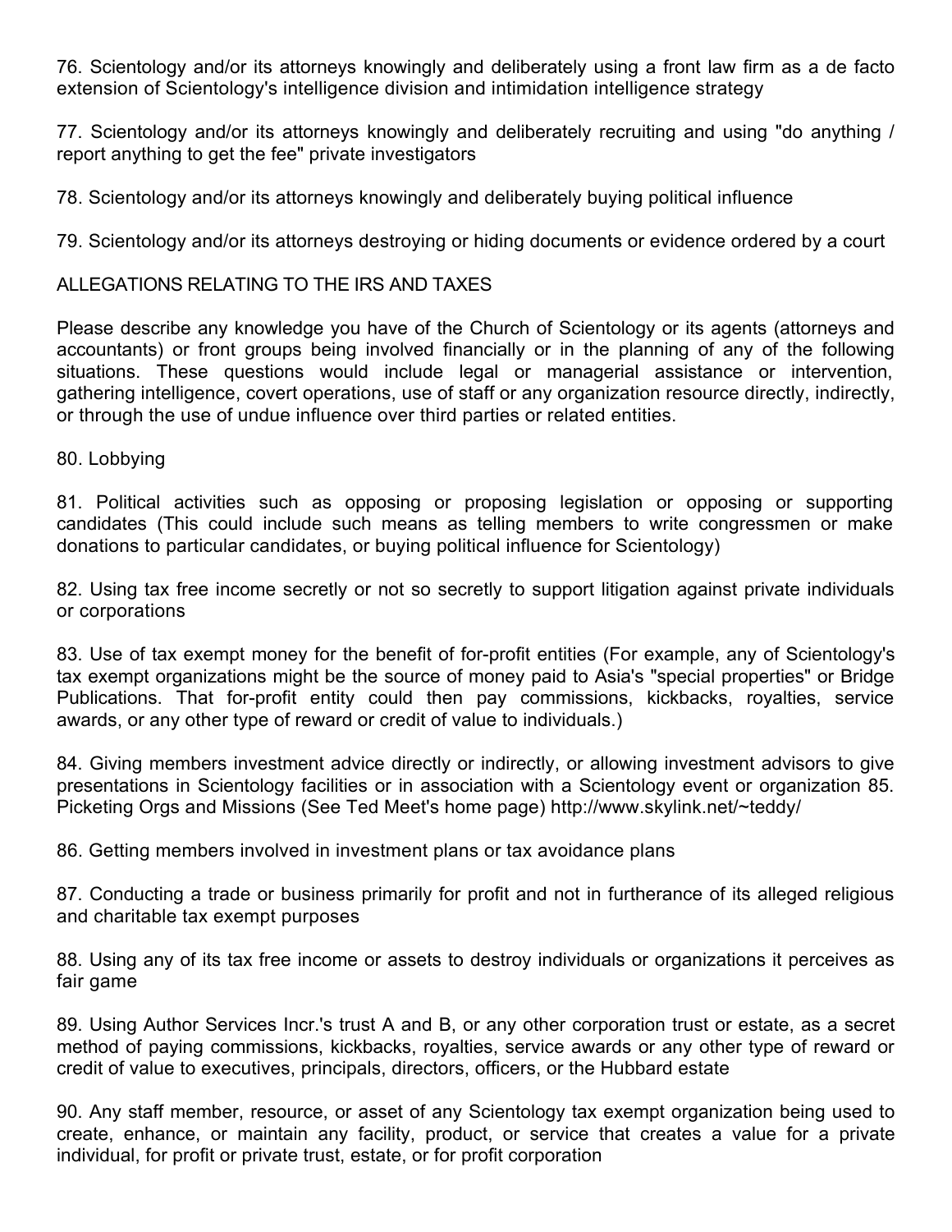76. Scientology and/or its attorneys knowingly and deliberately using a front law firm as a de facto extension of Scientology's intelligence division and intimidation intelligence strategy

77. Scientology and/or its attorneys knowingly and deliberately recruiting and using "do anything / report anything to get the fee" private investigators

78. Scientology and/or its attorneys knowingly and deliberately buying political influence

79. Scientology and/or its attorneys destroying or hiding documents or evidence ordered by a court

ALLEGATIONS RELATING TO THE IRS AND TAXES

Please describe any knowledge you have of the Church of Scientology or its agents (attorneys and accountants) or front groups being involved financially or in the planning of any of the following situations. These questions would include legal or managerial assistance or intervention, gathering intelligence, covert operations, use of staff or any organization resource directly, indirectly, or through the use of undue influence over third parties or related entities.

80. Lobbying

81. Political activities such as opposing or proposing legislation or opposing or supporting candidates (This could include such means as telling members to write congressmen or make donations to particular candidates, or buying political influence for Scientology)

82. Using tax free income secretly or not so secretly to support litigation against private individuals or corporations

83. Use of tax exempt money for the benefit of for-profit entities (For example, any of Scientology's tax exempt organizations might be the source of money paid to Asia's "special properties" or Bridge Publications. That for-profit entity could then pay commissions, kickbacks, royalties, service awards, or any other type of reward or credit of value to individuals.)

84. Giving members investment advice directly or indirectly, or allowing investment advisors to give presentations in Scientology facilities or in association with a Scientology event or organization 85. Picketing Orgs and Missions (See Ted Meet's home page) http://www.skylink.net/~teddy/

86. Getting members involved in investment plans or tax avoidance plans

87. Conducting a trade or business primarily for profit and not in furtherance of its alleged religious and charitable tax exempt purposes

88. Using any of its tax free income or assets to destroy individuals or organizations it perceives as fair game

89. Using Author Services Incr.'s trust A and B, or any other corporation trust or estate, as a secret method of paying commissions, kickbacks, royalties, service awards or any other type of reward or credit of value to executives, principals, directors, officers, or the Hubbard estate

90. Any staff member, resource, or asset of any Scientology tax exempt organization being used to create, enhance, or maintain any facility, product, or service that creates a value for a private individual, for profit or private trust, estate, or for profit corporation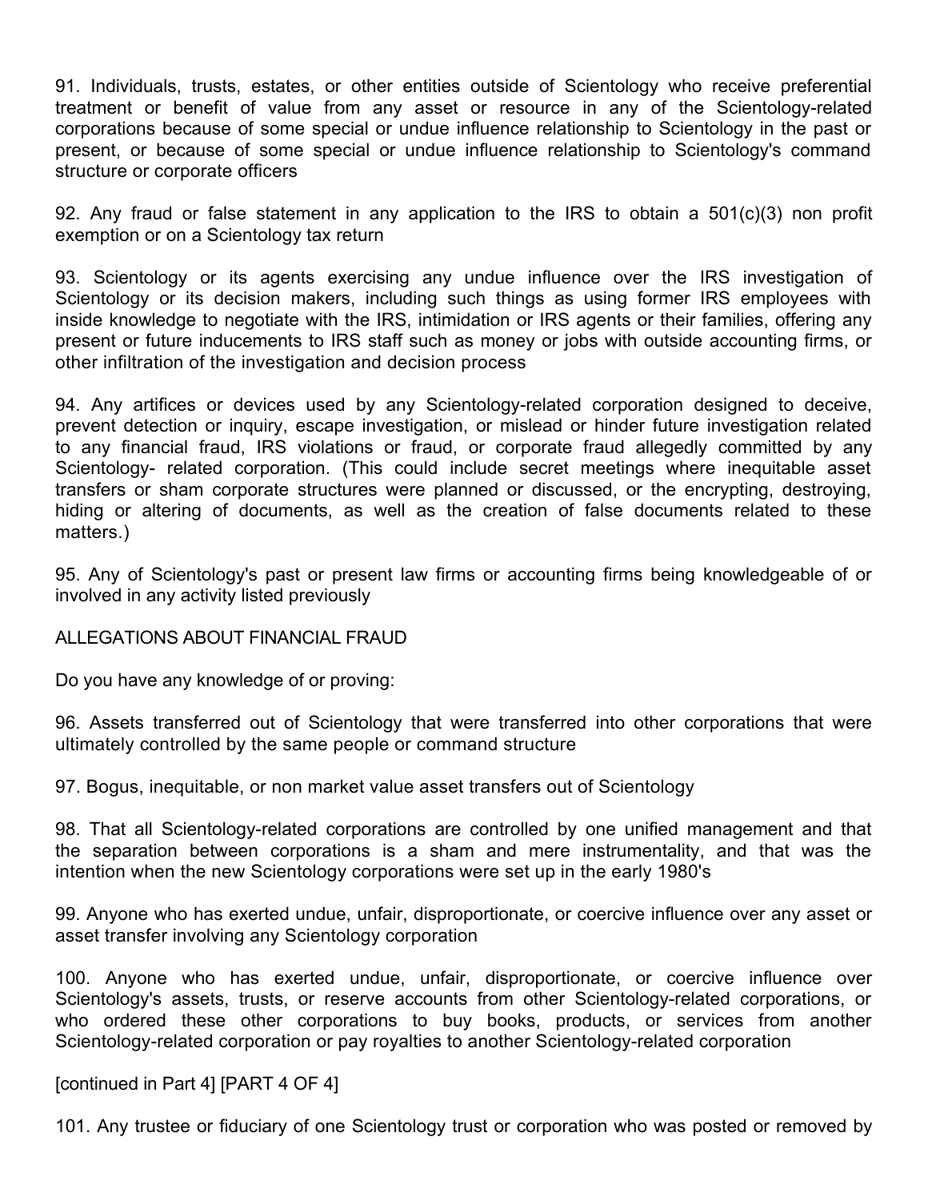91. Individuals, trusts, estates, or other entities outside of Scientology who receive preferential treatment or benefit of value from any asset or resource in any of the Scientology-related corporations because of some special or undue influence relationship to Scientology in the past or present, or because of some special or undue influence relationship to Scientology's command structure or corporate officers

92. Any fraud or false statement in any application to the IRS to obtain a 501(c)(3) non profit exemption or on a Scientology tax return

93. Scientology or its agents exercising any undue influence over the IRS investigation of Scientology or its decision makers, including such things as using former IRS employees with inside knowledge to negotiate with the IRS, intimidation or IRS agents or their families, offering any present or future inducements to IRS staff such as money or jobs with outside accounting firms, or other infiltration of the investigation and decision process

94. Any artifices or devices used by any Scientology-related corporation designed to deceive, prevent detection or inquiry, escape investigation, or mislead or hinder future investigation related to any financial fraud, IRS violations or fraud, or corporate fraud allegedly committed by any Scientology- related corporation. (This could include secret meetings where inequitable asset transfers or sham corporate structures were planned or discussed, or the encrypting, destroying, hiding or altering of documents, as well as the creation of false documents related to these matters.)

95. Any of Scientology's past or present law firms or accounting firms being knowledgeable of or involved in any activity listed previously

ALLEGATIONS ABOUT FINANCIAL FRAUD

Do you have any knowledge of or proving:

96. Assets transferred out of Scientology that were transferred into other corporations that were ultimately controlled by the same people or command structure

97. Bogus, inequitable, or non market value asset transfers out of Scientology

98. That all Scientology-related corporations are controlled by one unified management and that the separation between corporations is a sham and mere instrumentality, and that was the intention when the new Scientology corporations were set up in the early 1980's

99. Anyone who has exerted undue, unfair, disproportionate, or coercive influence over any asset or asset transfer involving any Scientology corporation

100. Anyone who has exerted undue, unfair, disproportionate, or coercive influence over Scientology's assets, trusts, or reserve accounts from other Scientology-related corporations, or who ordered these other corporations to buy books, products, or services from another Scientology-related corporation or pay royalties to another Scientology-related corporation

[continued in Part 4] [PART 4 OF 4]

101. Any trustee or fiduciary of one Scientology trust or corporation who was posted or removed by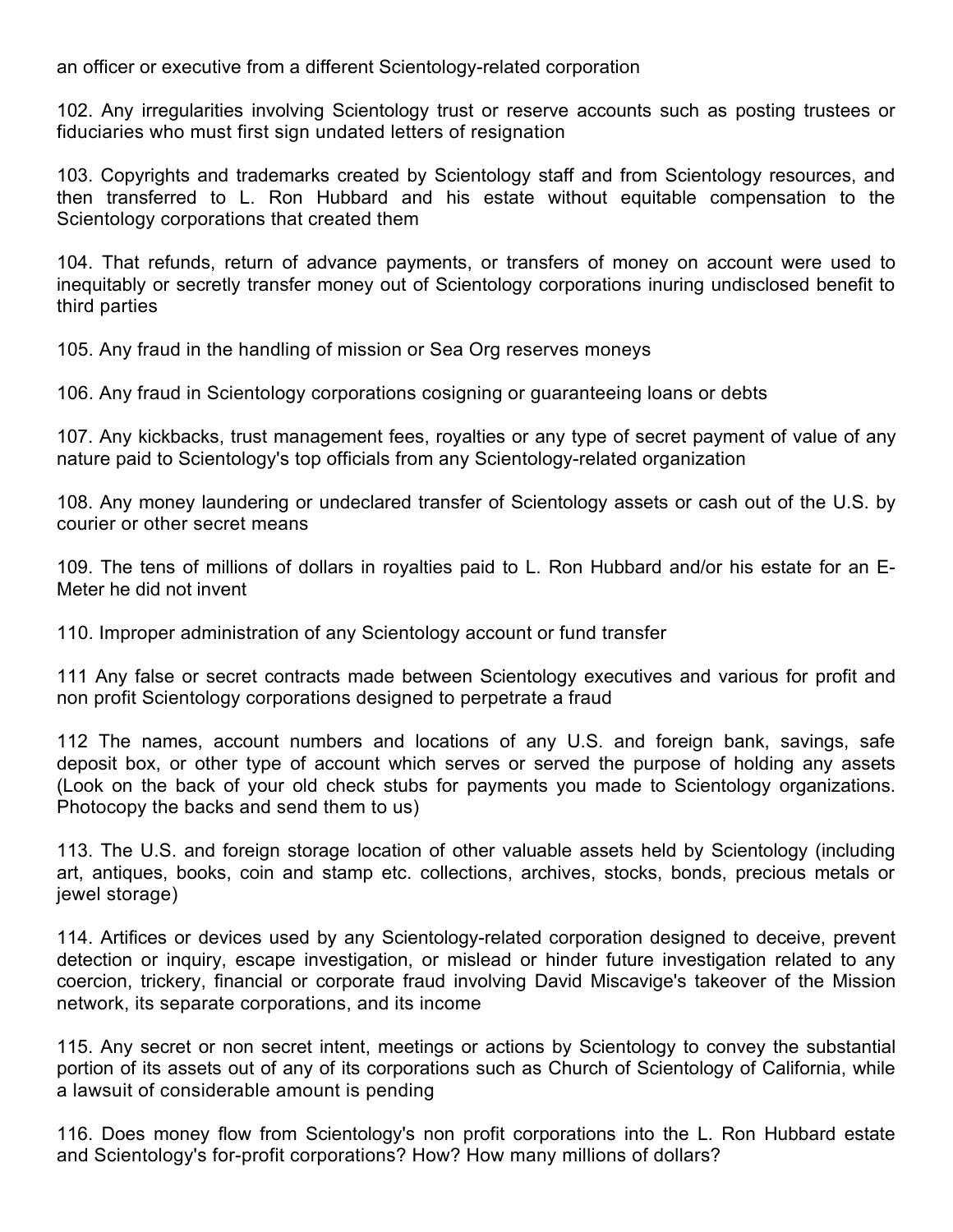an officer or executive from a different Scientology-related corporation

102. Any irregularities involving Scientology trust or reserve accounts such as posting trustees or fiduciaries who must first sign undated letters of resignation

103. Copyrights and trademarks created by Scientology staff and from Scientology resources, and then transferred to L. Ron Hubbard and his estate without equitable compensation to the Scientology corporations that created them

104. That refunds, return of advance payments, or transfers of money on account were used to inequitably or secretly transfer money out of Scientology corporations inuring undisclosed benefit to third parties

105. Any fraud in the handling of mission or Sea Org reserves moneys

106. Any fraud in Scientology corporations cosigning or guaranteeing loans or debts

107. Any kickbacks, trust management fees, royalties or any type of secret payment of value of any nature paid to Scientology's top officials from any Scientology-related organization

108. Any money laundering or undeclared transfer of Scientology assets or cash out of the U.S. by courier or other secret means

109. The tens of millions of dollars in royalties paid to L. Ron Hubbard and/or his estate for an E-Meter he did not invent

110. Improper administration of any Scientology account or fund transfer

111 Any false or secret contracts made between Scientology executives and various for profit and non profit Scientology corporations designed to perpetrate a fraud

112 The names, account numbers and locations of any U.S. and foreign bank, savings, safe deposit box, or other type of account which serves or served the purpose of holding any assets (Look on the back of your old check stubs for payments you made to Scientology organizations. Photocopy the backs and send them to us)

113. The U.S. and foreign storage location of other valuable assets held by Scientology (including art, antiques, books, coin and stamp etc. collections, archives, stocks, bonds, precious metals or jewel storage)

114. Artifices or devices used by any Scientology-related corporation designed to deceive, prevent detection or inquiry, escape investigation, or mislead or hinder future investigation related to any coercion, trickery, financial or corporate fraud involving David Miscavige's takeover of the Mission network, its separate corporations, and its income

115. Any secret or non secret intent, meetings or actions by Scientology to convey the substantial portion of its assets out of any of its corporations such as Church of Scientology of California, while a lawsuit of considerable amount is pending

116. Does money flow from Scientology's non profit corporations into the L. Ron Hubbard estate and Scientology's for-profit corporations? How? How many millions of dollars?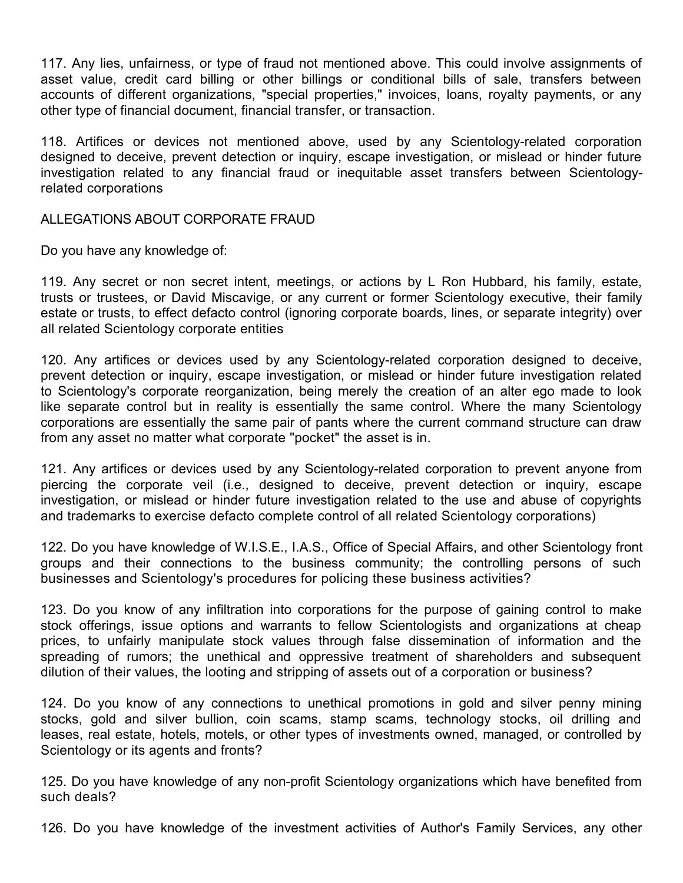117. Any lies, unfairness, or type of fraud not mentioned above. This could involve assignments of asset value, credit card billing or other billings or conditional bills of sale, transfers between accounts of different organizations, "special properties," invoices, loans, royalty payments, or any other type of financial document, financial transfer, or transaction.

118. Artifices or devices not mentioned above, used by any Scientology-related corporation designed to deceive, prevent detection or inquiry, escape investigation, or mislead or hinder future investigation related to any financial fraud or inequitable asset transfers between Scientology-related corporations

ALLEGATIONS ABOUT CORPORATE FRAUD

Do you have any knowledge of:

119. Any secret or non secret intent, meetings, or actions by L Ron Hubbard, his family, estate, trusts or trustees, or David Miscavige, or any current or former Scientology executive, their family estate or trusts, to effect defacto control (ignoring corporate boards, lines, or separate integrity) over all related Scientology corporate entities

120. Any artifices or devices used by any Scientology-related corporation designed to deceive, prevent detection or inquiry, escape investigation, or mislead or hinder future investigation related to Scientology's corporate reorganization, being merely the creation of an alter ego made to look like separate control but in reality is essentially the same control. Where the many Scientology corporations are essentially the same pair of pants where the current command structure can draw from any asset no matter what corporate "pocket" the asset is in.

121. Any artifices or devices used by any Scientology-related corporation to prevent anyone from piercing the corporate veil (i.e., designed to deceive, prevent detection or inquiry, escape investigation, or mislead or hinder future investigation related to the use and abuse of copyrights and trademarks to exercise defacto complete control of all related Scientology corporations)

122. Do you have knowledge of W.I.S.E., I.A.S., Office of Special Affairs, and other Scientology front groups and their connections to the business community; the controlling persons of such businesses and Scientology's procedures for policing these business activities?

123. Do you know of any infiltration into corporations for the purpose of gaining control to make stock offerings, issue options and warrants to fellow Scientologists and organizations at cheap prices, to unfairly manipulate stock values through false dissemination of information and the spreading of rumors; the unethical and oppressive treatment of shareholders and subsequent dilution of their values, the looting and stripping of assets out of a corporation or business?

124. Do you know of any connections to unethical promotions in gold and silver penny mining stocks, gold and silver bullion, coin scams, stamp scams, technology stocks, oil drilling and leases, real estate, hotels, motels, or other types of investments owned, managed, or controlled by Scientology or its agents and fronts?

125. Do you have knowledge of any non-profit Scientology organizations which have benefited from such deals?

126. Do you have knowledge of the investment activities of Author's Family Services, any other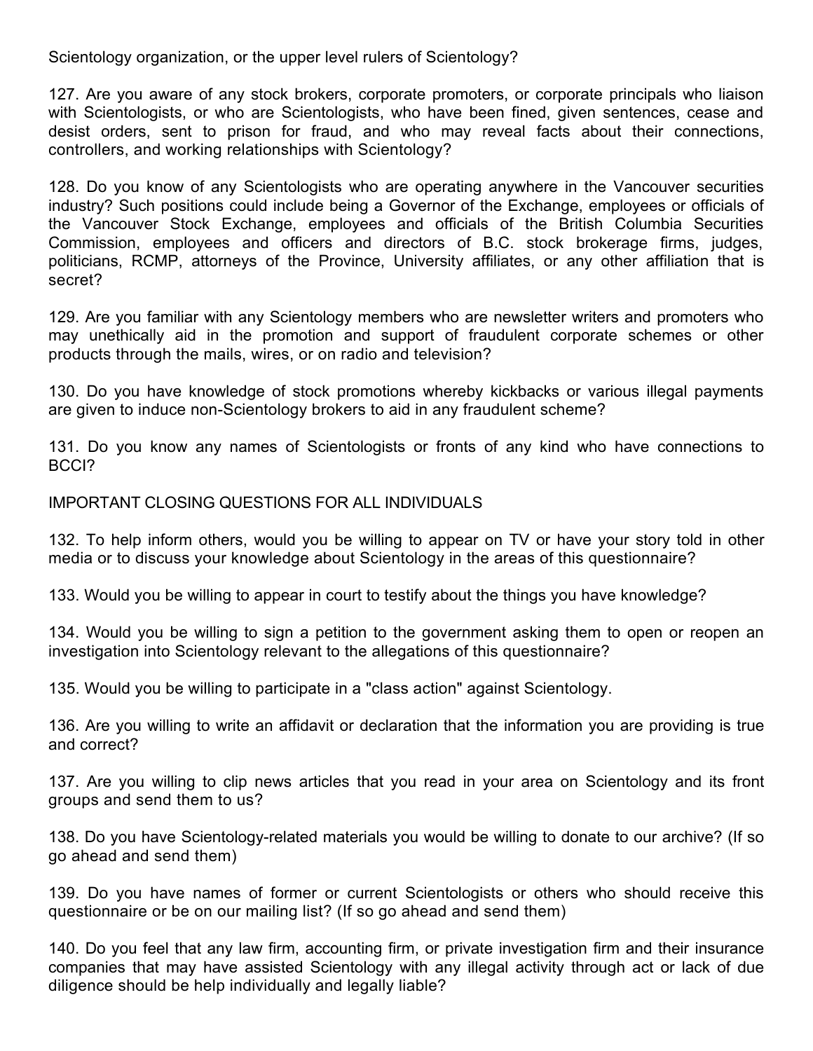Scientology organization, or the upper level rulers of Scientology?

127. Are you aware of any stock brokers, corporate promoters, or corporate principals who liaison with Scientologists, or who are Scientologists, who have been fined, given sentences, cease and desist orders, sent to prison for fraud, and who may reveal facts about their connections, controllers, and working relationships with Scientology?

128. Do you know of any Scientologists who are operating anywhere in the Vancouver securities industry? Such positions could include being a Governor of the Exchange, employees or officials of the Vancouver Stock Exchange, employees and officials of the British Columbia Securities Commission, employees and officers and directors of B.C. stock brokerage firms, judges, politicians, RCMP, attorneys of the Province, University affiliates, or any other affiliation that is secret?

129. Are you familiar with any Scientology members who are newsletter writers and promoters who may unethically aid in the promotion and support of fraudulent corporate schemes or other products through the mails, wires, or on radio and television?

130. Do you have knowledge of stock promotions whereby kickbacks or various illegal payments are given to induce non-Scientology brokers to aid in any fraudulent scheme?

131. Do you know any names of Scientologists or fronts of any kind who have connections to BCCI?

IMPORTANT CLOSING QUESTIONS FOR ALL INDIVIDUALS

132. To help inform others, would you be willing to appear on TV or have your story told in other media or to discuss your knowledge about Scientology in the areas of this questionnaire?

133. Would you be willing to appear in court to testify about the things you have knowledge?

134. Would you be willing to sign a petition to the government asking them to open or reopen an investigation into Scientology relevant to the allegations of this questionnaire?

135. Would you be willing to participate in a "class action" against Scientology.

136. Are you willing to write an affidavit or declaration that the information you are providing is true and correct?

137. Are you willing to clip news articles that you read in your area on Scientology and its front groups and send them to us?

138. Do you have Scientology-related materials you would be willing to donate to our archive? (If so go ahead and send them)

139. Do you have names of former or current Scientologists or others who should receive this questionnaire or be on our mailing list? (If so go ahead and send them)

140. Do you feel that any law firm, accounting firm, or private investigation firm and their insurance companies that may have assisted Scientology with any illegal activity through act or lack of due diligence should be help individually and legally liable?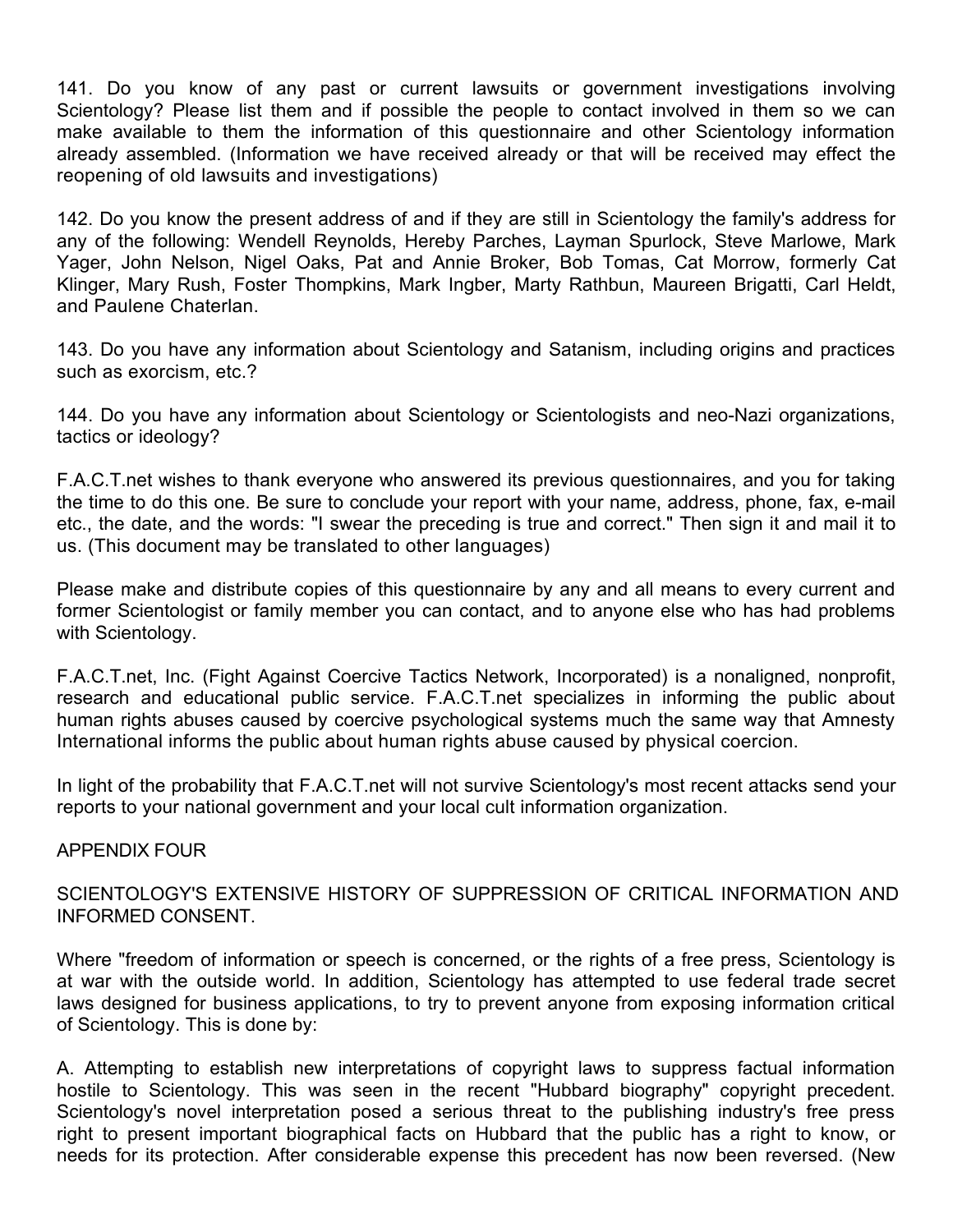141. Do you know of any past or current lawsuits or government investigations involving Scientology? Please list them and if possible the people to contact involved in them so we can make available to them the information of this questionnaire and other Scientology information already assembled. (Information we have received already or that will be received may effect the reopening of old lawsuits and investigations)

142. Do you know the present address of and if they are still in Scientology the family's address for any of the following: Wendell Reynolds, Hereby Parches, Layman Spurlock, Steve Marlowe, Mark Yager, John Nelson, Nigel Oaks, Pat and Annie Broker, Bob Tomas, Cat Morrow, formerly Cat Klinger, Mary Rush, Foster Thompkins, Mark Ingber, Marty Rathbun, Maureen Brigatti, Carl Heldt, and Paulene Chaterlan.

143. Do you have any information about Scientology and Satanism, including origins and practices such as exorcism, etc.?

144. Do you have any information about Scientology or Scientologists and neo-Nazi organizations, tactics or ideology?

F.A.C.T.net wishes to thank everyone who answered its previous questionnaires, and you for taking the time to do this one. Be sure to conclude your report with your name, address, phone, fax, e-mail etc., the date, and the words: "I swear the preceding is true and correct." Then sign it and mail it to us. (This document may be translated to other languages)

Please make and distribute copies of this questionnaire by any and all means to every current and former Scientologist or family member you can contact, and to anyone else who has had problems with Scientology.

F.A.C.T.net, Inc. (Fight Against Coercive Tactics Network, Incorporated) is a nonaligned, nonprofit, research and educational public service. F.A.C.T.net specializes in informing the public about human rights abuses caused by coercive psychological systems much the same way that Amnesty International informs the public about human rights abuse caused by physical coercion.

In light of the probability that F.A.C.T.net will not survive Scientology's most recent attacks send your reports to your national government and your local cult information organization.

## APPENDIX FOUR

## SCIENTOLOGY'S EXTENSIVE HISTORY OF SUPPRESSION OF CRITICAL INFORMATION AND INFORMED CONSENT.

Where "freedom of information or speech is concerned, or the rights of a free press, Scientology is at war with the outside world. In addition, Scientology has attempted to use federal trade secret laws designed for business applications, to try to prevent anyone from exposing information critical of Scientology. This is done by:

A. Attempting to establish new interpretations of copyright laws to suppress factual information hostile to Scientology. This was seen in the recent "Hubbard biography" copyright precedent. Scientology's novel interpretation posed a serious threat to the publishing industry's free press right to present important biographical facts on Hubbard that the public has a right to know, or needs for its protection. After considerable expense this precedent has now been reversed. (New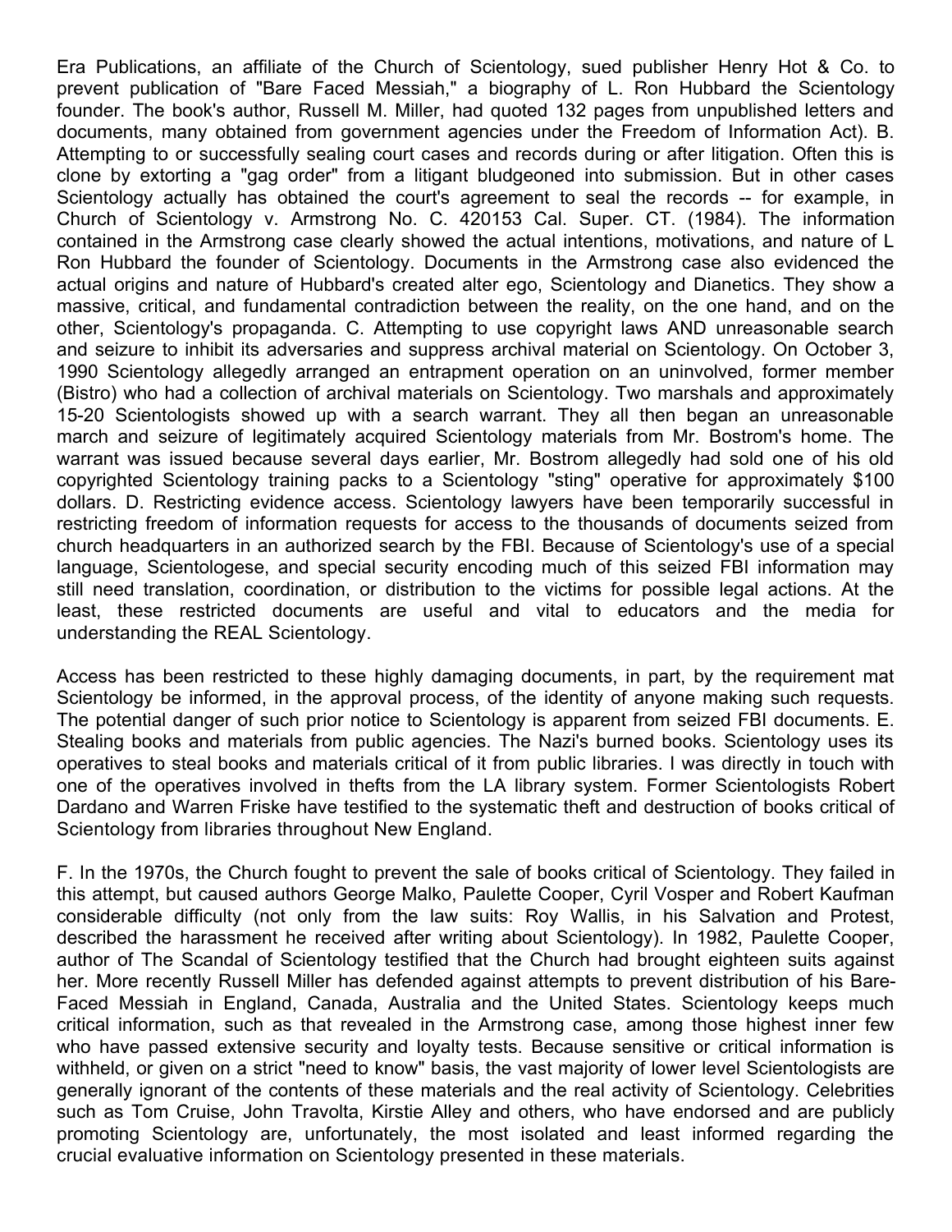Era Publications, an affiliate of the Church of Scientology, sued publisher Henry Hot & Co. to prevent publication of "Bare Faced Messiah," a biography of L. Ron Hubbard the Scientology founder. The book's author, Russell M. Miller, had quoted 132 pages from unpublished letters and documents, many obtained from government agencies under the Freedom of Information Act). B. Attempting to or successfully sealing court cases and records during or after litigation. Often this is clone by extorting a "gag order" from a litigant bludgeoned into submission. But in other cases Scientology actually has obtained the court's agreement to seal the records -- for example, in Church of Scientology v. Armstrong No. C. 420153 Cal. Super. CT. (1984). The information contained in the Armstrong case clearly showed the actual intentions, motivations, and nature of L Ron Hubbard the founder of Scientology. Documents in the Armstrong case also evidenced the actual origins and nature of Hubbard's created alter ego, Scientology and Dianetics. They show a massive, critical, and fundamental contradiction between the reality, on the one hand, and on the other, Scientology's propaganda. C. Attempting to use copyright laws AND unreasonable search and seizure to inhibit its adversaries and suppress archival material on Scientology. On October 3, 1990 Scientology allegedly arranged an entrapment operation on an uninvolved, former member (Bistro) who had a collection of archival materials on Scientology. Two marshals and approximately 15-20 Scientologists showed up with a search warrant. They all then began an unreasonable march and seizure of legitimately acquired Scientology materials from Mr. Bostrom's home. The warrant was issued because several days earlier, Mr. Bostrom allegedly had sold one of his old copyrighted Scientology training packs to a Scientology "sting" operative for approximately $100 dollars. D. Restricting evidence access. Scientology lawyers have been temporarily successful in restricting freedom of information requests for access to the thousands of documents seized from church headquarters in an authorized search by the FBI. Because of Scientology's use of a special language, Scientologese, and special security encoding much of this seized FBI information may still need translation, coordination, or distribution to the victims for possible legal actions. At the least, these restricted documents are useful and vital to educators and the media for understanding the REAL Scientology.

Access has been restricted to these highly damaging documents, in part, by the requirement mat Scientology be informed, in the approval process, of the identity of anyone making such requests. The potential danger of such prior notice to Scientology is apparent from seized FBI documents. E. Stealing books and materials from public agencies. The Nazi's burned books. Scientology uses its operatives to steal books and materials critical of it from public libraries. I was directly in touch with one of the operatives involved in thefts from the LA library system. Former Scientologists Robert Dardano and Warren Friske have testified to the systematic theft and destruction of books critical of Scientology from libraries throughout New England.

F. In the 1970s, the Church fought to prevent the sale of books critical of Scientology. They failed in this attempt, but caused authors George Malko, Paulette Cooper, Cyril Vosper and Robert Kaufman considerable difficulty (not only from the law suits: Roy Wallis, in his Salvation and Protest, described the harassment he received after writing about Scientology). In 1982, Paulette Cooper, author of The Scandal of Scientology testified that the Church had brought eighteen suits against her. More recently Russell Miller has defended against attempts to prevent distribution of his Bare-Faced Messiah in England, Canada, Australia and the United States. Scientology keeps much critical information, such as that revealed in the Armstrong case, among those highest inner few who have passed extensive security and loyalty tests. Because sensitive or critical information is withheld, or given on a strict "need to know" basis, the vast majority of lower level Scientologists are generally ignorant of the contents of these materials and the real activity of Scientology. Celebrities such as Tom Cruise, John Travolta, Kirstie Alley and others, who have endorsed and are publicly promoting Scientology are, unfortunately, the most isolated and least informed regarding the crucial evaluative information on Scientology presented in these materials.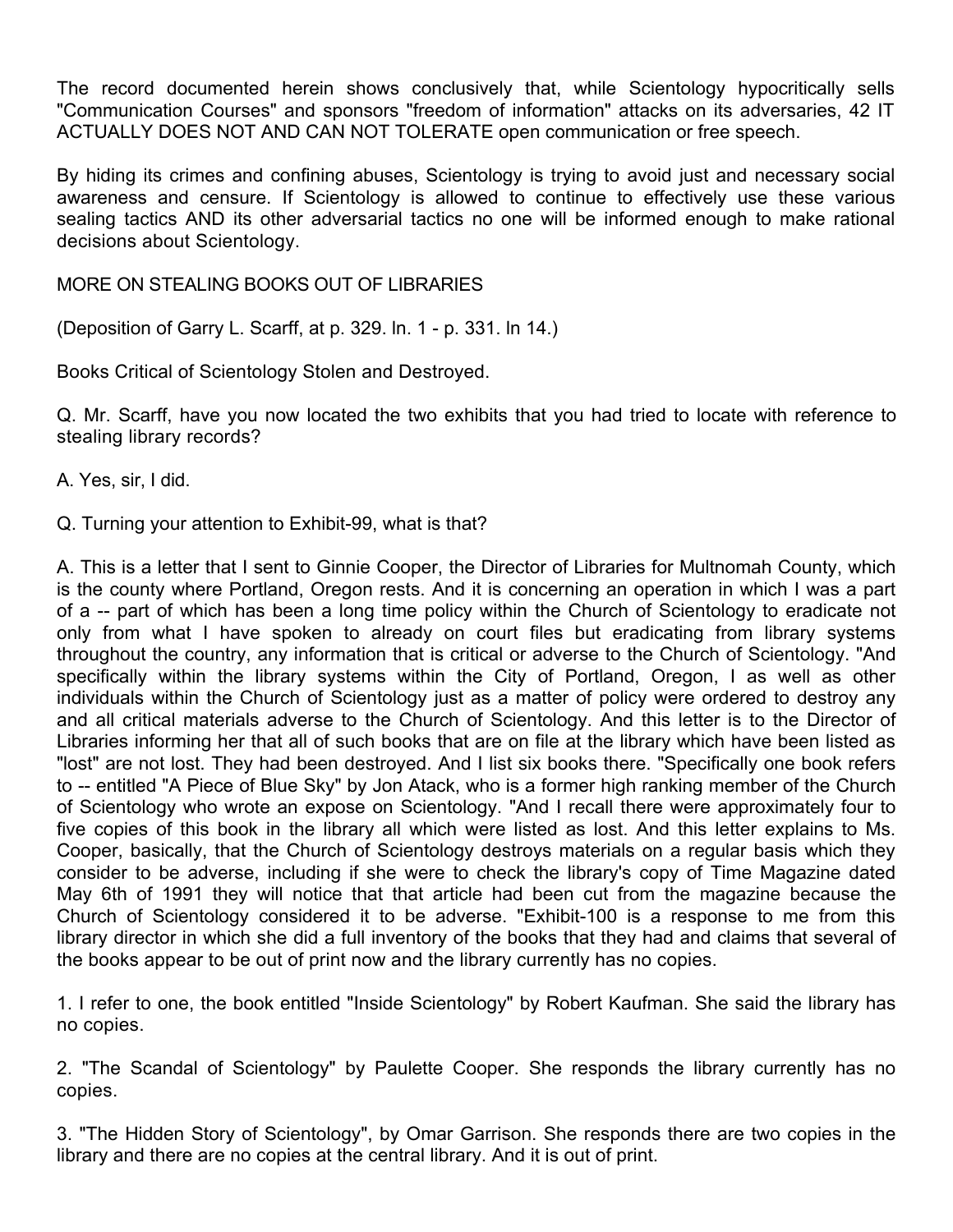The record documented herein shows conclusively that, while Scientology hypocritically sells "Communication Courses" and sponsors "freedom of information" attacks on its adversaries, 42 IT ACTUALLY DOES NOT AND CAN NOT TOLERATE open communication or free speech.

By hiding its crimes and confining abuses, Scientology is trying to avoid just and necessary social awareness and censure. If Scientology is allowed to continue to effectively use these various sealing tactics AND its other adversarial tactics no one will be informed enough to make rational decisions about Scientology.

MORE ON STEALING BOOKS OUT OF LIBRARIES

(Deposition of Garry L. Scarff, at p. 329. ln. 1 - p. 331. ln 14.)

Books Critical of Scientology Stolen and Destroyed.

Q. Mr. Scarff, have you now located the two exhibits that you had tried to locate with reference to stealing library records?

A. Yes, sir, I did.

Q. Turning your attention to Exhibit-99, what is that?

A. This is a letter that I sent to Ginnie Cooper, the Director of Libraries for Multnomah County, which is the county where Portland, Oregon rests. And it is concerning an operation in which I was a part of a -- part of which has been a long time policy within the Church of Scientology to eradicate not only from what I have spoken to already on court files but eradicating from library systems throughout the country, any information that is critical or adverse to the Church of Scientology. "And specifically within the library systems within the City of Portland, Oregon, I as well as other individuals within the Church of Scientology just as a matter of policy were ordered to destroy any and all critical materials adverse to the Church of Scientology. And this letter is to the Director of Libraries informing her that all of such books that are on file at the library which have been listed as "lost" are not lost. They had been destroyed. And I list six books there. "Specifically one book refers to -- entitled "A Piece of Blue Sky" by Jon Atack, who is a former high ranking member of the Church of Scientology who wrote an expose on Scientology. "And I recall there were approximately four to five copies of this book in the library all which were listed as lost. And this letter explains to Ms. Cooper, basically, that the Church of Scientology destroys materials on a regular basis which they consider to be adverse, including if she were to check the library's copy of Time Magazine dated May 6th of 1991 they will notice that that article had been cut from the magazine because the Church of Scientology considered it to be adverse. "Exhibit-100 is a response to me from this library director in which she did a full inventory of the books that they had and claims that several of the books appear to be out of print now and the library currently has no copies.

1. I refer to one, the book entitled "Inside Scientology" by Robert Kaufman. She said the library has no copies.

2. "The Scandal of Scientology" by Paulette Cooper. She responds the library currently has no copies.

3. "The Hidden Story of Scientology", by Omar Garrison. She responds there are two copies in the library and there are no copies at the central library. And it is out of print.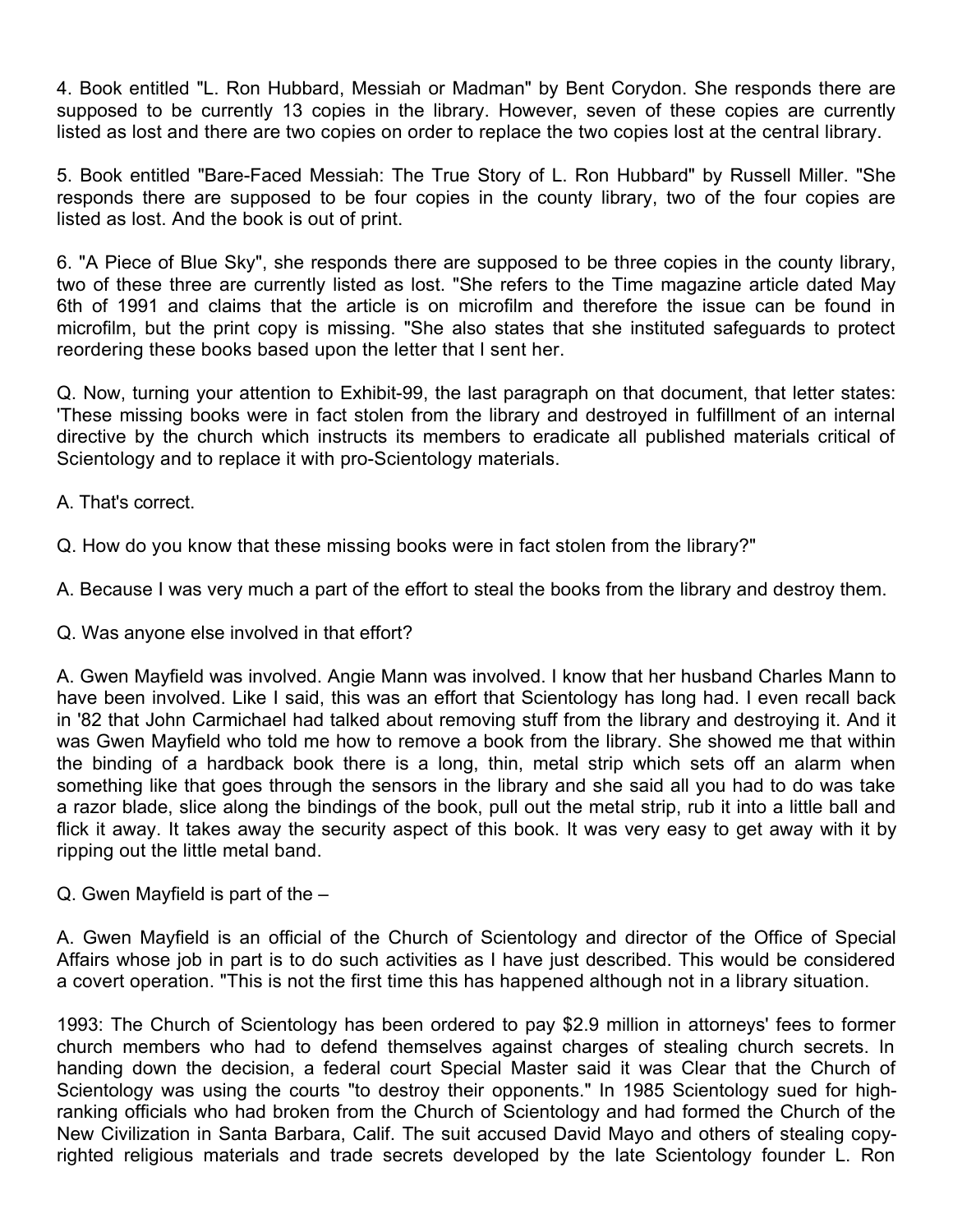4. Book entitled "L. Ron Hubbard, Messiah or Madman" by Bent Corydon. She responds there are supposed to be currently 13 copies in the library. However, seven of these copies are currently listed as lost and there are two copies on order to replace the two copies lost at the central library.

5. Book entitled "Bare-Faced Messiah: The True Story of L. Ron Hubbard" by Russell Miller. "She responds there are supposed to be four copies in the county library, two of the four copies are listed as lost. And the book is out of print.

6. "A Piece of Blue Sky", she responds there are supposed to be three copies in the county library, two of these three are currently listed as lost. "She refers to the Time magazine article dated May 6th of 1991 and claims that the article is on microfilm and therefore the issue can be found in microfilm, but the print copy is missing. "She also states that she instituted safeguards to protect reordering these books based upon the letter that I sent her.

Q. Now, turning your attention to Exhibit-99, the last paragraph on that document, that letter states: 'These missing books were in fact stolen from the library and destroyed in fulfillment of an internal directive by the church which instructs its members to eradicate all published materials critical of Scientology and to replace it with pro-Scientology materials.

A. That's correct.

Q. How do you know that these missing books were in fact stolen from the library?"

A. Because I was very much a part of the effort to steal the books from the library and destroy them.

Q. Was anyone else involved in that effort?

A. Gwen Mayfield was involved. Angie Mann was involved. I know that her husband Charles Mann to have been involved. Like I said, this was an effort that Scientology has long had. I even recall back in '82 that John Carmichael had talked about removing stuff from the library and destroying it. And it was Gwen Mayfield who told me how to remove a book from the library. She showed me that within the binding of a hardback book there is a long, thin, metal strip which sets off an alarm when something like that goes through the sensors in the library and she said all you had to do was take a razor blade, slice along the bindings of the book, pull out the metal strip, rub it into a little ball and flick it away. It takes away the security aspect of this book. It was very easy to get away with it by ripping out the little metal band.

Q. Gwen Mayfield is part of the –

A. Gwen Mayfield is an official of the Church of Scientology and director of the Office of Special Affairs whose job in part is to do such activities as I have just described. This would be considered a covert operation. "This is not the first time this has happened although not in a library situation.

1993: The Church of Scientology has been ordered to pay $2.9 million in attorneys' fees to former church members who had to defend themselves against charges of stealing church secrets. In handing down the decision, a federal court Special Master said it was Clear that the Church of Scientology was using the courts "to destroy their opponents." In 1985 Scientology sued for high-ranking officials who had broken from the Church of Scientology and had formed the Church of the New Civilization in Santa Barbara, Calif. The suit accused David Mayo and others of stealing copy-righted religious materials and trade secrets developed by the late Scientology founder L. Ron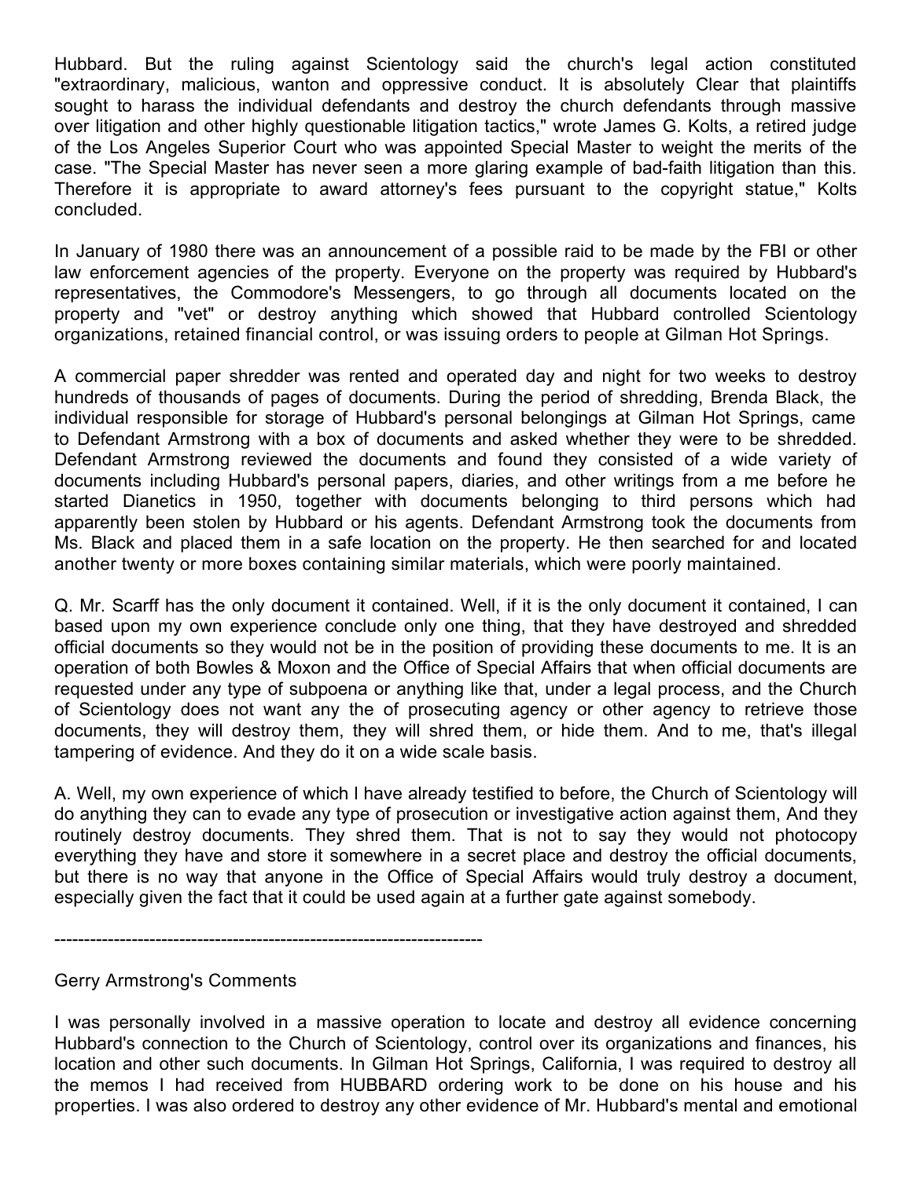Hubbard. But the ruling against Scientology said the church's legal action constituted "extraordinary, malicious, wanton and oppressive conduct. It is absolutely Clear that plaintiffs sought to harass the individual defendants and destroy the church defendants through massive over litigation and other highly questionable litigation tactics," wrote James G. Kolts, a retired judge of the Los Angeles Superior Court who was appointed Special Master to weight the merits of the case. "The Special Master has never seen a more glaring example of bad-faith litigation than this. Therefore it is appropriate to award attorney's fees pursuant to the copyright statue," Kolts concluded.

In January of 1980 there was an announcement of a possible raid to be made by the FBI or other law enforcement agencies of the property. Everyone on the property was required by Hubbard's representatives, the Commodore's Messengers, to go through all documents located on the property and "vet" or destroy anything which showed that Hubbard controlled Scientology organizations, retained financial control, or was issuing orders to people at Gilman Hot Springs.

A commercial paper shredder was rented and operated day and night for two weeks to destroy hundreds of thousands of pages of documents. During the period of shredding, Brenda Black, the individual responsible for storage of Hubbard's personal belongings at Gilman Hot Springs, came to Defendant Armstrong with a box of documents and asked whether they were to be shredded. Defendant Armstrong reviewed the documents and found they consisted of a wide variety of documents including Hubbard's personal papers, diaries, and other writings from a me before he started Dianetics in 1950, together with documents belonging to third persons which had apparently been stolen by Hubbard or his agents. Defendant Armstrong took the documents from Ms. Black and placed them in a safe location on the property. He then searched for and located another twenty or more boxes containing similar materials, which were poorly maintained.

Q. Mr. Scarff has the only document it contained. Well, if it is the only document it contained, I can based upon my own experience conclude only one thing, that they have destroyed and shredded official documents so they would not be in the position of providing these documents to me. It is an operation of both Bowles & Moxon and the Office of Special Affairs that when official documents are requested under any type of subpoena or anything like that, under a legal process, and the Church of Scientology does not want any the of prosecuting agency or other agency to retrieve those documents, they will destroy them, they will shred them, or hide them. And to me, that's illegal tampering of evidence. And they do it on a wide scale basis.

A. Well, my own experience of which I have already testified to before, the Church of Scientology will do anything they can to evade any type of prosecution or investigative action against them, And they routinely destroy documents. They shred them. That is not to say they would not photocopy everything they have and store it somewhere in a secret place and destroy the official documents, but there is no way that anyone in the Office of Special Affairs would truly destroy a document, especially given the fact that it could be used again at a further gate against somebody.

---

Gerry Armstrong's Comments

I was personally involved in a massive operation to locate and destroy all evidence concerning Hubbard's connection to the Church of Scientology, control over its organizations and finances, his location and other such documents. In Gilman Hot Springs, California, I was required to destroy all the memos I had received from HUBBARD ordering work to be done on his house and his properties. I was also ordered to destroy any other evidence of Mr. Hubbard's mental and emotional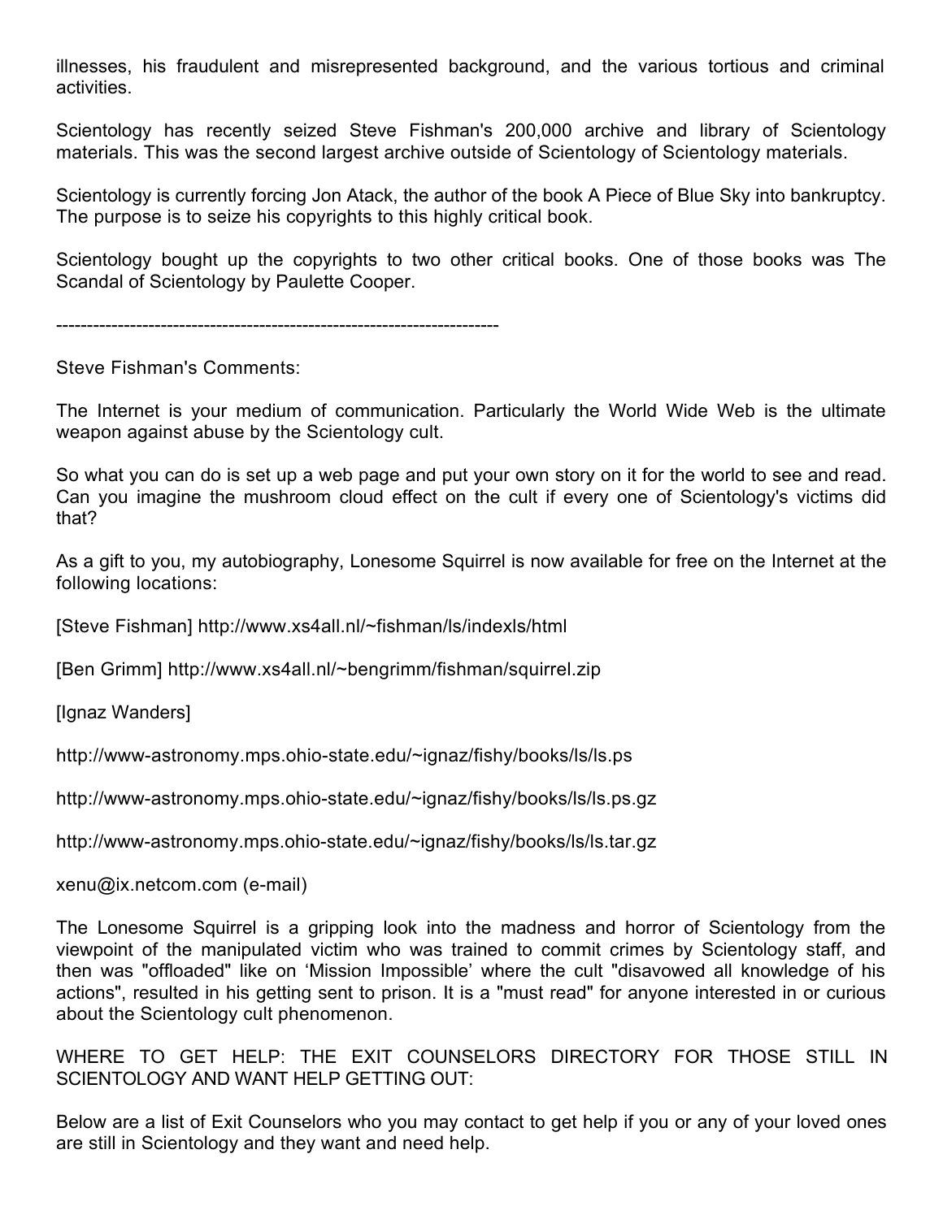illnesses, his fraudulent and misrepresented background, and the various tortious and criminal activities.

Scientology has recently seized Steve Fishman's 200,000 archive and library of Scientology materials. This was the second largest archive outside of Scientology of Scientology materials.

Scientology is currently forcing Jon Atack, the author of the book A Piece of Blue Sky into bankruptcy. The purpose is to seize his copyrights to this highly critical book.

Scientology bought up the copyrights to two other critical books. One of those books was The Scandal of Scientology by Paulette Cooper.

------------------------------------------------------------------------

Steve Fishman's Comments:

The Internet is your medium of communication. Particularly the World Wide Web is the ultimate weapon against abuse by the Scientology cult.

So what you can do is set up a web page and put your own story on it for the world to see and read. Can you imagine the mushroom cloud effect on the cult if every one of Scientology's victims did that?

As a gift to you, my autobiography, Lonesome Squirrel is now available for free on the Internet at the following locations:

[Steve Fishman] http://www.xs4all.nl/~fishman/ls/indexls/html

[Ben Grimm] http://www.xs4all.nl/~bengrimm/fishman/squirrel.zip

[Ignaz Wanders]

http://www-astronomy.mps.ohio-state.edu/~ignaz/fishy/books/ls/ls.ps

http://www-astronomy.mps.ohio-state.edu/~ignaz/fishy/books/ls/ls.ps.gz

http://www-astronomy.mps.ohio-state.edu/~ignaz/fishy/books/ls/ls.tar.gz

xenu@ix.netcom.com (e-mail)

The Lonesome Squirrel is a gripping look into the madness and horror of Scientology from the viewpoint of the manipulated victim who was trained to commit crimes by Scientology staff, and then was "offloaded" like on 'Mission Impossible' where the cult "disavowed all knowledge of his actions", resulted in his getting sent to prison. It is a "must read" for anyone interested in or curious about the Scientology cult phenomenon.

WHERE TO GET HELP: THE EXIT COUNSELORS DIRECTORY FOR THOSE STILL IN SCIENTOLOGY AND WANT HELP GETTING OUT:

Below are a list of Exit Counselors who you may contact to get help if you or any of your loved ones are still in Scientology and they want and need help.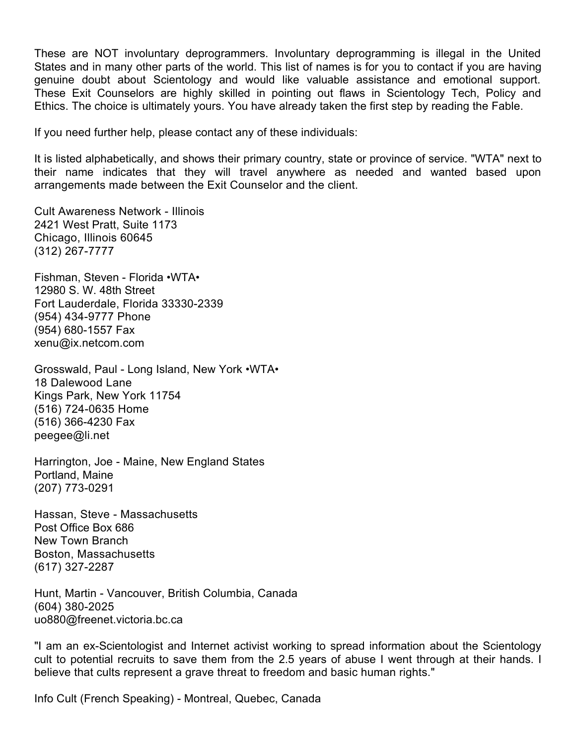These are NOT involuntary deprogrammers. Involuntary deprogramming is illegal in the United States and in many other parts of the world. This list of names is for you to contact if you are having genuine doubt about Scientology and would like valuable assistance and emotional support. These Exit Counselors are highly skilled in pointing out flaws in Scientology Tech, Policy and Ethics. The choice is ultimately yours. You have already taken the first step by reading the Fable.

If you need further help, please contact any of these individuals:

It is listed alphabetically, and shows their primary country, state or province of service. "WTA" next to their name indicates that they will travel anywhere as needed and wanted based upon arrangements made between the Exit Counselor and the client.

Cult Awareness Network - Illinois  
2421 West Pratt, Suite 1173  
Chicago, Illinois 60645  
(312) 267-7777

Fishman, Steven - Florida •WTA•  
12980 S. W. 48th Street  
Fort Lauderdale, Florida 33330-2339  
(954) 434-9777 Phone  
(954) 680-1557 Fax  
xenu@ix.netcom.com

Grosswald, Paul - Long Island, New York •WTA•  
18 Dalewood Lane  
Kings Park, New York 11754  
(516) 724-0635 Home  
(516) 366-4230 Fax  
peegee@li.net

Harrington, Joe - Maine, New England States  
Portland, Maine  
(207) 773-0291

Hassan, Steve - Massachusetts  
Post Office Box 686  
New Town Branch  
Boston, Massachusetts  
(617) 327-2287

Hunt, Martin - Vancouver, British Columbia, Canada  
(604) 380-2025  
uo880@freenet.victoria.bc.ca

"I am an ex-Scientologist and Internet activist working to spread information about the Scientology cult to potential recruits to save them from the 2.5 years of abuse I went through at their hands. I believe that cults represent a grave threat to freedom and basic human rights."

Info Cult (French Speaking) - Montreal, Quebec, Canada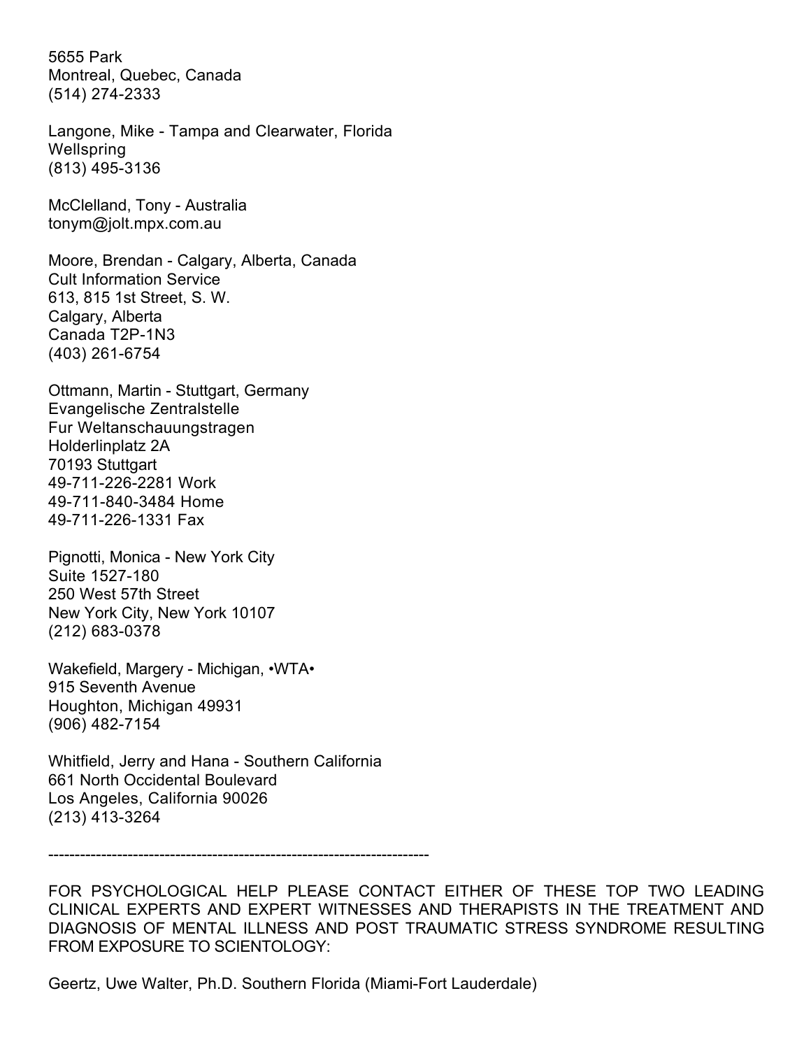5655 Park
Montreal, Quebec, Canada
(514) 274-2333

Langone, Mike - Tampa and Clearwater, Florida
Wellspring
(813) 495-3136

McClelland, Tony - Australia
tonym@jolt.mpx.com.au

Moore, Brendan - Calgary, Alberta, Canada
Cult Information Service
613, 815 1st Street, S. W.
Calgary, Alberta
Canada T2P-1N3
(403) 261-6754

Ottmann, Martin - Stuttgart, Germany
Evangelische Zentralstelle
Fur Weltanschauungstragen
Holderlinplatz 2A
70193 Stuttgart
49-711-226-2281 Work
49-711-840-3484 Home
49-711-226-1331 Fax

Pignotti, Monica - New York City
Suite 1527-180
250 West 57th Street
New York City, New York 10107
(212) 683-0378

Wakefield, Margery - Michigan, •WTA•
915 Seventh Avenue
Houghton, Michigan 49931
(906) 482-7154

Whitfield, Jerry and Hana - Southern California
661 North Occidental Boulevard
Los Angeles, California 90026
(213) 413-3264

---

FOR PSYCHOLOGICAL HELP PLEASE CONTACT EITHER OF THESE TOP TWO LEADING CLINICAL EXPERTS AND EXPERT WITNESSES AND THERAPISTS IN THE TREATMENT AND DIAGNOSIS OF MENTAL ILLNESS AND POST TRAUMATIC STRESS SYNDROME RESULTING FROM EXPOSURE TO SCIENTOLOGY:

Geertz, Uwe Walter, Ph.D. Southern Florida (Miami-Fort Lauderdale)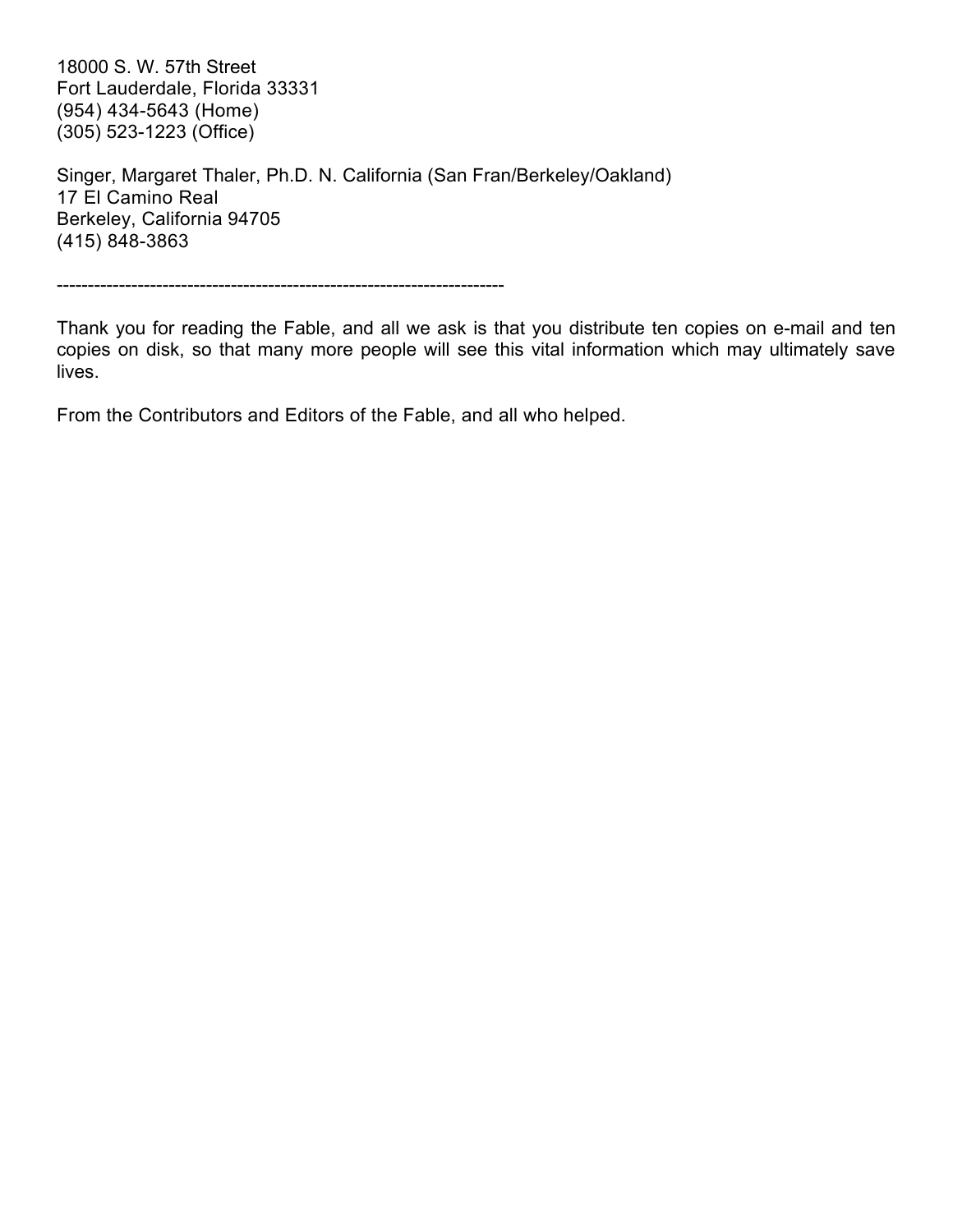18000 S. W. 57th Street
Fort Lauderdale, Florida 33331
(954) 434-5643 (Home)
(305) 523-1223 (Office)

Singer, Margaret Thaler, Ph.D. N. California (San Fran/Berkeley/Oakland)
17 El Camino Real
Berkeley, California 94705
(415) 848-3863

------------------------------------------------------------------------

Thank you for reading the Fable, and all we ask is that you distribute ten copies on e-mail and ten copies on disk, so that many more people will see this vital information which may ultimately save lives.

From the Contributors and Editors of the Fable, and all who helped.